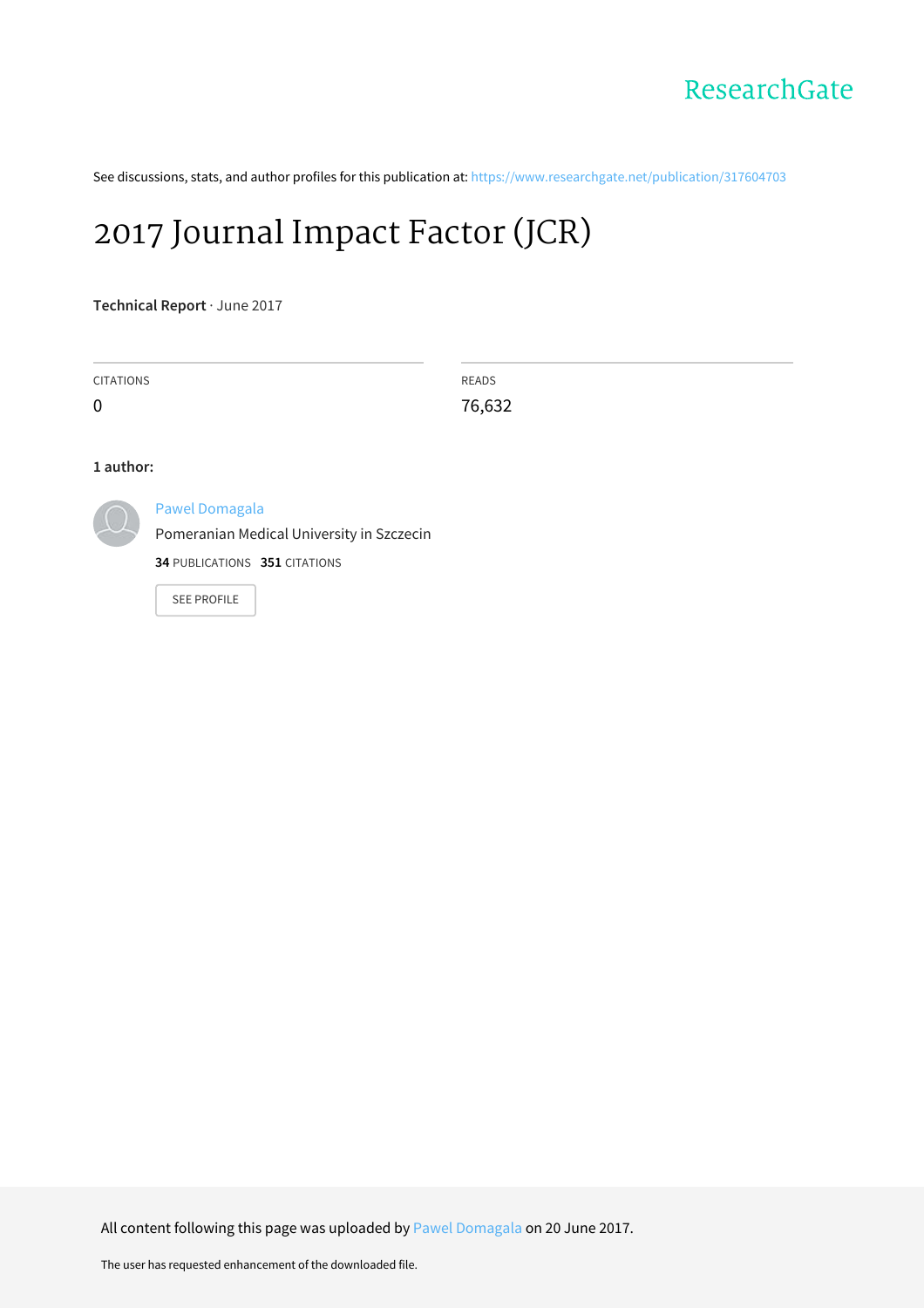ResearchGate

See discussions, stats, and author profiles for this publication at: https://www.researchgate.net/publication/317604703

# 2017 Journal Impact Factor (JCR)

**Technical Report** · June 2017

| CITATIONS | READS |
|---|---|
| 0 | 76,632 |

**1 author:**

Pawel Domagala
Pomeranian Medical University in Szczecin
**34** PUBLICATIONS **351** CITATIONS

SEE PROFILE

All content following this page was uploaded by Pawel Domagala on 20 June 2017.

The user has requested enhancement of the downloaded file.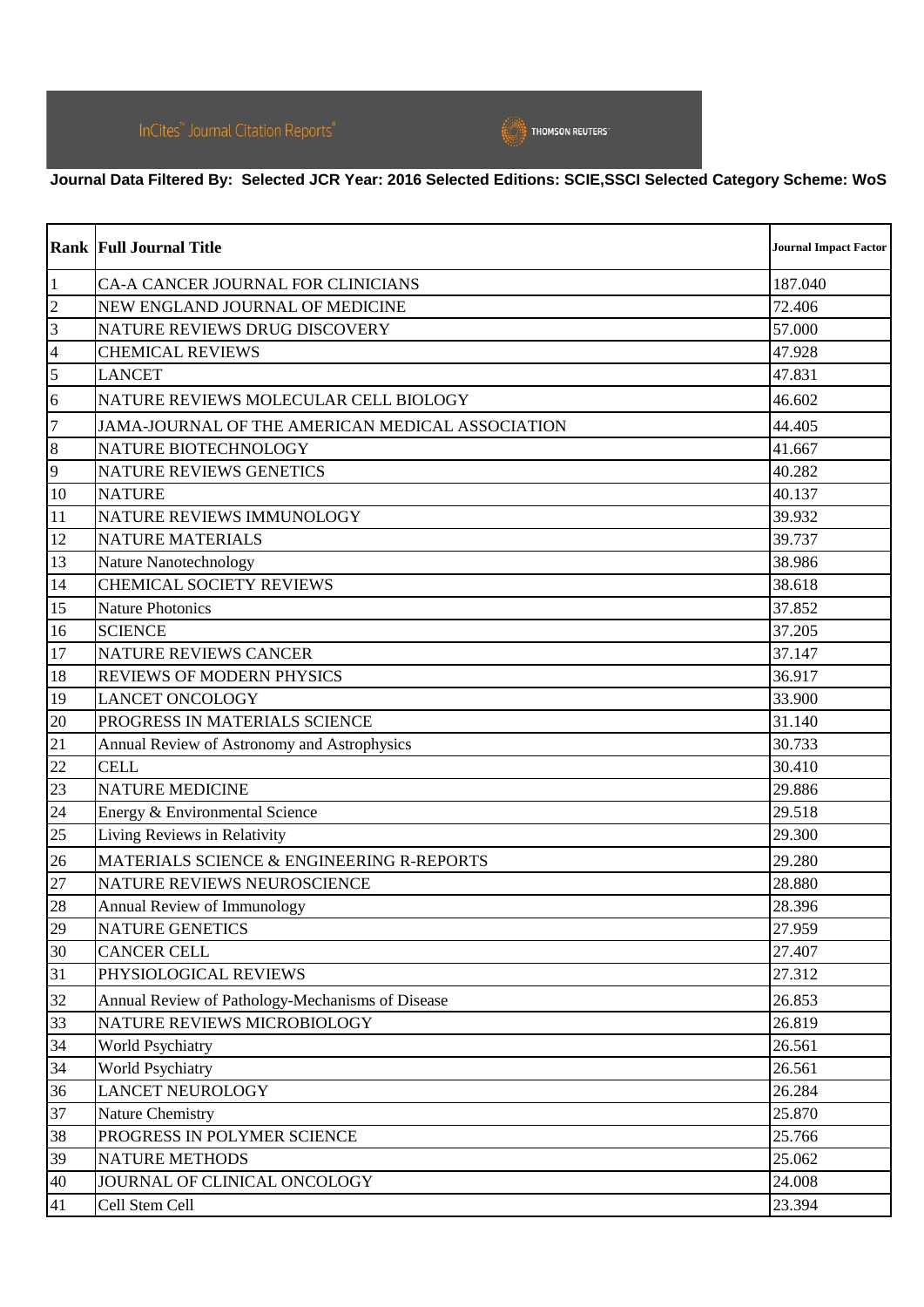InCites™ Journal Citation Reports®

THOMSON REUTERS™

**Journal Data Filtered By: Selected JCR Year: 2016 Selected Editions: SCIE,SSCI Selected Category Scheme: WoS**

| Rank | Full Journal Title | Journal Impact Factor |
|---|---|---|
| 1 | CA-A CANCER JOURNAL FOR CLINICIANS | 187.040 |
| 2 | NEW ENGLAND JOURNAL OF MEDICINE | 72.406 |
| 3 | NATURE REVIEWS DRUG DISCOVERY | 57.000 |
| 4 | CHEMICAL REVIEWS | 47.928 |
| 5 | LANCET | 47.831 |
| 6 | NATURE REVIEWS MOLECULAR CELL BIOLOGY | 46.602 |
| 7 | JAMA-JOURNAL OF THE AMERICAN MEDICAL ASSOCIATION | 44.405 |
| 8 | NATURE BIOTECHNOLOGY | 41.667 |
| 9 | NATURE REVIEWS GENETICS | 40.282 |
| 10 | NATURE | 40.137 |
| 11 | NATURE REVIEWS IMMUNOLOGY | 39.932 |
| 12 | NATURE MATERIALS | 39.737 |
| 13 | Nature Nanotechnology | 38.986 |
| 14 | CHEMICAL SOCIETY REVIEWS | 38.618 |
| 15 | Nature Photonics | 37.852 |
| 16 | SCIENCE | 37.205 |
| 17 | NATURE REVIEWS CANCER | 37.147 |
| 18 | REVIEWS OF MODERN PHYSICS | 36.917 |
| 19 | LANCET ONCOLOGY | 33.900 |
| 20 | PROGRESS IN MATERIALS SCIENCE | 31.140 |
| 21 | Annual Review of Astronomy and Astrophysics | 30.733 |
| 22 | CELL | 30.410 |
| 23 | NATURE MEDICINE | 29.886 |
| 24 | Energy & Environmental Science | 29.518 |
| 25 | Living Reviews in Relativity | 29.300 |
| 26 | MATERIALS SCIENCE & ENGINEERING R-REPORTS | 29.280 |
| 27 | NATURE REVIEWS NEUROSCIENCE | 28.880 |
| 28 | Annual Review of Immunology | 28.396 |
| 29 | NATURE GENETICS | 27.959 |
| 30 | CANCER CELL | 27.407 |
| 31 | PHYSIOLOGICAL REVIEWS | 27.312 |
| 32 | Annual Review of Pathology-Mechanisms of Disease | 26.853 |
| 33 | NATURE REVIEWS MICROBIOLOGY | 26.819 |
| 34 | World Psychiatry | 26.561 |
| 34 | World Psychiatry | 26.561 |
| 36 | LANCET NEUROLOGY | 26.284 |
| 37 | Nature Chemistry | 25.870 |
| 38 | PROGRESS IN POLYMER SCIENCE | 25.766 |
| 39 | NATURE METHODS | 25.062 |
| 40 | JOURNAL OF CLINICAL ONCOLOGY | 24.008 |
| 41 | Cell Stem Cell | 23.394 |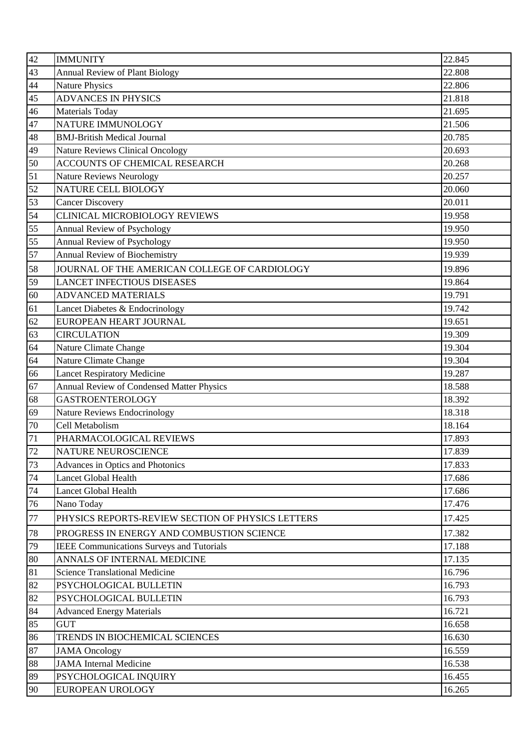| 42 | IMMUNITY | 22.845 |
|---|---|---|
| 43 | Annual Review of Plant Biology | 22.808 |
| 44 | Nature Physics | 22.806 |
| 45 | ADVANCES IN PHYSICS | 21.818 |
| 46 | Materials Today | 21.695 |
| 47 | NATURE IMMUNOLOGY | 21.506 |
| 48 | BMJ-British Medical Journal | 20.785 |
| 49 | Nature Reviews Clinical Oncology | 20.693 |
| 50 | ACCOUNTS OF CHEMICAL RESEARCH | 20.268 |
| 51 | Nature Reviews Neurology | 20.257 |
| 52 | NATURE CELL BIOLOGY | 20.060 |
| 53 | Cancer Discovery | 20.011 |
| 54 | CLINICAL MICROBIOLOGY REVIEWS | 19.958 |
| 55 | Annual Review of Psychology | 19.950 |
| 55 | Annual Review of Psychology | 19.950 |
| 57 | Annual Review of Biochemistry | 19.939 |
| 58 | JOURNAL OF THE AMERICAN COLLEGE OF CARDIOLOGY | 19.896 |
| 59 | LANCET INFECTIOUS DISEASES | 19.864 |
| 60 | ADVANCED MATERIALS | 19.791 |
| 61 | Lancet Diabetes & Endocrinology | 19.742 |
| 62 | EUROPEAN HEART JOURNAL | 19.651 |
| 63 | CIRCULATION | 19.309 |
| 64 | Nature Climate Change | 19.304 |
| 64 | Nature Climate Change | 19.304 |
| 66 | Lancet Respiratory Medicine | 19.287 |
| 67 | Annual Review of Condensed Matter Physics | 18.588 |
| 68 | GASTROENTEROLOGY | 18.392 |
| 69 | Nature Reviews Endocrinology | 18.318 |
| 70 | Cell Metabolism | 18.164 |
| 71 | PHARMACOLOGICAL REVIEWS | 17.893 |
| 72 | NATURE NEUROSCIENCE | 17.839 |
| 73 | Advances in Optics and Photonics | 17.833 |
| 74 | Lancet Global Health | 17.686 |
| 74 | Lancet Global Health | 17.686 |
| 76 | Nano Today | 17.476 |
| 77 | PHYSICS REPORTS-REVIEW SECTION OF PHYSICS LETTERS | 17.425 |
| 78 | PROGRESS IN ENERGY AND COMBUSTION SCIENCE | 17.382 |
| 79 | IEEE Communications Surveys and Tutorials | 17.188 |
| 80 | ANNALS OF INTERNAL MEDICINE | 17.135 |
| 81 | Science Translational Medicine | 16.796 |
| 82 | PSYCHOLOGICAL BULLETIN | 16.793 |
| 82 | PSYCHOLOGICAL BULLETIN | 16.793 |
| 84 | Advanced Energy Materials | 16.721 |
| 85 | GUT | 16.658 |
| 86 | TRENDS IN BIOCHEMICAL SCIENCES | 16.630 |
| 87 | JAMA Oncology | 16.559 |
| 88 | JAMA Internal Medicine | 16.538 |
| 89 | PSYCHOLOGICAL INQUIRY | 16.455 |
| 90 | EUROPEAN UROLOGY | 16.265 |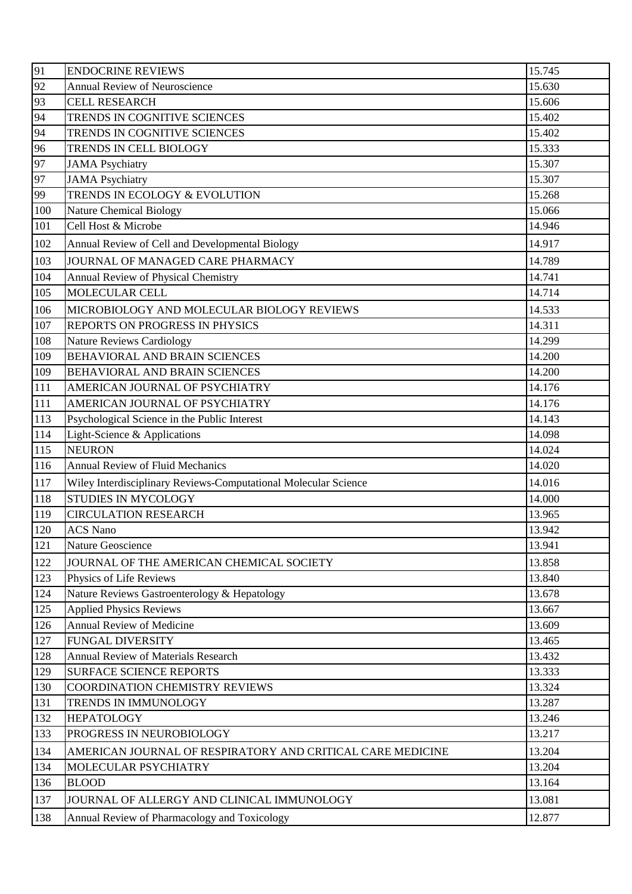| 91 | ENDOCRINE REVIEWS | 15.745 |
|---|---|---|
| 92 | Annual Review of Neuroscience | 15.630 |
| 93 | CELL RESEARCH | 15.606 |
| 94 | TRENDS IN COGNITIVE SCIENCES | 15.402 |
| 94 | TRENDS IN COGNITIVE SCIENCES | 15.402 |
| 96 | TRENDS IN CELL BIOLOGY | 15.333 |
| 97 | JAMA Psychiatry | 15.307 |
| 97 | JAMA Psychiatry | 15.307 |
| 99 | TRENDS IN ECOLOGY & EVOLUTION | 15.268 |
| 100 | Nature Chemical Biology | 15.066 |
| 101 | Cell Host & Microbe | 14.946 |
| 102 | Annual Review of Cell and Developmental Biology | 14.917 |
| 103 | JOURNAL OF MANAGED CARE PHARMACY | 14.789 |
| 104 | Annual Review of Physical Chemistry | 14.741 |
| 105 | MOLECULAR CELL | 14.714 |
| 106 | MICROBIOLOGY AND MOLECULAR BIOLOGY REVIEWS | 14.533 |
| 107 | REPORTS ON PROGRESS IN PHYSICS | 14.311 |
| 108 | Nature Reviews Cardiology | 14.299 |
| 109 | BEHAVIORAL AND BRAIN SCIENCES | 14.200 |
| 109 | BEHAVIORAL AND BRAIN SCIENCES | 14.200 |
| 111 | AMERICAN JOURNAL OF PSYCHIATRY | 14.176 |
| 111 | AMERICAN JOURNAL OF PSYCHIATRY | 14.176 |
| 113 | Psychological Science in the Public Interest | 14.143 |
| 114 | Light-Science & Applications | 14.098 |
| 115 | NEURON | 14.024 |
| 116 | Annual Review of Fluid Mechanics | 14.020 |
| 117 | Wiley Interdisciplinary Reviews-Computational Molecular Science | 14.016 |
| 118 | STUDIES IN MYCOLOGY | 14.000 |
| 119 | CIRCULATION RESEARCH | 13.965 |
| 120 | ACS Nano | 13.942 |
| 121 | Nature Geoscience | 13.941 |
| 122 | JOURNAL OF THE AMERICAN CHEMICAL SOCIETY | 13.858 |
| 123 | Physics of Life Reviews | 13.840 |
| 124 | Nature Reviews Gastroenterology & Hepatology | 13.678 |
| 125 | Applied Physics Reviews | 13.667 |
| 126 | Annual Review of Medicine | 13.609 |
| 127 | FUNGAL DIVERSITY | 13.465 |
| 128 | Annual Review of Materials Research | 13.432 |
| 129 | SURFACE SCIENCE REPORTS | 13.333 |
| 130 | COORDINATION CHEMISTRY REVIEWS | 13.324 |
| 131 | TRENDS IN IMMUNOLOGY | 13.287 |
| 132 | HEPATOLOGY | 13.246 |
| 133 | PROGRESS IN NEUROBIOLOGY | 13.217 |
| 134 | AMERICAN JOURNAL OF RESPIRATORY AND CRITICAL CARE MEDICINE | 13.204 |
| 134 | MOLECULAR PSYCHIATRY | 13.204 |
| 136 | BLOOD | 13.164 |
| 137 | JOURNAL OF ALLERGY AND CLINICAL IMMUNOLOGY | 13.081 |
| 138 | Annual Review of Pharmacology and Toxicology | 12.877 |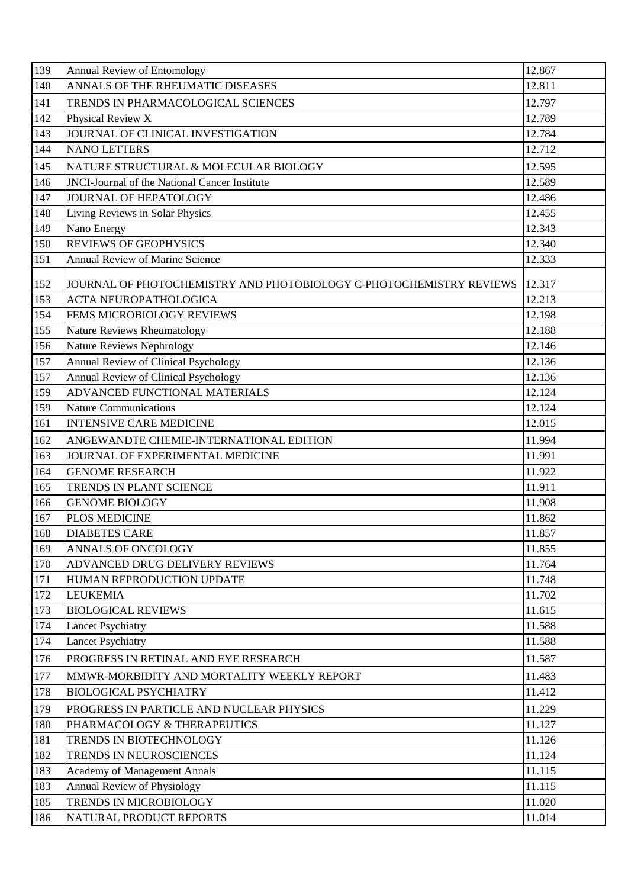| 139 | Annual Review of Entomology | 12.867 |
|---|---|---|
| 140 | ANNALS OF THE RHEUMATIC DISEASES | 12.811 |
| 141 | TRENDS IN PHARMACOLOGICAL SCIENCES | 12.797 |
| 142 | Physical Review X | 12.789 |
| 143 | JOURNAL OF CLINICAL INVESTIGATION | 12.784 |
| 144 | NANO LETTERS | 12.712 |
| 145 | NATURE STRUCTURAL & MOLECULAR BIOLOGY | 12.595 |
| 146 | JNCI-Journal of the National Cancer Institute | 12.589 |
| 147 | JOURNAL OF HEPATOLOGY | 12.486 |
| 148 | Living Reviews in Solar Physics | 12.455 |
| 149 | Nano Energy | 12.343 |
| 150 | REVIEWS OF GEOPHYSICS | 12.340 |
| 151 | Annual Review of Marine Science | 12.333 |
| 152 | JOURNAL OF PHOTOCHEMISTRY AND PHOTOBIOLOGY C-PHOTOCHEMISTRY REVIEWS | 12.317 |
| 153 | ACTA NEUROPATHOLOGICA | 12.213 |
| 154 | FEMS MICROBIOLOGY REVIEWS | 12.198 |
| 155 | Nature Reviews Rheumatology | 12.188 |
| 156 | Nature Reviews Nephrology | 12.146 |
| 157 | Annual Review of Clinical Psychology | 12.136 |
| 157 | Annual Review of Clinical Psychology | 12.136 |
| 159 | ADVANCED FUNCTIONAL MATERIALS | 12.124 |
| 159 | Nature Communications | 12.124 |
| 161 | INTENSIVE CARE MEDICINE | 12.015 |
| 162 | ANGEWANDTE CHEMIE-INTERNATIONAL EDITION | 11.994 |
| 163 | JOURNAL OF EXPERIMENTAL MEDICINE | 11.991 |
| 164 | GENOME RESEARCH | 11.922 |
| 165 | TRENDS IN PLANT SCIENCE | 11.911 |
| 166 | GENOME BIOLOGY | 11.908 |
| 167 | PLOS MEDICINE | 11.862 |
| 168 | DIABETES CARE | 11.857 |
| 169 | ANNALS OF ONCOLOGY | 11.855 |
| 170 | ADVANCED DRUG DELIVERY REVIEWS | 11.764 |
| 171 | HUMAN REPRODUCTION UPDATE | 11.748 |
| 172 | LEUKEMIA | 11.702 |
| 173 | BIOLOGICAL REVIEWS | 11.615 |
| 174 | Lancet Psychiatry | 11.588 |
| 174 | Lancet Psychiatry | 11.588 |
| 176 | PROGRESS IN RETINAL AND EYE RESEARCH | 11.587 |
| 177 | MMWR-MORBIDITY AND MORTALITY WEEKLY REPORT | 11.483 |
| 178 | BIOLOGICAL PSYCHIATRY | 11.412 |
| 179 | PROGRESS IN PARTICLE AND NUCLEAR PHYSICS | 11.229 |
| 180 | PHARMACOLOGY & THERAPEUTICS | 11.127 |
| 181 | TRENDS IN BIOTECHNOLOGY | 11.126 |
| 182 | TRENDS IN NEUROSCIENCES | 11.124 |
| 183 | Academy of Management Annals | 11.115 |
| 183 | Annual Review of Physiology | 11.115 |
| 185 | TRENDS IN MICROBIOLOGY | 11.020 |
| 186 | NATURAL PRODUCT REPORTS | 11.014 |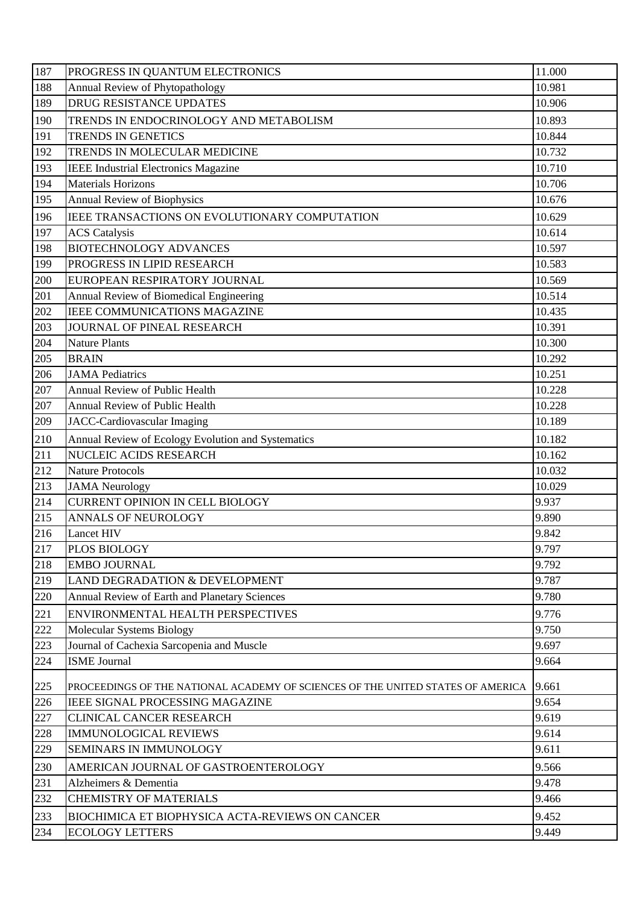| 187 | PROGRESS IN QUANTUM ELECTRONICS | 11.000 |
|---|---|---|
| 188 | Annual Review of Phytopathology | 10.981 |
| 189 | DRUG RESISTANCE UPDATES | 10.906 |
| 190 | TRENDS IN ENDOCRINOLOGY AND METABOLISM | 10.893 |
| 191 | TRENDS IN GENETICS | 10.844 |
| 192 | TRENDS IN MOLECULAR MEDICINE | 10.732 |
| 193 | IEEE Industrial Electronics Magazine | 10.710 |
| 194 | Materials Horizons | 10.706 |
| 195 | Annual Review of Biophysics | 10.676 |
| 196 | IEEE TRANSACTIONS ON EVOLUTIONARY COMPUTATION | 10.629 |
| 197 | ACS Catalysis | 10.614 |
| 198 | BIOTECHNOLOGY ADVANCES | 10.597 |
| 199 | PROGRESS IN LIPID RESEARCH | 10.583 |
| 200 | EUROPEAN RESPIRATORY JOURNAL | 10.569 |
| 201 | Annual Review of Biomedical Engineering | 10.514 |
| 202 | IEEE COMMUNICATIONS MAGAZINE | 10.435 |
| 203 | JOURNAL OF PINEAL RESEARCH | 10.391 |
| 204 | Nature Plants | 10.300 |
| 205 | BRAIN | 10.292 |
| 206 | JAMA Pediatrics | 10.251 |
| 207 | Annual Review of Public Health | 10.228 |
| 207 | Annual Review of Public Health | 10.228 |
| 209 | JACC-Cardiovascular Imaging | 10.189 |
| 210 | Annual Review of Ecology Evolution and Systematics | 10.182 |
| 211 | NUCLEIC ACIDS RESEARCH | 10.162 |
| 212 | Nature Protocols | 10.032 |
| 213 | JAMA Neurology | 10.029 |
| 214 | CURRENT OPINION IN CELL BIOLOGY | 9.937 |
| 215 | ANNALS OF NEUROLOGY | 9.890 |
| 216 | Lancet HIV | 9.842 |
| 217 | PLOS BIOLOGY | 9.797 |
| 218 | EMBO JOURNAL | 9.792 |
| 219 | LAND DEGRADATION & DEVELOPMENT | 9.787 |
| 220 | Annual Review of Earth and Planetary Sciences | 9.780 |
| 221 | ENVIRONMENTAL HEALTH PERSPECTIVES | 9.776 |
| 222 | Molecular Systems Biology | 9.750 |
| 223 | Journal of Cachexia Sarcopenia and Muscle | 9.697 |
| 224 | ISME Journal | 9.664 |
| 225 | PROCEEDINGS OF THE NATIONAL ACADEMY OF SCIENCES OF THE UNITED STATES OF AMERICA | 9.661 |
| 226 | IEEE SIGNAL PROCESSING MAGAZINE | 9.654 |
| 227 | CLINICAL CANCER RESEARCH | 9.619 |
| 228 | IMMUNOLOGICAL REVIEWS | 9.614 |
| 229 | SEMINARS IN IMMUNOLOGY | 9.611 |
| 230 | AMERICAN JOURNAL OF GASTROENTEROLOGY | 9.566 |
| 231 | Alzheimers & Dementia | 9.478 |
| 232 | CHEMISTRY OF MATERIALS | 9.466 |
| 233 | BIOCHIMICA ET BIOPHYSICA ACTA-REVIEWS ON CANCER | 9.452 |
| 234 | ECOLOGY LETTERS | 9.449 |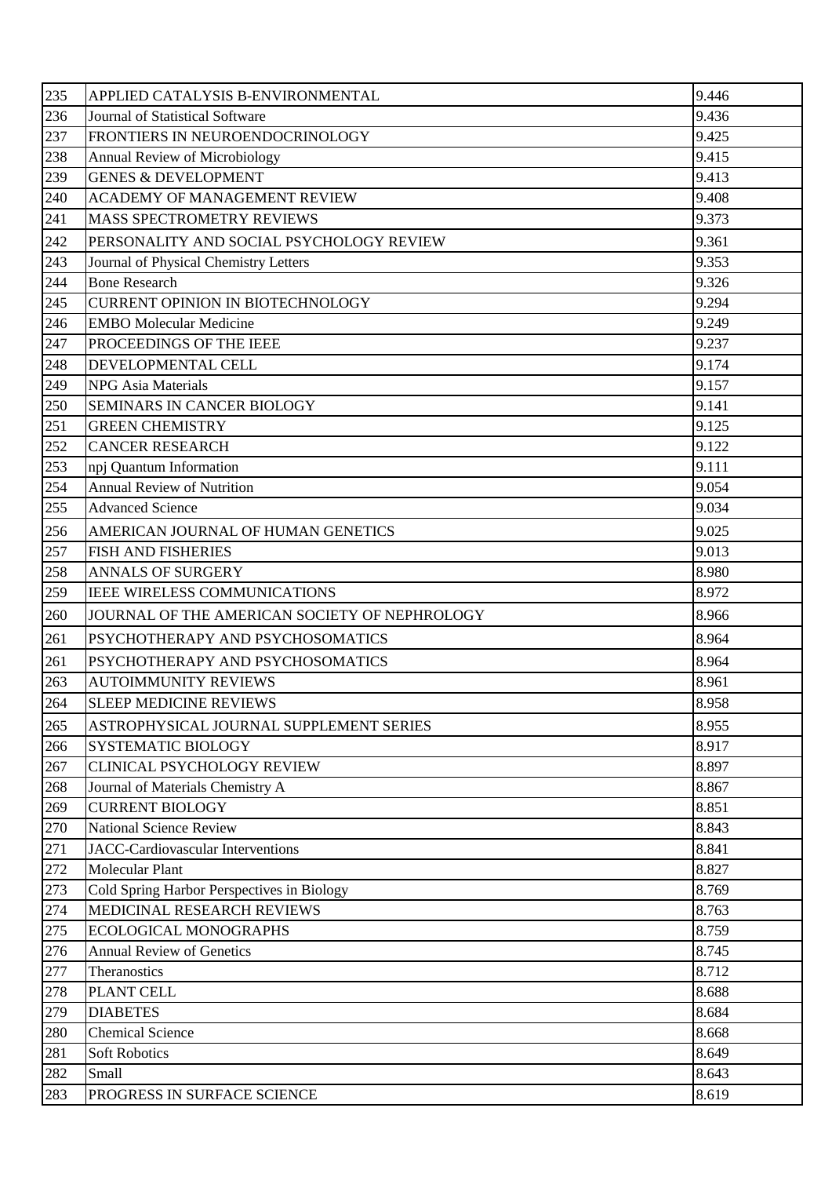| 235 | APPLIED CATALYSIS B-ENVIRONMENTAL | 9.446 |
|---|---|---|
| 236 | Journal of Statistical Software | 9.436 |
| 237 | FRONTIERS IN NEUROENDOCRINOLOGY | 9.425 |
| 238 | Annual Review of Microbiology | 9.415 |
| 239 | GENES & DEVELOPMENT | 9.413 |
| 240 | ACADEMY OF MANAGEMENT REVIEW | 9.408 |
| 241 | MASS SPECTROMETRY REVIEWS | 9.373 |
| 242 | PERSONALITY AND SOCIAL PSYCHOLOGY REVIEW | 9.361 |
| 243 | Journal of Physical Chemistry Letters | 9.353 |
| 244 | Bone Research | 9.326 |
| 245 | CURRENT OPINION IN BIOTECHNOLOGY | 9.294 |
| 246 | EMBO Molecular Medicine | 9.249 |
| 247 | PROCEEDINGS OF THE IEEE | 9.237 |
| 248 | DEVELOPMENTAL CELL | 9.174 |
| 249 | NPG Asia Materials | 9.157 |
| 250 | SEMINARS IN CANCER BIOLOGY | 9.141 |
| 251 | GREEN CHEMISTRY | 9.125 |
| 252 | CANCER RESEARCH | 9.122 |
| 253 | npj Quantum Information | 9.111 |
| 254 | Annual Review of Nutrition | 9.054 |
| 255 | Advanced Science | 9.034 |
| 256 | AMERICAN JOURNAL OF HUMAN GENETICS | 9.025 |
| 257 | FISH AND FISHERIES | 9.013 |
| 258 | ANNALS OF SURGERY | 8.980 |
| 259 | IEEE WIRELESS COMMUNICATIONS | 8.972 |
| 260 | JOURNAL OF THE AMERICAN SOCIETY OF NEPHROLOGY | 8.966 |
| 261 | PSYCHOTHERAPY AND PSYCHOSOMATICS | 8.964 |
| 261 | PSYCHOTHERAPY AND PSYCHOSOMATICS | 8.964 |
| 263 | AUTOIMMUNITY REVIEWS | 8.961 |
| 264 | SLEEP MEDICINE REVIEWS | 8.958 |
| 265 | ASTROPHYSICAL JOURNAL SUPPLEMENT SERIES | 8.955 |
| 266 | SYSTEMATIC BIOLOGY | 8.917 |
| 267 | CLINICAL PSYCHOLOGY REVIEW | 8.897 |
| 268 | Journal of Materials Chemistry A | 8.867 |
| 269 | CURRENT BIOLOGY | 8.851 |
| 270 | National Science Review | 8.843 |
| 271 | JACC-Cardiovascular Interventions | 8.841 |
| 272 | Molecular Plant | 8.827 |
| 273 | Cold Spring Harbor Perspectives in Biology | 8.769 |
| 274 | MEDICINAL RESEARCH REVIEWS | 8.763 |
| 275 | ECOLOGICAL MONOGRAPHS | 8.759 |
| 276 | Annual Review of Genetics | 8.745 |
| 277 | Theranostics | 8.712 |
| 278 | PLANT CELL | 8.688 |
| 279 | DIABETES | 8.684 |
| 280 | Chemical Science | 8.668 |
| 281 | Soft Robotics | 8.649 |
| 282 | Small | 8.643 |
| 283 | PROGRESS IN SURFACE SCIENCE | 8.619 |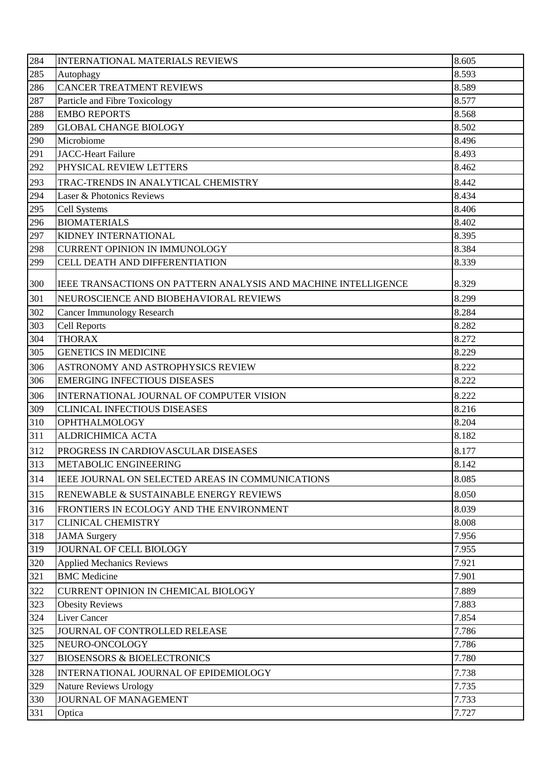| 284 | INTERNATIONAL MATERIALS REVIEWS | 8.605 |
|---|---|---|
| 285 | Autophagy | 8.593 |
| 286 | CANCER TREATMENT REVIEWS | 8.589 |
| 287 | Particle and Fibre Toxicology | 8.577 |
| 288 | EMBO REPORTS | 8.568 |
| 289 | GLOBAL CHANGE BIOLOGY | 8.502 |
| 290 | Microbiome | 8.496 |
| 291 | JACC-Heart Failure | 8.493 |
| 292 | PHYSICAL REVIEW LETTERS | 8.462 |
| 293 | TRAC-TRENDS IN ANALYTICAL CHEMISTRY | 8.442 |
| 294 | Laser & Photonics Reviews | 8.434 |
| 295 | Cell Systems | 8.406 |
| 296 | BIOMATERIALS | 8.402 |
| 297 | KIDNEY INTERNATIONAL | 8.395 |
| 298 | CURRENT OPINION IN IMMUNOLOGY | 8.384 |
| 299 | CELL DEATH AND DIFFERENTIATION | 8.339 |
| 300 | IEEE TRANSACTIONS ON PATTERN ANALYSIS AND MACHINE INTELLIGENCE | 8.329 |
| 301 | NEUROSCIENCE AND BIOBEHAVIORAL REVIEWS | 8.299 |
| 302 | Cancer Immunology Research | 8.284 |
| 303 | Cell Reports | 8.282 |
| 304 | THORAX | 8.272 |
| 305 | GENETICS IN MEDICINE | 8.229 |
| 306 | ASTRONOMY AND ASTROPHYSICS REVIEW | 8.222 |
| 306 | EMERGING INFECTIOUS DISEASES | 8.222 |
| 306 | INTERNATIONAL JOURNAL OF COMPUTER VISION | 8.222 |
| 309 | CLINICAL INFECTIOUS DISEASES | 8.216 |
| 310 | OPHTHALMOLOGY | 8.204 |
| 311 | ALDRICHIMICA ACTA | 8.182 |
| 312 | PROGRESS IN CARDIOVASCULAR DISEASES | 8.177 |
| 313 | METABOLIC ENGINEERING | 8.142 |
| 314 | IEEE JOURNAL ON SELECTED AREAS IN COMMUNICATIONS | 8.085 |
| 315 | RENEWABLE & SUSTAINABLE ENERGY REVIEWS | 8.050 |
| 316 | FRONTIERS IN ECOLOGY AND THE ENVIRONMENT | 8.039 |
| 317 | CLINICAL CHEMISTRY | 8.008 |
| 318 | JAMA Surgery | 7.956 |
| 319 | JOURNAL OF CELL BIOLOGY | 7.955 |
| 320 | Applied Mechanics Reviews | 7.921 |
| 321 | BMC Medicine | 7.901 |
| 322 | CURRENT OPINION IN CHEMICAL BIOLOGY | 7.889 |
| 323 | Obesity Reviews | 7.883 |
| 324 | Liver Cancer | 7.854 |
| 325 | JOURNAL OF CONTROLLED RELEASE | 7.786 |
| 325 | NEURO-ONCOLOGY | 7.786 |
| 327 | BIOSENSORS & BIOELECTRONICS | 7.780 |
| 328 | INTERNATIONAL JOURNAL OF EPIDEMIOLOGY | 7.738 |
| 329 | Nature Reviews Urology | 7.735 |
| 330 | JOURNAL OF MANAGEMENT | 7.733 |
| 331 | Optica | 7.727 |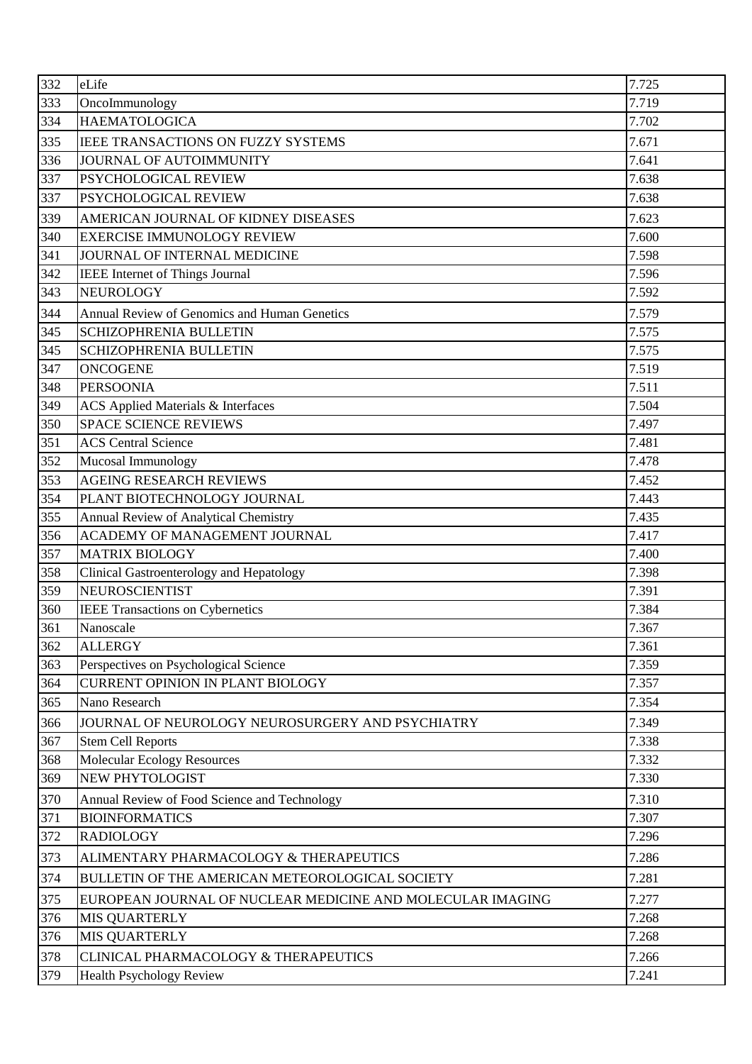| 332 | eLife | 7.725 |
|---|---|---|
| 333 | OncoImmunology | 7.719 |
| 334 | HAEMATOLOGICA | 7.702 |
| 335 | IEEE TRANSACTIONS ON FUZZY SYSTEMS | 7.671 |
| 336 | JOURNAL OF AUTOIMMUNITY | 7.641 |
| 337 | PSYCHOLOGICAL REVIEW | 7.638 |
| 337 | PSYCHOLOGICAL REVIEW | 7.638 |
| 339 | AMERICAN JOURNAL OF KIDNEY DISEASES | 7.623 |
| 340 | EXERCISE IMMUNOLOGY REVIEW | 7.600 |
| 341 | JOURNAL OF INTERNAL MEDICINE | 7.598 |
| 342 | IEEE Internet of Things Journal | 7.596 |
| 343 | NEUROLOGY | 7.592 |
| 344 | Annual Review of Genomics and Human Genetics | 7.579 |
| 345 | SCHIZOPHRENIA BULLETIN | 7.575 |
| 345 | SCHIZOPHRENIA BULLETIN | 7.575 |
| 347 | ONCOGENE | 7.519 |
| 348 | PERSOONIA | 7.511 |
| 349 | ACS Applied Materials & Interfaces | 7.504 |
| 350 | SPACE SCIENCE REVIEWS | 7.497 |
| 351 | ACS Central Science | 7.481 |
| 352 | Mucosal Immunology | 7.478 |
| 353 | AGEING RESEARCH REVIEWS | 7.452 |
| 354 | PLANT BIOTECHNOLOGY JOURNAL | 7.443 |
| 355 | Annual Review of Analytical Chemistry | 7.435 |
| 356 | ACADEMY OF MANAGEMENT JOURNAL | 7.417 |
| 357 | MATRIX BIOLOGY | 7.400 |
| 358 | Clinical Gastroenterology and Hepatology | 7.398 |
| 359 | NEUROSCIENTIST | 7.391 |
| 360 | IEEE Transactions on Cybernetics | 7.384 |
| 361 | Nanoscale | 7.367 |
| 362 | ALLERGY | 7.361 |
| 363 | Perspectives on Psychological Science | 7.359 |
| 364 | CURRENT OPINION IN PLANT BIOLOGY | 7.357 |
| 365 | Nano Research | 7.354 |
| 366 | JOURNAL OF NEUROLOGY NEUROSURGERY AND PSYCHIATRY | 7.349 |
| 367 | Stem Cell Reports | 7.338 |
| 368 | Molecular Ecology Resources | 7.332 |
| 369 | NEW PHYTOLOGIST | 7.330 |
| 370 | Annual Review of Food Science and Technology | 7.310 |
| 371 | BIOINFORMATICS | 7.307 |
| 372 | RADIOLOGY | 7.296 |
| 373 | ALIMENTARY PHARMACOLOGY & THERAPEUTICS | 7.286 |
| 374 | BULLETIN OF THE AMERICAN METEOROLOGICAL SOCIETY | 7.281 |
| 375 | EUROPEAN JOURNAL OF NUCLEAR MEDICINE AND MOLECULAR IMAGING | 7.277 |
| 376 | MIS QUARTERLY | 7.268 |
| 376 | MIS QUARTERLY | 7.268 |
| 378 | CLINICAL PHARMACOLOGY & THERAPEUTICS | 7.266 |
| 379 | Health Psychology Review | 7.241 |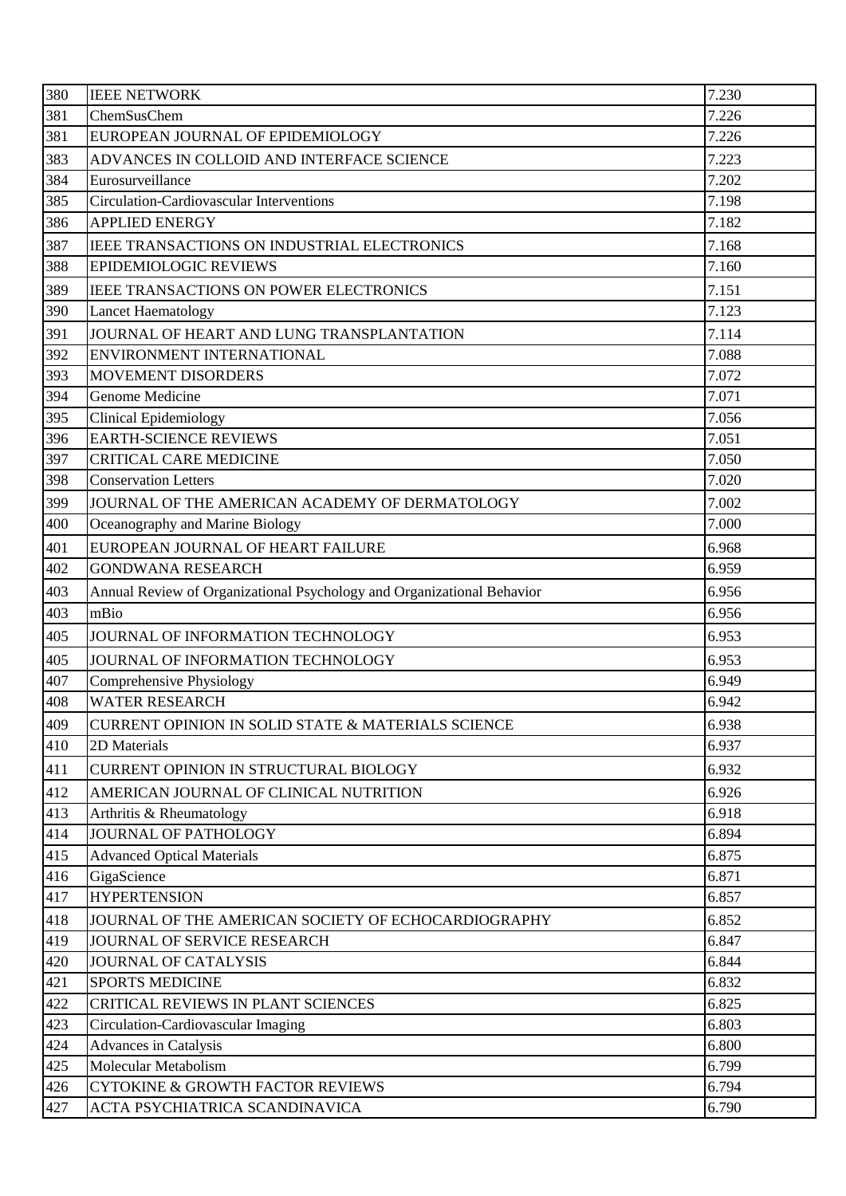| 380 | IEEE NETWORK | 7.230 |
|---|---|---|
| 381 | ChemSusChem | 7.226 |
| 381 | EUROPEAN JOURNAL OF EPIDEMIOLOGY | 7.226 |
| 383 | ADVANCES IN COLLOID AND INTERFACE SCIENCE | 7.223 |
| 384 | Eurosurveillance | 7.202 |
| 385 | Circulation-Cardiovascular Interventions | 7.198 |
| 386 | APPLIED ENERGY | 7.182 |
| 387 | IEEE TRANSACTIONS ON INDUSTRIAL ELECTRONICS | 7.168 |
| 388 | EPIDEMIOLOGIC REVIEWS | 7.160 |
| 389 | IEEE TRANSACTIONS ON POWER ELECTRONICS | 7.151 |
| 390 | Lancet Haematology | 7.123 |
| 391 | JOURNAL OF HEART AND LUNG TRANSPLANTATION | 7.114 |
| 392 | ENVIRONMENT INTERNATIONAL | 7.088 |
| 393 | MOVEMENT DISORDERS | 7.072 |
| 394 | Genome Medicine | 7.071 |
| 395 | Clinical Epidemiology | 7.056 |
| 396 | EARTH-SCIENCE REVIEWS | 7.051 |
| 397 | CRITICAL CARE MEDICINE | 7.050 |
| 398 | Conservation Letters | 7.020 |
| 399 | JOURNAL OF THE AMERICAN ACADEMY OF DERMATOLOGY | 7.002 |
| 400 | Oceanography and Marine Biology | 7.000 |
| 401 | EUROPEAN JOURNAL OF HEART FAILURE | 6.968 |
| 402 | GONDWANA RESEARCH | 6.959 |
| 403 | Annual Review of Organizational Psychology and Organizational Behavior | 6.956 |
| 403 | mBio | 6.956 |
| 405 | JOURNAL OF INFORMATION TECHNOLOGY | 6.953 |
| 405 | JOURNAL OF INFORMATION TECHNOLOGY | 6.953 |
| 407 | Comprehensive Physiology | 6.949 |
| 408 | WATER RESEARCH | 6.942 |
| 409 | CURRENT OPINION IN SOLID STATE & MATERIALS SCIENCE | 6.938 |
| 410 | 2D Materials | 6.937 |
| 411 | CURRENT OPINION IN STRUCTURAL BIOLOGY | 6.932 |
| 412 | AMERICAN JOURNAL OF CLINICAL NUTRITION | 6.926 |
| 413 | Arthritis & Rheumatology | 6.918 |
| 414 | JOURNAL OF PATHOLOGY | 6.894 |
| 415 | Advanced Optical Materials | 6.875 |
| 416 | GigaScience | 6.871 |
| 417 | HYPERTENSION | 6.857 |
| 418 | JOURNAL OF THE AMERICAN SOCIETY OF ECHOCARDIOGRAPHY | 6.852 |
| 419 | JOURNAL OF SERVICE RESEARCH | 6.847 |
| 420 | JOURNAL OF CATALYSIS | 6.844 |
| 421 | SPORTS MEDICINE | 6.832 |
| 422 | CRITICAL REVIEWS IN PLANT SCIENCES | 6.825 |
| 423 | Circulation-Cardiovascular Imaging | 6.803 |
| 424 | Advances in Catalysis | 6.800 |
| 425 | Molecular Metabolism | 6.799 |
| 426 | CYTOKINE & GROWTH FACTOR REVIEWS | 6.794 |
| 427 | ACTA PSYCHIATRICA SCANDINAVICA | 6.790 |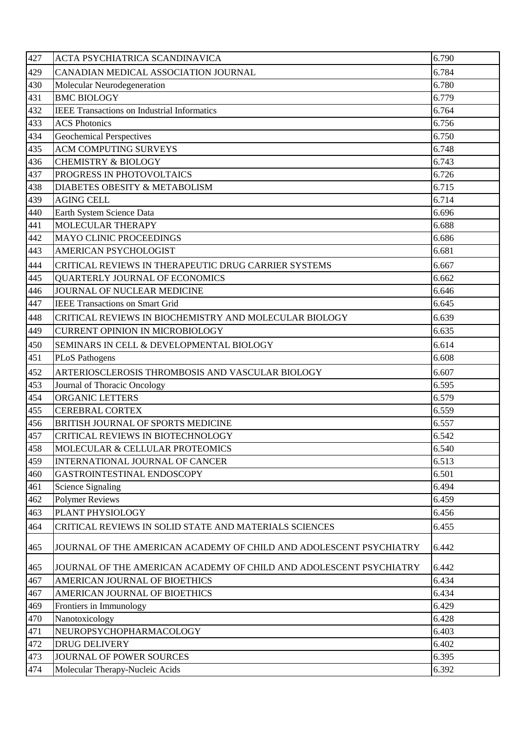| 427 | ACTA PSYCHIATRICA SCANDINAVICA | 6.790 |
|---|---|---|
| 429 | CANADIAN MEDICAL ASSOCIATION JOURNAL | 6.784 |
| 430 | Molecular Neurodegeneration | 6.780 |
| 431 | BMC BIOLOGY | 6.779 |
| 432 | IEEE Transactions on Industrial Informatics | 6.764 |
| 433 | ACS Photonics | 6.756 |
| 434 | Geochemical Perspectives | 6.750 |
| 435 | ACM COMPUTING SURVEYS | 6.748 |
| 436 | CHEMISTRY & BIOLOGY | 6.743 |
| 437 | PROGRESS IN PHOTOVOLTAICS | 6.726 |
| 438 | DIABETES OBESITY & METABOLISM | 6.715 |
| 439 | AGING CELL | 6.714 |
| 440 | Earth System Science Data | 6.696 |
| 441 | MOLECULAR THERAPY | 6.688 |
| 442 | MAYO CLINIC PROCEEDINGS | 6.686 |
| 443 | AMERICAN PSYCHOLOGIST | 6.681 |
| 444 | CRITICAL REVIEWS IN THERAPEUTIC DRUG CARRIER SYSTEMS | 6.667 |
| 445 | QUARTERLY JOURNAL OF ECONOMICS | 6.662 |
| 446 | JOURNAL OF NUCLEAR MEDICINE | 6.646 |
| 447 | IEEE Transactions on Smart Grid | 6.645 |
| 448 | CRITICAL REVIEWS IN BIOCHEMISTRY AND MOLECULAR BIOLOGY | 6.639 |
| 449 | CURRENT OPINION IN MICROBIOLOGY | 6.635 |
| 450 | SEMINARS IN CELL & DEVELOPMENTAL BIOLOGY | 6.614 |
| 451 | PLoS Pathogens | 6.608 |
| 452 | ARTERIOSCLEROSIS THROMBOSIS AND VASCULAR BIOLOGY | 6.607 |
| 453 | Journal of Thoracic Oncology | 6.595 |
| 454 | ORGANIC LETTERS | 6.579 |
| 455 | CEREBRAL CORTEX | 6.559 |
| 456 | BRITISH JOURNAL OF SPORTS MEDICINE | 6.557 |
| 457 | CRITICAL REVIEWS IN BIOTECHNOLOGY | 6.542 |
| 458 | MOLECULAR & CELLULAR PROTEOMICS | 6.540 |
| 459 | INTERNATIONAL JOURNAL OF CANCER | 6.513 |
| 460 | GASTROINTESTINAL ENDOSCOPY | 6.501 |
| 461 | Science Signaling | 6.494 |
| 462 | Polymer Reviews | 6.459 |
| 463 | PLANT PHYSIOLOGY | 6.456 |
| 464 | CRITICAL REVIEWS IN SOLID STATE AND MATERIALS SCIENCES | 6.455 |
| 465 | JOURNAL OF THE AMERICAN ACADEMY OF CHILD AND ADOLESCENT PSYCHIATRY | 6.442 |
| 465 | JOURNAL OF THE AMERICAN ACADEMY OF CHILD AND ADOLESCENT PSYCHIATRY | 6.442 |
| 467 | AMERICAN JOURNAL OF BIOETHICS | 6.434 |
| 467 | AMERICAN JOURNAL OF BIOETHICS | 6.434 |
| 469 | Frontiers in Immunology | 6.429 |
| 470 | Nanotoxicology | 6.428 |
| 471 | NEUROPSYCHOPHARMACOLOGY | 6.403 |
| 472 | DRUG DELIVERY | 6.402 |
| 473 | JOURNAL OF POWER SOURCES | 6.395 |
| 474 | Molecular Therapy-Nucleic Acids | 6.392 |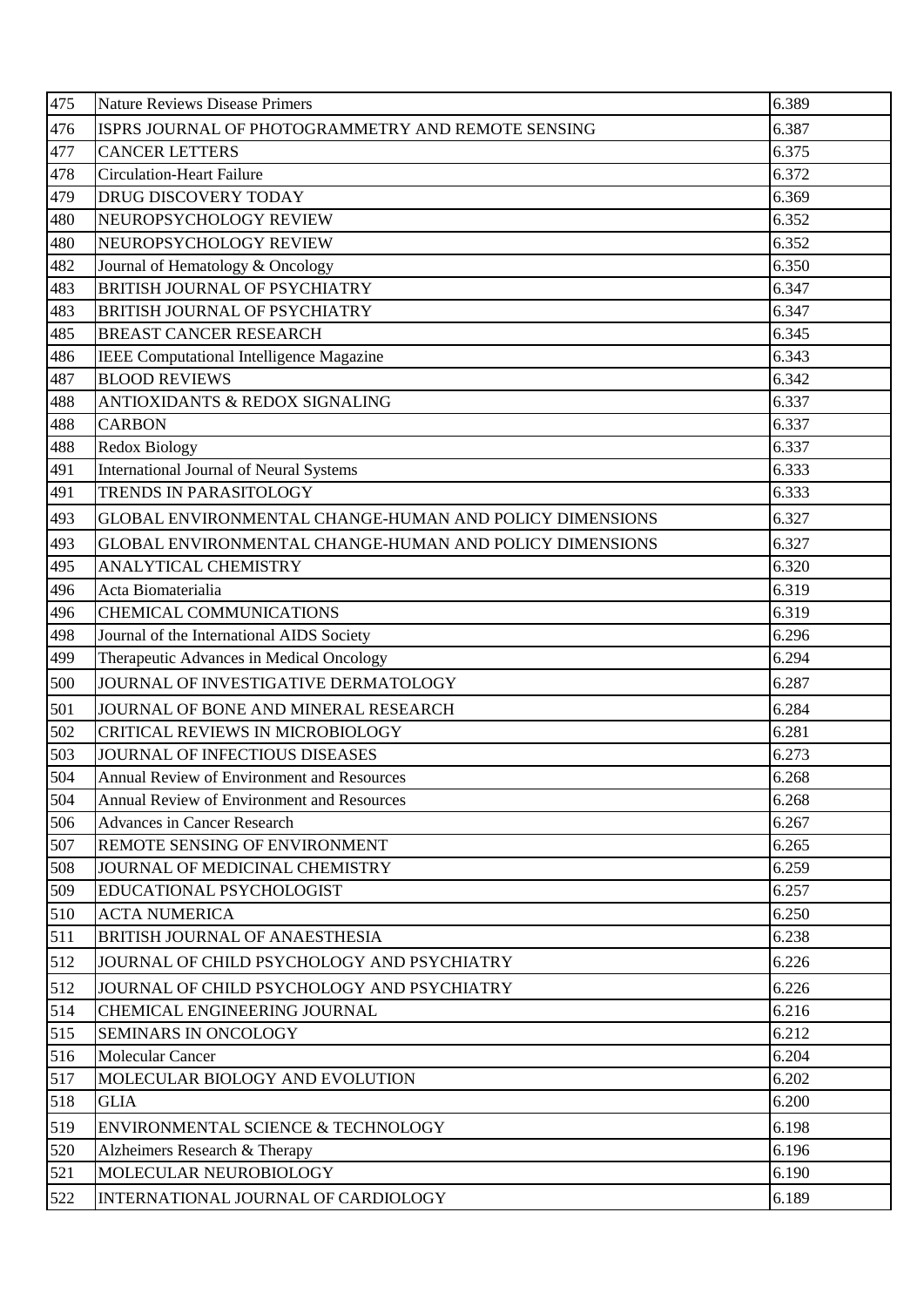| 475 | Nature Reviews Disease Primers | 6.389 |
|---|---|---|
| 476 | ISPRS JOURNAL OF PHOTOGRAMMETRY AND REMOTE SENSING | 6.387 |
| 477 | CANCER LETTERS | 6.375 |
| 478 | Circulation-Heart Failure | 6.372 |
| 479 | DRUG DISCOVERY TODAY | 6.369 |
| 480 | NEUROPSYCHOLOGY REVIEW | 6.352 |
| 480 | NEUROPSYCHOLOGY REVIEW | 6.352 |
| 482 | Journal of Hematology & Oncology | 6.350 |
| 483 | BRITISH JOURNAL OF PSYCHIATRY | 6.347 |
| 483 | BRITISH JOURNAL OF PSYCHIATRY | 6.347 |
| 485 | BREAST CANCER RESEARCH | 6.345 |
| 486 | IEEE Computational Intelligence Magazine | 6.343 |
| 487 | BLOOD REVIEWS | 6.342 |
| 488 | ANTIOXIDANTS & REDOX SIGNALING | 6.337 |
| 488 | CARBON | 6.337 |
| 488 | Redox Biology | 6.337 |
| 491 | International Journal of Neural Systems | 6.333 |
| 491 | TRENDS IN PARASITOLOGY | 6.333 |
| 493 | GLOBAL ENVIRONMENTAL CHANGE-HUMAN AND POLICY DIMENSIONS | 6.327 |
| 493 | GLOBAL ENVIRONMENTAL CHANGE-HUMAN AND POLICY DIMENSIONS | 6.327 |
| 495 | ANALYTICAL CHEMISTRY | 6.320 |
| 496 | Acta Biomaterialia | 6.319 |
| 496 | CHEMICAL COMMUNICATIONS | 6.319 |
| 498 | Journal of the International AIDS Society | 6.296 |
| 499 | Therapeutic Advances in Medical Oncology | 6.294 |
| 500 | JOURNAL OF INVESTIGATIVE DERMATOLOGY | 6.287 |
| 501 | JOURNAL OF BONE AND MINERAL RESEARCH | 6.284 |
| 502 | CRITICAL REVIEWS IN MICROBIOLOGY | 6.281 |
| 503 | JOURNAL OF INFECTIOUS DISEASES | 6.273 |
| 504 | Annual Review of Environment and Resources | 6.268 |
| 504 | Annual Review of Environment and Resources | 6.268 |
| 506 | Advances in Cancer Research | 6.267 |
| 507 | REMOTE SENSING OF ENVIRONMENT | 6.265 |
| 508 | JOURNAL OF MEDICINAL CHEMISTRY | 6.259 |
| 509 | EDUCATIONAL PSYCHOLOGIST | 6.257 |
| 510 | ACTA NUMERICA | 6.250 |
| 511 | BRITISH JOURNAL OF ANAESTHESIA | 6.238 |
| 512 | JOURNAL OF CHILD PSYCHOLOGY AND PSYCHIATRY | 6.226 |
| 512 | JOURNAL OF CHILD PSYCHOLOGY AND PSYCHIATRY | 6.226 |
| 514 | CHEMICAL ENGINEERING JOURNAL | 6.216 |
| 515 | SEMINARS IN ONCOLOGY | 6.212 |
| 516 | Molecular Cancer | 6.204 |
| 517 | MOLECULAR BIOLOGY AND EVOLUTION | 6.202 |
| 518 | GLIA | 6.200 |
| 519 | ENVIRONMENTAL SCIENCE & TECHNOLOGY | 6.198 |
| 520 | Alzheimers Research & Therapy | 6.196 |
| 521 | MOLECULAR NEUROBIOLOGY | 6.190 |
| 522 | INTERNATIONAL JOURNAL OF CARDIOLOGY | 6.189 |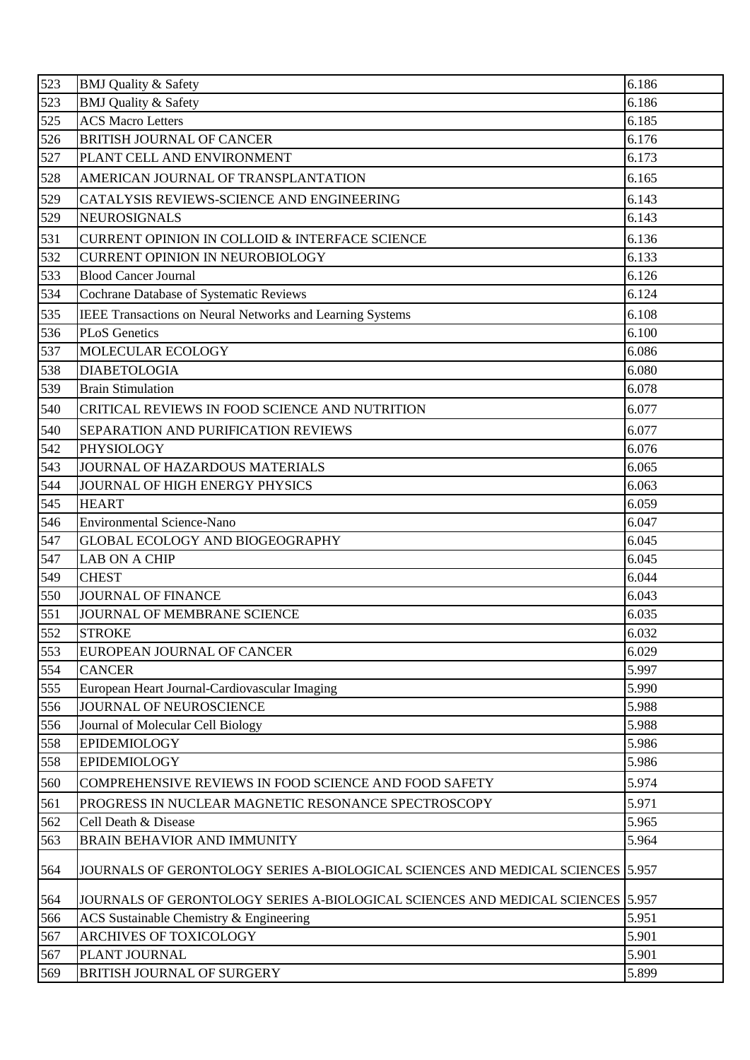| | | |
|---|---|---|
| 523 | BMJ Quality & Safety | 6.186 |
| 523 | BMJ Quality & Safety | 6.186 |
| 525 | ACS Macro Letters | 6.185 |
| 526 | BRITISH JOURNAL OF CANCER | 6.176 |
| 527 | PLANT CELL AND ENVIRONMENT | 6.173 |
| 528 | AMERICAN JOURNAL OF TRANSPLANTATION | 6.165 |
| 529 | CATALYSIS REVIEWS-SCIENCE AND ENGINEERING | 6.143 |
| 529 | NEUROSIGNALS | 6.143 |
| 531 | CURRENT OPINION IN COLLOID & INTERFACE SCIENCE | 6.136 |
| 532 | CURRENT OPINION IN NEUROBIOLOGY | 6.133 |
| 533 | Blood Cancer Journal | 6.126 |
| 534 | Cochrane Database of Systematic Reviews | 6.124 |
| 535 | IEEE Transactions on Neural Networks and Learning Systems | 6.108 |
| 536 | PLoS Genetics | 6.100 |
| 537 | MOLECULAR ECOLOGY | 6.086 |
| 538 | DIABETOLOGIA | 6.080 |
| 539 | Brain Stimulation | 6.078 |
| 540 | CRITICAL REVIEWS IN FOOD SCIENCE AND NUTRITION | 6.077 |
| 540 | SEPARATION AND PURIFICATION REVIEWS | 6.077 |
| 542 | PHYSIOLOGY | 6.076 |
| 543 | JOURNAL OF HAZARDOUS MATERIALS | 6.065 |
| 544 | JOURNAL OF HIGH ENERGY PHYSICS | 6.063 |
| 545 | HEART | 6.059 |
| 546 | Environmental Science-Nano | 6.047 |
| 547 | GLOBAL ECOLOGY AND BIOGEOGRAPHY | 6.045 |
| 547 | LAB ON A CHIP | 6.045 |
| 549 | CHEST | 6.044 |
| 550 | JOURNAL OF FINANCE | 6.043 |
| 551 | JOURNAL OF MEMBRANE SCIENCE | 6.035 |
| 552 | STROKE | 6.032 |
| 553 | EUROPEAN JOURNAL OF CANCER | 6.029 |
| 554 | CANCER | 5.997 |
| 555 | European Heart Journal-Cardiovascular Imaging | 5.990 |
| 556 | JOURNAL OF NEUROSCIENCE | 5.988 |
| 556 | Journal of Molecular Cell Biology | 5.988 |
| 558 | EPIDEMIOLOGY | 5.986 |
| 558 | EPIDEMIOLOGY | 5.986 |
| 560 | COMPREHENSIVE REVIEWS IN FOOD SCIENCE AND FOOD SAFETY | 5.974 |
| 561 | PROGRESS IN NUCLEAR MAGNETIC RESONANCE SPECTROSCOPY | 5.971 |
| 562 | Cell Death & Disease | 5.965 |
| 563 | BRAIN BEHAVIOR AND IMMUNITY | 5.964 |
| 564 | JOURNALS OF GERONTOLOGY SERIES A-BIOLOGICAL SCIENCES AND MEDICAL SCIENCES | 5.957 |
| 564 | JOURNALS OF GERONTOLOGY SERIES A-BIOLOGICAL SCIENCES AND MEDICAL SCIENCES | 5.957 |
| 566 | ACS Sustainable Chemistry & Engineering | 5.951 |
| 567 | ARCHIVES OF TOXICOLOGY | 5.901 |
| 567 | PLANT JOURNAL | 5.901 |
| 569 | BRITISH JOURNAL OF SURGERY | 5.899 |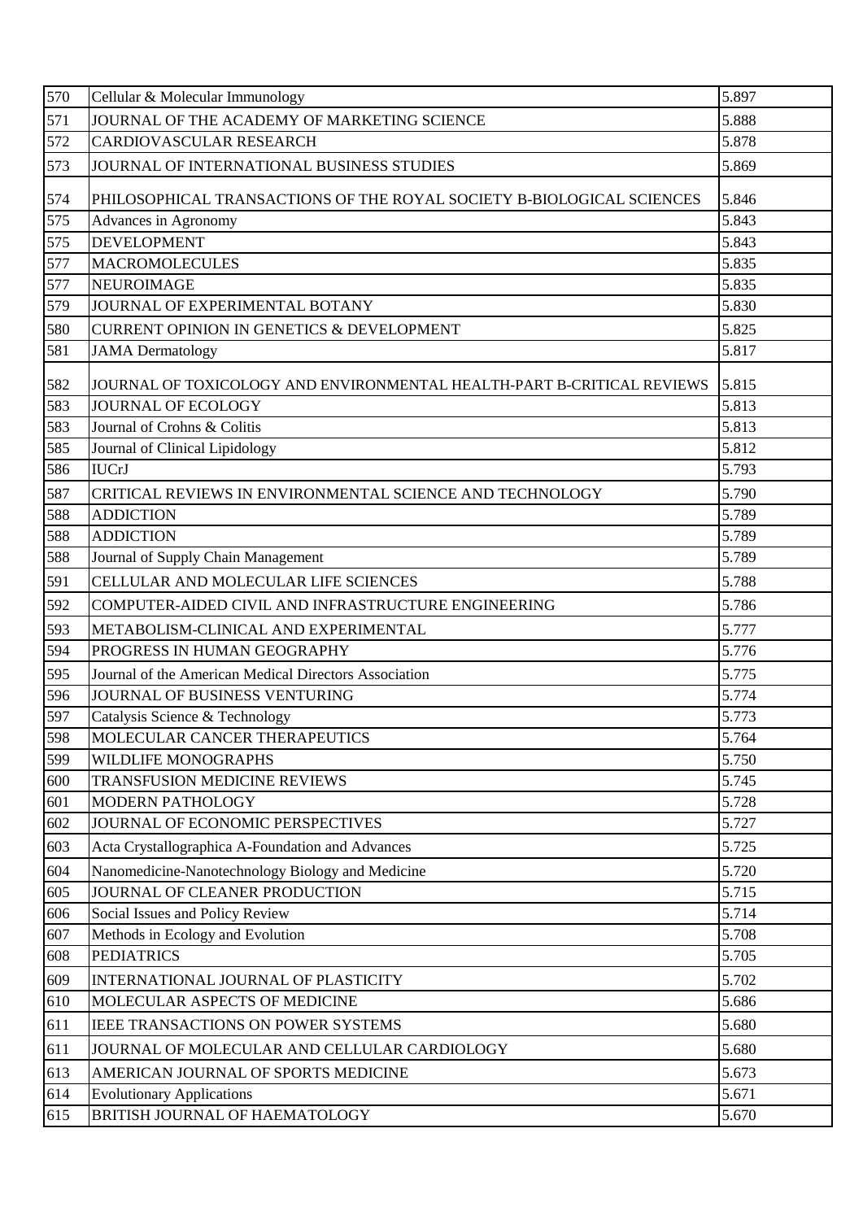| 570 | Cellular & Molecular Immunology | 5.897 |
|---|---|---|
| 571 | JOURNAL OF THE ACADEMY OF MARKETING SCIENCE | 5.888 |
| 572 | CARDIOVASCULAR RESEARCH | 5.878 |
| 573 | JOURNAL OF INTERNATIONAL BUSINESS STUDIES | 5.869 |
| 574 | PHILOSOPHICAL TRANSACTIONS OF THE ROYAL SOCIETY B-BIOLOGICAL SCIENCES | 5.846 |
| 575 | Advances in Agronomy | 5.843 |
| 575 | DEVELOPMENT | 5.843 |
| 577 | MACROMOLECULES | 5.835 |
| 577 | NEUROIMAGE | 5.835 |
| 579 | JOURNAL OF EXPERIMENTAL BOTANY | 5.830 |
| 580 | CURRENT OPINION IN GENETICS & DEVELOPMENT | 5.825 |
| 581 | JAMA Dermatology | 5.817 |
| 582 | JOURNAL OF TOXICOLOGY AND ENVIRONMENTAL HEALTH-PART B-CRITICAL REVIEWS | 5.815 |
| 583 | JOURNAL OF ECOLOGY | 5.813 |
| 583 | Journal of Crohns & Colitis | 5.813 |
| 585 | Journal of Clinical Lipidology | 5.812 |
| 586 | IUCrJ | 5.793 |
| 587 | CRITICAL REVIEWS IN ENVIRONMENTAL SCIENCE AND TECHNOLOGY | 5.790 |
| 588 | ADDICTION | 5.789 |
| 588 | ADDICTION | 5.789 |
| 588 | Journal of Supply Chain Management | 5.789 |
| 591 | CELLULAR AND MOLECULAR LIFE SCIENCES | 5.788 |
| 592 | COMPUTER-AIDED CIVIL AND INFRASTRUCTURE ENGINEERING | 5.786 |
| 593 | METABOLISM-CLINICAL AND EXPERIMENTAL | 5.777 |
| 594 | PROGRESS IN HUMAN GEOGRAPHY | 5.776 |
| 595 | Journal of the American Medical Directors Association | 5.775 |
| 596 | JOURNAL OF BUSINESS VENTURING | 5.774 |
| 597 | Catalysis Science & Technology | 5.773 |
| 598 | MOLECULAR CANCER THERAPEUTICS | 5.764 |
| 599 | WILDLIFE MONOGRAPHS | 5.750 |
| 600 | TRANSFUSION MEDICINE REVIEWS | 5.745 |
| 601 | MODERN PATHOLOGY | 5.728 |
| 602 | JOURNAL OF ECONOMIC PERSPECTIVES | 5.727 |
| 603 | Acta Crystallographica A-Foundation and Advances | 5.725 |
| 604 | Nanomedicine-Nanotechnology Biology and Medicine | 5.720 |
| 605 | JOURNAL OF CLEANER PRODUCTION | 5.715 |
| 606 | Social Issues and Policy Review | 5.714 |
| 607 | Methods in Ecology and Evolution | 5.708 |
| 608 | PEDIATRICS | 5.705 |
| 609 | INTERNATIONAL JOURNAL OF PLASTICITY | 5.702 |
| 610 | MOLECULAR ASPECTS OF MEDICINE | 5.686 |
| 611 | IEEE TRANSACTIONS ON POWER SYSTEMS | 5.680 |
| 611 | JOURNAL OF MOLECULAR AND CELLULAR CARDIOLOGY | 5.680 |
| 613 | AMERICAN JOURNAL OF SPORTS MEDICINE | 5.673 |
| 614 | Evolutionary Applications | 5.671 |
| 615 | BRITISH JOURNAL OF HAEMATOLOGY | 5.670 |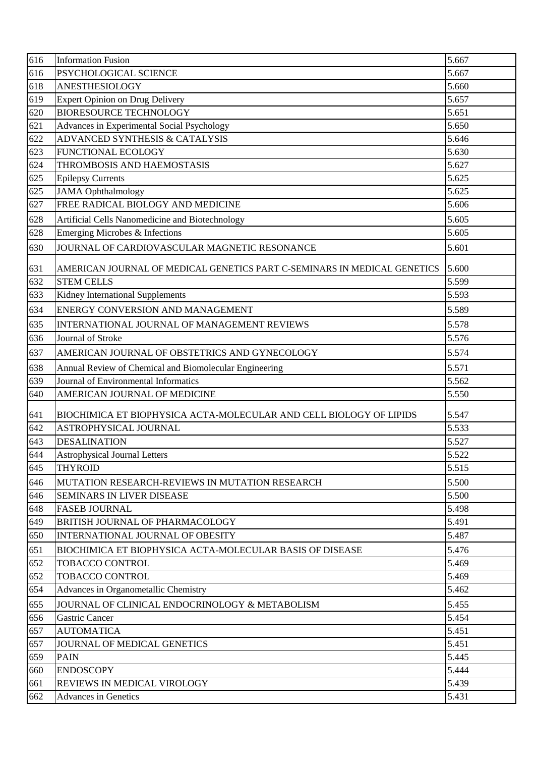| | | |
|---|---|---|
| 616 | Information Fusion | 5.667 |
| 616 | PSYCHOLOGICAL SCIENCE | 5.667 |
| 618 | ANESTHESIOLOGY | 5.660 |
| 619 | Expert Opinion on Drug Delivery | 5.657 |
| 620 | BIORESOURCE TECHNOLOGY | 5.651 |
| 621 | Advances in Experimental Social Psychology | 5.650 |
| 622 | ADVANCED SYNTHESIS & CATALYSIS | 5.646 |
| 623 | FUNCTIONAL ECOLOGY | 5.630 |
| 624 | THROMBOSIS AND HAEMOSTASIS | 5.627 |
| 625 | Epilepsy Currents | 5.625 |
| 625 | JAMA Ophthalmology | 5.625 |
| 627 | FREE RADICAL BIOLOGY AND MEDICINE | 5.606 |
| 628 | Artificial Cells Nanomedicine and Biotechnology | 5.605 |
| 628 | Emerging Microbes & Infections | 5.605 |
| 630 | JOURNAL OF CARDIOVASCULAR MAGNETIC RESONANCE | 5.601 |
| 631 | AMERICAN JOURNAL OF MEDICAL GENETICS PART C-SEMINARS IN MEDICAL GENETICS | 5.600 |
| 632 | STEM CELLS | 5.599 |
| 633 | Kidney International Supplements | 5.593 |
| 634 | ENERGY CONVERSION AND MANAGEMENT | 5.589 |
| 635 | INTERNATIONAL JOURNAL OF MANAGEMENT REVIEWS | 5.578 |
| 636 | Journal of Stroke | 5.576 |
| 637 | AMERICAN JOURNAL OF OBSTETRICS AND GYNECOLOGY | 5.574 |
| 638 | Annual Review of Chemical and Biomolecular Engineering | 5.571 |
| 639 | Journal of Environmental Informatics | 5.562 |
| 640 | AMERICAN JOURNAL OF MEDICINE | 5.550 |
| 641 | BIOCHIMICA ET BIOPHYSICA ACTA-MOLECULAR AND CELL BIOLOGY OF LIPIDS | 5.547 |
| 642 | ASTROPHYSICAL JOURNAL | 5.533 |
| 643 | DESALINATION | 5.527 |
| 644 | Astrophysical Journal Letters | 5.522 |
| 645 | THYROID | 5.515 |
| 646 | MUTATION RESEARCH-REVIEWS IN MUTATION RESEARCH | 5.500 |
| 646 | SEMINARS IN LIVER DISEASE | 5.500 |
| 648 | FASEB JOURNAL | 5.498 |
| 649 | BRITISH JOURNAL OF PHARMACOLOGY | 5.491 |
| 650 | INTERNATIONAL JOURNAL OF OBESITY | 5.487 |
| 651 | BIOCHIMICA ET BIOPHYSICA ACTA-MOLECULAR BASIS OF DISEASE | 5.476 |
| 652 | TOBACCO CONTROL | 5.469 |
| 652 | TOBACCO CONTROL | 5.469 |
| 654 | Advances in Organometallic Chemistry | 5.462 |
| 655 | JOURNAL OF CLINICAL ENDOCRINOLOGY & METABOLISM | 5.455 |
| 656 | Gastric Cancer | 5.454 |
| 657 | AUTOMATICA | 5.451 |
| 657 | JOURNAL OF MEDICAL GENETICS | 5.451 |
| 659 | PAIN | 5.445 |
| 660 | ENDOSCOPY | 5.444 |
| 661 | REVIEWS IN MEDICAL VIROLOGY | 5.439 |
| 662 | Advances in Genetics | 5.431 |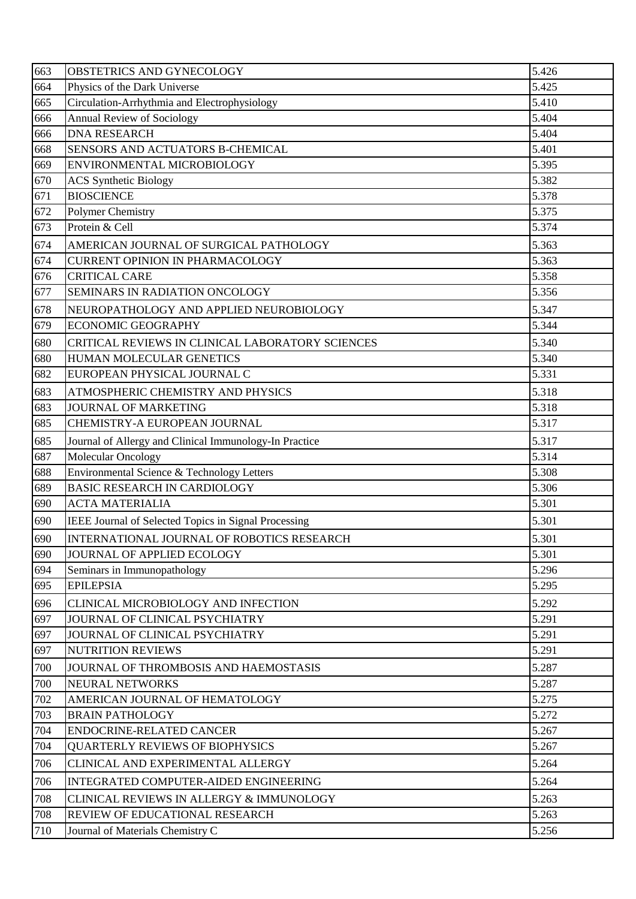| 663 | OBSTETRICS AND GYNECOLOGY | 5.426 |
|---|---|---|
| 664 | Physics of the Dark Universe | 5.425 |
| 665 | Circulation-Arrhythmia and Electrophysiology | 5.410 |
| 666 | Annual Review of Sociology | 5.404 |
| 666 | DNA RESEARCH | 5.404 |
| 668 | SENSORS AND ACTUATORS B-CHEMICAL | 5.401 |
| 669 | ENVIRONMENTAL MICROBIOLOGY | 5.395 |
| 670 | ACS Synthetic Biology | 5.382 |
| 671 | BIOSCIENCE | 5.378 |
| 672 | Polymer Chemistry | 5.375 |
| 673 | Protein & Cell | 5.374 |
| 674 | AMERICAN JOURNAL OF SURGICAL PATHOLOGY | 5.363 |
| 674 | CURRENT OPINION IN PHARMACOLOGY | 5.363 |
| 676 | CRITICAL CARE | 5.358 |
| 677 | SEMINARS IN RADIATION ONCOLOGY | 5.356 |
| 678 | NEUROPATHOLOGY AND APPLIED NEUROBIOLOGY | 5.347 |
| 679 | ECONOMIC GEOGRAPHY | 5.344 |
| 680 | CRITICAL REVIEWS IN CLINICAL LABORATORY SCIENCES | 5.340 |
| 680 | HUMAN MOLECULAR GENETICS | 5.340 |
| 682 | EUROPEAN PHYSICAL JOURNAL C | 5.331 |
| 683 | ATMOSPHERIC CHEMISTRY AND PHYSICS | 5.318 |
| 683 | JOURNAL OF MARKETING | 5.318 |
| 685 | CHEMISTRY-A EUROPEAN JOURNAL | 5.317 |
| 685 | Journal of Allergy and Clinical Immunology-In Practice | 5.317 |
| 687 | Molecular Oncology | 5.314 |
| 688 | Environmental Science & Technology Letters | 5.308 |
| 689 | BASIC RESEARCH IN CARDIOLOGY | 5.306 |
| 690 | ACTA MATERIALIA | 5.301 |
| 690 | IEEE Journal of Selected Topics in Signal Processing | 5.301 |
| 690 | INTERNATIONAL JOURNAL OF ROBOTICS RESEARCH | 5.301 |
| 690 | JOURNAL OF APPLIED ECOLOGY | 5.301 |
| 694 | Seminars in Immunopathology | 5.296 |
| 695 | EPILEPSIA | 5.295 |
| 696 | CLINICAL MICROBIOLOGY AND INFECTION | 5.292 |
| 697 | JOURNAL OF CLINICAL PSYCHIATRY | 5.291 |
| 697 | JOURNAL OF CLINICAL PSYCHIATRY | 5.291 |
| 697 | NUTRITION REVIEWS | 5.291 |
| 700 | JOURNAL OF THROMBOSIS AND HAEMOSTASIS | 5.287 |
| 700 | NEURAL NETWORKS | 5.287 |
| 702 | AMERICAN JOURNAL OF HEMATOLOGY | 5.275 |
| 703 | BRAIN PATHOLOGY | 5.272 |
| 704 | ENDOCRINE-RELATED CANCER | 5.267 |
| 704 | QUARTERLY REVIEWS OF BIOPHYSICS | 5.267 |
| 706 | CLINICAL AND EXPERIMENTAL ALLERGY | 5.264 |
| 706 | INTEGRATED COMPUTER-AIDED ENGINEERING | 5.264 |
| 708 | CLINICAL REVIEWS IN ALLERGY & IMMUNOLOGY | 5.263 |
| 708 | REVIEW OF EDUCATIONAL RESEARCH | 5.263 |
| 710 | Journal of Materials Chemistry C | 5.256 |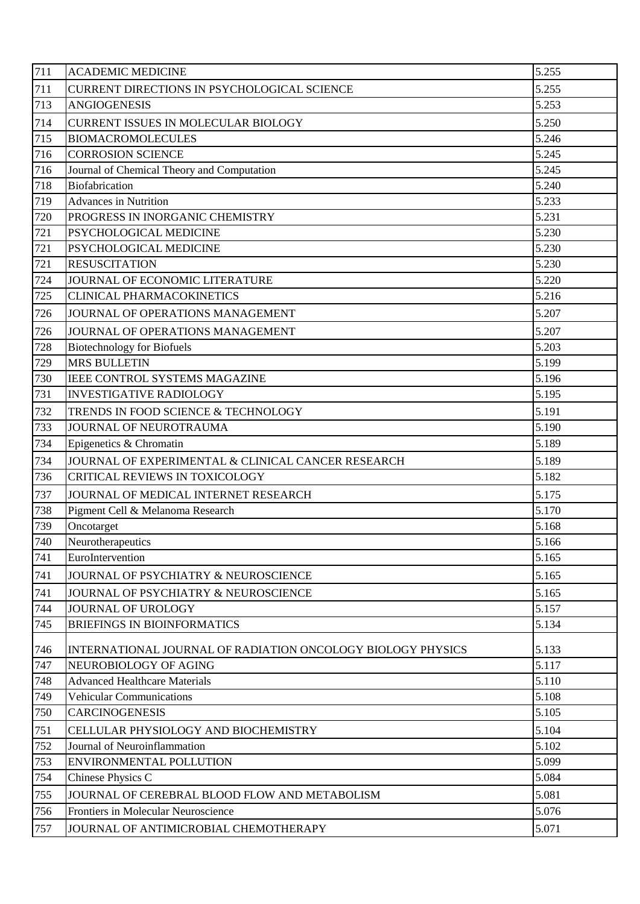| 711 | ACADEMIC MEDICINE | 5.255 |
|---|---|---|
| 711 | CURRENT DIRECTIONS IN PSYCHOLOGICAL SCIENCE | 5.255 |
| 713 | ANGIOGENESIS | 5.253 |
| 714 | CURRENT ISSUES IN MOLECULAR BIOLOGY | 5.250 |
| 715 | BIOMACROMOLECULES | 5.246 |
| 716 | CORROSION SCIENCE | 5.245 |
| 716 | Journal of Chemical Theory and Computation | 5.245 |
| 718 | Biofabrication | 5.240 |
| 719 | Advances in Nutrition | 5.233 |
| 720 | PROGRESS IN INORGANIC CHEMISTRY | 5.231 |
| 721 | PSYCHOLOGICAL MEDICINE | 5.230 |
| 721 | PSYCHOLOGICAL MEDICINE | 5.230 |
| 721 | RESUSCITATION | 5.230 |
| 724 | JOURNAL OF ECONOMIC LITERATURE | 5.220 |
| 725 | CLINICAL PHARMACOKINETICS | 5.216 |
| 726 | JOURNAL OF OPERATIONS MANAGEMENT | 5.207 |
| 726 | JOURNAL OF OPERATIONS MANAGEMENT | 5.207 |
| 728 | Biotechnology for Biofuels | 5.203 |
| 729 | MRS BULLETIN | 5.199 |
| 730 | IEEE CONTROL SYSTEMS MAGAZINE | 5.196 |
| 731 | INVESTIGATIVE RADIOLOGY | 5.195 |
| 732 | TRENDS IN FOOD SCIENCE & TECHNOLOGY | 5.191 |
| 733 | JOURNAL OF NEUROTRAUMA | 5.190 |
| 734 | Epigenetics & Chromatin | 5.189 |
| 734 | JOURNAL OF EXPERIMENTAL & CLINICAL CANCER RESEARCH | 5.189 |
| 736 | CRITICAL REVIEWS IN TOXICOLOGY | 5.182 |
| 737 | JOURNAL OF MEDICAL INTERNET RESEARCH | 5.175 |
| 738 | Pigment Cell & Melanoma Research | 5.170 |
| 739 | Oncotarget | 5.168 |
| 740 | Neurotherapeutics | 5.166 |
| 741 | EuroIntervention | 5.165 |
| 741 | JOURNAL OF PSYCHIATRY & NEUROSCIENCE | 5.165 |
| 741 | JOURNAL OF PSYCHIATRY & NEUROSCIENCE | 5.165 |
| 744 | JOURNAL OF UROLOGY | 5.157 |
| 745 | BRIEFINGS IN BIOINFORMATICS | 5.134 |
| 746 | INTERNATIONAL JOURNAL OF RADIATION ONCOLOGY BIOLOGY PHYSICS | 5.133 |
| 747 | NEUROBIOLOGY OF AGING | 5.117 |
| 748 | Advanced Healthcare Materials | 5.110 |
| 749 | Vehicular Communications | 5.108 |
| 750 | CARCINOGENESIS | 5.105 |
| 751 | CELLULAR PHYSIOLOGY AND BIOCHEMISTRY | 5.104 |
| 752 | Journal of Neuroinflammation | 5.102 |
| 753 | ENVIRONMENTAL POLLUTION | 5.099 |
| 754 | Chinese Physics C | 5.084 |
| 755 | JOURNAL OF CEREBRAL BLOOD FLOW AND METABOLISM | 5.081 |
| 756 | Frontiers in Molecular Neuroscience | 5.076 |
| 757 | JOURNAL OF ANTIMICROBIAL CHEMOTHERAPY | 5.071 |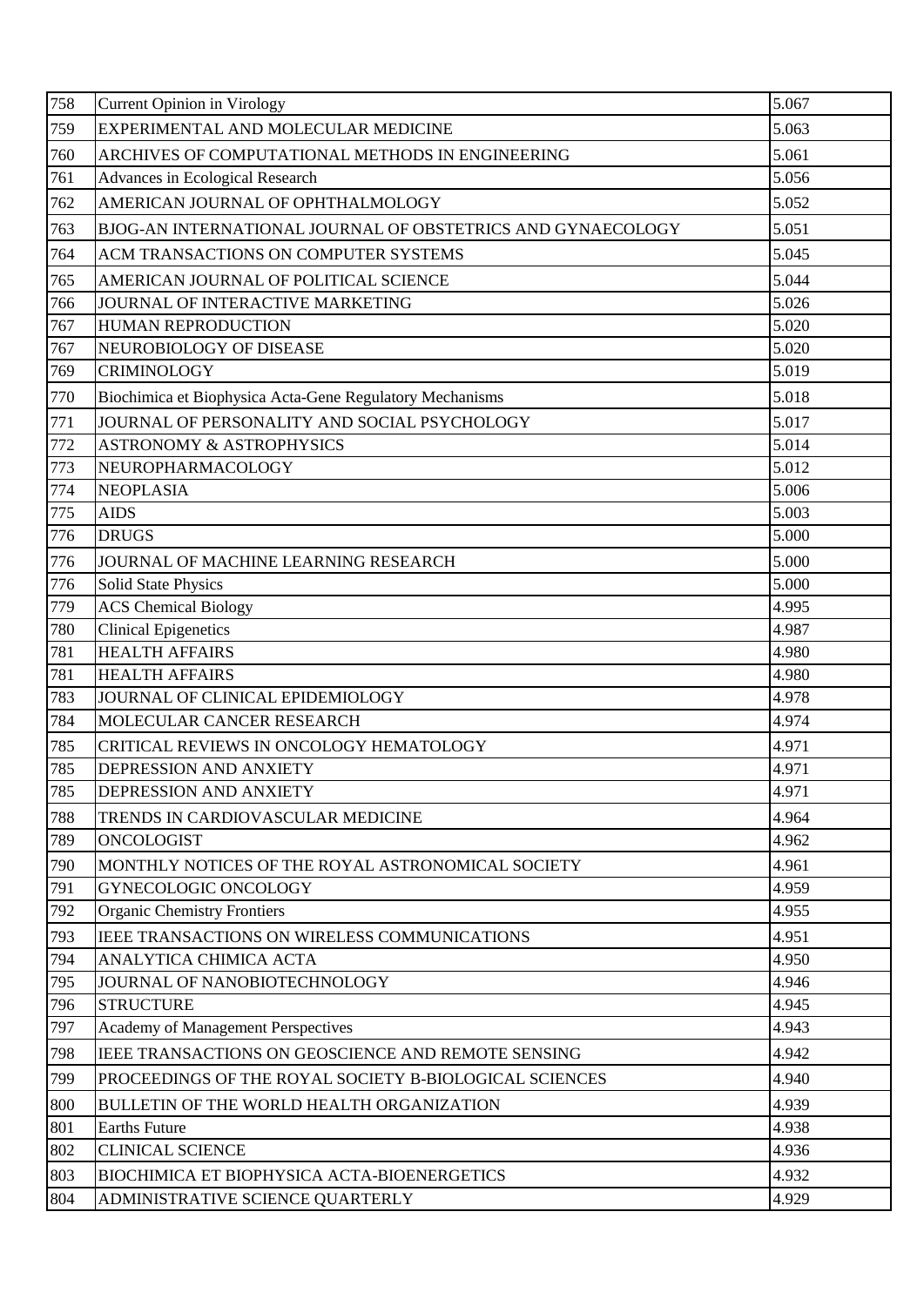| 758 | Current Opinion in Virology | 5.067 |
|---|---|---|
| 759 | EXPERIMENTAL AND MOLECULAR MEDICINE | 5.063 |
| 760 | ARCHIVES OF COMPUTATIONAL METHODS IN ENGINEERING | 5.061 |
| 761 | Advances in Ecological Research | 5.056 |
| 762 | AMERICAN JOURNAL OF OPHTHALMOLOGY | 5.052 |
| 763 | BJOG-AN INTERNATIONAL JOURNAL OF OBSTETRICS AND GYNAECOLOGY | 5.051 |
| 764 | ACM TRANSACTIONS ON COMPUTER SYSTEMS | 5.045 |
| 765 | AMERICAN JOURNAL OF POLITICAL SCIENCE | 5.044 |
| 766 | JOURNAL OF INTERACTIVE MARKETING | 5.026 |
| 767 | HUMAN REPRODUCTION | 5.020 |
| 767 | NEUROBIOLOGY OF DISEASE | 5.020 |
| 769 | CRIMINOLOGY | 5.019 |
| 770 | Biochimica et Biophysica Acta-Gene Regulatory Mechanisms | 5.018 |
| 771 | JOURNAL OF PERSONALITY AND SOCIAL PSYCHOLOGY | 5.017 |
| 772 | ASTRONOMY & ASTROPHYSICS | 5.014 |
| 773 | NEUROPHARMACOLOGY | 5.012 |
| 774 | NEOPLASIA | 5.006 |
| 775 | AIDS | 5.003 |
| 776 | DRUGS | 5.000 |
| 776 | JOURNAL OF MACHINE LEARNING RESEARCH | 5.000 |
| 776 | Solid State Physics | 5.000 |
| 779 | ACS Chemical Biology | 4.995 |
| 780 | Clinical Epigenetics | 4.987 |
| 781 | HEALTH AFFAIRS | 4.980 |
| 781 | HEALTH AFFAIRS | 4.980 |
| 783 | JOURNAL OF CLINICAL EPIDEMIOLOGY | 4.978 |
| 784 | MOLECULAR CANCER RESEARCH | 4.974 |
| 785 | CRITICAL REVIEWS IN ONCOLOGY HEMATOLOGY | 4.971 |
| 785 | DEPRESSION AND ANXIETY | 4.971 |
| 785 | DEPRESSION AND ANXIETY | 4.971 |
| 788 | TRENDS IN CARDIOVASCULAR MEDICINE | 4.964 |
| 789 | ONCOLOGIST | 4.962 |
| 790 | MONTHLY NOTICES OF THE ROYAL ASTRONOMICAL SOCIETY | 4.961 |
| 791 | GYNECOLOGIC ONCOLOGY | 4.959 |
| 792 | Organic Chemistry Frontiers | 4.955 |
| 793 | IEEE TRANSACTIONS ON WIRELESS COMMUNICATIONS | 4.951 |
| 794 | ANALYTICA CHIMICA ACTA | 4.950 |
| 795 | JOURNAL OF NANOBIOTECHNOLOGY | 4.946 |
| 796 | STRUCTURE | 4.945 |
| 797 | Academy of Management Perspectives | 4.943 |
| 798 | IEEE TRANSACTIONS ON GEOSCIENCE AND REMOTE SENSING | 4.942 |
| 799 | PROCEEDINGS OF THE ROYAL SOCIETY B-BIOLOGICAL SCIENCES | 4.940 |
| 800 | BULLETIN OF THE WORLD HEALTH ORGANIZATION | 4.939 |
| 801 | Earths Future | 4.938 |
| 802 | CLINICAL SCIENCE | 4.936 |
| 803 | BIOCHIMICA ET BIOPHYSICA ACTA-BIOENERGETICS | 4.932 |
| 804 | ADMINISTRATIVE SCIENCE QUARTERLY | 4.929 |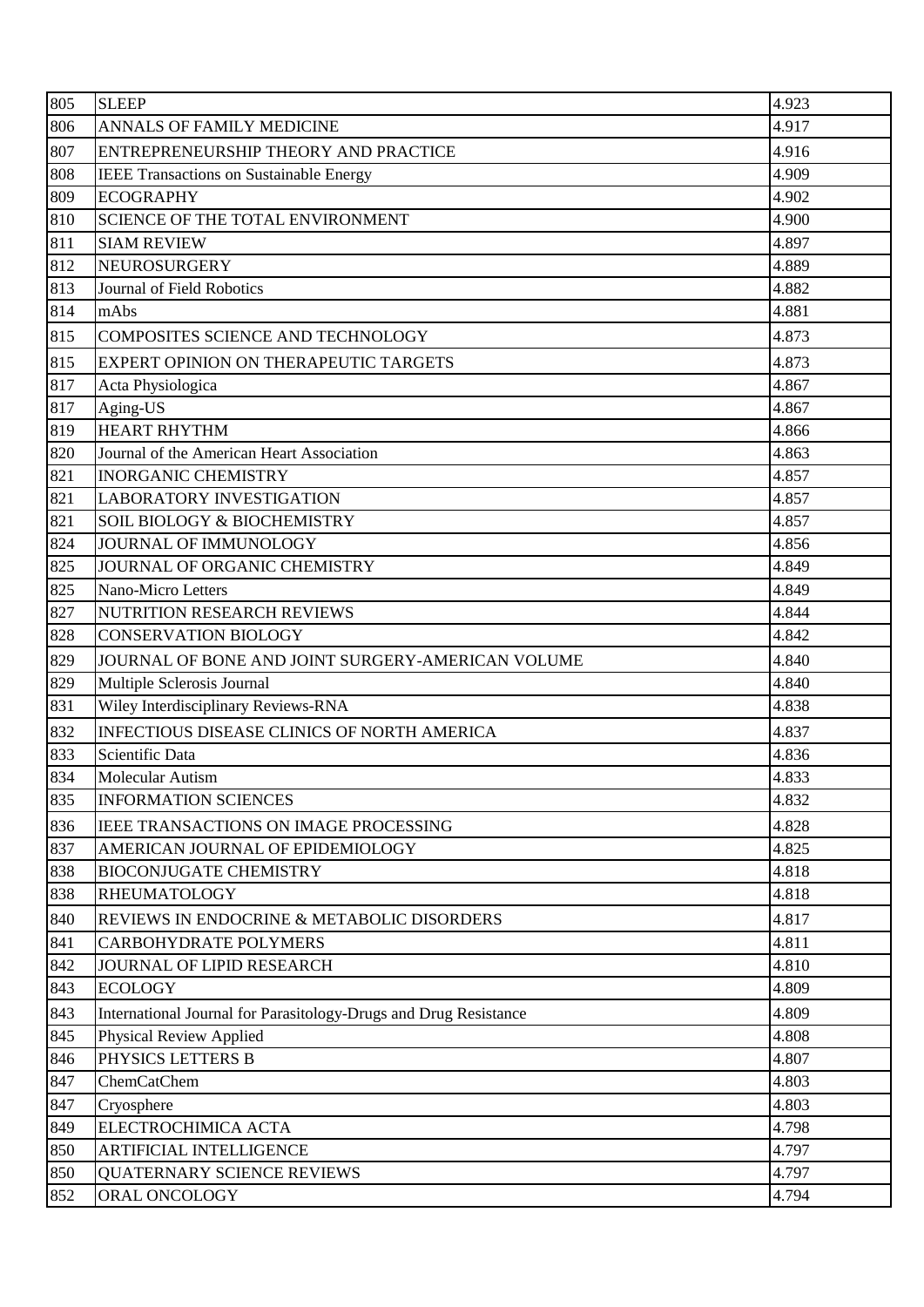| | | |
|---|---|---|
| 805 | SLEEP | 4.923 |
| 806 | ANNALS OF FAMILY MEDICINE | 4.917 |
| 807 | ENTREPRENEURSHIP THEORY AND PRACTICE | 4.916 |
| 808 | IEEE Transactions on Sustainable Energy | 4.909 |
| 809 | ECOGRAPHY | 4.902 |
| 810 | SCIENCE OF THE TOTAL ENVIRONMENT | 4.900 |
| 811 | SIAM REVIEW | 4.897 |
| 812 | NEUROSURGERY | 4.889 |
| 813 | Journal of Field Robotics | 4.882 |
| 814 | mAbs | 4.881 |
| 815 | COMPOSITES SCIENCE AND TECHNOLOGY | 4.873 |
| 815 | EXPERT OPINION ON THERAPEUTIC TARGETS | 4.873 |
| 817 | Acta Physiologica | 4.867 |
| 817 | Aging-US | 4.867 |
| 819 | HEART RHYTHM | 4.866 |
| 820 | Journal of the American Heart Association | 4.863 |
| 821 | INORGANIC CHEMISTRY | 4.857 |
| 821 | LABORATORY INVESTIGATION | 4.857 |
| 821 | SOIL BIOLOGY & BIOCHEMISTRY | 4.857 |
| 824 | JOURNAL OF IMMUNOLOGY | 4.856 |
| 825 | JOURNAL OF ORGANIC CHEMISTRY | 4.849 |
| 825 | Nano-Micro Letters | 4.849 |
| 827 | NUTRITION RESEARCH REVIEWS | 4.844 |
| 828 | CONSERVATION BIOLOGY | 4.842 |
| 829 | JOURNAL OF BONE AND JOINT SURGERY-AMERICAN VOLUME | 4.840 |
| 829 | Multiple Sclerosis Journal | 4.840 |
| 831 | Wiley Interdisciplinary Reviews-RNA | 4.838 |
| 832 | INFECTIOUS DISEASE CLINICS OF NORTH AMERICA | 4.837 |
| 833 | Scientific Data | 4.836 |
| 834 | Molecular Autism | 4.833 |
| 835 | INFORMATION SCIENCES | 4.832 |
| 836 | IEEE TRANSACTIONS ON IMAGE PROCESSING | 4.828 |
| 837 | AMERICAN JOURNAL OF EPIDEMIOLOGY | 4.825 |
| 838 | BIOCONJUGATE CHEMISTRY | 4.818 |
| 838 | RHEUMATOLOGY | 4.818 |
| 840 | REVIEWS IN ENDOCRINE & METABOLIC DISORDERS | 4.817 |
| 841 | CARBOHYDRATE POLYMERS | 4.811 |
| 842 | JOURNAL OF LIPID RESEARCH | 4.810 |
| 843 | ECOLOGY | 4.809 |
| 843 | International Journal for Parasitology-Drugs and Drug Resistance | 4.809 |
| 845 | Physical Review Applied | 4.808 |
| 846 | PHYSICS LETTERS B | 4.807 |
| 847 | ChemCatChem | 4.803 |
| 847 | Cryosphere | 4.803 |
| 849 | ELECTROCHIMICA ACTA | 4.798 |
| 850 | ARTIFICIAL INTELLIGENCE | 4.797 |
| 850 | QUATERNARY SCIENCE REVIEWS | 4.797 |
| 852 | ORAL ONCOLOGY | 4.794 |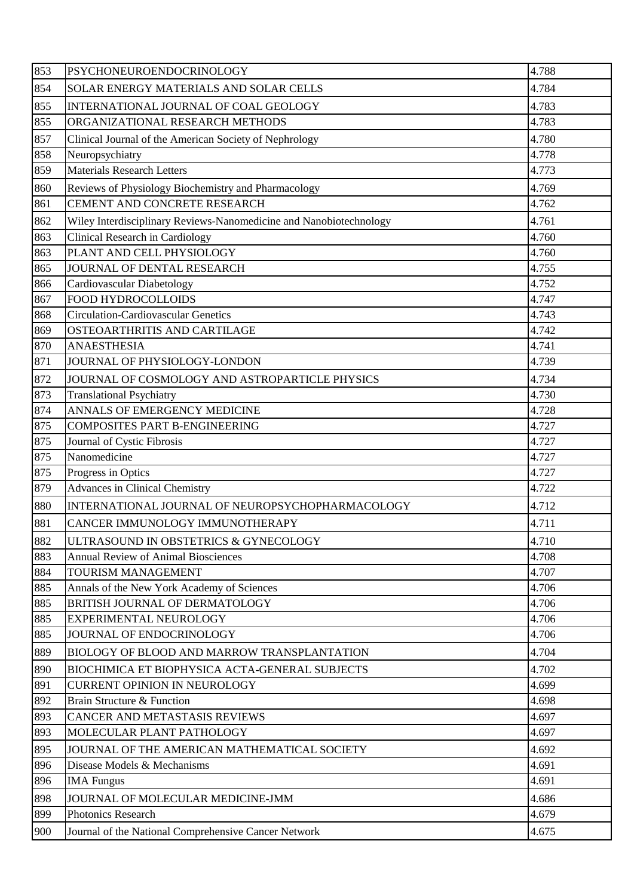| 853 | PSYCHONEUROENDOCRINOLOGY | 4.788 |
|---|---|---|
| 854 | SOLAR ENERGY MATERIALS AND SOLAR CELLS | 4.784 |
| 855 | INTERNATIONAL JOURNAL OF COAL GEOLOGY | 4.783 |
| 855 | ORGANIZATIONAL RESEARCH METHODS | 4.783 |
| 857 | Clinical Journal of the American Society of Nephrology | 4.780 |
| 858 | Neuropsychiatry | 4.778 |
| 859 | Materials Research Letters | 4.773 |
| 860 | Reviews of Physiology Biochemistry and Pharmacology | 4.769 |
| 861 | CEMENT AND CONCRETE RESEARCH | 4.762 |
| 862 | Wiley Interdisciplinary Reviews-Nanomedicine and Nanobiotechnology | 4.761 |
| 863 | Clinical Research in Cardiology | 4.760 |
| 863 | PLANT AND CELL PHYSIOLOGY | 4.760 |
| 865 | JOURNAL OF DENTAL RESEARCH | 4.755 |
| 866 | Cardiovascular Diabetology | 4.752 |
| 867 | FOOD HYDROCOLLOIDS | 4.747 |
| 868 | Circulation-Cardiovascular Genetics | 4.743 |
| 869 | OSTEOARTHRITIS AND CARTILAGE | 4.742 |
| 870 | ANAESTHESIA | 4.741 |
| 871 | JOURNAL OF PHYSIOLOGY-LONDON | 4.739 |
| 872 | JOURNAL OF COSMOLOGY AND ASTROPARTICLE PHYSICS | 4.734 |
| 873 | Translational Psychiatry | 4.730 |
| 874 | ANNALS OF EMERGENCY MEDICINE | 4.728 |
| 875 | COMPOSITES PART B-ENGINEERING | 4.727 |
| 875 | Journal of Cystic Fibrosis | 4.727 |
| 875 | Nanomedicine | 4.727 |
| 875 | Progress in Optics | 4.727 |
| 879 | Advances in Clinical Chemistry | 4.722 |
| 880 | INTERNATIONAL JOURNAL OF NEUROPSYCHOPHARMACOLOGY | 4.712 |
| 881 | CANCER IMMUNOLOGY IMMUNOTHERAPY | 4.711 |
| 882 | ULTRASOUND IN OBSTETRICS & GYNECOLOGY | 4.710 |
| 883 | Annual Review of Animal Biosciences | 4.708 |
| 884 | TOURISM MANAGEMENT | 4.707 |
| 885 | Annals of the New York Academy of Sciences | 4.706 |
| 885 | BRITISH JOURNAL OF DERMATOLOGY | 4.706 |
| 885 | EXPERIMENTAL NEUROLOGY | 4.706 |
| 885 | JOURNAL OF ENDOCRINOLOGY | 4.706 |
| 889 | BIOLOGY OF BLOOD AND MARROW TRANSPLANTATION | 4.704 |
| 890 | BIOCHIMICA ET BIOPHYSICA ACTA-GENERAL SUBJECTS | 4.702 |
| 891 | CURRENT OPINION IN NEUROLOGY | 4.699 |
| 892 | Brain Structure & Function | 4.698 |
| 893 | CANCER AND METASTASIS REVIEWS | 4.697 |
| 893 | MOLECULAR PLANT PATHOLOGY | 4.697 |
| 895 | JOURNAL OF THE AMERICAN MATHEMATICAL SOCIETY | 4.692 |
| 896 | Disease Models & Mechanisms | 4.691 |
| 896 | IMA Fungus | 4.691 |
| 898 | JOURNAL OF MOLECULAR MEDICINE-JMM | 4.686 |
| 899 | Photonics Research | 4.679 |
| 900 | Journal of the National Comprehensive Cancer Network | 4.675 |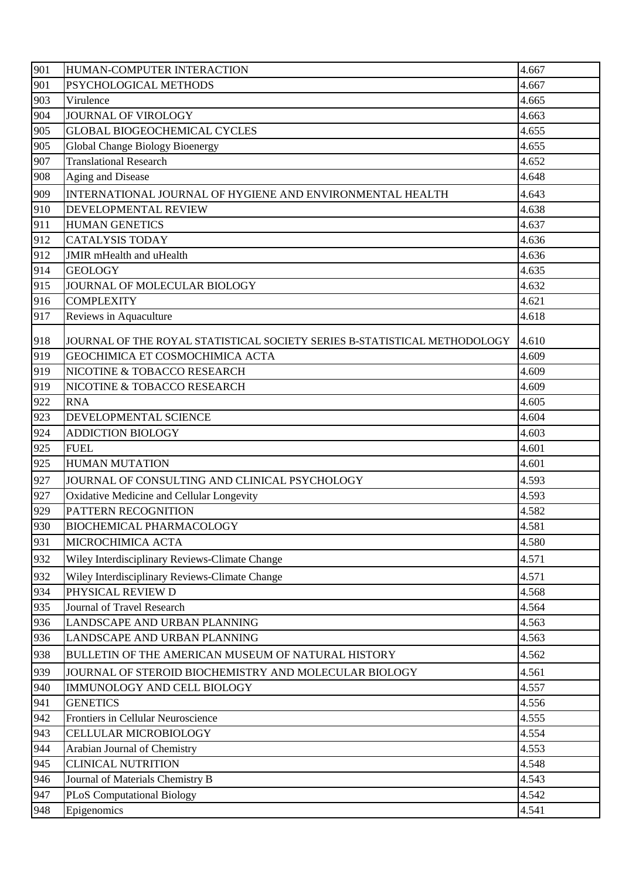| 901 | HUMAN-COMPUTER INTERACTION | 4.667 |
|---|---|---|
| 901 | PSYCHOLOGICAL METHODS | 4.667 |
| 903 | Virulence | 4.665 |
| 904 | JOURNAL OF VIROLOGY | 4.663 |
| 905 | GLOBAL BIOGEOCHEMICAL CYCLES | 4.655 |
| 905 | Global Change Biology Bioenergy | 4.655 |
| 907 | Translational Research | 4.652 |
| 908 | Aging and Disease | 4.648 |
| 909 | INTERNATIONAL JOURNAL OF HYGIENE AND ENVIRONMENTAL HEALTH | 4.643 |
| 910 | DEVELOPMENTAL REVIEW | 4.638 |
| 911 | HUMAN GENETICS | 4.637 |
| 912 | CATALYSIS TODAY | 4.636 |
| 912 | JMIR mHealth and uHealth | 4.636 |
| 914 | GEOLOGY | 4.635 |
| 915 | JOURNAL OF MOLECULAR BIOLOGY | 4.632 |
| 916 | COMPLEXITY | 4.621 |
| 917 | Reviews in Aquaculture | 4.618 |
| 918 | JOURNAL OF THE ROYAL STATISTICAL SOCIETY SERIES B-STATISTICAL METHODOLOGY | 4.610 |
| 919 | GEOCHIMICA ET COSMOCHIMICA ACTA | 4.609 |
| 919 | NICOTINE & TOBACCO RESEARCH | 4.609 |
| 919 | NICOTINE & TOBACCO RESEARCH | 4.609 |
| 922 | RNA | 4.605 |
| 923 | DEVELOPMENTAL SCIENCE | 4.604 |
| 924 | ADDICTION BIOLOGY | 4.603 |
| 925 | FUEL | 4.601 |
| 925 | HUMAN MUTATION | 4.601 |
| 927 | JOURNAL OF CONSULTING AND CLINICAL PSYCHOLOGY | 4.593 |
| 927 | Oxidative Medicine and Cellular Longevity | 4.593 |
| 929 | PATTERN RECOGNITION | 4.582 |
| 930 | BIOCHEMICAL PHARMACOLOGY | 4.581 |
| 931 | MICROCHIMICA ACTA | 4.580 |
| 932 | Wiley Interdisciplinary Reviews-Climate Change | 4.571 |
| 932 | Wiley Interdisciplinary Reviews-Climate Change | 4.571 |
| 934 | PHYSICAL REVIEW D | 4.568 |
| 935 | Journal of Travel Research | 4.564 |
| 936 | LANDSCAPE AND URBAN PLANNING | 4.563 |
| 936 | LANDSCAPE AND URBAN PLANNING | 4.563 |
| 938 | BULLETIN OF THE AMERICAN MUSEUM OF NATURAL HISTORY | 4.562 |
| 939 | JOURNAL OF STEROID BIOCHEMISTRY AND MOLECULAR BIOLOGY | 4.561 |
| 940 | IMMUNOLOGY AND CELL BIOLOGY | 4.557 |
| 941 | GENETICS | 4.556 |
| 942 | Frontiers in Cellular Neuroscience | 4.555 |
| 943 | CELLULAR MICROBIOLOGY | 4.554 |
| 944 | Arabian Journal of Chemistry | 4.553 |
| 945 | CLINICAL NUTRITION | 4.548 |
| 946 | Journal of Materials Chemistry B | 4.543 |
| 947 | PLoS Computational Biology | 4.542 |
| 948 | Epigenomics | 4.541 |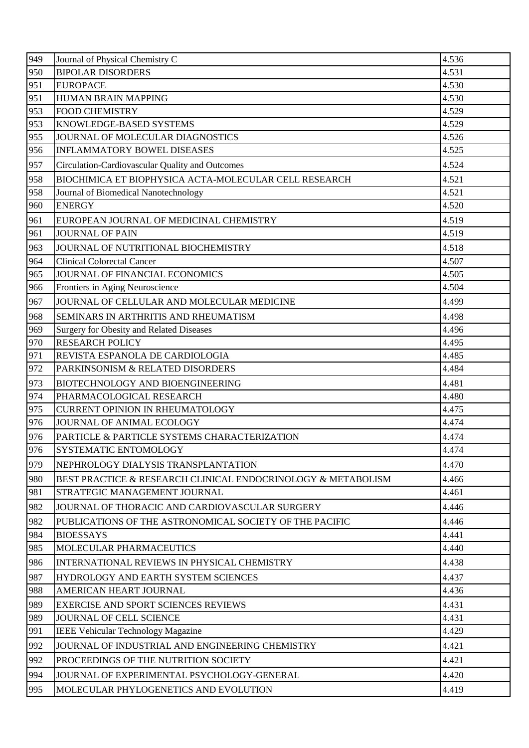| | | |
|---|---|---|
| 949 | Journal of Physical Chemistry C | 4.536 |
| 950 | BIPOLAR DISORDERS | 4.531 |
| 951 | EUROPACE | 4.530 |
| 951 | HUMAN BRAIN MAPPING | 4.530 |
| 953 | FOOD CHEMISTRY | 4.529 |
| 953 | KNOWLEDGE-BASED SYSTEMS | 4.529 |
| 955 | JOURNAL OF MOLECULAR DIAGNOSTICS | 4.526 |
| 956 | INFLAMMATORY BOWEL DISEASES | 4.525 |
| 957 | Circulation-Cardiovascular Quality and Outcomes | 4.524 |
| 958 | BIOCHIMICA ET BIOPHYSICA ACTA-MOLECULAR CELL RESEARCH | 4.521 |
| 958 | Journal of Biomedical Nanotechnology | 4.521 |
| 960 | ENERGY | 4.520 |
| 961 | EUROPEAN JOURNAL OF MEDICINAL CHEMISTRY | 4.519 |
| 961 | JOURNAL OF PAIN | 4.519 |
| 963 | JOURNAL OF NUTRITIONAL BIOCHEMISTRY | 4.518 |
| 964 | Clinical Colorectal Cancer | 4.507 |
| 965 | JOURNAL OF FINANCIAL ECONOMICS | 4.505 |
| 966 | Frontiers in Aging Neuroscience | 4.504 |
| 967 | JOURNAL OF CELLULAR AND MOLECULAR MEDICINE | 4.499 |
| 968 | SEMINARS IN ARTHRITIS AND RHEUMATISM | 4.498 |
| 969 | Surgery for Obesity and Related Diseases | 4.496 |
| 970 | RESEARCH POLICY | 4.495 |
| 971 | REVISTA ESPANOLA DE CARDIOLOGIA | 4.485 |
| 972 | PARKINSONISM & RELATED DISORDERS | 4.484 |
| 973 | BIOTECHNOLOGY AND BIOENGINEERING | 4.481 |
| 974 | PHARMACOLOGICAL RESEARCH | 4.480 |
| 975 | CURRENT OPINION IN RHEUMATOLOGY | 4.475 |
| 976 | JOURNAL OF ANIMAL ECOLOGY | 4.474 |
| 976 | PARTICLE & PARTICLE SYSTEMS CHARACTERIZATION | 4.474 |
| 976 | SYSTEMATIC ENTOMOLOGY | 4.474 |
| 979 | NEPHROLOGY DIALYSIS TRANSPLANTATION | 4.470 |
| 980 | BEST PRACTICE & RESEARCH CLINICAL ENDOCRINOLOGY & METABOLISM | 4.466 |
| 981 | STRATEGIC MANAGEMENT JOURNAL | 4.461 |
| 982 | JOURNAL OF THORACIC AND CARDIOVASCULAR SURGERY | 4.446 |
| 982 | PUBLICATIONS OF THE ASTRONOMICAL SOCIETY OF THE PACIFIC | 4.446 |
| 984 | BIOESSAYS | 4.441 |
| 985 | MOLECULAR PHARMACEUTICS | 4.440 |
| 986 | INTERNATIONAL REVIEWS IN PHYSICAL CHEMISTRY | 4.438 |
| 987 | HYDROLOGY AND EARTH SYSTEM SCIENCES | 4.437 |
| 988 | AMERICAN HEART JOURNAL | 4.436 |
| 989 | EXERCISE AND SPORT SCIENCES REVIEWS | 4.431 |
| 989 | JOURNAL OF CELL SCIENCE | 4.431 |
| 991 | IEEE Vehicular Technology Magazine | 4.429 |
| 992 | JOURNAL OF INDUSTRIAL AND ENGINEERING CHEMISTRY | 4.421 |
| 992 | PROCEEDINGS OF THE NUTRITION SOCIETY | 4.421 |
| 994 | JOURNAL OF EXPERIMENTAL PSYCHOLOGY-GENERAL | 4.420 |
| 995 | MOLECULAR PHYLOGENETICS AND EVOLUTION | 4.419 |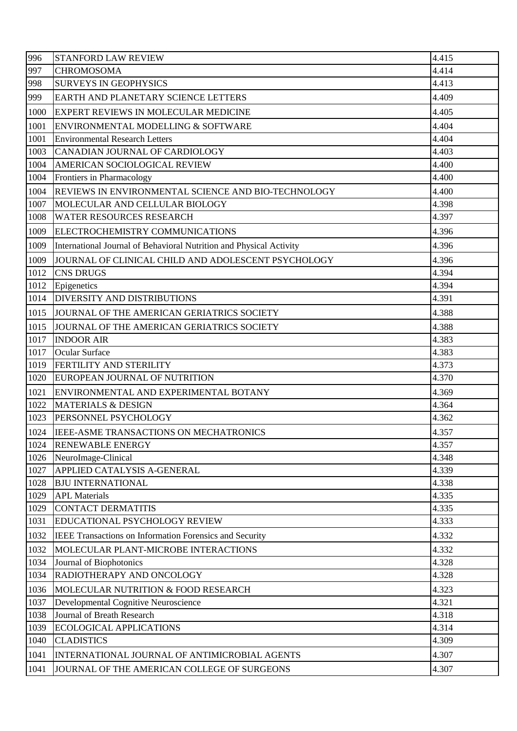| 996 | STANFORD LAW REVIEW | 4.415 |
|---|---|---|
| 997 | CHROMOSOMA | 4.414 |
| 998 | SURVEYS IN GEOPHYSICS | 4.413 |
| 999 | EARTH AND PLANETARY SCIENCE LETTERS | 4.409 |
| 1000 | EXPERT REVIEWS IN MOLECULAR MEDICINE | 4.405 |
| 1001 | ENVIRONMENTAL MODELLING & SOFTWARE | 4.404 |
| 1001 | Environmental Research Letters | 4.404 |
| 1003 | CANADIAN JOURNAL OF CARDIOLOGY | 4.403 |
| 1004 | AMERICAN SOCIOLOGICAL REVIEW | 4.400 |
| 1004 | Frontiers in Pharmacology | 4.400 |
| 1004 | REVIEWS IN ENVIRONMENTAL SCIENCE AND BIO-TECHNOLOGY | 4.400 |
| 1007 | MOLECULAR AND CELLULAR BIOLOGY | 4.398 |
| 1008 | WATER RESOURCES RESEARCH | 4.397 |
| 1009 | ELECTROCHEMISTRY COMMUNICATIONS | 4.396 |
| 1009 | International Journal of Behavioral Nutrition and Physical Activity | 4.396 |
| 1009 | JOURNAL OF CLINICAL CHILD AND ADOLESCENT PSYCHOLOGY | 4.396 |
| 1012 | CNS DRUGS | 4.394 |
| 1012 | Epigenetics | 4.394 |
| 1014 | DIVERSITY AND DISTRIBUTIONS | 4.391 |
| 1015 | JOURNAL OF THE AMERICAN GERIATRICS SOCIETY | 4.388 |
| 1015 | JOURNAL OF THE AMERICAN GERIATRICS SOCIETY | 4.388 |
| 1017 | INDOOR AIR | 4.383 |
| 1017 | Ocular Surface | 4.383 |
| 1019 | FERTILITY AND STERILITY | 4.373 |
| 1020 | EUROPEAN JOURNAL OF NUTRITION | 4.370 |
| 1021 | ENVIRONMENTAL AND EXPERIMENTAL BOTANY | 4.369 |
| 1022 | MATERIALS & DESIGN | 4.364 |
| 1023 | PERSONNEL PSYCHOLOGY | 4.362 |
| 1024 | IEEE-ASME TRANSACTIONS ON MECHATRONICS | 4.357 |
| 1024 | RENEWABLE ENERGY | 4.357 |
| 1026 | NeuroImage-Clinical | 4.348 |
| 1027 | APPLIED CATALYSIS A-GENERAL | 4.339 |
| 1028 | BJU INTERNATIONAL | 4.338 |
| 1029 | APL Materials | 4.335 |
| 1029 | CONTACT DERMATITIS | 4.335 |
| 1031 | EDUCATIONAL PSYCHOLOGY REVIEW | 4.333 |
| 1032 | IEEE Transactions on Information Forensics and Security | 4.332 |
| 1032 | MOLECULAR PLANT-MICROBE INTERACTIONS | 4.332 |
| 1034 | Journal of Biophotonics | 4.328 |
| 1034 | RADIOTHERAPY AND ONCOLOGY | 4.328 |
| 1036 | MOLECULAR NUTRITION & FOOD RESEARCH | 4.323 |
| 1037 | Developmental Cognitive Neuroscience | 4.321 |
| 1038 | Journal of Breath Research | 4.318 |
| 1039 | ECOLOGICAL APPLICATIONS | 4.314 |
| 1040 | CLADISTICS | 4.309 |
| 1041 | INTERNATIONAL JOURNAL OF ANTIMICROBIAL AGENTS | 4.307 |
| 1041 | JOURNAL OF THE AMERICAN COLLEGE OF SURGEONS | 4.307 |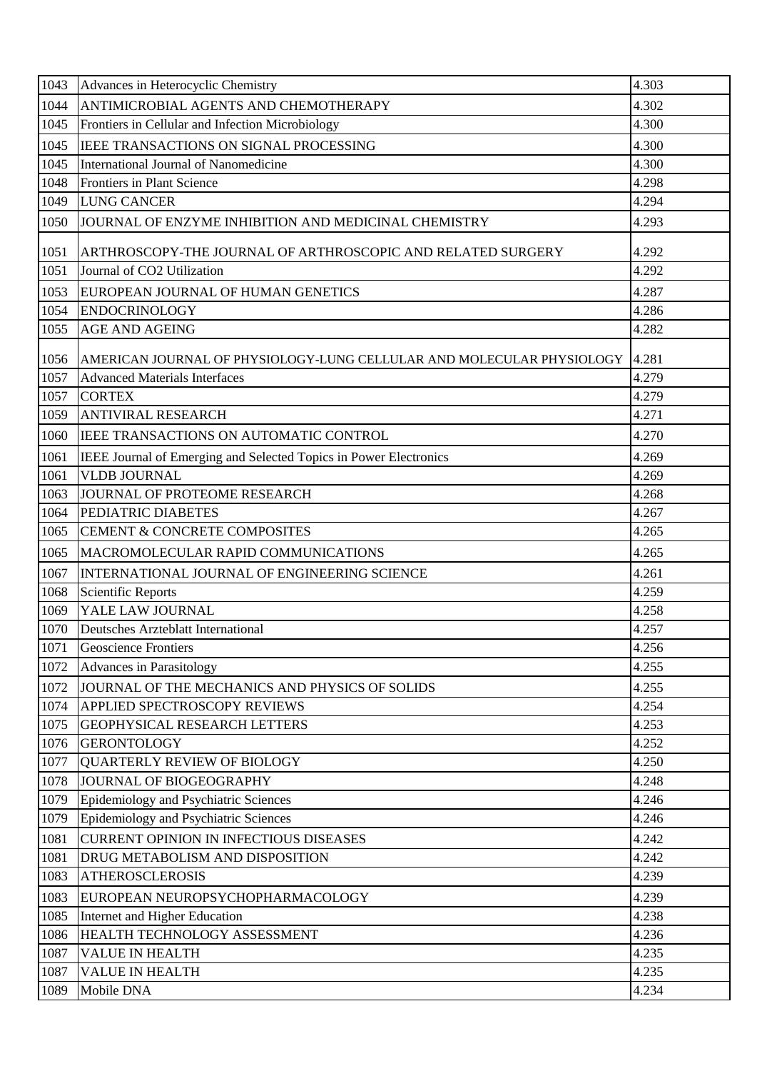| 1043 | Advances in Heterocyclic Chemistry | 4.303 |
|---|---|---|
| 1044 | ANTIMICROBIAL AGENTS AND CHEMOTHERAPY | 4.302 |
| 1045 | Frontiers in Cellular and Infection Microbiology | 4.300 |
| 1045 | IEEE TRANSACTIONS ON SIGNAL PROCESSING | 4.300 |
| 1045 | International Journal of Nanomedicine | 4.300 |
| 1048 | Frontiers in Plant Science | 4.298 |
| 1049 | LUNG CANCER | 4.294 |
| 1050 | JOURNAL OF ENZYME INHIBITION AND MEDICINAL CHEMISTRY | 4.293 |
| 1051 | ARTHROSCOPY-THE JOURNAL OF ARTHROSCOPIC AND RELATED SURGERY | 4.292 |
| 1051 | Journal of CO2 Utilization | 4.292 |
| 1053 | EUROPEAN JOURNAL OF HUMAN GENETICS | 4.287 |
| 1054 | ENDOCRINOLOGY | 4.286 |
| 1055 | AGE AND AGEING | 4.282 |
| 1056 | AMERICAN JOURNAL OF PHYSIOLOGY-LUNG CELLULAR AND MOLECULAR PHYSIOLOGY | 4.281 |
| 1057 | Advanced Materials Interfaces | 4.279 |
| 1057 | CORTEX | 4.279 |
| 1059 | ANTIVIRAL RESEARCH | 4.271 |
| 1060 | IEEE TRANSACTIONS ON AUTOMATIC CONTROL | 4.270 |
| 1061 | IEEE Journal of Emerging and Selected Topics in Power Electronics | 4.269 |
| 1061 | VLDB JOURNAL | 4.269 |
| 1063 | JOURNAL OF PROTEOME RESEARCH | 4.268 |
| 1064 | PEDIATRIC DIABETES | 4.267 |
| 1065 | CEMENT & CONCRETE COMPOSITES | 4.265 |
| 1065 | MACROMOLECULAR RAPID COMMUNICATIONS | 4.265 |
| 1067 | INTERNATIONAL JOURNAL OF ENGINEERING SCIENCE | 4.261 |
| 1068 | Scientific Reports | 4.259 |
| 1069 | YALE LAW JOURNAL | 4.258 |
| 1070 | Deutsches Arzteblatt International | 4.257 |
| 1071 | Geoscience Frontiers | 4.256 |
| 1072 | Advances in Parasitology | 4.255 |
| 1072 | JOURNAL OF THE MECHANICS AND PHYSICS OF SOLIDS | 4.255 |
| 1074 | APPLIED SPECTROSCOPY REVIEWS | 4.254 |
| 1075 | GEOPHYSICAL RESEARCH LETTERS | 4.253 |
| 1076 | GERONTOLOGY | 4.252 |
| 1077 | QUARTERLY REVIEW OF BIOLOGY | 4.250 |
| 1078 | JOURNAL OF BIOGEOGRAPHY | 4.248 |
| 1079 | Epidemiology and Psychiatric Sciences | 4.246 |
| 1079 | Epidemiology and Psychiatric Sciences | 4.246 |
| 1081 | CURRENT OPINION IN INFECTIOUS DISEASES | 4.242 |
| 1081 | DRUG METABOLISM AND DISPOSITION | 4.242 |
| 1083 | ATHEROSCLEROSIS | 4.239 |
| 1083 | EUROPEAN NEUROPSYCHOPHARMACOLOGY | 4.239 |
| 1085 | Internet and Higher Education | 4.238 |
| 1086 | HEALTH TECHNOLOGY ASSESSMENT | 4.236 |
| 1087 | VALUE IN HEALTH | 4.235 |
| 1087 | VALUE IN HEALTH | 4.235 |
| 1089 | Mobile DNA | 4.234 |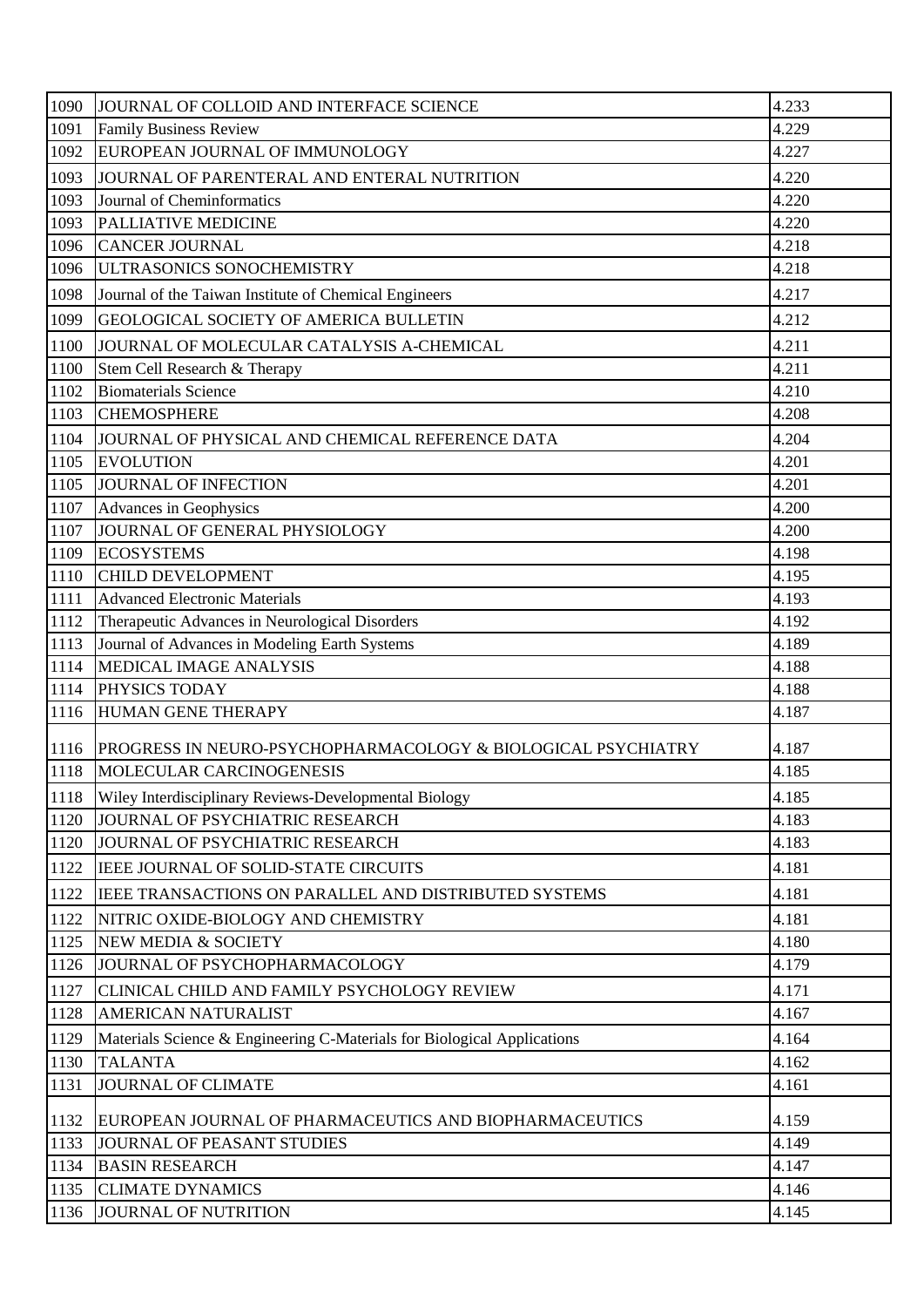| | | |
|---|---|---|
| 1090 | JOURNAL OF COLLOID AND INTERFACE SCIENCE | 4.233 |
| 1091 | Family Business Review | 4.229 |
| 1092 | EUROPEAN JOURNAL OF IMMUNOLOGY | 4.227 |
| 1093 | JOURNAL OF PARENTERAL AND ENTERAL NUTRITION | 4.220 |
| 1093 | Journal of Cheminformatics | 4.220 |
| 1093 | PALLIATIVE MEDICINE | 4.220 |
| 1096 | CANCER JOURNAL | 4.218 |
| 1096 | ULTRASONICS SONOCHEMISTRY | 4.218 |
| 1098 | Journal of the Taiwan Institute of Chemical Engineers | 4.217 |
| 1099 | GEOLOGICAL SOCIETY OF AMERICA BULLETIN | 4.212 |
| 1100 | JOURNAL OF MOLECULAR CATALYSIS A-CHEMICAL | 4.211 |
| 1100 | Stem Cell Research & Therapy | 4.211 |
| 1102 | Biomaterials Science | 4.210 |
| 1103 | CHEMOSPHERE | 4.208 |
| 1104 | JOURNAL OF PHYSICAL AND CHEMICAL REFERENCE DATA | 4.204 |
| 1105 | EVOLUTION | 4.201 |
| 1105 | JOURNAL OF INFECTION | 4.201 |
| 1107 | Advances in Geophysics | 4.200 |
| 1107 | JOURNAL OF GENERAL PHYSIOLOGY | 4.200 |
| 1109 | ECOSYSTEMS | 4.198 |
| 1110 | CHILD DEVELOPMENT | 4.195 |
| 1111 | Advanced Electronic Materials | 4.193 |
| 1112 | Therapeutic Advances in Neurological Disorders | 4.192 |
| 1113 | Journal of Advances in Modeling Earth Systems | 4.189 |
| 1114 | MEDICAL IMAGE ANALYSIS | 4.188 |
| 1114 | PHYSICS TODAY | 4.188 |
| 1116 | HUMAN GENE THERAPY | 4.187 |
| 1116 | PROGRESS IN NEURO-PSYCHOPHARMACOLOGY & BIOLOGICAL PSYCHIATRY | 4.187 |
| 1118 | MOLECULAR CARCINOGENESIS | 4.185 |
| 1118 | Wiley Interdisciplinary Reviews-Developmental Biology | 4.185 |
| 1120 | JOURNAL OF PSYCHIATRIC RESEARCH | 4.183 |
| 1120 | JOURNAL OF PSYCHIATRIC RESEARCH | 4.183 |
| 1122 | IEEE JOURNAL OF SOLID-STATE CIRCUITS | 4.181 |
| 1122 | IEEE TRANSACTIONS ON PARALLEL AND DISTRIBUTED SYSTEMS | 4.181 |
| 1122 | NITRIC OXIDE-BIOLOGY AND CHEMISTRY | 4.181 |
| 1125 | NEW MEDIA & SOCIETY | 4.180 |
| 1126 | JOURNAL OF PSYCHOPHARMACOLOGY | 4.179 |
| 1127 | CLINICAL CHILD AND FAMILY PSYCHOLOGY REVIEW | 4.171 |
| 1128 | AMERICAN NATURALIST | 4.167 |
| 1129 | Materials Science & Engineering C-Materials for Biological Applications | 4.164 |
| 1130 | TALANTA | 4.162 |
| 1131 | JOURNAL OF CLIMATE | 4.161 |
| 1132 | EUROPEAN JOURNAL OF PHARMACEUTICS AND BIOPHARMACEUTICS | 4.159 |
| 1133 | JOURNAL OF PEASANT STUDIES | 4.149 |
| 1134 | BASIN RESEARCH | 4.147 |
| 1135 | CLIMATE DYNAMICS | 4.146 |
| 1136 | JOURNAL OF NUTRITION | 4.145 |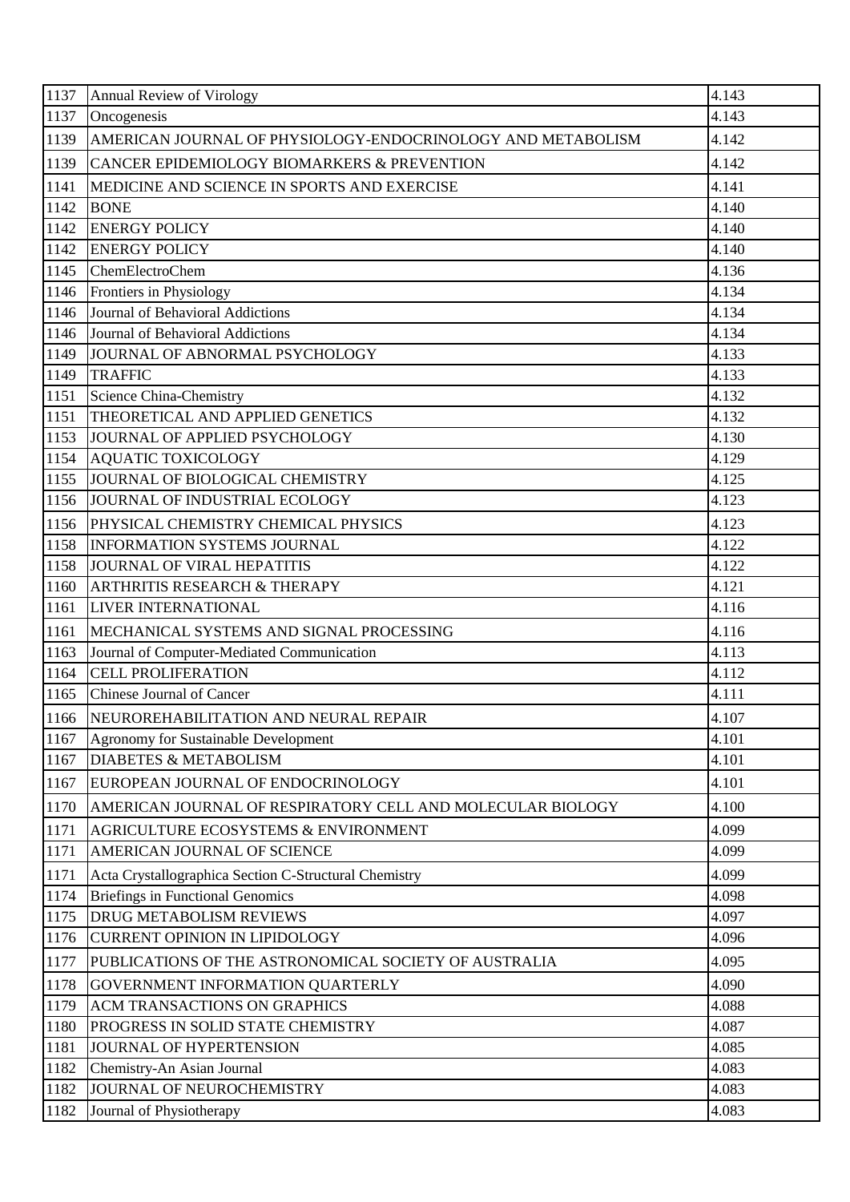| 1137 | Annual Review of Virology | 4.143 |
|---|---|---|
| 1137 | Oncogenesis | 4.143 |
| 1139 | AMERICAN JOURNAL OF PHYSIOLOGY-ENDOCRINOLOGY AND METABOLISM | 4.142 |
| 1139 | CANCER EPIDEMIOLOGY BIOMARKERS & PREVENTION | 4.142 |
| 1141 | MEDICINE AND SCIENCE IN SPORTS AND EXERCISE | 4.141 |
| 1142 | BONE | 4.140 |
| 1142 | ENERGY POLICY | 4.140 |
| 1142 | ENERGY POLICY | 4.140 |
| 1145 | ChemElectroChem | 4.136 |
| 1146 | Frontiers in Physiology | 4.134 |
| 1146 | Journal of Behavioral Addictions | 4.134 |
| 1146 | Journal of Behavioral Addictions | 4.134 |
| 1149 | JOURNAL OF ABNORMAL PSYCHOLOGY | 4.133 |
| 1149 | TRAFFIC | 4.133 |
| 1151 | Science China-Chemistry | 4.132 |
| 1151 | THEORETICAL AND APPLIED GENETICS | 4.132 |
| 1153 | JOURNAL OF APPLIED PSYCHOLOGY | 4.130 |
| 1154 | AQUATIC TOXICOLOGY | 4.129 |
| 1155 | JOURNAL OF BIOLOGICAL CHEMISTRY | 4.125 |
| 1156 | JOURNAL OF INDUSTRIAL ECOLOGY | 4.123 |
| 1156 | PHYSICAL CHEMISTRY CHEMICAL PHYSICS | 4.123 |
| 1158 | INFORMATION SYSTEMS JOURNAL | 4.122 |
| 1158 | JOURNAL OF VIRAL HEPATITIS | 4.122 |
| 1160 | ARTHRITIS RESEARCH & THERAPY | 4.121 |
| 1161 | LIVER INTERNATIONAL | 4.116 |
| 1161 | MECHANICAL SYSTEMS AND SIGNAL PROCESSING | 4.116 |
| 1163 | Journal of Computer-Mediated Communication | 4.113 |
| 1164 | CELL PROLIFERATION | 4.112 |
| 1165 | Chinese Journal of Cancer | 4.111 |
| 1166 | NEUROREHABILITATION AND NEURAL REPAIR | 4.107 |
| 1167 | Agronomy for Sustainable Development | 4.101 |
| 1167 | DIABETES & METABOLISM | 4.101 |
| 1167 | EUROPEAN JOURNAL OF ENDOCRINOLOGY | 4.101 |
| 1170 | AMERICAN JOURNAL OF RESPIRATORY CELL AND MOLECULAR BIOLOGY | 4.100 |
| 1171 | AGRICULTURE ECOSYSTEMS & ENVIRONMENT | 4.099 |
| 1171 | AMERICAN JOURNAL OF SCIENCE | 4.099 |
| 1171 | Acta Crystallographica Section C-Structural Chemistry | 4.099 |
| 1174 | Briefings in Functional Genomics | 4.098 |
| 1175 | DRUG METABOLISM REVIEWS | 4.097 |
| 1176 | CURRENT OPINION IN LIPIDOLOGY | 4.096 |
| 1177 | PUBLICATIONS OF THE ASTRONOMICAL SOCIETY OF AUSTRALIA | 4.095 |
| 1178 | GOVERNMENT INFORMATION QUARTERLY | 4.090 |
| 1179 | ACM TRANSACTIONS ON GRAPHICS | 4.088 |
| 1180 | PROGRESS IN SOLID STATE CHEMISTRY | 4.087 |
| 1181 | JOURNAL OF HYPERTENSION | 4.085 |
| 1182 | Chemistry-An Asian Journal | 4.083 |
| 1182 | JOURNAL OF NEUROCHEMISTRY | 4.083 |
| 1182 | Journal of Physiotherapy | 4.083 |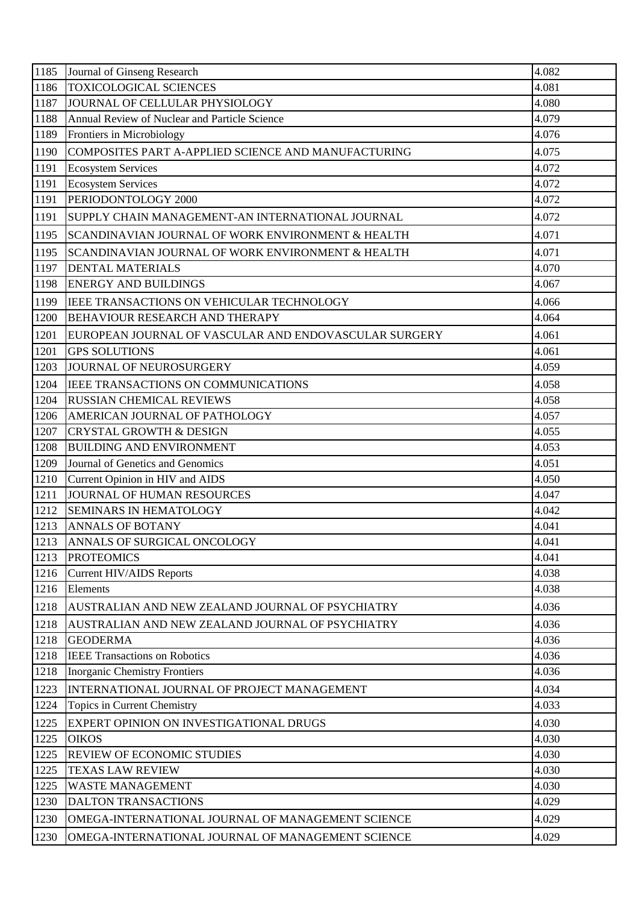| 1185 | Journal of Ginseng Research | 4.082 |
|---|---|---|
| 1186 | TOXICOLOGICAL SCIENCES | 4.081 |
| 1187 | JOURNAL OF CELLULAR PHYSIOLOGY | 4.080 |
| 1188 | Annual Review of Nuclear and Particle Science | 4.079 |
| 1189 | Frontiers in Microbiology | 4.076 |
| 1190 | COMPOSITES PART A-APPLIED SCIENCE AND MANUFACTURING | 4.075 |
| 1191 | Ecosystem Services | 4.072 |
| 1191 | Ecosystem Services | 4.072 |
| 1191 | PERIODONTOLOGY 2000 | 4.072 |
| 1191 | SUPPLY CHAIN MANAGEMENT-AN INTERNATIONAL JOURNAL | 4.072 |
| 1195 | SCANDINAVIAN JOURNAL OF WORK ENVIRONMENT & HEALTH | 4.071 |
| 1195 | SCANDINAVIAN JOURNAL OF WORK ENVIRONMENT & HEALTH | 4.071 |
| 1197 | DENTAL MATERIALS | 4.070 |
| 1198 | ENERGY AND BUILDINGS | 4.067 |
| 1199 | IEEE TRANSACTIONS ON VEHICULAR TECHNOLOGY | 4.066 |
| 1200 | BEHAVIOUR RESEARCH AND THERAPY | 4.064 |
| 1201 | EUROPEAN JOURNAL OF VASCULAR AND ENDOVASCULAR SURGERY | 4.061 |
| 1201 | GPS SOLUTIONS | 4.061 |
| 1203 | JOURNAL OF NEUROSURGERY | 4.059 |
| 1204 | IEEE TRANSACTIONS ON COMMUNICATIONS | 4.058 |
| 1204 | RUSSIAN CHEMICAL REVIEWS | 4.058 |
| 1206 | AMERICAN JOURNAL OF PATHOLOGY | 4.057 |
| 1207 | CRYSTAL GROWTH & DESIGN | 4.055 |
| 1208 | BUILDING AND ENVIRONMENT | 4.053 |
| 1209 | Journal of Genetics and Genomics | 4.051 |
| 1210 | Current Opinion in HIV and AIDS | 4.050 |
| 1211 | JOURNAL OF HUMAN RESOURCES | 4.047 |
| 1212 | SEMINARS IN HEMATOLOGY | 4.042 |
| 1213 | ANNALS OF BOTANY | 4.041 |
| 1213 | ANNALS OF SURGICAL ONCOLOGY | 4.041 |
| 1213 | PROTEOMICS | 4.041 |
| 1216 | Current HIV/AIDS Reports | 4.038 |
| 1216 | Elements | 4.038 |
| 1218 | AUSTRALIAN AND NEW ZEALAND JOURNAL OF PSYCHIATRY | 4.036 |
| 1218 | AUSTRALIAN AND NEW ZEALAND JOURNAL OF PSYCHIATRY | 4.036 |
| 1218 | GEODERMA | 4.036 |
| 1218 | IEEE Transactions on Robotics | 4.036 |
| 1218 | Inorganic Chemistry Frontiers | 4.036 |
| 1223 | INTERNATIONAL JOURNAL OF PROJECT MANAGEMENT | 4.034 |
| 1224 | Topics in Current Chemistry | 4.033 |
| 1225 | EXPERT OPINION ON INVESTIGATIONAL DRUGS | 4.030 |
| 1225 | OIKOS | 4.030 |
| 1225 | REVIEW OF ECONOMIC STUDIES | 4.030 |
| 1225 | TEXAS LAW REVIEW | 4.030 |
| 1225 | WASTE MANAGEMENT | 4.030 |
| 1230 | DALTON TRANSACTIONS | 4.029 |
| 1230 | OMEGA-INTERNATIONAL JOURNAL OF MANAGEMENT SCIENCE | 4.029 |
| 1230 | OMEGA-INTERNATIONAL JOURNAL OF MANAGEMENT SCIENCE | 4.029 |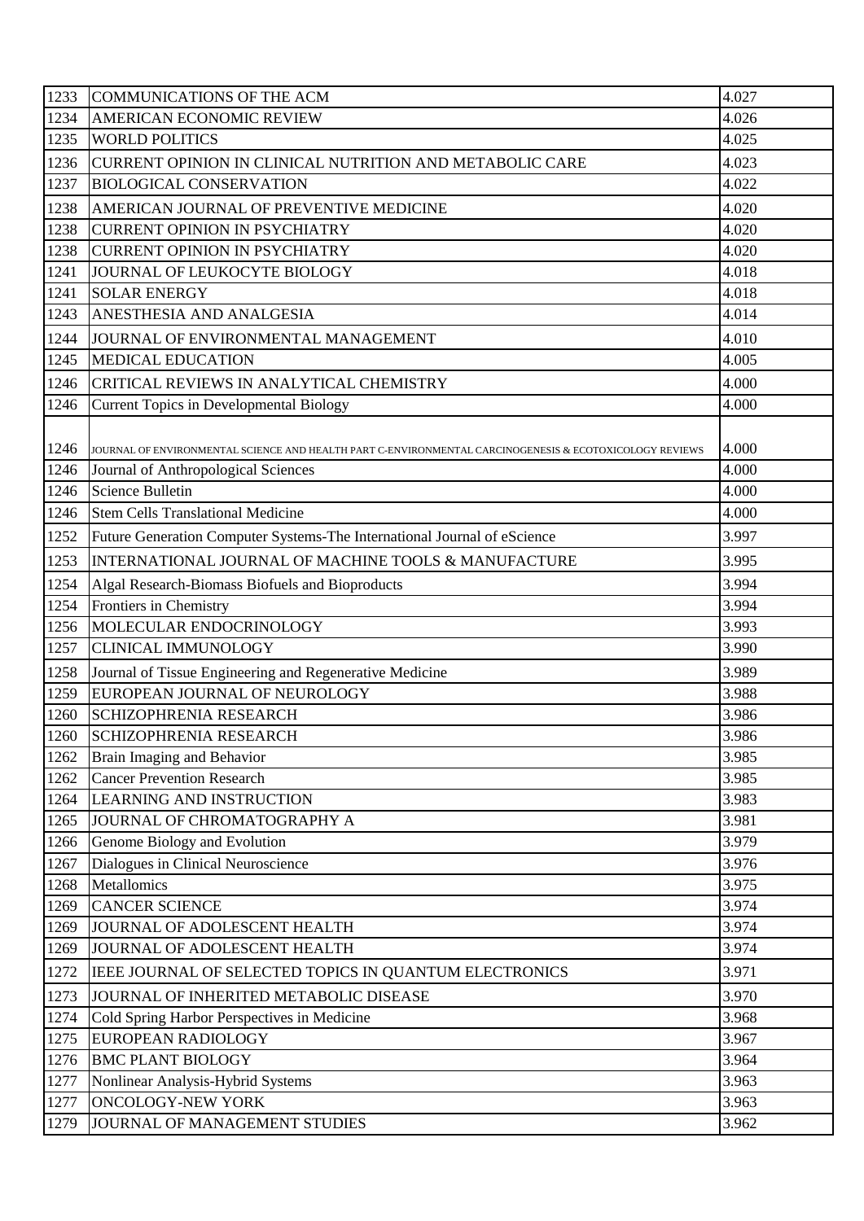| 1233 | COMMUNICATIONS OF THE ACM | 4.027 |
|---|---|---|
| 1234 | AMERICAN ECONOMIC REVIEW | 4.026 |
| 1235 | WORLD POLITICS | 4.025 |
| 1236 | CURRENT OPINION IN CLINICAL NUTRITION AND METABOLIC CARE | 4.023 |
| 1237 | BIOLOGICAL CONSERVATION | 4.022 |
| 1238 | AMERICAN JOURNAL OF PREVENTIVE MEDICINE | 4.020 |
| 1238 | CURRENT OPINION IN PSYCHIATRY | 4.020 |
| 1238 | CURRENT OPINION IN PSYCHIATRY | 4.020 |
| 1241 | JOURNAL OF LEUKOCYTE BIOLOGY | 4.018 |
| 1241 | SOLAR ENERGY | 4.018 |
| 1243 | ANESTHESIA AND ANALGESIA | 4.014 |
| 1244 | JOURNAL OF ENVIRONMENTAL MANAGEMENT | 4.010 |
| 1245 | MEDICAL EDUCATION | 4.005 |
| 1246 | CRITICAL REVIEWS IN ANALYTICAL CHEMISTRY | 4.000 |
| 1246 | Current Topics in Developmental Biology | 4.000 |
| 1246 | JOURNAL OF ENVIRONMENTAL SCIENCE AND HEALTH PART C-ENVIRONMENTAL CARCINOGENESIS & ECOTOXICOLOGY REVIEWS | 4.000 |
| 1246 | Journal of Anthropological Sciences | 4.000 |
| 1246 | Science Bulletin | 4.000 |
| 1246 | Stem Cells Translational Medicine | 4.000 |
| 1252 | Future Generation Computer Systems-The International Journal of eScience | 3.997 |
| 1253 | INTERNATIONAL JOURNAL OF MACHINE TOOLS & MANUFACTURE | 3.995 |
| 1254 | Algal Research-Biomass Biofuels and Bioproducts | 3.994 |
| 1254 | Frontiers in Chemistry | 3.994 |
| 1256 | MOLECULAR ENDOCRINOLOGY | 3.993 |
| 1257 | CLINICAL IMMUNOLOGY | 3.990 |
| 1258 | Journal of Tissue Engineering and Regenerative Medicine | 3.989 |
| 1259 | EUROPEAN JOURNAL OF NEUROLOGY | 3.988 |
| 1260 | SCHIZOPHRENIA RESEARCH | 3.986 |
| 1260 | SCHIZOPHRENIA RESEARCH | 3.986 |
| 1262 | Brain Imaging and Behavior | 3.985 |
| 1262 | Cancer Prevention Research | 3.985 |
| 1264 | LEARNING AND INSTRUCTION | 3.983 |
| 1265 | JOURNAL OF CHROMATOGRAPHY A | 3.981 |
| 1266 | Genome Biology and Evolution | 3.979 |
| 1267 | Dialogues in Clinical Neuroscience | 3.976 |
| 1268 | Metallomics | 3.975 |
| 1269 | CANCER SCIENCE | 3.974 |
| 1269 | JOURNAL OF ADOLESCENT HEALTH | 3.974 |
| 1269 | JOURNAL OF ADOLESCENT HEALTH | 3.974 |
| 1272 | IEEE JOURNAL OF SELECTED TOPICS IN QUANTUM ELECTRONICS | 3.971 |
| 1273 | JOURNAL OF INHERITED METABOLIC DISEASE | 3.970 |
| 1274 | Cold Spring Harbor Perspectives in Medicine | 3.968 |
| 1275 | EUROPEAN RADIOLOGY | 3.967 |
| 1276 | BMC PLANT BIOLOGY | 3.964 |
| 1277 | Nonlinear Analysis-Hybrid Systems | 3.963 |
| 1277 | ONCOLOGY-NEW YORK | 3.963 |
| 1279 | JOURNAL OF MANAGEMENT STUDIES | 3.962 |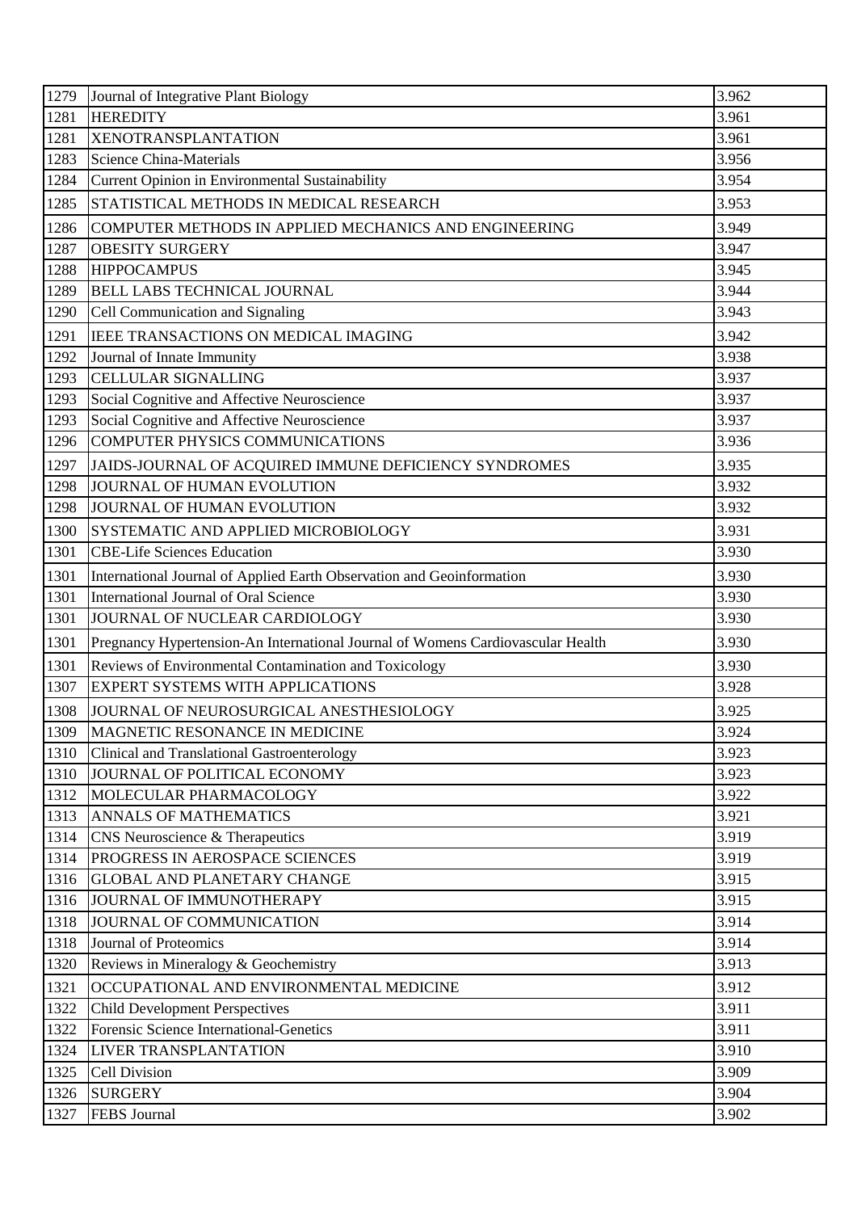| 1279 | Journal of Integrative Plant Biology | 3.962 |
|---|---|---|
| 1281 | HEREDITY | 3.961 |
| 1281 | XENOTRANSPLANTATION | 3.961 |
| 1283 | Science China-Materials | 3.956 |
| 1284 | Current Opinion in Environmental Sustainability | 3.954 |
| 1285 | STATISTICAL METHODS IN MEDICAL RESEARCH | 3.953 |
| 1286 | COMPUTER METHODS IN APPLIED MECHANICS AND ENGINEERING | 3.949 |
| 1287 | OBESITY SURGERY | 3.947 |
| 1288 | HIPPOCAMPUS | 3.945 |
| 1289 | BELL LABS TECHNICAL JOURNAL | 3.944 |
| 1290 | Cell Communication and Signaling | 3.943 |
| 1291 | IEEE TRANSACTIONS ON MEDICAL IMAGING | 3.942 |
| 1292 | Journal of Innate Immunity | 3.938 |
| 1293 | CELLULAR SIGNALLING | 3.937 |
| 1293 | Social Cognitive and Affective Neuroscience | 3.937 |
| 1293 | Social Cognitive and Affective Neuroscience | 3.937 |
| 1296 | COMPUTER PHYSICS COMMUNICATIONS | 3.936 |
| 1297 | JAIDS-JOURNAL OF ACQUIRED IMMUNE DEFICIENCY SYNDROMES | 3.935 |
| 1298 | JOURNAL OF HUMAN EVOLUTION | 3.932 |
| 1298 | JOURNAL OF HUMAN EVOLUTION | 3.932 |
| 1300 | SYSTEMATIC AND APPLIED MICROBIOLOGY | 3.931 |
| 1301 | CBE-Life Sciences Education | 3.930 |
| 1301 | International Journal of Applied Earth Observation and Geoinformation | 3.930 |
| 1301 | International Journal of Oral Science | 3.930 |
| 1301 | JOURNAL OF NUCLEAR CARDIOLOGY | 3.930 |
| 1301 | Pregnancy Hypertension-An International Journal of Womens Cardiovascular Health | 3.930 |
| 1301 | Reviews of Environmental Contamination and Toxicology | 3.930 |
| 1307 | EXPERT SYSTEMS WITH APPLICATIONS | 3.928 |
| 1308 | JOURNAL OF NEUROSURGICAL ANESTHESIOLOGY | 3.925 |
| 1309 | MAGNETIC RESONANCE IN MEDICINE | 3.924 |
| 1310 | Clinical and Translational Gastroenterology | 3.923 |
| 1310 | JOURNAL OF POLITICAL ECONOMY | 3.923 |
| 1312 | MOLECULAR PHARMACOLOGY | 3.922 |
| 1313 | ANNALS OF MATHEMATICS | 3.921 |
| 1314 | CNS Neuroscience & Therapeutics | 3.919 |
| 1314 | PROGRESS IN AEROSPACE SCIENCES | 3.919 |
| 1316 | GLOBAL AND PLANETARY CHANGE | 3.915 |
| 1316 | JOURNAL OF IMMUNOTHERAPY | 3.915 |
| 1318 | JOURNAL OF COMMUNICATION | 3.914 |
| 1318 | Journal of Proteomics | 3.914 |
| 1320 | Reviews in Mineralogy & Geochemistry | 3.913 |
| 1321 | OCCUPATIONAL AND ENVIRONMENTAL MEDICINE | 3.912 |
| 1322 | Child Development Perspectives | 3.911 |
| 1322 | Forensic Science International-Genetics | 3.911 |
| 1324 | LIVER TRANSPLANTATION | 3.910 |
| 1325 | Cell Division | 3.909 |
| 1326 | SURGERY | 3.904 |
| 1327 | FEBS Journal | 3.902 |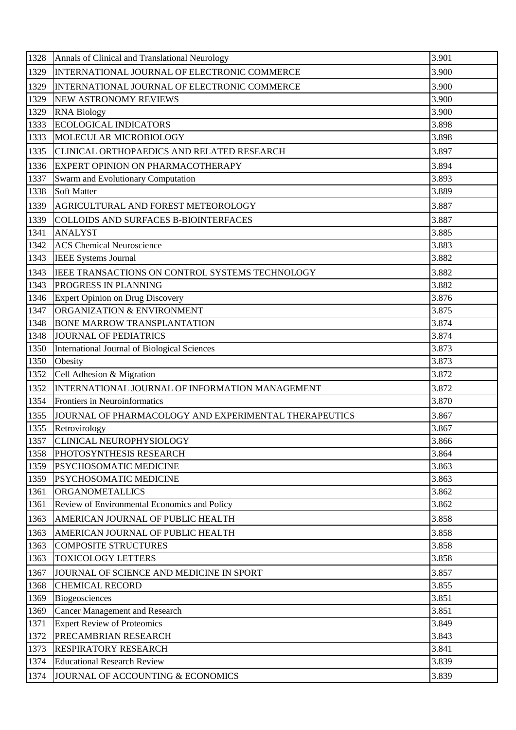| 1328 | Annals of Clinical and Translational Neurology | 3.901 |
|---|---|---|
| 1329 | INTERNATIONAL JOURNAL OF ELECTRONIC COMMERCE | 3.900 |
| 1329 | INTERNATIONAL JOURNAL OF ELECTRONIC COMMERCE | 3.900 |
| 1329 | NEW ASTRONOMY REVIEWS | 3.900 |
| 1329 | RNA Biology | 3.900 |
| 1333 | ECOLOGICAL INDICATORS | 3.898 |
| 1333 | MOLECULAR MICROBIOLOGY | 3.898 |
| 1335 | CLINICAL ORTHOPAEDICS AND RELATED RESEARCH | 3.897 |
| 1336 | EXPERT OPINION ON PHARMACOTHERAPY | 3.894 |
| 1337 | Swarm and Evolutionary Computation | 3.893 |
| 1338 | Soft Matter | 3.889 |
| 1339 | AGRICULTURAL AND FOREST METEOROLOGY | 3.887 |
| 1339 | COLLOIDS AND SURFACES B-BIOINTERFACES | 3.887 |
| 1341 | ANALYST | 3.885 |
| 1342 | ACS Chemical Neuroscience | 3.883 |
| 1343 | IEEE Systems Journal | 3.882 |
| 1343 | IEEE TRANSACTIONS ON CONTROL SYSTEMS TECHNOLOGY | 3.882 |
| 1343 | PROGRESS IN PLANNING | 3.882 |
| 1346 | Expert Opinion on Drug Discovery | 3.876 |
| 1347 | ORGANIZATION & ENVIRONMENT | 3.875 |
| 1348 | BONE MARROW TRANSPLANTATION | 3.874 |
| 1348 | JOURNAL OF PEDIATRICS | 3.874 |
| 1350 | International Journal of Biological Sciences | 3.873 |
| 1350 | Obesity | 3.873 |
| 1352 | Cell Adhesion & Migration | 3.872 |
| 1352 | INTERNATIONAL JOURNAL OF INFORMATION MANAGEMENT | 3.872 |
| 1354 | Frontiers in Neuroinformatics | 3.870 |
| 1355 | JOURNAL OF PHARMACOLOGY AND EXPERIMENTAL THERAPEUTICS | 3.867 |
| 1355 | Retrovirology | 3.867 |
| 1357 | CLINICAL NEUROPHYSIOLOGY | 3.866 |
| 1358 | PHOTOSYNTHESIS RESEARCH | 3.864 |
| 1359 | PSYCHOSOMATIC MEDICINE | 3.863 |
| 1359 | PSYCHOSOMATIC MEDICINE | 3.863 |
| 1361 | ORGANOMETALLICS | 3.862 |
| 1361 | Review of Environmental Economics and Policy | 3.862 |
| 1363 | AMERICAN JOURNAL OF PUBLIC HEALTH | 3.858 |
| 1363 | AMERICAN JOURNAL OF PUBLIC HEALTH | 3.858 |
| 1363 | COMPOSITE STRUCTURES | 3.858 |
| 1363 | TOXICOLOGY LETTERS | 3.858 |
| 1367 | JOURNAL OF SCIENCE AND MEDICINE IN SPORT | 3.857 |
| 1368 | CHEMICAL RECORD | 3.855 |
| 1369 | Biogeosciences | 3.851 |
| 1369 | Cancer Management and Research | 3.851 |
| 1371 | Expert Review of Proteomics | 3.849 |
| 1372 | PRECAMBRIAN RESEARCH | 3.843 |
| 1373 | RESPIRATORY RESEARCH | 3.841 |
| 1374 | Educational Research Review | 3.839 |
| 1374 | JOURNAL OF ACCOUNTING & ECONOMICS | 3.839 |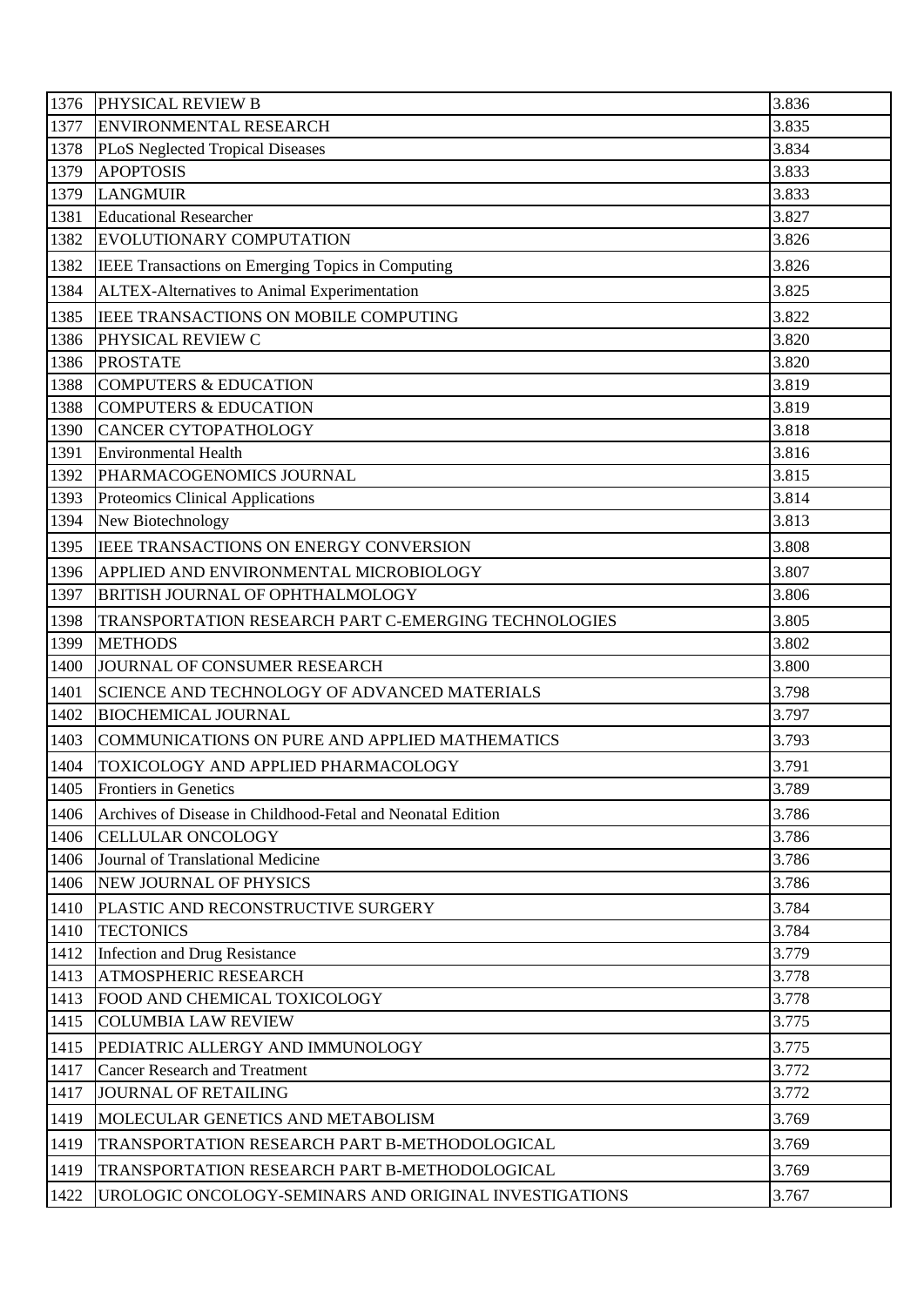| 1376 | PHYSICAL REVIEW B | 3.836 |
|---|---|---|
| 1377 | ENVIRONMENTAL RESEARCH | 3.835 |
| 1378 | PLoS Neglected Tropical Diseases | 3.834 |
| 1379 | APOPTOSIS | 3.833 |
| 1379 | LANGMUIR | 3.833 |
| 1381 | Educational Researcher | 3.827 |
| 1382 | EVOLUTIONARY COMPUTATION | 3.826 |
| 1382 | IEEE Transactions on Emerging Topics in Computing | 3.826 |
| 1384 | ALTEX-Alternatives to Animal Experimentation | 3.825 |
| 1385 | IEEE TRANSACTIONS ON MOBILE COMPUTING | 3.822 |
| 1386 | PHYSICAL REVIEW C | 3.820 |
| 1386 | PROSTATE | 3.820 |
| 1388 | COMPUTERS & EDUCATION | 3.819 |
| 1388 | COMPUTERS & EDUCATION | 3.819 |
| 1390 | CANCER CYTOPATHOLOGY | 3.818 |
| 1391 | Environmental Health | 3.816 |
| 1392 | PHARMACOGENOMICS JOURNAL | 3.815 |
| 1393 | Proteomics Clinical Applications | 3.814 |
| 1394 | New Biotechnology | 3.813 |
| 1395 | IEEE TRANSACTIONS ON ENERGY CONVERSION | 3.808 |
| 1396 | APPLIED AND ENVIRONMENTAL MICROBIOLOGY | 3.807 |
| 1397 | BRITISH JOURNAL OF OPHTHALMOLOGY | 3.806 |
| 1398 | TRANSPORTATION RESEARCH PART C-EMERGING TECHNOLOGIES | 3.805 |
| 1399 | METHODS | 3.802 |
| 1400 | JOURNAL OF CONSUMER RESEARCH | 3.800 |
| 1401 | SCIENCE AND TECHNOLOGY OF ADVANCED MATERIALS | 3.798 |
| 1402 | BIOCHEMICAL JOURNAL | 3.797 |
| 1403 | COMMUNICATIONS ON PURE AND APPLIED MATHEMATICS | 3.793 |
| 1404 | TOXICOLOGY AND APPLIED PHARMACOLOGY | 3.791 |
| 1405 | Frontiers in Genetics | 3.789 |
| 1406 | Archives of Disease in Childhood-Fetal and Neonatal Edition | 3.786 |
| 1406 | CELLULAR ONCOLOGY | 3.786 |
| 1406 | Journal of Translational Medicine | 3.786 |
| 1406 | NEW JOURNAL OF PHYSICS | 3.786 |
| 1410 | PLASTIC AND RECONSTRUCTIVE SURGERY | 3.784 |
| 1410 | TECTONICS | 3.784 |
| 1412 | Infection and Drug Resistance | 3.779 |
| 1413 | ATMOSPHERIC RESEARCH | 3.778 |
| 1413 | FOOD AND CHEMICAL TOXICOLOGY | 3.778 |
| 1415 | COLUMBIA LAW REVIEW | 3.775 |
| 1415 | PEDIATRIC ALLERGY AND IMMUNOLOGY | 3.775 |
| 1417 | Cancer Research and Treatment | 3.772 |
| 1417 | JOURNAL OF RETAILING | 3.772 |
| 1419 | MOLECULAR GENETICS AND METABOLISM | 3.769 |
| 1419 | TRANSPORTATION RESEARCH PART B-METHODOLOGICAL | 3.769 |
| 1419 | TRANSPORTATION RESEARCH PART B-METHODOLOGICAL | 3.769 |
| 1422 | UROLOGIC ONCOLOGY-SEMINARS AND ORIGINAL INVESTIGATIONS | 3.767 |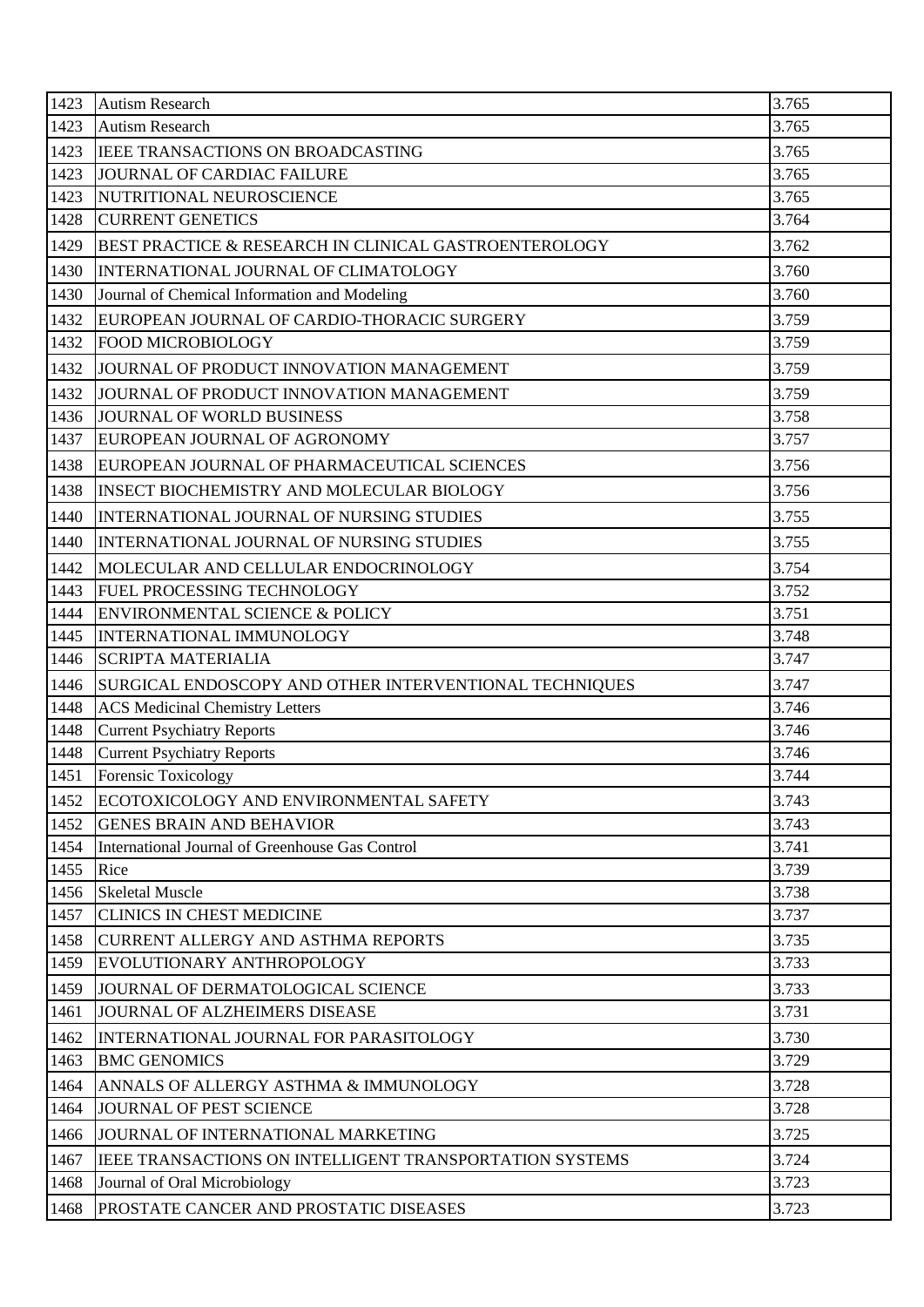| 1423 | Autism Research | 3.765 |
|---|---|---|
| 1423 | Autism Research | 3.765 |
| 1423 | IEEE TRANSACTIONS ON BROADCASTING | 3.765 |
| 1423 | JOURNAL OF CARDIAC FAILURE | 3.765 |
| 1423 | NUTRITIONAL NEUROSCIENCE | 3.765 |
| 1428 | CURRENT GENETICS | 3.764 |
| 1429 | BEST PRACTICE & RESEARCH IN CLINICAL GASTROENTEROLOGY | 3.762 |
| 1430 | INTERNATIONAL JOURNAL OF CLIMATOLOGY | 3.760 |
| 1430 | Journal of Chemical Information and Modeling | 3.760 |
| 1432 | EUROPEAN JOURNAL OF CARDIO-THORACIC SURGERY | 3.759 |
| 1432 | FOOD MICROBIOLOGY | 3.759 |
| 1432 | JOURNAL OF PRODUCT INNOVATION MANAGEMENT | 3.759 |
| 1432 | JOURNAL OF PRODUCT INNOVATION MANAGEMENT | 3.759 |
| 1436 | JOURNAL OF WORLD BUSINESS | 3.758 |
| 1437 | EUROPEAN JOURNAL OF AGRONOMY | 3.757 |
| 1438 | EUROPEAN JOURNAL OF PHARMACEUTICAL SCIENCES | 3.756 |
| 1438 | INSECT BIOCHEMISTRY AND MOLECULAR BIOLOGY | 3.756 |
| 1440 | INTERNATIONAL JOURNAL OF NURSING STUDIES | 3.755 |
| 1440 | INTERNATIONAL JOURNAL OF NURSING STUDIES | 3.755 |
| 1442 | MOLECULAR AND CELLULAR ENDOCRINOLOGY | 3.754 |
| 1443 | FUEL PROCESSING TECHNOLOGY | 3.752 |
| 1444 | ENVIRONMENTAL SCIENCE & POLICY | 3.751 |
| 1445 | INTERNATIONAL IMMUNOLOGY | 3.748 |
| 1446 | SCRIPTA MATERIALIA | 3.747 |
| 1446 | SURGICAL ENDOSCOPY AND OTHER INTERVENTIONAL TECHNIQUES | 3.747 |
| 1448 | ACS Medicinal Chemistry Letters | 3.746 |
| 1448 | Current Psychiatry Reports | 3.746 |
| 1448 | Current Psychiatry Reports | 3.746 |
| 1451 | Forensic Toxicology | 3.744 |
| 1452 | ECOTOXICOLOGY AND ENVIRONMENTAL SAFETY | 3.743 |
| 1452 | GENES BRAIN AND BEHAVIOR | 3.743 |
| 1454 | International Journal of Greenhouse Gas Control | 3.741 |
| 1455 | Rice | 3.739 |
| 1456 | Skeletal Muscle | 3.738 |
| 1457 | CLINICS IN CHEST MEDICINE | 3.737 |
| 1458 | CURRENT ALLERGY AND ASTHMA REPORTS | 3.735 |
| 1459 | EVOLUTIONARY ANTHROPOLOGY | 3.733 |
| 1459 | JOURNAL OF DERMATOLOGICAL SCIENCE | 3.733 |
| 1461 | JOURNAL OF ALZHEIMERS DISEASE | 3.731 |
| 1462 | INTERNATIONAL JOURNAL FOR PARASITOLOGY | 3.730 |
| 1463 | BMC GENOMICS | 3.729 |
| 1464 | ANNALS OF ALLERGY ASTHMA & IMMUNOLOGY | 3.728 |
| 1464 | JOURNAL OF PEST SCIENCE | 3.728 |
| 1466 | JOURNAL OF INTERNATIONAL MARKETING | 3.725 |
| 1467 | IEEE TRANSACTIONS ON INTELLIGENT TRANSPORTATION SYSTEMS | 3.724 |
| 1468 | Journal of Oral Microbiology | 3.723 |
| 1468 | PROSTATE CANCER AND PROSTATIC DISEASES | 3.723 |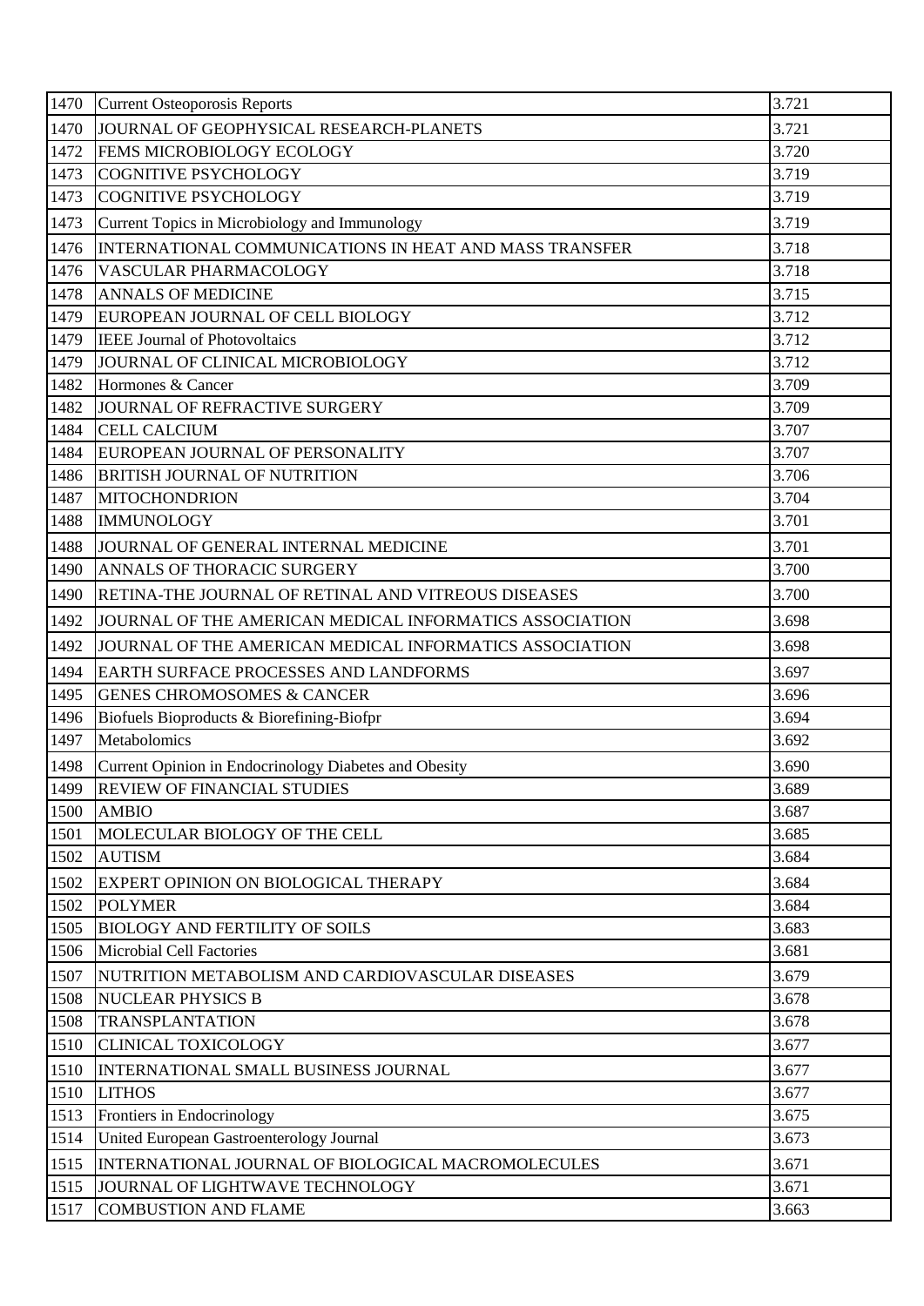| 1470 | Current Osteoporosis Reports | 3.721 |
|---|---|---|
| 1470 | JOURNAL OF GEOPHYSICAL RESEARCH-PLANETS | 3.721 |
| 1472 | FEMS MICROBIOLOGY ECOLOGY | 3.720 |
| 1473 | COGNITIVE PSYCHOLOGY | 3.719 |
| 1473 | COGNITIVE PSYCHOLOGY | 3.719 |
| 1473 | Current Topics in Microbiology and Immunology | 3.719 |
| 1476 | INTERNATIONAL COMMUNICATIONS IN HEAT AND MASS TRANSFER | 3.718 |
| 1476 | VASCULAR PHARMACOLOGY | 3.718 |
| 1478 | ANNALS OF MEDICINE | 3.715 |
| 1479 | EUROPEAN JOURNAL OF CELL BIOLOGY | 3.712 |
| 1479 | IEEE Journal of Photovoltaics | 3.712 |
| 1479 | JOURNAL OF CLINICAL MICROBIOLOGY | 3.712 |
| 1482 | Hormones & Cancer | 3.709 |
| 1482 | JOURNAL OF REFRACTIVE SURGERY | 3.709 |
| 1484 | CELL CALCIUM | 3.707 |
| 1484 | EUROPEAN JOURNAL OF PERSONALITY | 3.707 |
| 1486 | BRITISH JOURNAL OF NUTRITION | 3.706 |
| 1487 | MITOCHONDRION | 3.704 |
| 1488 | IMMUNOLOGY | 3.701 |
| 1488 | JOURNAL OF GENERAL INTERNAL MEDICINE | 3.701 |
| 1490 | ANNALS OF THORACIC SURGERY | 3.700 |
| 1490 | RETINA-THE JOURNAL OF RETINAL AND VITREOUS DISEASES | 3.700 |
| 1492 | JOURNAL OF THE AMERICAN MEDICAL INFORMATICS ASSOCIATION | 3.698 |
| 1492 | JOURNAL OF THE AMERICAN MEDICAL INFORMATICS ASSOCIATION | 3.698 |
| 1494 | EARTH SURFACE PROCESSES AND LANDFORMS | 3.697 |
| 1495 | GENES CHROMOSOMES & CANCER | 3.696 |
| 1496 | Biofuels Bioproducts & Biorefining-Biofpr | 3.694 |
| 1497 | Metabolomics | 3.692 |
| 1498 | Current Opinion in Endocrinology Diabetes and Obesity | 3.690 |
| 1499 | REVIEW OF FINANCIAL STUDIES | 3.689 |
| 1500 | AMBIO | 3.687 |
| 1501 | MOLECULAR BIOLOGY OF THE CELL | 3.685 |
| 1502 | AUTISM | 3.684 |
| 1502 | EXPERT OPINION ON BIOLOGICAL THERAPY | 3.684 |
| 1502 | POLYMER | 3.684 |
| 1505 | BIOLOGY AND FERTILITY OF SOILS | 3.683 |
| 1506 | Microbial Cell Factories | 3.681 |
| 1507 | NUTRITION METABOLISM AND CARDIOVASCULAR DISEASES | 3.679 |
| 1508 | NUCLEAR PHYSICS B | 3.678 |
| 1508 | TRANSPLANTATION | 3.678 |
| 1510 | CLINICAL TOXICOLOGY | 3.677 |
| 1510 | INTERNATIONAL SMALL BUSINESS JOURNAL | 3.677 |
| 1510 | LITHOS | 3.677 |
| 1513 | Frontiers in Endocrinology | 3.675 |
| 1514 | United European Gastroenterology Journal | 3.673 |
| 1515 | INTERNATIONAL JOURNAL OF BIOLOGICAL MACROMOLECULES | 3.671 |
| 1515 | JOURNAL OF LIGHTWAVE TECHNOLOGY | 3.671 |
| 1517 | COMBUSTION AND FLAME | 3.663 |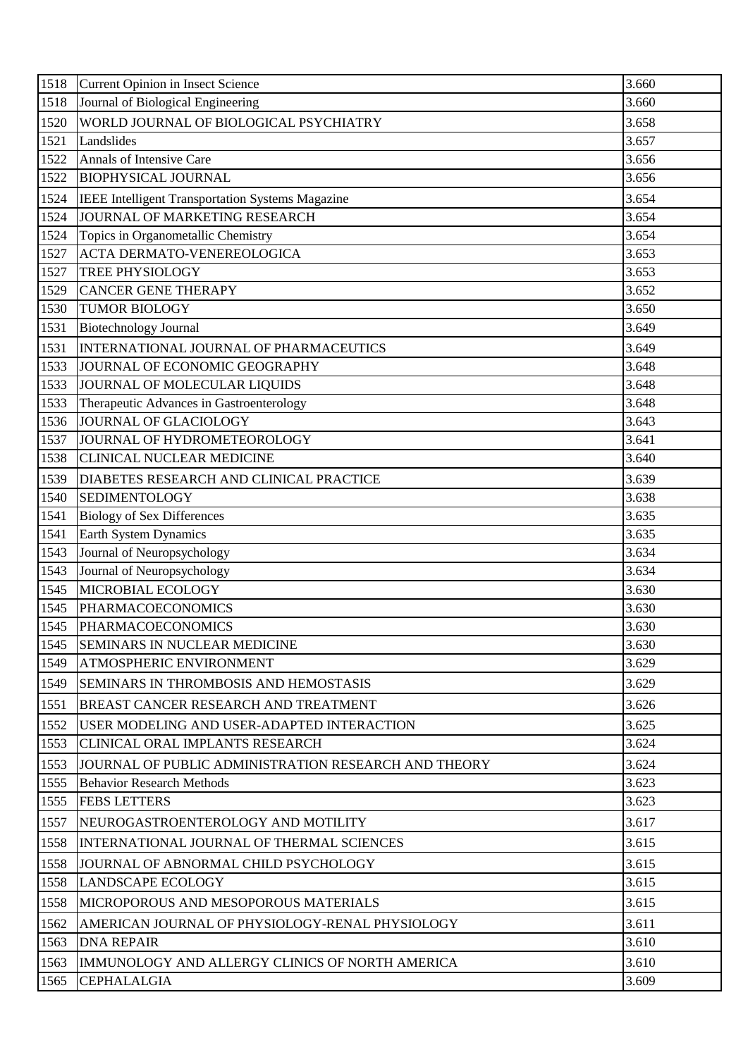| 1518 | Current Opinion in Insect Science | 3.660 |
|---|---|---|
| 1518 | Journal of Biological Engineering | 3.660 |
| 1520 | WORLD JOURNAL OF BIOLOGICAL PSYCHIATRY | 3.658 |
| 1521 | Landslides | 3.657 |
| 1522 | Annals of Intensive Care | 3.656 |
| 1522 | BIOPHYSICAL JOURNAL | 3.656 |
| 1524 | IEEE Intelligent Transportation Systems Magazine | 3.654 |
| 1524 | JOURNAL OF MARKETING RESEARCH | 3.654 |
| 1524 | Topics in Organometallic Chemistry | 3.654 |
| 1527 | ACTA DERMATO-VENEREOLOGICA | 3.653 |
| 1527 | TREE PHYSIOLOGY | 3.653 |
| 1529 | CANCER GENE THERAPY | 3.652 |
| 1530 | TUMOR BIOLOGY | 3.650 |
| 1531 | Biotechnology Journal | 3.649 |
| 1531 | INTERNATIONAL JOURNAL OF PHARMACEUTICS | 3.649 |
| 1533 | JOURNAL OF ECONOMIC GEOGRAPHY | 3.648 |
| 1533 | JOURNAL OF MOLECULAR LIQUIDS | 3.648 |
| 1533 | Therapeutic Advances in Gastroenterology | 3.648 |
| 1536 | JOURNAL OF GLACIOLOGY | 3.643 |
| 1537 | JOURNAL OF HYDROMETEOROLOGY | 3.641 |
| 1538 | CLINICAL NUCLEAR MEDICINE | 3.640 |
| 1539 | DIABETES RESEARCH AND CLINICAL PRACTICE | 3.639 |
| 1540 | SEDIMENTOLOGY | 3.638 |
| 1541 | Biology of Sex Differences | 3.635 |
| 1541 | Earth System Dynamics | 3.635 |
| 1543 | Journal of Neuropsychology | 3.634 |
| 1543 | Journal of Neuropsychology | 3.634 |
| 1545 | MICROBIAL ECOLOGY | 3.630 |
| 1545 | PHARMACOECONOMICS | 3.630 |
| 1545 | PHARMACOECONOMICS | 3.630 |
| 1545 | SEMINARS IN NUCLEAR MEDICINE | 3.630 |
| 1549 | ATMOSPHERIC ENVIRONMENT | 3.629 |
| 1549 | SEMINARS IN THROMBOSIS AND HEMOSTASIS | 3.629 |
| 1551 | BREAST CANCER RESEARCH AND TREATMENT | 3.626 |
| 1552 | USER MODELING AND USER-ADAPTED INTERACTION | 3.625 |
| 1553 | CLINICAL ORAL IMPLANTS RESEARCH | 3.624 |
| 1553 | JOURNAL OF PUBLIC ADMINISTRATION RESEARCH AND THEORY | 3.624 |
| 1555 | Behavior Research Methods | 3.623 |
| 1555 | FEBS LETTERS | 3.623 |
| 1557 | NEUROGASTROENTEROLOGY AND MOTILITY | 3.617 |
| 1558 | INTERNATIONAL JOURNAL OF THERMAL SCIENCES | 3.615 |
| 1558 | JOURNAL OF ABNORMAL CHILD PSYCHOLOGY | 3.615 |
| 1558 | LANDSCAPE ECOLOGY | 3.615 |
| 1558 | MICROPOROUS AND MESOPOROUS MATERIALS | 3.615 |
| 1562 | AMERICAN JOURNAL OF PHYSIOLOGY-RENAL PHYSIOLOGY | 3.611 |
| 1563 | DNA REPAIR | 3.610 |
| 1563 | IMMUNOLOGY AND ALLERGY CLINICS OF NORTH AMERICA | 3.610 |
| 1565 | CEPHALALGIA | 3.609 |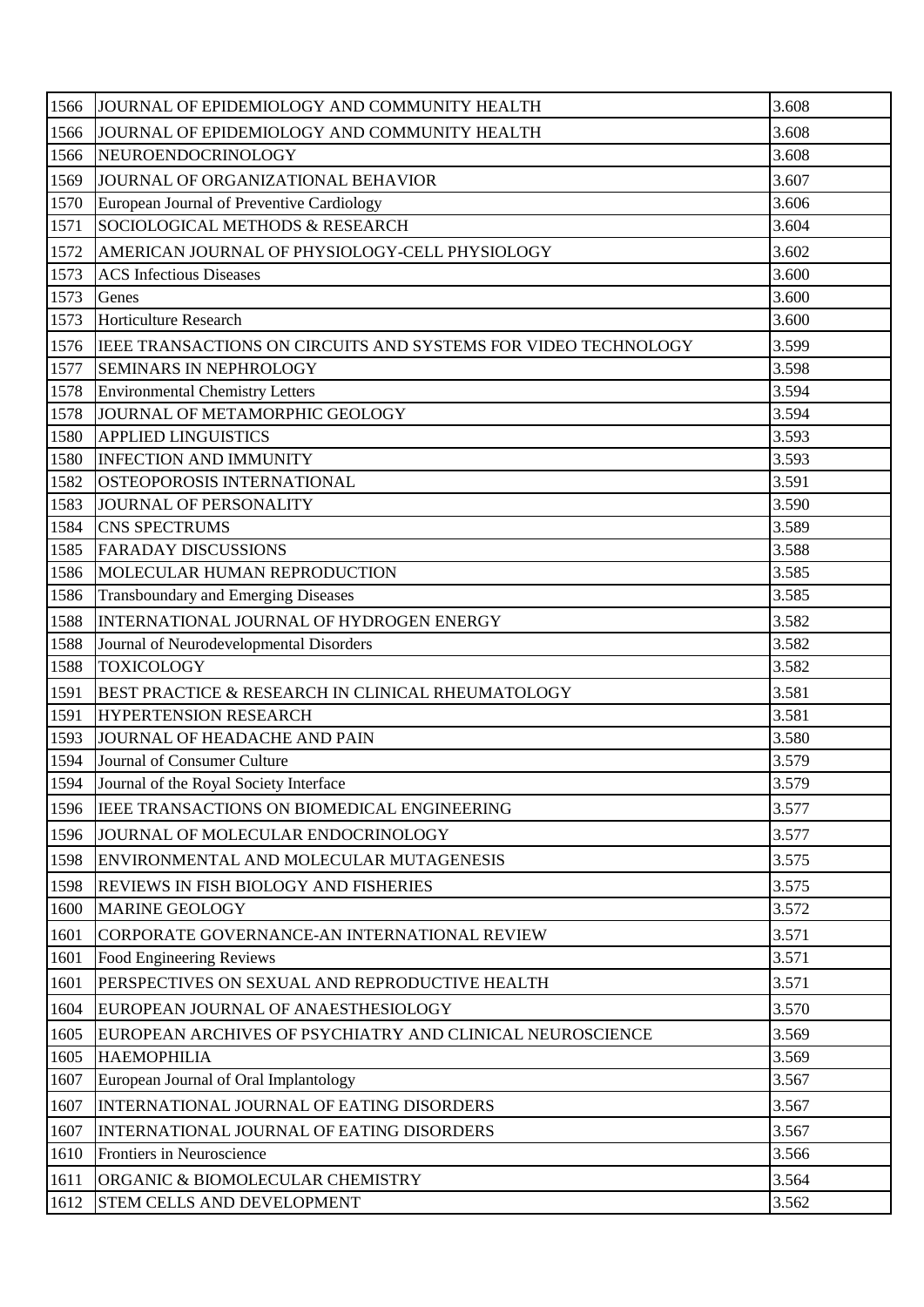| 1566 | JOURNAL OF EPIDEMIOLOGY AND COMMUNITY HEALTH | 3.608 |
|---|---|---|
| 1566 | JOURNAL OF EPIDEMIOLOGY AND COMMUNITY HEALTH | 3.608 |
| 1566 | NEUROENDOCRINOLOGY | 3.608 |
| 1569 | JOURNAL OF ORGANIZATIONAL BEHAVIOR | 3.607 |
| 1570 | European Journal of Preventive Cardiology | 3.606 |
| 1571 | SOCIOLOGICAL METHODS & RESEARCH | 3.604 |
| 1572 | AMERICAN JOURNAL OF PHYSIOLOGY-CELL PHYSIOLOGY | 3.602 |
| 1573 | ACS Infectious Diseases | 3.600 |
| 1573 | Genes | 3.600 |
| 1573 | Horticulture Research | 3.600 |
| 1576 | IEEE TRANSACTIONS ON CIRCUITS AND SYSTEMS FOR VIDEO TECHNOLOGY | 3.599 |
| 1577 | SEMINARS IN NEPHROLOGY | 3.598 |
| 1578 | Environmental Chemistry Letters | 3.594 |
| 1578 | JOURNAL OF METAMORPHIC GEOLOGY | 3.594 |
| 1580 | APPLIED LINGUISTICS | 3.593 |
| 1580 | INFECTION AND IMMUNITY | 3.593 |
| 1582 | OSTEOPOROSIS INTERNATIONAL | 3.591 |
| 1583 | JOURNAL OF PERSONALITY | 3.590 |
| 1584 | CNS SPECTRUMS | 3.589 |
| 1585 | FARADAY DISCUSSIONS | 3.588 |
| 1586 | MOLECULAR HUMAN REPRODUCTION | 3.585 |
| 1586 | Transboundary and Emerging Diseases | 3.585 |
| 1588 | INTERNATIONAL JOURNAL OF HYDROGEN ENERGY | 3.582 |
| 1588 | Journal of Neurodevelopmental Disorders | 3.582 |
| 1588 | TOXICOLOGY | 3.582 |
| 1591 | BEST PRACTICE & RESEARCH IN CLINICAL RHEUMATOLOGY | 3.581 |
| 1591 | HYPERTENSION RESEARCH | 3.581 |
| 1593 | JOURNAL OF HEADACHE AND PAIN | 3.580 |
| 1594 | Journal of Consumer Culture | 3.579 |
| 1594 | Journal of the Royal Society Interface | 3.579 |
| 1596 | IEEE TRANSACTIONS ON BIOMEDICAL ENGINEERING | 3.577 |
| 1596 | JOURNAL OF MOLECULAR ENDOCRINOLOGY | 3.577 |
| 1598 | ENVIRONMENTAL AND MOLECULAR MUTAGENESIS | 3.575 |
| 1598 | REVIEWS IN FISH BIOLOGY AND FISHERIES | 3.575 |
| 1600 | MARINE GEOLOGY | 3.572 |
| 1601 | CORPORATE GOVERNANCE-AN INTERNATIONAL REVIEW | 3.571 |
| 1601 | Food Engineering Reviews | 3.571 |
| 1601 | PERSPECTIVES ON SEXUAL AND REPRODUCTIVE HEALTH | 3.571 |
| 1604 | EUROPEAN JOURNAL OF ANAESTHESIOLOGY | 3.570 |
| 1605 | EUROPEAN ARCHIVES OF PSYCHIATRY AND CLINICAL NEUROSCIENCE | 3.569 |
| 1605 | HAEMOPHILIA | 3.569 |
| 1607 | European Journal of Oral Implantology | 3.567 |
| 1607 | INTERNATIONAL JOURNAL OF EATING DISORDERS | 3.567 |
| 1607 | INTERNATIONAL JOURNAL OF EATING DISORDERS | 3.567 |
| 1610 | Frontiers in Neuroscience | 3.566 |
| 1611 | ORGANIC & BIOMOLECULAR CHEMISTRY | 3.564 |
| 1612 | STEM CELLS AND DEVELOPMENT | 3.562 |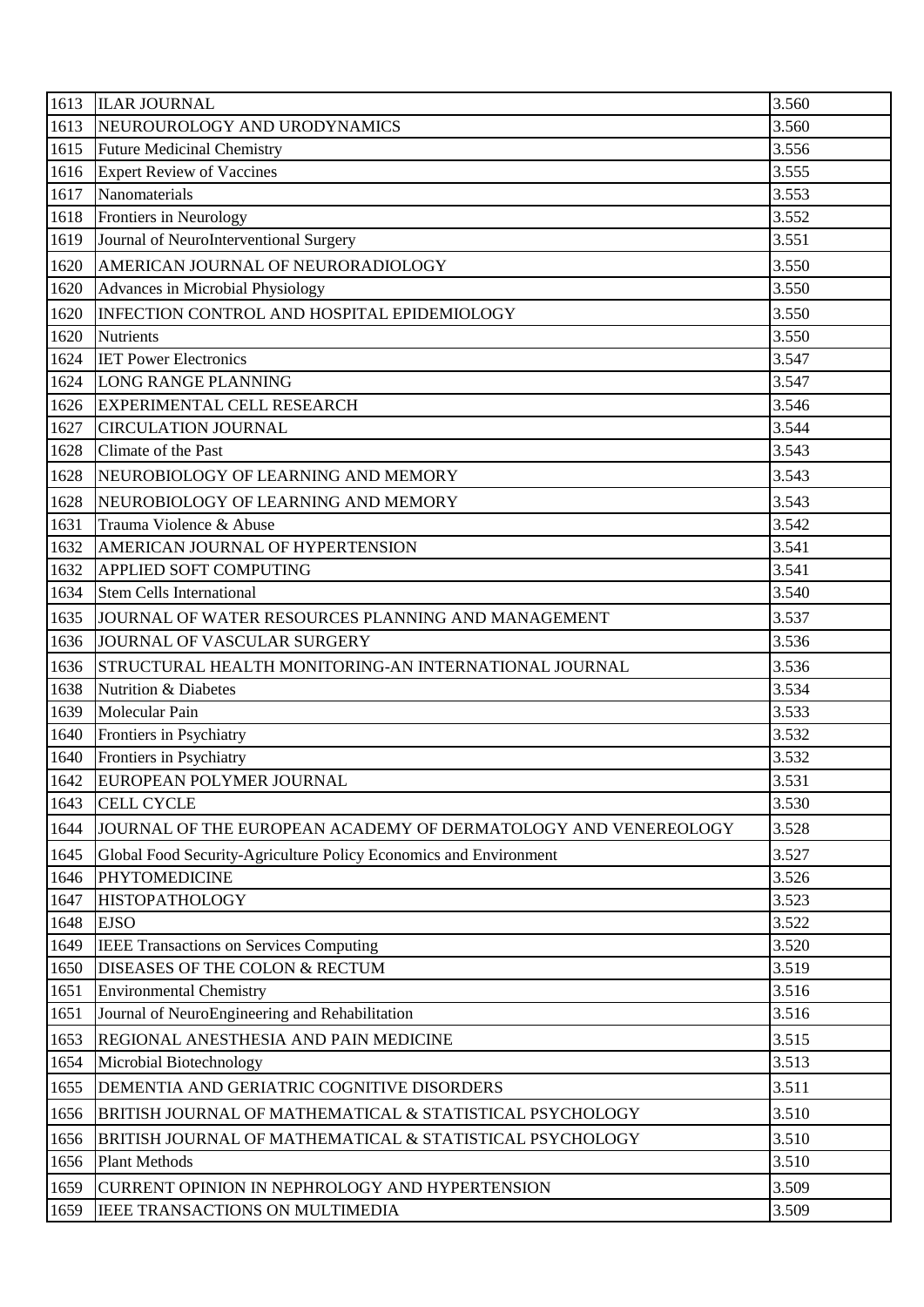| 1613 | ILAR JOURNAL | 3.560 |
|---|---|---|
| 1613 | NEUROUROLOGY AND URODYNAMICS | 3.560 |
| 1615 | Future Medicinal Chemistry | 3.556 |
| 1616 | Expert Review of Vaccines | 3.555 |
| 1617 | Nanomaterials | 3.553 |
| 1618 | Frontiers in Neurology | 3.552 |
| 1619 | Journal of NeuroInterventional Surgery | 3.551 |
| 1620 | AMERICAN JOURNAL OF NEURORADIOLOGY | 3.550 |
| 1620 | Advances in Microbial Physiology | 3.550 |
| 1620 | INFECTION CONTROL AND HOSPITAL EPIDEMIOLOGY | 3.550 |
| 1620 | Nutrients | 3.550 |
| 1624 | IET Power Electronics | 3.547 |
| 1624 | LONG RANGE PLANNING | 3.547 |
| 1626 | EXPERIMENTAL CELL RESEARCH | 3.546 |
| 1627 | CIRCULATION JOURNAL | 3.544 |
| 1628 | Climate of the Past | 3.543 |
| 1628 | NEUROBIOLOGY OF LEARNING AND MEMORY | 3.543 |
| 1628 | NEUROBIOLOGY OF LEARNING AND MEMORY | 3.543 |
| 1631 | Trauma Violence & Abuse | 3.542 |
| 1632 | AMERICAN JOURNAL OF HYPERTENSION | 3.541 |
| 1632 | APPLIED SOFT COMPUTING | 3.541 |
| 1634 | Stem Cells International | 3.540 |
| 1635 | JOURNAL OF WATER RESOURCES PLANNING AND MANAGEMENT | 3.537 |
| 1636 | JOURNAL OF VASCULAR SURGERY | 3.536 |
| 1636 | STRUCTURAL HEALTH MONITORING-AN INTERNATIONAL JOURNAL | 3.536 |
| 1638 | Nutrition & Diabetes | 3.534 |
| 1639 | Molecular Pain | 3.533 |
| 1640 | Frontiers in Psychiatry | 3.532 |
| 1640 | Frontiers in Psychiatry | 3.532 |
| 1642 | EUROPEAN POLYMER JOURNAL | 3.531 |
| 1643 | CELL CYCLE | 3.530 |
| 1644 | JOURNAL OF THE EUROPEAN ACADEMY OF DERMATOLOGY AND VENEREOLOGY | 3.528 |
| 1645 | Global Food Security-Agriculture Policy Economics and Environment | 3.527 |
| 1646 | PHYTOMEDICINE | 3.526 |
| 1647 | HISTOPATHOLOGY | 3.523 |
| 1648 | EJSO | 3.522 |
| 1649 | IEEE Transactions on Services Computing | 3.520 |
| 1650 | DISEASES OF THE COLON & RECTUM | 3.519 |
| 1651 | Environmental Chemistry | 3.516 |
| 1651 | Journal of NeuroEngineering and Rehabilitation | 3.516 |
| 1653 | REGIONAL ANESTHESIA AND PAIN MEDICINE | 3.515 |
| 1654 | Microbial Biotechnology | 3.513 |
| 1655 | DEMENTIA AND GERIATRIC COGNITIVE DISORDERS | 3.511 |
| 1656 | BRITISH JOURNAL OF MATHEMATICAL & STATISTICAL PSYCHOLOGY | 3.510 |
| 1656 | BRITISH JOURNAL OF MATHEMATICAL & STATISTICAL PSYCHOLOGY | 3.510 |
| 1656 | Plant Methods | 3.510 |
| 1659 | CURRENT OPINION IN NEPHROLOGY AND HYPERTENSION | 3.509 |
| 1659 | IEEE TRANSACTIONS ON MULTIMEDIA | 3.509 |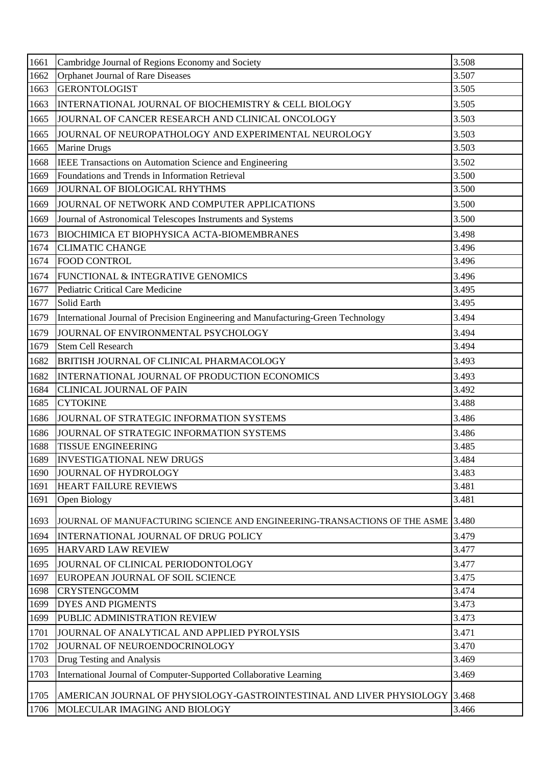| 1661 | Cambridge Journal of Regions Economy and Society | 3.508 |
|---|---|---|
| 1662 | Orphanet Journal of Rare Diseases | 3.507 |
| 1663 | GERONTOLOGIST | 3.505 |
| 1663 | INTERNATIONAL JOURNAL OF BIOCHEMISTRY & CELL BIOLOGY | 3.505 |
| 1665 | JOURNAL OF CANCER RESEARCH AND CLINICAL ONCOLOGY | 3.503 |
| 1665 | JOURNAL OF NEUROPATHOLOGY AND EXPERIMENTAL NEUROLOGY | 3.503 |
| 1665 | Marine Drugs | 3.503 |
| 1668 | IEEE Transactions on Automation Science and Engineering | 3.502 |
| 1669 | Foundations and Trends in Information Retrieval | 3.500 |
| 1669 | JOURNAL OF BIOLOGICAL RHYTHMS | 3.500 |
| 1669 | JOURNAL OF NETWORK AND COMPUTER APPLICATIONS | 3.500 |
| 1669 | Journal of Astronomical Telescopes Instruments and Systems | 3.500 |
| 1673 | BIOCHIMICA ET BIOPHYSICA ACTA-BIOMEMBRANES | 3.498 |
| 1674 | CLIMATIC CHANGE | 3.496 |
| 1674 | FOOD CONTROL | 3.496 |
| 1674 | FUNCTIONAL & INTEGRATIVE GENOMICS | 3.496 |
| 1677 | Pediatric Critical Care Medicine | 3.495 |
| 1677 | Solid Earth | 3.495 |
| 1679 | International Journal of Precision Engineering and Manufacturing-Green Technology | 3.494 |
| 1679 | JOURNAL OF ENVIRONMENTAL PSYCHOLOGY | 3.494 |
| 1679 | Stem Cell Research | 3.494 |
| 1682 | BRITISH JOURNAL OF CLINICAL PHARMACOLOGY | 3.493 |
| 1682 | INTERNATIONAL JOURNAL OF PRODUCTION ECONOMICS | 3.493 |
| 1684 | CLINICAL JOURNAL OF PAIN | 3.492 |
| 1685 | CYTOKINE | 3.488 |
| 1686 | JOURNAL OF STRATEGIC INFORMATION SYSTEMS | 3.486 |
| 1686 | JOURNAL OF STRATEGIC INFORMATION SYSTEMS | 3.486 |
| 1688 | TISSUE ENGINEERING | 3.485 |
| 1689 | INVESTIGATIONAL NEW DRUGS | 3.484 |
| 1690 | JOURNAL OF HYDROLOGY | 3.483 |
| 1691 | HEART FAILURE REVIEWS | 3.481 |
| 1691 | Open Biology | 3.481 |
| 1693 | JOURNAL OF MANUFACTURING SCIENCE AND ENGINEERING-TRANSACTIONS OF THE ASME | 3.480 |
| 1694 | INTERNATIONAL JOURNAL OF DRUG POLICY | 3.479 |
| 1695 | HARVARD LAW REVIEW | 3.477 |
| 1695 | JOURNAL OF CLINICAL PERIODONTOLOGY | 3.477 |
| 1697 | EUROPEAN JOURNAL OF SOIL SCIENCE | 3.475 |
| 1698 | CRYSTENGCOMM | 3.474 |
| 1699 | DYES AND PIGMENTS | 3.473 |
| 1699 | PUBLIC ADMINISTRATION REVIEW | 3.473 |
| 1701 | JOURNAL OF ANALYTICAL AND APPLIED PYROLYSIS | 3.471 |
| 1702 | JOURNAL OF NEUROENDOCRINOLOGY | 3.470 |
| 1703 | Drug Testing and Analysis | 3.469 |
| 1703 | International Journal of Computer-Supported Collaborative Learning | 3.469 |
| 1705 | AMERICAN JOURNAL OF PHYSIOLOGY-GASTROINTESTINAL AND LIVER PHYSIOLOGY | 3.468 |
| 1706 | MOLECULAR IMAGING AND BIOLOGY | 3.466 |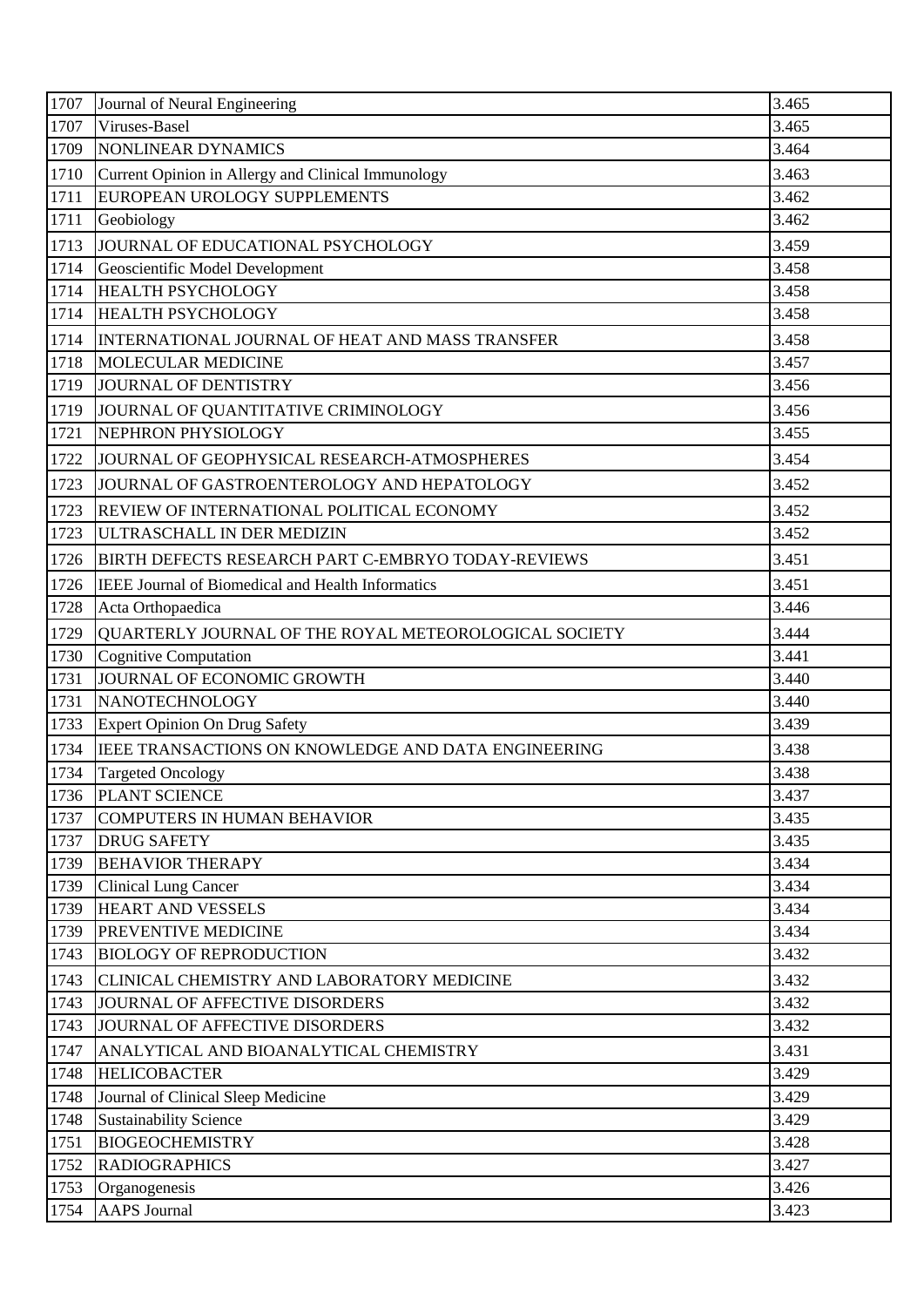| 1707 | Journal of Neural Engineering | 3.465 |
|---|---|---|
| 1707 | Viruses-Basel | 3.465 |
| 1709 | NONLINEAR DYNAMICS | 3.464 |
| 1710 | Current Opinion in Allergy and Clinical Immunology | 3.463 |
| 1711 | EUROPEAN UROLOGY SUPPLEMENTS | 3.462 |
| 1711 | Geobiology | 3.462 |
| 1713 | JOURNAL OF EDUCATIONAL PSYCHOLOGY | 3.459 |
| 1714 | Geoscientific Model Development | 3.458 |
| 1714 | HEALTH PSYCHOLOGY | 3.458 |
| 1714 | HEALTH PSYCHOLOGY | 3.458 |
| 1714 | INTERNATIONAL JOURNAL OF HEAT AND MASS TRANSFER | 3.458 |
| 1718 | MOLECULAR MEDICINE | 3.457 |
| 1719 | JOURNAL OF DENTISTRY | 3.456 |
| 1719 | JOURNAL OF QUANTITATIVE CRIMINOLOGY | 3.456 |
| 1721 | NEPHRON PHYSIOLOGY | 3.455 |
| 1722 | JOURNAL OF GEOPHYSICAL RESEARCH-ATMOSPHERES | 3.454 |
| 1723 | JOURNAL OF GASTROENTEROLOGY AND HEPATOLOGY | 3.452 |
| 1723 | REVIEW OF INTERNATIONAL POLITICAL ECONOMY | 3.452 |
| 1723 | ULTRASCHALL IN DER MEDIZIN | 3.452 |
| 1726 | BIRTH DEFECTS RESEARCH PART C-EMBRYO TODAY-REVIEWS | 3.451 |
| 1726 | IEEE Journal of Biomedical and Health Informatics | 3.451 |
| 1728 | Acta Orthopaedica | 3.446 |
| 1729 | QUARTERLY JOURNAL OF THE ROYAL METEOROLOGICAL SOCIETY | 3.444 |
| 1730 | Cognitive Computation | 3.441 |
| 1731 | JOURNAL OF ECONOMIC GROWTH | 3.440 |
| 1731 | NANOTECHNOLOGY | 3.440 |
| 1733 | Expert Opinion On Drug Safety | 3.439 |
| 1734 | IEEE TRANSACTIONS ON KNOWLEDGE AND DATA ENGINEERING | 3.438 |
| 1734 | Targeted Oncology | 3.438 |
| 1736 | PLANT SCIENCE | 3.437 |
| 1737 | COMPUTERS IN HUMAN BEHAVIOR | 3.435 |
| 1737 | DRUG SAFETY | 3.435 |
| 1739 | BEHAVIOR THERAPY | 3.434 |
| 1739 | Clinical Lung Cancer | 3.434 |
| 1739 | HEART AND VESSELS | 3.434 |
| 1739 | PREVENTIVE MEDICINE | 3.434 |
| 1743 | BIOLOGY OF REPRODUCTION | 3.432 |
| 1743 | CLINICAL CHEMISTRY AND LABORATORY MEDICINE | 3.432 |
| 1743 | JOURNAL OF AFFECTIVE DISORDERS | 3.432 |
| 1743 | JOURNAL OF AFFECTIVE DISORDERS | 3.432 |
| 1747 | ANALYTICAL AND BIOANALYTICAL CHEMISTRY | 3.431 |
| 1748 | HELICOBACTER | 3.429 |
| 1748 | Journal of Clinical Sleep Medicine | 3.429 |
| 1748 | Sustainability Science | 3.429 |
| 1751 | BIOGEOCHEMISTRY | 3.428 |
| 1752 | RADIOGRAPHICS | 3.427 |
| 1753 | Organogenesis | 3.426 |
| 1754 | AAPS Journal | 3.423 |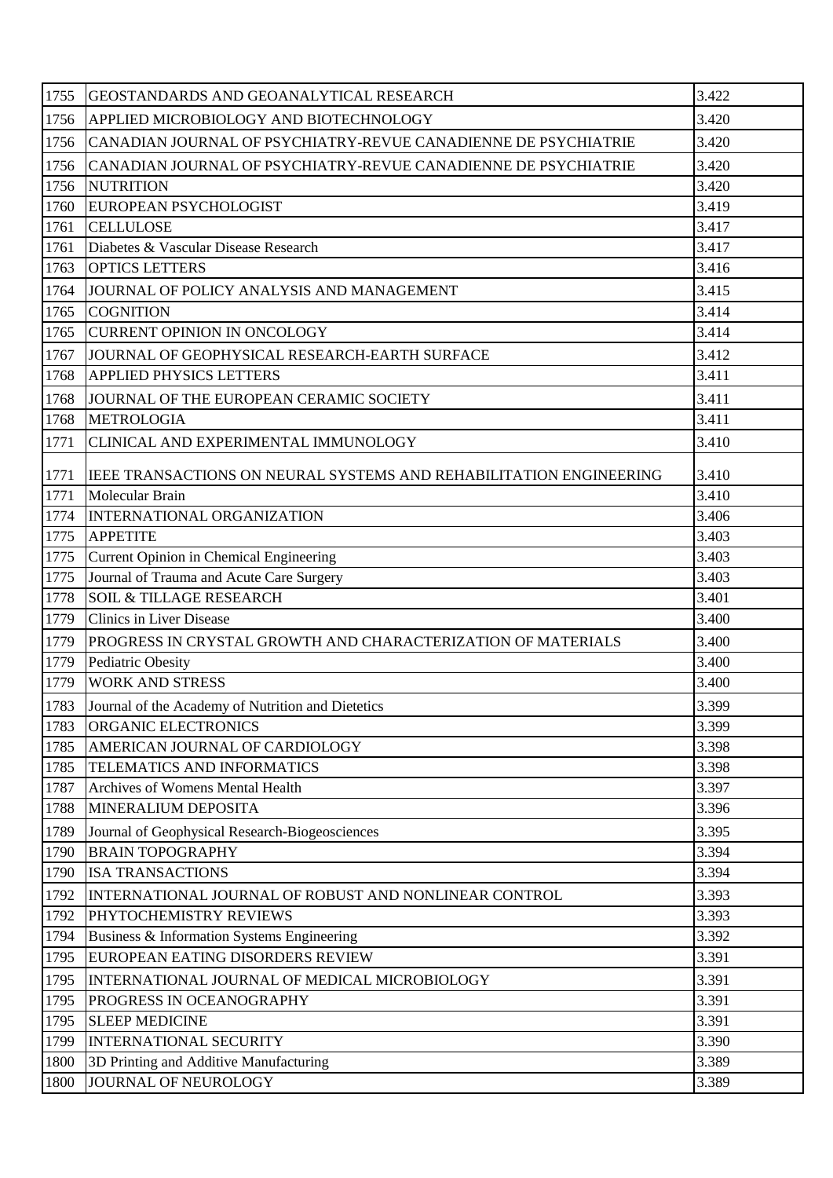| 1755 | GEOSTANDARDS AND GEOANALYTICAL RESEARCH | 3.422 |
|---|---|---|
| 1756 | APPLIED MICROBIOLOGY AND BIOTECHNOLOGY | 3.420 |
| 1756 | CANADIAN JOURNAL OF PSYCHIATRY-REVUE CANADIENNE DE PSYCHIATRIE | 3.420 |
| 1756 | CANADIAN JOURNAL OF PSYCHIATRY-REVUE CANADIENNE DE PSYCHIATRIE | 3.420 |
| 1756 | NUTRITION | 3.420 |
| 1760 | EUROPEAN PSYCHOLOGIST | 3.419 |
| 1761 | CELLULOSE | 3.417 |
| 1761 | Diabetes & Vascular Disease Research | 3.417 |
| 1763 | OPTICS LETTERS | 3.416 |
| 1764 | JOURNAL OF POLICY ANALYSIS AND MANAGEMENT | 3.415 |
| 1765 | COGNITION | 3.414 |
| 1765 | CURRENT OPINION IN ONCOLOGY | 3.414 |
| 1767 | JOURNAL OF GEOPHYSICAL RESEARCH-EARTH SURFACE | 3.412 |
| 1768 | APPLIED PHYSICS LETTERS | 3.411 |
| 1768 | JOURNAL OF THE EUROPEAN CERAMIC SOCIETY | 3.411 |
| 1768 | METROLOGIA | 3.411 |
| 1771 | CLINICAL AND EXPERIMENTAL IMMUNOLOGY | 3.410 |
| 1771 | IEEE TRANSACTIONS ON NEURAL SYSTEMS AND REHABILITATION ENGINEERING | 3.410 |
| 1771 | Molecular Brain | 3.410 |
| 1774 | INTERNATIONAL ORGANIZATION | 3.406 |
| 1775 | APPETITE | 3.403 |
| 1775 | Current Opinion in Chemical Engineering | 3.403 |
| 1775 | Journal of Trauma and Acute Care Surgery | 3.403 |
| 1778 | SOIL & TILLAGE RESEARCH | 3.401 |
| 1779 | Clinics in Liver Disease | 3.400 |
| 1779 | PROGRESS IN CRYSTAL GROWTH AND CHARACTERIZATION OF MATERIALS | 3.400 |
| 1779 | Pediatric Obesity | 3.400 |
| 1779 | WORK AND STRESS | 3.400 |
| 1783 | Journal of the Academy of Nutrition and Dietetics | 3.399 |
| 1783 | ORGANIC ELECTRONICS | 3.399 |
| 1785 | AMERICAN JOURNAL OF CARDIOLOGY | 3.398 |
| 1785 | TELEMATICS AND INFORMATICS | 3.398 |
| 1787 | Archives of Womens Mental Health | 3.397 |
| 1788 | MINERALIUM DEPOSITA | 3.396 |
| 1789 | Journal of Geophysical Research-Biogeosciences | 3.395 |
| 1790 | BRAIN TOPOGRAPHY | 3.394 |
| 1790 | ISA TRANSACTIONS | 3.394 |
| 1792 | INTERNATIONAL JOURNAL OF ROBUST AND NONLINEAR CONTROL | 3.393 |
| 1792 | PHYTOCHEMISTRY REVIEWS | 3.393 |
| 1794 | Business & Information Systems Engineering | 3.392 |
| 1795 | EUROPEAN EATING DISORDERS REVIEW | 3.391 |
| 1795 | INTERNATIONAL JOURNAL OF MEDICAL MICROBIOLOGY | 3.391 |
| 1795 | PROGRESS IN OCEANOGRAPHY | 3.391 |
| 1795 | SLEEP MEDICINE | 3.391 |
| 1799 | INTERNATIONAL SECURITY | 3.390 |
| 1800 | 3D Printing and Additive Manufacturing | 3.389 |
| 1800 | JOURNAL OF NEUROLOGY | 3.389 |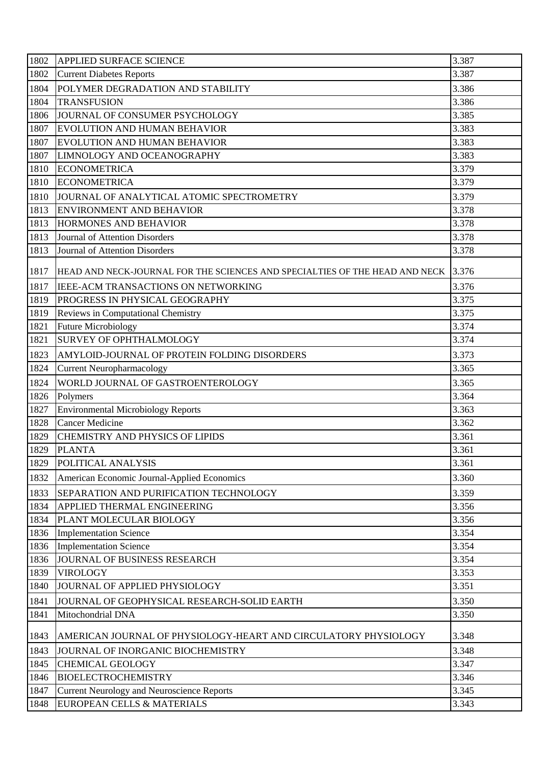| | | |
|---|---|---|
| 1802 | APPLIED SURFACE SCIENCE | 3.387 |
| 1802 | Current Diabetes Reports | 3.387 |
| 1804 | POLYMER DEGRADATION AND STABILITY | 3.386 |
| 1804 | TRANSFUSION | 3.386 |
| 1806 | JOURNAL OF CONSUMER PSYCHOLOGY | 3.385 |
| 1807 | EVOLUTION AND HUMAN BEHAVIOR | 3.383 |
| 1807 | EVOLUTION AND HUMAN BEHAVIOR | 3.383 |
| 1807 | LIMNOLOGY AND OCEANOGRAPHY | 3.383 |
| 1810 | ECONOMETRICA | 3.379 |
| 1810 | ECONOMETRICA | 3.379 |
| 1810 | JOURNAL OF ANALYTICAL ATOMIC SPECTROMETRY | 3.379 |
| 1813 | ENVIRONMENT AND BEHAVIOR | 3.378 |
| 1813 | HORMONES AND BEHAVIOR | 3.378 |
| 1813 | Journal of Attention Disorders | 3.378 |
| 1813 | Journal of Attention Disorders | 3.378 |
| 1817 | HEAD AND NECK-JOURNAL FOR THE SCIENCES AND SPECIALTIES OF THE HEAD AND NECK | 3.376 |
| 1817 | IEEE-ACM TRANSACTIONS ON NETWORKING | 3.376 |
| 1819 | PROGRESS IN PHYSICAL GEOGRAPHY | 3.375 |
| 1819 | Reviews in Computational Chemistry | 3.375 |
| 1821 | Future Microbiology | 3.374 |
| 1821 | SURVEY OF OPHTHALMOLOGY | 3.374 |
| 1823 | AMYLOID-JOURNAL OF PROTEIN FOLDING DISORDERS | 3.373 |
| 1824 | Current Neuropharmacology | 3.365 |
| 1824 | WORLD JOURNAL OF GASTROENTEROLOGY | 3.365 |
| 1826 | Polymers | 3.364 |
| 1827 | Environmental Microbiology Reports | 3.363 |
| 1828 | Cancer Medicine | 3.362 |
| 1829 | CHEMISTRY AND PHYSICS OF LIPIDS | 3.361 |
| 1829 | PLANTA | 3.361 |
| 1829 | POLITICAL ANALYSIS | 3.361 |
| 1832 | American Economic Journal-Applied Economics | 3.360 |
| 1833 | SEPARATION AND PURIFICATION TECHNOLOGY | 3.359 |
| 1834 | APPLIED THERMAL ENGINEERING | 3.356 |
| 1834 | PLANT MOLECULAR BIOLOGY | 3.356 |
| 1836 | Implementation Science | 3.354 |
| 1836 | Implementation Science | 3.354 |
| 1836 | JOURNAL OF BUSINESS RESEARCH | 3.354 |
| 1839 | VIROLOGY | 3.353 |
| 1840 | JOURNAL OF APPLIED PHYSIOLOGY | 3.351 |
| 1841 | JOURNAL OF GEOPHYSICAL RESEARCH-SOLID EARTH | 3.350 |
| 1841 | Mitochondrial DNA | 3.350 |
| 1843 | AMERICAN JOURNAL OF PHYSIOLOGY-HEART AND CIRCULATORY PHYSIOLOGY | 3.348 |
| 1843 | JOURNAL OF INORGANIC BIOCHEMISTRY | 3.348 |
| 1845 | CHEMICAL GEOLOGY | 3.347 |
| 1846 | BIOELECTROCHEMISTRY | 3.346 |
| 1847 | Current Neurology and Neuroscience Reports | 3.345 |
| 1848 | EUROPEAN CELLS & MATERIALS | 3.343 |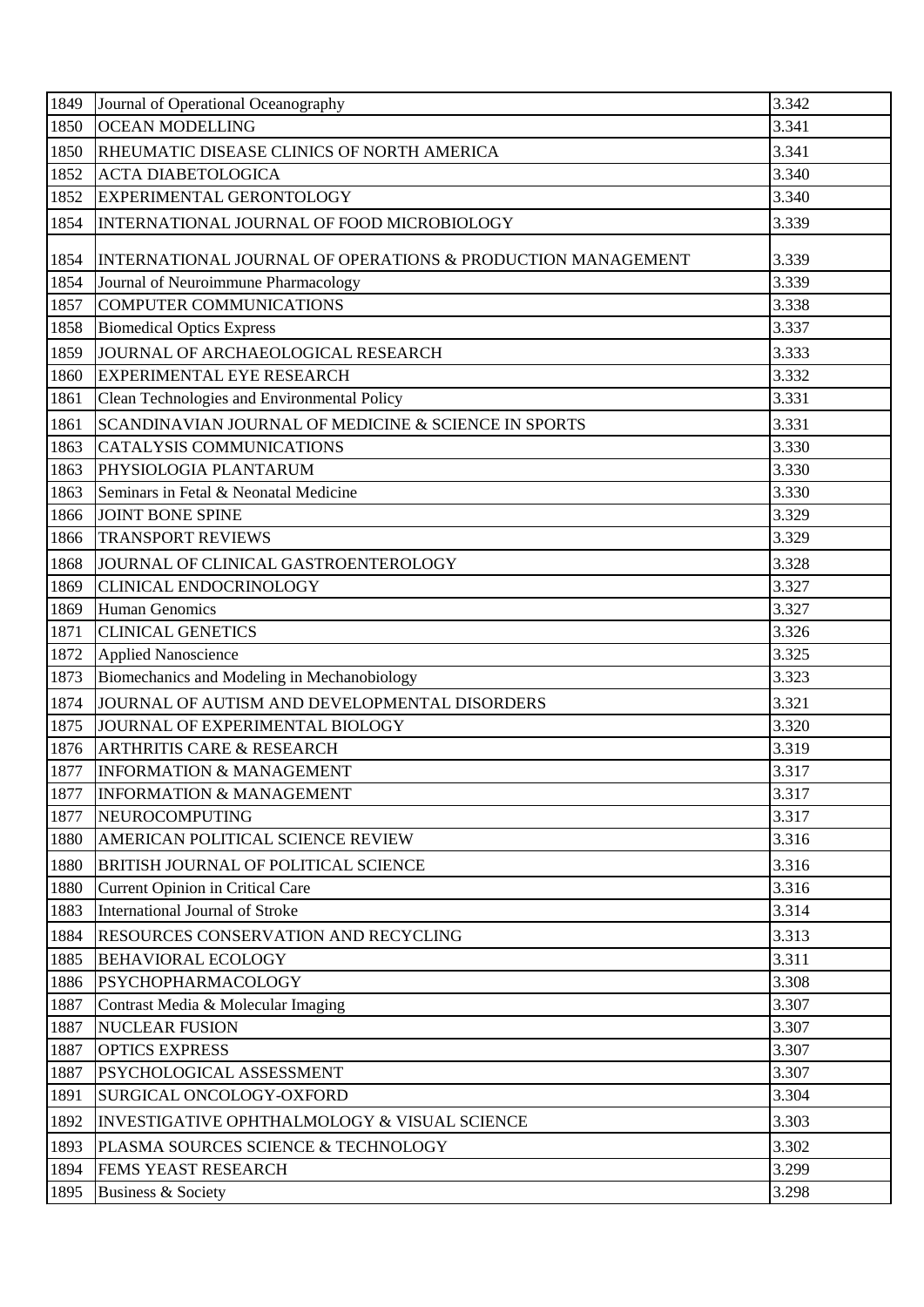| 1849 | Journal of Operational Oceanography | 3.342 |
|---|---|---|
| 1850 | OCEAN MODELLING | 3.341 |
| 1850 | RHEUMATIC DISEASE CLINICS OF NORTH AMERICA | 3.341 |
| 1852 | ACTA DIABETOLOGICA | 3.340 |
| 1852 | EXPERIMENTAL GERONTOLOGY | 3.340 |
| 1854 | INTERNATIONAL JOURNAL OF FOOD MICROBIOLOGY | 3.339 |
| 1854 | INTERNATIONAL JOURNAL OF OPERATIONS & PRODUCTION MANAGEMENT | 3.339 |
| 1854 | Journal of Neuroimmune Pharmacology | 3.339 |
| 1857 | COMPUTER COMMUNICATIONS | 3.338 |
| 1858 | Biomedical Optics Express | 3.337 |
| 1859 | JOURNAL OF ARCHAEOLOGICAL RESEARCH | 3.333 |
| 1860 | EXPERIMENTAL EYE RESEARCH | 3.332 |
| 1861 | Clean Technologies and Environmental Policy | 3.331 |
| 1861 | SCANDINAVIAN JOURNAL OF MEDICINE & SCIENCE IN SPORTS | 3.331 |
| 1863 | CATALYSIS COMMUNICATIONS | 3.330 |
| 1863 | PHYSIOLOGIA PLANTARUM | 3.330 |
| 1863 | Seminars in Fetal & Neonatal Medicine | 3.330 |
| 1866 | JOINT BONE SPINE | 3.329 |
| 1866 | TRANSPORT REVIEWS | 3.329 |
| 1868 | JOURNAL OF CLINICAL GASTROENTEROLOGY | 3.328 |
| 1869 | CLINICAL ENDOCRINOLOGY | 3.327 |
| 1869 | Human Genomics | 3.327 |
| 1871 | CLINICAL GENETICS | 3.326 |
| 1872 | Applied Nanoscience | 3.325 |
| 1873 | Biomechanics and Modeling in Mechanobiology | 3.323 |
| 1874 | JOURNAL OF AUTISM AND DEVELOPMENTAL DISORDERS | 3.321 |
| 1875 | JOURNAL OF EXPERIMENTAL BIOLOGY | 3.320 |
| 1876 | ARTHRITIS CARE & RESEARCH | 3.319 |
| 1877 | INFORMATION & MANAGEMENT | 3.317 |
| 1877 | INFORMATION & MANAGEMENT | 3.317 |
| 1877 | NEUROCOMPUTING | 3.317 |
| 1880 | AMERICAN POLITICAL SCIENCE REVIEW | 3.316 |
| 1880 | BRITISH JOURNAL OF POLITICAL SCIENCE | 3.316 |
| 1880 | Current Opinion in Critical Care | 3.316 |
| 1883 | International Journal of Stroke | 3.314 |
| 1884 | RESOURCES CONSERVATION AND RECYCLING | 3.313 |
| 1885 | BEHAVIORAL ECOLOGY | 3.311 |
| 1886 | PSYCHOPHARMACOLOGY | 3.308 |
| 1887 | Contrast Media & Molecular Imaging | 3.307 |
| 1887 | NUCLEAR FUSION | 3.307 |
| 1887 | OPTICS EXPRESS | 3.307 |
| 1887 | PSYCHOLOGICAL ASSESSMENT | 3.307 |
| 1891 | SURGICAL ONCOLOGY-OXFORD | 3.304 |
| 1892 | INVESTIGATIVE OPHTHALMOLOGY & VISUAL SCIENCE | 3.303 |
| 1893 | PLASMA SOURCES SCIENCE & TECHNOLOGY | 3.302 |
| 1894 | FEMS YEAST RESEARCH | 3.299 |
| 1895 | Business & Society | 3.298 |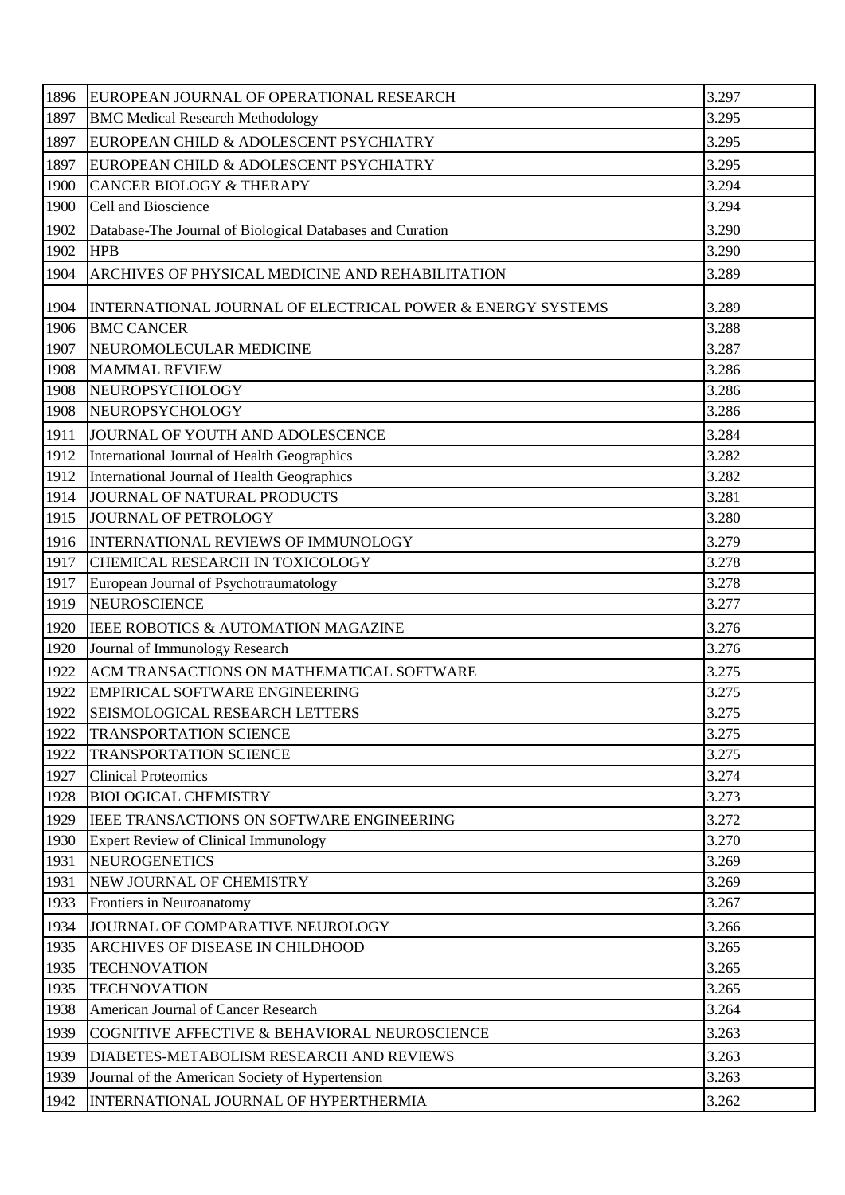| 1896 | EUROPEAN JOURNAL OF OPERATIONAL RESEARCH | 3.297 |
|---|---|---|
| 1897 | BMC Medical Research Methodology | 3.295 |
| 1897 | EUROPEAN CHILD & ADOLESCENT PSYCHIATRY | 3.295 |
| 1897 | EUROPEAN CHILD & ADOLESCENT PSYCHIATRY | 3.295 |
| 1900 | CANCER BIOLOGY & THERAPY | 3.294 |
| 1900 | Cell and Bioscience | 3.294 |
| 1902 | Database-The Journal of Biological Databases and Curation | 3.290 |
| 1902 | HPB | 3.290 |
| 1904 | ARCHIVES OF PHYSICAL MEDICINE AND REHABILITATION | 3.289 |
| 1904 | INTERNATIONAL JOURNAL OF ELECTRICAL POWER & ENERGY SYSTEMS | 3.289 |
| 1906 | BMC CANCER | 3.288 |
| 1907 | NEUROMOLECULAR MEDICINE | 3.287 |
| 1908 | MAMMAL REVIEW | 3.286 |
| 1908 | NEUROPSYCHOLOGY | 3.286 |
| 1908 | NEUROPSYCHOLOGY | 3.286 |
| 1911 | JOURNAL OF YOUTH AND ADOLESCENCE | 3.284 |
| 1912 | International Journal of Health Geographics | 3.282 |
| 1912 | International Journal of Health Geographics | 3.282 |
| 1914 | JOURNAL OF NATURAL PRODUCTS | 3.281 |
| 1915 | JOURNAL OF PETROLOGY | 3.280 |
| 1916 | INTERNATIONAL REVIEWS OF IMMUNOLOGY | 3.279 |
| 1917 | CHEMICAL RESEARCH IN TOXICOLOGY | 3.278 |
| 1917 | European Journal of Psychotraumatology | 3.278 |
| 1919 | NEUROSCIENCE | 3.277 |
| 1920 | IEEE ROBOTICS & AUTOMATION MAGAZINE | 3.276 |
| 1920 | Journal of Immunology Research | 3.276 |
| 1922 | ACM TRANSACTIONS ON MATHEMATICAL SOFTWARE | 3.275 |
| 1922 | EMPIRICAL SOFTWARE ENGINEERING | 3.275 |
| 1922 | SEISMOLOGICAL RESEARCH LETTERS | 3.275 |
| 1922 | TRANSPORTATION SCIENCE | 3.275 |
| 1922 | TRANSPORTATION SCIENCE | 3.275 |
| 1927 | Clinical Proteomics | 3.274 |
| 1928 | BIOLOGICAL CHEMISTRY | 3.273 |
| 1929 | IEEE TRANSACTIONS ON SOFTWARE ENGINEERING | 3.272 |
| 1930 | Expert Review of Clinical Immunology | 3.270 |
| 1931 | NEUROGENETICS | 3.269 |
| 1931 | NEW JOURNAL OF CHEMISTRY | 3.269 |
| 1933 | Frontiers in Neuroanatomy | 3.267 |
| 1934 | JOURNAL OF COMPARATIVE NEUROLOGY | 3.266 |
| 1935 | ARCHIVES OF DISEASE IN CHILDHOOD | 3.265 |
| 1935 | TECHNOVATION | 3.265 |
| 1935 | TECHNOVATION | 3.265 |
| 1938 | American Journal of Cancer Research | 3.264 |
| 1939 | COGNITIVE AFFECTIVE & BEHAVIORAL NEUROSCIENCE | 3.263 |
| 1939 | DIABETES-METABOLISM RESEARCH AND REVIEWS | 3.263 |
| 1939 | Journal of the American Society of Hypertension | 3.263 |
| 1942 | INTERNATIONAL JOURNAL OF HYPERTHERMIA | 3.262 |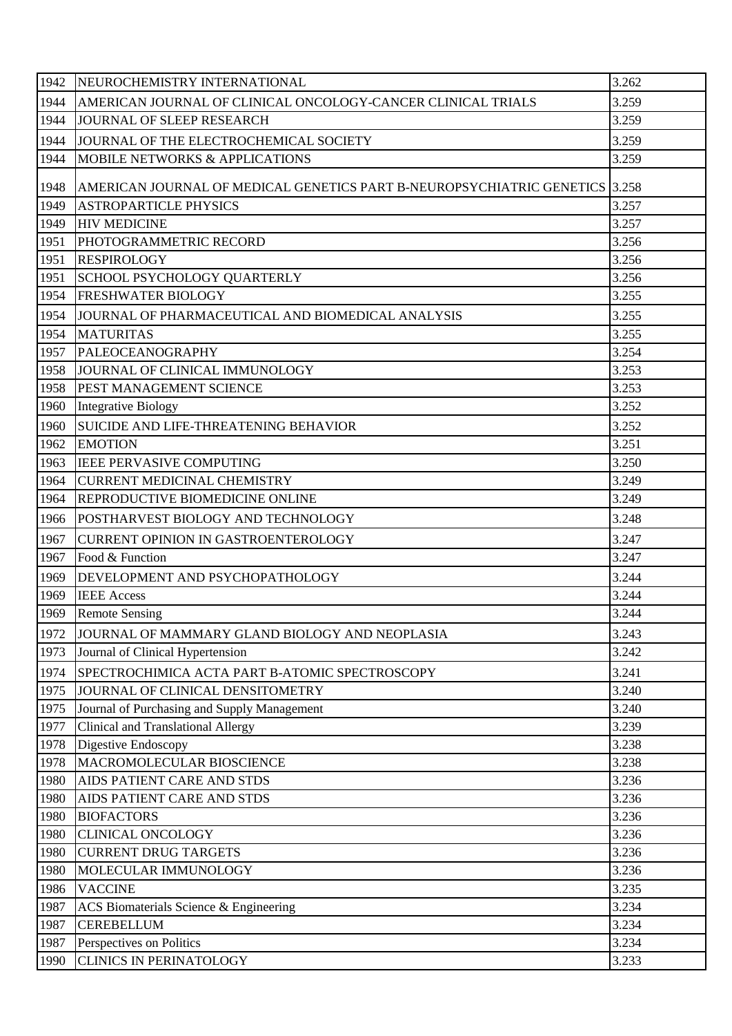| 1942 | NEUROCHEMISTRY INTERNATIONAL | 3.262 |
|---|---|---|
| 1944 | AMERICAN JOURNAL OF CLINICAL ONCOLOGY-CANCER CLINICAL TRIALS | 3.259 |
| 1944 | JOURNAL OF SLEEP RESEARCH | 3.259 |
| 1944 | JOURNAL OF THE ELECTROCHEMICAL SOCIETY | 3.259 |
| 1944 | MOBILE NETWORKS & APPLICATIONS | 3.259 |
| 1948 | AMERICAN JOURNAL OF MEDICAL GENETICS PART B-NEUROPSYCHIATRIC GENETICS | 3.258 |
| 1949 | ASTROPARTICLE PHYSICS | 3.257 |
| 1949 | HIV MEDICINE | 3.257 |
| 1951 | PHOTOGRAMMETRIC RECORD | 3.256 |
| 1951 | RESPIROLOGY | 3.256 |
| 1951 | SCHOOL PSYCHOLOGY QUARTERLY | 3.256 |
| 1954 | FRESHWATER BIOLOGY | 3.255 |
| 1954 | JOURNAL OF PHARMACEUTICAL AND BIOMEDICAL ANALYSIS | 3.255 |
| 1954 | MATURITAS | 3.255 |
| 1957 | PALEOCEANOGRAPHY | 3.254 |
| 1958 | JOURNAL OF CLINICAL IMMUNOLOGY | 3.253 |
| 1958 | PEST MANAGEMENT SCIENCE | 3.253 |
| 1960 | Integrative Biology | 3.252 |
| 1960 | SUICIDE AND LIFE-THREATENING BEHAVIOR | 3.252 |
| 1962 | EMOTION | 3.251 |
| 1963 | IEEE PERVASIVE COMPUTING | 3.250 |
| 1964 | CURRENT MEDICINAL CHEMISTRY | 3.249 |
| 1964 | REPRODUCTIVE BIOMEDICINE ONLINE | 3.249 |
| 1966 | POSTHARVEST BIOLOGY AND TECHNOLOGY | 3.248 |
| 1967 | CURRENT OPINION IN GASTROENTEROLOGY | 3.247 |
| 1967 | Food & Function | 3.247 |
| 1969 | DEVELOPMENT AND PSYCHOPATHOLOGY | 3.244 |
| 1969 | IEEE Access | 3.244 |
| 1969 | Remote Sensing | 3.244 |
| 1972 | JOURNAL OF MAMMARY GLAND BIOLOGY AND NEOPLASIA | 3.243 |
| 1973 | Journal of Clinical Hypertension | 3.242 |
| 1974 | SPECTROCHIMICA ACTA PART B-ATOMIC SPECTROSCOPY | 3.241 |
| 1975 | JOURNAL OF CLINICAL DENSITOMETRY | 3.240 |
| 1975 | Journal of Purchasing and Supply Management | 3.240 |
| 1977 | Clinical and Translational Allergy | 3.239 |
| 1978 | Digestive Endoscopy | 3.238 |
| 1978 | MACROMOLECULAR BIOSCIENCE | 3.238 |
| 1980 | AIDS PATIENT CARE AND STDS | 3.236 |
| 1980 | AIDS PATIENT CARE AND STDS | 3.236 |
| 1980 | BIOFACTORS | 3.236 |
| 1980 | CLINICAL ONCOLOGY | 3.236 |
| 1980 | CURRENT DRUG TARGETS | 3.236 |
| 1980 | MOLECULAR IMMUNOLOGY | 3.236 |
| 1986 | VACCINE | 3.235 |
| 1987 | ACS Biomaterials Science & Engineering | 3.234 |
| 1987 | CEREBELLUM | 3.234 |
| 1987 | Perspectives on Politics | 3.234 |
| 1990 | CLINICS IN PERINATOLOGY | 3.233 |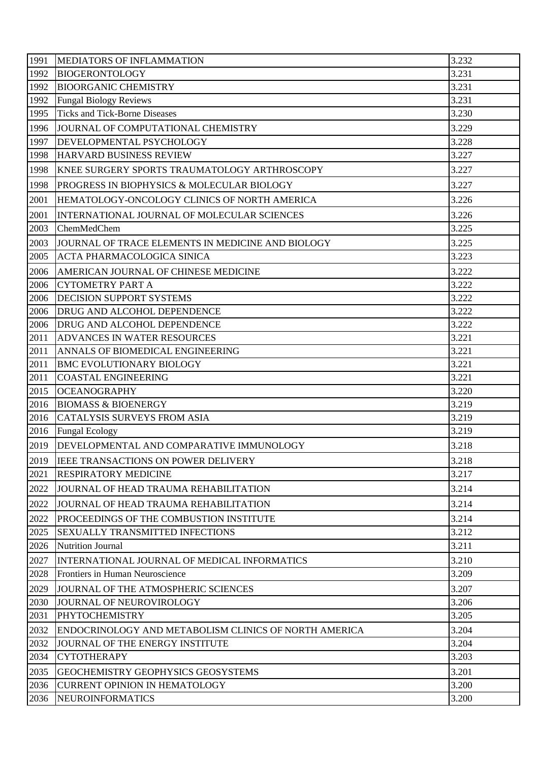| 1991 | MEDIATORS OF INFLAMMATION | 3.232 |
|---|---|---|
| 1992 | BIOGERONTOLOGY | 3.231 |
| 1992 | BIOORGANIC CHEMISTRY | 3.231 |
| 1992 | Fungal Biology Reviews | 3.231 |
| 1995 | Ticks and Tick-Borne Diseases | 3.230 |
| 1996 | JOURNAL OF COMPUTATIONAL CHEMISTRY | 3.229 |
| 1997 | DEVELOPMENTAL PSYCHOLOGY | 3.228 |
| 1998 | HARVARD BUSINESS REVIEW | 3.227 |
| 1998 | KNEE SURGERY SPORTS TRAUMATOLOGY ARTHROSCOPY | 3.227 |
| 1998 | PROGRESS IN BIOPHYSICS & MOLECULAR BIOLOGY | 3.227 |
| 2001 | HEMATOLOGY-ONCOLOGY CLINICS OF NORTH AMERICA | 3.226 |
| 2001 | INTERNATIONAL JOURNAL OF MOLECULAR SCIENCES | 3.226 |
| 2003 | ChemMedChem | 3.225 |
| 2003 | JOURNAL OF TRACE ELEMENTS IN MEDICINE AND BIOLOGY | 3.225 |
| 2005 | ACTA PHARMACOLOGICA SINICA | 3.223 |
| 2006 | AMERICAN JOURNAL OF CHINESE MEDICINE | 3.222 |
| 2006 | CYTOMETRY PART A | 3.222 |
| 2006 | DECISION SUPPORT SYSTEMS | 3.222 |
| 2006 | DRUG AND ALCOHOL DEPENDENCE | 3.222 |
| 2006 | DRUG AND ALCOHOL DEPENDENCE | 3.222 |
| 2011 | ADVANCES IN WATER RESOURCES | 3.221 |
| 2011 | ANNALS OF BIOMEDICAL ENGINEERING | 3.221 |
| 2011 | BMC EVOLUTIONARY BIOLOGY | 3.221 |
| 2011 | COASTAL ENGINEERING | 3.221 |
| 2015 | OCEANOGRAPHY | 3.220 |
| 2016 | BIOMASS & BIOENERGY | 3.219 |
| 2016 | CATALYSIS SURVEYS FROM ASIA | 3.219 |
| 2016 | Fungal Ecology | 3.219 |
| 2019 | DEVELOPMENTAL AND COMPARATIVE IMMUNOLOGY | 3.218 |
| 2019 | IEEE TRANSACTIONS ON POWER DELIVERY | 3.218 |
| 2021 | RESPIRATORY MEDICINE | 3.217 |
| 2022 | JOURNAL OF HEAD TRAUMA REHABILITATION | 3.214 |
| 2022 | JOURNAL OF HEAD TRAUMA REHABILITATION | 3.214 |
| 2022 | PROCEEDINGS OF THE COMBUSTION INSTITUTE | 3.214 |
| 2025 | SEXUALLY TRANSMITTED INFECTIONS | 3.212 |
| 2026 | Nutrition Journal | 3.211 |
| 2027 | INTERNATIONAL JOURNAL OF MEDICAL INFORMATICS | 3.210 |
| 2028 | Frontiers in Human Neuroscience | 3.209 |
| 2029 | JOURNAL OF THE ATMOSPHERIC SCIENCES | 3.207 |
| 2030 | JOURNAL OF NEUROVIROLOGY | 3.206 |
| 2031 | PHYTOCHEMISTRY | 3.205 |
| 2032 | ENDOCRINOLOGY AND METABOLISM CLINICS OF NORTH AMERICA | 3.204 |
| 2032 | JOURNAL OF THE ENERGY INSTITUTE | 3.204 |
| 2034 | CYTOTHERAPY | 3.203 |
| 2035 | GEOCHEMISTRY GEOPHYSICS GEOSYSTEMS | 3.201 |
| 2036 | CURRENT OPINION IN HEMATOLOGY | 3.200 |
| 2036 | NEUROINFORMATICS | 3.200 |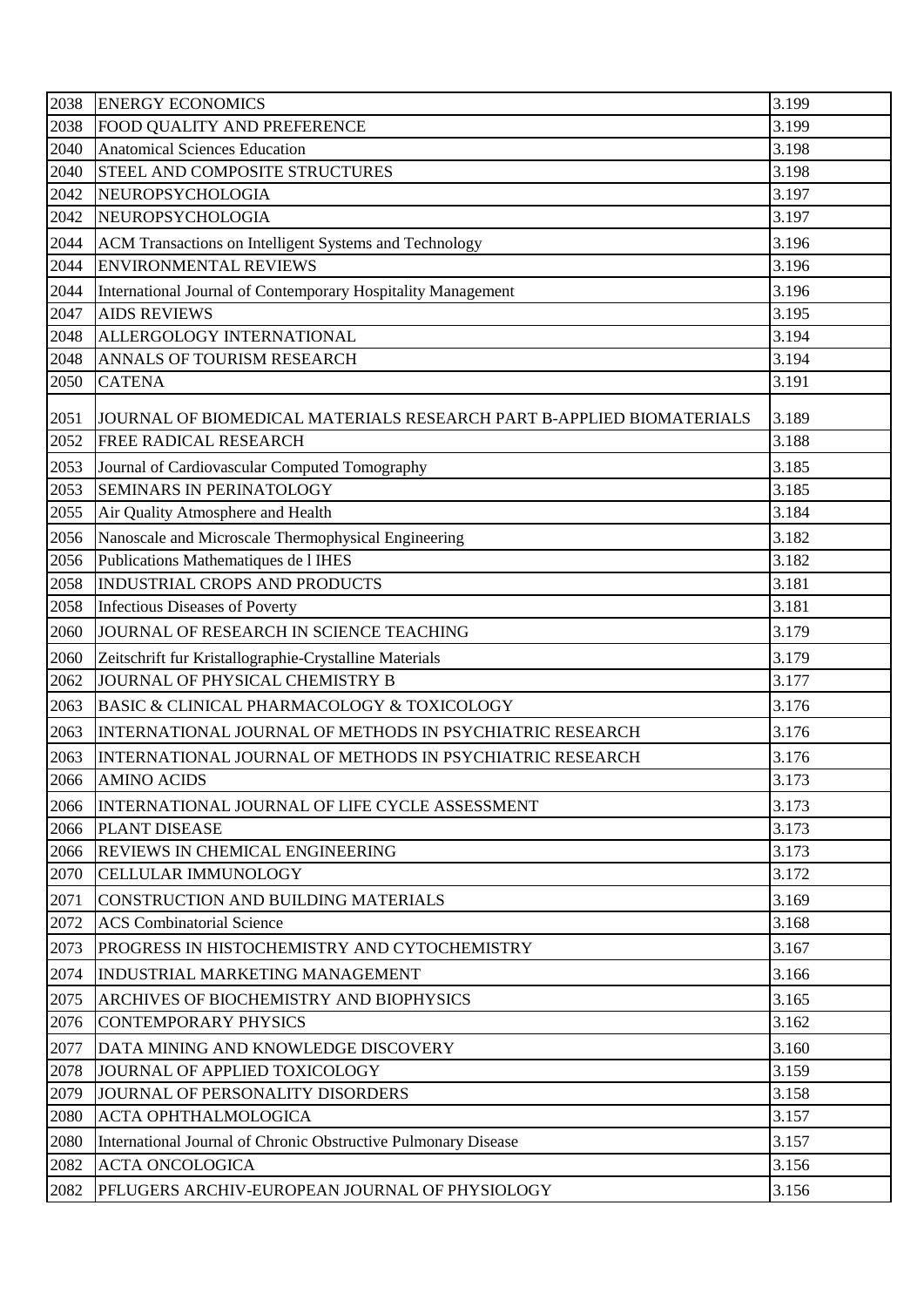| | | |
|---|---|---|
| 2038 | ENERGY ECONOMICS | 3.199 |
| 2038 | FOOD QUALITY AND PREFERENCE | 3.199 |
| 2040 | Anatomical Sciences Education | 3.198 |
| 2040 | STEEL AND COMPOSITE STRUCTURES | 3.198 |
| 2042 | NEUROPSYCHOLOGIA | 3.197 |
| 2042 | NEUROPSYCHOLOGIA | 3.197 |
| 2044 | ACM Transactions on Intelligent Systems and Technology | 3.196 |
| 2044 | ENVIRONMENTAL REVIEWS | 3.196 |
| 2044 | International Journal of Contemporary Hospitality Management | 3.196 |
| 2047 | AIDS REVIEWS | 3.195 |
| 2048 | ALLERGOLOGY INTERNATIONAL | 3.194 |
| 2048 | ANNALS OF TOURISM RESEARCH | 3.194 |
| 2050 | CATENA | 3.191 |
| 2051 | JOURNAL OF BIOMEDICAL MATERIALS RESEARCH PART B-APPLIED BIOMATERIALS | 3.189 |
| 2052 | FREE RADICAL RESEARCH | 3.188 |
| 2053 | Journal of Cardiovascular Computed Tomography | 3.185 |
| 2053 | SEMINARS IN PERINATOLOGY | 3.185 |
| 2055 | Air Quality Atmosphere and Health | 3.184 |
| 2056 | Nanoscale and Microscale Thermophysical Engineering | 3.182 |
| 2056 | Publications Mathematiques de l IHES | 3.182 |
| 2058 | INDUSTRIAL CROPS AND PRODUCTS | 3.181 |
| 2058 | Infectious Diseases of Poverty | 3.181 |
| 2060 | JOURNAL OF RESEARCH IN SCIENCE TEACHING | 3.179 |
| 2060 | Zeitschrift fur Kristallographie-Crystalline Materials | 3.179 |
| 2062 | JOURNAL OF PHYSICAL CHEMISTRY B | 3.177 |
| 2063 | BASIC & CLINICAL PHARMACOLOGY & TOXICOLOGY | 3.176 |
| 2063 | INTERNATIONAL JOURNAL OF METHODS IN PSYCHIATRIC RESEARCH | 3.176 |
| 2063 | INTERNATIONAL JOURNAL OF METHODS IN PSYCHIATRIC RESEARCH | 3.176 |
| 2066 | AMINO ACIDS | 3.173 |
| 2066 | INTERNATIONAL JOURNAL OF LIFE CYCLE ASSESSMENT | 3.173 |
| 2066 | PLANT DISEASE | 3.173 |
| 2066 | REVIEWS IN CHEMICAL ENGINEERING | 3.173 |
| 2070 | CELLULAR IMMUNOLOGY | 3.172 |
| 2071 | CONSTRUCTION AND BUILDING MATERIALS | 3.169 |
| 2072 | ACS Combinatorial Science | 3.168 |
| 2073 | PROGRESS IN HISTOCHEMISTRY AND CYTOCHEMISTRY | 3.167 |
| 2074 | INDUSTRIAL MARKETING MANAGEMENT | 3.166 |
| 2075 | ARCHIVES OF BIOCHEMISTRY AND BIOPHYSICS | 3.165 |
| 2076 | CONTEMPORARY PHYSICS | 3.162 |
| 2077 | DATA MINING AND KNOWLEDGE DISCOVERY | 3.160 |
| 2078 | JOURNAL OF APPLIED TOXICOLOGY | 3.159 |
| 2079 | JOURNAL OF PERSONALITY DISORDERS | 3.158 |
| 2080 | ACTA OPHTHALMOLOGICA | 3.157 |
| 2080 | International Journal of Chronic Obstructive Pulmonary Disease | 3.157 |
| 2082 | ACTA ONCOLOGICA | 3.156 |
| 2082 | PFLUGERS ARCHIV-EUROPEAN JOURNAL OF PHYSIOLOGY | 3.156 |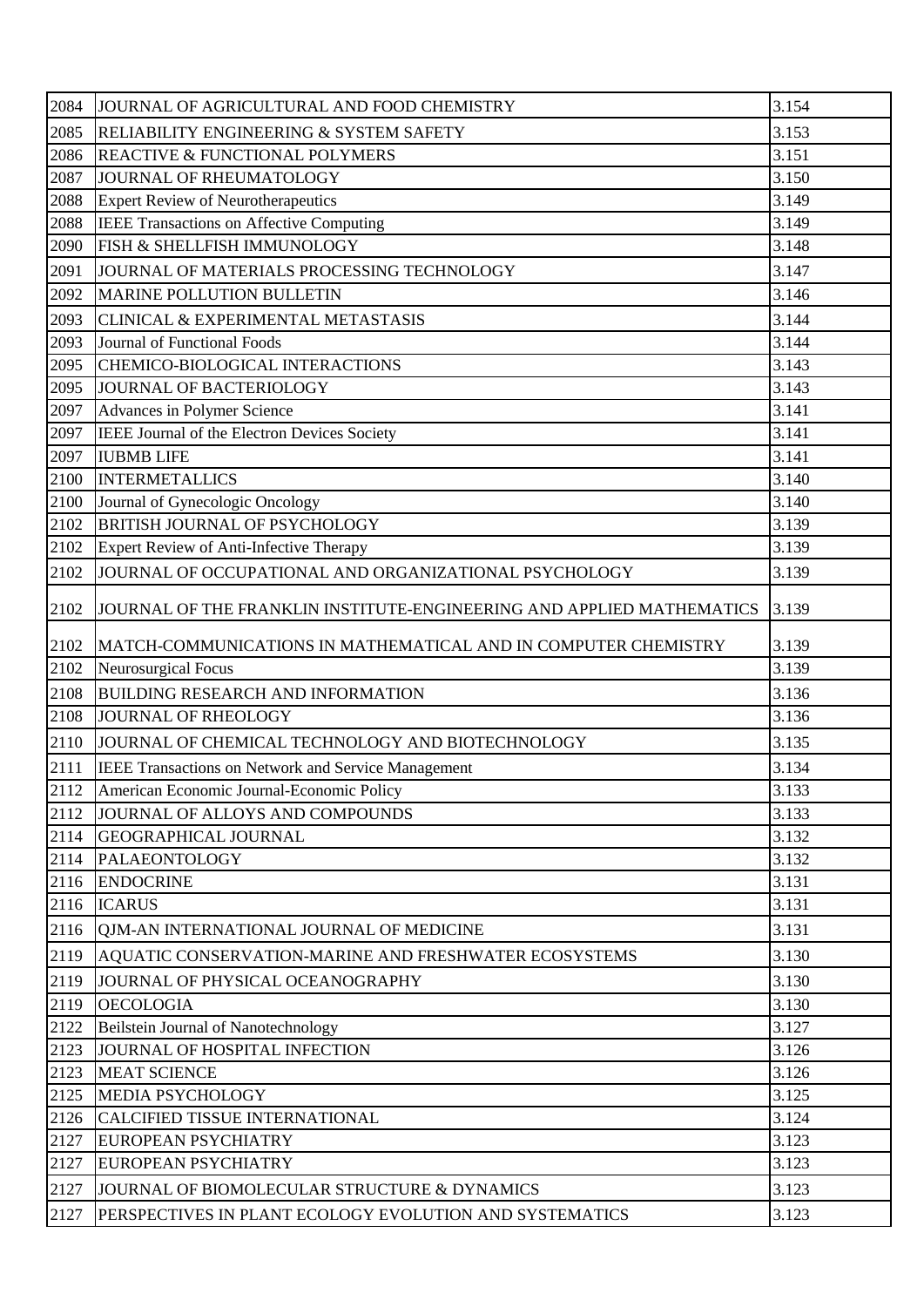| | | |
|---|---|---|
| 2084 | JOURNAL OF AGRICULTURAL AND FOOD CHEMISTRY | 3.154 |
| 2085 | RELIABILITY ENGINEERING & SYSTEM SAFETY | 3.153 |
| 2086 | REACTIVE & FUNCTIONAL POLYMERS | 3.151 |
| 2087 | JOURNAL OF RHEUMATOLOGY | 3.150 |
| 2088 | Expert Review of Neurotherapeutics | 3.149 |
| 2088 | IEEE Transactions on Affective Computing | 3.149 |
| 2090 | FISH & SHELLFISH IMMUNOLOGY | 3.148 |
| 2091 | JOURNAL OF MATERIALS PROCESSING TECHNOLOGY | 3.147 |
| 2092 | MARINE POLLUTION BULLETIN | 3.146 |
| 2093 | CLINICAL & EXPERIMENTAL METASTASIS | 3.144 |
| 2093 | Journal of Functional Foods | 3.144 |
| 2095 | CHEMICO-BIOLOGICAL INTERACTIONS | 3.143 |
| 2095 | JOURNAL OF BACTERIOLOGY | 3.143 |
| 2097 | Advances in Polymer Science | 3.141 |
| 2097 | IEEE Journal of the Electron Devices Society | 3.141 |
| 2097 | IUBMB LIFE | 3.141 |
| 2100 | INTERMETALLICS | 3.140 |
| 2100 | Journal of Gynecologic Oncology | 3.140 |
| 2102 | BRITISH JOURNAL OF PSYCHOLOGY | 3.139 |
| 2102 | Expert Review of Anti-Infective Therapy | 3.139 |
| 2102 | JOURNAL OF OCCUPATIONAL AND ORGANIZATIONAL PSYCHOLOGY | 3.139 |
| 2102 | JOURNAL OF THE FRANKLIN INSTITUTE-ENGINEERING AND APPLIED MATHEMATICS | 3.139 |
| 2102 | MATCH-COMMUNICATIONS IN MATHEMATICAL AND IN COMPUTER CHEMISTRY | 3.139 |
| 2102 | Neurosurgical Focus | 3.139 |
| 2108 | BUILDING RESEARCH AND INFORMATION | 3.136 |
| 2108 | JOURNAL OF RHEOLOGY | 3.136 |
| 2110 | JOURNAL OF CHEMICAL TECHNOLOGY AND BIOTECHNOLOGY | 3.135 |
| 2111 | IEEE Transactions on Network and Service Management | 3.134 |
| 2112 | American Economic Journal-Economic Policy | 3.133 |
| 2112 | JOURNAL OF ALLOYS AND COMPOUNDS | 3.133 |
| 2114 | GEOGRAPHICAL JOURNAL | 3.132 |
| 2114 | PALAEONTOLOGY | 3.132 |
| 2116 | ENDOCRINE | 3.131 |
| 2116 | ICARUS | 3.131 |
| 2116 | QJM-AN INTERNATIONAL JOURNAL OF MEDICINE | 3.131 |
| 2119 | AQUATIC CONSERVATION-MARINE AND FRESHWATER ECOSYSTEMS | 3.130 |
| 2119 | JOURNAL OF PHYSICAL OCEANOGRAPHY | 3.130 |
| 2119 | OECOLOGIA | 3.130 |
| 2122 | Beilstein Journal of Nanotechnology | 3.127 |
| 2123 | JOURNAL OF HOSPITAL INFECTION | 3.126 |
| 2123 | MEAT SCIENCE | 3.126 |
| 2125 | MEDIA PSYCHOLOGY | 3.125 |
| 2126 | CALCIFIED TISSUE INTERNATIONAL | 3.124 |
| 2127 | EUROPEAN PSYCHIATRY | 3.123 |
| 2127 | EUROPEAN PSYCHIATRY | 3.123 |
| 2127 | JOURNAL OF BIOMOLECULAR STRUCTURE & DYNAMICS | 3.123 |
| 2127 | PERSPECTIVES IN PLANT ECOLOGY EVOLUTION AND SYSTEMATICS | 3.123 |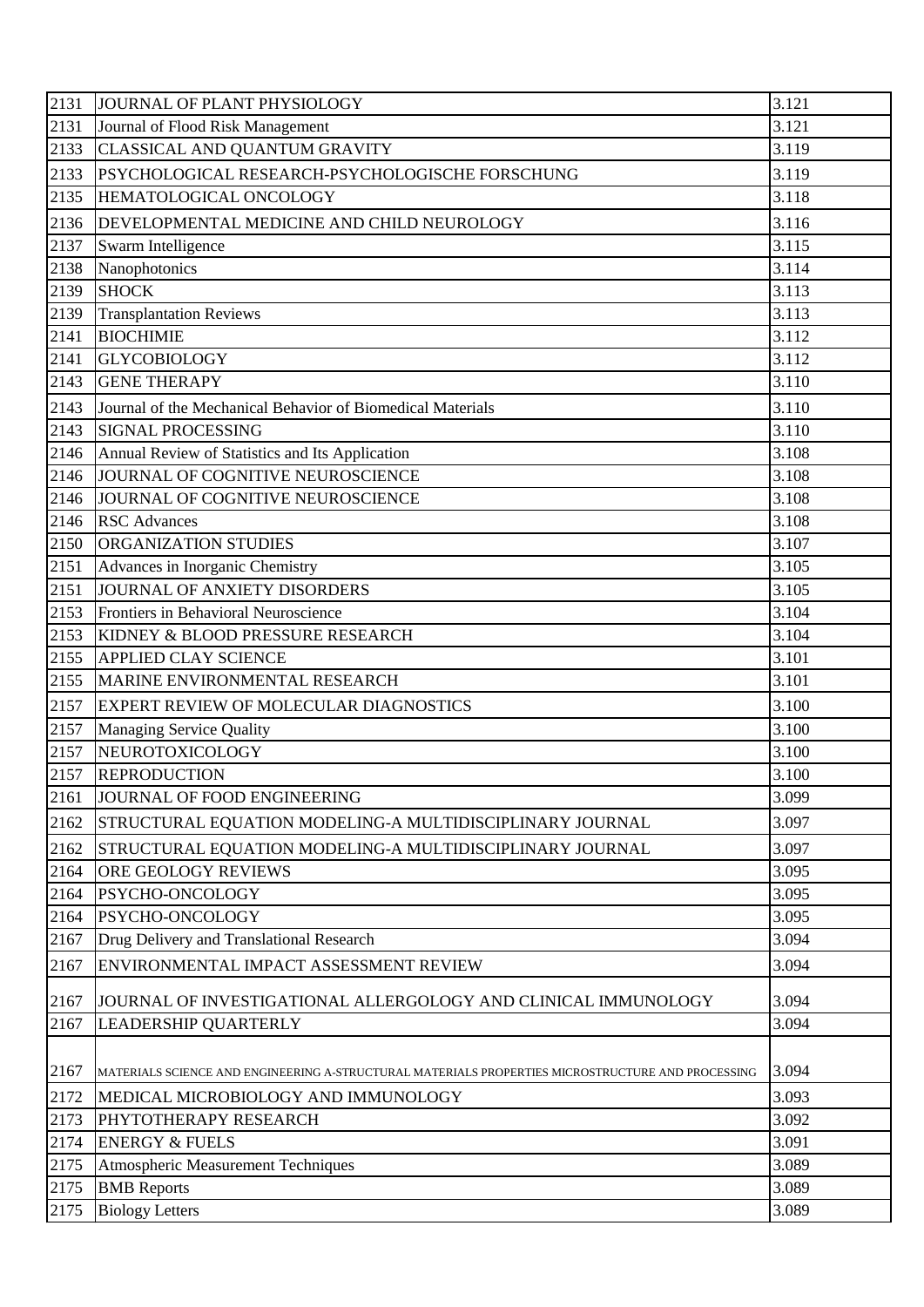| | | |
|---|---|---|
| 2131 | JOURNAL OF PLANT PHYSIOLOGY | 3.121 |
| 2131 | Journal of Flood Risk Management | 3.121 |
| 2133 | CLASSICAL AND QUANTUM GRAVITY | 3.119 |
| 2133 | PSYCHOLOGICAL RESEARCH-PSYCHOLOGISCHE FORSCHUNG | 3.119 |
| 2135 | HEMATOLOGICAL ONCOLOGY | 3.118 |
| 2136 | DEVELOPMENTAL MEDICINE AND CHILD NEUROLOGY | 3.116 |
| 2137 | Swarm Intelligence | 3.115 |
| 2138 | Nanophotonics | 3.114 |
| 2139 | SHOCK | 3.113 |
| 2139 | Transplantation Reviews | 3.113 |
| 2141 | BIOCHIMIE | 3.112 |
| 2141 | GLYCOBIOLOGY | 3.112 |
| 2143 | GENE THERAPY | 3.110 |
| 2143 | Journal of the Mechanical Behavior of Biomedical Materials | 3.110 |
| 2143 | SIGNAL PROCESSING | 3.110 |
| 2146 | Annual Review of Statistics and Its Application | 3.108 |
| 2146 | JOURNAL OF COGNITIVE NEUROSCIENCE | 3.108 |
| 2146 | JOURNAL OF COGNITIVE NEUROSCIENCE | 3.108 |
| 2146 | RSC Advances | 3.108 |
| 2150 | ORGANIZATION STUDIES | 3.107 |
| 2151 | Advances in Inorganic Chemistry | 3.105 |
| 2151 | JOURNAL OF ANXIETY DISORDERS | 3.105 |
| 2153 | Frontiers in Behavioral Neuroscience | 3.104 |
| 2153 | KIDNEY & BLOOD PRESSURE RESEARCH | 3.104 |
| 2155 | APPLIED CLAY SCIENCE | 3.101 |
| 2155 | MARINE ENVIRONMENTAL RESEARCH | 3.101 |
| 2157 | EXPERT REVIEW OF MOLECULAR DIAGNOSTICS | 3.100 |
| 2157 | Managing Service Quality | 3.100 |
| 2157 | NEUROTOXICOLOGY | 3.100 |
| 2157 | REPRODUCTION | 3.100 |
| 2161 | JOURNAL OF FOOD ENGINEERING | 3.099 |
| 2162 | STRUCTURAL EQUATION MODELING-A MULTIDISCIPLINARY JOURNAL | 3.097 |
| 2162 | STRUCTURAL EQUATION MODELING-A MULTIDISCIPLINARY JOURNAL | 3.097 |
| 2164 | ORE GEOLOGY REVIEWS | 3.095 |
| 2164 | PSYCHO-ONCOLOGY | 3.095 |
| 2164 | PSYCHO-ONCOLOGY | 3.095 |
| 2167 | Drug Delivery and Translational Research | 3.094 |
| 2167 | ENVIRONMENTAL IMPACT ASSESSMENT REVIEW | 3.094 |
| 2167 | JOURNAL OF INVESTIGATIONAL ALLERGOLOGY AND CLINICAL IMMUNOLOGY | 3.094 |
| 2167 | LEADERSHIP QUARTERLY | 3.094 |
| 2167 | MATERIALS SCIENCE AND ENGINEERING A-STRUCTURAL MATERIALS PROPERTIES MICROSTRUCTURE AND PROCESSING | 3.094 |
| 2172 | MEDICAL MICROBIOLOGY AND IMMUNOLOGY | 3.093 |
| 2173 | PHYTOTHERAPY RESEARCH | 3.092 |
| 2174 | ENERGY & FUELS | 3.091 |
| 2175 | Atmospheric Measurement Techniques | 3.089 |
| 2175 | BMB Reports | 3.089 |
| 2175 | Biology Letters | 3.089 |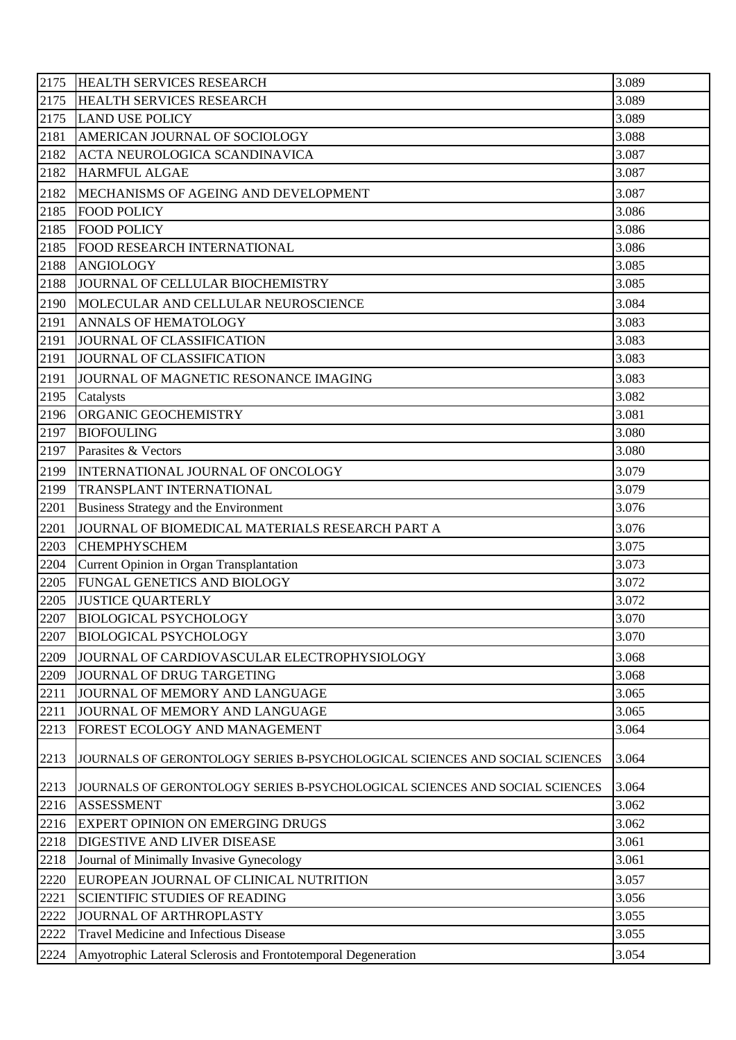| 2175 | HEALTH SERVICES RESEARCH | 3.089 |
|---|---|---|
| 2175 | HEALTH SERVICES RESEARCH | 3.089 |
| 2175 | LAND USE POLICY | 3.089 |
| 2181 | AMERICAN JOURNAL OF SOCIOLOGY | 3.088 |
| 2182 | ACTA NEUROLOGICA SCANDINAVICA | 3.087 |
| 2182 | HARMFUL ALGAE | 3.087 |
| 2182 | MECHANISMS OF AGEING AND DEVELOPMENT | 3.087 |
| 2185 | FOOD POLICY | 3.086 |
| 2185 | FOOD POLICY | 3.086 |
| 2185 | FOOD RESEARCH INTERNATIONAL | 3.086 |
| 2188 | ANGIOLOGY | 3.085 |
| 2188 | JOURNAL OF CELLULAR BIOCHEMISTRY | 3.085 |
| 2190 | MOLECULAR AND CELLULAR NEUROSCIENCE | 3.084 |
| 2191 | ANNALS OF HEMATOLOGY | 3.083 |
| 2191 | JOURNAL OF CLASSIFICATION | 3.083 |
| 2191 | JOURNAL OF CLASSIFICATION | 3.083 |
| 2191 | JOURNAL OF MAGNETIC RESONANCE IMAGING | 3.083 |
| 2195 | Catalysts | 3.082 |
| 2196 | ORGANIC GEOCHEMISTRY | 3.081 |
| 2197 | BIOFOULING | 3.080 |
| 2197 | Parasites & Vectors | 3.080 |
| 2199 | INTERNATIONAL JOURNAL OF ONCOLOGY | 3.079 |
| 2199 | TRANSPLANT INTERNATIONAL | 3.079 |
| 2201 | Business Strategy and the Environment | 3.076 |
| 2201 | JOURNAL OF BIOMEDICAL MATERIALS RESEARCH PART A | 3.076 |
| 2203 | CHEMPHYSCHEM | 3.075 |
| 2204 | Current Opinion in Organ Transplantation | 3.073 |
| 2205 | FUNGAL GENETICS AND BIOLOGY | 3.072 |
| 2205 | JUSTICE QUARTERLY | 3.072 |
| 2207 | BIOLOGICAL PSYCHOLOGY | 3.070 |
| 2207 | BIOLOGICAL PSYCHOLOGY | 3.070 |
| 2209 | JOURNAL OF CARDIOVASCULAR ELECTROPHYSIOLOGY | 3.068 |
| 2209 | JOURNAL OF DRUG TARGETING | 3.068 |
| 2211 | JOURNAL OF MEMORY AND LANGUAGE | 3.065 |
| 2211 | JOURNAL OF MEMORY AND LANGUAGE | 3.065 |
| 2213 | FOREST ECOLOGY AND MANAGEMENT | 3.064 |
| 2213 | JOURNALS OF GERONTOLOGY SERIES B-PSYCHOLOGICAL SCIENCES AND SOCIAL SCIENCES | 3.064 |
| 2213 | JOURNALS OF GERONTOLOGY SERIES B-PSYCHOLOGICAL SCIENCES AND SOCIAL SCIENCES | 3.064 |
| 2216 | ASSESSMENT | 3.062 |
| 2216 | EXPERT OPINION ON EMERGING DRUGS | 3.062 |
| 2218 | DIGESTIVE AND LIVER DISEASE | 3.061 |
| 2218 | Journal of Minimally Invasive Gynecology | 3.061 |
| 2220 | EUROPEAN JOURNAL OF CLINICAL NUTRITION | 3.057 |
| 2221 | SCIENTIFIC STUDIES OF READING | 3.056 |
| 2222 | JOURNAL OF ARTHROPLASTY | 3.055 |
| 2222 | Travel Medicine and Infectious Disease | 3.055 |
| 2224 | Amyotrophic Lateral Sclerosis and Frontotemporal Degeneration | 3.054 |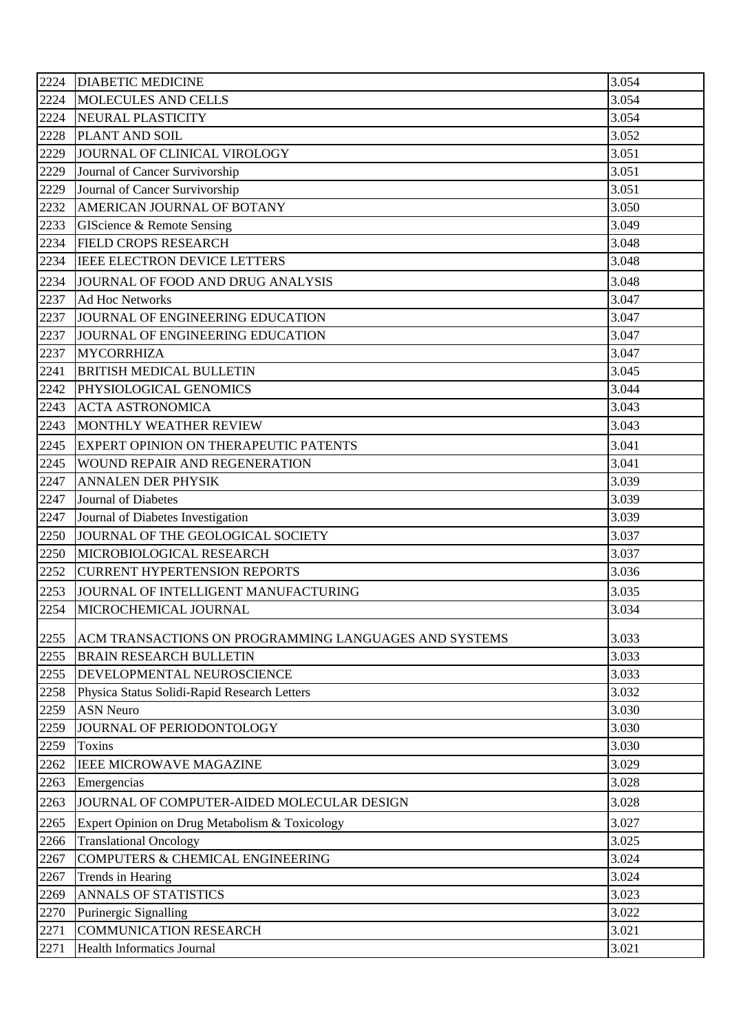| 2224 | DIABETIC MEDICINE | 3.054 |
|---|---|---|
| 2224 | MOLECULES AND CELLS | 3.054 |
| 2224 | NEURAL PLASTICITY | 3.054 |
| 2228 | PLANT AND SOIL | 3.052 |
| 2229 | JOURNAL OF CLINICAL VIROLOGY | 3.051 |
| 2229 | Journal of Cancer Survivorship | 3.051 |
| 2229 | Journal of Cancer Survivorship | 3.051 |
| 2232 | AMERICAN JOURNAL OF BOTANY | 3.050 |
| 2233 | GIScience & Remote Sensing | 3.049 |
| 2234 | FIELD CROPS RESEARCH | 3.048 |
| 2234 | IEEE ELECTRON DEVICE LETTERS | 3.048 |
| 2234 | JOURNAL OF FOOD AND DRUG ANALYSIS | 3.048 |
| 2237 | Ad Hoc Networks | 3.047 |
| 2237 | JOURNAL OF ENGINEERING EDUCATION | 3.047 |
| 2237 | JOURNAL OF ENGINEERING EDUCATION | 3.047 |
| 2237 | MYCORRHIZA | 3.047 |
| 2241 | BRITISH MEDICAL BULLETIN | 3.045 |
| 2242 | PHYSIOLOGICAL GENOMICS | 3.044 |
| 2243 | ACTA ASTRONOMICA | 3.043 |
| 2243 | MONTHLY WEATHER REVIEW | 3.043 |
| 2245 | EXPERT OPINION ON THERAPEUTIC PATENTS | 3.041 |
| 2245 | WOUND REPAIR AND REGENERATION | 3.041 |
| 2247 | ANNALEN DER PHYSIK | 3.039 |
| 2247 | Journal of Diabetes | 3.039 |
| 2247 | Journal of Diabetes Investigation | 3.039 |
| 2250 | JOURNAL OF THE GEOLOGICAL SOCIETY | 3.037 |
| 2250 | MICROBIOLOGICAL RESEARCH | 3.037 |
| 2252 | CURRENT HYPERTENSION REPORTS | 3.036 |
| 2253 | JOURNAL OF INTELLIGENT MANUFACTURING | 3.035 |
| 2254 | MICROCHEMICAL JOURNAL | 3.034 |
| 2255 | ACM TRANSACTIONS ON PROGRAMMING LANGUAGES AND SYSTEMS | 3.033 |
| 2255 | BRAIN RESEARCH BULLETIN | 3.033 |
| 2255 | DEVELOPMENTAL NEUROSCIENCE | 3.033 |
| 2258 | Physica Status Solidi-Rapid Research Letters | 3.032 |
| 2259 | ASN Neuro | 3.030 |
| 2259 | JOURNAL OF PERIODONTOLOGY | 3.030 |
| 2259 | Toxins | 3.030 |
| 2262 | IEEE MICROWAVE MAGAZINE | 3.029 |
| 2263 | Emergencias | 3.028 |
| 2263 | JOURNAL OF COMPUTER-AIDED MOLECULAR DESIGN | 3.028 |
| 2265 | Expert Opinion on Drug Metabolism & Toxicology | 3.027 |
| 2266 | Translational Oncology | 3.025 |
| 2267 | COMPUTERS & CHEMICAL ENGINEERING | 3.024 |
| 2267 | Trends in Hearing | 3.024 |
| 2269 | ANNALS OF STATISTICS | 3.023 |
| 2270 | Purinergic Signalling | 3.022 |
| 2271 | COMMUNICATION RESEARCH | 3.021 |
| 2271 | Health Informatics Journal | 3.021 |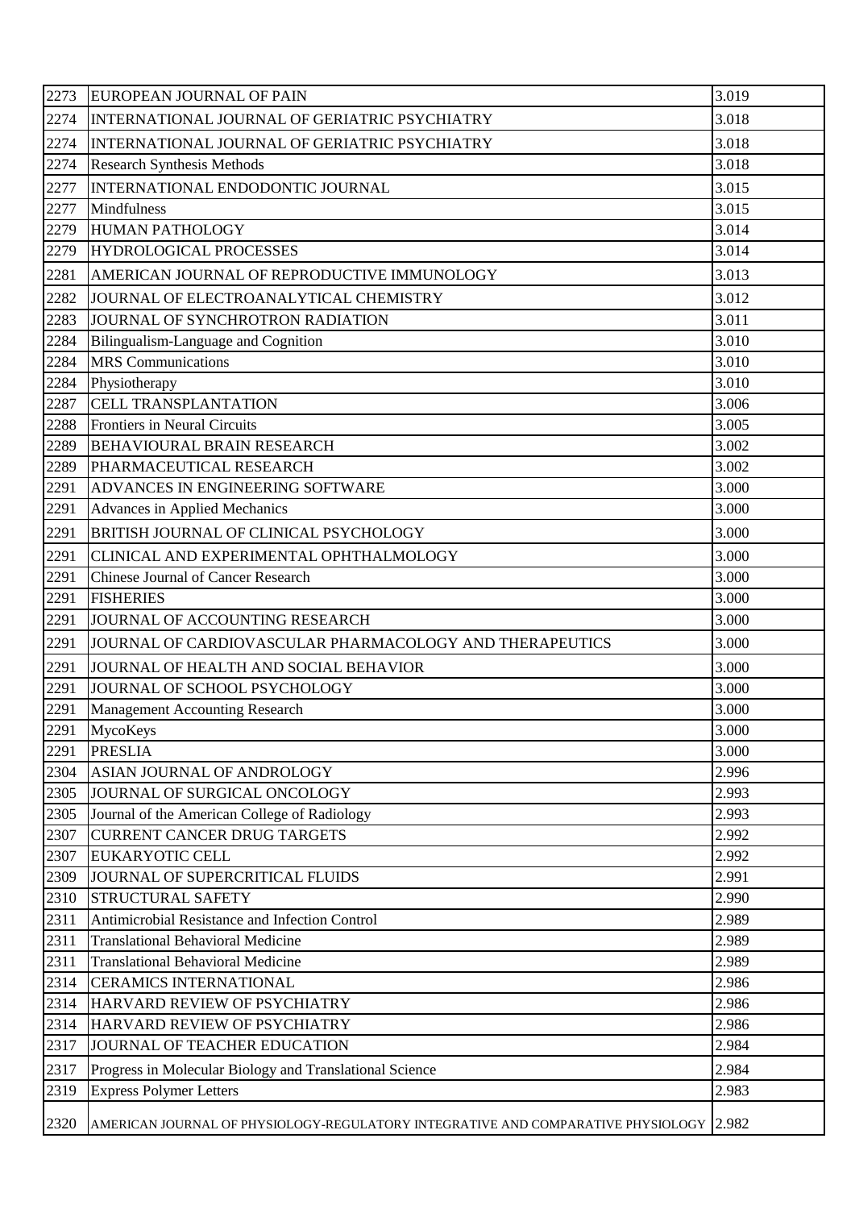| 2273 | EUROPEAN JOURNAL OF PAIN | 3.019 |
|---|---|---|
| 2274 | INTERNATIONAL JOURNAL OF GERIATRIC PSYCHIATRY | 3.018 |
| 2274 | INTERNATIONAL JOURNAL OF GERIATRIC PSYCHIATRY | 3.018 |
| 2274 | Research Synthesis Methods | 3.018 |
| 2277 | INTERNATIONAL ENDODONTIC JOURNAL | 3.015 |
| 2277 | Mindfulness | 3.015 |
| 2279 | HUMAN PATHOLOGY | 3.014 |
| 2279 | HYDROLOGICAL PROCESSES | 3.014 |
| 2281 | AMERICAN JOURNAL OF REPRODUCTIVE IMMUNOLOGY | 3.013 |
| 2282 | JOURNAL OF ELECTROANALYTICAL CHEMISTRY | 3.012 |
| 2283 | JOURNAL OF SYNCHROTRON RADIATION | 3.011 |
| 2284 | Bilingualism-Language and Cognition | 3.010 |
| 2284 | MRS Communications | 3.010 |
| 2284 | Physiotherapy | 3.010 |
| 2287 | CELL TRANSPLANTATION | 3.006 |
| 2288 | Frontiers in Neural Circuits | 3.005 |
| 2289 | BEHAVIOURAL BRAIN RESEARCH | 3.002 |
| 2289 | PHARMACEUTICAL RESEARCH | 3.002 |
| 2291 | ADVANCES IN ENGINEERING SOFTWARE | 3.000 |
| 2291 | Advances in Applied Mechanics | 3.000 |
| 2291 | BRITISH JOURNAL OF CLINICAL PSYCHOLOGY | 3.000 |
| 2291 | CLINICAL AND EXPERIMENTAL OPHTHALMOLOGY | 3.000 |
| 2291 | Chinese Journal of Cancer Research | 3.000 |
| 2291 | FISHERIES | 3.000 |
| 2291 | JOURNAL OF ACCOUNTING RESEARCH | 3.000 |
| 2291 | JOURNAL OF CARDIOVASCULAR PHARMACOLOGY AND THERAPEUTICS | 3.000 |
| 2291 | JOURNAL OF HEALTH AND SOCIAL BEHAVIOR | 3.000 |
| 2291 | JOURNAL OF SCHOOL PSYCHOLOGY | 3.000 |
| 2291 | Management Accounting Research | 3.000 |
| 2291 | MycoKeys | 3.000 |
| 2291 | PRESLIA | 3.000 |
| 2304 | ASIAN JOURNAL OF ANDROLOGY | 2.996 |
| 2305 | JOURNAL OF SURGICAL ONCOLOGY | 2.993 |
| 2305 | Journal of the American College of Radiology | 2.993 |
| 2307 | CURRENT CANCER DRUG TARGETS | 2.992 |
| 2307 | EUKARYOTIC CELL | 2.992 |
| 2309 | JOURNAL OF SUPERCRITICAL FLUIDS | 2.991 |
| 2310 | STRUCTURAL SAFETY | 2.990 |
| 2311 | Antimicrobial Resistance and Infection Control | 2.989 |
| 2311 | Translational Behavioral Medicine | 2.989 |
| 2311 | Translational Behavioral Medicine | 2.989 |
| 2314 | CERAMICS INTERNATIONAL | 2.986 |
| 2314 | HARVARD REVIEW OF PSYCHIATRY | 2.986 |
| 2314 | HARVARD REVIEW OF PSYCHIATRY | 2.986 |
| 2317 | JOURNAL OF TEACHER EDUCATION | 2.984 |
| 2317 | Progress in Molecular Biology and Translational Science | 2.984 |
| 2319 | Express Polymer Letters | 2.983 |
| 2320 | AMERICAN JOURNAL OF PHYSIOLOGY-REGULATORY INTEGRATIVE AND COMPARATIVE PHYSIOLOGY | 2.982 |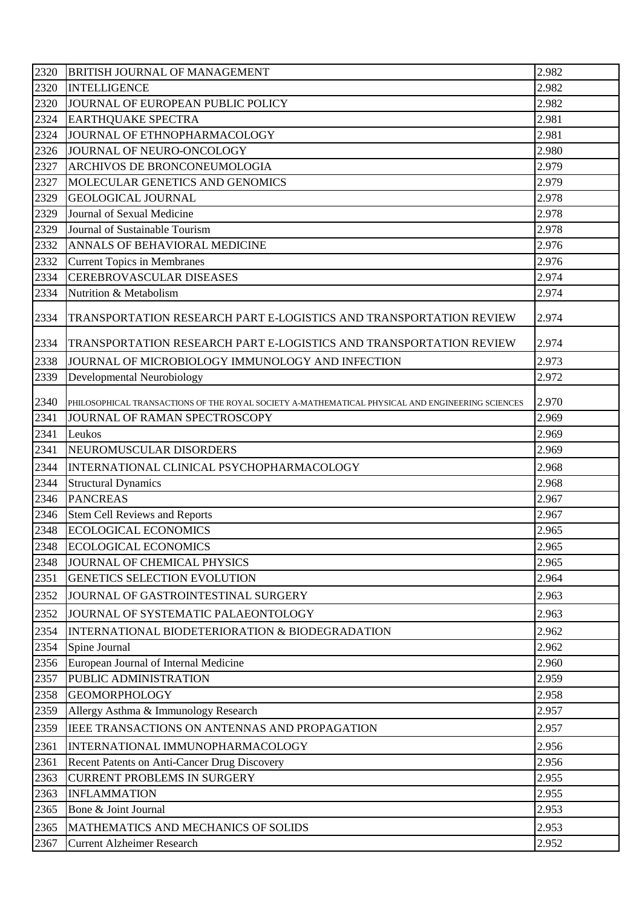| 2320 | BRITISH JOURNAL OF MANAGEMENT | 2.982 |
|---|---|---|
| 2320 | INTELLIGENCE | 2.982 |
| 2320 | JOURNAL OF EUROPEAN PUBLIC POLICY | 2.982 |
| 2324 | EARTHQUAKE SPECTRA | 2.981 |
| 2324 | JOURNAL OF ETHNOPHARMACOLOGY | 2.981 |
| 2326 | JOURNAL OF NEURO-ONCOLOGY | 2.980 |
| 2327 | ARCHIVOS DE BRONCONEUMOLOGIA | 2.979 |
| 2327 | MOLECULAR GENETICS AND GENOMICS | 2.979 |
| 2329 | GEOLOGICAL JOURNAL | 2.978 |
| 2329 | Journal of Sexual Medicine | 2.978 |
| 2329 | Journal of Sustainable Tourism | 2.978 |
| 2332 | ANNALS OF BEHAVIORAL MEDICINE | 2.976 |
| 2332 | Current Topics in Membranes | 2.976 |
| 2334 | CEREBROVASCULAR DISEASES | 2.974 |
| 2334 | Nutrition & Metabolism | 2.974 |
| 2334 | TRANSPORTATION RESEARCH PART E-LOGISTICS AND TRANSPORTATION REVIEW | 2.974 |
| 2334 | TRANSPORTATION RESEARCH PART E-LOGISTICS AND TRANSPORTATION REVIEW | 2.974 |
| 2338 | JOURNAL OF MICROBIOLOGY IMMUNOLOGY AND INFECTION | 2.973 |
| 2339 | Developmental Neurobiology | 2.972 |
| 2340 | PHILOSOPHICAL TRANSACTIONS OF THE ROYAL SOCIETY A-MATHEMATICAL PHYSICAL AND ENGINEERING SCIENCES | 2.970 |
| 2341 | JOURNAL OF RAMAN SPECTROSCOPY | 2.969 |
| 2341 | Leukos | 2.969 |
| 2341 | NEUROMUSCULAR DISORDERS | 2.969 |
| 2344 | INTERNATIONAL CLINICAL PSYCHOPHARMACOLOGY | 2.968 |
| 2344 | Structural Dynamics | 2.968 |
| 2346 | PANCREAS | 2.967 |
| 2346 | Stem Cell Reviews and Reports | 2.967 |
| 2348 | ECOLOGICAL ECONOMICS | 2.965 |
| 2348 | ECOLOGICAL ECONOMICS | 2.965 |
| 2348 | JOURNAL OF CHEMICAL PHYSICS | 2.965 |
| 2351 | GENETICS SELECTION EVOLUTION | 2.964 |
| 2352 | JOURNAL OF GASTROINTESTINAL SURGERY | 2.963 |
| 2352 | JOURNAL OF SYSTEMATIC PALAEONTOLOGY | 2.963 |
| 2354 | INTERNATIONAL BIODETERIORATION & BIODEGRADATION | 2.962 |
| 2354 | Spine Journal | 2.962 |
| 2356 | European Journal of Internal Medicine | 2.960 |
| 2357 | PUBLIC ADMINISTRATION | 2.959 |
| 2358 | GEOMORPHOLOGY | 2.958 |
| 2359 | Allergy Asthma & Immunology Research | 2.957 |
| 2359 | IEEE TRANSACTIONS ON ANTENNAS AND PROPAGATION | 2.957 |
| 2361 | INTERNATIONAL IMMUNOPHARMACOLOGY | 2.956 |
| 2361 | Recent Patents on Anti-Cancer Drug Discovery | 2.956 |
| 2363 | CURRENT PROBLEMS IN SURGERY | 2.955 |
| 2363 | INFLAMMATION | 2.955 |
| 2365 | Bone & Joint Journal | 2.953 |
| 2365 | MATHEMATICS AND MECHANICS OF SOLIDS | 2.953 |
| 2367 | Current Alzheimer Research | 2.952 |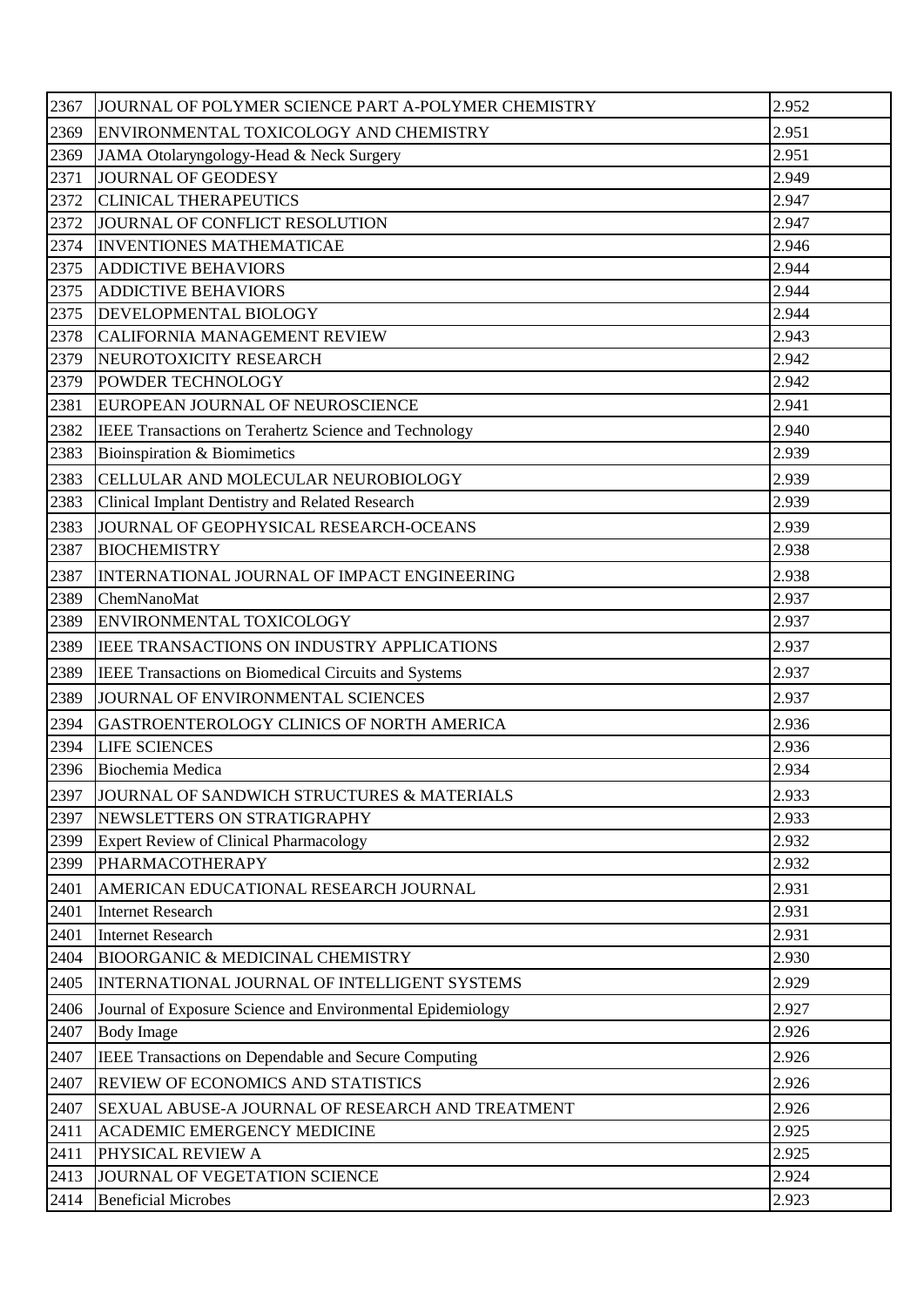| 2367 | JOURNAL OF POLYMER SCIENCE PART A-POLYMER CHEMISTRY | 2.952 |
|---|---|---|
| 2369 | ENVIRONMENTAL TOXICOLOGY AND CHEMISTRY | 2.951 |
| 2369 | JAMA Otolaryngology-Head & Neck Surgery | 2.951 |
| 2371 | JOURNAL OF GEODESY | 2.949 |
| 2372 | CLINICAL THERAPEUTICS | 2.947 |
| 2372 | JOURNAL OF CONFLICT RESOLUTION | 2.947 |
| 2374 | INVENTIONES MATHEMATICAE | 2.946 |
| 2375 | ADDICTIVE BEHAVIORS | 2.944 |
| 2375 | ADDICTIVE BEHAVIORS | 2.944 |
| 2375 | DEVELOPMENTAL BIOLOGY | 2.944 |
| 2378 | CALIFORNIA MANAGEMENT REVIEW | 2.943 |
| 2379 | NEUROTOXICITY RESEARCH | 2.942 |
| 2379 | POWDER TECHNOLOGY | 2.942 |
| 2381 | EUROPEAN JOURNAL OF NEUROSCIENCE | 2.941 |
| 2382 | IEEE Transactions on Terahertz Science and Technology | 2.940 |
| 2383 | Bioinspiration & Biomimetics | 2.939 |
| 2383 | CELLULAR AND MOLECULAR NEUROBIOLOGY | 2.939 |
| 2383 | Clinical Implant Dentistry and Related Research | 2.939 |
| 2383 | JOURNAL OF GEOPHYSICAL RESEARCH-OCEANS | 2.939 |
| 2387 | BIOCHEMISTRY | 2.938 |
| 2387 | INTERNATIONAL JOURNAL OF IMPACT ENGINEERING | 2.938 |
| 2389 | ChemNanoMat | 2.937 |
| 2389 | ENVIRONMENTAL TOXICOLOGY | 2.937 |
| 2389 | IEEE TRANSACTIONS ON INDUSTRY APPLICATIONS | 2.937 |
| 2389 | IEEE Transactions on Biomedical Circuits and Systems | 2.937 |
| 2389 | JOURNAL OF ENVIRONMENTAL SCIENCES | 2.937 |
| 2394 | GASTROENTEROLOGY CLINICS OF NORTH AMERICA | 2.936 |
| 2394 | LIFE SCIENCES | 2.936 |
| 2396 | Biochemia Medica | 2.934 |
| 2397 | JOURNAL OF SANDWICH STRUCTURES & MATERIALS | 2.933 |
| 2397 | NEWSLETTERS ON STRATIGRAPHY | 2.933 |
| 2399 | Expert Review of Clinical Pharmacology | 2.932 |
| 2399 | PHARMACOTHERAPY | 2.932 |
| 2401 | AMERICAN EDUCATIONAL RESEARCH JOURNAL | 2.931 |
| 2401 | Internet Research | 2.931 |
| 2401 | Internet Research | 2.931 |
| 2404 | BIOORGANIC & MEDICINAL CHEMISTRY | 2.930 |
| 2405 | INTERNATIONAL JOURNAL OF INTELLIGENT SYSTEMS | 2.929 |
| 2406 | Journal of Exposure Science and Environmental Epidemiology | 2.927 |
| 2407 | Body Image | 2.926 |
| 2407 | IEEE Transactions on Dependable and Secure Computing | 2.926 |
| 2407 | REVIEW OF ECONOMICS AND STATISTICS | 2.926 |
| 2407 | SEXUAL ABUSE-A JOURNAL OF RESEARCH AND TREATMENT | 2.926 |
| 2411 | ACADEMIC EMERGENCY MEDICINE | 2.925 |
| 2411 | PHYSICAL REVIEW A | 2.925 |
| 2413 | JOURNAL OF VEGETATION SCIENCE | 2.924 |
| 2414 | Beneficial Microbes | 2.923 |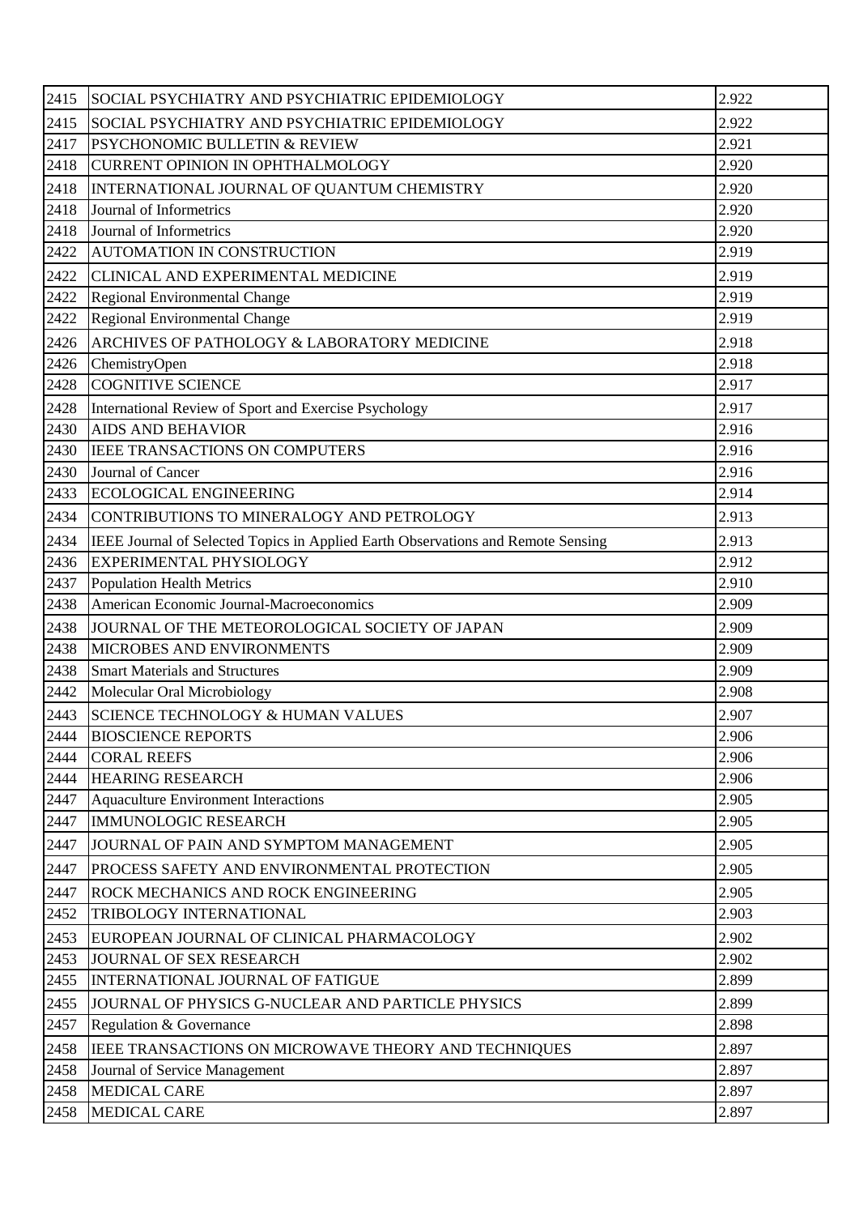| | | |
|---|---|---|
| 2415 | SOCIAL PSYCHIATRY AND PSYCHIATRIC EPIDEMIOLOGY | 2.922 |
| 2415 | SOCIAL PSYCHIATRY AND PSYCHIATRIC EPIDEMIOLOGY | 2.922 |
| 2417 | PSYCHONOMIC BULLETIN & REVIEW | 2.921 |
| 2418 | CURRENT OPINION IN OPHTHALMOLOGY | 2.920 |
| 2418 | INTERNATIONAL JOURNAL OF QUANTUM CHEMISTRY | 2.920 |
| 2418 | Journal of Informetrics | 2.920 |
| 2418 | Journal of Informetrics | 2.920 |
| 2422 | AUTOMATION IN CONSTRUCTION | 2.919 |
| 2422 | CLINICAL AND EXPERIMENTAL MEDICINE | 2.919 |
| 2422 | Regional Environmental Change | 2.919 |
| 2422 | Regional Environmental Change | 2.919 |
| 2426 | ARCHIVES OF PATHOLOGY & LABORATORY MEDICINE | 2.918 |
| 2426 | ChemistryOpen | 2.918 |
| 2428 | COGNITIVE SCIENCE | 2.917 |
| 2428 | International Review of Sport and Exercise Psychology | 2.917 |
| 2430 | AIDS AND BEHAVIOR | 2.916 |
| 2430 | IEEE TRANSACTIONS ON COMPUTERS | 2.916 |
| 2430 | Journal of Cancer | 2.916 |
| 2433 | ECOLOGICAL ENGINEERING | 2.914 |
| 2434 | CONTRIBUTIONS TO MINERALOGY AND PETROLOGY | 2.913 |
| 2434 | IEEE Journal of Selected Topics in Applied Earth Observations and Remote Sensing | 2.913 |
| 2436 | EXPERIMENTAL PHYSIOLOGY | 2.912 |
| 2437 | Population Health Metrics | 2.910 |
| 2438 | American Economic Journal-Macroeconomics | 2.909 |
| 2438 | JOURNAL OF THE METEOROLOGICAL SOCIETY OF JAPAN | 2.909 |
| 2438 | MICROBES AND ENVIRONMENTS | 2.909 |
| 2438 | Smart Materials and Structures | 2.909 |
| 2442 | Molecular Oral Microbiology | 2.908 |
| 2443 | SCIENCE TECHNOLOGY & HUMAN VALUES | 2.907 |
| 2444 | BIOSCIENCE REPORTS | 2.906 |
| 2444 | CORAL REEFS | 2.906 |
| 2444 | HEARING RESEARCH | 2.906 |
| 2447 | Aquaculture Environment Interactions | 2.905 |
| 2447 | IMMUNOLOGIC RESEARCH | 2.905 |
| 2447 | JOURNAL OF PAIN AND SYMPTOM MANAGEMENT | 2.905 |
| 2447 | PROCESS SAFETY AND ENVIRONMENTAL PROTECTION | 2.905 |
| 2447 | ROCK MECHANICS AND ROCK ENGINEERING | 2.905 |
| 2452 | TRIBOLOGY INTERNATIONAL | 2.903 |
| 2453 | EUROPEAN JOURNAL OF CLINICAL PHARMACOLOGY | 2.902 |
| 2453 | JOURNAL OF SEX RESEARCH | 2.902 |
| 2455 | INTERNATIONAL JOURNAL OF FATIGUE | 2.899 |
| 2455 | JOURNAL OF PHYSICS G-NUCLEAR AND PARTICLE PHYSICS | 2.899 |
| 2457 | Regulation & Governance | 2.898 |
| 2458 | IEEE TRANSACTIONS ON MICROWAVE THEORY AND TECHNIQUES | 2.897 |
| 2458 | Journal of Service Management | 2.897 |
| 2458 | MEDICAL CARE | 2.897 |
| 2458 | MEDICAL CARE | 2.897 |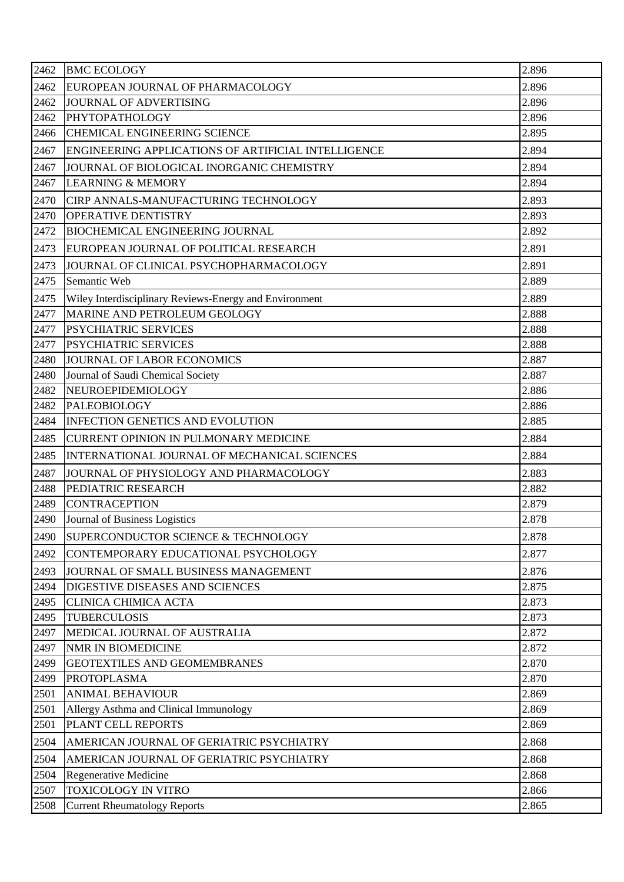| 2462 | BMC ECOLOGY | 2.896 |
|---|---|---|
| 2462 | EUROPEAN JOURNAL OF PHARMACOLOGY | 2.896 |
| 2462 | JOURNAL OF ADVERTISING | 2.896 |
| 2462 | PHYTOPATHOLOGY | 2.896 |
| 2466 | CHEMICAL ENGINEERING SCIENCE | 2.895 |
| 2467 | ENGINEERING APPLICATIONS OF ARTIFICIAL INTELLIGENCE | 2.894 |
| 2467 | JOURNAL OF BIOLOGICAL INORGANIC CHEMISTRY | 2.894 |
| 2467 | LEARNING & MEMORY | 2.894 |
| 2470 | CIRP ANNALS-MANUFACTURING TECHNOLOGY | 2.893 |
| 2470 | OPERATIVE DENTISTRY | 2.893 |
| 2472 | BIOCHEMICAL ENGINEERING JOURNAL | 2.892 |
| 2473 | EUROPEAN JOURNAL OF POLITICAL RESEARCH | 2.891 |
| 2473 | JOURNAL OF CLINICAL PSYCHOPHARMACOLOGY | 2.891 |
| 2475 | Semantic Web | 2.889 |
| 2475 | Wiley Interdisciplinary Reviews-Energy and Environment | 2.889 |
| 2477 | MARINE AND PETROLEUM GEOLOGY | 2.888 |
| 2477 | PSYCHIATRIC SERVICES | 2.888 |
| 2477 | PSYCHIATRIC SERVICES | 2.888 |
| 2480 | JOURNAL OF LABOR ECONOMICS | 2.887 |
| 2480 | Journal of Saudi Chemical Society | 2.887 |
| 2482 | NEUROEPIDEMIOLOGY | 2.886 |
| 2482 | PALEOBIOLOGY | 2.886 |
| 2484 | INFECTION GENETICS AND EVOLUTION | 2.885 |
| 2485 | CURRENT OPINION IN PULMONARY MEDICINE | 2.884 |
| 2485 | INTERNATIONAL JOURNAL OF MECHANICAL SCIENCES | 2.884 |
| 2487 | JOURNAL OF PHYSIOLOGY AND PHARMACOLOGY | 2.883 |
| 2488 | PEDIATRIC RESEARCH | 2.882 |
| 2489 | CONTRACEPTION | 2.879 |
| 2490 | Journal of Business Logistics | 2.878 |
| 2490 | SUPERCONDUCTOR SCIENCE & TECHNOLOGY | 2.878 |
| 2492 | CONTEMPORARY EDUCATIONAL PSYCHOLOGY | 2.877 |
| 2493 | JOURNAL OF SMALL BUSINESS MANAGEMENT | 2.876 |
| 2494 | DIGESTIVE DISEASES AND SCIENCES | 2.875 |
| 2495 | CLINICA CHIMICA ACTA | 2.873 |
| 2495 | TUBERCULOSIS | 2.873 |
| 2497 | MEDICAL JOURNAL OF AUSTRALIA | 2.872 |
| 2497 | NMR IN BIOMEDICINE | 2.872 |
| 2499 | GEOTEXTILES AND GEOMEMBRANES | 2.870 |
| 2499 | PROTOPLASMA | 2.870 |
| 2501 | ANIMAL BEHAVIOUR | 2.869 |
| 2501 | Allergy Asthma and Clinical Immunology | 2.869 |
| 2501 | PLANT CELL REPORTS | 2.869 |
| 2504 | AMERICAN JOURNAL OF GERIATRIC PSYCHIATRY | 2.868 |
| 2504 | AMERICAN JOURNAL OF GERIATRIC PSYCHIATRY | 2.868 |
| 2504 | Regenerative Medicine | 2.868 |
| 2507 | TOXICOLOGY IN VITRO | 2.866 |
| 2508 | Current Rheumatology Reports | 2.865 |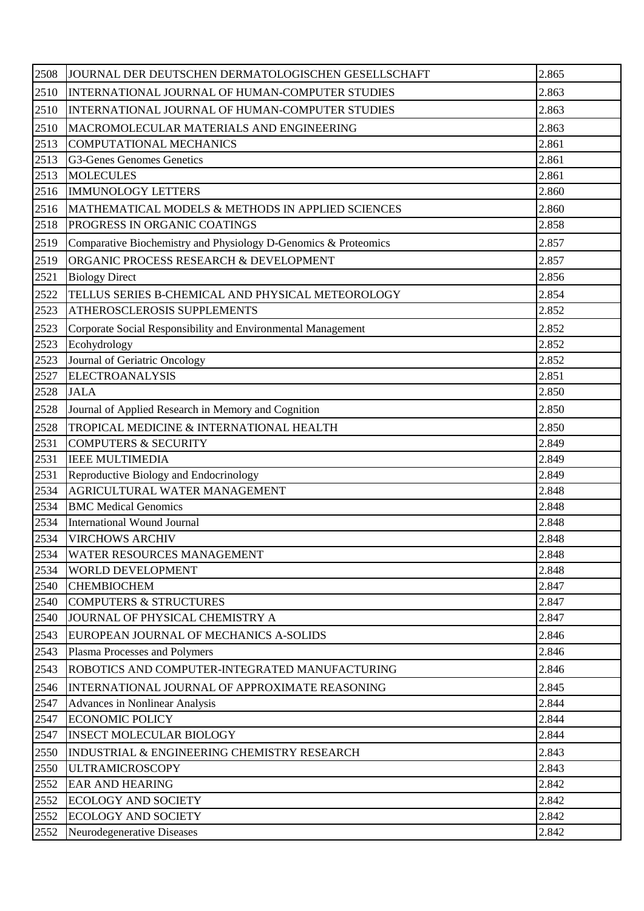| 2508 | JOURNAL DER DEUTSCHEN DERMATOLOGISCHEN GESELLSCHAFT | 2.865 |
|---|---|---|
| 2510 | INTERNATIONAL JOURNAL OF HUMAN-COMPUTER STUDIES | 2.863 |
| 2510 | INTERNATIONAL JOURNAL OF HUMAN-COMPUTER STUDIES | 2.863 |
| 2510 | MACROMOLECULAR MATERIALS AND ENGINEERING | 2.863 |
| 2513 | COMPUTATIONAL MECHANICS | 2.861 |
| 2513 | G3-Genes Genomes Genetics | 2.861 |
| 2513 | MOLECULES | 2.861 |
| 2516 | IMMUNOLOGY LETTERS | 2.860 |
| 2516 | MATHEMATICAL MODELS & METHODS IN APPLIED SCIENCES | 2.860 |
| 2518 | PROGRESS IN ORGANIC COATINGS | 2.858 |
| 2519 | Comparative Biochemistry and Physiology D-Genomics & Proteomics | 2.857 |
| 2519 | ORGANIC PROCESS RESEARCH & DEVELOPMENT | 2.857 |
| 2521 | Biology Direct | 2.856 |
| 2522 | TELLUS SERIES B-CHEMICAL AND PHYSICAL METEOROLOGY | 2.854 |
| 2523 | ATHEROSCLEROSIS SUPPLEMENTS | 2.852 |
| 2523 | Corporate Social Responsibility and Environmental Management | 2.852 |
| 2523 | Ecohydrology | 2.852 |
| 2523 | Journal of Geriatric Oncology | 2.852 |
| 2527 | ELECTROANALYSIS | 2.851 |
| 2528 | JALA | 2.850 |
| 2528 | Journal of Applied Research in Memory and Cognition | 2.850 |
| 2528 | TROPICAL MEDICINE & INTERNATIONAL HEALTH | 2.850 |
| 2531 | COMPUTERS & SECURITY | 2.849 |
| 2531 | IEEE MULTIMEDIA | 2.849 |
| 2531 | Reproductive Biology and Endocrinology | 2.849 |
| 2534 | AGRICULTURAL WATER MANAGEMENT | 2.848 |
| 2534 | BMC Medical Genomics | 2.848 |
| 2534 | International Wound Journal | 2.848 |
| 2534 | VIRCHOWS ARCHIV | 2.848 |
| 2534 | WATER RESOURCES MANAGEMENT | 2.848 |
| 2534 | WORLD DEVELOPMENT | 2.848 |
| 2540 | CHEMBIOCHEM | 2.847 |
| 2540 | COMPUTERS & STRUCTURES | 2.847 |
| 2540 | JOURNAL OF PHYSICAL CHEMISTRY A | 2.847 |
| 2543 | EUROPEAN JOURNAL OF MECHANICS A-SOLIDS | 2.846 |
| 2543 | Plasma Processes and Polymers | 2.846 |
| 2543 | ROBOTICS AND COMPUTER-INTEGRATED MANUFACTURING | 2.846 |
| 2546 | INTERNATIONAL JOURNAL OF APPROXIMATE REASONING | 2.845 |
| 2547 | Advances in Nonlinear Analysis | 2.844 |
| 2547 | ECONOMIC POLICY | 2.844 |
| 2547 | INSECT MOLECULAR BIOLOGY | 2.844 |
| 2550 | INDUSTRIAL & ENGINEERING CHEMISTRY RESEARCH | 2.843 |
| 2550 | ULTRAMICROSCOPY | 2.843 |
| 2552 | EAR AND HEARING | 2.842 |
| 2552 | ECOLOGY AND SOCIETY | 2.842 |
| 2552 | ECOLOGY AND SOCIETY | 2.842 |
| 2552 | Neurodegenerative Diseases | 2.842 |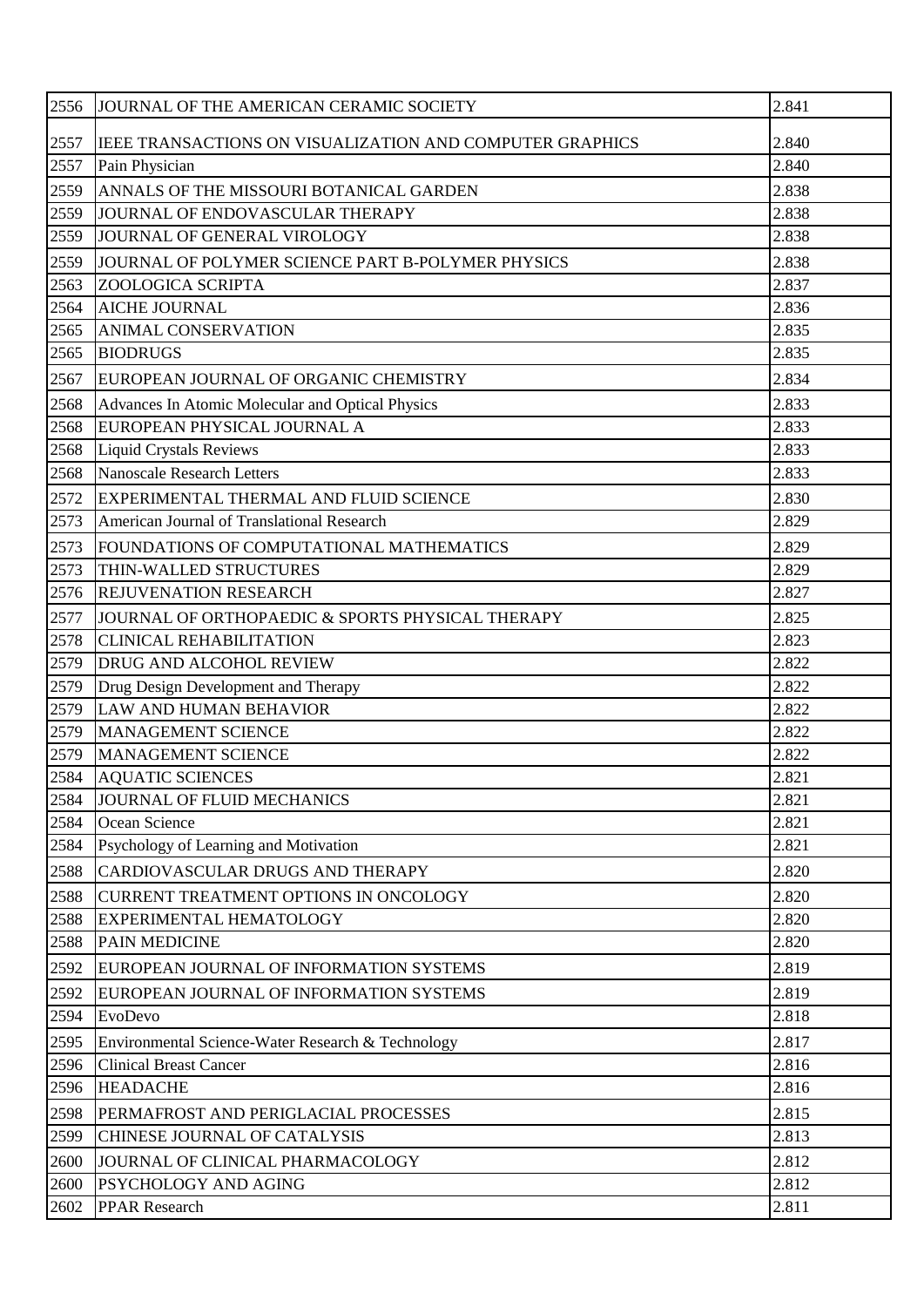| | | |
|---|---|---|
| 2556 | JOURNAL OF THE AMERICAN CERAMIC SOCIETY | 2.841 |
| 2557 | IEEE TRANSACTIONS ON VISUALIZATION AND COMPUTER GRAPHICS | 2.840 |
| 2557 | Pain Physician | 2.840 |
| 2559 | ANNALS OF THE MISSOURI BOTANICAL GARDEN | 2.838 |
| 2559 | JOURNAL OF ENDOVASCULAR THERAPY | 2.838 |
| 2559 | JOURNAL OF GENERAL VIROLOGY | 2.838 |
| 2559 | JOURNAL OF POLYMER SCIENCE PART B-POLYMER PHYSICS | 2.838 |
| 2563 | ZOOLOGICA SCRIPTA | 2.837 |
| 2564 | AICHE JOURNAL | 2.836 |
| 2565 | ANIMAL CONSERVATION | 2.835 |
| 2565 | BIODRUGS | 2.835 |
| 2567 | EUROPEAN JOURNAL OF ORGANIC CHEMISTRY | 2.834 |
| 2568 | Advances In Atomic Molecular and Optical Physics | 2.833 |
| 2568 | EUROPEAN PHYSICAL JOURNAL A | 2.833 |
| 2568 | Liquid Crystals Reviews | 2.833 |
| 2568 | Nanoscale Research Letters | 2.833 |
| 2572 | EXPERIMENTAL THERMAL AND FLUID SCIENCE | 2.830 |
| 2573 | American Journal of Translational Research | 2.829 |
| 2573 | FOUNDATIONS OF COMPUTATIONAL MATHEMATICS | 2.829 |
| 2573 | THIN-WALLED STRUCTURES | 2.829 |
| 2576 | REJUVENATION RESEARCH | 2.827 |
| 2577 | JOURNAL OF ORTHOPAEDIC & SPORTS PHYSICAL THERAPY | 2.825 |
| 2578 | CLINICAL REHABILITATION | 2.823 |
| 2579 | DRUG AND ALCOHOL REVIEW | 2.822 |
| 2579 | Drug Design Development and Therapy | 2.822 |
| 2579 | LAW AND HUMAN BEHAVIOR | 2.822 |
| 2579 | MANAGEMENT SCIENCE | 2.822 |
| 2579 | MANAGEMENT SCIENCE | 2.822 |
| 2584 | AQUATIC SCIENCES | 2.821 |
| 2584 | JOURNAL OF FLUID MECHANICS | 2.821 |
| 2584 | Ocean Science | 2.821 |
| 2584 | Psychology of Learning and Motivation | 2.821 |
| 2588 | CARDIOVASCULAR DRUGS AND THERAPY | 2.820 |
| 2588 | CURRENT TREATMENT OPTIONS IN ONCOLOGY | 2.820 |
| 2588 | EXPERIMENTAL HEMATOLOGY | 2.820 |
| 2588 | PAIN MEDICINE | 2.820 |
| 2592 | EUROPEAN JOURNAL OF INFORMATION SYSTEMS | 2.819 |
| 2592 | EUROPEAN JOURNAL OF INFORMATION SYSTEMS | 2.819 |
| 2594 | EvoDevo | 2.818 |
| 2595 | Environmental Science-Water Research & Technology | 2.817 |
| 2596 | Clinical Breast Cancer | 2.816 |
| 2596 | HEADACHE | 2.816 |
| 2598 | PERMAFROST AND PERIGLACIAL PROCESSES | 2.815 |
| 2599 | CHINESE JOURNAL OF CATALYSIS | 2.813 |
| 2600 | JOURNAL OF CLINICAL PHARMACOLOGY | 2.812 |
| 2600 | PSYCHOLOGY AND AGING | 2.812 |
| 2602 | PPAR Research | 2.811 |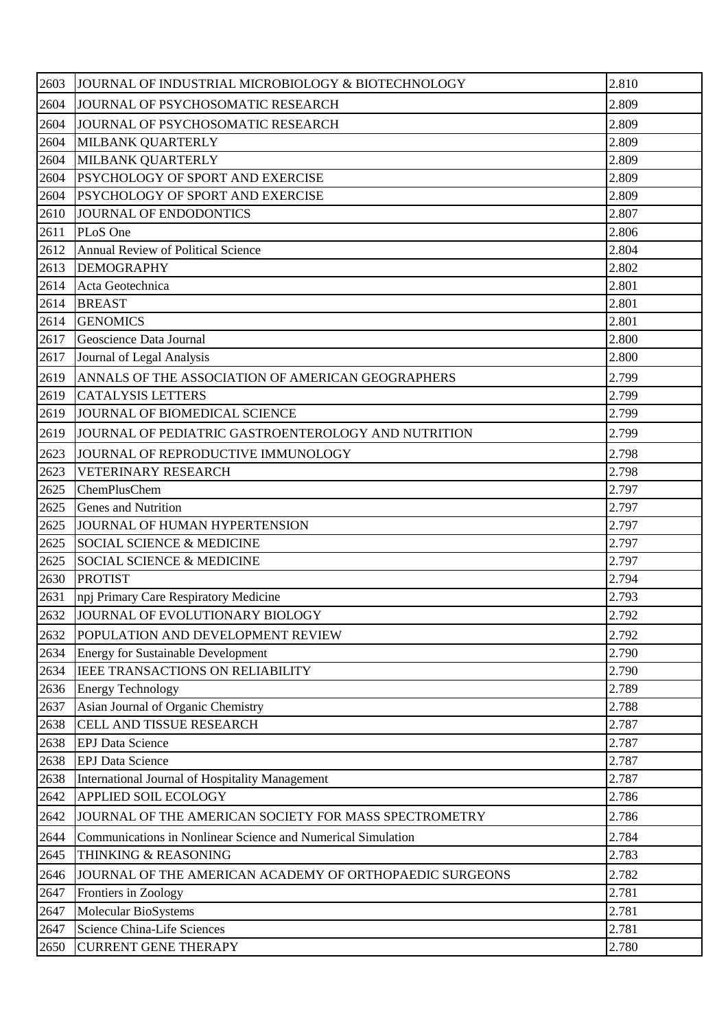| 2603 | JOURNAL OF INDUSTRIAL MICROBIOLOGY & BIOTECHNOLOGY | 2.810 |
|---|---|---|
| 2604 | JOURNAL OF PSYCHOSOMATIC RESEARCH | 2.809 |
| 2604 | JOURNAL OF PSYCHOSOMATIC RESEARCH | 2.809 |
| 2604 | MILBANK QUARTERLY | 2.809 |
| 2604 | MILBANK QUARTERLY | 2.809 |
| 2604 | PSYCHOLOGY OF SPORT AND EXERCISE | 2.809 |
| 2604 | PSYCHOLOGY OF SPORT AND EXERCISE | 2.809 |
| 2610 | JOURNAL OF ENDODONTICS | 2.807 |
| 2611 | PLoS One | 2.806 |
| 2612 | Annual Review of Political Science | 2.804 |
| 2613 | DEMOGRAPHY | 2.802 |
| 2614 | Acta Geotechnica | 2.801 |
| 2614 | BREAST | 2.801 |
| 2614 | GENOMICS | 2.801 |
| 2617 | Geoscience Data Journal | 2.800 |
| 2617 | Journal of Legal Analysis | 2.800 |
| 2619 | ANNALS OF THE ASSOCIATION OF AMERICAN GEOGRAPHERS | 2.799 |
| 2619 | CATALYSIS LETTERS | 2.799 |
| 2619 | JOURNAL OF BIOMEDICAL SCIENCE | 2.799 |
| 2619 | JOURNAL OF PEDIATRIC GASTROENTEROLOGY AND NUTRITION | 2.799 |
| 2623 | JOURNAL OF REPRODUCTIVE IMMUNOLOGY | 2.798 |
| 2623 | VETERINARY RESEARCH | 2.798 |
| 2625 | ChemPlusChem | 2.797 |
| 2625 | Genes and Nutrition | 2.797 |
| 2625 | JOURNAL OF HUMAN HYPERTENSION | 2.797 |
| 2625 | SOCIAL SCIENCE & MEDICINE | 2.797 |
| 2625 | SOCIAL SCIENCE & MEDICINE | 2.797 |
| 2630 | PROTIST | 2.794 |
| 2631 | npj Primary Care Respiratory Medicine | 2.793 |
| 2632 | JOURNAL OF EVOLUTIONARY BIOLOGY | 2.792 |
| 2632 | POPULATION AND DEVELOPMENT REVIEW | 2.792 |
| 2634 | Energy for Sustainable Development | 2.790 |
| 2634 | IEEE TRANSACTIONS ON RELIABILITY | 2.790 |
| 2636 | Energy Technology | 2.789 |
| 2637 | Asian Journal of Organic Chemistry | 2.788 |
| 2638 | CELL AND TISSUE RESEARCH | 2.787 |
| 2638 | EPJ Data Science | 2.787 |
| 2638 | EPJ Data Science | 2.787 |
| 2638 | International Journal of Hospitality Management | 2.787 |
| 2642 | APPLIED SOIL ECOLOGY | 2.786 |
| 2642 | JOURNAL OF THE AMERICAN SOCIETY FOR MASS SPECTROMETRY | 2.786 |
| 2644 | Communications in Nonlinear Science and Numerical Simulation | 2.784 |
| 2645 | THINKING & REASONING | 2.783 |
| 2646 | JOURNAL OF THE AMERICAN ACADEMY OF ORTHOPAEDIC SURGEONS | 2.782 |
| 2647 | Frontiers in Zoology | 2.781 |
| 2647 | Molecular BioSystems | 2.781 |
| 2647 | Science China-Life Sciences | 2.781 |
| 2650 | CURRENT GENE THERAPY | 2.780 |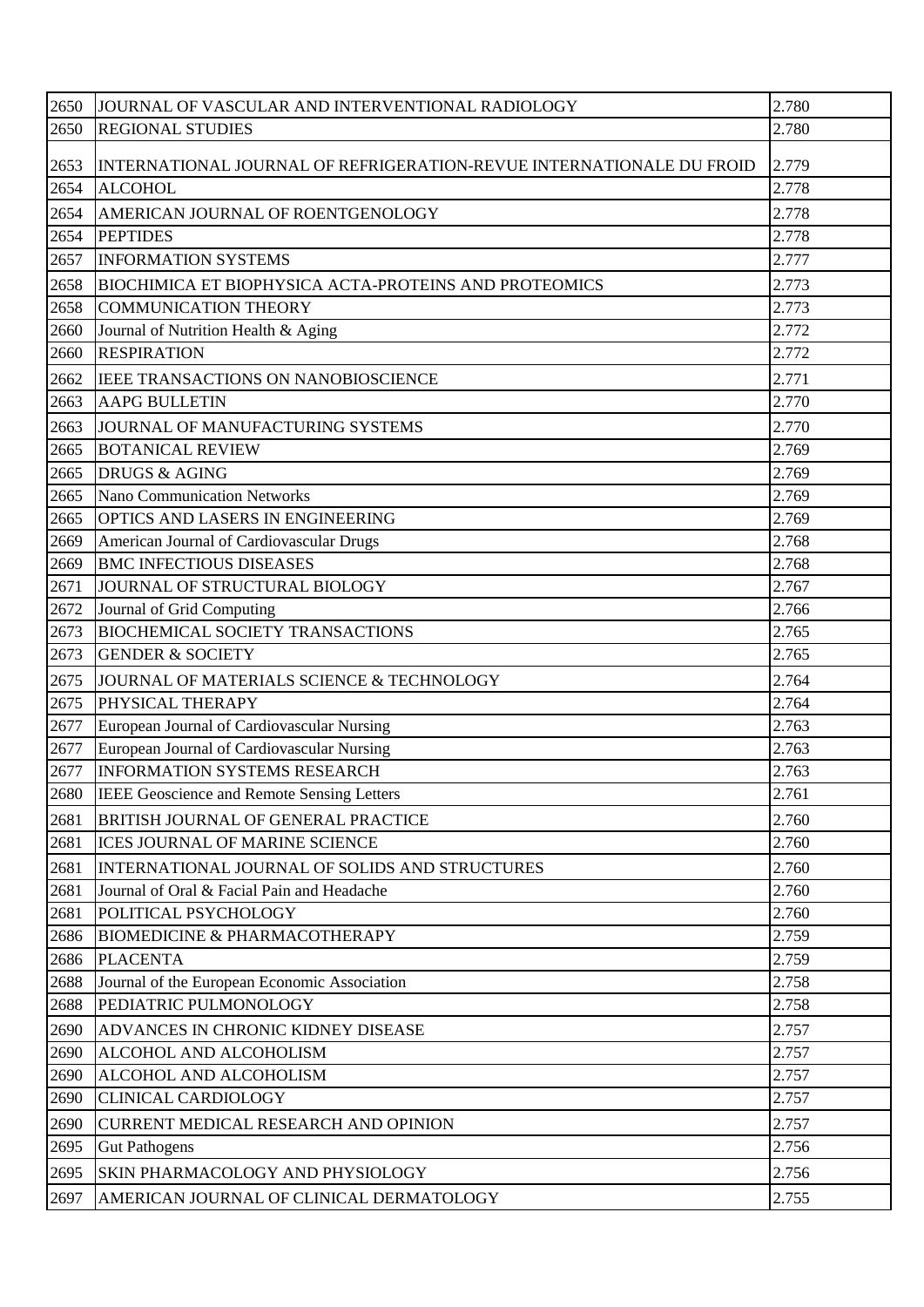| 2650 | JOURNAL OF VASCULAR AND INTERVENTIONAL RADIOLOGY | 2.780 |
|---|---|---|
| 2650 | REGIONAL STUDIES | 2.780 |
| 2653 | INTERNATIONAL JOURNAL OF REFRIGERATION-REVUE INTERNATIONALE DU FROID | 2.779 |
| 2654 | ALCOHOL | 2.778 |
| 2654 | AMERICAN JOURNAL OF ROENTGENOLOGY | 2.778 |
| 2654 | PEPTIDES | 2.778 |
| 2657 | INFORMATION SYSTEMS | 2.777 |
| 2658 | BIOCHIMICA ET BIOPHYSICA ACTA-PROTEINS AND PROTEOMICS | 2.773 |
| 2658 | COMMUNICATION THEORY | 2.773 |
| 2660 | Journal of Nutrition Health & Aging | 2.772 |
| 2660 | RESPIRATION | 2.772 |
| 2662 | IEEE TRANSACTIONS ON NANOBIOSCIENCE | 2.771 |
| 2663 | AAPG BULLETIN | 2.770 |
| 2663 | JOURNAL OF MANUFACTURING SYSTEMS | 2.770 |
| 2665 | BOTANICAL REVIEW | 2.769 |
| 2665 | DRUGS & AGING | 2.769 |
| 2665 | Nano Communication Networks | 2.769 |
| 2665 | OPTICS AND LASERS IN ENGINEERING | 2.769 |
| 2669 | American Journal of Cardiovascular Drugs | 2.768 |
| 2669 | BMC INFECTIOUS DISEASES | 2.768 |
| 2671 | JOURNAL OF STRUCTURAL BIOLOGY | 2.767 |
| 2672 | Journal of Grid Computing | 2.766 |
| 2673 | BIOCHEMICAL SOCIETY TRANSACTIONS | 2.765 |
| 2673 | GENDER & SOCIETY | 2.765 |
| 2675 | JOURNAL OF MATERIALS SCIENCE & TECHNOLOGY | 2.764 |
| 2675 | PHYSICAL THERAPY | 2.764 |
| 2677 | European Journal of Cardiovascular Nursing | 2.763 |
| 2677 | European Journal of Cardiovascular Nursing | 2.763 |
| 2677 | INFORMATION SYSTEMS RESEARCH | 2.763 |
| 2680 | IEEE Geoscience and Remote Sensing Letters | 2.761 |
| 2681 | BRITISH JOURNAL OF GENERAL PRACTICE | 2.760 |
| 2681 | ICES JOURNAL OF MARINE SCIENCE | 2.760 |
| 2681 | INTERNATIONAL JOURNAL OF SOLIDS AND STRUCTURES | 2.760 |
| 2681 | Journal of Oral & Facial Pain and Headache | 2.760 |
| 2681 | POLITICAL PSYCHOLOGY | 2.760 |
| 2686 | BIOMEDICINE & PHARMACOTHERAPY | 2.759 |
| 2686 | PLACENTA | 2.759 |
| 2688 | Journal of the European Economic Association | 2.758 |
| 2688 | PEDIATRIC PULMONOLOGY | 2.758 |
| 2690 | ADVANCES IN CHRONIC KIDNEY DISEASE | 2.757 |
| 2690 | ALCOHOL AND ALCOHOLISM | 2.757 |
| 2690 | ALCOHOL AND ALCOHOLISM | 2.757 |
| 2690 | CLINICAL CARDIOLOGY | 2.757 |
| 2690 | CURRENT MEDICAL RESEARCH AND OPINION | 2.757 |
| 2695 | Gut Pathogens | 2.756 |
| 2695 | SKIN PHARMACOLOGY AND PHYSIOLOGY | 2.756 |
| 2697 | AMERICAN JOURNAL OF CLINICAL DERMATOLOGY | 2.755 |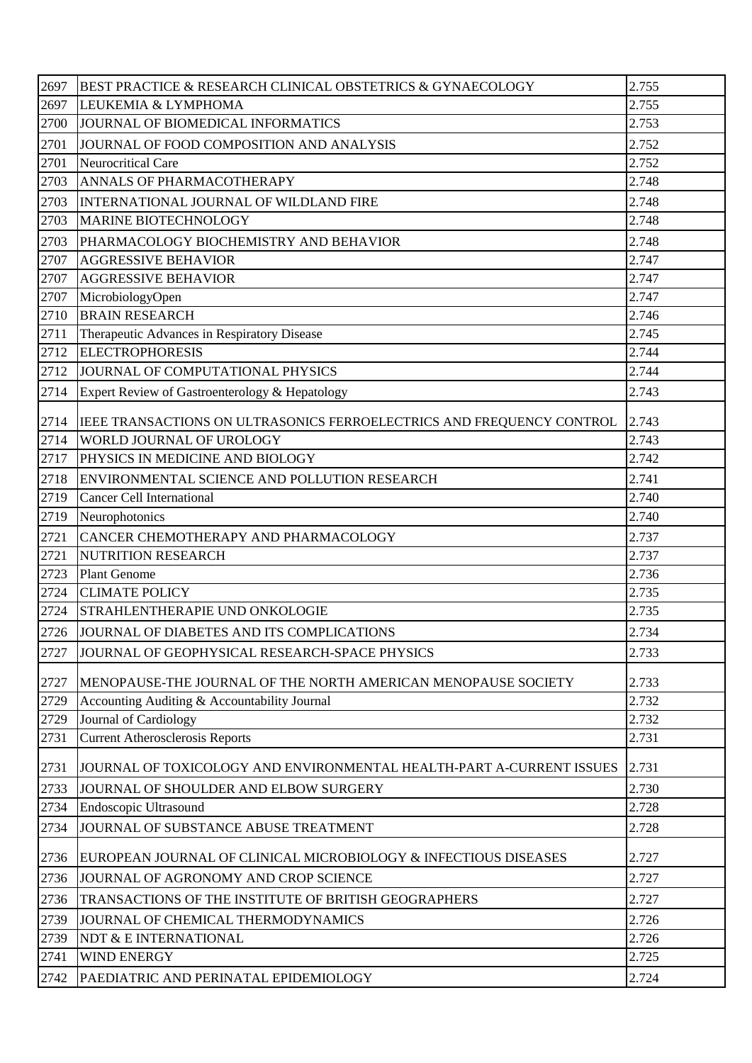| 2697 | BEST PRACTICE & RESEARCH CLINICAL OBSTETRICS & GYNAECOLOGY | 2.755 |
|---|---|---|
| 2697 | LEUKEMIA & LYMPHOMA | 2.755 |
| 2700 | JOURNAL OF BIOMEDICAL INFORMATICS | 2.753 |
| 2701 | JOURNAL OF FOOD COMPOSITION AND ANALYSIS | 2.752 |
| 2701 | Neurocritical Care | 2.752 |
| 2703 | ANNALS OF PHARMACOTHERAPY | 2.748 |
| 2703 | INTERNATIONAL JOURNAL OF WILDLAND FIRE | 2.748 |
| 2703 | MARINE BIOTECHNOLOGY | 2.748 |
| 2703 | PHARMACOLOGY BIOCHEMISTRY AND BEHAVIOR | 2.748 |
| 2707 | AGGRESSIVE BEHAVIOR | 2.747 |
| 2707 | AGGRESSIVE BEHAVIOR | 2.747 |
| 2707 | MicrobiologyOpen | 2.747 |
| 2710 | BRAIN RESEARCH | 2.746 |
| 2711 | Therapeutic Advances in Respiratory Disease | 2.745 |
| 2712 | ELECTROPHORESIS | 2.744 |
| 2712 | JOURNAL OF COMPUTATIONAL PHYSICS | 2.744 |
| 2714 | Expert Review of Gastroenterology & Hepatology | 2.743 |
| 2714 | IEEE TRANSACTIONS ON ULTRASONICS FERROELECTRICS AND FREQUENCY CONTROL | 2.743 |
| 2714 | WORLD JOURNAL OF UROLOGY | 2.743 |
| 2717 | PHYSICS IN MEDICINE AND BIOLOGY | 2.742 |
| 2718 | ENVIRONMENTAL SCIENCE AND POLLUTION RESEARCH | 2.741 |
| 2719 | Cancer Cell International | 2.740 |
| 2719 | Neurophotonics | 2.740 |
| 2721 | CANCER CHEMOTHERAPY AND PHARMACOLOGY | 2.737 |
| 2721 | NUTRITION RESEARCH | 2.737 |
| 2723 | Plant Genome | 2.736 |
| 2724 | CLIMATE POLICY | 2.735 |
| 2724 | STRAHLENTHERAPIE UND ONKOLOGIE | 2.735 |
| 2726 | JOURNAL OF DIABETES AND ITS COMPLICATIONS | 2.734 |
| 2727 | JOURNAL OF GEOPHYSICAL RESEARCH-SPACE PHYSICS | 2.733 |
| 2727 | MENOPAUSE-THE JOURNAL OF THE NORTH AMERICAN MENOPAUSE SOCIETY | 2.733 |
| 2729 | Accounting Auditing & Accountability Journal | 2.732 |
| 2729 | Journal of Cardiology | 2.732 |
| 2731 | Current Atherosclerosis Reports | 2.731 |
| 2731 | JOURNAL OF TOXICOLOGY AND ENVIRONMENTAL HEALTH-PART A-CURRENT ISSUES | 2.731 |
| 2733 | JOURNAL OF SHOULDER AND ELBOW SURGERY | 2.730 |
| 2734 | Endoscopic Ultrasound | 2.728 |
| 2734 | JOURNAL OF SUBSTANCE ABUSE TREATMENT | 2.728 |
| 2736 | EUROPEAN JOURNAL OF CLINICAL MICROBIOLOGY & INFECTIOUS DISEASES | 2.727 |
| 2736 | JOURNAL OF AGRONOMY AND CROP SCIENCE | 2.727 |
| 2736 | TRANSACTIONS OF THE INSTITUTE OF BRITISH GEOGRAPHERS | 2.727 |
| 2739 | JOURNAL OF CHEMICAL THERMODYNAMICS | 2.726 |
| 2739 | NDT & E INTERNATIONAL | 2.726 |
| 2741 | WIND ENERGY | 2.725 |
| 2742 | PAEDIATRIC AND PERINATAL EPIDEMIOLOGY | 2.724 |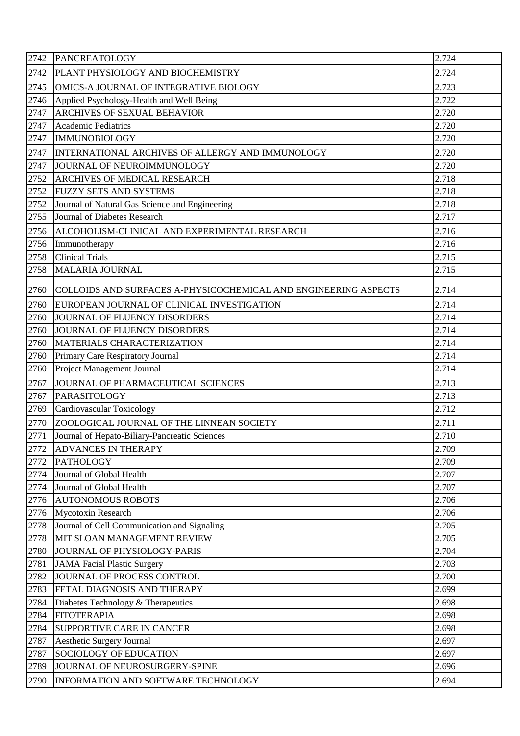| 2742 | PANCREATOLOGY | 2.724 |
|---|---|---|
| 2742 | PLANT PHYSIOLOGY AND BIOCHEMISTRY | 2.724 |
| 2745 | OMICS-A JOURNAL OF INTEGRATIVE BIOLOGY | 2.723 |
| 2746 | Applied Psychology-Health and Well Being | 2.722 |
| 2747 | ARCHIVES OF SEXUAL BEHAVIOR | 2.720 |
| 2747 | Academic Pediatrics | 2.720 |
| 2747 | IMMUNOBIOLOGY | 2.720 |
| 2747 | INTERNATIONAL ARCHIVES OF ALLERGY AND IMMUNOLOGY | 2.720 |
| 2747 | JOURNAL OF NEUROIMMUNOLOGY | 2.720 |
| 2752 | ARCHIVES OF MEDICAL RESEARCH | 2.718 |
| 2752 | FUZZY SETS AND SYSTEMS | 2.718 |
| 2752 | Journal of Natural Gas Science and Engineering | 2.718 |
| 2755 | Journal of Diabetes Research | 2.717 |
| 2756 | ALCOHOLISM-CLINICAL AND EXPERIMENTAL RESEARCH | 2.716 |
| 2756 | Immunotherapy | 2.716 |
| 2758 | Clinical Trials | 2.715 |
| 2758 | MALARIA JOURNAL | 2.715 |
| 2760 | COLLOIDS AND SURFACES A-PHYSICOCHEMICAL AND ENGINEERING ASPECTS | 2.714 |
| 2760 | EUROPEAN JOURNAL OF CLINICAL INVESTIGATION | 2.714 |
| 2760 | JOURNAL OF FLUENCY DISORDERS | 2.714 |
| 2760 | JOURNAL OF FLUENCY DISORDERS | 2.714 |
| 2760 | MATERIALS CHARACTERIZATION | 2.714 |
| 2760 | Primary Care Respiratory Journal | 2.714 |
| 2760 | Project Management Journal | 2.714 |
| 2767 | JOURNAL OF PHARMACEUTICAL SCIENCES | 2.713 |
| 2767 | PARASITOLOGY | 2.713 |
| 2769 | Cardiovascular Toxicology | 2.712 |
| 2770 | ZOOLOGICAL JOURNAL OF THE LINNEAN SOCIETY | 2.711 |
| 2771 | Journal of Hepato-Biliary-Pancreatic Sciences | 2.710 |
| 2772 | ADVANCES IN THERAPY | 2.709 |
| 2772 | PATHOLOGY | 2.709 |
| 2774 | Journal of Global Health | 2.707 |
| 2774 | Journal of Global Health | 2.707 |
| 2776 | AUTONOMOUS ROBOTS | 2.706 |
| 2776 | Mycotoxin Research | 2.706 |
| 2778 | Journal of Cell Communication and Signaling | 2.705 |
| 2778 | MIT SLOAN MANAGEMENT REVIEW | 2.705 |
| 2780 | JOURNAL OF PHYSIOLOGY-PARIS | 2.704 |
| 2781 | JAMA Facial Plastic Surgery | 2.703 |
| 2782 | JOURNAL OF PROCESS CONTROL | 2.700 |
| 2783 | FETAL DIAGNOSIS AND THERAPY | 2.699 |
| 2784 | Diabetes Technology & Therapeutics | 2.698 |
| 2784 | FITOTERAPIA | 2.698 |
| 2784 | SUPPORTIVE CARE IN CANCER | 2.698 |
| 2787 | Aesthetic Surgery Journal | 2.697 |
| 2787 | SOCIOLOGY OF EDUCATION | 2.697 |
| 2789 | JOURNAL OF NEUROSURGERY-SPINE | 2.696 |
| 2790 | INFORMATION AND SOFTWARE TECHNOLOGY | 2.694 |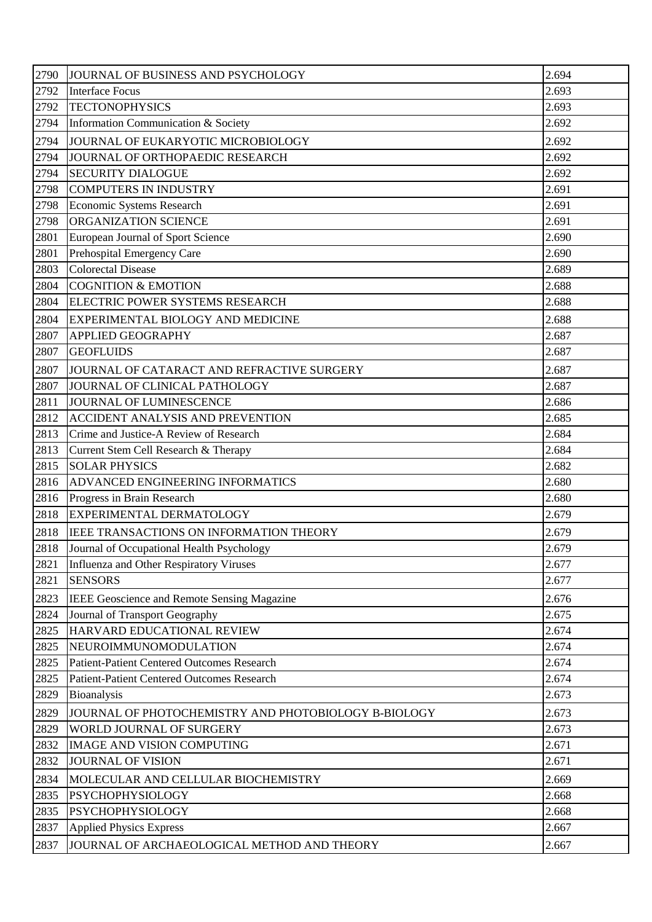| | | |
|---|---|---|
| 2790 | JOURNAL OF BUSINESS AND PSYCHOLOGY | 2.694 |
| 2792 | Interface Focus | 2.693 |
| 2792 | TECTONOPHYSICS | 2.693 |
| 2794 | Information Communication & Society | 2.692 |
| 2794 | JOURNAL OF EUKARYOTIC MICROBIOLOGY | 2.692 |
| 2794 | JOURNAL OF ORTHOPAEDIC RESEARCH | 2.692 |
| 2794 | SECURITY DIALOGUE | 2.692 |
| 2798 | COMPUTERS IN INDUSTRY | 2.691 |
| 2798 | Economic Systems Research | 2.691 |
| 2798 | ORGANIZATION SCIENCE | 2.691 |
| 2801 | European Journal of Sport Science | 2.690 |
| 2801 | Prehospital Emergency Care | 2.690 |
| 2803 | Colorectal Disease | 2.689 |
| 2804 | COGNITION & EMOTION | 2.688 |
| 2804 | ELECTRIC POWER SYSTEMS RESEARCH | 2.688 |
| 2804 | EXPERIMENTAL BIOLOGY AND MEDICINE | 2.688 |
| 2807 | APPLIED GEOGRAPHY | 2.687 |
| 2807 | GEOFLUIDS | 2.687 |
| 2807 | JOURNAL OF CATARACT AND REFRACTIVE SURGERY | 2.687 |
| 2807 | JOURNAL OF CLINICAL PATHOLOGY | 2.687 |
| 2811 | JOURNAL OF LUMINESCENCE | 2.686 |
| 2812 | ACCIDENT ANALYSIS AND PREVENTION | 2.685 |
| 2813 | Crime and Justice-A Review of Research | 2.684 |
| 2813 | Current Stem Cell Research & Therapy | 2.684 |
| 2815 | SOLAR PHYSICS | 2.682 |
| 2816 | ADVANCED ENGINEERING INFORMATICS | 2.680 |
| 2816 | Progress in Brain Research | 2.680 |
| 2818 | EXPERIMENTAL DERMATOLOGY | 2.679 |
| 2818 | IEEE TRANSACTIONS ON INFORMATION THEORY | 2.679 |
| 2818 | Journal of Occupational Health Psychology | 2.679 |
| 2821 | Influenza and Other Respiratory Viruses | 2.677 |
| 2821 | SENSORS | 2.677 |
| 2823 | IEEE Geoscience and Remote Sensing Magazine | 2.676 |
| 2824 | Journal of Transport Geography | 2.675 |
| 2825 | HARVARD EDUCATIONAL REVIEW | 2.674 |
| 2825 | NEUROIMMUNOMODULATION | 2.674 |
| 2825 | Patient-Patient Centered Outcomes Research | 2.674 |
| 2825 | Patient-Patient Centered Outcomes Research | 2.674 |
| 2829 | Bioanalysis | 2.673 |
| 2829 | JOURNAL OF PHOTOCHEMISTRY AND PHOTOBIOLOGY B-BIOLOGY | 2.673 |
| 2829 | WORLD JOURNAL OF SURGERY | 2.673 |
| 2832 | IMAGE AND VISION COMPUTING | 2.671 |
| 2832 | JOURNAL OF VISION | 2.671 |
| 2834 | MOLECULAR AND CELLULAR BIOCHEMISTRY | 2.669 |
| 2835 | PSYCHOPHYSIOLOGY | 2.668 |
| 2835 | PSYCHOPHYSIOLOGY | 2.668 |
| 2837 | Applied Physics Express | 2.667 |
| 2837 | JOURNAL OF ARCHAEOLOGICAL METHOD AND THEORY | 2.667 |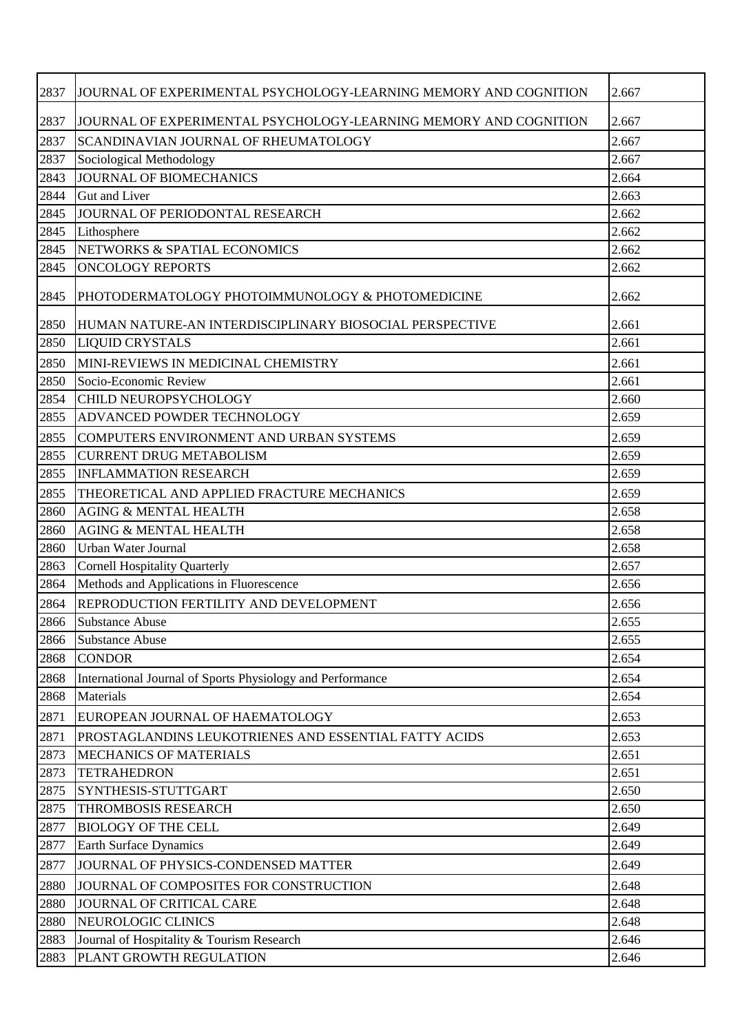| | | |
|---|---|---|
| 2837 | JOURNAL OF EXPERIMENTAL PSYCHOLOGY-LEARNING MEMORY AND COGNITION | 2.667 |
| 2837 | JOURNAL OF EXPERIMENTAL PSYCHOLOGY-LEARNING MEMORY AND COGNITION | 2.667 |
| 2837 | SCANDINAVIAN JOURNAL OF RHEUMATOLOGY | 2.667 |
| 2837 | Sociological Methodology | 2.667 |
| 2843 | JOURNAL OF BIOMECHANICS | 2.664 |
| 2844 | Gut and Liver | 2.663 |
| 2845 | JOURNAL OF PERIODONTAL RESEARCH | 2.662 |
| 2845 | Lithosphere | 2.662 |
| 2845 | NETWORKS & SPATIAL ECONOMICS | 2.662 |
| 2845 | ONCOLOGY REPORTS | 2.662 |
| 2845 | PHOTODERMATOLOGY PHOTOIMMUNOLOGY & PHOTOMEDICINE | 2.662 |
| 2850 | HUMAN NATURE-AN INTERDISCIPLINARY BIOSOCIAL PERSPECTIVE | 2.661 |
| 2850 | LIQUID CRYSTALS | 2.661 |
| 2850 | MINI-REVIEWS IN MEDICINAL CHEMISTRY | 2.661 |
| 2850 | Socio-Economic Review | 2.661 |
| 2854 | CHILD NEUROPSYCHOLOGY | 2.660 |
| 2855 | ADVANCED POWDER TECHNOLOGY | 2.659 |
| 2855 | COMPUTERS ENVIRONMENT AND URBAN SYSTEMS | 2.659 |
| 2855 | CURRENT DRUG METABOLISM | 2.659 |
| 2855 | INFLAMMATION RESEARCH | 2.659 |
| 2855 | THEORETICAL AND APPLIED FRACTURE MECHANICS | 2.659 |
| 2860 | AGING & MENTAL HEALTH | 2.658 |
| 2860 | AGING & MENTAL HEALTH | 2.658 |
| 2860 | Urban Water Journal | 2.658 |
| 2863 | Cornell Hospitality Quarterly | 2.657 |
| 2864 | Methods and Applications in Fluorescence | 2.656 |
| 2864 | REPRODUCTION FERTILITY AND DEVELOPMENT | 2.656 |
| 2866 | Substance Abuse | 2.655 |
| 2866 | Substance Abuse | 2.655 |
| 2868 | CONDOR | 2.654 |
| 2868 | International Journal of Sports Physiology and Performance | 2.654 |
| 2868 | Materials | 2.654 |
| 2871 | EUROPEAN JOURNAL OF HAEMATOLOGY | 2.653 |
| 2871 | PROSTAGLANDINS LEUKOTRIENES AND ESSENTIAL FATTY ACIDS | 2.653 |
| 2873 | MECHANICS OF MATERIALS | 2.651 |
| 2873 | TETRAHEDRON | 2.651 |
| 2875 | SYNTHESIS-STUTTGART | 2.650 |
| 2875 | THROMBOSIS RESEARCH | 2.650 |
| 2877 | BIOLOGY OF THE CELL | 2.649 |
| 2877 | Earth Surface Dynamics | 2.649 |
| 2877 | JOURNAL OF PHYSICS-CONDENSED MATTER | 2.649 |
| 2880 | JOURNAL OF COMPOSITES FOR CONSTRUCTION | 2.648 |
| 2880 | JOURNAL OF CRITICAL CARE | 2.648 |
| 2880 | NEUROLOGIC CLINICS | 2.648 |
| 2883 | Journal of Hospitality & Tourism Research | 2.646 |
| 2883 | PLANT GROWTH REGULATION | 2.646 |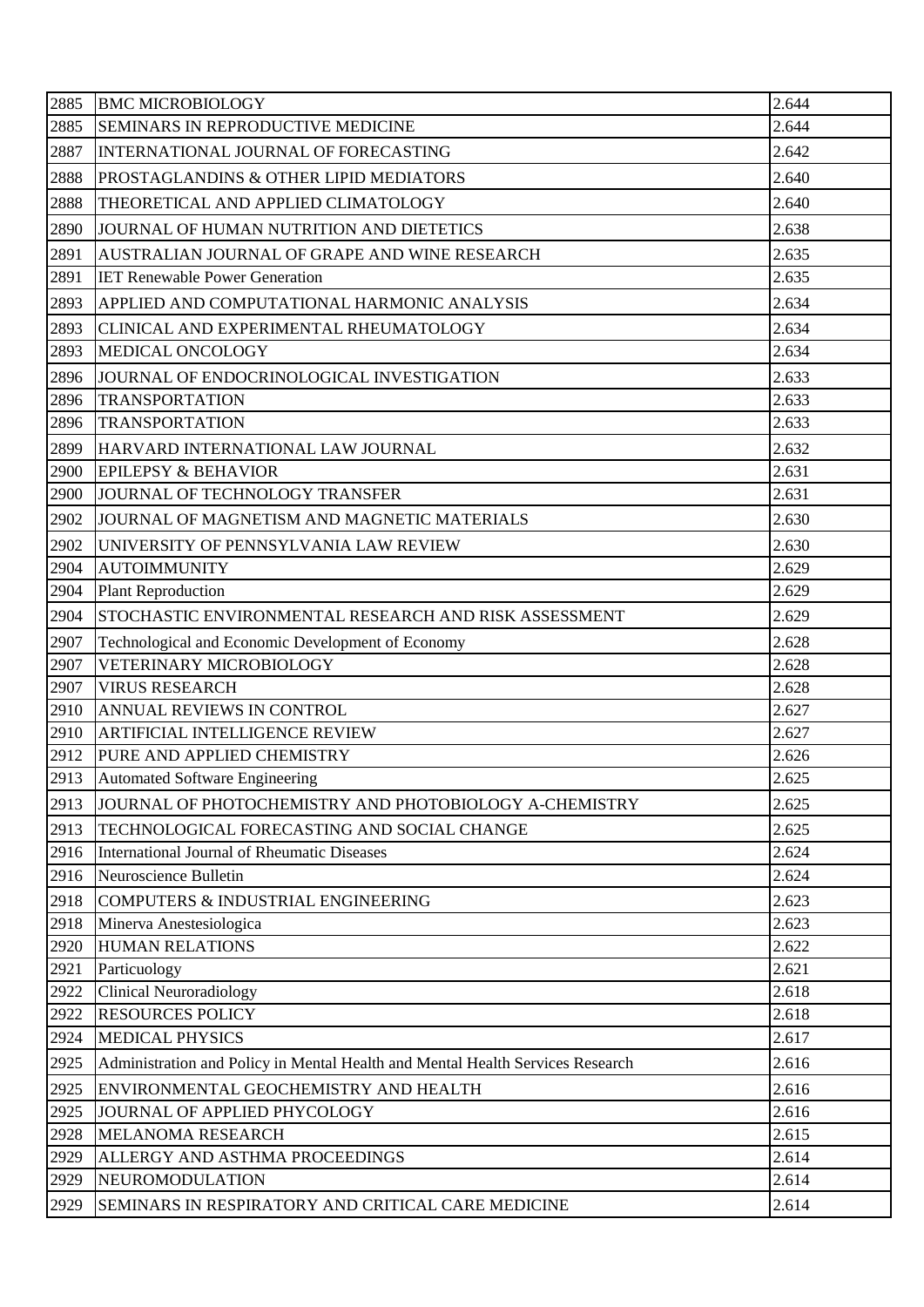| 2885 | BMC MICROBIOLOGY | 2.644 |
|---|---|---|
| 2885 | SEMINARS IN REPRODUCTIVE MEDICINE | 2.644 |
| 2887 | INTERNATIONAL JOURNAL OF FORECASTING | 2.642 |
| 2888 | PROSTAGLANDINS & OTHER LIPID MEDIATORS | 2.640 |
| 2888 | THEORETICAL AND APPLIED CLIMATOLOGY | 2.640 |
| 2890 | JOURNAL OF HUMAN NUTRITION AND DIETETICS | 2.638 |
| 2891 | AUSTRALIAN JOURNAL OF GRAPE AND WINE RESEARCH | 2.635 |
| 2891 | IET Renewable Power Generation | 2.635 |
| 2893 | APPLIED AND COMPUTATIONAL HARMONIC ANALYSIS | 2.634 |
| 2893 | CLINICAL AND EXPERIMENTAL RHEUMATOLOGY | 2.634 |
| 2893 | MEDICAL ONCOLOGY | 2.634 |
| 2896 | JOURNAL OF ENDOCRINOLOGICAL INVESTIGATION | 2.633 |
| 2896 | TRANSPORTATION | 2.633 |
| 2896 | TRANSPORTATION | 2.633 |
| 2899 | HARVARD INTERNATIONAL LAW JOURNAL | 2.632 |
| 2900 | EPILEPSY & BEHAVIOR | 2.631 |
| 2900 | JOURNAL OF TECHNOLOGY TRANSFER | 2.631 |
| 2902 | JOURNAL OF MAGNETISM AND MAGNETIC MATERIALS | 2.630 |
| 2902 | UNIVERSITY OF PENNSYLVANIA LAW REVIEW | 2.630 |
| 2904 | AUTOIMMUNITY | 2.629 |
| 2904 | Plant Reproduction | 2.629 |
| 2904 | STOCHASTIC ENVIRONMENTAL RESEARCH AND RISK ASSESSMENT | 2.629 |
| 2907 | Technological and Economic Development of Economy | 2.628 |
| 2907 | VETERINARY MICROBIOLOGY | 2.628 |
| 2907 | VIRUS RESEARCH | 2.628 |
| 2910 | ANNUAL REVIEWS IN CONTROL | 2.627 |
| 2910 | ARTIFICIAL INTELLIGENCE REVIEW | 2.627 |
| 2912 | PURE AND APPLIED CHEMISTRY | 2.626 |
| 2913 | Automated Software Engineering | 2.625 |
| 2913 | JOURNAL OF PHOTOCHEMISTRY AND PHOTOBIOLOGY A-CHEMISTRY | 2.625 |
| 2913 | TECHNOLOGICAL FORECASTING AND SOCIAL CHANGE | 2.625 |
| 2916 | International Journal of Rheumatic Diseases | 2.624 |
| 2916 | Neuroscience Bulletin | 2.624 |
| 2918 | COMPUTERS & INDUSTRIAL ENGINEERING | 2.623 |
| 2918 | Minerva Anestesiologica | 2.623 |
| 2920 | HUMAN RELATIONS | 2.622 |
| 2921 | Particuology | 2.621 |
| 2922 | Clinical Neuroradiology | 2.618 |
| 2922 | RESOURCES POLICY | 2.618 |
| 2924 | MEDICAL PHYSICS | 2.617 |
| 2925 | Administration and Policy in Mental Health and Mental Health Services Research | 2.616 |
| 2925 | ENVIRONMENTAL GEOCHEMISTRY AND HEALTH | 2.616 |
| 2925 | JOURNAL OF APPLIED PHYCOLOGY | 2.616 |
| 2928 | MELANOMA RESEARCH | 2.615 |
| 2929 | ALLERGY AND ASTHMA PROCEEDINGS | 2.614 |
| 2929 | NEUROMODULATION | 2.614 |
| 2929 | SEMINARS IN RESPIRATORY AND CRITICAL CARE MEDICINE | 2.614 |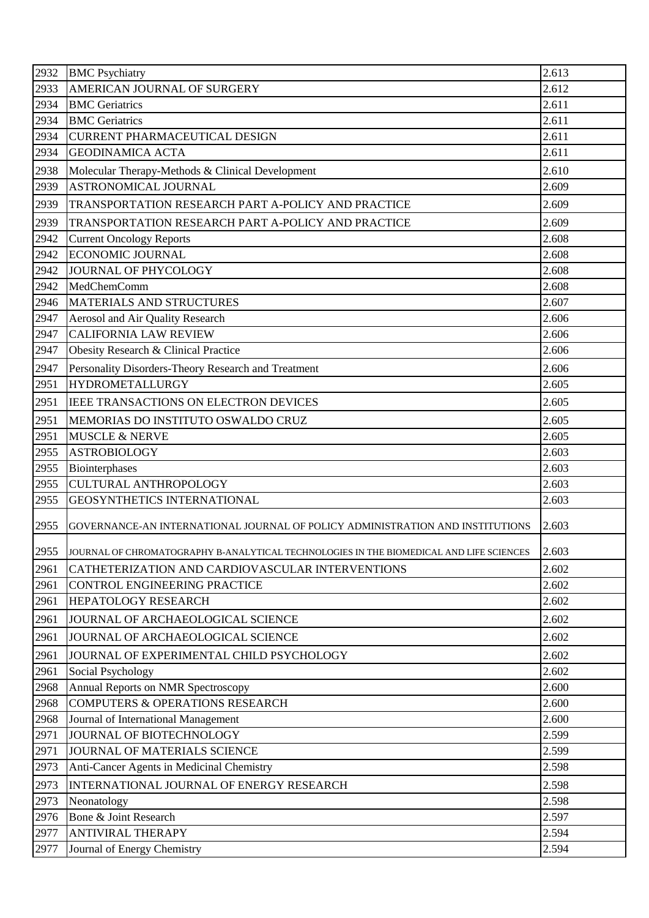| 2932 | BMC Psychiatry | 2.613 |
|---|---|---|
| 2933 | AMERICAN JOURNAL OF SURGERY | 2.612 |
| 2934 | BMC Geriatrics | 2.611 |
| 2934 | BMC Geriatrics | 2.611 |
| 2934 | CURRENT PHARMACEUTICAL DESIGN | 2.611 |
| 2934 | GEODINAMICA ACTA | 2.611 |
| 2938 | Molecular Therapy-Methods & Clinical Development | 2.610 |
| 2939 | ASTRONOMICAL JOURNAL | 2.609 |
| 2939 | TRANSPORTATION RESEARCH PART A-POLICY AND PRACTICE | 2.609 |
| 2939 | TRANSPORTATION RESEARCH PART A-POLICY AND PRACTICE | 2.609 |
| 2942 | Current Oncology Reports | 2.608 |
| 2942 | ECONOMIC JOURNAL | 2.608 |
| 2942 | JOURNAL OF PHYCOLOGY | 2.608 |
| 2942 | MedChemComm | 2.608 |
| 2946 | MATERIALS AND STRUCTURES | 2.607 |
| 2947 | Aerosol and Air Quality Research | 2.606 |
| 2947 | CALIFORNIA LAW REVIEW | 2.606 |
| 2947 | Obesity Research & Clinical Practice | 2.606 |
| 2947 | Personality Disorders-Theory Research and Treatment | 2.606 |
| 2951 | HYDROMETALLURGY | 2.605 |
| 2951 | IEEE TRANSACTIONS ON ELECTRON DEVICES | 2.605 |
| 2951 | MEMORIAS DO INSTITUTO OSWALDO CRUZ | 2.605 |
| 2951 | MUSCLE & NERVE | 2.605 |
| 2955 | ASTROBIOLOGY | 2.603 |
| 2955 | Biointerphases | 2.603 |
| 2955 | CULTURAL ANTHROPOLOGY | 2.603 |
| 2955 | GEOSYNTHETICS INTERNATIONAL | 2.603 |
| 2955 | GOVERNANCE-AN INTERNATIONAL JOURNAL OF POLICY ADMINISTRATION AND INSTITUTIONS | 2.603 |
| 2955 | JOURNAL OF CHROMATOGRAPHY B-ANALYTICAL TECHNOLOGIES IN THE BIOMEDICAL AND LIFE SCIENCES | 2.603 |
| 2961 | CATHETERIZATION AND CARDIOVASCULAR INTERVENTIONS | 2.602 |
| 2961 | CONTROL ENGINEERING PRACTICE | 2.602 |
| 2961 | HEPATOLOGY RESEARCH | 2.602 |
| 2961 | JOURNAL OF ARCHAEOLOGICAL SCIENCE | 2.602 |
| 2961 | JOURNAL OF ARCHAEOLOGICAL SCIENCE | 2.602 |
| 2961 | JOURNAL OF EXPERIMENTAL CHILD PSYCHOLOGY | 2.602 |
| 2961 | Social Psychology | 2.602 |
| 2968 | Annual Reports on NMR Spectroscopy | 2.600 |
| 2968 | COMPUTERS & OPERATIONS RESEARCH | 2.600 |
| 2968 | Journal of International Management | 2.600 |
| 2971 | JOURNAL OF BIOTECHNOLOGY | 2.599 |
| 2971 | JOURNAL OF MATERIALS SCIENCE | 2.599 |
| 2973 | Anti-Cancer Agents in Medicinal Chemistry | 2.598 |
| 2973 | INTERNATIONAL JOURNAL OF ENERGY RESEARCH | 2.598 |
| 2973 | Neonatology | 2.598 |
| 2976 | Bone & Joint Research | 2.597 |
| 2977 | ANTIVIRAL THERAPY | 2.594 |
| 2977 | Journal of Energy Chemistry | 2.594 |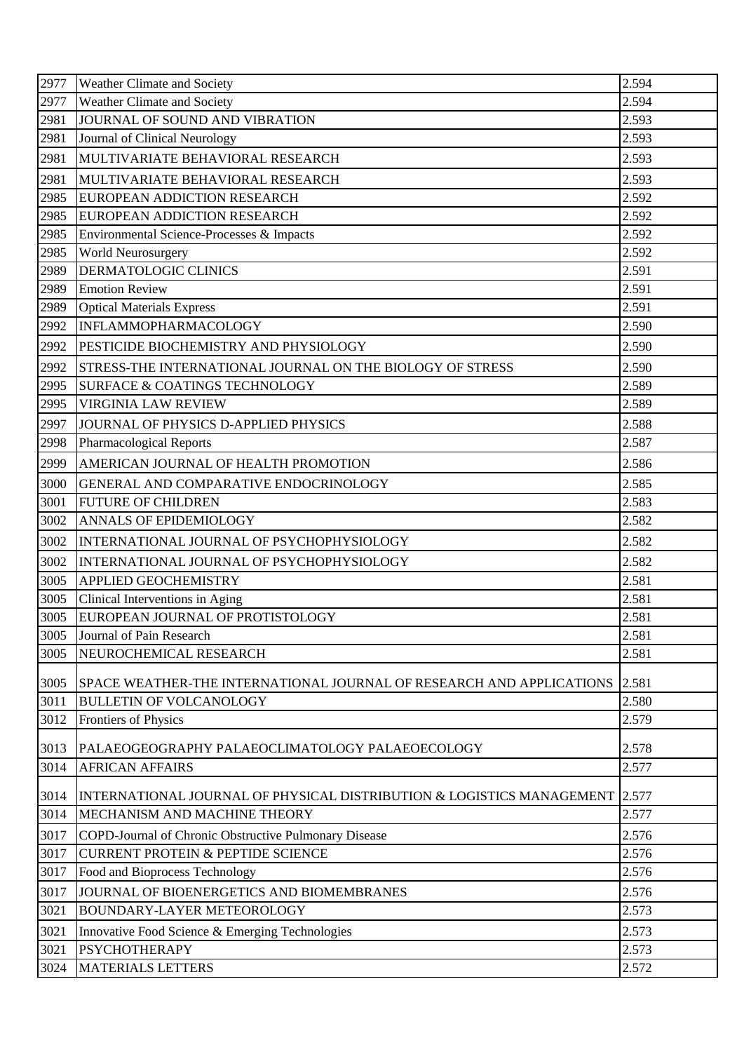| 2977 | Weather Climate and Society | 2.594 |
|---|---|---|
| 2977 | Weather Climate and Society | 2.594 |
| 2981 | JOURNAL OF SOUND AND VIBRATION | 2.593 |
| 2981 | Journal of Clinical Neurology | 2.593 |
| 2981 | MULTIVARIATE BEHAVIORAL RESEARCH | 2.593 |
| 2981 | MULTIVARIATE BEHAVIORAL RESEARCH | 2.593 |
| 2985 | EUROPEAN ADDICTION RESEARCH | 2.592 |
| 2985 | EUROPEAN ADDICTION RESEARCH | 2.592 |
| 2985 | Environmental Science-Processes & Impacts | 2.592 |
| 2985 | World Neurosurgery | 2.592 |
| 2989 | DERMATOLOGIC CLINICS | 2.591 |
| 2989 | Emotion Review | 2.591 |
| 2989 | Optical Materials Express | 2.591 |
| 2992 | INFLAMMOPHARMACOLOGY | 2.590 |
| 2992 | PESTICIDE BIOCHEMISTRY AND PHYSIOLOGY | 2.590 |
| 2992 | STRESS-THE INTERNATIONAL JOURNAL ON THE BIOLOGY OF STRESS | 2.590 |
| 2995 | SURFACE & COATINGS TECHNOLOGY | 2.589 |
| 2995 | VIRGINIA LAW REVIEW | 2.589 |
| 2997 | JOURNAL OF PHYSICS D-APPLIED PHYSICS | 2.588 |
| 2998 | Pharmacological Reports | 2.587 |
| 2999 | AMERICAN JOURNAL OF HEALTH PROMOTION | 2.586 |
| 3000 | GENERAL AND COMPARATIVE ENDOCRINOLOGY | 2.585 |
| 3001 | FUTURE OF CHILDREN | 2.583 |
| 3002 | ANNALS OF EPIDEMIOLOGY | 2.582 |
| 3002 | INTERNATIONAL JOURNAL OF PSYCHOPHYSIOLOGY | 2.582 |
| 3002 | INTERNATIONAL JOURNAL OF PSYCHOPHYSIOLOGY | 2.582 |
| 3005 | APPLIED GEOCHEMISTRY | 2.581 |
| 3005 | Clinical Interventions in Aging | 2.581 |
| 3005 | EUROPEAN JOURNAL OF PROTISTOLOGY | 2.581 |
| 3005 | Journal of Pain Research | 2.581 |
| 3005 | NEUROCHEMICAL RESEARCH | 2.581 |
| 3005 | SPACE WEATHER-THE INTERNATIONAL JOURNAL OF RESEARCH AND APPLICATIONS | 2.581 |
| 3011 | BULLETIN OF VOLCANOLOGY | 2.580 |
| 3012 | Frontiers of Physics | 2.579 |
| 3013 | PALAEOGEOGRAPHY PALAEOCLIMATOLOGY PALAEOECOLOGY | 2.578 |
| 3014 | AFRICAN AFFAIRS | 2.577 |
| 3014 | INTERNATIONAL JOURNAL OF PHYSICAL DISTRIBUTION & LOGISTICS MANAGEMENT | 2.577 |
| 3014 | MECHANISM AND MACHINE THEORY | 2.577 |
| 3017 | COPD-Journal of Chronic Obstructive Pulmonary Disease | 2.576 |
| 3017 | CURRENT PROTEIN & PEPTIDE SCIENCE | 2.576 |
| 3017 | Food and Bioprocess Technology | 2.576 |
| 3017 | JOURNAL OF BIOENERGETICS AND BIOMEMBRANES | 2.576 |
| 3021 | BOUNDARY-LAYER METEOROLOGY | 2.573 |
| 3021 | Innovative Food Science & Emerging Technologies | 2.573 |
| 3021 | PSYCHOTHERAPY | 2.573 |
| 3024 | MATERIALS LETTERS | 2.572 |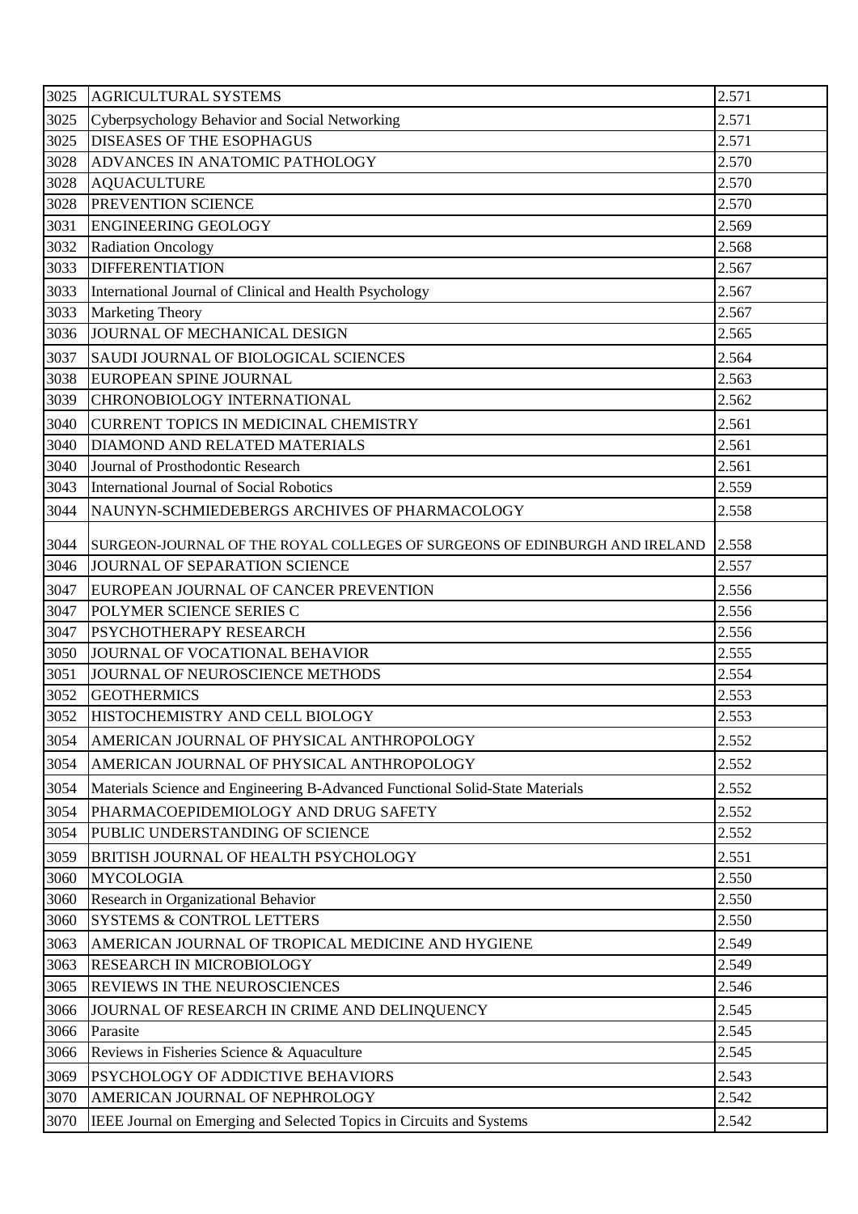| | | |
|---|---|---|
| 3025 | AGRICULTURAL SYSTEMS | 2.571 |
| 3025 | Cyberpsychology Behavior and Social Networking | 2.571 |
| 3025 | DISEASES OF THE ESOPHAGUS | 2.571 |
| 3028 | ADVANCES IN ANATOMIC PATHOLOGY | 2.570 |
| 3028 | AQUACULTURE | 2.570 |
| 3028 | PREVENTION SCIENCE | 2.570 |
| 3031 | ENGINEERING GEOLOGY | 2.569 |
| 3032 | Radiation Oncology | 2.568 |
| 3033 | DIFFERENTIATION | 2.567 |
| 3033 | International Journal of Clinical and Health Psychology | 2.567 |
| 3033 | Marketing Theory | 2.567 |
| 3036 | JOURNAL OF MECHANICAL DESIGN | 2.565 |
| 3037 | SAUDI JOURNAL OF BIOLOGICAL SCIENCES | 2.564 |
| 3038 | EUROPEAN SPINE JOURNAL | 2.563 |
| 3039 | CHRONOBIOLOGY INTERNATIONAL | 2.562 |
| 3040 | CURRENT TOPICS IN MEDICINAL CHEMISTRY | 2.561 |
| 3040 | DIAMOND AND RELATED MATERIALS | 2.561 |
| 3040 | Journal of Prosthodontic Research | 2.561 |
| 3043 | International Journal of Social Robotics | 2.559 |
| 3044 | NAUNYN-SCHMIEDEBERGS ARCHIVES OF PHARMACOLOGY | 2.558 |
| 3044 | SURGEON-JOURNAL OF THE ROYAL COLLEGES OF SURGEONS OF EDINBURGH AND IRELAND | 2.558 |
| 3046 | JOURNAL OF SEPARATION SCIENCE | 2.557 |
| 3047 | EUROPEAN JOURNAL OF CANCER PREVENTION | 2.556 |
| 3047 | POLYMER SCIENCE SERIES C | 2.556 |
| 3047 | PSYCHOTHERAPY RESEARCH | 2.556 |
| 3050 | JOURNAL OF VOCATIONAL BEHAVIOR | 2.555 |
| 3051 | JOURNAL OF NEUROSCIENCE METHODS | 2.554 |
| 3052 | GEOTHERMICS | 2.553 |
| 3052 | HISTOCHEMISTRY AND CELL BIOLOGY | 2.553 |
| 3054 | AMERICAN JOURNAL OF PHYSICAL ANTHROPOLOGY | 2.552 |
| 3054 | AMERICAN JOURNAL OF PHYSICAL ANTHROPOLOGY | 2.552 |
| 3054 | Materials Science and Engineering B-Advanced Functional Solid-State Materials | 2.552 |
| 3054 | PHARMACOEPIDEMIOLOGY AND DRUG SAFETY | 2.552 |
| 3054 | PUBLIC UNDERSTANDING OF SCIENCE | 2.552 |
| 3059 | BRITISH JOURNAL OF HEALTH PSYCHOLOGY | 2.551 |
| 3060 | MYCOLOGIA | 2.550 |
| 3060 | Research in Organizational Behavior | 2.550 |
| 3060 | SYSTEMS & CONTROL LETTERS | 2.550 |
| 3063 | AMERICAN JOURNAL OF TROPICAL MEDICINE AND HYGIENE | 2.549 |
| 3063 | RESEARCH IN MICROBIOLOGY | 2.549 |
| 3065 | REVIEWS IN THE NEUROSCIENCES | 2.546 |
| 3066 | JOURNAL OF RESEARCH IN CRIME AND DELINQUENCY | 2.545 |
| 3066 | Parasite | 2.545 |
| 3066 | Reviews in Fisheries Science & Aquaculture | 2.545 |
| 3069 | PSYCHOLOGY OF ADDICTIVE BEHAVIORS | 2.543 |
| 3070 | AMERICAN JOURNAL OF NEPHROLOGY | 2.542 |
| 3070 | IEEE Journal on Emerging and Selected Topics in Circuits and Systems | 2.542 |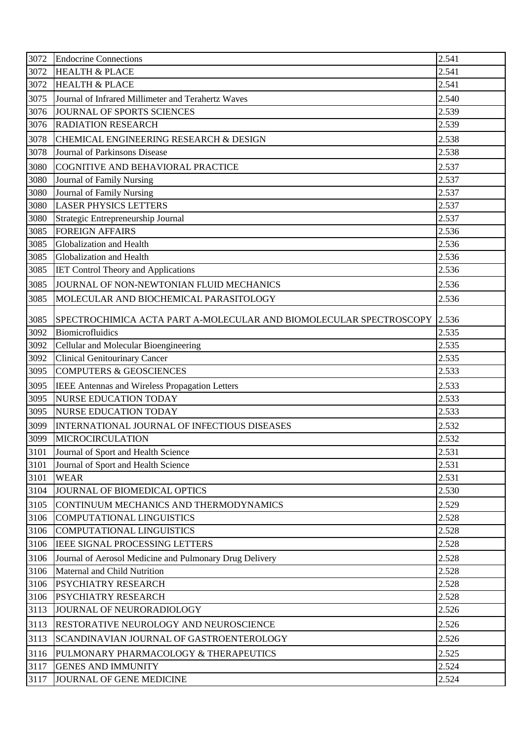| | | |
|---|---|---|
| 3072 | Endocrine Connections | 2.541 |
| 3072 | HEALTH & PLACE | 2.541 |
| 3072 | HEALTH & PLACE | 2.541 |
| 3075 | Journal of Infrared Millimeter and Terahertz Waves | 2.540 |
| 3076 | JOURNAL OF SPORTS SCIENCES | 2.539 |
| 3076 | RADIATION RESEARCH | 2.539 |
| 3078 | CHEMICAL ENGINEERING RESEARCH & DESIGN | 2.538 |
| 3078 | Journal of Parkinsons Disease | 2.538 |
| 3080 | COGNITIVE AND BEHAVIORAL PRACTICE | 2.537 |
| 3080 | Journal of Family Nursing | 2.537 |
| 3080 | Journal of Family Nursing | 2.537 |
| 3080 | LASER PHYSICS LETTERS | 2.537 |
| 3080 | Strategic Entrepreneurship Journal | 2.537 |
| 3085 | FOREIGN AFFAIRS | 2.536 |
| 3085 | Globalization and Health | 2.536 |
| 3085 | Globalization and Health | 2.536 |
| 3085 | IET Control Theory and Applications | 2.536 |
| 3085 | JOURNAL OF NON-NEWTONIAN FLUID MECHANICS | 2.536 |
| 3085 | MOLECULAR AND BIOCHEMICAL PARASITOLOGY | 2.536 |
| 3085 | SPECTROCHIMICA ACTA PART A-MOLECULAR AND BIOMOLECULAR SPECTROSCOPY | 2.536 |
| 3092 | Biomicrofluidics | 2.535 |
| 3092 | Cellular and Molecular Bioengineering | 2.535 |
| 3092 | Clinical Genitourinary Cancer | 2.535 |
| 3095 | COMPUTERS & GEOSCIENCES | 2.533 |
| 3095 | IEEE Antennas and Wireless Propagation Letters | 2.533 |
| 3095 | NURSE EDUCATION TODAY | 2.533 |
| 3095 | NURSE EDUCATION TODAY | 2.533 |
| 3099 | INTERNATIONAL JOURNAL OF INFECTIOUS DISEASES | 2.532 |
| 3099 | MICROCIRCULATION | 2.532 |
| 3101 | Journal of Sport and Health Science | 2.531 |
| 3101 | Journal of Sport and Health Science | 2.531 |
| 3101 | WEAR | 2.531 |
| 3104 | JOURNAL OF BIOMEDICAL OPTICS | 2.530 |
| 3105 | CONTINUUM MECHANICS AND THERMODYNAMICS | 2.529 |
| 3106 | COMPUTATIONAL LINGUISTICS | 2.528 |
| 3106 | COMPUTATIONAL LINGUISTICS | 2.528 |
| 3106 | IEEE SIGNAL PROCESSING LETTERS | 2.528 |
| 3106 | Journal of Aerosol Medicine and Pulmonary Drug Delivery | 2.528 |
| 3106 | Maternal and Child Nutrition | 2.528 |
| 3106 | PSYCHIATRY RESEARCH | 2.528 |
| 3106 | PSYCHIATRY RESEARCH | 2.528 |
| 3113 | JOURNAL OF NEURORADIOLOGY | 2.526 |
| 3113 | RESTORATIVE NEUROLOGY AND NEUROSCIENCE | 2.526 |
| 3113 | SCANDINAVIAN JOURNAL OF GASTROENTEROLOGY | 2.526 |
| 3116 | PULMONARY PHARMACOLOGY & THERAPEUTICS | 2.525 |
| 3117 | GENES AND IMMUNITY | 2.524 |
| 3117 | JOURNAL OF GENE MEDICINE | 2.524 |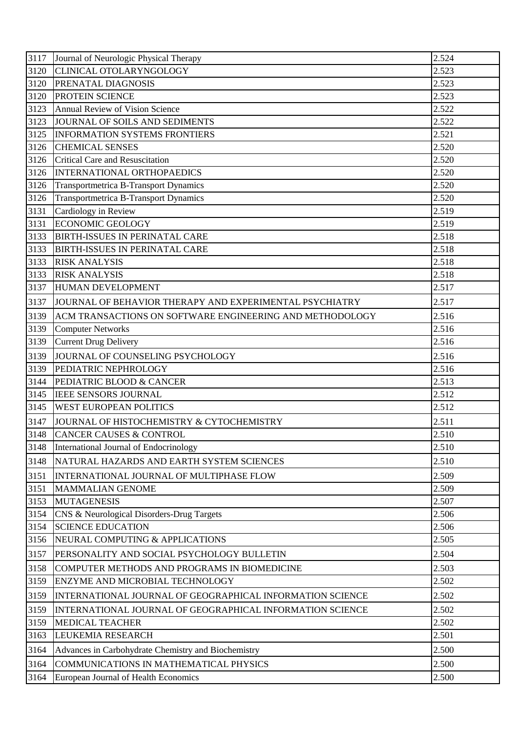| 3117 | Journal of Neurologic Physical Therapy | 2.524 |
|---|---|---|
| 3120 | CLINICAL OTOLARYNGOLOGY | 2.523 |
| 3120 | PRENATAL DIAGNOSIS | 2.523 |
| 3120 | PROTEIN SCIENCE | 2.523 |
| 3123 | Annual Review of Vision Science | 2.522 |
| 3123 | JOURNAL OF SOILS AND SEDIMENTS | 2.522 |
| 3125 | INFORMATION SYSTEMS FRONTIERS | 2.521 |
| 3126 | CHEMICAL SENSES | 2.520 |
| 3126 | Critical Care and Resuscitation | 2.520 |
| 3126 | INTERNATIONAL ORTHOPAEDICS | 2.520 |
| 3126 | Transportmetrica B-Transport Dynamics | 2.520 |
| 3126 | Transportmetrica B-Transport Dynamics | 2.520 |
| 3131 | Cardiology in Review | 2.519 |
| 3131 | ECONOMIC GEOLOGY | 2.519 |
| 3133 | BIRTH-ISSUES IN PERINATAL CARE | 2.518 |
| 3133 | BIRTH-ISSUES IN PERINATAL CARE | 2.518 |
| 3133 | RISK ANALYSIS | 2.518 |
| 3133 | RISK ANALYSIS | 2.518 |
| 3137 | HUMAN DEVELOPMENT | 2.517 |
| 3137 | JOURNAL OF BEHAVIOR THERAPY AND EXPERIMENTAL PSYCHIATRY | 2.517 |
| 3139 | ACM TRANSACTIONS ON SOFTWARE ENGINEERING AND METHODOLOGY | 2.516 |
| 3139 | Computer Networks | 2.516 |
| 3139 | Current Drug Delivery | 2.516 |
| 3139 | JOURNAL OF COUNSELING PSYCHOLOGY | 2.516 |
| 3139 | PEDIATRIC NEPHROLOGY | 2.516 |
| 3144 | PEDIATRIC BLOOD & CANCER | 2.513 |
| 3145 | IEEE SENSORS JOURNAL | 2.512 |
| 3145 | WEST EUROPEAN POLITICS | 2.512 |
| 3147 | JOURNAL OF HISTOCHEMISTRY & CYTOCHEMISTRY | 2.511 |
| 3148 | CANCER CAUSES & CONTROL | 2.510 |
| 3148 | International Journal of Endocrinology | 2.510 |
| 3148 | NATURAL HAZARDS AND EARTH SYSTEM SCIENCES | 2.510 |
| 3151 | INTERNATIONAL JOURNAL OF MULTIPHASE FLOW | 2.509 |
| 3151 | MAMMALIAN GENOME | 2.509 |
| 3153 | MUTAGENESIS | 2.507 |
| 3154 | CNS & Neurological Disorders-Drug Targets | 2.506 |
| 3154 | SCIENCE EDUCATION | 2.506 |
| 3156 | NEURAL COMPUTING & APPLICATIONS | 2.505 |
| 3157 | PERSONALITY AND SOCIAL PSYCHOLOGY BULLETIN | 2.504 |
| 3158 | COMPUTER METHODS AND PROGRAMS IN BIOMEDICINE | 2.503 |
| 3159 | ENZYME AND MICROBIAL TECHNOLOGY | 2.502 |
| 3159 | INTERNATIONAL JOURNAL OF GEOGRAPHICAL INFORMATION SCIENCE | 2.502 |
| 3159 | INTERNATIONAL JOURNAL OF GEOGRAPHICAL INFORMATION SCIENCE | 2.502 |
| 3159 | MEDICAL TEACHER | 2.502 |
| 3163 | LEUKEMIA RESEARCH | 2.501 |
| 3164 | Advances in Carbohydrate Chemistry and Biochemistry | 2.500 |
| 3164 | COMMUNICATIONS IN MATHEMATICAL PHYSICS | 2.500 |
| 3164 | European Journal of Health Economics | 2.500 |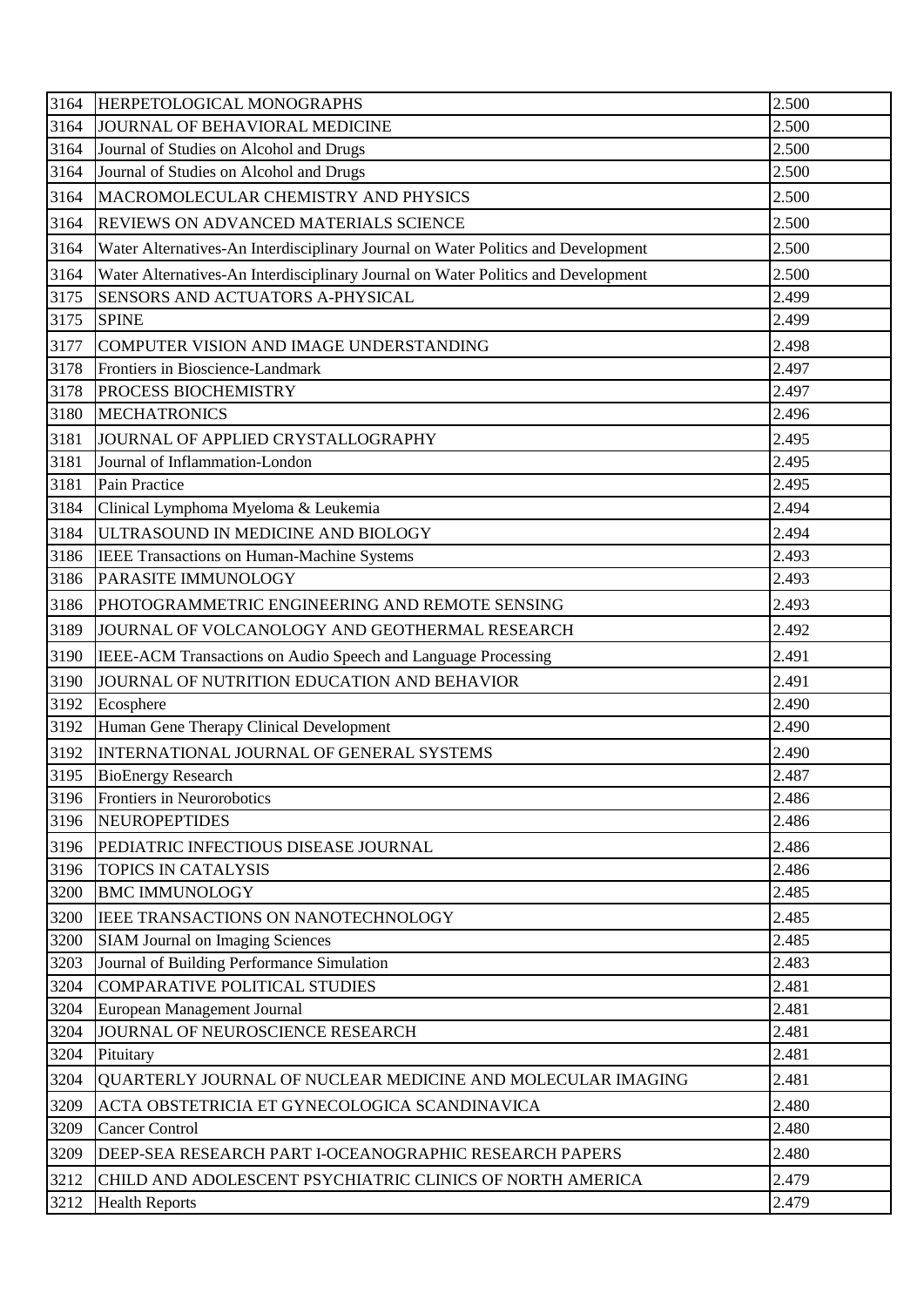| 3164 | HERPETOLOGICAL MONOGRAPHS | 2.500 |
|---|---|---|
| 3164 | JOURNAL OF BEHAVIORAL MEDICINE | 2.500 |
| 3164 | Journal of Studies on Alcohol and Drugs | 2.500 |
| 3164 | Journal of Studies on Alcohol and Drugs | 2.500 |
| 3164 | MACROMOLECULAR CHEMISTRY AND PHYSICS | 2.500 |
| 3164 | REVIEWS ON ADVANCED MATERIALS SCIENCE | 2.500 |
| 3164 | Water Alternatives-An Interdisciplinary Journal on Water Politics and Development | 2.500 |
| 3164 | Water Alternatives-An Interdisciplinary Journal on Water Politics and Development | 2.500 |
| 3175 | SENSORS AND ACTUATORS A-PHYSICAL | 2.499 |
| 3175 | SPINE | 2.499 |
| 3177 | COMPUTER VISION AND IMAGE UNDERSTANDING | 2.498 |
| 3178 | Frontiers in Bioscience-Landmark | 2.497 |
| 3178 | PROCESS BIOCHEMISTRY | 2.497 |
| 3180 | MECHATRONICS | 2.496 |
| 3181 | JOURNAL OF APPLIED CRYSTALLOGRAPHY | 2.495 |
| 3181 | Journal of Inflammation-London | 2.495 |
| 3181 | Pain Practice | 2.495 |
| 3184 | Clinical Lymphoma Myeloma & Leukemia | 2.494 |
| 3184 | ULTRASOUND IN MEDICINE AND BIOLOGY | 2.494 |
| 3186 | IEEE Transactions on Human-Machine Systems | 2.493 |
| 3186 | PARASITE IMMUNOLOGY | 2.493 |
| 3186 | PHOTOGRAMMETRIC ENGINEERING AND REMOTE SENSING | 2.493 |
| 3189 | JOURNAL OF VOLCANOLOGY AND GEOTHERMAL RESEARCH | 2.492 |
| 3190 | IEEE-ACM Transactions on Audio Speech and Language Processing | 2.491 |
| 3190 | JOURNAL OF NUTRITION EDUCATION AND BEHAVIOR | 2.491 |
| 3192 | Ecosphere | 2.490 |
| 3192 | Human Gene Therapy Clinical Development | 2.490 |
| 3192 | INTERNATIONAL JOURNAL OF GENERAL SYSTEMS | 2.490 |
| 3195 | BioEnergy Research | 2.487 |
| 3196 | Frontiers in Neurorobotics | 2.486 |
| 3196 | NEUROPEPTIDES | 2.486 |
| 3196 | PEDIATRIC INFECTIOUS DISEASE JOURNAL | 2.486 |
| 3196 | TOPICS IN CATALYSIS | 2.486 |
| 3200 | BMC IMMUNOLOGY | 2.485 |
| 3200 | IEEE TRANSACTIONS ON NANOTECHNOLOGY | 2.485 |
| 3200 | SIAM Journal on Imaging Sciences | 2.485 |
| 3203 | Journal of Building Performance Simulation | 2.483 |
| 3204 | COMPARATIVE POLITICAL STUDIES | 2.481 |
| 3204 | European Management Journal | 2.481 |
| 3204 | JOURNAL OF NEUROSCIENCE RESEARCH | 2.481 |
| 3204 | Pituitary | 2.481 |
| 3204 | QUARTERLY JOURNAL OF NUCLEAR MEDICINE AND MOLECULAR IMAGING | 2.481 |
| 3209 | ACTA OBSTETRICIA ET GYNECOLOGICA SCANDINAVICA | 2.480 |
| 3209 | Cancer Control | 2.480 |
| 3209 | DEEP-SEA RESEARCH PART I-OCEANOGRAPHIC RESEARCH PAPERS | 2.480 |
| 3212 | CHILD AND ADOLESCENT PSYCHIATRIC CLINICS OF NORTH AMERICA | 2.479 |
| 3212 | Health Reports | 2.479 |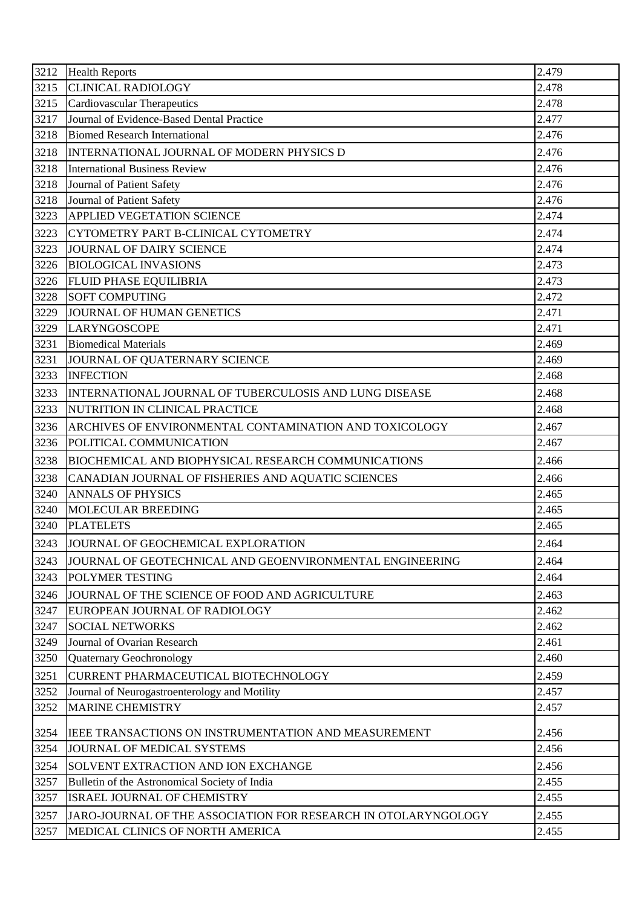| | | |
|---|---|---|
| 3212 | Health Reports | 2.479 |
| 3215 | CLINICAL RADIOLOGY | 2.478 |
| 3215 | Cardiovascular Therapeutics | 2.478 |
| 3217 | Journal of Evidence-Based Dental Practice | 2.477 |
| 3218 | Biomed Research International | 2.476 |
| 3218 | INTERNATIONAL JOURNAL OF MODERN PHYSICS D | 2.476 |
| 3218 | International Business Review | 2.476 |
| 3218 | Journal of Patient Safety | 2.476 |
| 3218 | Journal of Patient Safety | 2.476 |
| 3223 | APPLIED VEGETATION SCIENCE | 2.474 |
| 3223 | CYTOMETRY PART B-CLINICAL CYTOMETRY | 2.474 |
| 3223 | JOURNAL OF DAIRY SCIENCE | 2.474 |
| 3226 | BIOLOGICAL INVASIONS | 2.473 |
| 3226 | FLUID PHASE EQUILIBRIA | 2.473 |
| 3228 | SOFT COMPUTING | 2.472 |
| 3229 | JOURNAL OF HUMAN GENETICS | 2.471 |
| 3229 | LARYNGOSCOPE | 2.471 |
| 3231 | Biomedical Materials | 2.469 |
| 3231 | JOURNAL OF QUATERNARY SCIENCE | 2.469 |
| 3233 | INFECTION | 2.468 |
| 3233 | INTERNATIONAL JOURNAL OF TUBERCULOSIS AND LUNG DISEASE | 2.468 |
| 3233 | NUTRITION IN CLINICAL PRACTICE | 2.468 |
| 3236 | ARCHIVES OF ENVIRONMENTAL CONTAMINATION AND TOXICOLOGY | 2.467 |
| 3236 | POLITICAL COMMUNICATION | 2.467 |
| 3238 | BIOCHEMICAL AND BIOPHYSICAL RESEARCH COMMUNICATIONS | 2.466 |
| 3238 | CANADIAN JOURNAL OF FISHERIES AND AQUATIC SCIENCES | 2.466 |
| 3240 | ANNALS OF PHYSICS | 2.465 |
| 3240 | MOLECULAR BREEDING | 2.465 |
| 3240 | PLATELETS | 2.465 |
| 3243 | JOURNAL OF GEOCHEMICAL EXPLORATION | 2.464 |
| 3243 | JOURNAL OF GEOTECHNICAL AND GEOENVIRONMENTAL ENGINEERING | 2.464 |
| 3243 | POLYMER TESTING | 2.464 |
| 3246 | JOURNAL OF THE SCIENCE OF FOOD AND AGRICULTURE | 2.463 |
| 3247 | EUROPEAN JOURNAL OF RADIOLOGY | 2.462 |
| 3247 | SOCIAL NETWORKS | 2.462 |
| 3249 | Journal of Ovarian Research | 2.461 |
| 3250 | Quaternary Geochronology | 2.460 |
| 3251 | CURRENT PHARMACEUTICAL BIOTECHNOLOGY | 2.459 |
| 3252 | Journal of Neurogastroenterology and Motility | 2.457 |
| 3252 | MARINE CHEMISTRY | 2.457 |
| 3254 | IEEE TRANSACTIONS ON INSTRUMENTATION AND MEASUREMENT | 2.456 |
| 3254 | JOURNAL OF MEDICAL SYSTEMS | 2.456 |
| 3254 | SOLVENT EXTRACTION AND ION EXCHANGE | 2.456 |
| 3257 | Bulletin of the Astronomical Society of India | 2.455 |
| 3257 | ISRAEL JOURNAL OF CHEMISTRY | 2.455 |
| 3257 | JARO-JOURNAL OF THE ASSOCIATION FOR RESEARCH IN OTOLARYNGOLOGY | 2.455 |
| 3257 | MEDICAL CLINICS OF NORTH AMERICA | 2.455 |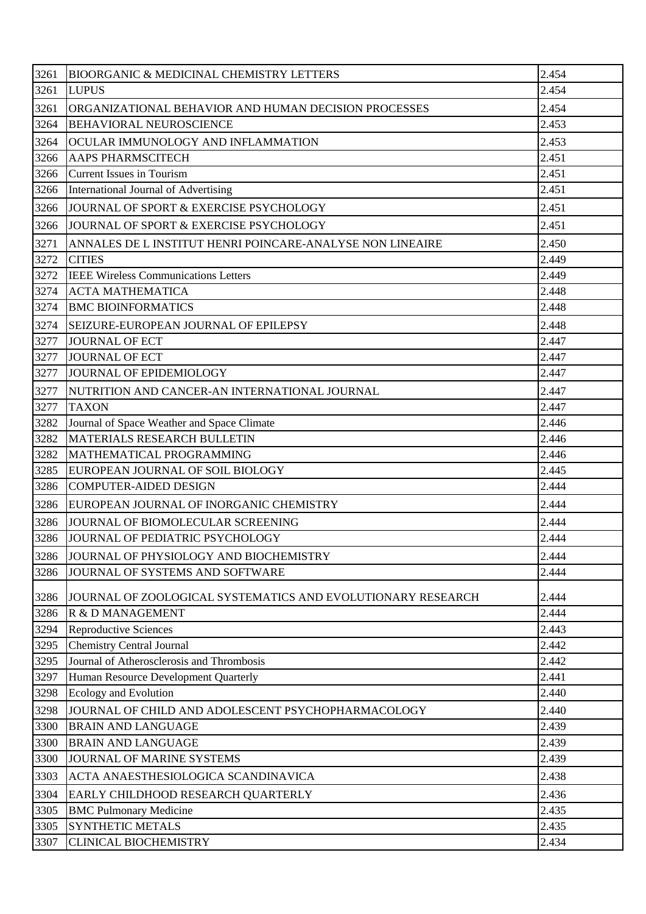| | | |
|---|---|---|
| 3261 | BIOORGANIC & MEDICINAL CHEMISTRY LETTERS | 2.454 |
| 3261 | LUPUS | 2.454 |
| 3261 | ORGANIZATIONAL BEHAVIOR AND HUMAN DECISION PROCESSES | 2.454 |
| 3264 | BEHAVIORAL NEUROSCIENCE | 2.453 |
| 3264 | OCULAR IMMUNOLOGY AND INFLAMMATION | 2.453 |
| 3266 | AAPS PHARMSCITECH | 2.451 |
| 3266 | Current Issues in Tourism | 2.451 |
| 3266 | International Journal of Advertising | 2.451 |
| 3266 | JOURNAL OF SPORT & EXERCISE PSYCHOLOGY | 2.451 |
| 3266 | JOURNAL OF SPORT & EXERCISE PSYCHOLOGY | 2.451 |
| 3271 | ANNALES DE L INSTITUT HENRI POINCARE-ANALYSE NON LINEAIRE | 2.450 |
| 3272 | CITIES | 2.449 |
| 3272 | IEEE Wireless Communications Letters | 2.449 |
| 3274 | ACTA MATHEMATICA | 2.448 |
| 3274 | BMC BIOINFORMATICS | 2.448 |
| 3274 | SEIZURE-EUROPEAN JOURNAL OF EPILEPSY | 2.448 |
| 3277 | JOURNAL OF ECT | 2.447 |
| 3277 | JOURNAL OF ECT | 2.447 |
| 3277 | JOURNAL OF EPIDEMIOLOGY | 2.447 |
| 3277 | NUTRITION AND CANCER-AN INTERNATIONAL JOURNAL | 2.447 |
| 3277 | TAXON | 2.447 |
| 3282 | Journal of Space Weather and Space Climate | 2.446 |
| 3282 | MATERIALS RESEARCH BULLETIN | 2.446 |
| 3282 | MATHEMATICAL PROGRAMMING | 2.446 |
| 3285 | EUROPEAN JOURNAL OF SOIL BIOLOGY | 2.445 |
| 3286 | COMPUTER-AIDED DESIGN | 2.444 |
| 3286 | EUROPEAN JOURNAL OF INORGANIC CHEMISTRY | 2.444 |
| 3286 | JOURNAL OF BIOMOLECULAR SCREENING | 2.444 |
| 3286 | JOURNAL OF PEDIATRIC PSYCHOLOGY | 2.444 |
| 3286 | JOURNAL OF PHYSIOLOGY AND BIOCHEMISTRY | 2.444 |
| 3286 | JOURNAL OF SYSTEMS AND SOFTWARE | 2.444 |
| 3286 | JOURNAL OF ZOOLOGICAL SYSTEMATICS AND EVOLUTIONARY RESEARCH | 2.444 |
| 3286 | R & D MANAGEMENT | 2.444 |
| 3294 | Reproductive Sciences | 2.443 |
| 3295 | Chemistry Central Journal | 2.442 |
| 3295 | Journal of Atherosclerosis and Thrombosis | 2.442 |
| 3297 | Human Resource Development Quarterly | 2.441 |
| 3298 | Ecology and Evolution | 2.440 |
| 3298 | JOURNAL OF CHILD AND ADOLESCENT PSYCHOPHARMACOLOGY | 2.440 |
| 3300 | BRAIN AND LANGUAGE | 2.439 |
| 3300 | BRAIN AND LANGUAGE | 2.439 |
| 3300 | JOURNAL OF MARINE SYSTEMS | 2.439 |
| 3303 | ACTA ANAESTHESIOLOGICA SCANDINAVICA | 2.438 |
| 3304 | EARLY CHILDHOOD RESEARCH QUARTERLY | 2.436 |
| 3305 | BMC Pulmonary Medicine | 2.435 |
| 3305 | SYNTHETIC METALS | 2.435 |
| 3307 | CLINICAL BIOCHEMISTRY | 2.434 |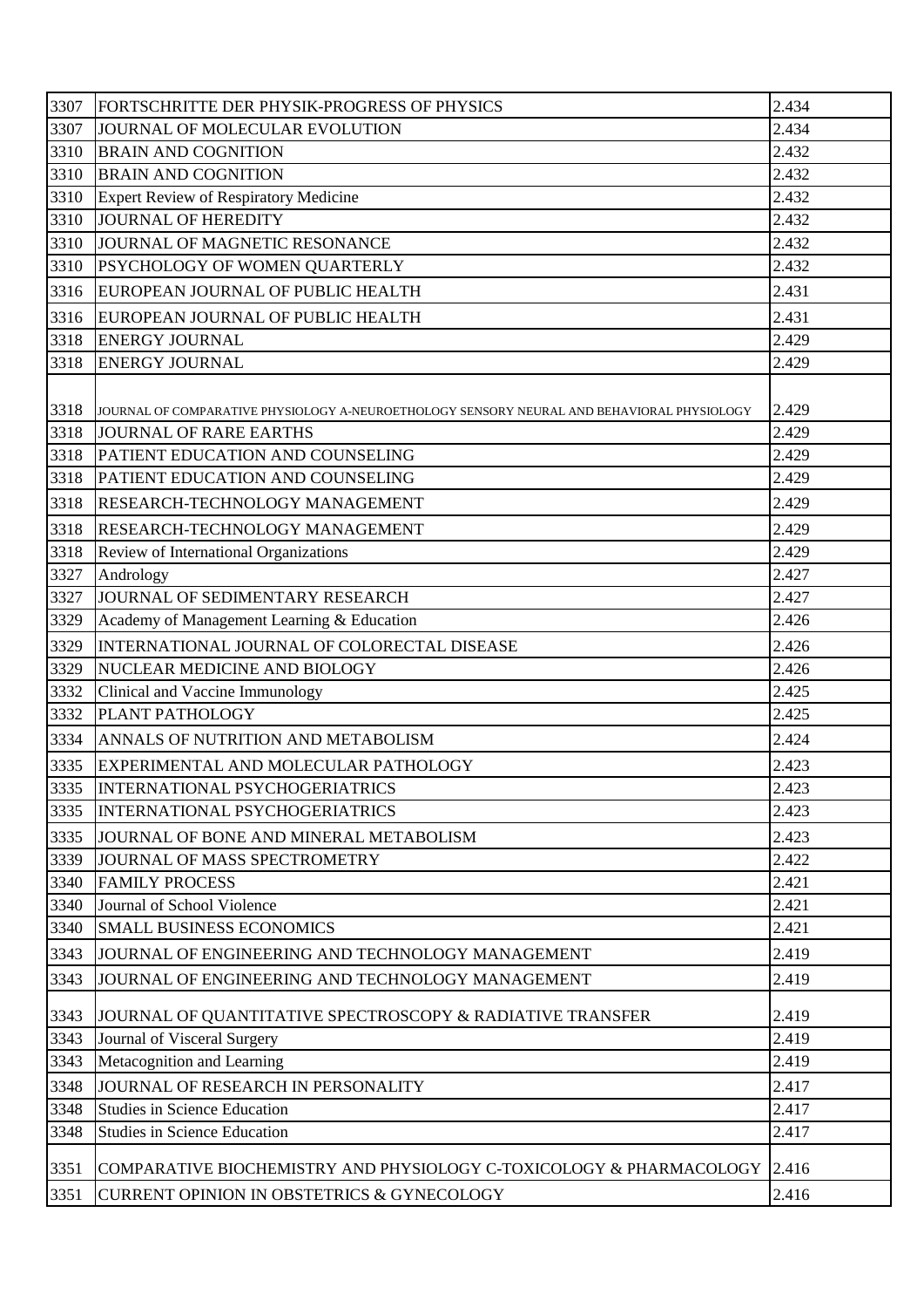| 3307 | FORTSCHRITTE DER PHYSIK-PROGRESS OF PHYSICS | 2.434 |
|---|---|---|
| 3307 | JOURNAL OF MOLECULAR EVOLUTION | 2.434 |
| 3310 | BRAIN AND COGNITION | 2.432 |
| 3310 | BRAIN AND COGNITION | 2.432 |
| 3310 | Expert Review of Respiratory Medicine | 2.432 |
| 3310 | JOURNAL OF HEREDITY | 2.432 |
| 3310 | JOURNAL OF MAGNETIC RESONANCE | 2.432 |
| 3310 | PSYCHOLOGY OF WOMEN QUARTERLY | 2.432 |
| 3316 | EUROPEAN JOURNAL OF PUBLIC HEALTH | 2.431 |
| 3316 | EUROPEAN JOURNAL OF PUBLIC HEALTH | 2.431 |
| 3318 | ENERGY JOURNAL | 2.429 |
| 3318 | ENERGY JOURNAL | 2.429 |
| 3318 | JOURNAL OF COMPARATIVE PHYSIOLOGY A-NEUROETHOLOGY SENSORY NEURAL AND BEHAVIORAL PHYSIOLOGY | 2.429 |
| 3318 | JOURNAL OF RARE EARTHS | 2.429 |
| 3318 | PATIENT EDUCATION AND COUNSELING | 2.429 |
| 3318 | PATIENT EDUCATION AND COUNSELING | 2.429 |
| 3318 | RESEARCH-TECHNOLOGY MANAGEMENT | 2.429 |
| 3318 | RESEARCH-TECHNOLOGY MANAGEMENT | 2.429 |
| 3318 | Review of International Organizations | 2.429 |
| 3327 | Andrology | 2.427 |
| 3327 | JOURNAL OF SEDIMENTARY RESEARCH | 2.427 |
| 3329 | Academy of Management Learning & Education | 2.426 |
| 3329 | INTERNATIONAL JOURNAL OF COLORECTAL DISEASE | 2.426 |
| 3329 | NUCLEAR MEDICINE AND BIOLOGY | 2.426 |
| 3332 | Clinical and Vaccine Immunology | 2.425 |
| 3332 | PLANT PATHOLOGY | 2.425 |
| 3334 | ANNALS OF NUTRITION AND METABOLISM | 2.424 |
| 3335 | EXPERIMENTAL AND MOLECULAR PATHOLOGY | 2.423 |
| 3335 | INTERNATIONAL PSYCHOGERIATRICS | 2.423 |
| 3335 | INTERNATIONAL PSYCHOGERIATRICS | 2.423 |
| 3335 | JOURNAL OF BONE AND MINERAL METABOLISM | 2.423 |
| 3339 | JOURNAL OF MASS SPECTROMETRY | 2.422 |
| 3340 | FAMILY PROCESS | 2.421 |
| 3340 | Journal of School Violence | 2.421 |
| 3340 | SMALL BUSINESS ECONOMICS | 2.421 |
| 3343 | JOURNAL OF ENGINEERING AND TECHNOLOGY MANAGEMENT | 2.419 |
| 3343 | JOURNAL OF ENGINEERING AND TECHNOLOGY MANAGEMENT | 2.419 |
| 3343 | JOURNAL OF QUANTITATIVE SPECTROSCOPY & RADIATIVE TRANSFER | 2.419 |
| 3343 | Journal of Visceral Surgery | 2.419 |
| 3343 | Metacognition and Learning | 2.419 |
| 3348 | JOURNAL OF RESEARCH IN PERSONALITY | 2.417 |
| 3348 | Studies in Science Education | 2.417 |
| 3348 | Studies in Science Education | 2.417 |
| 3351 | COMPARATIVE BIOCHEMISTRY AND PHYSIOLOGY C-TOXICOLOGY & PHARMACOLOGY | 2.416 |
| 3351 | CURRENT OPINION IN OBSTETRICS & GYNECOLOGY | 2.416 |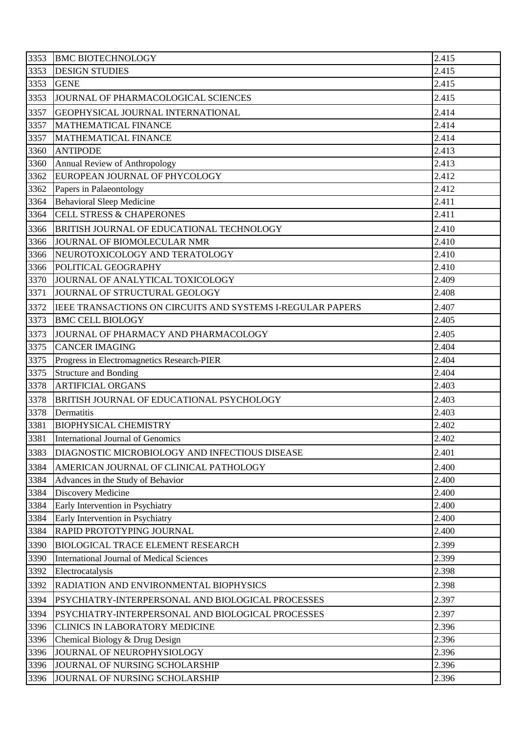| 3353 | BMC BIOTECHNOLOGY | 2.415 |
|---|---|---|
| 3353 | DESIGN STUDIES | 2.415 |
| 3353 | GENE | 2.415 |
| 3353 | JOURNAL OF PHARMACOLOGICAL SCIENCES | 2.415 |
| 3357 | GEOPHYSICAL JOURNAL INTERNATIONAL | 2.414 |
| 3357 | MATHEMATICAL FINANCE | 2.414 |
| 3357 | MATHEMATICAL FINANCE | 2.414 |
| 3360 | ANTIPODE | 2.413 |
| 3360 | Annual Review of Anthropology | 2.413 |
| 3362 | EUROPEAN JOURNAL OF PHYCOLOGY | 2.412 |
| 3362 | Papers in Palaeontology | 2.412 |
| 3364 | Behavioral Sleep Medicine | 2.411 |
| 3364 | CELL STRESS & CHAPERONES | 2.411 |
| 3366 | BRITISH JOURNAL OF EDUCATIONAL TECHNOLOGY | 2.410 |
| 3366 | JOURNAL OF BIOMOLECULAR NMR | 2.410 |
| 3366 | NEUROTOXICOLOGY AND TERATOLOGY | 2.410 |
| 3366 | POLITICAL GEOGRAPHY | 2.410 |
| 3370 | JOURNAL OF ANALYTICAL TOXICOLOGY | 2.409 |
| 3371 | JOURNAL OF STRUCTURAL GEOLOGY | 2.408 |
| 3372 | IEEE TRANSACTIONS ON CIRCUITS AND SYSTEMS I-REGULAR PAPERS | 2.407 |
| 3373 | BMC CELL BIOLOGY | 2.405 |
| 3373 | JOURNAL OF PHARMACY AND PHARMACOLOGY | 2.405 |
| 3375 | CANCER IMAGING | 2.404 |
| 3375 | Progress in Electromagnetics Research-PIER | 2.404 |
| 3375 | Structure and Bonding | 2.404 |
| 3378 | ARTIFICIAL ORGANS | 2.403 |
| 3378 | BRITISH JOURNAL OF EDUCATIONAL PSYCHOLOGY | 2.403 |
| 3378 | Dermatitis | 2.403 |
| 3381 | BIOPHYSICAL CHEMISTRY | 2.402 |
| 3381 | International Journal of Genomics | 2.402 |
| 3383 | DIAGNOSTIC MICROBIOLOGY AND INFECTIOUS DISEASE | 2.401 |
| 3384 | AMERICAN JOURNAL OF CLINICAL PATHOLOGY | 2.400 |
| 3384 | Advances in the Study of Behavior | 2.400 |
| 3384 | Discovery Medicine | 2.400 |
| 3384 | Early Intervention in Psychiatry | 2.400 |
| 3384 | Early Intervention in Psychiatry | 2.400 |
| 3384 | RAPID PROTOTYPING JOURNAL | 2.400 |
| 3390 | BIOLOGICAL TRACE ELEMENT RESEARCH | 2.399 |
| 3390 | International Journal of Medical Sciences | 2.399 |
| 3392 | Electrocatalysis | 2.398 |
| 3392 | RADIATION AND ENVIRONMENTAL BIOPHYSICS | 2.398 |
| 3394 | PSYCHIATRY-INTERPERSONAL AND BIOLOGICAL PROCESSES | 2.397 |
| 3394 | PSYCHIATRY-INTERPERSONAL AND BIOLOGICAL PROCESSES | 2.397 |
| 3396 | CLINICS IN LABORATORY MEDICINE | 2.396 |
| 3396 | Chemical Biology & Drug Design | 2.396 |
| 3396 | JOURNAL OF NEUROPHYSIOLOGY | 2.396 |
| 3396 | JOURNAL OF NURSING SCHOLARSHIP | 2.396 |
| 3396 | JOURNAL OF NURSING SCHOLARSHIP | 2.396 |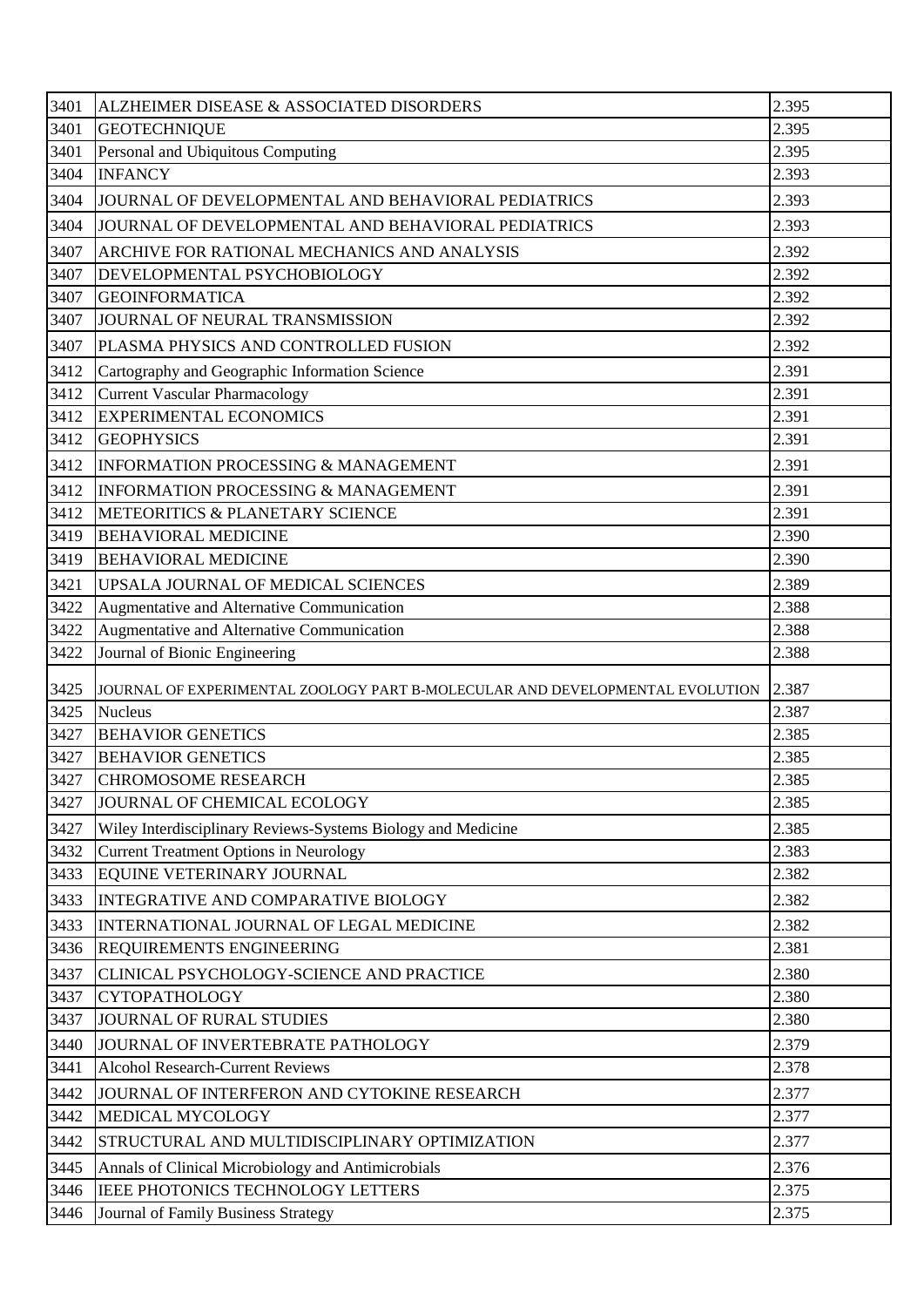| 3401 | ALZHEIMER DISEASE & ASSOCIATED DISORDERS | 2.395 |
|---|---|---|
| 3401 | GEOTECHNIQUE | 2.395 |
| 3401 | Personal and Ubiquitous Computing | 2.395 |
| 3404 | INFANCY | 2.393 |
| 3404 | JOURNAL OF DEVELOPMENTAL AND BEHAVIORAL PEDIATRICS | 2.393 |
| 3404 | JOURNAL OF DEVELOPMENTAL AND BEHAVIORAL PEDIATRICS | 2.393 |
| 3407 | ARCHIVE FOR RATIONAL MECHANICS AND ANALYSIS | 2.392 |
| 3407 | DEVELOPMENTAL PSYCHOBIOLOGY | 2.392 |
| 3407 | GEOINFORMATICA | 2.392 |
| 3407 | JOURNAL OF NEURAL TRANSMISSION | 2.392 |
| 3407 | PLASMA PHYSICS AND CONTROLLED FUSION | 2.392 |
| 3412 | Cartography and Geographic Information Science | 2.391 |
| 3412 | Current Vascular Pharmacology | 2.391 |
| 3412 | EXPERIMENTAL ECONOMICS | 2.391 |
| 3412 | GEOPHYSICS | 2.391 |
| 3412 | INFORMATION PROCESSING & MANAGEMENT | 2.391 |
| 3412 | INFORMATION PROCESSING & MANAGEMENT | 2.391 |
| 3412 | METEORITICS & PLANETARY SCIENCE | 2.391 |
| 3419 | BEHAVIORAL MEDICINE | 2.390 |
| 3419 | BEHAVIORAL MEDICINE | 2.390 |
| 3421 | UPSALA JOURNAL OF MEDICAL SCIENCES | 2.389 |
| 3422 | Augmentative and Alternative Communication | 2.388 |
| 3422 | Augmentative and Alternative Communication | 2.388 |
| 3422 | Journal of Bionic Engineering | 2.388 |
| 3425 | JOURNAL OF EXPERIMENTAL ZOOLOGY PART B-MOLECULAR AND DEVELOPMENTAL EVOLUTION | 2.387 |
| 3425 | Nucleus | 2.387 |
| 3427 | BEHAVIOR GENETICS | 2.385 |
| 3427 | BEHAVIOR GENETICS | 2.385 |
| 3427 | CHROMOSOME RESEARCH | 2.385 |
| 3427 | JOURNAL OF CHEMICAL ECOLOGY | 2.385 |
| 3427 | Wiley Interdisciplinary Reviews-Systems Biology and Medicine | 2.385 |
| 3432 | Current Treatment Options in Neurology | 2.383 |
| 3433 | EQUINE VETERINARY JOURNAL | 2.382 |
| 3433 | INTEGRATIVE AND COMPARATIVE BIOLOGY | 2.382 |
| 3433 | INTERNATIONAL JOURNAL OF LEGAL MEDICINE | 2.382 |
| 3436 | REQUIREMENTS ENGINEERING | 2.381 |
| 3437 | CLINICAL PSYCHOLOGY-SCIENCE AND PRACTICE | 2.380 |
| 3437 | CYTOPATHOLOGY | 2.380 |
| 3437 | JOURNAL OF RURAL STUDIES | 2.380 |
| 3440 | JOURNAL OF INVERTEBRATE PATHOLOGY | 2.379 |
| 3441 | Alcohol Research-Current Reviews | 2.378 |
| 3442 | JOURNAL OF INTERFERON AND CYTOKINE RESEARCH | 2.377 |
| 3442 | MEDICAL MYCOLOGY | 2.377 |
| 3442 | STRUCTURAL AND MULTIDISCIPLINARY OPTIMIZATION | 2.377 |
| 3445 | Annals of Clinical Microbiology and Antimicrobials | 2.376 |
| 3446 | IEEE PHOTONICS TECHNOLOGY LETTERS | 2.375 |
| 3446 | Journal of Family Business Strategy | 2.375 |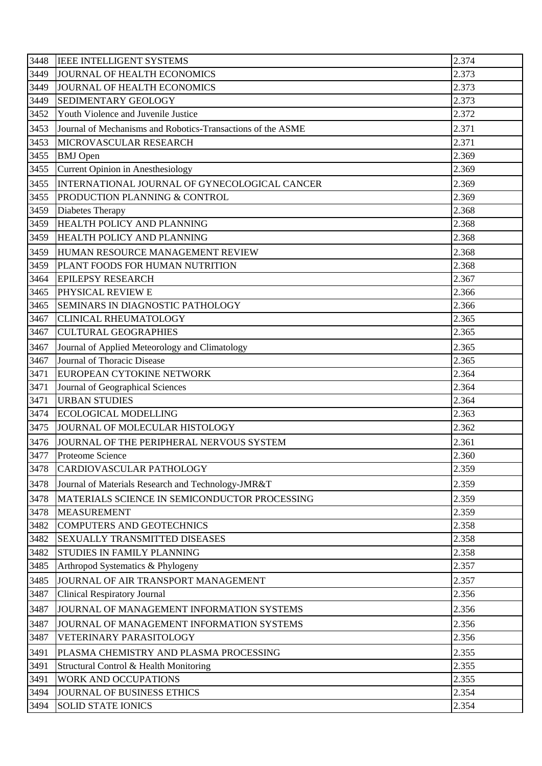| 3448 | IEEE INTELLIGENT SYSTEMS | 2.374 |
|---|---|---|
| 3449 | JOURNAL OF HEALTH ECONOMICS | 2.373 |
| 3449 | JOURNAL OF HEALTH ECONOMICS | 2.373 |
| 3449 | SEDIMENTARY GEOLOGY | 2.373 |
| 3452 | Youth Violence and Juvenile Justice | 2.372 |
| 3453 | Journal of Mechanisms and Robotics-Transactions of the ASME | 2.371 |
| 3453 | MICROVASCULAR RESEARCH | 2.371 |
| 3455 | BMJ Open | 2.369 |
| 3455 | Current Opinion in Anesthesiology | 2.369 |
| 3455 | INTERNATIONAL JOURNAL OF GYNECOLOGICAL CANCER | 2.369 |
| 3455 | PRODUCTION PLANNING & CONTROL | 2.369 |
| 3459 | Diabetes Therapy | 2.368 |
| 3459 | HEALTH POLICY AND PLANNING | 2.368 |
| 3459 | HEALTH POLICY AND PLANNING | 2.368 |
| 3459 | HUMAN RESOURCE MANAGEMENT REVIEW | 2.368 |
| 3459 | PLANT FOODS FOR HUMAN NUTRITION | 2.368 |
| 3464 | EPILEPSY RESEARCH | 2.367 |
| 3465 | PHYSICAL REVIEW E | 2.366 |
| 3465 | SEMINARS IN DIAGNOSTIC PATHOLOGY | 2.366 |
| 3467 | CLINICAL RHEUMATOLOGY | 2.365 |
| 3467 | CULTURAL GEOGRAPHIES | 2.365 |
| 3467 | Journal of Applied Meteorology and Climatology | 2.365 |
| 3467 | Journal of Thoracic Disease | 2.365 |
| 3471 | EUROPEAN CYTOKINE NETWORK | 2.364 |
| 3471 | Journal of Geographical Sciences | 2.364 |
| 3471 | URBAN STUDIES | 2.364 |
| 3474 | ECOLOGICAL MODELLING | 2.363 |
| 3475 | JOURNAL OF MOLECULAR HISTOLOGY | 2.362 |
| 3476 | JOURNAL OF THE PERIPHERAL NERVOUS SYSTEM | 2.361 |
| 3477 | Proteome Science | 2.360 |
| 3478 | CARDIOVASCULAR PATHOLOGY | 2.359 |
| 3478 | Journal of Materials Research and Technology-JMR&T | 2.359 |
| 3478 | MATERIALS SCIENCE IN SEMICONDUCTOR PROCESSING | 2.359 |
| 3478 | MEASUREMENT | 2.359 |
| 3482 | COMPUTERS AND GEOTECHNICS | 2.358 |
| 3482 | SEXUALLY TRANSMITTED DISEASES | 2.358 |
| 3482 | STUDIES IN FAMILY PLANNING | 2.358 |
| 3485 | Arthropod Systematics & Phylogeny | 2.357 |
| 3485 | JOURNAL OF AIR TRANSPORT MANAGEMENT | 2.357 |
| 3487 | Clinical Respiratory Journal | 2.356 |
| 3487 | JOURNAL OF MANAGEMENT INFORMATION SYSTEMS | 2.356 |
| 3487 | JOURNAL OF MANAGEMENT INFORMATION SYSTEMS | 2.356 |
| 3487 | VETERINARY PARASITOLOGY | 2.356 |
| 3491 | PLASMA CHEMISTRY AND PLASMA PROCESSING | 2.355 |
| 3491 | Structural Control & Health Monitoring | 2.355 |
| 3491 | WORK AND OCCUPATIONS | 2.355 |
| 3494 | JOURNAL OF BUSINESS ETHICS | 2.354 |
| 3494 | SOLID STATE IONICS | 2.354 |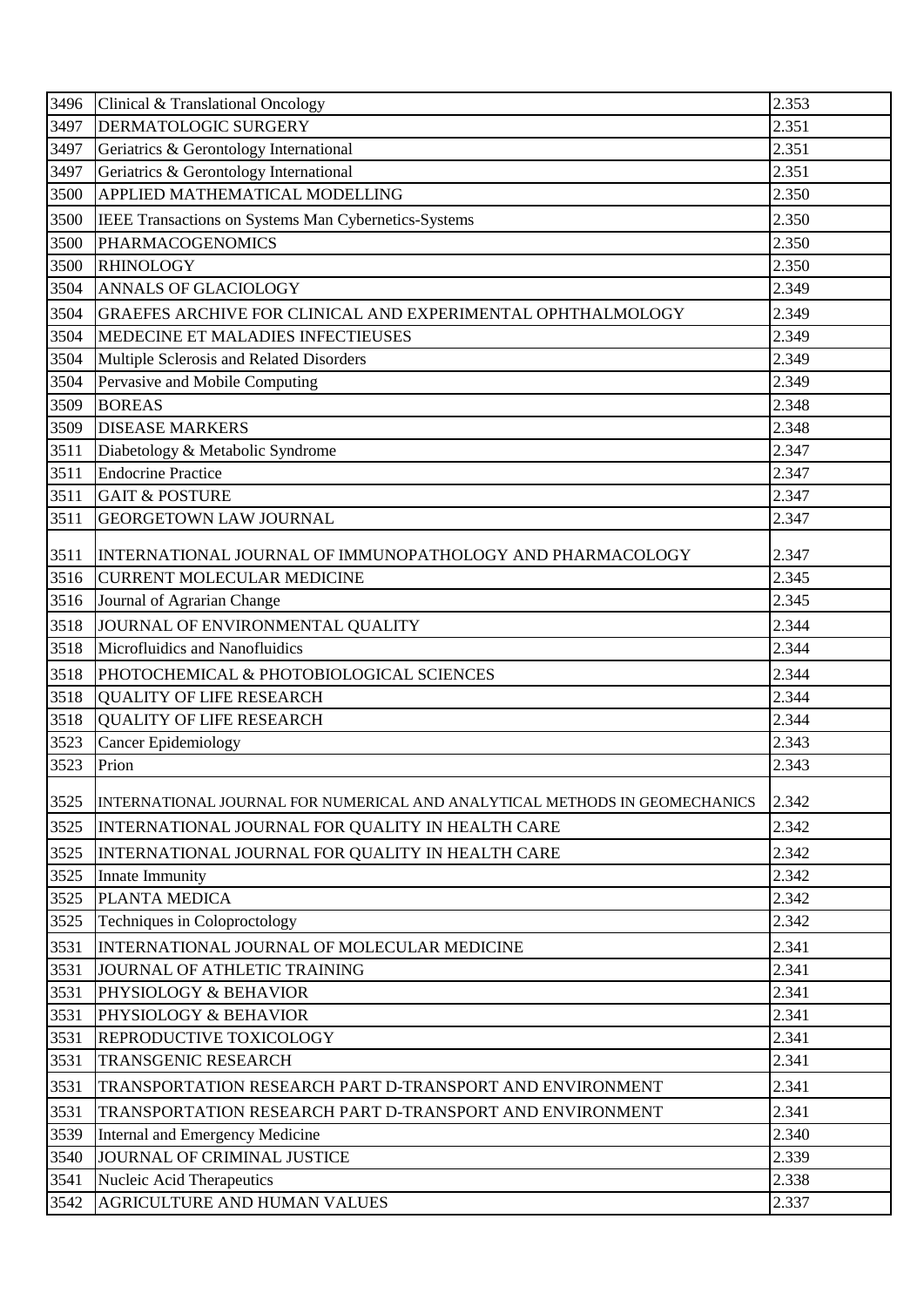| 3496 | Clinical & Translational Oncology | 2.353 |
|---|---|---|
| 3497 | DERMATOLOGIC SURGERY | 2.351 |
| 3497 | Geriatrics & Gerontology International | 2.351 |
| 3497 | Geriatrics & Gerontology International | 2.351 |
| 3500 | APPLIED MATHEMATICAL MODELLING | 2.350 |
| 3500 | IEEE Transactions on Systems Man Cybernetics-Systems | 2.350 |
| 3500 | PHARMACOGENOMICS | 2.350 |
| 3500 | RHINOLOGY | 2.350 |
| 3504 | ANNALS OF GLACIOLOGY | 2.349 |
| 3504 | GRAEFES ARCHIVE FOR CLINICAL AND EXPERIMENTAL OPHTHALMOLOGY | 2.349 |
| 3504 | MEDECINE ET MALADIES INFECTIEUSES | 2.349 |
| 3504 | Multiple Sclerosis and Related Disorders | 2.349 |
| 3504 | Pervasive and Mobile Computing | 2.349 |
| 3509 | BOREAS | 2.348 |
| 3509 | DISEASE MARKERS | 2.348 |
| 3511 | Diabetology & Metabolic Syndrome | 2.347 |
| 3511 | Endocrine Practice | 2.347 |
| 3511 | GAIT & POSTURE | 2.347 |
| 3511 | GEORGETOWN LAW JOURNAL | 2.347 |
| 3511 | INTERNATIONAL JOURNAL OF IMMUNOPATHOLOGY AND PHARMACOLOGY | 2.347 |
| 3516 | CURRENT MOLECULAR MEDICINE | 2.345 |
| 3516 | Journal of Agrarian Change | 2.345 |
| 3518 | JOURNAL OF ENVIRONMENTAL QUALITY | 2.344 |
| 3518 | Microfluidics and Nanofluidics | 2.344 |
| 3518 | PHOTOCHEMICAL & PHOTOBIOLOGICAL SCIENCES | 2.344 |
| 3518 | QUALITY OF LIFE RESEARCH | 2.344 |
| 3518 | QUALITY OF LIFE RESEARCH | 2.344 |
| 3523 | Cancer Epidemiology | 2.343 |
| 3523 | Prion | 2.343 |
| 3525 | INTERNATIONAL JOURNAL FOR NUMERICAL AND ANALYTICAL METHODS IN GEOMECHANICS | 2.342 |
| 3525 | INTERNATIONAL JOURNAL FOR QUALITY IN HEALTH CARE | 2.342 |
| 3525 | INTERNATIONAL JOURNAL FOR QUALITY IN HEALTH CARE | 2.342 |
| 3525 | Innate Immunity | 2.342 |
| 3525 | PLANTA MEDICA | 2.342 |
| 3525 | Techniques in Coloproctology | 2.342 |
| 3531 | INTERNATIONAL JOURNAL OF MOLECULAR MEDICINE | 2.341 |
| 3531 | JOURNAL OF ATHLETIC TRAINING | 2.341 |
| 3531 | PHYSIOLOGY & BEHAVIOR | 2.341 |
| 3531 | PHYSIOLOGY & BEHAVIOR | 2.341 |
| 3531 | REPRODUCTIVE TOXICOLOGY | 2.341 |
| 3531 | TRANSGENIC RESEARCH | 2.341 |
| 3531 | TRANSPORTATION RESEARCH PART D-TRANSPORT AND ENVIRONMENT | 2.341 |
| 3531 | TRANSPORTATION RESEARCH PART D-TRANSPORT AND ENVIRONMENT | 2.341 |
| 3539 | Internal and Emergency Medicine | 2.340 |
| 3540 | JOURNAL OF CRIMINAL JUSTICE | 2.339 |
| 3541 | Nucleic Acid Therapeutics | 2.338 |
| 3542 | AGRICULTURE AND HUMAN VALUES | 2.337 |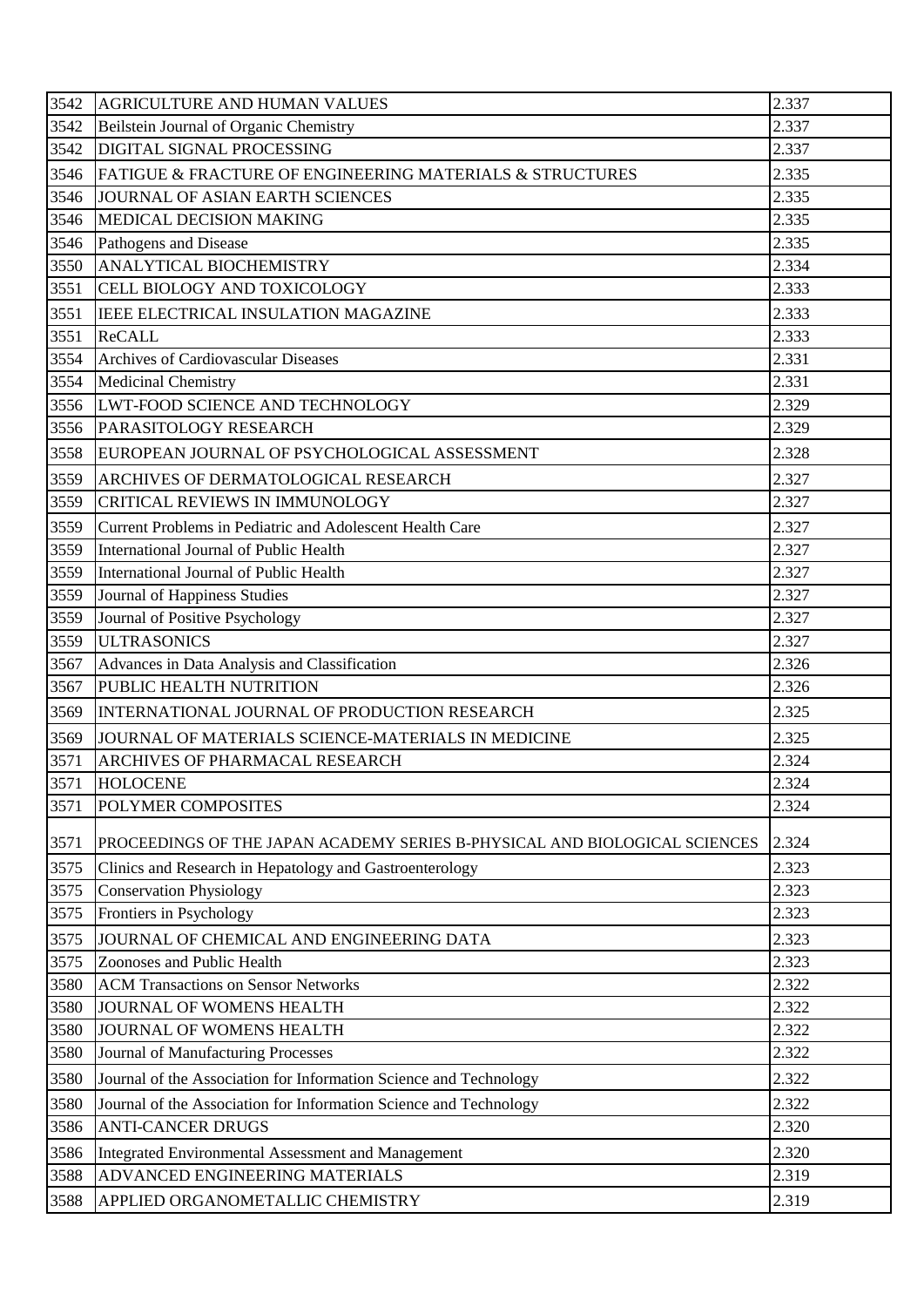| 3542 | AGRICULTURE AND HUMAN VALUES | 2.337 |
|---|---|---|
| 3542 | Beilstein Journal of Organic Chemistry | 2.337 |
| 3542 | DIGITAL SIGNAL PROCESSING | 2.337 |
| 3546 | FATIGUE & FRACTURE OF ENGINEERING MATERIALS & STRUCTURES | 2.335 |
| 3546 | JOURNAL OF ASIAN EARTH SCIENCES | 2.335 |
| 3546 | MEDICAL DECISION MAKING | 2.335 |
| 3546 | Pathogens and Disease | 2.335 |
| 3550 | ANALYTICAL BIOCHEMISTRY | 2.334 |
| 3551 | CELL BIOLOGY AND TOXICOLOGY | 2.333 |
| 3551 | IEEE ELECTRICAL INSULATION MAGAZINE | 2.333 |
| 3551 | ReCALL | 2.333 |
| 3554 | Archives of Cardiovascular Diseases | 2.331 |
| 3554 | Medicinal Chemistry | 2.331 |
| 3556 | LWT-FOOD SCIENCE AND TECHNOLOGY | 2.329 |
| 3556 | PARASITOLOGY RESEARCH | 2.329 |
| 3558 | EUROPEAN JOURNAL OF PSYCHOLOGICAL ASSESSMENT | 2.328 |
| 3559 | ARCHIVES OF DERMATOLOGICAL RESEARCH | 2.327 |
| 3559 | CRITICAL REVIEWS IN IMMUNOLOGY | 2.327 |
| 3559 | Current Problems in Pediatric and Adolescent Health Care | 2.327 |
| 3559 | International Journal of Public Health | 2.327 |
| 3559 | International Journal of Public Health | 2.327 |
| 3559 | Journal of Happiness Studies | 2.327 |
| 3559 | Journal of Positive Psychology | 2.327 |
| 3559 | ULTRASONICS | 2.327 |
| 3567 | Advances in Data Analysis and Classification | 2.326 |
| 3567 | PUBLIC HEALTH NUTRITION | 2.326 |
| 3569 | INTERNATIONAL JOURNAL OF PRODUCTION RESEARCH | 2.325 |
| 3569 | JOURNAL OF MATERIALS SCIENCE-MATERIALS IN MEDICINE | 2.325 |
| 3571 | ARCHIVES OF PHARMACAL RESEARCH | 2.324 |
| 3571 | HOLOCENE | 2.324 |
| 3571 | POLYMER COMPOSITES | 2.324 |
| 3571 | PROCEEDINGS OF THE JAPAN ACADEMY SERIES B-PHYSICAL AND BIOLOGICAL SCIENCES | 2.324 |
| 3575 | Clinics and Research in Hepatology and Gastroenterology | 2.323 |
| 3575 | Conservation Physiology | 2.323 |
| 3575 | Frontiers in Psychology | 2.323 |
| 3575 | JOURNAL OF CHEMICAL AND ENGINEERING DATA | 2.323 |
| 3575 | Zoonoses and Public Health | 2.323 |
| 3580 | ACM Transactions on Sensor Networks | 2.322 |
| 3580 | JOURNAL OF WOMENS HEALTH | 2.322 |
| 3580 | JOURNAL OF WOMENS HEALTH | 2.322 |
| 3580 | Journal of Manufacturing Processes | 2.322 |
| 3580 | Journal of the Association for Information Science and Technology | 2.322 |
| 3580 | Journal of the Association for Information Science and Technology | 2.322 |
| 3586 | ANTI-CANCER DRUGS | 2.320 |
| 3586 | Integrated Environmental Assessment and Management | 2.320 |
| 3588 | ADVANCED ENGINEERING MATERIALS | 2.319 |
| 3588 | APPLIED ORGANOMETALLIC CHEMISTRY | 2.319 |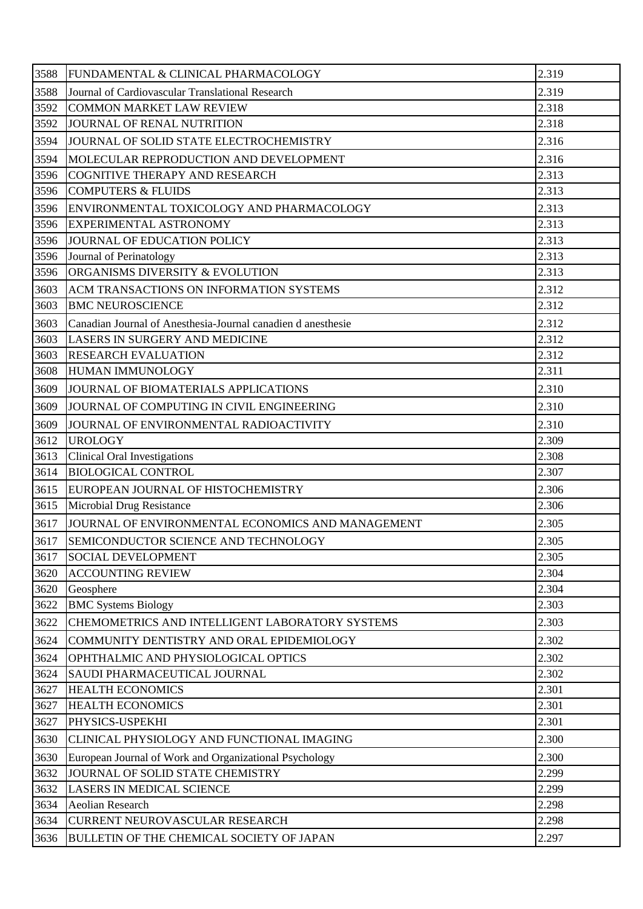| 3588 | FUNDAMENTAL & CLINICAL PHARMACOLOGY | 2.319 |
|---|---|---|
| 3588 | Journal of Cardiovascular Translational Research | 2.319 |
| 3592 | COMMON MARKET LAW REVIEW | 2.318 |
| 3592 | JOURNAL OF RENAL NUTRITION | 2.318 |
| 3594 | JOURNAL OF SOLID STATE ELECTROCHEMISTRY | 2.316 |
| 3594 | MOLECULAR REPRODUCTION AND DEVELOPMENT | 2.316 |
| 3596 | COGNITIVE THERAPY AND RESEARCH | 2.313 |
| 3596 | COMPUTERS & FLUIDS | 2.313 |
| 3596 | ENVIRONMENTAL TOXICOLOGY AND PHARMACOLOGY | 2.313 |
| 3596 | EXPERIMENTAL ASTRONOMY | 2.313 |
| 3596 | JOURNAL OF EDUCATION POLICY | 2.313 |
| 3596 | Journal of Perinatology | 2.313 |
| 3596 | ORGANISMS DIVERSITY & EVOLUTION | 2.313 |
| 3603 | ACM TRANSACTIONS ON INFORMATION SYSTEMS | 2.312 |
| 3603 | BMC NEUROSCIENCE | 2.312 |
| 3603 | Canadian Journal of Anesthesia-Journal canadien d anesthesie | 2.312 |
| 3603 | LASERS IN SURGERY AND MEDICINE | 2.312 |
| 3603 | RESEARCH EVALUATION | 2.312 |
| 3608 | HUMAN IMMUNOLOGY | 2.311 |
| 3609 | JOURNAL OF BIOMATERIALS APPLICATIONS | 2.310 |
| 3609 | JOURNAL OF COMPUTING IN CIVIL ENGINEERING | 2.310 |
| 3609 | JOURNAL OF ENVIRONMENTAL RADIOACTIVITY | 2.310 |
| 3612 | UROLOGY | 2.309 |
| 3613 | Clinical Oral Investigations | 2.308 |
| 3614 | BIOLOGICAL CONTROL | 2.307 |
| 3615 | EUROPEAN JOURNAL OF HISTOCHEMISTRY | 2.306 |
| 3615 | Microbial Drug Resistance | 2.306 |
| 3617 | JOURNAL OF ENVIRONMENTAL ECONOMICS AND MANAGEMENT | 2.305 |
| 3617 | SEMICONDUCTOR SCIENCE AND TECHNOLOGY | 2.305 |
| 3617 | SOCIAL DEVELOPMENT | 2.305 |
| 3620 | ACCOUNTING REVIEW | 2.304 |
| 3620 | Geosphere | 2.304 |
| 3622 | BMC Systems Biology | 2.303 |
| 3622 | CHEMOMETRICS AND INTELLIGENT LABORATORY SYSTEMS | 2.303 |
| 3624 | COMMUNITY DENTISTRY AND ORAL EPIDEMIOLOGY | 2.302 |
| 3624 | OPHTHALMIC AND PHYSIOLOGICAL OPTICS | 2.302 |
| 3624 | SAUDI PHARMACEUTICAL JOURNAL | 2.302 |
| 3627 | HEALTH ECONOMICS | 2.301 |
| 3627 | HEALTH ECONOMICS | 2.301 |
| 3627 | PHYSICS-USPEKHI | 2.301 |
| 3630 | CLINICAL PHYSIOLOGY AND FUNCTIONAL IMAGING | 2.300 |
| 3630 | European Journal of Work and Organizational Psychology | 2.300 |
| 3632 | JOURNAL OF SOLID STATE CHEMISTRY | 2.299 |
| 3632 | LASERS IN MEDICAL SCIENCE | 2.299 |
| 3634 | Aeolian Research | 2.298 |
| 3634 | CURRENT NEUROVASCULAR RESEARCH | 2.298 |
| 3636 | BULLETIN OF THE CHEMICAL SOCIETY OF JAPAN | 2.297 |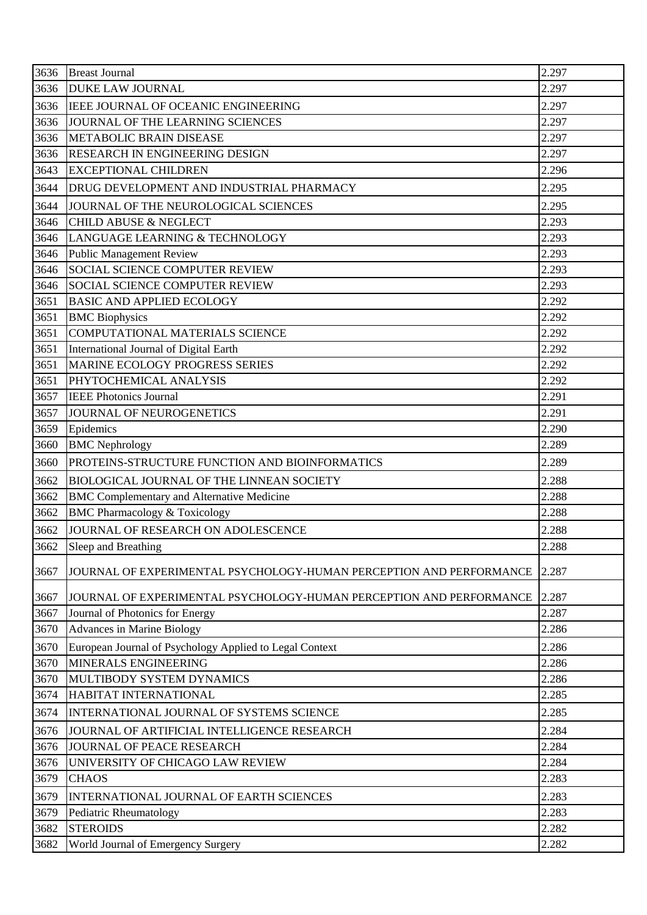| 3636 | Breast Journal | 2.297 |
|---|---|---|
| 3636 | DUKE LAW JOURNAL | 2.297 |
| 3636 | IEEE JOURNAL OF OCEANIC ENGINEERING | 2.297 |
| 3636 | JOURNAL OF THE LEARNING SCIENCES | 2.297 |
| 3636 | METABOLIC BRAIN DISEASE | 2.297 |
| 3636 | RESEARCH IN ENGINEERING DESIGN | 2.297 |
| 3643 | EXCEPTIONAL CHILDREN | 2.296 |
| 3644 | DRUG DEVELOPMENT AND INDUSTRIAL PHARMACY | 2.295 |
| 3644 | JOURNAL OF THE NEUROLOGICAL SCIENCES | 2.295 |
| 3646 | CHILD ABUSE & NEGLECT | 2.293 |
| 3646 | LANGUAGE LEARNING & TECHNOLOGY | 2.293 |
| 3646 | Public Management Review | 2.293 |
| 3646 | SOCIAL SCIENCE COMPUTER REVIEW | 2.293 |
| 3646 | SOCIAL SCIENCE COMPUTER REVIEW | 2.293 |
| 3651 | BASIC AND APPLIED ECOLOGY | 2.292 |
| 3651 | BMC Biophysics | 2.292 |
| 3651 | COMPUTATIONAL MATERIALS SCIENCE | 2.292 |
| 3651 | International Journal of Digital Earth | 2.292 |
| 3651 | MARINE ECOLOGY PROGRESS SERIES | 2.292 |
| 3651 | PHYTOCHEMICAL ANALYSIS | 2.292 |
| 3657 | IEEE Photonics Journal | 2.291 |
| 3657 | JOURNAL OF NEUROGENETICS | 2.291 |
| 3659 | Epidemics | 2.290 |
| 3660 | BMC Nephrology | 2.289 |
| 3660 | PROTEINS-STRUCTURE FUNCTION AND BIOINFORMATICS | 2.289 |
| 3662 | BIOLOGICAL JOURNAL OF THE LINNEAN SOCIETY | 2.288 |
| 3662 | BMC Complementary and Alternative Medicine | 2.288 |
| 3662 | BMC Pharmacology & Toxicology | 2.288 |
| 3662 | JOURNAL OF RESEARCH ON ADOLESCENCE | 2.288 |
| 3662 | Sleep and Breathing | 2.288 |
| 3667 | JOURNAL OF EXPERIMENTAL PSYCHOLOGY-HUMAN PERCEPTION AND PERFORMANCE | 2.287 |
| 3667 | JOURNAL OF EXPERIMENTAL PSYCHOLOGY-HUMAN PERCEPTION AND PERFORMANCE | 2.287 |
| 3667 | Journal of Photonics for Energy | 2.287 |
| 3670 | Advances in Marine Biology | 2.286 |
| 3670 | European Journal of Psychology Applied to Legal Context | 2.286 |
| 3670 | MINERALS ENGINEERING | 2.286 |
| 3670 | MULTIBODY SYSTEM DYNAMICS | 2.286 |
| 3674 | HABITAT INTERNATIONAL | 2.285 |
| 3674 | INTERNATIONAL JOURNAL OF SYSTEMS SCIENCE | 2.285 |
| 3676 | JOURNAL OF ARTIFICIAL INTELLIGENCE RESEARCH | 2.284 |
| 3676 | JOURNAL OF PEACE RESEARCH | 2.284 |
| 3676 | UNIVERSITY OF CHICAGO LAW REVIEW | 2.284 |
| 3679 | CHAOS | 2.283 |
| 3679 | INTERNATIONAL JOURNAL OF EARTH SCIENCES | 2.283 |
| 3679 | Pediatric Rheumatology | 2.283 |
| 3682 | STEROIDS | 2.282 |
| 3682 | World Journal of Emergency Surgery | 2.282 |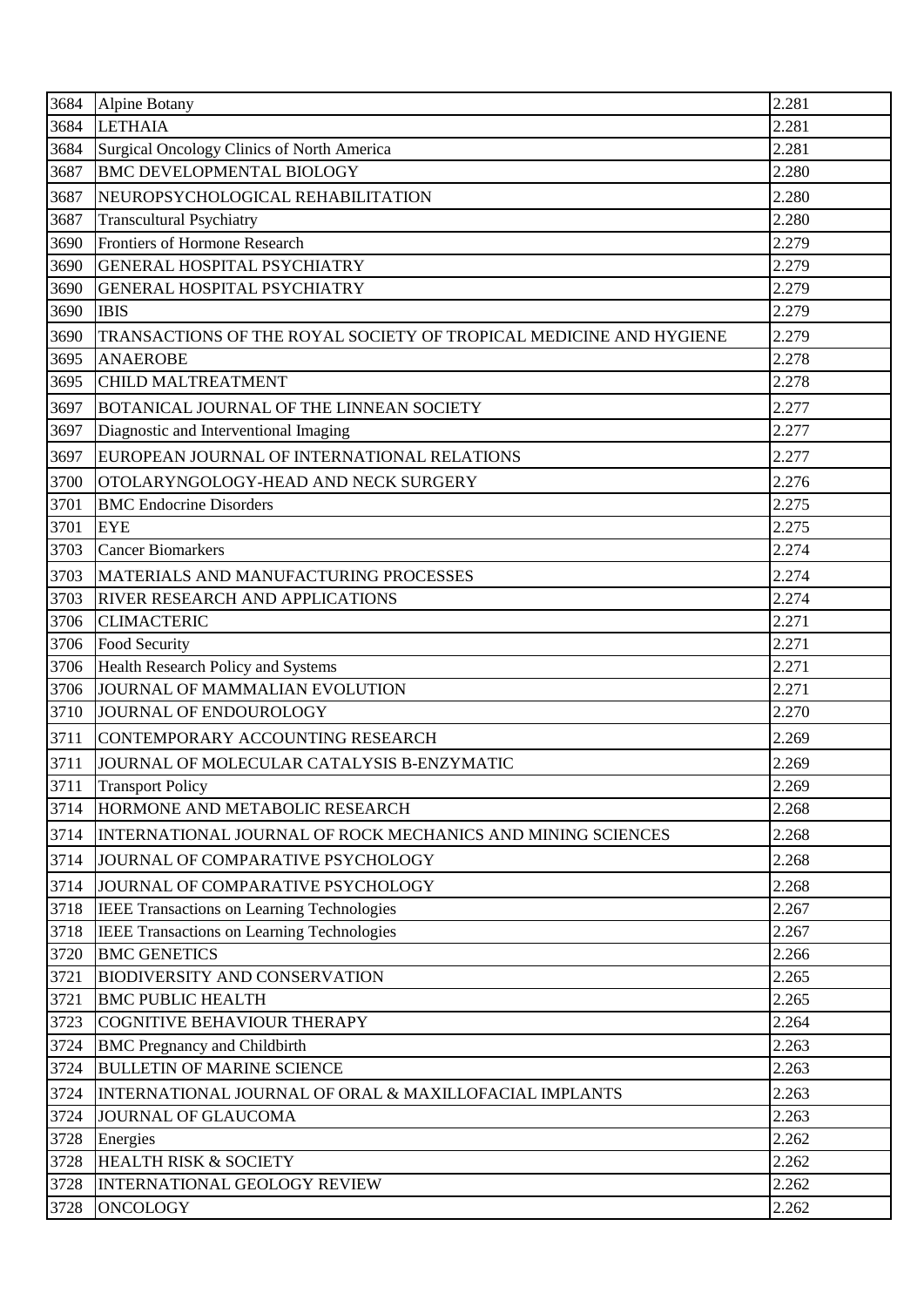| 3684 | Alpine Botany | 2.281 |
|---|---|---|
| 3684 | LETHAIA | 2.281 |
| 3684 | Surgical Oncology Clinics of North America | 2.281 |
| 3687 | BMC DEVELOPMENTAL BIOLOGY | 2.280 |
| 3687 | NEUROPSYCHOLOGICAL REHABILITATION | 2.280 |
| 3687 | Transcultural Psychiatry | 2.280 |
| 3690 | Frontiers of Hormone Research | 2.279 |
| 3690 | GENERAL HOSPITAL PSYCHIATRY | 2.279 |
| 3690 | GENERAL HOSPITAL PSYCHIATRY | 2.279 |
| 3690 | IBIS | 2.279 |
| 3690 | TRANSACTIONS OF THE ROYAL SOCIETY OF TROPICAL MEDICINE AND HYGIENE | 2.279 |
| 3695 | ANAEROBE | 2.278 |
| 3695 | CHILD MALTREATMENT | 2.278 |
| 3697 | BOTANICAL JOURNAL OF THE LINNEAN SOCIETY | 2.277 |
| 3697 | Diagnostic and Interventional Imaging | 2.277 |
| 3697 | EUROPEAN JOURNAL OF INTERNATIONAL RELATIONS | 2.277 |
| 3700 | OTOLARYNGOLOGY-HEAD AND NECK SURGERY | 2.276 |
| 3701 | BMC Endocrine Disorders | 2.275 |
| 3701 | EYE | 2.275 |
| 3703 | Cancer Biomarkers | 2.274 |
| 3703 | MATERIALS AND MANUFACTURING PROCESSES | 2.274 |
| 3703 | RIVER RESEARCH AND APPLICATIONS | 2.274 |
| 3706 | CLIMACTERIC | 2.271 |
| 3706 | Food Security | 2.271 |
| 3706 | Health Research Policy and Systems | 2.271 |
| 3706 | JOURNAL OF MAMMALIAN EVOLUTION | 2.271 |
| 3710 | JOURNAL OF ENDOUROLOGY | 2.270 |
| 3711 | CONTEMPORARY ACCOUNTING RESEARCH | 2.269 |
| 3711 | JOURNAL OF MOLECULAR CATALYSIS B-ENZYMATIC | 2.269 |
| 3711 | Transport Policy | 2.269 |
| 3714 | HORMONE AND METABOLIC RESEARCH | 2.268 |
| 3714 | INTERNATIONAL JOURNAL OF ROCK MECHANICS AND MINING SCIENCES | 2.268 |
| 3714 | JOURNAL OF COMPARATIVE PSYCHOLOGY | 2.268 |
| 3714 | JOURNAL OF COMPARATIVE PSYCHOLOGY | 2.268 |
| 3718 | IEEE Transactions on Learning Technologies | 2.267 |
| 3718 | IEEE Transactions on Learning Technologies | 2.267 |
| 3720 | BMC GENETICS | 2.266 |
| 3721 | BIODIVERSITY AND CONSERVATION | 2.265 |
| 3721 | BMC PUBLIC HEALTH | 2.265 |
| 3723 | COGNITIVE BEHAVIOUR THERAPY | 2.264 |
| 3724 | BMC Pregnancy and Childbirth | 2.263 |
| 3724 | BULLETIN OF MARINE SCIENCE | 2.263 |
| 3724 | INTERNATIONAL JOURNAL OF ORAL & MAXILLOFACIAL IMPLANTS | 2.263 |
| 3724 | JOURNAL OF GLAUCOMA | 2.263 |
| 3728 | Energies | 2.262 |
| 3728 | HEALTH RISK & SOCIETY | 2.262 |
| 3728 | INTERNATIONAL GEOLOGY REVIEW | 2.262 |
| 3728 | ONCOLOGY | 2.262 |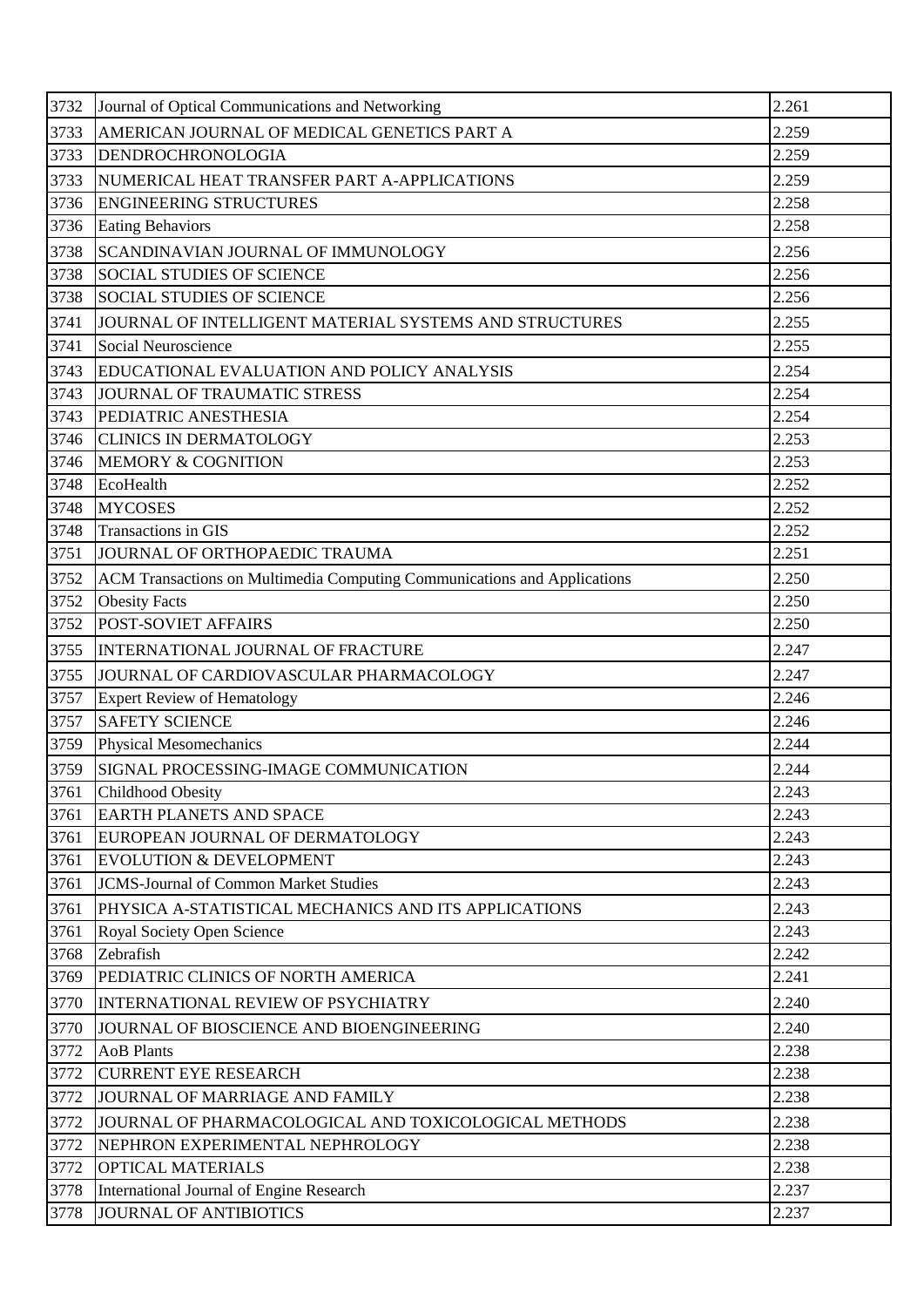| | | |
|---|---|---|
| 3732 | Journal of Optical Communications and Networking | 2.261 |
| 3733 | AMERICAN JOURNAL OF MEDICAL GENETICS PART A | 2.259 |
| 3733 | DENDROCHRONOLOGIA | 2.259 |
| 3733 | NUMERICAL HEAT TRANSFER PART A-APPLICATIONS | 2.259 |
| 3736 | ENGINEERING STRUCTURES | 2.258 |
| 3736 | Eating Behaviors | 2.258 |
| 3738 | SCANDINAVIAN JOURNAL OF IMMUNOLOGY | 2.256 |
| 3738 | SOCIAL STUDIES OF SCIENCE | 2.256 |
| 3738 | SOCIAL STUDIES OF SCIENCE | 2.256 |
| 3741 | JOURNAL OF INTELLIGENT MATERIAL SYSTEMS AND STRUCTURES | 2.255 |
| 3741 | Social Neuroscience | 2.255 |
| 3743 | EDUCATIONAL EVALUATION AND POLICY ANALYSIS | 2.254 |
| 3743 | JOURNAL OF TRAUMATIC STRESS | 2.254 |
| 3743 | PEDIATRIC ANESTHESIA | 2.254 |
| 3746 | CLINICS IN DERMATOLOGY | 2.253 |
| 3746 | MEMORY & COGNITION | 2.253 |
| 3748 | EcoHealth | 2.252 |
| 3748 | MYCOSES | 2.252 |
| 3748 | Transactions in GIS | 2.252 |
| 3751 | JOURNAL OF ORTHOPAEDIC TRAUMA | 2.251 |
| 3752 | ACM Transactions on Multimedia Computing Communications and Applications | 2.250 |
| 3752 | Obesity Facts | 2.250 |
| 3752 | POST-SOVIET AFFAIRS | 2.250 |
| 3755 | INTERNATIONAL JOURNAL OF FRACTURE | 2.247 |
| 3755 | JOURNAL OF CARDIOVASCULAR PHARMACOLOGY | 2.247 |
| 3757 | Expert Review of Hematology | 2.246 |
| 3757 | SAFETY SCIENCE | 2.246 |
| 3759 | Physical Mesomechanics | 2.244 |
| 3759 | SIGNAL PROCESSING-IMAGE COMMUNICATION | 2.244 |
| 3761 | Childhood Obesity | 2.243 |
| 3761 | EARTH PLANETS AND SPACE | 2.243 |
| 3761 | EUROPEAN JOURNAL OF DERMATOLOGY | 2.243 |
| 3761 | EVOLUTION & DEVELOPMENT | 2.243 |
| 3761 | JCMS-Journal of Common Market Studies | 2.243 |
| 3761 | PHYSICA A-STATISTICAL MECHANICS AND ITS APPLICATIONS | 2.243 |
| 3761 | Royal Society Open Science | 2.243 |
| 3768 | Zebrafish | 2.242 |
| 3769 | PEDIATRIC CLINICS OF NORTH AMERICA | 2.241 |
| 3770 | INTERNATIONAL REVIEW OF PSYCHIATRY | 2.240 |
| 3770 | JOURNAL OF BIOSCIENCE AND BIOENGINEERING | 2.240 |
| 3772 | AoB Plants | 2.238 |
| 3772 | CURRENT EYE RESEARCH | 2.238 |
| 3772 | JOURNAL OF MARRIAGE AND FAMILY | 2.238 |
| 3772 | JOURNAL OF PHARMACOLOGICAL AND TOXICOLOGICAL METHODS | 2.238 |
| 3772 | NEPHRON EXPERIMENTAL NEPHROLOGY | 2.238 |
| 3772 | OPTICAL MATERIALS | 2.238 |
| 3778 | International Journal of Engine Research | 2.237 |
| 3778 | JOURNAL OF ANTIBIOTICS | 2.237 |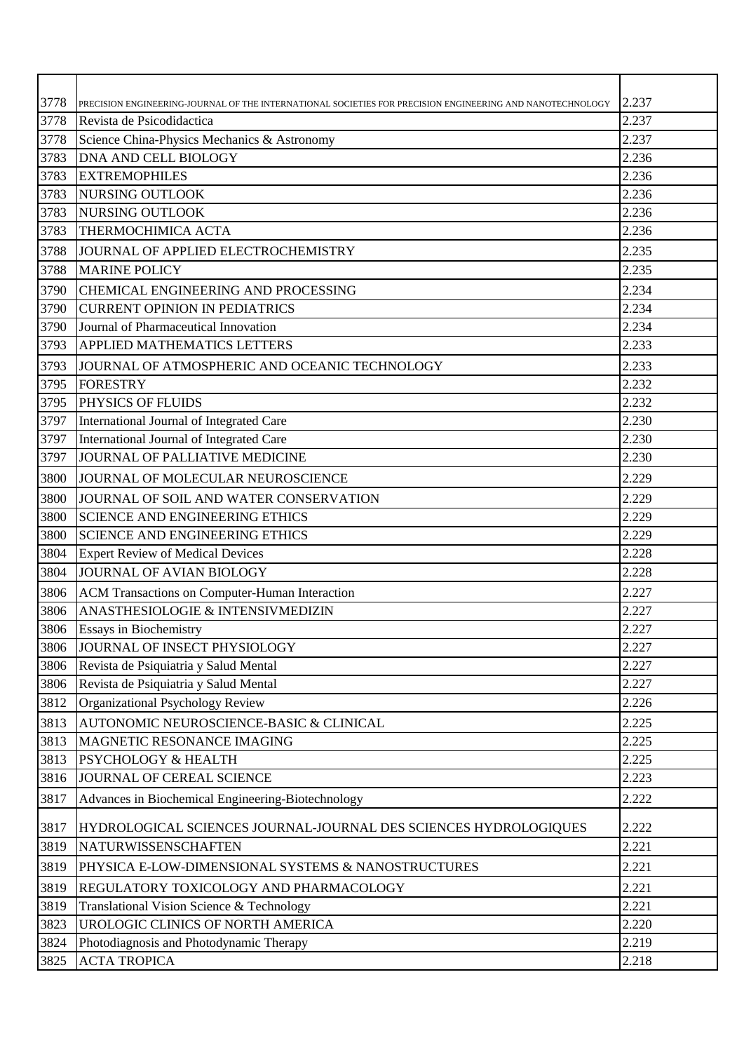| | | |
|---|---|---|
| 3778 | PRECISION ENGINEERING-JOURNAL OF THE INTERNATIONAL SOCIETIES FOR PRECISION ENGINEERING AND NANOTECHNOLOGY | 2.237 |
| 3778 | Revista de Psicodidactica | 2.237 |
| 3778 | Science China-Physics Mechanics & Astronomy | 2.237 |
| 3783 | DNA AND CELL BIOLOGY | 2.236 |
| 3783 | EXTREMOPHILES | 2.236 |
| 3783 | NURSING OUTLOOK | 2.236 |
| 3783 | NURSING OUTLOOK | 2.236 |
| 3783 | THERMOCHIMICA ACTA | 2.236 |
| 3788 | JOURNAL OF APPLIED ELECTROCHEMISTRY | 2.235 |
| 3788 | MARINE POLICY | 2.235 |
| 3790 | CHEMICAL ENGINEERING AND PROCESSING | 2.234 |
| 3790 | CURRENT OPINION IN PEDIATRICS | 2.234 |
| 3790 | Journal of Pharmaceutical Innovation | 2.234 |
| 3793 | APPLIED MATHEMATICS LETTERS | 2.233 |
| 3793 | JOURNAL OF ATMOSPHERIC AND OCEANIC TECHNOLOGY | 2.233 |
| 3795 | FORESTRY | 2.232 |
| 3795 | PHYSICS OF FLUIDS | 2.232 |
| 3797 | International Journal of Integrated Care | 2.230 |
| 3797 | International Journal of Integrated Care | 2.230 |
| 3797 | JOURNAL OF PALLIATIVE MEDICINE | 2.230 |
| 3800 | JOURNAL OF MOLECULAR NEUROSCIENCE | 2.229 |
| 3800 | JOURNAL OF SOIL AND WATER CONSERVATION | 2.229 |
| 3800 | SCIENCE AND ENGINEERING ETHICS | 2.229 |
| 3800 | SCIENCE AND ENGINEERING ETHICS | 2.229 |
| 3804 | Expert Review of Medical Devices | 2.228 |
| 3804 | JOURNAL OF AVIAN BIOLOGY | 2.228 |
| 3806 | ACM Transactions on Computer-Human Interaction | 2.227 |
| 3806 | ANASTHESIOLOGIE & INTENSIVMEDIZIN | 2.227 |
| 3806 | Essays in Biochemistry | 2.227 |
| 3806 | JOURNAL OF INSECT PHYSIOLOGY | 2.227 |
| 3806 | Revista de Psiquiatria y Salud Mental | 2.227 |
| 3806 | Revista de Psiquiatria y Salud Mental | 2.227 |
| 3812 | Organizational Psychology Review | 2.226 |
| 3813 | AUTONOMIC NEUROSCIENCE-BASIC & CLINICAL | 2.225 |
| 3813 | MAGNETIC RESONANCE IMAGING | 2.225 |
| 3813 | PSYCHOLOGY & HEALTH | 2.225 |
| 3816 | JOURNAL OF CEREAL SCIENCE | 2.223 |
| 3817 | Advances in Biochemical Engineering-Biotechnology | 2.222 |
| 3817 | HYDROLOGICAL SCIENCES JOURNAL-JOURNAL DES SCIENCES HYDROLOGIQUES | 2.222 |
| 3819 | NATURWISSENSCHAFTEN | 2.221 |
| 3819 | PHYSICA E-LOW-DIMENSIONAL SYSTEMS & NANOSTRUCTURES | 2.221 |
| 3819 | REGULATORY TOXICOLOGY AND PHARMACOLOGY | 2.221 |
| 3819 | Translational Vision Science & Technology | 2.221 |
| 3823 | UROLOGIC CLINICS OF NORTH AMERICA | 2.220 |
| 3824 | Photodiagnosis and Photodynamic Therapy | 2.219 |
| 3825 | ACTA TROPICA | 2.218 |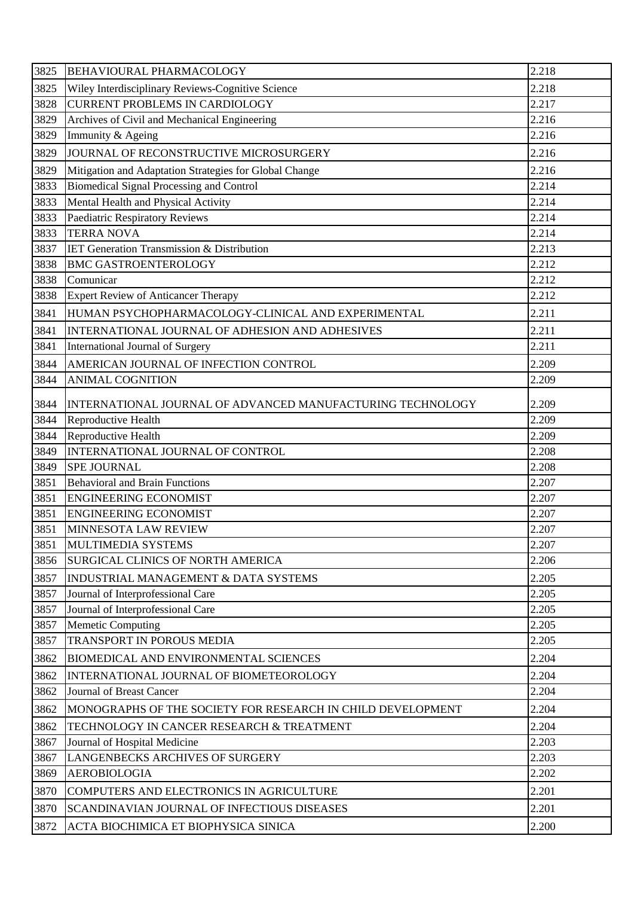| 3825 | BEHAVIOURAL PHARMACOLOGY | 2.218 |
|---|---|---|
| 3825 | Wiley Interdisciplinary Reviews-Cognitive Science | 2.218 |
| 3828 | CURRENT PROBLEMS IN CARDIOLOGY | 2.217 |
| 3829 | Archives of Civil and Mechanical Engineering | 2.216 |
| 3829 | Immunity & Ageing | 2.216 |
| 3829 | JOURNAL OF RECONSTRUCTIVE MICROSURGERY | 2.216 |
| 3829 | Mitigation and Adaptation Strategies for Global Change | 2.216 |
| 3833 | Biomedical Signal Processing and Control | 2.214 |
| 3833 | Mental Health and Physical Activity | 2.214 |
| 3833 | Paediatric Respiratory Reviews | 2.214 |
| 3833 | TERRA NOVA | 2.214 |
| 3837 | IET Generation Transmission & Distribution | 2.213 |
| 3838 | BMC GASTROENTEROLOGY | 2.212 |
| 3838 | Comunicar | 2.212 |
| 3838 | Expert Review of Anticancer Therapy | 2.212 |
| 3841 | HUMAN PSYCHOPHARMACOLOGY-CLINICAL AND EXPERIMENTAL | 2.211 |
| 3841 | INTERNATIONAL JOURNAL OF ADHESION AND ADHESIVES | 2.211 |
| 3841 | International Journal of Surgery | 2.211 |
| 3844 | AMERICAN JOURNAL OF INFECTION CONTROL | 2.209 |
| 3844 | ANIMAL COGNITION | 2.209 |
| 3844 | INTERNATIONAL JOURNAL OF ADVANCED MANUFACTURING TECHNOLOGY | 2.209 |
| 3844 | Reproductive Health | 2.209 |
| 3844 | Reproductive Health | 2.209 |
| 3849 | INTERNATIONAL JOURNAL OF CONTROL | 2.208 |
| 3849 | SPE JOURNAL | 2.208 |
| 3851 | Behavioral and Brain Functions | 2.207 |
| 3851 | ENGINEERING ECONOMIST | 2.207 |
| 3851 | ENGINEERING ECONOMIST | 2.207 |
| 3851 | MINNESOTA LAW REVIEW | 2.207 |
| 3851 | MULTIMEDIA SYSTEMS | 2.207 |
| 3856 | SURGICAL CLINICS OF NORTH AMERICA | 2.206 |
| 3857 | INDUSTRIAL MANAGEMENT & DATA SYSTEMS | 2.205 |
| 3857 | Journal of Interprofessional Care | 2.205 |
| 3857 | Journal of Interprofessional Care | 2.205 |
| 3857 | Memetic Computing | 2.205 |
| 3857 | TRANSPORT IN POROUS MEDIA | 2.205 |
| 3862 | BIOMEDICAL AND ENVIRONMENTAL SCIENCES | 2.204 |
| 3862 | INTERNATIONAL JOURNAL OF BIOMETEOROLOGY | 2.204 |
| 3862 | Journal of Breast Cancer | 2.204 |
| 3862 | MONOGRAPHS OF THE SOCIETY FOR RESEARCH IN CHILD DEVELOPMENT | 2.204 |
| 3862 | TECHNOLOGY IN CANCER RESEARCH & TREATMENT | 2.204 |
| 3867 | Journal of Hospital Medicine | 2.203 |
| 3867 | LANGENBECKS ARCHIVES OF SURGERY | 2.203 |
| 3869 | AEROBIOLOGIA | 2.202 |
| 3870 | COMPUTERS AND ELECTRONICS IN AGRICULTURE | 2.201 |
| 3870 | SCANDINAVIAN JOURNAL OF INFECTIOUS DISEASES | 2.201 |
| 3872 | ACTA BIOCHIMICA ET BIOPHYSICA SINICA | 2.200 |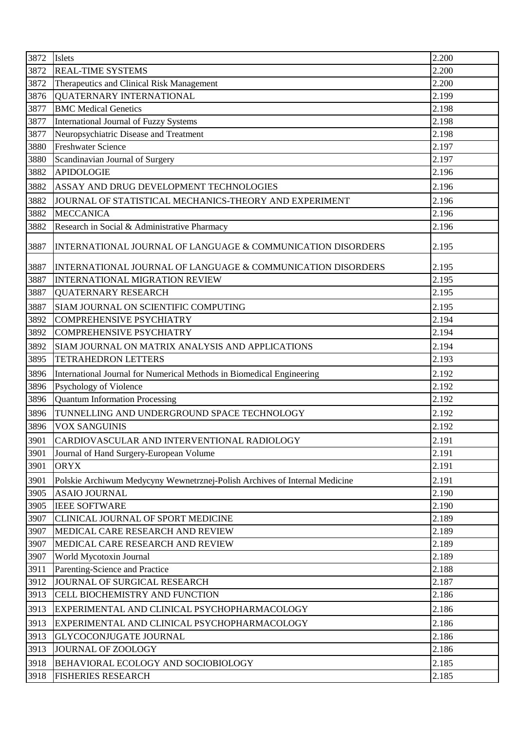| 3872 | Islets | 2.200 |
|---|---|---|
| 3872 | REAL-TIME SYSTEMS | 2.200 |
| 3872 | Therapeutics and Clinical Risk Management | 2.200 |
| 3876 | QUATERNARY INTERNATIONAL | 2.199 |
| 3877 | BMC Medical Genetics | 2.198 |
| 3877 | International Journal of Fuzzy Systems | 2.198 |
| 3877 | Neuropsychiatric Disease and Treatment | 2.198 |
| 3880 | Freshwater Science | 2.197 |
| 3880 | Scandinavian Journal of Surgery | 2.197 |
| 3882 | APIDOLOGIE | 2.196 |
| 3882 | ASSAY AND DRUG DEVELOPMENT TECHNOLOGIES | 2.196 |
| 3882 | JOURNAL OF STATISTICAL MECHANICS-THEORY AND EXPERIMENT | 2.196 |
| 3882 | MECCANICA | 2.196 |
| 3882 | Research in Social & Administrative Pharmacy | 2.196 |
| 3887 | INTERNATIONAL JOURNAL OF LANGUAGE & COMMUNICATION DISORDERS | 2.195 |
| 3887 | INTERNATIONAL JOURNAL OF LANGUAGE & COMMUNICATION DISORDERS | 2.195 |
| 3887 | INTERNATIONAL MIGRATION REVIEW | 2.195 |
| 3887 | QUATERNARY RESEARCH | 2.195 |
| 3887 | SIAM JOURNAL ON SCIENTIFIC COMPUTING | 2.195 |
| 3892 | COMPREHENSIVE PSYCHIATRY | 2.194 |
| 3892 | COMPREHENSIVE PSYCHIATRY | 2.194 |
| 3892 | SIAM JOURNAL ON MATRIX ANALYSIS AND APPLICATIONS | 2.194 |
| 3895 | TETRAHEDRON LETTERS | 2.193 |
| 3896 | International Journal for Numerical Methods in Biomedical Engineering | 2.192 |
| 3896 | Psychology of Violence | 2.192 |
| 3896 | Quantum Information Processing | 2.192 |
| 3896 | TUNNELLING AND UNDERGROUND SPACE TECHNOLOGY | 2.192 |
| 3896 | VOX SANGUINIS | 2.192 |
| 3901 | CARDIOVASCULAR AND INTERVENTIONAL RADIOLOGY | 2.191 |
| 3901 | Journal of Hand Surgery-European Volume | 2.191 |
| 3901 | ORYX | 2.191 |
| 3901 | Polskie Archiwum Medycyny Wewnetrznej-Polish Archives of Internal Medicine | 2.191 |
| 3905 | ASAIO JOURNAL | 2.190 |
| 3905 | IEEE SOFTWARE | 2.190 |
| 3907 | CLINICAL JOURNAL OF SPORT MEDICINE | 2.189 |
| 3907 | MEDICAL CARE RESEARCH AND REVIEW | 2.189 |
| 3907 | MEDICAL CARE RESEARCH AND REVIEW | 2.189 |
| 3907 | World Mycotoxin Journal | 2.189 |
| 3911 | Parenting-Science and Practice | 2.188 |
| 3912 | JOURNAL OF SURGICAL RESEARCH | 2.187 |
| 3913 | CELL BIOCHEMISTRY AND FUNCTION | 2.186 |
| 3913 | EXPERIMENTAL AND CLINICAL PSYCHOPHARMACOLOGY | 2.186 |
| 3913 | EXPERIMENTAL AND CLINICAL PSYCHOPHARMACOLOGY | 2.186 |
| 3913 | GLYCOCONJUGATE JOURNAL | 2.186 |
| 3913 | JOURNAL OF ZOOLOGY | 2.186 |
| 3918 | BEHAVIORAL ECOLOGY AND SOCIOBIOLOGY | 2.185 |
| 3918 | FISHERIES RESEARCH | 2.185 |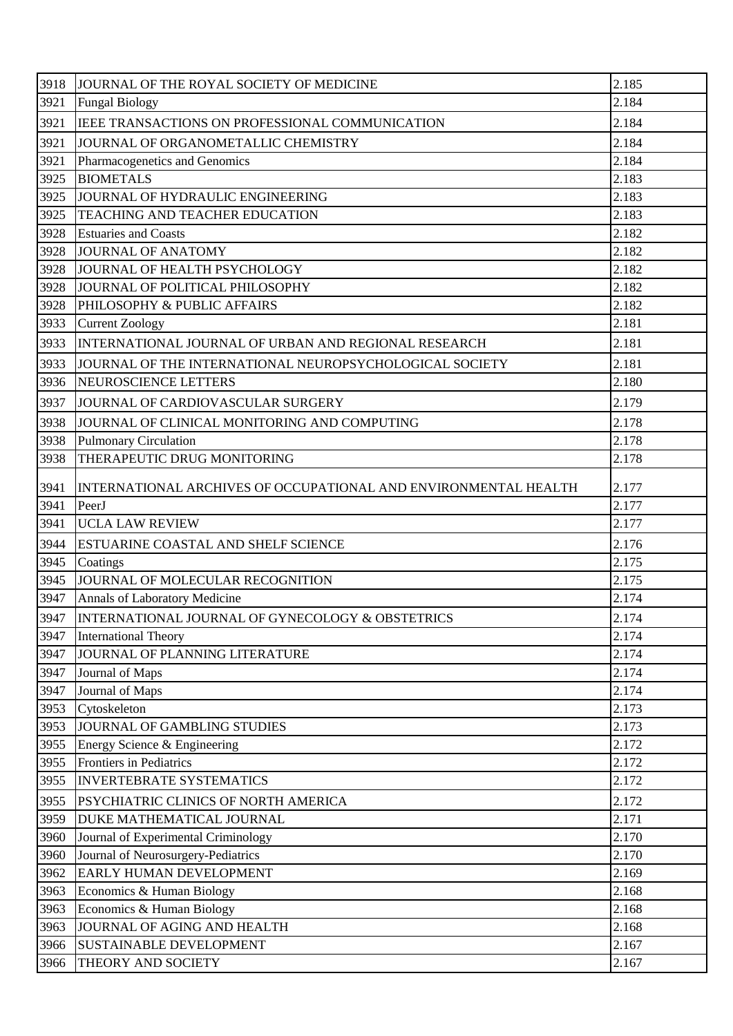| 3918 | JOURNAL OF THE ROYAL SOCIETY OF MEDICINE | 2.185 |
|---|---|---|
| 3921 | Fungal Biology | 2.184 |
| 3921 | IEEE TRANSACTIONS ON PROFESSIONAL COMMUNICATION | 2.184 |
| 3921 | JOURNAL OF ORGANOMETALLIC CHEMISTRY | 2.184 |
| 3921 | Pharmacogenetics and Genomics | 2.184 |
| 3925 | BIOMETALS | 2.183 |
| 3925 | JOURNAL OF HYDRAULIC ENGINEERING | 2.183 |
| 3925 | TEACHING AND TEACHER EDUCATION | 2.183 |
| 3928 | Estuaries and Coasts | 2.182 |
| 3928 | JOURNAL OF ANATOMY | 2.182 |
| 3928 | JOURNAL OF HEALTH PSYCHOLOGY | 2.182 |
| 3928 | JOURNAL OF POLITICAL PHILOSOPHY | 2.182 |
| 3928 | PHILOSOPHY & PUBLIC AFFAIRS | 2.182 |
| 3933 | Current Zoology | 2.181 |
| 3933 | INTERNATIONAL JOURNAL OF URBAN AND REGIONAL RESEARCH | 2.181 |
| 3933 | JOURNAL OF THE INTERNATIONAL NEUROPSYCHOLOGICAL SOCIETY | 2.181 |
| 3936 | NEUROSCIENCE LETTERS | 2.180 |
| 3937 | JOURNAL OF CARDIOVASCULAR SURGERY | 2.179 |
| 3938 | JOURNAL OF CLINICAL MONITORING AND COMPUTING | 2.178 |
| 3938 | Pulmonary Circulation | 2.178 |
| 3938 | THERAPEUTIC DRUG MONITORING | 2.178 |
| 3941 | INTERNATIONAL ARCHIVES OF OCCUPATIONAL AND ENVIRONMENTAL HEALTH | 2.177 |
| 3941 | PeerJ | 2.177 |
| 3941 | UCLA LAW REVIEW | 2.177 |
| 3944 | ESTUARINE COASTAL AND SHELF SCIENCE | 2.176 |
| 3945 | Coatings | 2.175 |
| 3945 | JOURNAL OF MOLECULAR RECOGNITION | 2.175 |
| 3947 | Annals of Laboratory Medicine | 2.174 |
| 3947 | INTERNATIONAL JOURNAL OF GYNECOLOGY & OBSTETRICS | 2.174 |
| 3947 | International Theory | 2.174 |
| 3947 | JOURNAL OF PLANNING LITERATURE | 2.174 |
| 3947 | Journal of Maps | 2.174 |
| 3947 | Journal of Maps | 2.174 |
| 3953 | Cytoskeleton | 2.173 |
| 3953 | JOURNAL OF GAMBLING STUDIES | 2.173 |
| 3955 | Energy Science & Engineering | 2.172 |
| 3955 | Frontiers in Pediatrics | 2.172 |
| 3955 | INVERTEBRATE SYSTEMATICS | 2.172 |
| 3955 | PSYCHIATRIC CLINICS OF NORTH AMERICA | 2.172 |
| 3959 | DUKE MATHEMATICAL JOURNAL | 2.171 |
| 3960 | Journal of Experimental Criminology | 2.170 |
| 3960 | Journal of Neurosurgery-Pediatrics | 2.170 |
| 3962 | EARLY HUMAN DEVELOPMENT | 2.169 |
| 3963 | Economics & Human Biology | 2.168 |
| 3963 | Economics & Human Biology | 2.168 |
| 3963 | JOURNAL OF AGING AND HEALTH | 2.168 |
| 3966 | SUSTAINABLE DEVELOPMENT | 2.167 |
| 3966 | THEORY AND SOCIETY | 2.167 |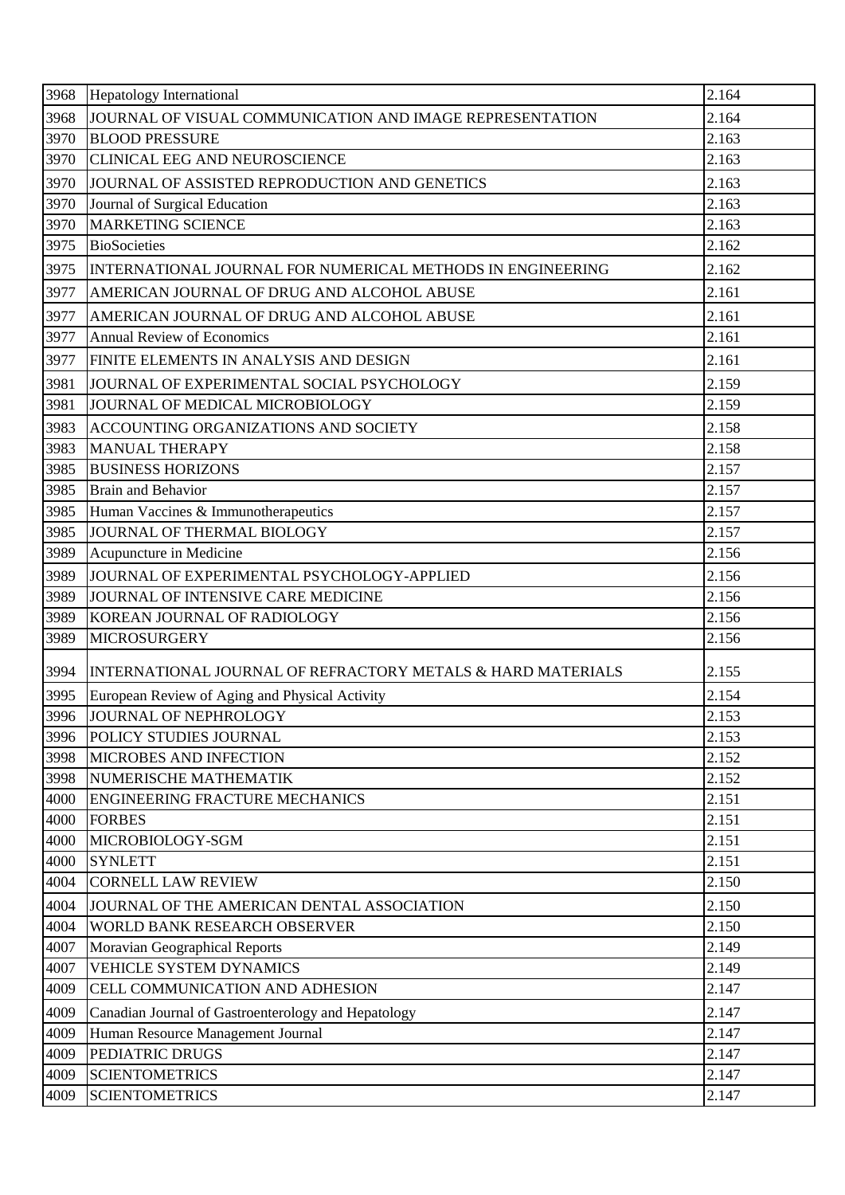| 3968 | Hepatology International | 2.164 |
|---|---|---|
| 3968 | JOURNAL OF VISUAL COMMUNICATION AND IMAGE REPRESENTATION | 2.164 |
| 3970 | BLOOD PRESSURE | 2.163 |
| 3970 | CLINICAL EEG AND NEUROSCIENCE | 2.163 |
| 3970 | JOURNAL OF ASSISTED REPRODUCTION AND GENETICS | 2.163 |
| 3970 | Journal of Surgical Education | 2.163 |
| 3970 | MARKETING SCIENCE | 2.163 |
| 3975 | BioSocieties | 2.162 |
| 3975 | INTERNATIONAL JOURNAL FOR NUMERICAL METHODS IN ENGINEERING | 2.162 |
| 3977 | AMERICAN JOURNAL OF DRUG AND ALCOHOL ABUSE | 2.161 |
| 3977 | AMERICAN JOURNAL OF DRUG AND ALCOHOL ABUSE | 2.161 |
| 3977 | Annual Review of Economics | 2.161 |
| 3977 | FINITE ELEMENTS IN ANALYSIS AND DESIGN | 2.161 |
| 3981 | JOURNAL OF EXPERIMENTAL SOCIAL PSYCHOLOGY | 2.159 |
| 3981 | JOURNAL OF MEDICAL MICROBIOLOGY | 2.159 |
| 3983 | ACCOUNTING ORGANIZATIONS AND SOCIETY | 2.158 |
| 3983 | MANUAL THERAPY | 2.158 |
| 3985 | BUSINESS HORIZONS | 2.157 |
| 3985 | Brain and Behavior | 2.157 |
| 3985 | Human Vaccines & Immunotherapeutics | 2.157 |
| 3985 | JOURNAL OF THERMAL BIOLOGY | 2.157 |
| 3989 | Acupuncture in Medicine | 2.156 |
| 3989 | JOURNAL OF EXPERIMENTAL PSYCHOLOGY-APPLIED | 2.156 |
| 3989 | JOURNAL OF INTENSIVE CARE MEDICINE | 2.156 |
| 3989 | KOREAN JOURNAL OF RADIOLOGY | 2.156 |
| 3989 | MICROSURGERY | 2.156 |
| 3994 | INTERNATIONAL JOURNAL OF REFRACTORY METALS & HARD MATERIALS | 2.155 |
| 3995 | European Review of Aging and Physical Activity | 2.154 |
| 3996 | JOURNAL OF NEPHROLOGY | 2.153 |
| 3996 | POLICY STUDIES JOURNAL | 2.153 |
| 3998 | MICROBES AND INFECTION | 2.152 |
| 3998 | NUMERISCHE MATHEMATIK | 2.152 |
| 4000 | ENGINEERING FRACTURE MECHANICS | 2.151 |
| 4000 | FORBES | 2.151 |
| 4000 | MICROBIOLOGY-SGM | 2.151 |
| 4000 | SYNLETT | 2.151 |
| 4004 | CORNELL LAW REVIEW | 2.150 |
| 4004 | JOURNAL OF THE AMERICAN DENTAL ASSOCIATION | 2.150 |
| 4004 | WORLD BANK RESEARCH OBSERVER | 2.150 |
| 4007 | Moravian Geographical Reports | 2.149 |
| 4007 | VEHICLE SYSTEM DYNAMICS | 2.149 |
| 4009 | CELL COMMUNICATION AND ADHESION | 2.147 |
| 4009 | Canadian Journal of Gastroenterology and Hepatology | 2.147 |
| 4009 | Human Resource Management Journal | 2.147 |
| 4009 | PEDIATRIC DRUGS | 2.147 |
| 4009 | SCIENTOMETRICS | 2.147 |
| 4009 | SCIENTOMETRICS | 2.147 |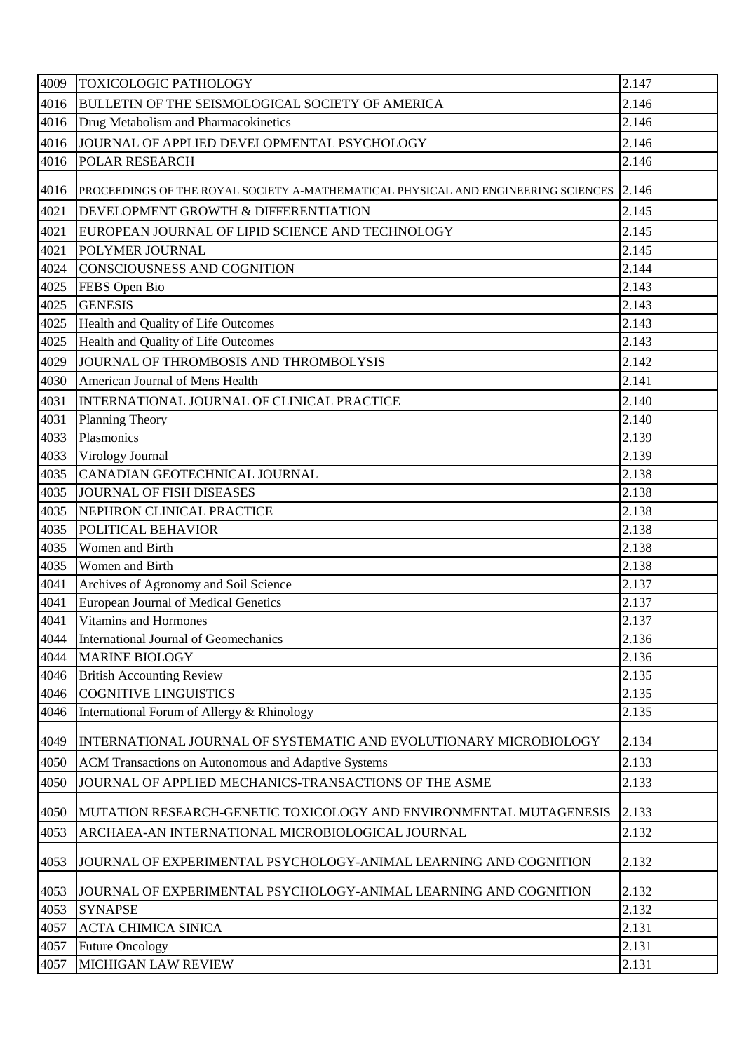| | | |
|---|---|---|
| 4009 | TOXICOLOGIC PATHOLOGY | 2.147 |
| 4016 | BULLETIN OF THE SEISMOLOGICAL SOCIETY OF AMERICA | 2.146 |
| 4016 | Drug Metabolism and Pharmacokinetics | 2.146 |
| 4016 | JOURNAL OF APPLIED DEVELOPMENTAL PSYCHOLOGY | 2.146 |
| 4016 | POLAR RESEARCH | 2.146 |
| 4016 | PROCEEDINGS OF THE ROYAL SOCIETY A-MATHEMATICAL PHYSICAL AND ENGINEERING SCIENCES | 2.146 |
| 4021 | DEVELOPMENT GROWTH & DIFFERENTIATION | 2.145 |
| 4021 | EUROPEAN JOURNAL OF LIPID SCIENCE AND TECHNOLOGY | 2.145 |
| 4021 | POLYMER JOURNAL | 2.145 |
| 4024 | CONSCIOUSNESS AND COGNITION | 2.144 |
| 4025 | FEBS Open Bio | 2.143 |
| 4025 | GENESIS | 2.143 |
| 4025 | Health and Quality of Life Outcomes | 2.143 |
| 4025 | Health and Quality of Life Outcomes | 2.143 |
| 4029 | JOURNAL OF THROMBOSIS AND THROMBOLYSIS | 2.142 |
| 4030 | American Journal of Mens Health | 2.141 |
| 4031 | INTERNATIONAL JOURNAL OF CLINICAL PRACTICE | 2.140 |
| 4031 | Planning Theory | 2.140 |
| 4033 | Plasmonics | 2.139 |
| 4033 | Virology Journal | 2.139 |
| 4035 | CANADIAN GEOTECHNICAL JOURNAL | 2.138 |
| 4035 | JOURNAL OF FISH DISEASES | 2.138 |
| 4035 | NEPHRON CLINICAL PRACTICE | 2.138 |
| 4035 | POLITICAL BEHAVIOR | 2.138 |
| 4035 | Women and Birth | 2.138 |
| 4035 | Women and Birth | 2.138 |
| 4041 | Archives of Agronomy and Soil Science | 2.137 |
| 4041 | European Journal of Medical Genetics | 2.137 |
| 4041 | Vitamins and Hormones | 2.137 |
| 4044 | International Journal of Geomechanics | 2.136 |
| 4044 | MARINE BIOLOGY | 2.136 |
| 4046 | British Accounting Review | 2.135 |
| 4046 | COGNITIVE LINGUISTICS | 2.135 |
| 4046 | International Forum of Allergy & Rhinology | 2.135 |
| 4049 | INTERNATIONAL JOURNAL OF SYSTEMATIC AND EVOLUTIONARY MICROBIOLOGY | 2.134 |
| 4050 | ACM Transactions on Autonomous and Adaptive Systems | 2.133 |
| 4050 | JOURNAL OF APPLIED MECHANICS-TRANSACTIONS OF THE ASME | 2.133 |
| 4050 | MUTATION RESEARCH-GENETIC TOXICOLOGY AND ENVIRONMENTAL MUTAGENESIS | 2.133 |
| 4053 | ARCHAEA-AN INTERNATIONAL MICROBIOLOGICAL JOURNAL | 2.132 |
| 4053 | JOURNAL OF EXPERIMENTAL PSYCHOLOGY-ANIMAL LEARNING AND COGNITION | 2.132 |
| 4053 | JOURNAL OF EXPERIMENTAL PSYCHOLOGY-ANIMAL LEARNING AND COGNITION | 2.132 |
| 4053 | SYNAPSE | 2.132 |
| 4057 | ACTA CHIMICA SINICA | 2.131 |
| 4057 | Future Oncology | 2.131 |
| 4057 | MICHIGAN LAW REVIEW | 2.131 |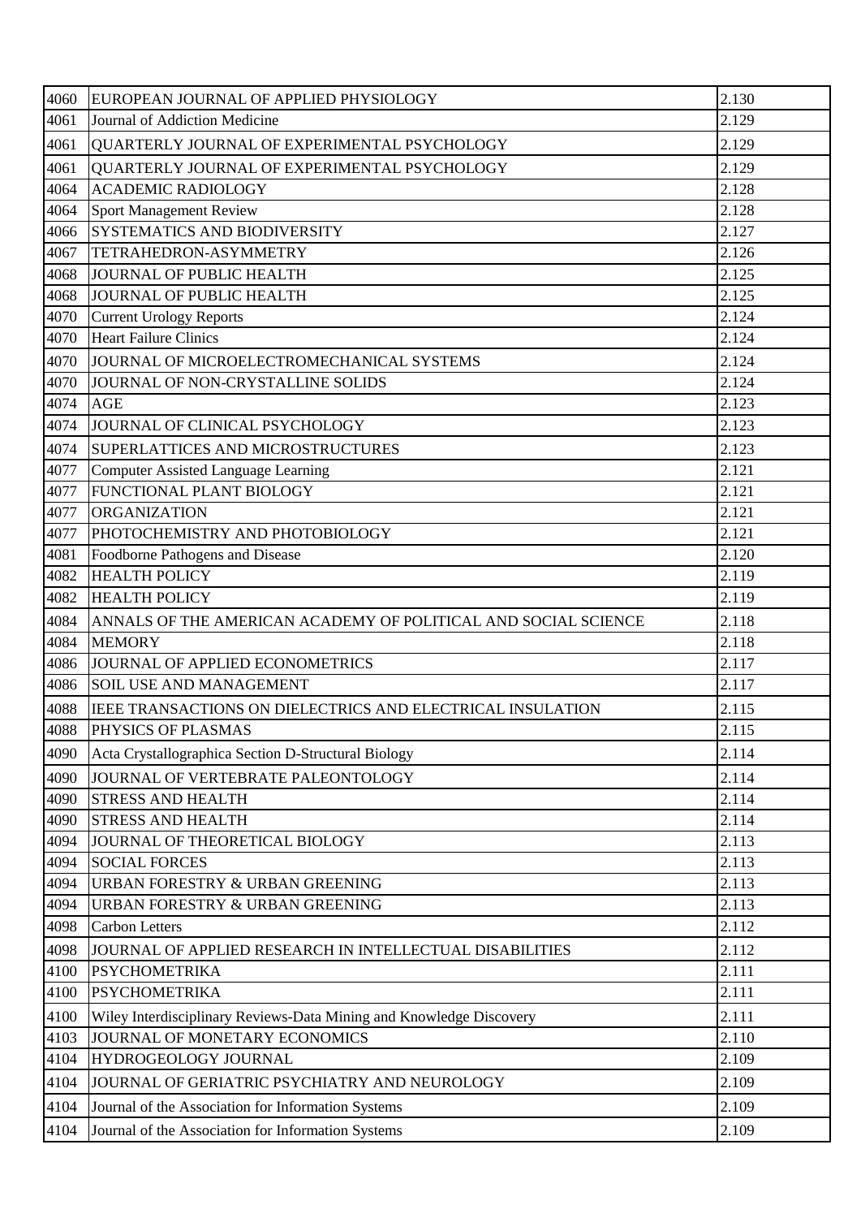| 4060 | EUROPEAN JOURNAL OF APPLIED PHYSIOLOGY | 2.130 |
|---|---|---|
| 4061 | Journal of Addiction Medicine | 2.129 |
| 4061 | QUARTERLY JOURNAL OF EXPERIMENTAL PSYCHOLOGY | 2.129 |
| 4061 | QUARTERLY JOURNAL OF EXPERIMENTAL PSYCHOLOGY | 2.129 |
| 4064 | ACADEMIC RADIOLOGY | 2.128 |
| 4064 | Sport Management Review | 2.128 |
| 4066 | SYSTEMATICS AND BIODIVERSITY | 2.127 |
| 4067 | TETRAHEDRON-ASYMMETRY | 2.126 |
| 4068 | JOURNAL OF PUBLIC HEALTH | 2.125 |
| 4068 | JOURNAL OF PUBLIC HEALTH | 2.125 |
| 4070 | Current Urology Reports | 2.124 |
| 4070 | Heart Failure Clinics | 2.124 |
| 4070 | JOURNAL OF MICROELECTROMECHANICAL SYSTEMS | 2.124 |
| 4070 | JOURNAL OF NON-CRYSTALLINE SOLIDS | 2.124 |
| 4074 | AGE | 2.123 |
| 4074 | JOURNAL OF CLINICAL PSYCHOLOGY | 2.123 |
| 4074 | SUPERLATTICES AND MICROSTRUCTURES | 2.123 |
| 4077 | Computer Assisted Language Learning | 2.121 |
| 4077 | FUNCTIONAL PLANT BIOLOGY | 2.121 |
| 4077 | ORGANIZATION | 2.121 |
| 4077 | PHOTOCHEMISTRY AND PHOTOBIOLOGY | 2.121 |
| 4081 | Foodborne Pathogens and Disease | 2.120 |
| 4082 | HEALTH POLICY | 2.119 |
| 4082 | HEALTH POLICY | 2.119 |
| 4084 | ANNALS OF THE AMERICAN ACADEMY OF POLITICAL AND SOCIAL SCIENCE | 2.118 |
| 4084 | MEMORY | 2.118 |
| 4086 | JOURNAL OF APPLIED ECONOMETRICS | 2.117 |
| 4086 | SOIL USE AND MANAGEMENT | 2.117 |
| 4088 | IEEE TRANSACTIONS ON DIELECTRICS AND ELECTRICAL INSULATION | 2.115 |
| 4088 | PHYSICS OF PLASMAS | 2.115 |
| 4090 | Acta Crystallographica Section D-Structural Biology | 2.114 |
| 4090 | JOURNAL OF VERTEBRATE PALEONTOLOGY | 2.114 |
| 4090 | STRESS AND HEALTH | 2.114 |
| 4090 | STRESS AND HEALTH | 2.114 |
| 4094 | JOURNAL OF THEORETICAL BIOLOGY | 2.113 |
| 4094 | SOCIAL FORCES | 2.113 |
| 4094 | URBAN FORESTRY & URBAN GREENING | 2.113 |
| 4094 | URBAN FORESTRY & URBAN GREENING | 2.113 |
| 4098 | Carbon Letters | 2.112 |
| 4098 | JOURNAL OF APPLIED RESEARCH IN INTELLECTUAL DISABILITIES | 2.112 |
| 4100 | PSYCHOMETRIKA | 2.111 |
| 4100 | PSYCHOMETRIKA | 2.111 |
| 4100 | Wiley Interdisciplinary Reviews-Data Mining and Knowledge Discovery | 2.111 |
| 4103 | JOURNAL OF MONETARY ECONOMICS | 2.110 |
| 4104 | HYDROGEOLOGY JOURNAL | 2.109 |
| 4104 | JOURNAL OF GERIATRIC PSYCHIATRY AND NEUROLOGY | 2.109 |
| 4104 | Journal of the Association for Information Systems | 2.109 |
| 4104 | Journal of the Association for Information Systems | 2.109 |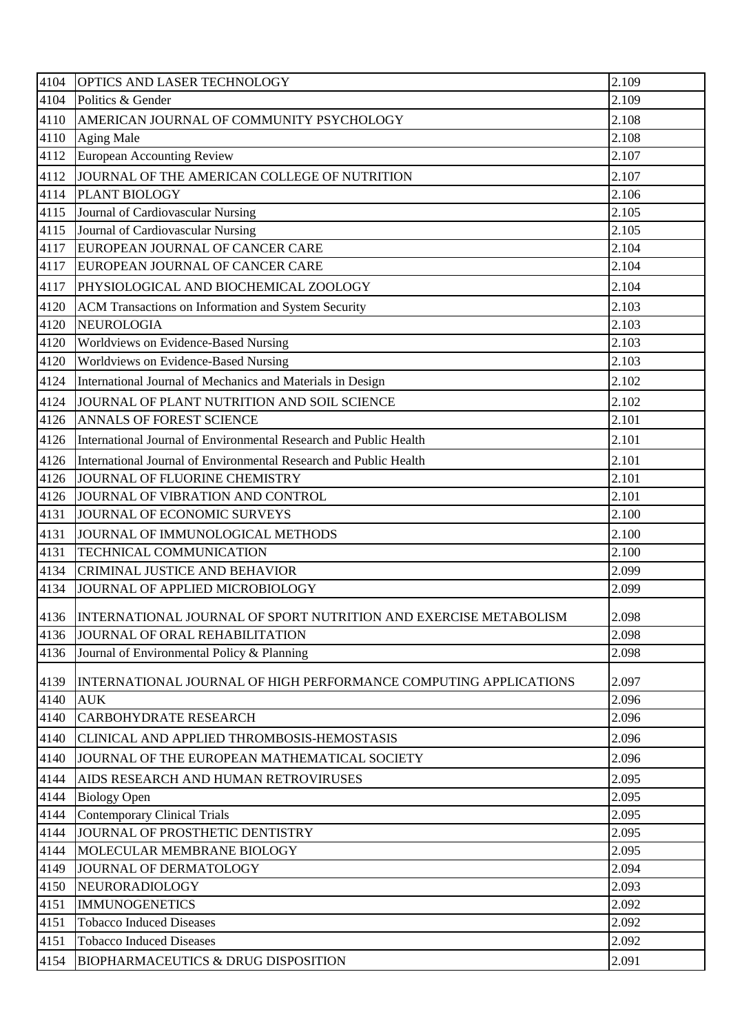| 4104 | OPTICS AND LASER TECHNOLOGY | 2.109 |
|---|---|---|
| 4104 | Politics & Gender | 2.109 |
| 4110 | AMERICAN JOURNAL OF COMMUNITY PSYCHOLOGY | 2.108 |
| 4110 | Aging Male | 2.108 |
| 4112 | European Accounting Review | 2.107 |
| 4112 | JOURNAL OF THE AMERICAN COLLEGE OF NUTRITION | 2.107 |
| 4114 | PLANT BIOLOGY | 2.106 |
| 4115 | Journal of Cardiovascular Nursing | 2.105 |
| 4115 | Journal of Cardiovascular Nursing | 2.105 |
| 4117 | EUROPEAN JOURNAL OF CANCER CARE | 2.104 |
| 4117 | EUROPEAN JOURNAL OF CANCER CARE | 2.104 |
| 4117 | PHYSIOLOGICAL AND BIOCHEMICAL ZOOLOGY | 2.104 |
| 4120 | ACM Transactions on Information and System Security | 2.103 |
| 4120 | NEUROLOGIA | 2.103 |
| 4120 | Worldviews on Evidence-Based Nursing | 2.103 |
| 4120 | Worldviews on Evidence-Based Nursing | 2.103 |
| 4124 | International Journal of Mechanics and Materials in Design | 2.102 |
| 4124 | JOURNAL OF PLANT NUTRITION AND SOIL SCIENCE | 2.102 |
| 4126 | ANNALS OF FOREST SCIENCE | 2.101 |
| 4126 | International Journal of Environmental Research and Public Health | 2.101 |
| 4126 | International Journal of Environmental Research and Public Health | 2.101 |
| 4126 | JOURNAL OF FLUORINE CHEMISTRY | 2.101 |
| 4126 | JOURNAL OF VIBRATION AND CONTROL | 2.101 |
| 4131 | JOURNAL OF ECONOMIC SURVEYS | 2.100 |
| 4131 | JOURNAL OF IMMUNOLOGICAL METHODS | 2.100 |
| 4131 | TECHNICAL COMMUNICATION | 2.100 |
| 4134 | CRIMINAL JUSTICE AND BEHAVIOR | 2.099 |
| 4134 | JOURNAL OF APPLIED MICROBIOLOGY | 2.099 |
| 4136 | INTERNATIONAL JOURNAL OF SPORT NUTRITION AND EXERCISE METABOLISM | 2.098 |
| 4136 | JOURNAL OF ORAL REHABILITATION | 2.098 |
| 4136 | Journal of Environmental Policy & Planning | 2.098 |
| 4139 | INTERNATIONAL JOURNAL OF HIGH PERFORMANCE COMPUTING APPLICATIONS | 2.097 |
| 4140 | AUK | 2.096 |
| 4140 | CARBOHYDRATE RESEARCH | 2.096 |
| 4140 | CLINICAL AND APPLIED THROMBOSIS-HEMOSTASIS | 2.096 |
| 4140 | JOURNAL OF THE EUROPEAN MATHEMATICAL SOCIETY | 2.096 |
| 4144 | AIDS RESEARCH AND HUMAN RETROVIRUSES | 2.095 |
| 4144 | Biology Open | 2.095 |
| 4144 | Contemporary Clinical Trials | 2.095 |
| 4144 | JOURNAL OF PROSTHETIC DENTISTRY | 2.095 |
| 4144 | MOLECULAR MEMBRANE BIOLOGY | 2.095 |
| 4149 | JOURNAL OF DERMATOLOGY | 2.094 |
| 4150 | NEURORADIOLOGY | 2.093 |
| 4151 | IMMUNOGENETICS | 2.092 |
| 4151 | Tobacco Induced Diseases | 2.092 |
| 4151 | Tobacco Induced Diseases | 2.092 |
| 4154 | BIOPHARMACEUTICS & DRUG DISPOSITION | 2.091 |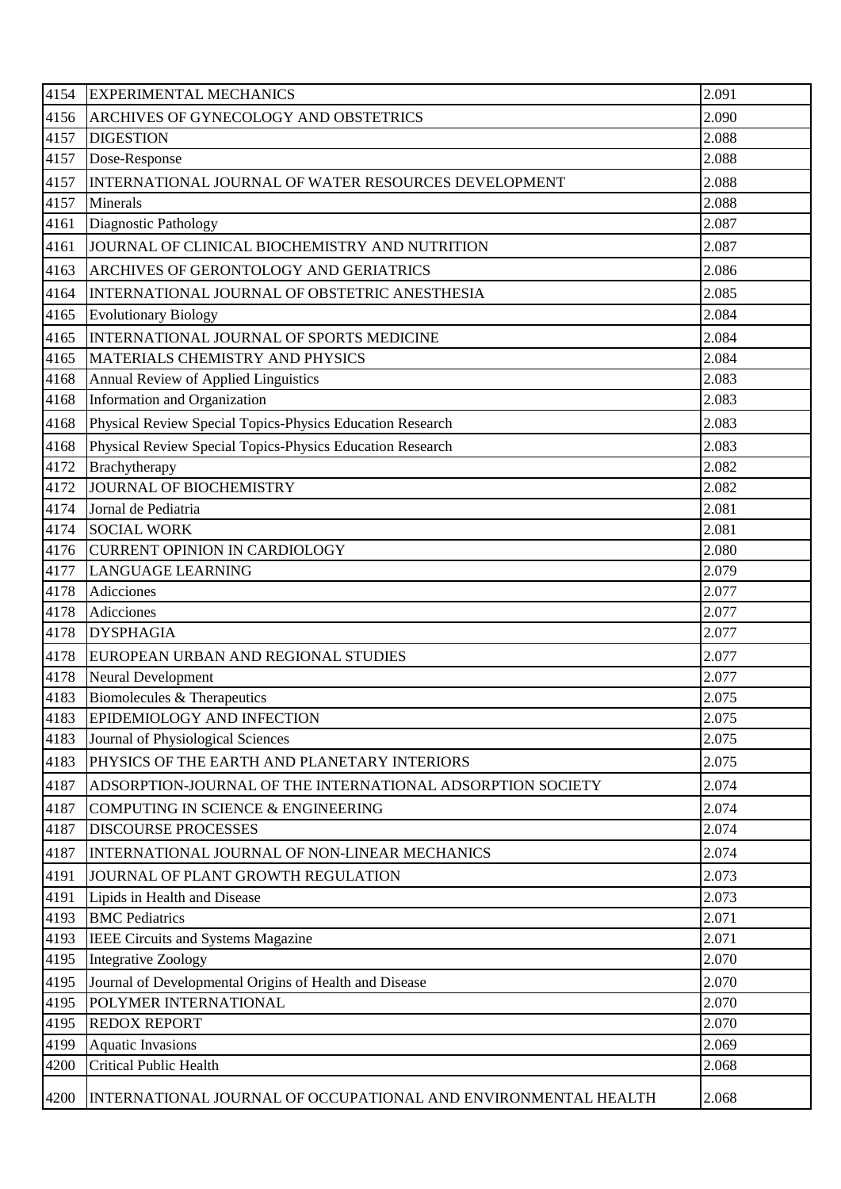| 4154 | EXPERIMENTAL MECHANICS | 2.091 |
|---|---|---|
| 4156 | ARCHIVES OF GYNECOLOGY AND OBSTETRICS | 2.090 |
| 4157 | DIGESTION | 2.088 |
| 4157 | Dose-Response | 2.088 |
| 4157 | INTERNATIONAL JOURNAL OF WATER RESOURCES DEVELOPMENT | 2.088 |
| 4157 | Minerals | 2.088 |
| 4161 | Diagnostic Pathology | 2.087 |
| 4161 | JOURNAL OF CLINICAL BIOCHEMISTRY AND NUTRITION | 2.087 |
| 4163 | ARCHIVES OF GERONTOLOGY AND GERIATRICS | 2.086 |
| 4164 | INTERNATIONAL JOURNAL OF OBSTETRIC ANESTHESIA | 2.085 |
| 4165 | Evolutionary Biology | 2.084 |
| 4165 | INTERNATIONAL JOURNAL OF SPORTS MEDICINE | 2.084 |
| 4165 | MATERIALS CHEMISTRY AND PHYSICS | 2.084 |
| 4168 | Annual Review of Applied Linguistics | 2.083 |
| 4168 | Information and Organization | 2.083 |
| 4168 | Physical Review Special Topics-Physics Education Research | 2.083 |
| 4168 | Physical Review Special Topics-Physics Education Research | 2.083 |
| 4172 | Brachytherapy | 2.082 |
| 4172 | JOURNAL OF BIOCHEMISTRY | 2.082 |
| 4174 | Jornal de Pediatria | 2.081 |
| 4174 | SOCIAL WORK | 2.081 |
| 4176 | CURRENT OPINION IN CARDIOLOGY | 2.080 |
| 4177 | LANGUAGE LEARNING | 2.079 |
| 4178 | Adicciones | 2.077 |
| 4178 | Adicciones | 2.077 |
| 4178 | DYSPHAGIA | 2.077 |
| 4178 | EUROPEAN URBAN AND REGIONAL STUDIES | 2.077 |
| 4178 | Neural Development | 2.077 |
| 4183 | Biomolecules & Therapeutics | 2.075 |
| 4183 | EPIDEMIOLOGY AND INFECTION | 2.075 |
| 4183 | Journal of Physiological Sciences | 2.075 |
| 4183 | PHYSICS OF THE EARTH AND PLANETARY INTERIORS | 2.075 |
| 4187 | ADSORPTION-JOURNAL OF THE INTERNATIONAL ADSORPTION SOCIETY | 2.074 |
| 4187 | COMPUTING IN SCIENCE & ENGINEERING | 2.074 |
| 4187 | DISCOURSE PROCESSES | 2.074 |
| 4187 | INTERNATIONAL JOURNAL OF NON-LINEAR MECHANICS | 2.074 |
| 4191 | JOURNAL OF PLANT GROWTH REGULATION | 2.073 |
| 4191 | Lipids in Health and Disease | 2.073 |
| 4193 | BMC Pediatrics | 2.071 |
| 4193 | IEEE Circuits and Systems Magazine | 2.071 |
| 4195 | Integrative Zoology | 2.070 |
| 4195 | Journal of Developmental Origins of Health and Disease | 2.070 |
| 4195 | POLYMER INTERNATIONAL | 2.070 |
| 4195 | REDOX REPORT | 2.070 |
| 4199 | Aquatic Invasions | 2.069 |
| 4200 | Critical Public Health | 2.068 |
| 4200 | INTERNATIONAL JOURNAL OF OCCUPATIONAL AND ENVIRONMENTAL HEALTH | 2.068 |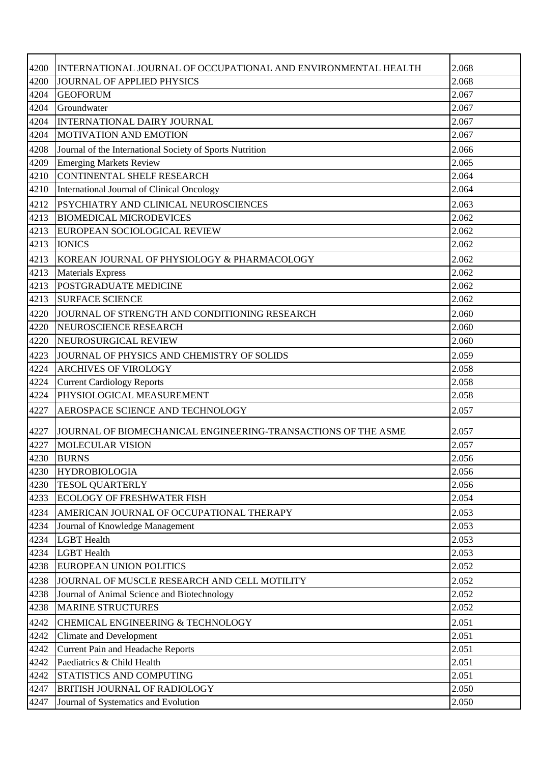| | | |
|---|---|---|
| 4200 | INTERNATIONAL JOURNAL OF OCCUPATIONAL AND ENVIRONMENTAL HEALTH | 2.068 |
| 4200 | JOURNAL OF APPLIED PHYSICS | 2.068 |
| 4204 | GEOFORUM | 2.067 |
| 4204 | Groundwater | 2.067 |
| 4204 | INTERNATIONAL DAIRY JOURNAL | 2.067 |
| 4204 | MOTIVATION AND EMOTION | 2.067 |
| 4208 | Journal of the International Society of Sports Nutrition | 2.066 |
| 4209 | Emerging Markets Review | 2.065 |
| 4210 | CONTINENTAL SHELF RESEARCH | 2.064 |
| 4210 | International Journal of Clinical Oncology | 2.064 |
| 4212 | PSYCHIATRY AND CLINICAL NEUROSCIENCES | 2.063 |
| 4213 | BIOMEDICAL MICRODEVICES | 2.062 |
| 4213 | EUROPEAN SOCIOLOGICAL REVIEW | 2.062 |
| 4213 | IONICS | 2.062 |
| 4213 | KOREAN JOURNAL OF PHYSIOLOGY & PHARMACOLOGY | 2.062 |
| 4213 | Materials Express | 2.062 |
| 4213 | POSTGRADUATE MEDICINE | 2.062 |
| 4213 | SURFACE SCIENCE | 2.062 |
| 4220 | JOURNAL OF STRENGTH AND CONDITIONING RESEARCH | 2.060 |
| 4220 | NEUROSCIENCE RESEARCH | 2.060 |
| 4220 | NEUROSURGICAL REVIEW | 2.060 |
| 4223 | JOURNAL OF PHYSICS AND CHEMISTRY OF SOLIDS | 2.059 |
| 4224 | ARCHIVES OF VIROLOGY | 2.058 |
| 4224 | Current Cardiology Reports | 2.058 |
| 4224 | PHYSIOLOGICAL MEASUREMENT | 2.058 |
| 4227 | AEROSPACE SCIENCE AND TECHNOLOGY | 2.057 |
| 4227 | JOURNAL OF BIOMECHANICAL ENGINEERING-TRANSACTIONS OF THE ASME | 2.057 |
| 4227 | MOLECULAR VISION | 2.057 |
| 4230 | BURNS | 2.056 |
| 4230 | HYDROBIOLOGIA | 2.056 |
| 4230 | TESOL QUARTERLY | 2.056 |
| 4233 | ECOLOGY OF FRESHWATER FISH | 2.054 |
| 4234 | AMERICAN JOURNAL OF OCCUPATIONAL THERAPY | 2.053 |
| 4234 | Journal of Knowledge Management | 2.053 |
| 4234 | LGBT Health | 2.053 |
| 4234 | LGBT Health | 2.053 |
| 4238 | EUROPEAN UNION POLITICS | 2.052 |
| 4238 | JOURNAL OF MUSCLE RESEARCH AND CELL MOTILITY | 2.052 |
| 4238 | Journal of Animal Science and Biotechnology | 2.052 |
| 4238 | MARINE STRUCTURES | 2.052 |
| 4242 | CHEMICAL ENGINEERING & TECHNOLOGY | 2.051 |
| 4242 | Climate and Development | 2.051 |
| 4242 | Current Pain and Headache Reports | 2.051 |
| 4242 | Paediatrics & Child Health | 2.051 |
| 4242 | STATISTICS AND COMPUTING | 2.051 |
| 4247 | BRITISH JOURNAL OF RADIOLOGY | 2.050 |
| 4247 | Journal of Systematics and Evolution | 2.050 |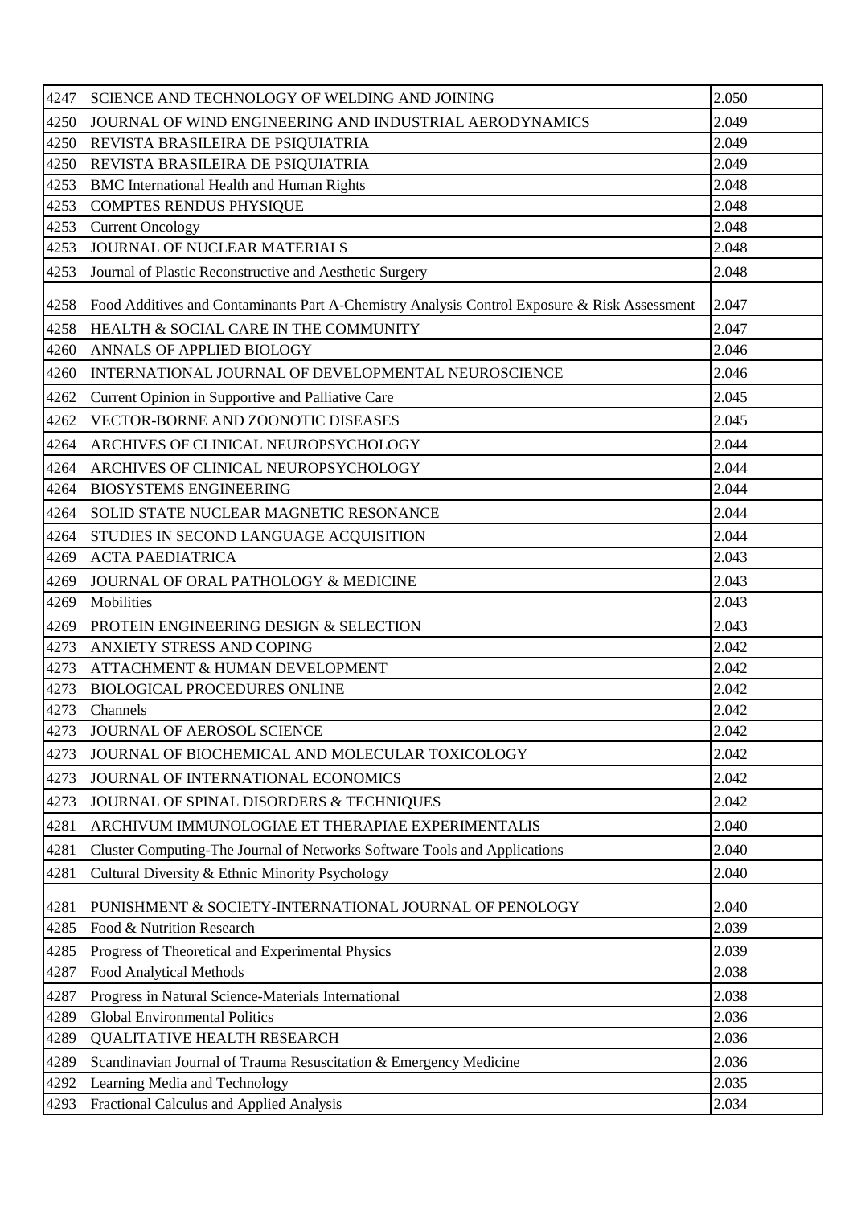| 4247 | SCIENCE AND TECHNOLOGY OF WELDING AND JOINING | 2.050 |
|---|---|---|
| 4250 | JOURNAL OF WIND ENGINEERING AND INDUSTRIAL AERODYNAMICS | 2.049 |
| 4250 | REVISTA BRASILEIRA DE PSIQUIATRIA | 2.049 |
| 4250 | REVISTA BRASILEIRA DE PSIQUIATRIA | 2.049 |
| 4253 | BMC International Health and Human Rights | 2.048 |
| 4253 | COMPTES RENDUS PHYSIQUE | 2.048 |
| 4253 | Current Oncology | 2.048 |
| 4253 | JOURNAL OF NUCLEAR MATERIALS | 2.048 |
| 4253 | Journal of Plastic Reconstructive and Aesthetic Surgery | 2.048 |
| 4258 | Food Additives and Contaminants Part A-Chemistry Analysis Control Exposure & Risk Assessment | 2.047 |
| 4258 | HEALTH & SOCIAL CARE IN THE COMMUNITY | 2.047 |
| 4260 | ANNALS OF APPLIED BIOLOGY | 2.046 |
| 4260 | INTERNATIONAL JOURNAL OF DEVELOPMENTAL NEUROSCIENCE | 2.046 |
| 4262 | Current Opinion in Supportive and Palliative Care | 2.045 |
| 4262 | VECTOR-BORNE AND ZOONOTIC DISEASES | 2.045 |
| 4264 | ARCHIVES OF CLINICAL NEUROPSYCHOLOGY | 2.044 |
| 4264 | ARCHIVES OF CLINICAL NEUROPSYCHOLOGY | 2.044 |
| 4264 | BIOSYSTEMS ENGINEERING | 2.044 |
| 4264 | SOLID STATE NUCLEAR MAGNETIC RESONANCE | 2.044 |
| 4264 | STUDIES IN SECOND LANGUAGE ACQUISITION | 2.044 |
| 4269 | ACTA PAEDIATRICA | 2.043 |
| 4269 | JOURNAL OF ORAL PATHOLOGY & MEDICINE | 2.043 |
| 4269 | Mobilities | 2.043 |
| 4269 | PROTEIN ENGINEERING DESIGN & SELECTION | 2.043 |
| 4273 | ANXIETY STRESS AND COPING | 2.042 |
| 4273 | ATTACHMENT & HUMAN DEVELOPMENT | 2.042 |
| 4273 | BIOLOGICAL PROCEDURES ONLINE | 2.042 |
| 4273 | Channels | 2.042 |
| 4273 | JOURNAL OF AEROSOL SCIENCE | 2.042 |
| 4273 | JOURNAL OF BIOCHEMICAL AND MOLECULAR TOXICOLOGY | 2.042 |
| 4273 | JOURNAL OF INTERNATIONAL ECONOMICS | 2.042 |
| 4273 | JOURNAL OF SPINAL DISORDERS & TECHNIQUES | 2.042 |
| 4281 | ARCHIVUM IMMUNOLOGIAE ET THERAPIAE EXPERIMENTALIS | 2.040 |
| 4281 | Cluster Computing-The Journal of Networks Software Tools and Applications | 2.040 |
| 4281 | Cultural Diversity & Ethnic Minority Psychology | 2.040 |
| 4281 | PUNISHMENT & SOCIETY-INTERNATIONAL JOURNAL OF PENOLOGY | 2.040 |
| 4285 | Food & Nutrition Research | 2.039 |
| 4285 | Progress of Theoretical and Experimental Physics | 2.039 |
| 4287 | Food Analytical Methods | 2.038 |
| 4287 | Progress in Natural Science-Materials International | 2.038 |
| 4289 | Global Environmental Politics | 2.036 |
| 4289 | QUALITATIVE HEALTH RESEARCH | 2.036 |
| 4289 | Scandinavian Journal of Trauma Resuscitation & Emergency Medicine | 2.036 |
| 4292 | Learning Media and Technology | 2.035 |
| 4293 | Fractional Calculus and Applied Analysis | 2.034 |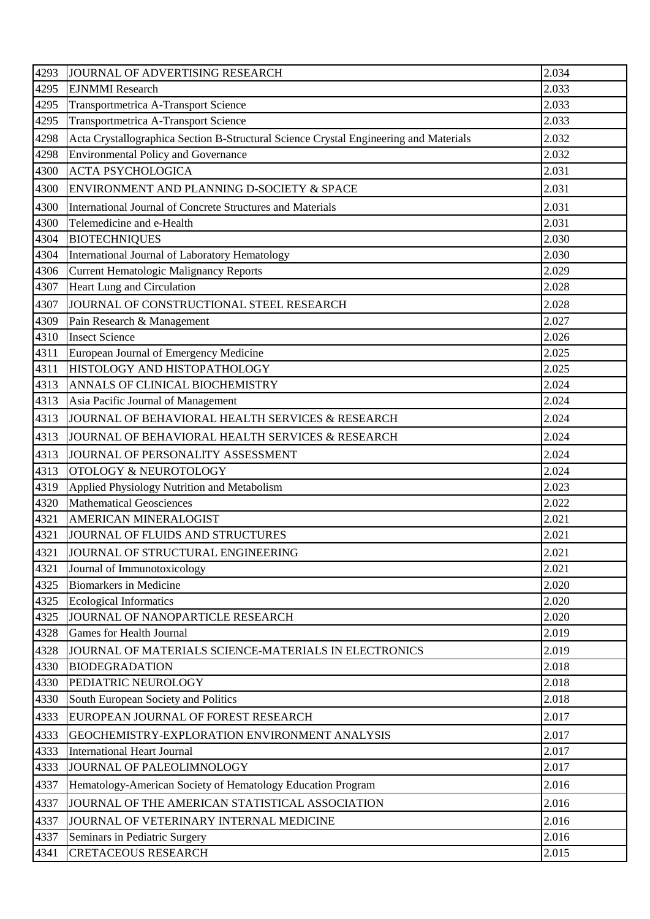| 4293 | JOURNAL OF ADVERTISING RESEARCH | 2.034 |
|---|---|---|
| 4295 | EJNMMI Research | 2.033 |
| 4295 | Transportmetrica A-Transport Science | 2.033 |
| 4295 | Transportmetrica A-Transport Science | 2.033 |
| 4298 | Acta Crystallographica Section B-Structural Science Crystal Engineering and Materials | 2.032 |
| 4298 | Environmental Policy and Governance | 2.032 |
| 4300 | ACTA PSYCHOLOGICA | 2.031 |
| 4300 | ENVIRONMENT AND PLANNING D-SOCIETY & SPACE | 2.031 |
| 4300 | International Journal of Concrete Structures and Materials | 2.031 |
| 4300 | Telemedicine and e-Health | 2.031 |
| 4304 | BIOTECHNIQUES | 2.030 |
| 4304 | International Journal of Laboratory Hematology | 2.030 |
| 4306 | Current Hematologic Malignancy Reports | 2.029 |
| 4307 | Heart Lung and Circulation | 2.028 |
| 4307 | JOURNAL OF CONSTRUCTIONAL STEEL RESEARCH | 2.028 |
| 4309 | Pain Research & Management | 2.027 |
| 4310 | Insect Science | 2.026 |
| 4311 | European Journal of Emergency Medicine | 2.025 |
| 4311 | HISTOLOGY AND HISTOPATHOLOGY | 2.025 |
| 4313 | ANNALS OF CLINICAL BIOCHEMISTRY | 2.024 |
| 4313 | Asia Pacific Journal of Management | 2.024 |
| 4313 | JOURNAL OF BEHAVIORAL HEALTH SERVICES & RESEARCH | 2.024 |
| 4313 | JOURNAL OF BEHAVIORAL HEALTH SERVICES & RESEARCH | 2.024 |
| 4313 | JOURNAL OF PERSONALITY ASSESSMENT | 2.024 |
| 4313 | OTOLOGY & NEUROTOLOGY | 2.024 |
| 4319 | Applied Physiology Nutrition and Metabolism | 2.023 |
| 4320 | Mathematical Geosciences | 2.022 |
| 4321 | AMERICAN MINERALOGIST | 2.021 |
| 4321 | JOURNAL OF FLUIDS AND STRUCTURES | 2.021 |
| 4321 | JOURNAL OF STRUCTURAL ENGINEERING | 2.021 |
| 4321 | Journal of Immunotoxicology | 2.021 |
| 4325 | Biomarkers in Medicine | 2.020 |
| 4325 | Ecological Informatics | 2.020 |
| 4325 | JOURNAL OF NANOPARTICLE RESEARCH | 2.020 |
| 4328 | Games for Health Journal | 2.019 |
| 4328 | JOURNAL OF MATERIALS SCIENCE-MATERIALS IN ELECTRONICS | 2.019 |
| 4330 | BIODEGRADATION | 2.018 |
| 4330 | PEDIATRIC NEUROLOGY | 2.018 |
| 4330 | South European Society and Politics | 2.018 |
| 4333 | EUROPEAN JOURNAL OF FOREST RESEARCH | 2.017 |
| 4333 | GEOCHEMISTRY-EXPLORATION ENVIRONMENT ANALYSIS | 2.017 |
| 4333 | International Heart Journal | 2.017 |
| 4333 | JOURNAL OF PALEOLIMNOLOGY | 2.017 |
| 4337 | Hematology-American Society of Hematology Education Program | 2.016 |
| 4337 | JOURNAL OF THE AMERICAN STATISTICAL ASSOCIATION | 2.016 |
| 4337 | JOURNAL OF VETERINARY INTERNAL MEDICINE | 2.016 |
| 4337 | Seminars in Pediatric Surgery | 2.016 |
| 4341 | CRETACEOUS RESEARCH | 2.015 |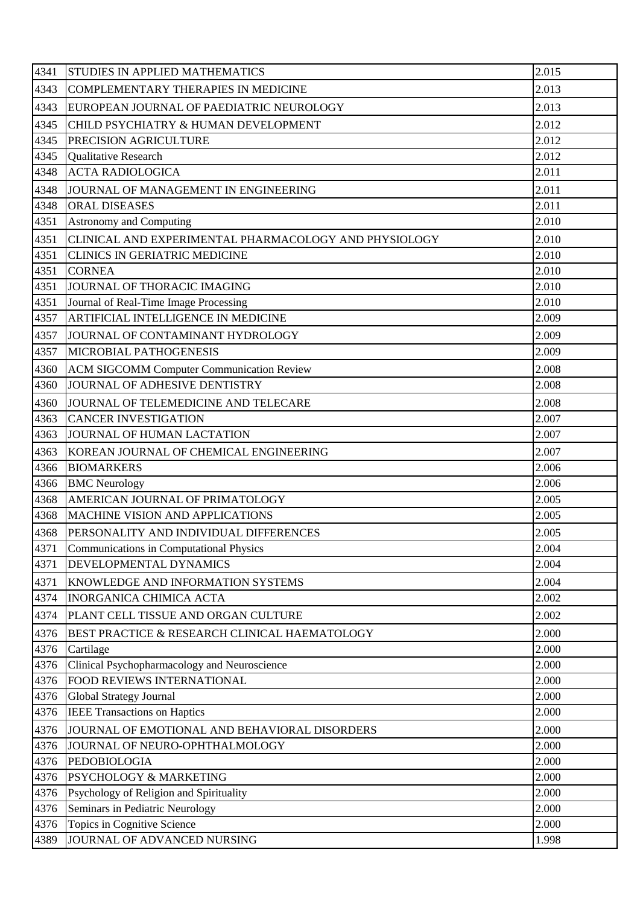| 4341 | STUDIES IN APPLIED MATHEMATICS | 2.015 |
|---|---|---|
| 4343 | COMPLEMENTARY THERAPIES IN MEDICINE | 2.013 |
| 4343 | EUROPEAN JOURNAL OF PAEDIATRIC NEUROLOGY | 2.013 |
| 4345 | CHILD PSYCHIATRY & HUMAN DEVELOPMENT | 2.012 |
| 4345 | PRECISION AGRICULTURE | 2.012 |
| 4345 | Qualitative Research | 2.012 |
| 4348 | ACTA RADIOLOGICA | 2.011 |
| 4348 | JOURNAL OF MANAGEMENT IN ENGINEERING | 2.011 |
| 4348 | ORAL DISEASES | 2.011 |
| 4351 | Astronomy and Computing | 2.010 |
| 4351 | CLINICAL AND EXPERIMENTAL PHARMACOLOGY AND PHYSIOLOGY | 2.010 |
| 4351 | CLINICS IN GERIATRIC MEDICINE | 2.010 |
| 4351 | CORNEA | 2.010 |
| 4351 | JOURNAL OF THORACIC IMAGING | 2.010 |
| 4351 | Journal of Real-Time Image Processing | 2.010 |
| 4357 | ARTIFICIAL INTELLIGENCE IN MEDICINE | 2.009 |
| 4357 | JOURNAL OF CONTAMINANT HYDROLOGY | 2.009 |
| 4357 | MICROBIAL PATHOGENESIS | 2.009 |
| 4360 | ACM SIGCOMM Computer Communication Review | 2.008 |
| 4360 | JOURNAL OF ADHESIVE DENTISTRY | 2.008 |
| 4360 | JOURNAL OF TELEMEDICINE AND TELECARE | 2.008 |
| 4363 | CANCER INVESTIGATION | 2.007 |
| 4363 | JOURNAL OF HUMAN LACTATION | 2.007 |
| 4363 | KOREAN JOURNAL OF CHEMICAL ENGINEERING | 2.007 |
| 4366 | BIOMARKERS | 2.006 |
| 4366 | BMC Neurology | 2.006 |
| 4368 | AMERICAN JOURNAL OF PRIMATOLOGY | 2.005 |
| 4368 | MACHINE VISION AND APPLICATIONS | 2.005 |
| 4368 | PERSONALITY AND INDIVIDUAL DIFFERENCES | 2.005 |
| 4371 | Communications in Computational Physics | 2.004 |
| 4371 | DEVELOPMENTAL DYNAMICS | 2.004 |
| 4371 | KNOWLEDGE AND INFORMATION SYSTEMS | 2.004 |
| 4374 | INORGANICA CHIMICA ACTA | 2.002 |
| 4374 | PLANT CELL TISSUE AND ORGAN CULTURE | 2.002 |
| 4376 | BEST PRACTICE & RESEARCH CLINICAL HAEMATOLOGY | 2.000 |
| 4376 | Cartilage | 2.000 |
| 4376 | Clinical Psychopharmacology and Neuroscience | 2.000 |
| 4376 | FOOD REVIEWS INTERNATIONAL | 2.000 |
| 4376 | Global Strategy Journal | 2.000 |
| 4376 | IEEE Transactions on Haptics | 2.000 |
| 4376 | JOURNAL OF EMOTIONAL AND BEHAVIORAL DISORDERS | 2.000 |
| 4376 | JOURNAL OF NEURO-OPHTHALMOLOGY | 2.000 |
| 4376 | PEDOBIOLOGIA | 2.000 |
| 4376 | PSYCHOLOGY & MARKETING | 2.000 |
| 4376 | Psychology of Religion and Spirituality | 2.000 |
| 4376 | Seminars in Pediatric Neurology | 2.000 |
| 4376 | Topics in Cognitive Science | 2.000 |
| 4389 | JOURNAL OF ADVANCED NURSING | 1.998 |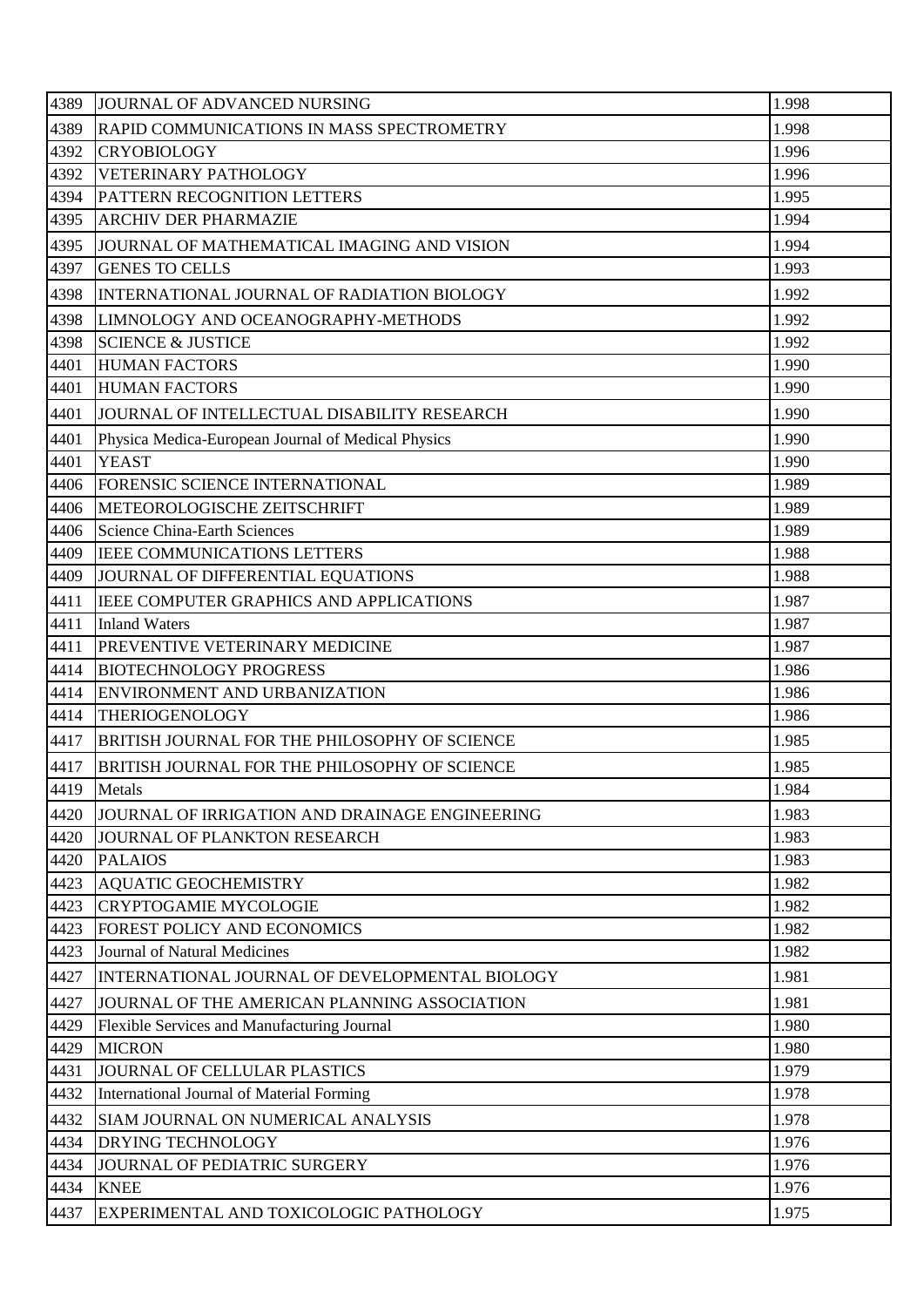| 4389 | JOURNAL OF ADVANCED NURSING | 1.998 |
|---|---|---|
| 4389 | RAPID COMMUNICATIONS IN MASS SPECTROMETRY | 1.998 |
| 4392 | CRYOBIOLOGY | 1.996 |
| 4392 | VETERINARY PATHOLOGY | 1.996 |
| 4394 | PATTERN RECOGNITION LETTERS | 1.995 |
| 4395 | ARCHIV DER PHARMAZIE | 1.994 |
| 4395 | JOURNAL OF MATHEMATICAL IMAGING AND VISION | 1.994 |
| 4397 | GENES TO CELLS | 1.993 |
| 4398 | INTERNATIONAL JOURNAL OF RADIATION BIOLOGY | 1.992 |
| 4398 | LIMNOLOGY AND OCEANOGRAPHY-METHODS | 1.992 |
| 4398 | SCIENCE & JUSTICE | 1.992 |
| 4401 | HUMAN FACTORS | 1.990 |
| 4401 | HUMAN FACTORS | 1.990 |
| 4401 | JOURNAL OF INTELLECTUAL DISABILITY RESEARCH | 1.990 |
| 4401 | Physica Medica-European Journal of Medical Physics | 1.990 |
| 4401 | YEAST | 1.990 |
| 4406 | FORENSIC SCIENCE INTERNATIONAL | 1.989 |
| 4406 | METEOROLOGISCHE ZEITSCHRIFT | 1.989 |
| 4406 | Science China-Earth Sciences | 1.989 |
| 4409 | IEEE COMMUNICATIONS LETTERS | 1.988 |
| 4409 | JOURNAL OF DIFFERENTIAL EQUATIONS | 1.988 |
| 4411 | IEEE COMPUTER GRAPHICS AND APPLICATIONS | 1.987 |
| 4411 | Inland Waters | 1.987 |
| 4411 | PREVENTIVE VETERINARY MEDICINE | 1.987 |
| 4414 | BIOTECHNOLOGY PROGRESS | 1.986 |
| 4414 | ENVIRONMENT AND URBANIZATION | 1.986 |
| 4414 | THERIOGENOLOGY | 1.986 |
| 4417 | BRITISH JOURNAL FOR THE PHILOSOPHY OF SCIENCE | 1.985 |
| 4417 | BRITISH JOURNAL FOR THE PHILOSOPHY OF SCIENCE | 1.985 |
| 4419 | Metals | 1.984 |
| 4420 | JOURNAL OF IRRIGATION AND DRAINAGE ENGINEERING | 1.983 |
| 4420 | JOURNAL OF PLANKTON RESEARCH | 1.983 |
| 4420 | PALAIOS | 1.983 |
| 4423 | AQUATIC GEOCHEMISTRY | 1.982 |
| 4423 | CRYPTOGAMIE MYCOLOGIE | 1.982 |
| 4423 | FOREST POLICY AND ECONOMICS | 1.982 |
| 4423 | Journal of Natural Medicines | 1.982 |
| 4427 | INTERNATIONAL JOURNAL OF DEVELOPMENTAL BIOLOGY | 1.981 |
| 4427 | JOURNAL OF THE AMERICAN PLANNING ASSOCIATION | 1.981 |
| 4429 | Flexible Services and Manufacturing Journal | 1.980 |
| 4429 | MICRON | 1.980 |
| 4431 | JOURNAL OF CELLULAR PLASTICS | 1.979 |
| 4432 | International Journal of Material Forming | 1.978 |
| 4432 | SIAM JOURNAL ON NUMERICAL ANALYSIS | 1.978 |
| 4434 | DRYING TECHNOLOGY | 1.976 |
| 4434 | JOURNAL OF PEDIATRIC SURGERY | 1.976 |
| 4434 | KNEE | 1.976 |
| 4437 | EXPERIMENTAL AND TOXICOLOGIC PATHOLOGY | 1.975 |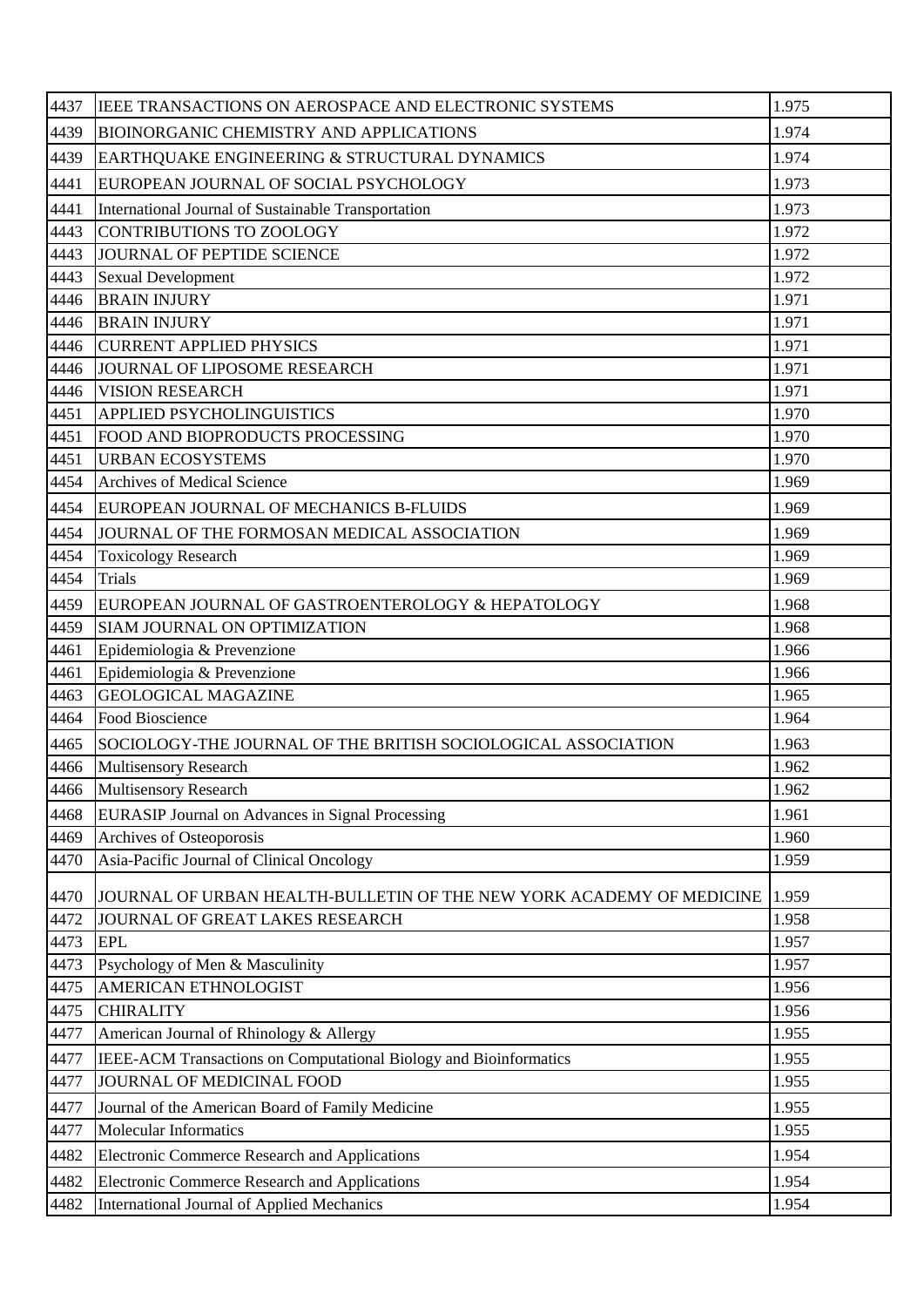| 4437 | IEEE TRANSACTIONS ON AEROSPACE AND ELECTRONIC SYSTEMS | 1.975 |
|---|---|---|
| 4439 | BIOINORGANIC CHEMISTRY AND APPLICATIONS | 1.974 |
| 4439 | EARTHQUAKE ENGINEERING & STRUCTURAL DYNAMICS | 1.974 |
| 4441 | EUROPEAN JOURNAL OF SOCIAL PSYCHOLOGY | 1.973 |
| 4441 | International Journal of Sustainable Transportation | 1.973 |
| 4443 | CONTRIBUTIONS TO ZOOLOGY | 1.972 |
| 4443 | JOURNAL OF PEPTIDE SCIENCE | 1.972 |
| 4443 | Sexual Development | 1.972 |
| 4446 | BRAIN INJURY | 1.971 |
| 4446 | BRAIN INJURY | 1.971 |
| 4446 | CURRENT APPLIED PHYSICS | 1.971 |
| 4446 | JOURNAL OF LIPOSOME RESEARCH | 1.971 |
| 4446 | VISION RESEARCH | 1.971 |
| 4451 | APPLIED PSYCHOLINGUISTICS | 1.970 |
| 4451 | FOOD AND BIOPRODUCTS PROCESSING | 1.970 |
| 4451 | URBAN ECOSYSTEMS | 1.970 |
| 4454 | Archives of Medical Science | 1.969 |
| 4454 | EUROPEAN JOURNAL OF MECHANICS B-FLUIDS | 1.969 |
| 4454 | JOURNAL OF THE FORMOSAN MEDICAL ASSOCIATION | 1.969 |
| 4454 | Toxicology Research | 1.969 |
| 4454 | Trials | 1.969 |
| 4459 | EUROPEAN JOURNAL OF GASTROENTEROLOGY & HEPATOLOGY | 1.968 |
| 4459 | SIAM JOURNAL ON OPTIMIZATION | 1.968 |
| 4461 | Epidemiologia & Prevenzione | 1.966 |
| 4461 | Epidemiologia & Prevenzione | 1.966 |
| 4463 | GEOLOGICAL MAGAZINE | 1.965 |
| 4464 | Food Bioscience | 1.964 |
| 4465 | SOCIOLOGY-THE JOURNAL OF THE BRITISH SOCIOLOGICAL ASSOCIATION | 1.963 |
| 4466 | Multisensory Research | 1.962 |
| 4466 | Multisensory Research | 1.962 |
| 4468 | EURASIP Journal on Advances in Signal Processing | 1.961 |
| 4469 | Archives of Osteoporosis | 1.960 |
| 4470 | Asia-Pacific Journal of Clinical Oncology | 1.959 |
| 4470 | JOURNAL OF URBAN HEALTH-BULLETIN OF THE NEW YORK ACADEMY OF MEDICINE | 1.959 |
| 4472 | JOURNAL OF GREAT LAKES RESEARCH | 1.958 |
| 4473 | EPL | 1.957 |
| 4473 | Psychology of Men & Masculinity | 1.957 |
| 4475 | AMERICAN ETHNOLOGIST | 1.956 |
| 4475 | CHIRALITY | 1.956 |
| 4477 | American Journal of Rhinology & Allergy | 1.955 |
| 4477 | IEEE-ACM Transactions on Computational Biology and Bioinformatics | 1.955 |
| 4477 | JOURNAL OF MEDICINAL FOOD | 1.955 |
| 4477 | Journal of the American Board of Family Medicine | 1.955 |
| 4477 | Molecular Informatics | 1.955 |
| 4482 | Electronic Commerce Research and Applications | 1.954 |
| 4482 | Electronic Commerce Research and Applications | 1.954 |
| 4482 | International Journal of Applied Mechanics | 1.954 |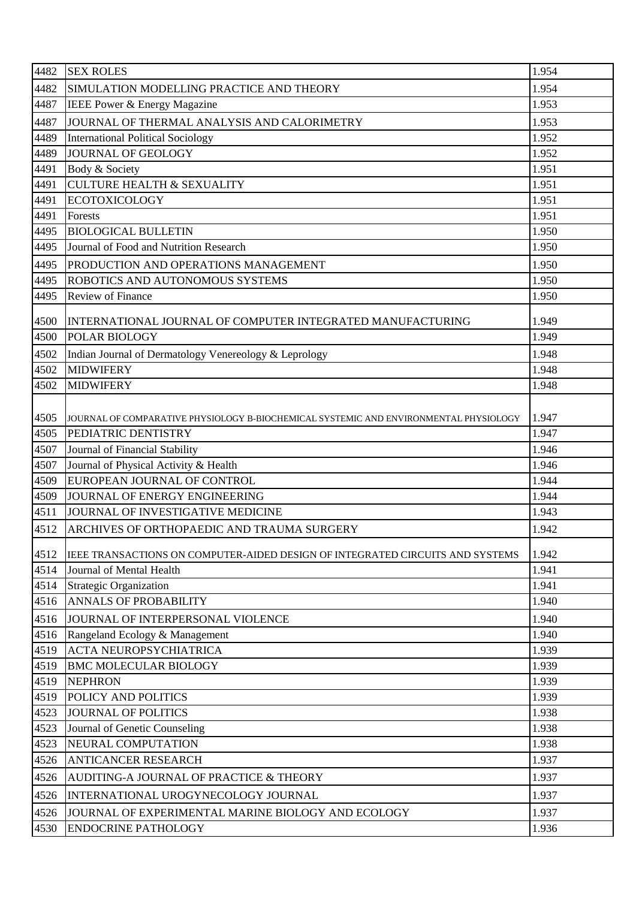| | | |
|---|---|---|
| 4482 | SEX ROLES | 1.954 |
| 4482 | SIMULATION MODELLING PRACTICE AND THEORY | 1.954 |
| 4487 | IEEE Power & Energy Magazine | 1.953 |
| 4487 | JOURNAL OF THERMAL ANALYSIS AND CALORIMETRY | 1.953 |
| 4489 | International Political Sociology | 1.952 |
| 4489 | JOURNAL OF GEOLOGY | 1.952 |
| 4491 | Body & Society | 1.951 |
| 4491 | CULTURE HEALTH & SEXUALITY | 1.951 |
| 4491 | ECOTOXICOLOGY | 1.951 |
| 4491 | Forests | 1.951 |
| 4495 | BIOLOGICAL BULLETIN | 1.950 |
| 4495 | Journal of Food and Nutrition Research | 1.950 |
| 4495 | PRODUCTION AND OPERATIONS MANAGEMENT | 1.950 |
| 4495 | ROBOTICS AND AUTONOMOUS SYSTEMS | 1.950 |
| 4495 | Review of Finance | 1.950 |
| 4500 | INTERNATIONAL JOURNAL OF COMPUTER INTEGRATED MANUFACTURING | 1.949 |
| 4500 | POLAR BIOLOGY | 1.949 |
| 4502 | Indian Journal of Dermatology Venereology & Leprology | 1.948 |
| 4502 | MIDWIFERY | 1.948 |
| 4502 | MIDWIFERY | 1.948 |
| 4505 | JOURNAL OF COMPARATIVE PHYSIOLOGY B-BIOCHEMICAL SYSTEMIC AND ENVIRONMENTAL PHYSIOLOGY | 1.947 |
| 4505 | PEDIATRIC DENTISTRY | 1.947 |
| 4507 | Journal of Financial Stability | 1.946 |
| 4507 | Journal of Physical Activity & Health | 1.946 |
| 4509 | EUROPEAN JOURNAL OF CONTROL | 1.944 |
| 4509 | JOURNAL OF ENERGY ENGINEERING | 1.944 |
| 4511 | JOURNAL OF INVESTIGATIVE MEDICINE | 1.943 |
| 4512 | ARCHIVES OF ORTHOPAEDIC AND TRAUMA SURGERY | 1.942 |
| 4512 | IEEE TRANSACTIONS ON COMPUTER-AIDED DESIGN OF INTEGRATED CIRCUITS AND SYSTEMS | 1.942 |
| 4514 | Journal of Mental Health | 1.941 |
| 4514 | Strategic Organization | 1.941 |
| 4516 | ANNALS OF PROBABILITY | 1.940 |
| 4516 | JOURNAL OF INTERPERSONAL VIOLENCE | 1.940 |
| 4516 | Rangeland Ecology & Management | 1.940 |
| 4519 | ACTA NEUROPSYCHIATRICA | 1.939 |
| 4519 | BMC MOLECULAR BIOLOGY | 1.939 |
| 4519 | NEPHRON | 1.939 |
| 4519 | POLICY AND POLITICS | 1.939 |
| 4523 | JOURNAL OF POLITICS | 1.938 |
| 4523 | Journal of Genetic Counseling | 1.938 |
| 4523 | NEURAL COMPUTATION | 1.938 |
| 4526 | ANTICANCER RESEARCH | 1.937 |
| 4526 | AUDITING-A JOURNAL OF PRACTICE & THEORY | 1.937 |
| 4526 | INTERNATIONAL UROGYNECOLOGY JOURNAL | 1.937 |
| 4526 | JOURNAL OF EXPERIMENTAL MARINE BIOLOGY AND ECOLOGY | 1.937 |
| 4530 | ENDOCRINE PATHOLOGY | 1.936 |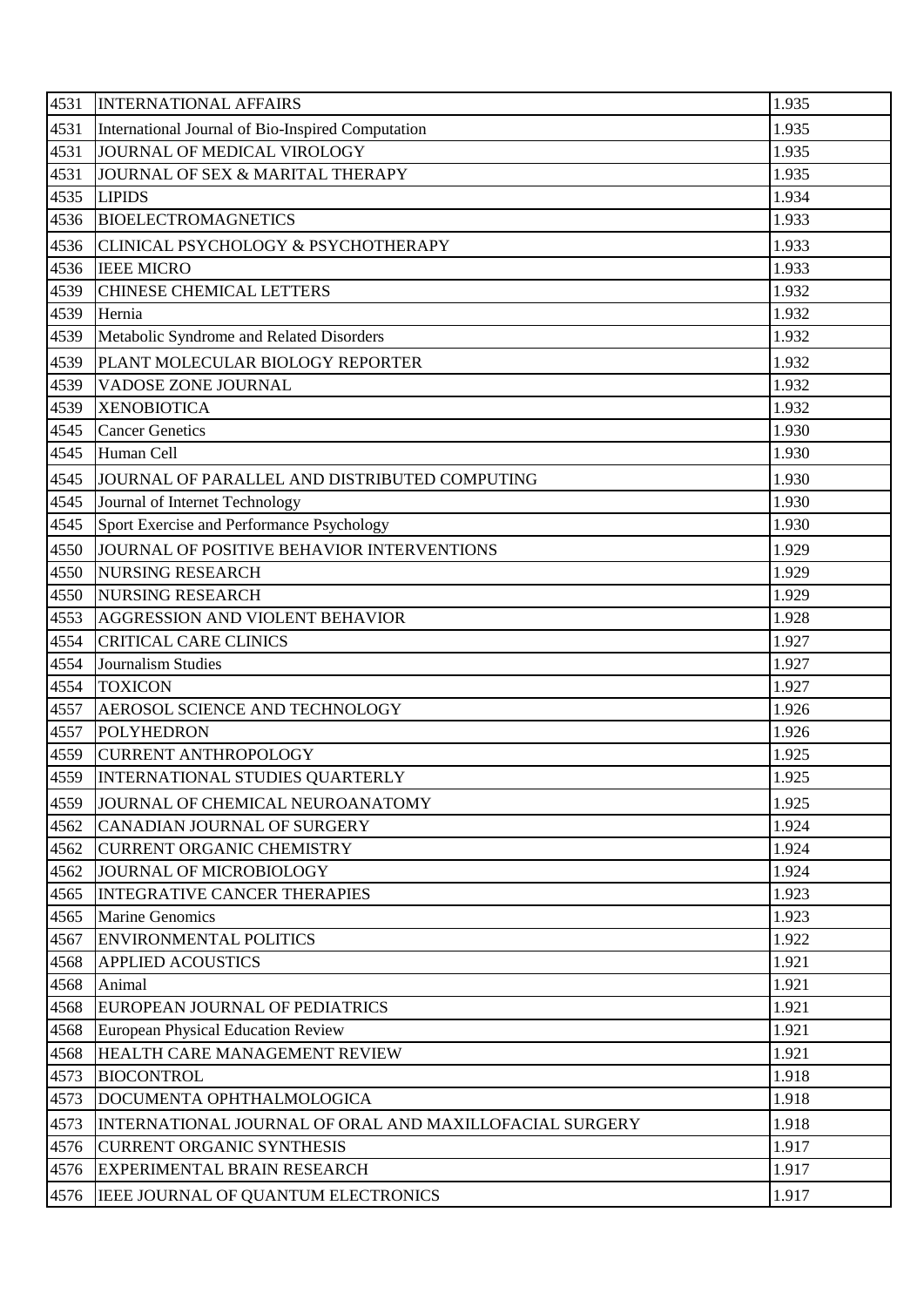| 4531 | INTERNATIONAL AFFAIRS | 1.935 |
|---|---|---|
| 4531 | International Journal of Bio-Inspired Computation | 1.935 |
| 4531 | JOURNAL OF MEDICAL VIROLOGY | 1.935 |
| 4531 | JOURNAL OF SEX & MARITAL THERAPY | 1.935 |
| 4535 | LIPIDS | 1.934 |
| 4536 | BIOELECTROMAGNETICS | 1.933 |
| 4536 | CLINICAL PSYCHOLOGY & PSYCHOTHERAPY | 1.933 |
| 4536 | IEEE MICRO | 1.933 |
| 4539 | CHINESE CHEMICAL LETTERS | 1.932 |
| 4539 | Hernia | 1.932 |
| 4539 | Metabolic Syndrome and Related Disorders | 1.932 |
| 4539 | PLANT MOLECULAR BIOLOGY REPORTER | 1.932 |
| 4539 | VADOSE ZONE JOURNAL | 1.932 |
| 4539 | XENOBIOTICA | 1.932 |
| 4545 | Cancer Genetics | 1.930 |
| 4545 | Human Cell | 1.930 |
| 4545 | JOURNAL OF PARALLEL AND DISTRIBUTED COMPUTING | 1.930 |
| 4545 | Journal of Internet Technology | 1.930 |
| 4545 | Sport Exercise and Performance Psychology | 1.930 |
| 4550 | JOURNAL OF POSITIVE BEHAVIOR INTERVENTIONS | 1.929 |
| 4550 | NURSING RESEARCH | 1.929 |
| 4550 | NURSING RESEARCH | 1.929 |
| 4553 | AGGRESSION AND VIOLENT BEHAVIOR | 1.928 |
| 4554 | CRITICAL CARE CLINICS | 1.927 |
| 4554 | Journalism Studies | 1.927 |
| 4554 | TOXICON | 1.927 |
| 4557 | AEROSOL SCIENCE AND TECHNOLOGY | 1.926 |
| 4557 | POLYHEDRON | 1.926 |
| 4559 | CURRENT ANTHROPOLOGY | 1.925 |
| 4559 | INTERNATIONAL STUDIES QUARTERLY | 1.925 |
| 4559 | JOURNAL OF CHEMICAL NEUROANATOMY | 1.925 |
| 4562 | CANADIAN JOURNAL OF SURGERY | 1.924 |
| 4562 | CURRENT ORGANIC CHEMISTRY | 1.924 |
| 4562 | JOURNAL OF MICROBIOLOGY | 1.924 |
| 4565 | INTEGRATIVE CANCER THERAPIES | 1.923 |
| 4565 | Marine Genomics | 1.923 |
| 4567 | ENVIRONMENTAL POLITICS | 1.922 |
| 4568 | APPLIED ACOUSTICS | 1.921 |
| 4568 | Animal | 1.921 |
| 4568 | EUROPEAN JOURNAL OF PEDIATRICS | 1.921 |
| 4568 | European Physical Education Review | 1.921 |
| 4568 | HEALTH CARE MANAGEMENT REVIEW | 1.921 |
| 4573 | BIOCONTROL | 1.918 |
| 4573 | DOCUMENTA OPHTHALMOLOGICA | 1.918 |
| 4573 | INTERNATIONAL JOURNAL OF ORAL AND MAXILLOFACIAL SURGERY | 1.918 |
| 4576 | CURRENT ORGANIC SYNTHESIS | 1.917 |
| 4576 | EXPERIMENTAL BRAIN RESEARCH | 1.917 |
| 4576 | IEEE JOURNAL OF QUANTUM ELECTRONICS | 1.917 |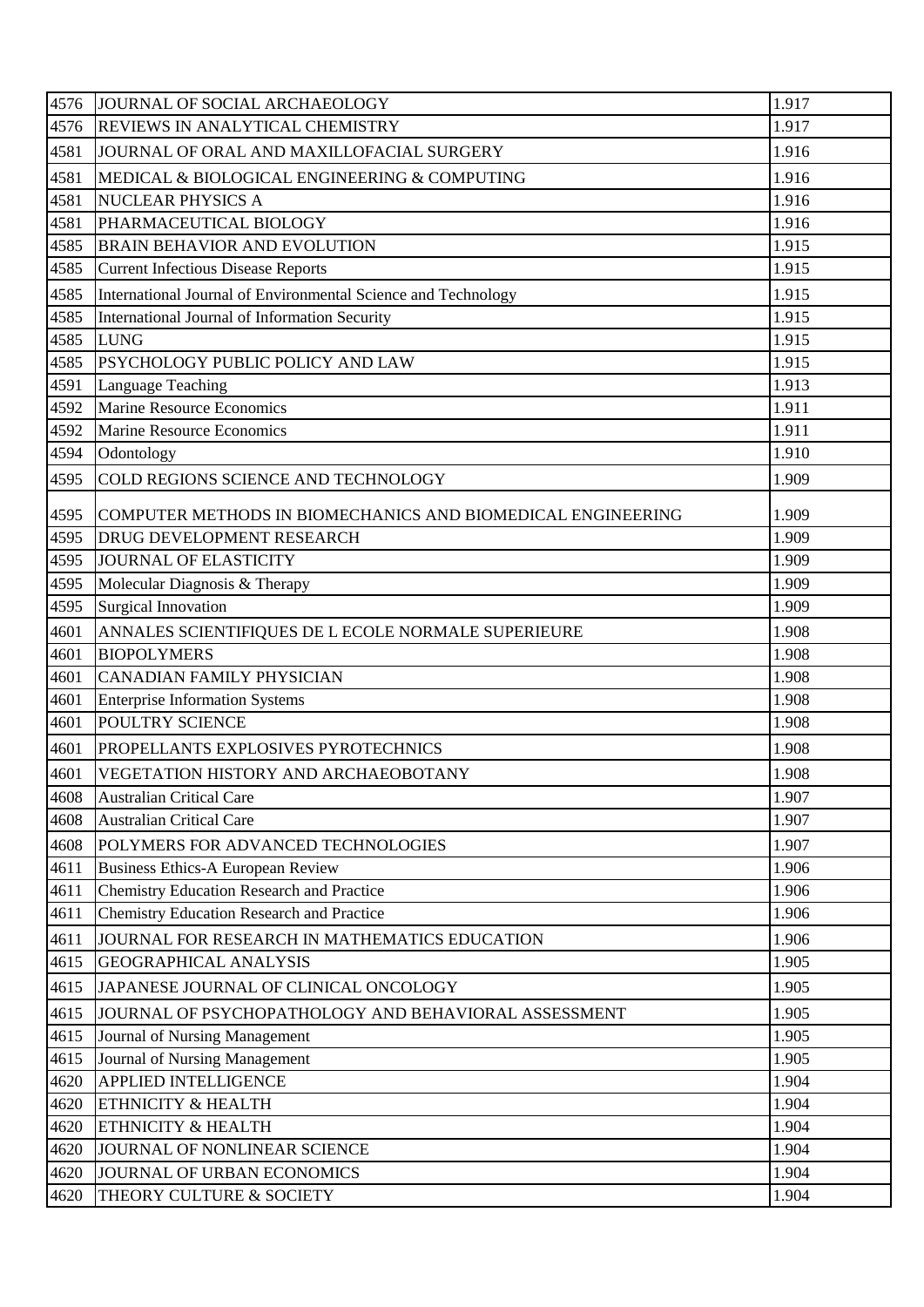| | | |
|---|---|---|
| 4576 | JOURNAL OF SOCIAL ARCHAEOLOGY | 1.917 |
| 4576 | REVIEWS IN ANALYTICAL CHEMISTRY | 1.917 |
| 4581 | JOURNAL OF ORAL AND MAXILLOFACIAL SURGERY | 1.916 |
| 4581 | MEDICAL & BIOLOGICAL ENGINEERING & COMPUTING | 1.916 |
| 4581 | NUCLEAR PHYSICS A | 1.916 |
| 4581 | PHARMACEUTICAL BIOLOGY | 1.916 |
| 4585 | BRAIN BEHAVIOR AND EVOLUTION | 1.915 |
| 4585 | Current Infectious Disease Reports | 1.915 |
| 4585 | International Journal of Environmental Science and Technology | 1.915 |
| 4585 | International Journal of Information Security | 1.915 |
| 4585 | LUNG | 1.915 |
| 4585 | PSYCHOLOGY PUBLIC POLICY AND LAW | 1.915 |
| 4591 | Language Teaching | 1.913 |
| 4592 | Marine Resource Economics | 1.911 |
| 4592 | Marine Resource Economics | 1.911 |
| 4594 | Odontology | 1.910 |
| 4595 | COLD REGIONS SCIENCE AND TECHNOLOGY | 1.909 |
| 4595 | COMPUTER METHODS IN BIOMECHANICS AND BIOMEDICAL ENGINEERING | 1.909 |
| 4595 | DRUG DEVELOPMENT RESEARCH | 1.909 |
| 4595 | JOURNAL OF ELASTICITY | 1.909 |
| 4595 | Molecular Diagnosis & Therapy | 1.909 |
| 4595 | Surgical Innovation | 1.909 |
| 4601 | ANNALES SCIENTIFIQUES DE L ECOLE NORMALE SUPERIEURE | 1.908 |
| 4601 | BIOPOLYMERS | 1.908 |
| 4601 | CANADIAN FAMILY PHYSICIAN | 1.908 |
| 4601 | Enterprise Information Systems | 1.908 |
| 4601 | POULTRY SCIENCE | 1.908 |
| 4601 | PROPELLANTS EXPLOSIVES PYROTECHNICS | 1.908 |
| 4601 | VEGETATION HISTORY AND ARCHAEOBOTANY | 1.908 |
| 4608 | Australian Critical Care | 1.907 |
| 4608 | Australian Critical Care | 1.907 |
| 4608 | POLYMERS FOR ADVANCED TECHNOLOGIES | 1.907 |
| 4611 | Business Ethics-A European Review | 1.906 |
| 4611 | Chemistry Education Research and Practice | 1.906 |
| 4611 | Chemistry Education Research and Practice | 1.906 |
| 4611 | JOURNAL FOR RESEARCH IN MATHEMATICS EDUCATION | 1.906 |
| 4615 | GEOGRAPHICAL ANALYSIS | 1.905 |
| 4615 | JAPANESE JOURNAL OF CLINICAL ONCOLOGY | 1.905 |
| 4615 | JOURNAL OF PSYCHOPATHOLOGY AND BEHAVIORAL ASSESSMENT | 1.905 |
| 4615 | Journal of Nursing Management | 1.905 |
| 4615 | Journal of Nursing Management | 1.905 |
| 4620 | APPLIED INTELLIGENCE | 1.904 |
| 4620 | ETHNICITY & HEALTH | 1.904 |
| 4620 | ETHNICITY & HEALTH | 1.904 |
| 4620 | JOURNAL OF NONLINEAR SCIENCE | 1.904 |
| 4620 | JOURNAL OF URBAN ECONOMICS | 1.904 |
| 4620 | THEORY CULTURE & SOCIETY | 1.904 |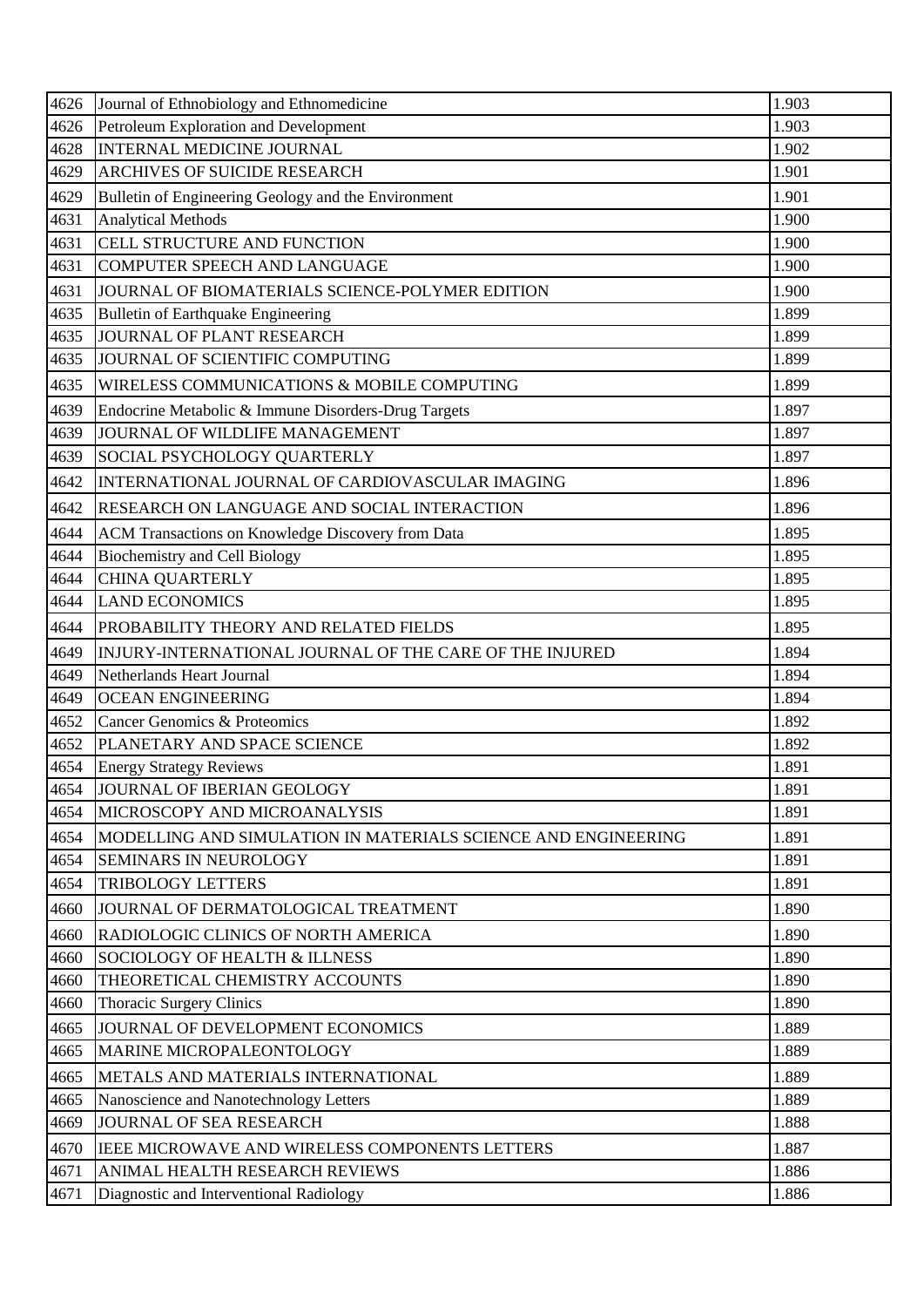| 4626 | Journal of Ethnobiology and Ethnomedicine | 1.903 |
|---|---|---|
| 4626 | Petroleum Exploration and Development | 1.903 |
| 4628 | INTERNAL MEDICINE JOURNAL | 1.902 |
| 4629 | ARCHIVES OF SUICIDE RESEARCH | 1.901 |
| 4629 | Bulletin of Engineering Geology and the Environment | 1.901 |
| 4631 | Analytical Methods | 1.900 |
| 4631 | CELL STRUCTURE AND FUNCTION | 1.900 |
| 4631 | COMPUTER SPEECH AND LANGUAGE | 1.900 |
| 4631 | JOURNAL OF BIOMATERIALS SCIENCE-POLYMER EDITION | 1.900 |
| 4635 | Bulletin of Earthquake Engineering | 1.899 |
| 4635 | JOURNAL OF PLANT RESEARCH | 1.899 |
| 4635 | JOURNAL OF SCIENTIFIC COMPUTING | 1.899 |
| 4635 | WIRELESS COMMUNICATIONS & MOBILE COMPUTING | 1.899 |
| 4639 | Endocrine Metabolic & Immune Disorders-Drug Targets | 1.897 |
| 4639 | JOURNAL OF WILDLIFE MANAGEMENT | 1.897 |
| 4639 | SOCIAL PSYCHOLOGY QUARTERLY | 1.897 |
| 4642 | INTERNATIONAL JOURNAL OF CARDIOVASCULAR IMAGING | 1.896 |
| 4642 | RESEARCH ON LANGUAGE AND SOCIAL INTERACTION | 1.896 |
| 4644 | ACM Transactions on Knowledge Discovery from Data | 1.895 |
| 4644 | Biochemistry and Cell Biology | 1.895 |
| 4644 | CHINA QUARTERLY | 1.895 |
| 4644 | LAND ECONOMICS | 1.895 |
| 4644 | PROBABILITY THEORY AND RELATED FIELDS | 1.895 |
| 4649 | INJURY-INTERNATIONAL JOURNAL OF THE CARE OF THE INJURED | 1.894 |
| 4649 | Netherlands Heart Journal | 1.894 |
| 4649 | OCEAN ENGINEERING | 1.894 |
| 4652 | Cancer Genomics & Proteomics | 1.892 |
| 4652 | PLANETARY AND SPACE SCIENCE | 1.892 |
| 4654 | Energy Strategy Reviews | 1.891 |
| 4654 | JOURNAL OF IBERIAN GEOLOGY | 1.891 |
| 4654 | MICROSCOPY AND MICROANALYSIS | 1.891 |
| 4654 | MODELLING AND SIMULATION IN MATERIALS SCIENCE AND ENGINEERING | 1.891 |
| 4654 | SEMINARS IN NEUROLOGY | 1.891 |
| 4654 | TRIBOLOGY LETTERS | 1.891 |
| 4660 | JOURNAL OF DERMATOLOGICAL TREATMENT | 1.890 |
| 4660 | RADIOLOGIC CLINICS OF NORTH AMERICA | 1.890 |
| 4660 | SOCIOLOGY OF HEALTH & ILLNESS | 1.890 |
| 4660 | THEORETICAL CHEMISTRY ACCOUNTS | 1.890 |
| 4660 | Thoracic Surgery Clinics | 1.890 |
| 4665 | JOURNAL OF DEVELOPMENT ECONOMICS | 1.889 |
| 4665 | MARINE MICROPALEONTOLOGY | 1.889 |
| 4665 | METALS AND MATERIALS INTERNATIONAL | 1.889 |
| 4665 | Nanoscience and Nanotechnology Letters | 1.889 |
| 4669 | JOURNAL OF SEA RESEARCH | 1.888 |
| 4670 | IEEE MICROWAVE AND WIRELESS COMPONENTS LETTERS | 1.887 |
| 4671 | ANIMAL HEALTH RESEARCH REVIEWS | 1.886 |
| 4671 | Diagnostic and Interventional Radiology | 1.886 |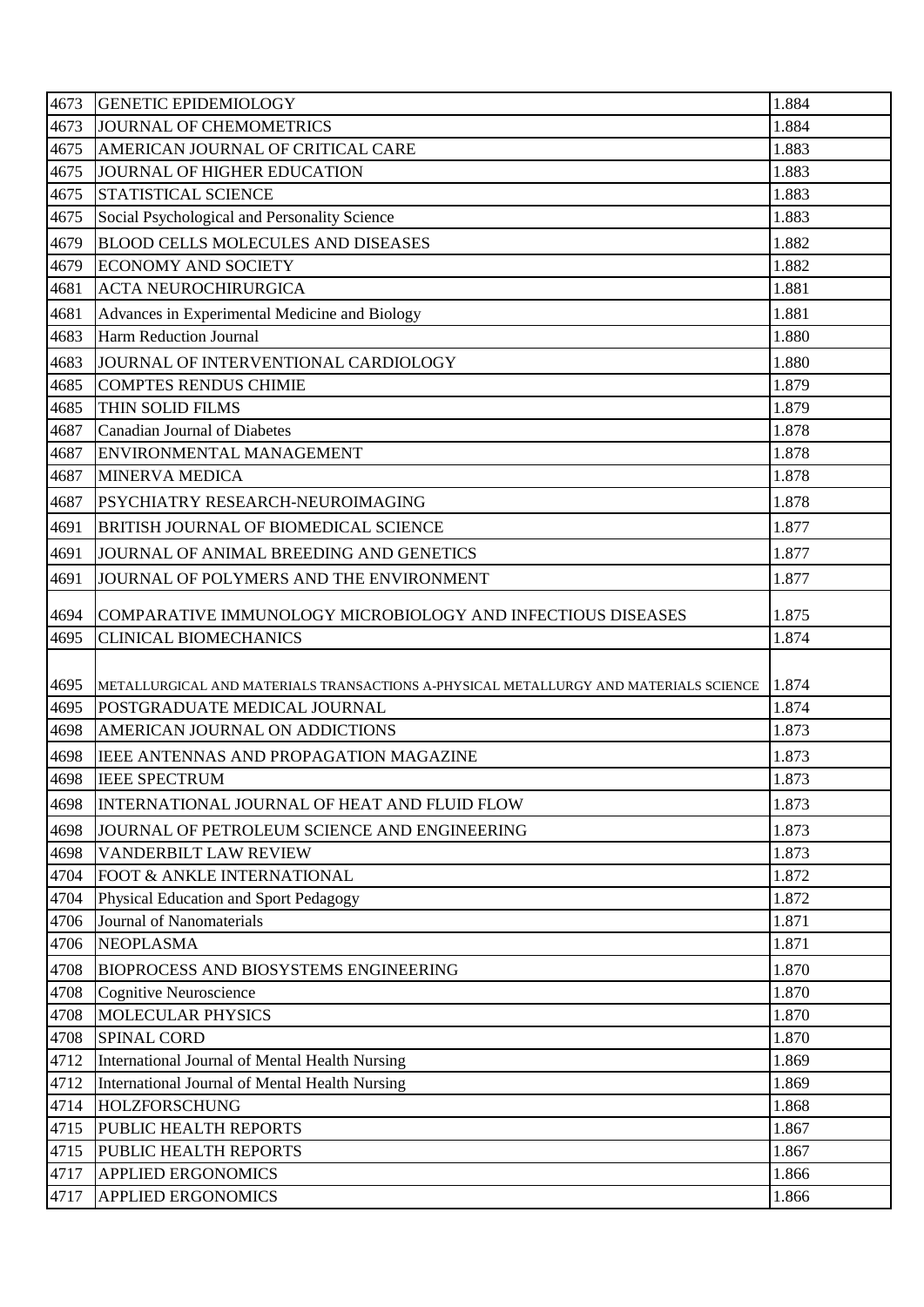| 4673 | GENETIC EPIDEMIOLOGY | 1.884 |
|---|---|---|
| 4673 | JOURNAL OF CHEMOMETRICS | 1.884 |
| 4675 | AMERICAN JOURNAL OF CRITICAL CARE | 1.883 |
| 4675 | JOURNAL OF HIGHER EDUCATION | 1.883 |
| 4675 | STATISTICAL SCIENCE | 1.883 |
| 4675 | Social Psychological and Personality Science | 1.883 |
| 4679 | BLOOD CELLS MOLECULES AND DISEASES | 1.882 |
| 4679 | ECONOMY AND SOCIETY | 1.882 |
| 4681 | ACTA NEUROCHIRURGICA | 1.881 |
| 4681 | Advances in Experimental Medicine and Biology | 1.881 |
| 4683 | Harm Reduction Journal | 1.880 |
| 4683 | JOURNAL OF INTERVENTIONAL CARDIOLOGY | 1.880 |
| 4685 | COMPTES RENDUS CHIMIE | 1.879 |
| 4685 | THIN SOLID FILMS | 1.879 |
| 4687 | Canadian Journal of Diabetes | 1.878 |
| 4687 | ENVIRONMENTAL MANAGEMENT | 1.878 |
| 4687 | MINERVA MEDICA | 1.878 |
| 4687 | PSYCHIATRY RESEARCH-NEUROIMAGING | 1.878 |
| 4691 | BRITISH JOURNAL OF BIOMEDICAL SCIENCE | 1.877 |
| 4691 | JOURNAL OF ANIMAL BREEDING AND GENETICS | 1.877 |
| 4691 | JOURNAL OF POLYMERS AND THE ENVIRONMENT | 1.877 |
| 4694 | COMPARATIVE IMMUNOLOGY MICROBIOLOGY AND INFECTIOUS DISEASES | 1.875 |
| 4695 | CLINICAL BIOMECHANICS | 1.874 |
| 4695 | METALLURGICAL AND MATERIALS TRANSACTIONS A-PHYSICAL METALLURGY AND MATERIALS SCIENCE | 1.874 |
| 4695 | POSTGRADUATE MEDICAL JOURNAL | 1.874 |
| 4698 | AMERICAN JOURNAL ON ADDICTIONS | 1.873 |
| 4698 | IEEE ANTENNAS AND PROPAGATION MAGAZINE | 1.873 |
| 4698 | IEEE SPECTRUM | 1.873 |
| 4698 | INTERNATIONAL JOURNAL OF HEAT AND FLUID FLOW | 1.873 |
| 4698 | JOURNAL OF PETROLEUM SCIENCE AND ENGINEERING | 1.873 |
| 4698 | VANDERBILT LAW REVIEW | 1.873 |
| 4704 | FOOT & ANKLE INTERNATIONAL | 1.872 |
| 4704 | Physical Education and Sport Pedagogy | 1.872 |
| 4706 | Journal of Nanomaterials | 1.871 |
| 4706 | NEOPLASMA | 1.871 |
| 4708 | BIOPROCESS AND BIOSYSTEMS ENGINEERING | 1.870 |
| 4708 | Cognitive Neuroscience | 1.870 |
| 4708 | MOLECULAR PHYSICS | 1.870 |
| 4708 | SPINAL CORD | 1.870 |
| 4712 | International Journal of Mental Health Nursing | 1.869 |
| 4712 | International Journal of Mental Health Nursing | 1.869 |
| 4714 | HOLZFORSCHUNG | 1.868 |
| 4715 | PUBLIC HEALTH REPORTS | 1.867 |
| 4715 | PUBLIC HEALTH REPORTS | 1.867 |
| 4717 | APPLIED ERGONOMICS | 1.866 |
| 4717 | APPLIED ERGONOMICS | 1.866 |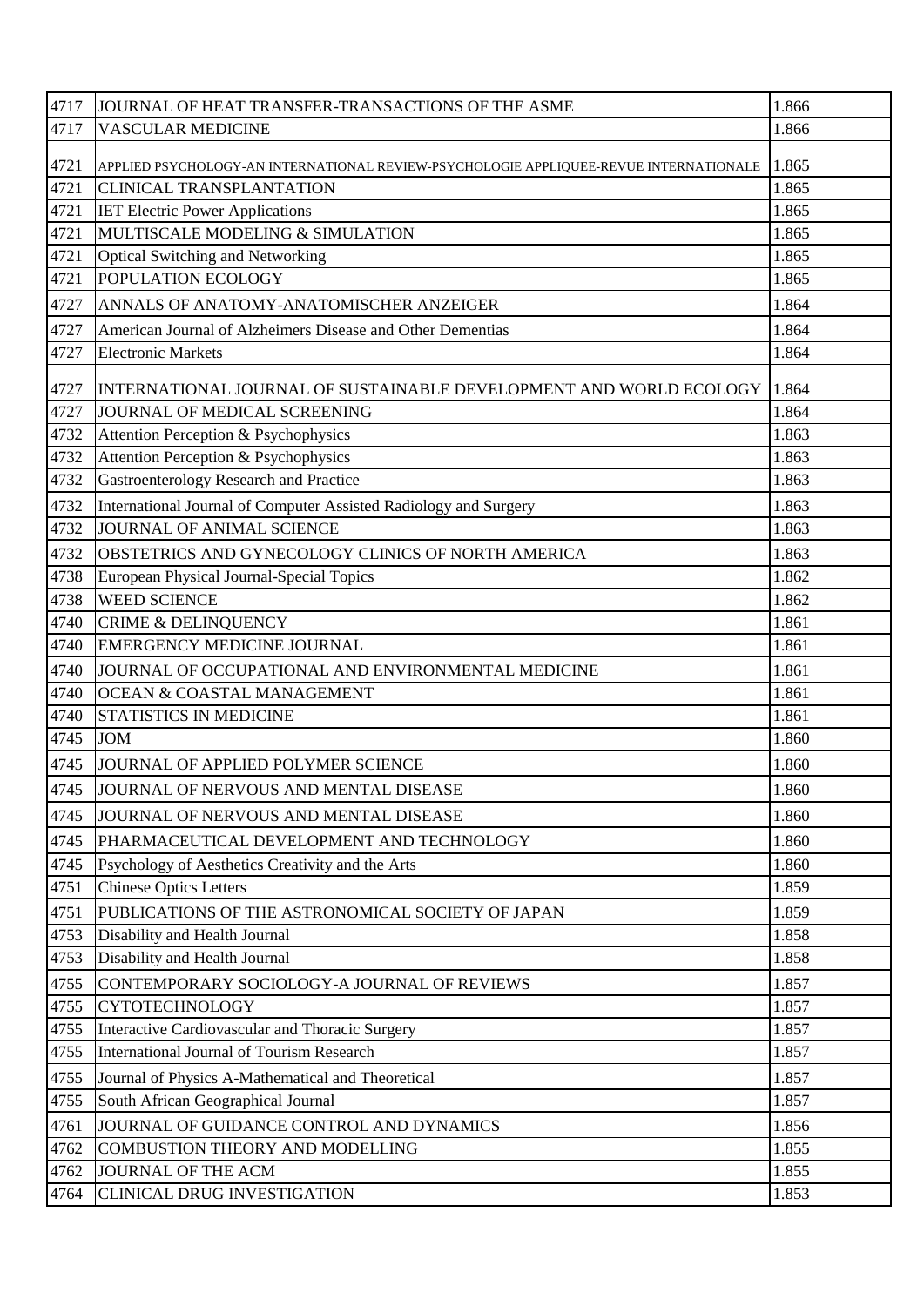| | | |
|---|---|---|
| 4717 | JOURNAL OF HEAT TRANSFER-TRANSACTIONS OF THE ASME | 1.866 |
| 4717 | VASCULAR MEDICINE | 1.866 |
| 4721 | APPLIED PSYCHOLOGY-AN INTERNATIONAL REVIEW-PSYCHOLOGIE APPLIQUEE-REVUE INTERNATIONALE | 1.865 |
| 4721 | CLINICAL TRANSPLANTATION | 1.865 |
| 4721 | IET Electric Power Applications | 1.865 |
| 4721 | MULTISCALE MODELING & SIMULATION | 1.865 |
| 4721 | Optical Switching and Networking | 1.865 |
| 4721 | POPULATION ECOLOGY | 1.865 |
| 4727 | ANNALS OF ANATOMY-ANATOMISCHER ANZEIGER | 1.864 |
| 4727 | American Journal of Alzheimers Disease and Other Dementias | 1.864 |
| 4727 | Electronic Markets | 1.864 |
| 4727 | INTERNATIONAL JOURNAL OF SUSTAINABLE DEVELOPMENT AND WORLD ECOLOGY | 1.864 |
| 4727 | JOURNAL OF MEDICAL SCREENING | 1.864 |
| 4732 | Attention Perception & Psychophysics | 1.863 |
| 4732 | Attention Perception & Psychophysics | 1.863 |
| 4732 | Gastroenterology Research and Practice | 1.863 |
| 4732 | International Journal of Computer Assisted Radiology and Surgery | 1.863 |
| 4732 | JOURNAL OF ANIMAL SCIENCE | 1.863 |
| 4732 | OBSTETRICS AND GYNECOLOGY CLINICS OF NORTH AMERICA | 1.863 |
| 4738 | European Physical Journal-Special Topics | 1.862 |
| 4738 | WEED SCIENCE | 1.862 |
| 4740 | CRIME & DELINQUENCY | 1.861 |
| 4740 | EMERGENCY MEDICINE JOURNAL | 1.861 |
| 4740 | JOURNAL OF OCCUPATIONAL AND ENVIRONMENTAL MEDICINE | 1.861 |
| 4740 | OCEAN & COASTAL MANAGEMENT | 1.861 |
| 4740 | STATISTICS IN MEDICINE | 1.861 |
| 4745 | JOM | 1.860 |
| 4745 | JOURNAL OF APPLIED POLYMER SCIENCE | 1.860 |
| 4745 | JOURNAL OF NERVOUS AND MENTAL DISEASE | 1.860 |
| 4745 | JOURNAL OF NERVOUS AND MENTAL DISEASE | 1.860 |
| 4745 | PHARMACEUTICAL DEVELOPMENT AND TECHNOLOGY | 1.860 |
| 4745 | Psychology of Aesthetics Creativity and the Arts | 1.860 |
| 4751 | Chinese Optics Letters | 1.859 |
| 4751 | PUBLICATIONS OF THE ASTRONOMICAL SOCIETY OF JAPAN | 1.859 |
| 4753 | Disability and Health Journal | 1.858 |
| 4753 | Disability and Health Journal | 1.858 |
| 4755 | CONTEMPORARY SOCIOLOGY-A JOURNAL OF REVIEWS | 1.857 |
| 4755 | CYTOTECHNOLOGY | 1.857 |
| 4755 | Interactive Cardiovascular and Thoracic Surgery | 1.857 |
| 4755 | International Journal of Tourism Research | 1.857 |
| 4755 | Journal of Physics A-Mathematical and Theoretical | 1.857 |
| 4755 | South African Geographical Journal | 1.857 |
| 4761 | JOURNAL OF GUIDANCE CONTROL AND DYNAMICS | 1.856 |
| 4762 | COMBUSTION THEORY AND MODELLING | 1.855 |
| 4762 | JOURNAL OF THE ACM | 1.855 |
| 4764 | CLINICAL DRUG INVESTIGATION | 1.853 |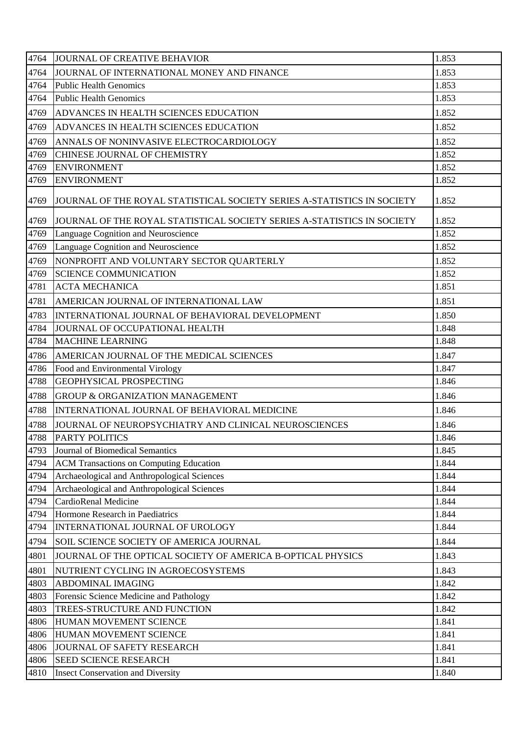| | | |
|---|---|---|
| 4764 | JOURNAL OF CREATIVE BEHAVIOR | 1.853 |
| 4764 | JOURNAL OF INTERNATIONAL MONEY AND FINANCE | 1.853 |
| 4764 | Public Health Genomics | 1.853 |
| 4764 | Public Health Genomics | 1.853 |
| 4769 | ADVANCES IN HEALTH SCIENCES EDUCATION | 1.852 |
| 4769 | ADVANCES IN HEALTH SCIENCES EDUCATION | 1.852 |
| 4769 | ANNALS OF NONINVASIVE ELECTROCARDIOLOGY | 1.852 |
| 4769 | CHINESE JOURNAL OF CHEMISTRY | 1.852 |
| 4769 | ENVIRONMENT | 1.852 |
| 4769 | ENVIRONMENT | 1.852 |
| 4769 | JOURNAL OF THE ROYAL STATISTICAL SOCIETY SERIES A-STATISTICS IN SOCIETY | 1.852 |
| 4769 | JOURNAL OF THE ROYAL STATISTICAL SOCIETY SERIES A-STATISTICS IN SOCIETY | 1.852 |
| 4769 | Language Cognition and Neuroscience | 1.852 |
| 4769 | Language Cognition and Neuroscience | 1.852 |
| 4769 | NONPROFIT AND VOLUNTARY SECTOR QUARTERLY | 1.852 |
| 4769 | SCIENCE COMMUNICATION | 1.852 |
| 4781 | ACTA MECHANICA | 1.851 |
| 4781 | AMERICAN JOURNAL OF INTERNATIONAL LAW | 1.851 |
| 4783 | INTERNATIONAL JOURNAL OF BEHAVIORAL DEVELOPMENT | 1.850 |
| 4784 | JOURNAL OF OCCUPATIONAL HEALTH | 1.848 |
| 4784 | MACHINE LEARNING | 1.848 |
| 4786 | AMERICAN JOURNAL OF THE MEDICAL SCIENCES | 1.847 |
| 4786 | Food and Environmental Virology | 1.847 |
| 4788 | GEOPHYSICAL PROSPECTING | 1.846 |
| 4788 | GROUP & ORGANIZATION MANAGEMENT | 1.846 |
| 4788 | INTERNATIONAL JOURNAL OF BEHAVIORAL MEDICINE | 1.846 |
| 4788 | JOURNAL OF NEUROPSYCHIATRY AND CLINICAL NEUROSCIENCES | 1.846 |
| 4788 | PARTY POLITICS | 1.846 |
| 4793 | Journal of Biomedical Semantics | 1.845 |
| 4794 | ACM Transactions on Computing Education | 1.844 |
| 4794 | Archaeological and Anthropological Sciences | 1.844 |
| 4794 | Archaeological and Anthropological Sciences | 1.844 |
| 4794 | CardioRenal Medicine | 1.844 |
| 4794 | Hormone Research in Paediatrics | 1.844 |
| 4794 | INTERNATIONAL JOURNAL OF UROLOGY | 1.844 |
| 4794 | SOIL SCIENCE SOCIETY OF AMERICA JOURNAL | 1.844 |
| 4801 | JOURNAL OF THE OPTICAL SOCIETY OF AMERICA B-OPTICAL PHYSICS | 1.843 |
| 4801 | NUTRIENT CYCLING IN AGROECOSYSTEMS | 1.843 |
| 4803 | ABDOMINAL IMAGING | 1.842 |
| 4803 | Forensic Science Medicine and Pathology | 1.842 |
| 4803 | TREES-STRUCTURE AND FUNCTION | 1.842 |
| 4806 | HUMAN MOVEMENT SCIENCE | 1.841 |
| 4806 | HUMAN MOVEMENT SCIENCE | 1.841 |
| 4806 | JOURNAL OF SAFETY RESEARCH | 1.841 |
| 4806 | SEED SCIENCE RESEARCH | 1.841 |
| 4810 | Insect Conservation and Diversity | 1.840 |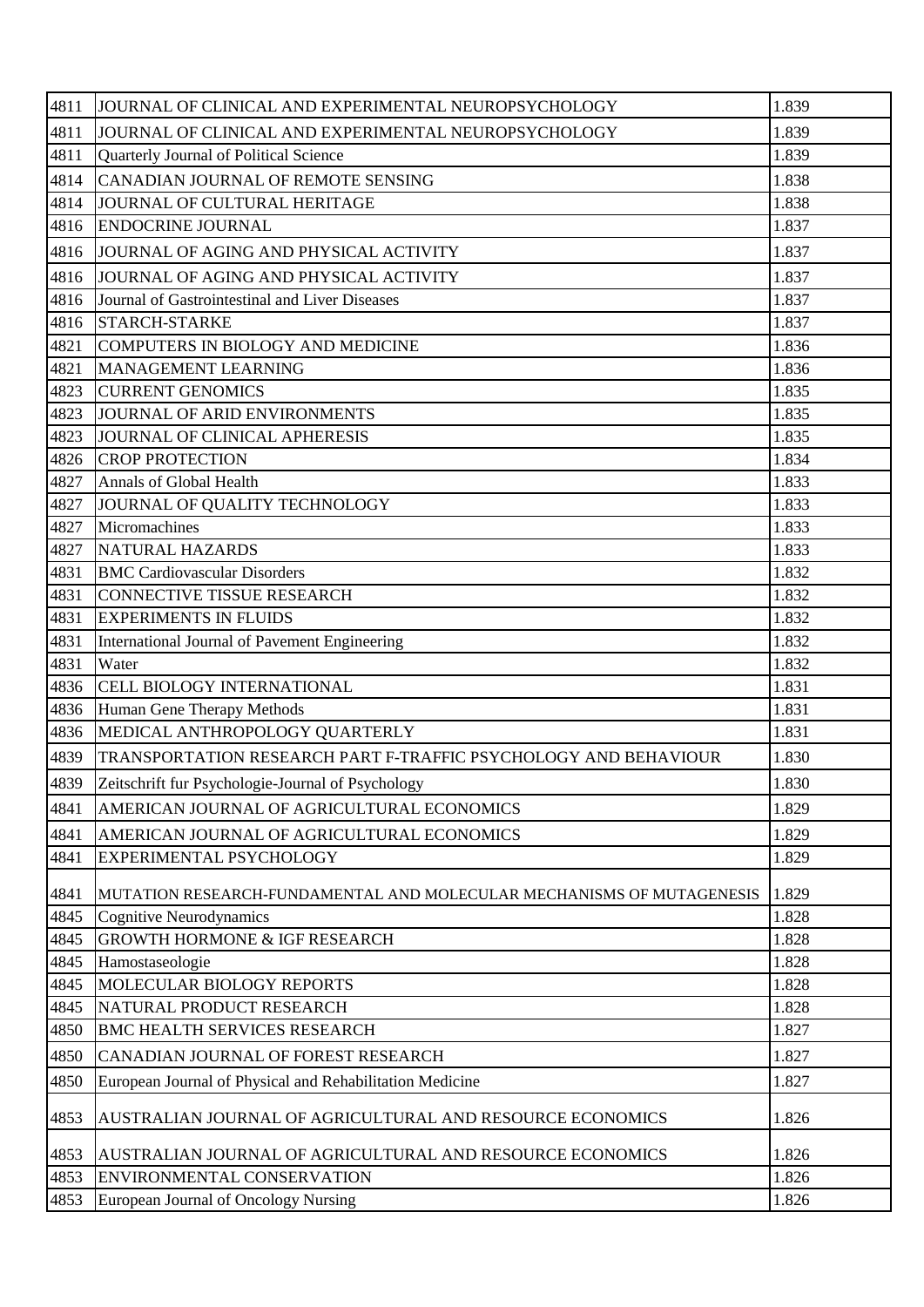| 4811 | JOURNAL OF CLINICAL AND EXPERIMENTAL NEUROPSYCHOLOGY | 1.839 |
|---|---|---|
| 4811 | JOURNAL OF CLINICAL AND EXPERIMENTAL NEUROPSYCHOLOGY | 1.839 |
| 4811 | Quarterly Journal of Political Science | 1.839 |
| 4814 | CANADIAN JOURNAL OF REMOTE SENSING | 1.838 |
| 4814 | JOURNAL OF CULTURAL HERITAGE | 1.838 |
| 4816 | ENDOCRINE JOURNAL | 1.837 |
| 4816 | JOURNAL OF AGING AND PHYSICAL ACTIVITY | 1.837 |
| 4816 | JOURNAL OF AGING AND PHYSICAL ACTIVITY | 1.837 |
| 4816 | Journal of Gastrointestinal and Liver Diseases | 1.837 |
| 4816 | STARCH-STARKE | 1.837 |
| 4821 | COMPUTERS IN BIOLOGY AND MEDICINE | 1.836 |
| 4821 | MANAGEMENT LEARNING | 1.836 |
| 4823 | CURRENT GENOMICS | 1.835 |
| 4823 | JOURNAL OF ARID ENVIRONMENTS | 1.835 |
| 4823 | JOURNAL OF CLINICAL APHERESIS | 1.835 |
| 4826 | CROP PROTECTION | 1.834 |
| 4827 | Annals of Global Health | 1.833 |
| 4827 | JOURNAL OF QUALITY TECHNOLOGY | 1.833 |
| 4827 | Micromachines | 1.833 |
| 4827 | NATURAL HAZARDS | 1.833 |
| 4831 | BMC Cardiovascular Disorders | 1.832 |
| 4831 | CONNECTIVE TISSUE RESEARCH | 1.832 |
| 4831 | EXPERIMENTS IN FLUIDS | 1.832 |
| 4831 | International Journal of Pavement Engineering | 1.832 |
| 4831 | Water | 1.832 |
| 4836 | CELL BIOLOGY INTERNATIONAL | 1.831 |
| 4836 | Human Gene Therapy Methods | 1.831 |
| 4836 | MEDICAL ANTHROPOLOGY QUARTERLY | 1.831 |
| 4839 | TRANSPORTATION RESEARCH PART F-TRAFFIC PSYCHOLOGY AND BEHAVIOUR | 1.830 |
| 4839 | Zeitschrift fur Psychologie-Journal of Psychology | 1.830 |
| 4841 | AMERICAN JOURNAL OF AGRICULTURAL ECONOMICS | 1.829 |
| 4841 | AMERICAN JOURNAL OF AGRICULTURAL ECONOMICS | 1.829 |
| 4841 | EXPERIMENTAL PSYCHOLOGY | 1.829 |
| 4841 | MUTATION RESEARCH-FUNDAMENTAL AND MOLECULAR MECHANISMS OF MUTAGENESIS | 1.829 |
| 4845 | Cognitive Neurodynamics | 1.828 |
| 4845 | GROWTH HORMONE & IGF RESEARCH | 1.828 |
| 4845 | Hamostaseologie | 1.828 |
| 4845 | MOLECULAR BIOLOGY REPORTS | 1.828 |
| 4845 | NATURAL PRODUCT RESEARCH | 1.828 |
| 4850 | BMC HEALTH SERVICES RESEARCH | 1.827 |
| 4850 | CANADIAN JOURNAL OF FOREST RESEARCH | 1.827 |
| 4850 | European Journal of Physical and Rehabilitation Medicine | 1.827 |
| 4853 | AUSTRALIAN JOURNAL OF AGRICULTURAL AND RESOURCE ECONOMICS | 1.826 |
| 4853 | AUSTRALIAN JOURNAL OF AGRICULTURAL AND RESOURCE ECONOMICS | 1.826 |
| 4853 | ENVIRONMENTAL CONSERVATION | 1.826 |
| 4853 | European Journal of Oncology Nursing | 1.826 |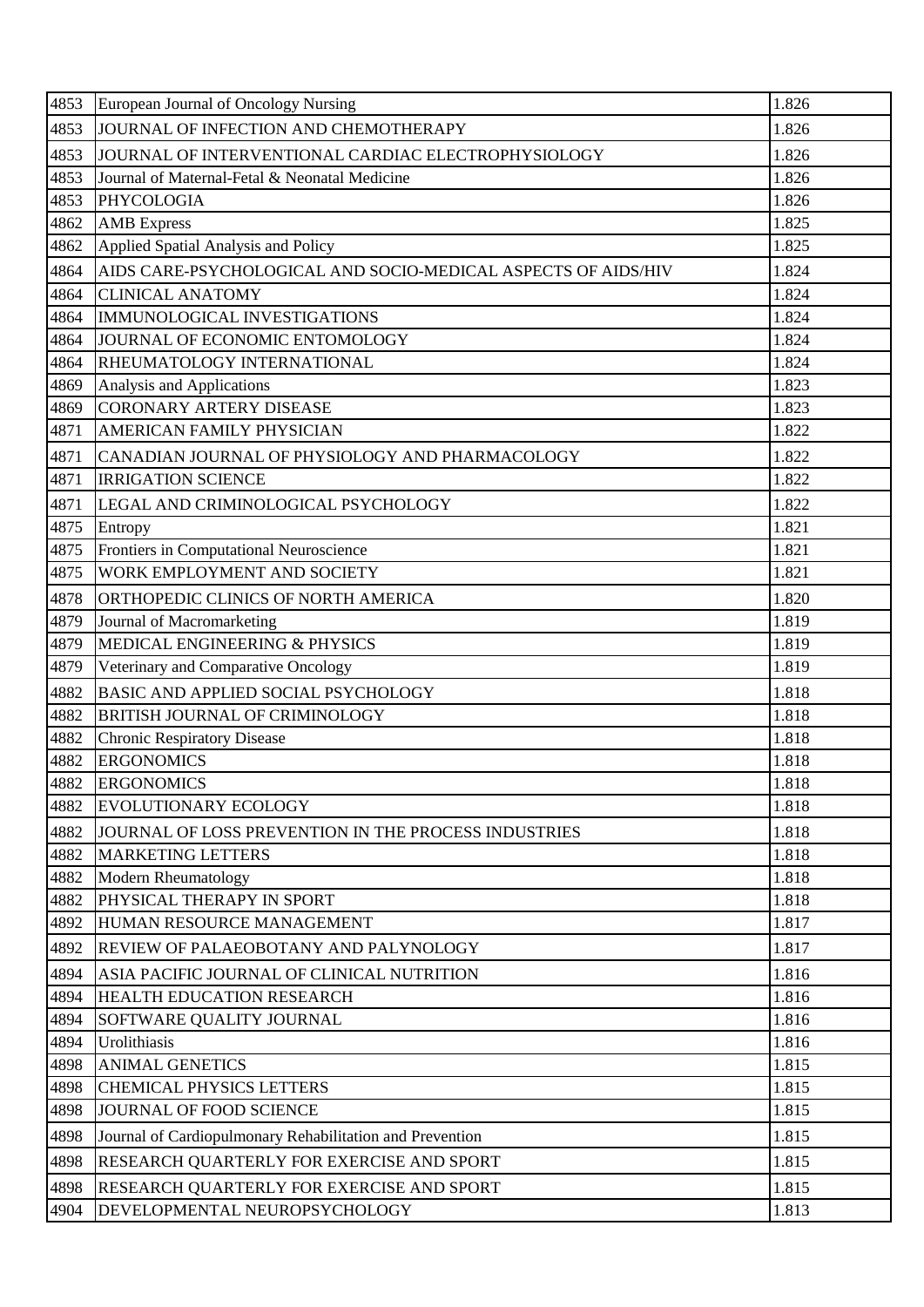| | | |
|---|---|---|
| 4853 | European Journal of Oncology Nursing | 1.826 |
| 4853 | JOURNAL OF INFECTION AND CHEMOTHERAPY | 1.826 |
| 4853 | JOURNAL OF INTERVENTIONAL CARDIAC ELECTROPHYSIOLOGY | 1.826 |
| 4853 | Journal of Maternal-Fetal & Neonatal Medicine | 1.826 |
| 4853 | PHYCOLOGIA | 1.826 |
| 4862 | AMB Express | 1.825 |
| 4862 | Applied Spatial Analysis and Policy | 1.825 |
| 4864 | AIDS CARE-PSYCHOLOGICAL AND SOCIO-MEDICAL ASPECTS OF AIDS/HIV | 1.824 |
| 4864 | CLINICAL ANATOMY | 1.824 |
| 4864 | IMMUNOLOGICAL INVESTIGATIONS | 1.824 |
| 4864 | JOURNAL OF ECONOMIC ENTOMOLOGY | 1.824 |
| 4864 | RHEUMATOLOGY INTERNATIONAL | 1.824 |
| 4869 | Analysis and Applications | 1.823 |
| 4869 | CORONARY ARTERY DISEASE | 1.823 |
| 4871 | AMERICAN FAMILY PHYSICIAN | 1.822 |
| 4871 | CANADIAN JOURNAL OF PHYSIOLOGY AND PHARMACOLOGY | 1.822 |
| 4871 | IRRIGATION SCIENCE | 1.822 |
| 4871 | LEGAL AND CRIMINOLOGICAL PSYCHOLOGY | 1.822 |
| 4875 | Entropy | 1.821 |
| 4875 | Frontiers in Computational Neuroscience | 1.821 |
| 4875 | WORK EMPLOYMENT AND SOCIETY | 1.821 |
| 4878 | ORTHOPEDIC CLINICS OF NORTH AMERICA | 1.820 |
| 4879 | Journal of Macromarketing | 1.819 |
| 4879 | MEDICAL ENGINEERING & PHYSICS | 1.819 |
| 4879 | Veterinary and Comparative Oncology | 1.819 |
| 4882 | BASIC AND APPLIED SOCIAL PSYCHOLOGY | 1.818 |
| 4882 | BRITISH JOURNAL OF CRIMINOLOGY | 1.818 |
| 4882 | Chronic Respiratory Disease | 1.818 |
| 4882 | ERGONOMICS | 1.818 |
| 4882 | ERGONOMICS | 1.818 |
| 4882 | EVOLUTIONARY ECOLOGY | 1.818 |
| 4882 | JOURNAL OF LOSS PREVENTION IN THE PROCESS INDUSTRIES | 1.818 |
| 4882 | MARKETING LETTERS | 1.818 |
| 4882 | Modern Rheumatology | 1.818 |
| 4882 | PHYSICAL THERAPY IN SPORT | 1.818 |
| 4892 | HUMAN RESOURCE MANAGEMENT | 1.817 |
| 4892 | REVIEW OF PALAEOBOTANY AND PALYNOLOGY | 1.817 |
| 4894 | ASIA PACIFIC JOURNAL OF CLINICAL NUTRITION | 1.816 |
| 4894 | HEALTH EDUCATION RESEARCH | 1.816 |
| 4894 | SOFTWARE QUALITY JOURNAL | 1.816 |
| 4894 | Urolithiasis | 1.816 |
| 4898 | ANIMAL GENETICS | 1.815 |
| 4898 | CHEMICAL PHYSICS LETTERS | 1.815 |
| 4898 | JOURNAL OF FOOD SCIENCE | 1.815 |
| 4898 | Journal of Cardiopulmonary Rehabilitation and Prevention | 1.815 |
| 4898 | RESEARCH QUARTERLY FOR EXERCISE AND SPORT | 1.815 |
| 4898 | RESEARCH QUARTERLY FOR EXERCISE AND SPORT | 1.815 |
| 4904 | DEVELOPMENTAL NEUROPSYCHOLOGY | 1.813 |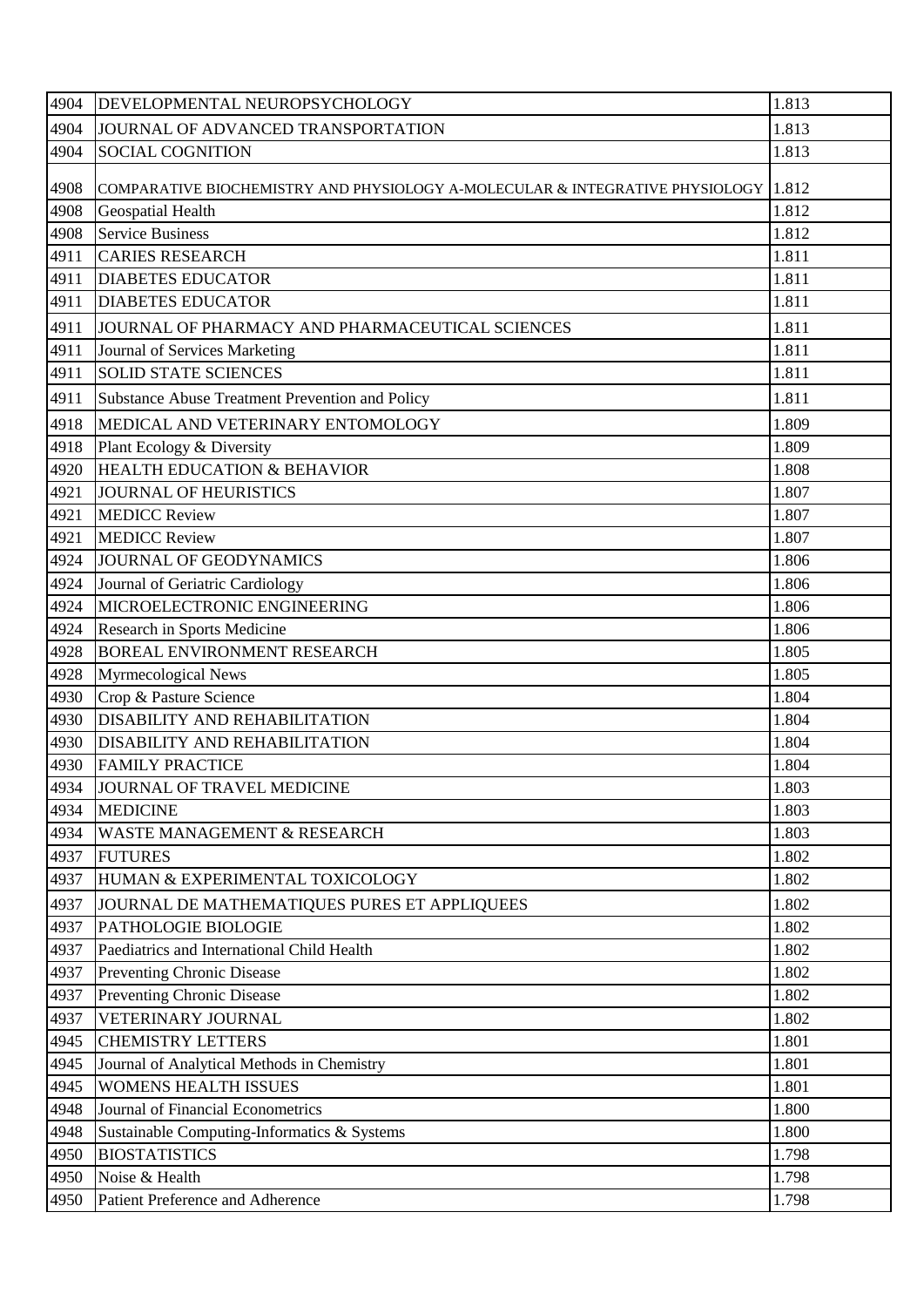| 4904 | DEVELOPMENTAL NEUROPSYCHOLOGY | 1.813 |
|---|---|---|
| 4904 | JOURNAL OF ADVANCED TRANSPORTATION | 1.813 |
| 4904 | SOCIAL COGNITION | 1.813 |
| 4908 | COMPARATIVE BIOCHEMISTRY AND PHYSIOLOGY A-MOLECULAR & INTEGRATIVE PHYSIOLOGY | 1.812 |
| 4908 | Geospatial Health | 1.812 |
| 4908 | Service Business | 1.812 |
| 4911 | CARIES RESEARCH | 1.811 |
| 4911 | DIABETES EDUCATOR | 1.811 |
| 4911 | DIABETES EDUCATOR | 1.811 |
| 4911 | JOURNAL OF PHARMACY AND PHARMACEUTICAL SCIENCES | 1.811 |
| 4911 | Journal of Services Marketing | 1.811 |
| 4911 | SOLID STATE SCIENCES | 1.811 |
| 4911 | Substance Abuse Treatment Prevention and Policy | 1.811 |
| 4918 | MEDICAL AND VETERINARY ENTOMOLOGY | 1.809 |
| 4918 | Plant Ecology & Diversity | 1.809 |
| 4920 | HEALTH EDUCATION & BEHAVIOR | 1.808 |
| 4921 | JOURNAL OF HEURISTICS | 1.807 |
| 4921 | MEDICC Review | 1.807 |
| 4921 | MEDICC Review | 1.807 |
| 4924 | JOURNAL OF GEODYNAMICS | 1.806 |
| 4924 | Journal of Geriatric Cardiology | 1.806 |
| 4924 | MICROELECTRONIC ENGINEERING | 1.806 |
| 4924 | Research in Sports Medicine | 1.806 |
| 4928 | BOREAL ENVIRONMENT RESEARCH | 1.805 |
| 4928 | Myrmecological News | 1.805 |
| 4930 | Crop & Pasture Science | 1.804 |
| 4930 | DISABILITY AND REHABILITATION | 1.804 |
| 4930 | DISABILITY AND REHABILITATION | 1.804 |
| 4930 | FAMILY PRACTICE | 1.804 |
| 4934 | JOURNAL OF TRAVEL MEDICINE | 1.803 |
| 4934 | MEDICINE | 1.803 |
| 4934 | WASTE MANAGEMENT & RESEARCH | 1.803 |
| 4937 | FUTURES | 1.802 |
| 4937 | HUMAN & EXPERIMENTAL TOXICOLOGY | 1.802 |
| 4937 | JOURNAL DE MATHEMATIQUES PURES ET APPLIQUEES | 1.802 |
| 4937 | PATHOLOGIE BIOLOGIE | 1.802 |
| 4937 | Paediatrics and International Child Health | 1.802 |
| 4937 | Preventing Chronic Disease | 1.802 |
| 4937 | Preventing Chronic Disease | 1.802 |
| 4937 | VETERINARY JOURNAL | 1.802 |
| 4945 | CHEMISTRY LETTERS | 1.801 |
| 4945 | Journal of Analytical Methods in Chemistry | 1.801 |
| 4945 | WOMENS HEALTH ISSUES | 1.801 |
| 4948 | Journal of Financial Econometrics | 1.800 |
| 4948 | Sustainable Computing-Informatics & Systems | 1.800 |
| 4950 | BIOSTATISTICS | 1.798 |
| 4950 | Noise & Health | 1.798 |
| 4950 | Patient Preference and Adherence | 1.798 |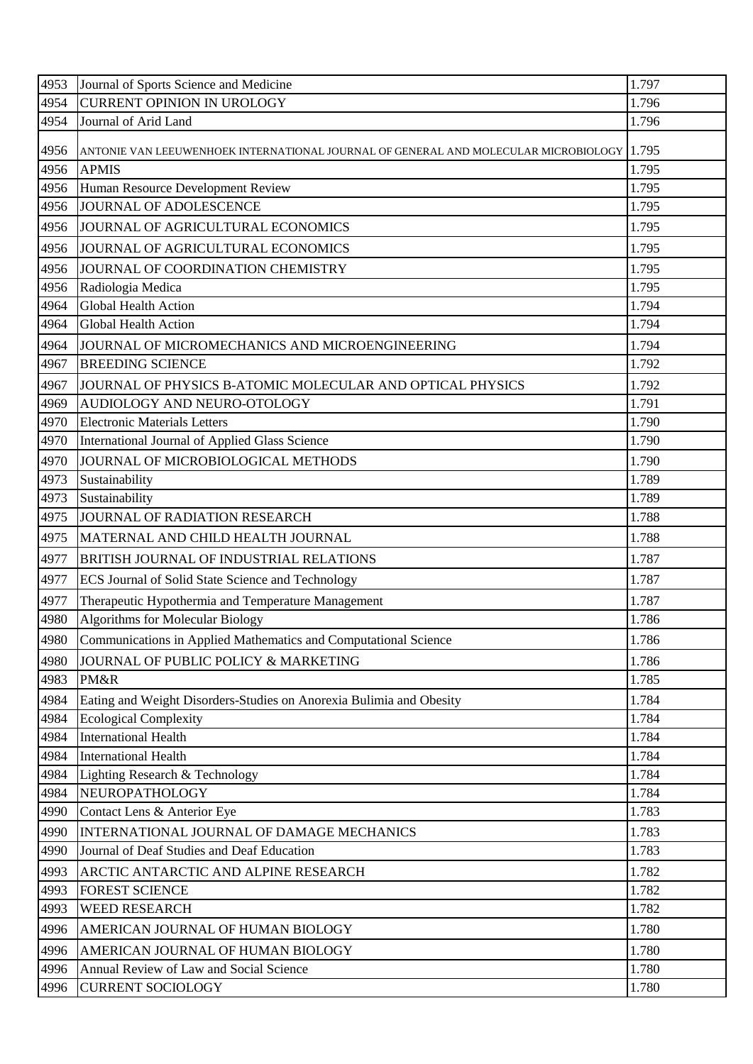| 4953 | Journal of Sports Science and Medicine | 1.797 |
|---|---|---|
| 4954 | CURRENT OPINION IN UROLOGY | 1.796 |
| 4954 | Journal of Arid Land | 1.796 |
| 4956 | ANTONIE VAN LEEUWENHOEK INTERNATIONAL JOURNAL OF GENERAL AND MOLECULAR MICROBIOLOGY | 1.795 |
| 4956 | APMIS | 1.795 |
| 4956 | Human Resource Development Review | 1.795 |
| 4956 | JOURNAL OF ADOLESCENCE | 1.795 |
| 4956 | JOURNAL OF AGRICULTURAL ECONOMICS | 1.795 |
| 4956 | JOURNAL OF AGRICULTURAL ECONOMICS | 1.795 |
| 4956 | JOURNAL OF COORDINATION CHEMISTRY | 1.795 |
| 4956 | Radiologia Medica | 1.795 |
| 4964 | Global Health Action | 1.794 |
| 4964 | Global Health Action | 1.794 |
| 4964 | JOURNAL OF MICROMECHANICS AND MICROENGINEERING | 1.794 |
| 4967 | BREEDING SCIENCE | 1.792 |
| 4967 | JOURNAL OF PHYSICS B-ATOMIC MOLECULAR AND OPTICAL PHYSICS | 1.792 |
| 4969 | AUDIOLOGY AND NEURO-OTOLOGY | 1.791 |
| 4970 | Electronic Materials Letters | 1.790 |
| 4970 | International Journal of Applied Glass Science | 1.790 |
| 4970 | JOURNAL OF MICROBIOLOGICAL METHODS | 1.790 |
| 4973 | Sustainability | 1.789 |
| 4973 | Sustainability | 1.789 |
| 4975 | JOURNAL OF RADIATION RESEARCH | 1.788 |
| 4975 | MATERNAL AND CHILD HEALTH JOURNAL | 1.788 |
| 4977 | BRITISH JOURNAL OF INDUSTRIAL RELATIONS | 1.787 |
| 4977 | ECS Journal of Solid State Science and Technology | 1.787 |
| 4977 | Therapeutic Hypothermia and Temperature Management | 1.787 |
| 4980 | Algorithms for Molecular Biology | 1.786 |
| 4980 | Communications in Applied Mathematics and Computational Science | 1.786 |
| 4980 | JOURNAL OF PUBLIC POLICY & MARKETING | 1.786 |
| 4983 | PM&R | 1.785 |
| 4984 | Eating and Weight Disorders-Studies on Anorexia Bulimia and Obesity | 1.784 |
| 4984 | Ecological Complexity | 1.784 |
| 4984 | International Health | 1.784 |
| 4984 | International Health | 1.784 |
| 4984 | Lighting Research & Technology | 1.784 |
| 4984 | NEUROPATHOLOGY | 1.784 |
| 4990 | Contact Lens & Anterior Eye | 1.783 |
| 4990 | INTERNATIONAL JOURNAL OF DAMAGE MECHANICS | 1.783 |
| 4990 | Journal of Deaf Studies and Deaf Education | 1.783 |
| 4993 | ARCTIC ANTARCTIC AND ALPINE RESEARCH | 1.782 |
| 4993 | FOREST SCIENCE | 1.782 |
| 4993 | WEED RESEARCH | 1.782 |
| 4996 | AMERICAN JOURNAL OF HUMAN BIOLOGY | 1.780 |
| 4996 | AMERICAN JOURNAL OF HUMAN BIOLOGY | 1.780 |
| 4996 | Annual Review of Law and Social Science | 1.780 |
| 4996 | CURRENT SOCIOLOGY | 1.780 |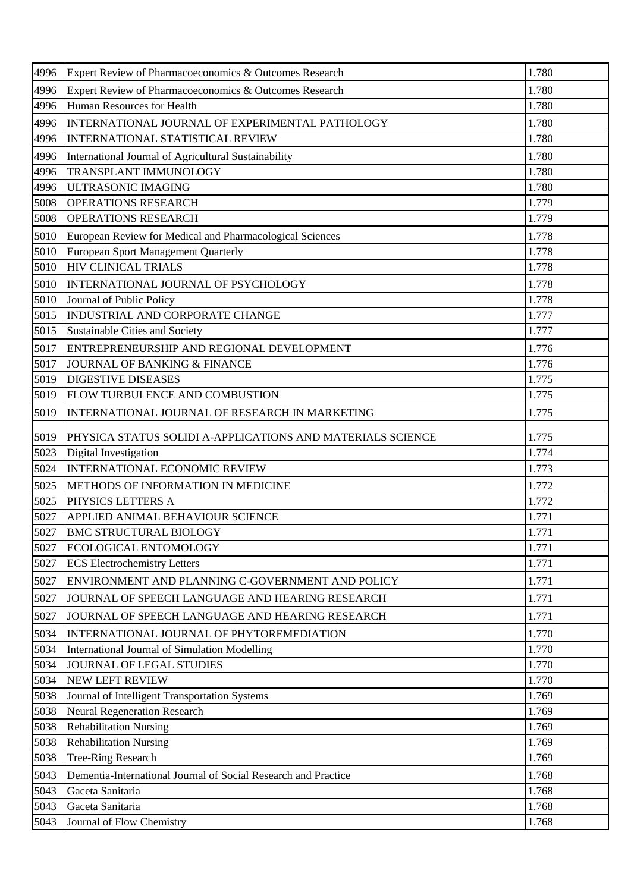| | | |
|---|---|---|
| 4996 | Expert Review of Pharmacoeconomics & Outcomes Research | 1.780 |
| 4996 | Expert Review of Pharmacoeconomics & Outcomes Research | 1.780 |
| 4996 | Human Resources for Health | 1.780 |
| 4996 | INTERNATIONAL JOURNAL OF EXPERIMENTAL PATHOLOGY | 1.780 |
| 4996 | INTERNATIONAL STATISTICAL REVIEW | 1.780 |
| 4996 | International Journal of Agricultural Sustainability | 1.780 |
| 4996 | TRANSPLANT IMMUNOLOGY | 1.780 |
| 4996 | ULTRASONIC IMAGING | 1.780 |
| 5008 | OPERATIONS RESEARCH | 1.779 |
| 5008 | OPERATIONS RESEARCH | 1.779 |
| 5010 | European Review for Medical and Pharmacological Sciences | 1.778 |
| 5010 | European Sport Management Quarterly | 1.778 |
| 5010 | HIV CLINICAL TRIALS | 1.778 |
| 5010 | INTERNATIONAL JOURNAL OF PSYCHOLOGY | 1.778 |
| 5010 | Journal of Public Policy | 1.778 |
| 5015 | INDUSTRIAL AND CORPORATE CHANGE | 1.777 |
| 5015 | Sustainable Cities and Society | 1.777 |
| 5017 | ENTREPRENEURSHIP AND REGIONAL DEVELOPMENT | 1.776 |
| 5017 | JOURNAL OF BANKING & FINANCE | 1.776 |
| 5019 | DIGESTIVE DISEASES | 1.775 |
| 5019 | FLOW TURBULENCE AND COMBUSTION | 1.775 |
| 5019 | INTERNATIONAL JOURNAL OF RESEARCH IN MARKETING | 1.775 |
| 5019 | PHYSICA STATUS SOLIDI A-APPLICATIONS AND MATERIALS SCIENCE | 1.775 |
| 5023 | Digital Investigation | 1.774 |
| 5024 | INTERNATIONAL ECONOMIC REVIEW | 1.773 |
| 5025 | METHODS OF INFORMATION IN MEDICINE | 1.772 |
| 5025 | PHYSICS LETTERS A | 1.772 |
| 5027 | APPLIED ANIMAL BEHAVIOUR SCIENCE | 1.771 |
| 5027 | BMC STRUCTURAL BIOLOGY | 1.771 |
| 5027 | ECOLOGICAL ENTOMOLOGY | 1.771 |
| 5027 | ECS Electrochemistry Letters | 1.771 |
| 5027 | ENVIRONMENT AND PLANNING C-GOVERNMENT AND POLICY | 1.771 |
| 5027 | JOURNAL OF SPEECH LANGUAGE AND HEARING RESEARCH | 1.771 |
| 5027 | JOURNAL OF SPEECH LANGUAGE AND HEARING RESEARCH | 1.771 |
| 5034 | INTERNATIONAL JOURNAL OF PHYTOREMEDIATION | 1.770 |
| 5034 | International Journal of Simulation Modelling | 1.770 |
| 5034 | JOURNAL OF LEGAL STUDIES | 1.770 |
| 5034 | NEW LEFT REVIEW | 1.770 |
| 5038 | Journal of Intelligent Transportation Systems | 1.769 |
| 5038 | Neural Regeneration Research | 1.769 |
| 5038 | Rehabilitation Nursing | 1.769 |
| 5038 | Rehabilitation Nursing | 1.769 |
| 5038 | Tree-Ring Research | 1.769 |
| 5043 | Dementia-International Journal of Social Research and Practice | 1.768 |
| 5043 | Gaceta Sanitaria | 1.768 |
| 5043 | Gaceta Sanitaria | 1.768 |
| 5043 | Journal of Flow Chemistry | 1.768 |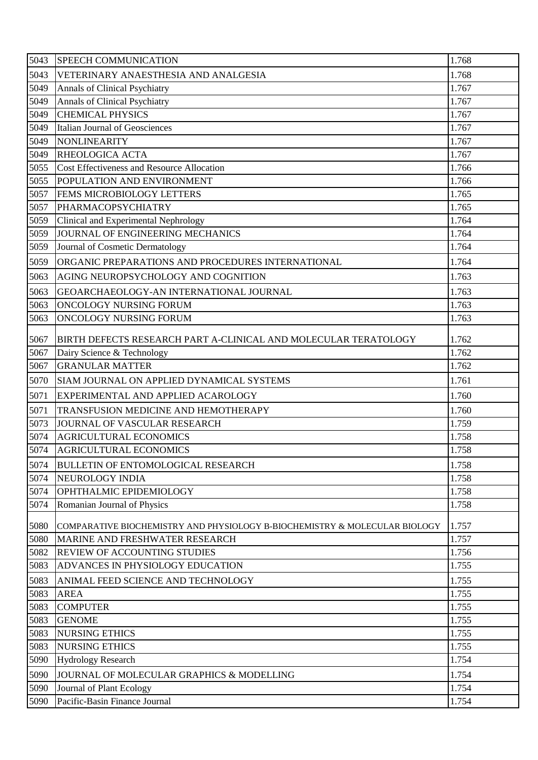| 5043 | SPEECH COMMUNICATION | 1.768 |
|---|---|---|
| 5043 | VETERINARY ANAESTHESIA AND ANALGESIA | 1.768 |
| 5049 | Annals of Clinical Psychiatry | 1.767 |
| 5049 | Annals of Clinical Psychiatry | 1.767 |
| 5049 | CHEMICAL PHYSICS | 1.767 |
| 5049 | Italian Journal of Geosciences | 1.767 |
| 5049 | NONLINEARITY | 1.767 |
| 5049 | RHEOLOGICA ACTA | 1.767 |
| 5055 | Cost Effectiveness and Resource Allocation | 1.766 |
| 5055 | POPULATION AND ENVIRONMENT | 1.766 |
| 5057 | FEMS MICROBIOLOGY LETTERS | 1.765 |
| 5057 | PHARMACOPSYCHIATRY | 1.765 |
| 5059 | Clinical and Experimental Nephrology | 1.764 |
| 5059 | JOURNAL OF ENGINEERING MECHANICS | 1.764 |
| 5059 | Journal of Cosmetic Dermatology | 1.764 |
| 5059 | ORGANIC PREPARATIONS AND PROCEDURES INTERNATIONAL | 1.764 |
| 5063 | AGING NEUROPSYCHOLOGY AND COGNITION | 1.763 |
| 5063 | GEOARCHAEOLOGY-AN INTERNATIONAL JOURNAL | 1.763 |
| 5063 | ONCOLOGY NURSING FORUM | 1.763 |
| 5063 | ONCOLOGY NURSING FORUM | 1.763 |
| 5067 | BIRTH DEFECTS RESEARCH PART A-CLINICAL AND MOLECULAR TERATOLOGY | 1.762 |
| 5067 | Dairy Science & Technology | 1.762 |
| 5067 | GRANULAR MATTER | 1.762 |
| 5070 | SIAM JOURNAL ON APPLIED DYNAMICAL SYSTEMS | 1.761 |
| 5071 | EXPERIMENTAL AND APPLIED ACAROLOGY | 1.760 |
| 5071 | TRANSFUSION MEDICINE AND HEMOTHERAPY | 1.760 |
| 5073 | JOURNAL OF VASCULAR RESEARCH | 1.759 |
| 5074 | AGRICULTURAL ECONOMICS | 1.758 |
| 5074 | AGRICULTURAL ECONOMICS | 1.758 |
| 5074 | BULLETIN OF ENTOMOLOGICAL RESEARCH | 1.758 |
| 5074 | NEUROLOGY INDIA | 1.758 |
| 5074 | OPHTHALMIC EPIDEMIOLOGY | 1.758 |
| 5074 | Romanian Journal of Physics | 1.758 |
| 5080 | COMPARATIVE BIOCHEMISTRY AND PHYSIOLOGY B-BIOCHEMISTRY & MOLECULAR BIOLOGY | 1.757 |
| 5080 | MARINE AND FRESHWATER RESEARCH | 1.757 |
| 5082 | REVIEW OF ACCOUNTING STUDIES | 1.756 |
| 5083 | ADVANCES IN PHYSIOLOGY EDUCATION | 1.755 |
| 5083 | ANIMAL FEED SCIENCE AND TECHNOLOGY | 1.755 |
| 5083 | AREA | 1.755 |
| 5083 | COMPUTER | 1.755 |
| 5083 | GENOME | 1.755 |
| 5083 | NURSING ETHICS | 1.755 |
| 5083 | NURSING ETHICS | 1.755 |
| 5090 | Hydrology Research | 1.754 |
| 5090 | JOURNAL OF MOLECULAR GRAPHICS & MODELLING | 1.754 |
| 5090 | Journal of Plant Ecology | 1.754 |
| 5090 | Pacific-Basin Finance Journal | 1.754 |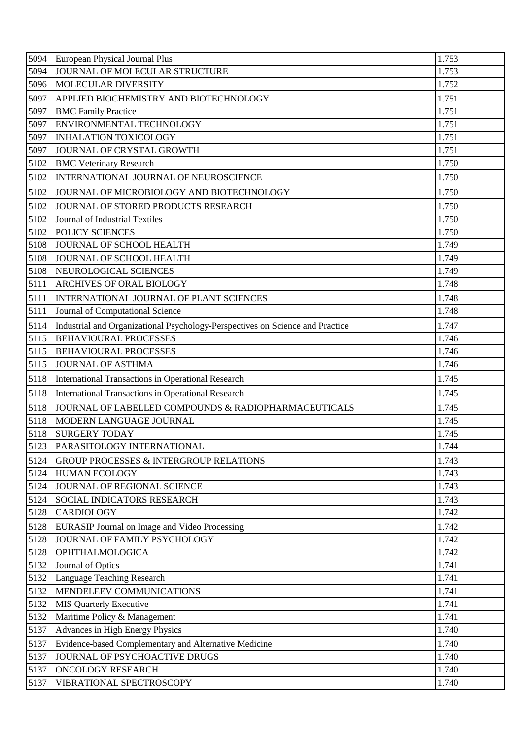| | | |
|---|---|---|
| 5094 | European Physical Journal Plus | 1.753 |
| 5094 | JOURNAL OF MOLECULAR STRUCTURE | 1.753 |
| 5096 | MOLECULAR DIVERSITY | 1.752 |
| 5097 | APPLIED BIOCHEMISTRY AND BIOTECHNOLOGY | 1.751 |
| 5097 | BMC Family Practice | 1.751 |
| 5097 | ENVIRONMENTAL TECHNOLOGY | 1.751 |
| 5097 | INHALATION TOXICOLOGY | 1.751 |
| 5097 | JOURNAL OF CRYSTAL GROWTH | 1.751 |
| 5102 | BMC Veterinary Research | 1.750 |
| 5102 | INTERNATIONAL JOURNAL OF NEUROSCIENCE | 1.750 |
| 5102 | JOURNAL OF MICROBIOLOGY AND BIOTECHNOLOGY | 1.750 |
| 5102 | JOURNAL OF STORED PRODUCTS RESEARCH | 1.750 |
| 5102 | Journal of Industrial Textiles | 1.750 |
| 5102 | POLICY SCIENCES | 1.750 |
| 5108 | JOURNAL OF SCHOOL HEALTH | 1.749 |
| 5108 | JOURNAL OF SCHOOL HEALTH | 1.749 |
| 5108 | NEUROLOGICAL SCIENCES | 1.749 |
| 5111 | ARCHIVES OF ORAL BIOLOGY | 1.748 |
| 5111 | INTERNATIONAL JOURNAL OF PLANT SCIENCES | 1.748 |
| 5111 | Journal of Computational Science | 1.748 |
| 5114 | Industrial and Organizational Psychology-Perspectives on Science and Practice | 1.747 |
| 5115 | BEHAVIOURAL PROCESSES | 1.746 |
| 5115 | BEHAVIOURAL PROCESSES | 1.746 |
| 5115 | JOURNAL OF ASTHMA | 1.746 |
| 5118 | International Transactions in Operational Research | 1.745 |
| 5118 | International Transactions in Operational Research | 1.745 |
| 5118 | JOURNAL OF LABELLED COMPOUNDS & RADIOPHARMACEUTICALS | 1.745 |
| 5118 | MODERN LANGUAGE JOURNAL | 1.745 |
| 5118 | SURGERY TODAY | 1.745 |
| 5123 | PARASITOLOGY INTERNATIONAL | 1.744 |
| 5124 | GROUP PROCESSES & INTERGROUP RELATIONS | 1.743 |
| 5124 | HUMAN ECOLOGY | 1.743 |
| 5124 | JOURNAL OF REGIONAL SCIENCE | 1.743 |
| 5124 | SOCIAL INDICATORS RESEARCH | 1.743 |
| 5128 | CARDIOLOGY | 1.742 |
| 5128 | EURASIP Journal on Image and Video Processing | 1.742 |
| 5128 | JOURNAL OF FAMILY PSYCHOLOGY | 1.742 |
| 5128 | OPHTHALMOLOGICA | 1.742 |
| 5132 | Journal of Optics | 1.741 |
| 5132 | Language Teaching Research | 1.741 |
| 5132 | MENDELEEV COMMUNICATIONS | 1.741 |
| 5132 | MIS Quarterly Executive | 1.741 |
| 5132 | Maritime Policy & Management | 1.741 |
| 5137 | Advances in High Energy Physics | 1.740 |
| 5137 | Evidence-based Complementary and Alternative Medicine | 1.740 |
| 5137 | JOURNAL OF PSYCHOACTIVE DRUGS | 1.740 |
| 5137 | ONCOLOGY RESEARCH | 1.740 |
| 5137 | VIBRATIONAL SPECTROSCOPY | 1.740 |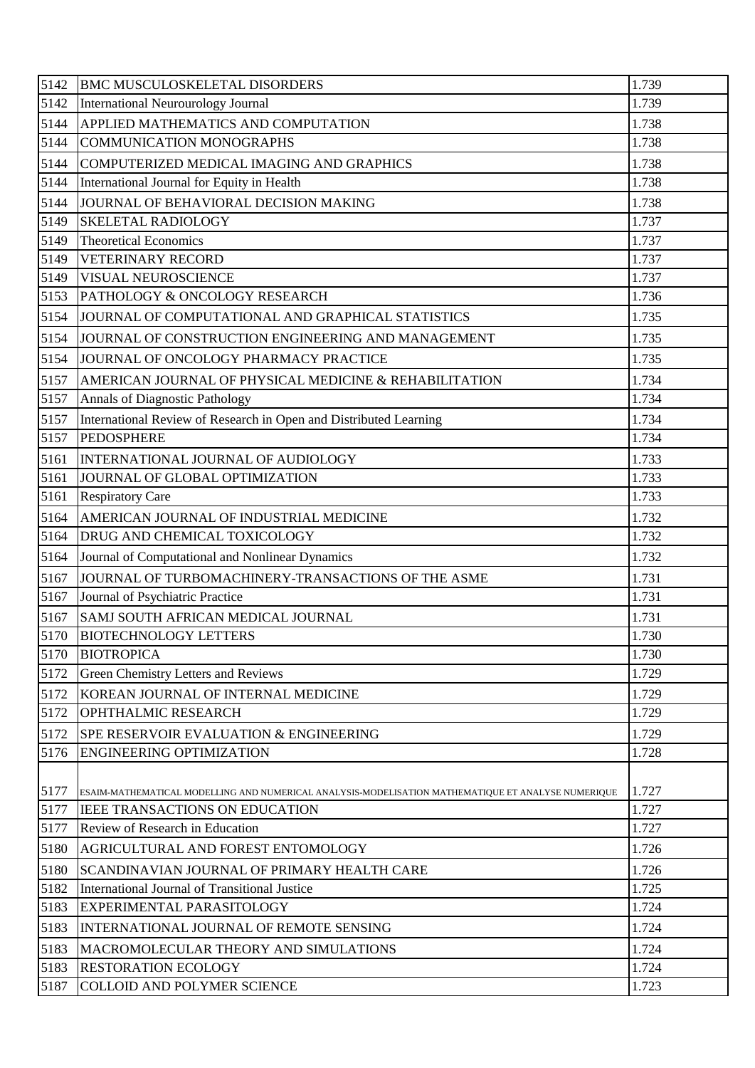| 5142 | BMC MUSCULOSKELETAL DISORDERS | 1.739 |
|---|---|---|
| 5142 | International Neurourology Journal | 1.739 |
| 5144 | APPLIED MATHEMATICS AND COMPUTATION | 1.738 |
| 5144 | COMMUNICATION MONOGRAPHS | 1.738 |
| 5144 | COMPUTERIZED MEDICAL IMAGING AND GRAPHICS | 1.738 |
| 5144 | International Journal for Equity in Health | 1.738 |
| 5144 | JOURNAL OF BEHAVIORAL DECISION MAKING | 1.738 |
| 5149 | SKELETAL RADIOLOGY | 1.737 |
| 5149 | Theoretical Economics | 1.737 |
| 5149 | VETERINARY RECORD | 1.737 |
| 5149 | VISUAL NEUROSCIENCE | 1.737 |
| 5153 | PATHOLOGY & ONCOLOGY RESEARCH | 1.736 |
| 5154 | JOURNAL OF COMPUTATIONAL AND GRAPHICAL STATISTICS | 1.735 |
| 5154 | JOURNAL OF CONSTRUCTION ENGINEERING AND MANAGEMENT | 1.735 |
| 5154 | JOURNAL OF ONCOLOGY PHARMACY PRACTICE | 1.735 |
| 5157 | AMERICAN JOURNAL OF PHYSICAL MEDICINE & REHABILITATION | 1.734 |
| 5157 | Annals of Diagnostic Pathology | 1.734 |
| 5157 | International Review of Research in Open and Distributed Learning | 1.734 |
| 5157 | PEDOSPHERE | 1.734 |
| 5161 | INTERNATIONAL JOURNAL OF AUDIOLOGY | 1.733 |
| 5161 | JOURNAL OF GLOBAL OPTIMIZATION | 1.733 |
| 5161 | Respiratory Care | 1.733 |
| 5164 | AMERICAN JOURNAL OF INDUSTRIAL MEDICINE | 1.732 |
| 5164 | DRUG AND CHEMICAL TOXICOLOGY | 1.732 |
| 5164 | Journal of Computational and Nonlinear Dynamics | 1.732 |
| 5167 | JOURNAL OF TURBOMACHINERY-TRANSACTIONS OF THE ASME | 1.731 |
| 5167 | Journal of Psychiatric Practice | 1.731 |
| 5167 | SAMJ SOUTH AFRICAN MEDICAL JOURNAL | 1.731 |
| 5170 | BIOTECHNOLOGY LETTERS | 1.730 |
| 5170 | BIOTROPICA | 1.730 |
| 5172 | Green Chemistry Letters and Reviews | 1.729 |
| 5172 | KOREAN JOURNAL OF INTERNAL MEDICINE | 1.729 |
| 5172 | OPHTHALMIC RESEARCH | 1.729 |
| 5172 | SPE RESERVOIR EVALUATION & ENGINEERING | 1.729 |
| 5176 | ENGINEERING OPTIMIZATION | 1.728 |
| 5177 | ESAIM-MATHEMATICAL MODELLING AND NUMERICAL ANALYSIS-MODELISATION MATHEMATIQUE ET ANALYSE NUMERIQUE | 1.727 |
| 5177 | IEEE TRANSACTIONS ON EDUCATION | 1.727 |
| 5177 | Review of Research in Education | 1.727 |
| 5180 | AGRICULTURAL AND FOREST ENTOMOLOGY | 1.726 |
| 5180 | SCANDINAVIAN JOURNAL OF PRIMARY HEALTH CARE | 1.726 |
| 5182 | International Journal of Transitional Justice | 1.725 |
| 5183 | EXPERIMENTAL PARASITOLOGY | 1.724 |
| 5183 | INTERNATIONAL JOURNAL OF REMOTE SENSING | 1.724 |
| 5183 | MACROMOLECULAR THEORY AND SIMULATIONS | 1.724 |
| 5183 | RESTORATION ECOLOGY | 1.724 |
| 5187 | COLLOID AND POLYMER SCIENCE | 1.723 |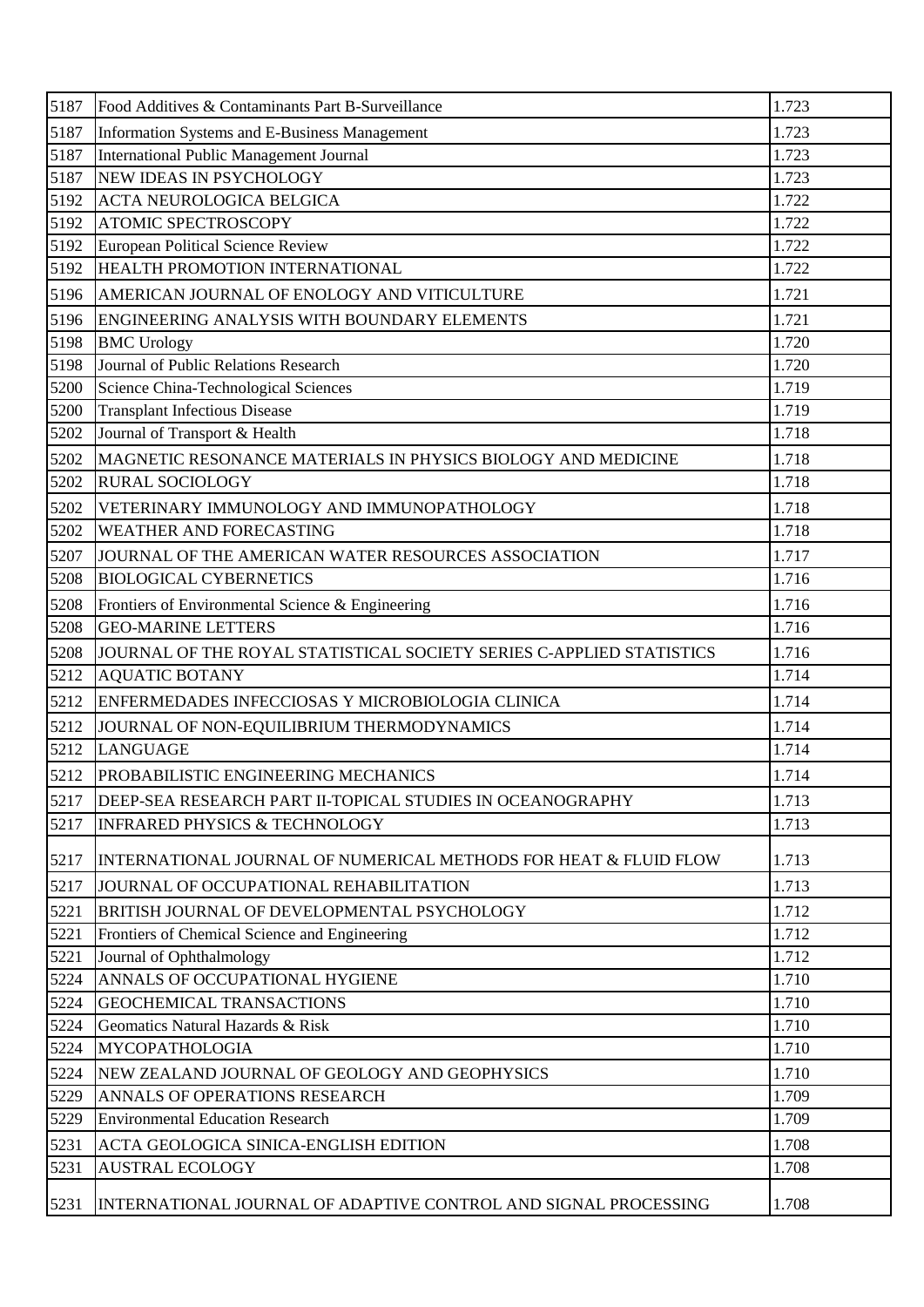| 5187 | Food Additives & Contaminants Part B-Surveillance | 1.723 |
|---|---|---|
| 5187 | Information Systems and E-Business Management | 1.723 |
| 5187 | International Public Management Journal | 1.723 |
| 5187 | NEW IDEAS IN PSYCHOLOGY | 1.723 |
| 5192 | ACTA NEUROLOGICA BELGICA | 1.722 |
| 5192 | ATOMIC SPECTROSCOPY | 1.722 |
| 5192 | European Political Science Review | 1.722 |
| 5192 | HEALTH PROMOTION INTERNATIONAL | 1.722 |
| 5196 | AMERICAN JOURNAL OF ENOLOGY AND VITICULTURE | 1.721 |
| 5196 | ENGINEERING ANALYSIS WITH BOUNDARY ELEMENTS | 1.721 |
| 5198 | BMC Urology | 1.720 |
| 5198 | Journal of Public Relations Research | 1.720 |
| 5200 | Science China-Technological Sciences | 1.719 |
| 5200 | Transplant Infectious Disease | 1.719 |
| 5202 | Journal of Transport & Health | 1.718 |
| 5202 | MAGNETIC RESONANCE MATERIALS IN PHYSICS BIOLOGY AND MEDICINE | 1.718 |
| 5202 | RURAL SOCIOLOGY | 1.718 |
| 5202 | VETERINARY IMMUNOLOGY AND IMMUNOPATHOLOGY | 1.718 |
| 5202 | WEATHER AND FORECASTING | 1.718 |
| 5207 | JOURNAL OF THE AMERICAN WATER RESOURCES ASSOCIATION | 1.717 |
| 5208 | BIOLOGICAL CYBERNETICS | 1.716 |
| 5208 | Frontiers of Environmental Science & Engineering | 1.716 |
| 5208 | GEO-MARINE LETTERS | 1.716 |
| 5208 | JOURNAL OF THE ROYAL STATISTICAL SOCIETY SERIES C-APPLIED STATISTICS | 1.716 |
| 5212 | AQUATIC BOTANY | 1.714 |
| 5212 | ENFERMEDADES INFECCIOSAS Y MICROBIOLOGIA CLINICA | 1.714 |
| 5212 | JOURNAL OF NON-EQUILIBRIUM THERMODYNAMICS | 1.714 |
| 5212 | LANGUAGE | 1.714 |
| 5212 | PROBABILISTIC ENGINEERING MECHANICS | 1.714 |
| 5217 | DEEP-SEA RESEARCH PART II-TOPICAL STUDIES IN OCEANOGRAPHY | 1.713 |
| 5217 | INFRARED PHYSICS & TECHNOLOGY | 1.713 |
| 5217 | INTERNATIONAL JOURNAL OF NUMERICAL METHODS FOR HEAT & FLUID FLOW | 1.713 |
| 5217 | JOURNAL OF OCCUPATIONAL REHABILITATION | 1.713 |
| 5221 | BRITISH JOURNAL OF DEVELOPMENTAL PSYCHOLOGY | 1.712 |
| 5221 | Frontiers of Chemical Science and Engineering | 1.712 |
| 5221 | Journal of Ophthalmology | 1.712 |
| 5224 | ANNALS OF OCCUPATIONAL HYGIENE | 1.710 |
| 5224 | GEOCHEMICAL TRANSACTIONS | 1.710 |
| 5224 | Geomatics Natural Hazards & Risk | 1.710 |
| 5224 | MYCOPATHOLOGIA | 1.710 |
| 5224 | NEW ZEALAND JOURNAL OF GEOLOGY AND GEOPHYSICS | 1.710 |
| 5229 | ANNALS OF OPERATIONS RESEARCH | 1.709 |
| 5229 | Environmental Education Research | 1.709 |
| 5231 | ACTA GEOLOGICA SINICA-ENGLISH EDITION | 1.708 |
| 5231 | AUSTRAL ECOLOGY | 1.708 |
| 5231 | INTERNATIONAL JOURNAL OF ADAPTIVE CONTROL AND SIGNAL PROCESSING | 1.708 |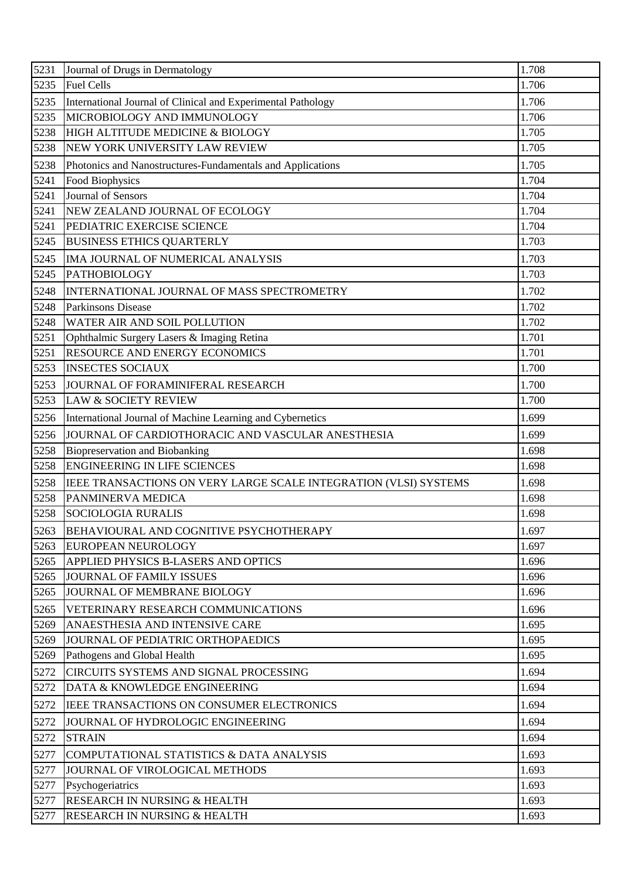| 5231 | Journal of Drugs in Dermatology | 1.708 |
|---|---|---|
| 5235 | Fuel Cells | 1.706 |
| 5235 | International Journal of Clinical and Experimental Pathology | 1.706 |
| 5235 | MICROBIOLOGY AND IMMUNOLOGY | 1.706 |
| 5238 | HIGH ALTITUDE MEDICINE & BIOLOGY | 1.705 |
| 5238 | NEW YORK UNIVERSITY LAW REVIEW | 1.705 |
| 5238 | Photonics and Nanostructures-Fundamentals and Applications | 1.705 |
| 5241 | Food Biophysics | 1.704 |
| 5241 | Journal of Sensors | 1.704 |
| 5241 | NEW ZEALAND JOURNAL OF ECOLOGY | 1.704 |
| 5241 | PEDIATRIC EXERCISE SCIENCE | 1.704 |
| 5245 | BUSINESS ETHICS QUARTERLY | 1.703 |
| 5245 | IMA JOURNAL OF NUMERICAL ANALYSIS | 1.703 |
| 5245 | PATHOBIOLOGY | 1.703 |
| 5248 | INTERNATIONAL JOURNAL OF MASS SPECTROMETRY | 1.702 |
| 5248 | Parkinsons Disease | 1.702 |
| 5248 | WATER AIR AND SOIL POLLUTION | 1.702 |
| 5251 | Ophthalmic Surgery Lasers & Imaging Retina | 1.701 |
| 5251 | RESOURCE AND ENERGY ECONOMICS | 1.701 |
| 5253 | INSECTES SOCIAUX | 1.700 |
| 5253 | JOURNAL OF FORAMINIFERAL RESEARCH | 1.700 |
| 5253 | LAW & SOCIETY REVIEW | 1.700 |
| 5256 | International Journal of Machine Learning and Cybernetics | 1.699 |
| 5256 | JOURNAL OF CARDIOTHORACIC AND VASCULAR ANESTHESIA | 1.699 |
| 5258 | Biopreservation and Biobanking | 1.698 |
| 5258 | ENGINEERING IN LIFE SCIENCES | 1.698 |
| 5258 | IEEE TRANSACTIONS ON VERY LARGE SCALE INTEGRATION (VLSI) SYSTEMS | 1.698 |
| 5258 | PANMINERVA MEDICA | 1.698 |
| 5258 | SOCIOLOGIA RURALIS | 1.698 |
| 5263 | BEHAVIOURAL AND COGNITIVE PSYCHOTHERAPY | 1.697 |
| 5263 | EUROPEAN NEUROLOGY | 1.697 |
| 5265 | APPLIED PHYSICS B-LASERS AND OPTICS | 1.696 |
| 5265 | JOURNAL OF FAMILY ISSUES | 1.696 |
| 5265 | JOURNAL OF MEMBRANE BIOLOGY | 1.696 |
| 5265 | VETERINARY RESEARCH COMMUNICATIONS | 1.696 |
| 5269 | ANAESTHESIA AND INTENSIVE CARE | 1.695 |
| 5269 | JOURNAL OF PEDIATRIC ORTHOPAEDICS | 1.695 |
| 5269 | Pathogens and Global Health | 1.695 |
| 5272 | CIRCUITS SYSTEMS AND SIGNAL PROCESSING | 1.694 |
| 5272 | DATA & KNOWLEDGE ENGINEERING | 1.694 |
| 5272 | IEEE TRANSACTIONS ON CONSUMER ELECTRONICS | 1.694 |
| 5272 | JOURNAL OF HYDROLOGIC ENGINEERING | 1.694 |
| 5272 | STRAIN | 1.694 |
| 5277 | COMPUTATIONAL STATISTICS & DATA ANALYSIS | 1.693 |
| 5277 | JOURNAL OF VIROLOGICAL METHODS | 1.693 |
| 5277 | Psychogeriatrics | 1.693 |
| 5277 | RESEARCH IN NURSING & HEALTH | 1.693 |
| 5277 | RESEARCH IN NURSING & HEALTH | 1.693 |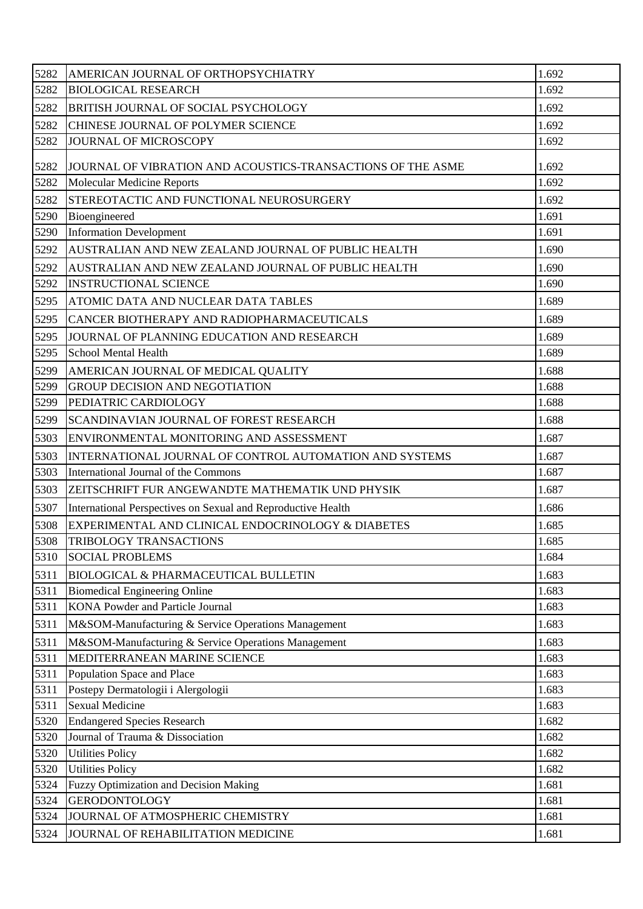| 5282 | AMERICAN JOURNAL OF ORTHOPSYCHIATRY | 1.692 |
|---|---|---|
| 5282 | BIOLOGICAL RESEARCH | 1.692 |
| 5282 | BRITISH JOURNAL OF SOCIAL PSYCHOLOGY | 1.692 |
| 5282 | CHINESE JOURNAL OF POLYMER SCIENCE | 1.692 |
| 5282 | JOURNAL OF MICROSCOPY | 1.692 |
| 5282 | JOURNAL OF VIBRATION AND ACOUSTICS-TRANSACTIONS OF THE ASME | 1.692 |
| 5282 | Molecular Medicine Reports | 1.692 |
| 5282 | STEREOTACTIC AND FUNCTIONAL NEUROSURGERY | 1.692 |
| 5290 | Bioengineered | 1.691 |
| 5290 | Information Development | 1.691 |
| 5292 | AUSTRALIAN AND NEW ZEALAND JOURNAL OF PUBLIC HEALTH | 1.690 |
| 5292 | AUSTRALIAN AND NEW ZEALAND JOURNAL OF PUBLIC HEALTH | 1.690 |
| 5292 | INSTRUCTIONAL SCIENCE | 1.690 |
| 5295 | ATOMIC DATA AND NUCLEAR DATA TABLES | 1.689 |
| 5295 | CANCER BIOTHERAPY AND RADIOPHARMACEUTICALS | 1.689 |
| 5295 | JOURNAL OF PLANNING EDUCATION AND RESEARCH | 1.689 |
| 5295 | School Mental Health | 1.689 |
| 5299 | AMERICAN JOURNAL OF MEDICAL QUALITY | 1.688 |
| 5299 | GROUP DECISION AND NEGOTIATION | 1.688 |
| 5299 | PEDIATRIC CARDIOLOGY | 1.688 |
| 5299 | SCANDINAVIAN JOURNAL OF FOREST RESEARCH | 1.688 |
| 5303 | ENVIRONMENTAL MONITORING AND ASSESSMENT | 1.687 |
| 5303 | INTERNATIONAL JOURNAL OF CONTROL AUTOMATION AND SYSTEMS | 1.687 |
| 5303 | International Journal of the Commons | 1.687 |
| 5303 | ZEITSCHRIFT FUR ANGEWANDTE MATHEMATIK UND PHYSIK | 1.687 |
| 5307 | International Perspectives on Sexual and Reproductive Health | 1.686 |
| 5308 | EXPERIMENTAL AND CLINICAL ENDOCRINOLOGY & DIABETES | 1.685 |
| 5308 | TRIBOLOGY TRANSACTIONS | 1.685 |
| 5310 | SOCIAL PROBLEMS | 1.684 |
| 5311 | BIOLOGICAL & PHARMACEUTICAL BULLETIN | 1.683 |
| 5311 | Biomedical Engineering Online | 1.683 |
| 5311 | KONA Powder and Particle Journal | 1.683 |
| 5311 | M&SOM-Manufacturing & Service Operations Management | 1.683 |
| 5311 | M&SOM-Manufacturing & Service Operations Management | 1.683 |
| 5311 | MEDITERRANEAN MARINE SCIENCE | 1.683 |
| 5311 | Population Space and Place | 1.683 |
| 5311 | Postepy Dermatologii i Alergologii | 1.683 |
| 5311 | Sexual Medicine | 1.683 |
| 5320 | Endangered Species Research | 1.682 |
| 5320 | Journal of Trauma & Dissociation | 1.682 |
| 5320 | Utilities Policy | 1.682 |
| 5320 | Utilities Policy | 1.682 |
| 5324 | Fuzzy Optimization and Decision Making | 1.681 |
| 5324 | GERODONTOLOGY | 1.681 |
| 5324 | JOURNAL OF ATMOSPHERIC CHEMISTRY | 1.681 |
| 5324 | JOURNAL OF REHABILITATION MEDICINE | 1.681 |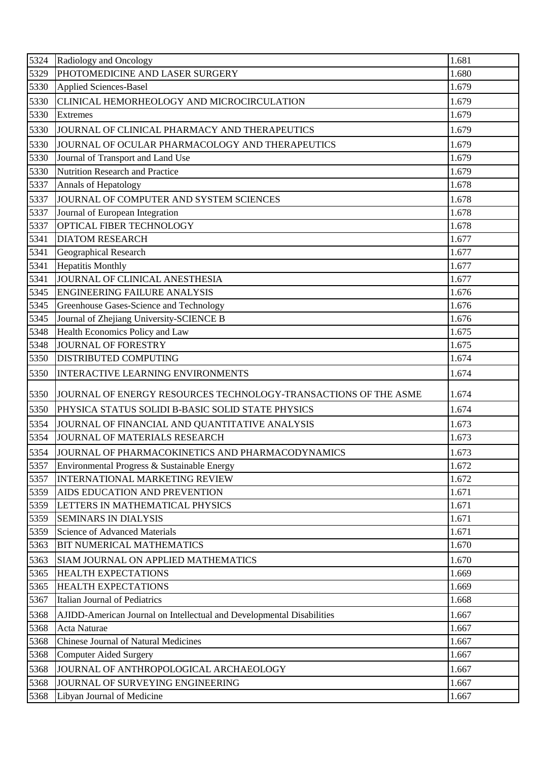| 5324 | Radiology and Oncology | 1.681 |
|---|---|---|
| 5329 | PHOTOMEDICINE AND LASER SURGERY | 1.680 |
| 5330 | Applied Sciences-Basel | 1.679 |
| 5330 | CLINICAL HEMORHEOLOGY AND MICROCIRCULATION | 1.679 |
| 5330 | Extremes | 1.679 |
| 5330 | JOURNAL OF CLINICAL PHARMACY AND THERAPEUTICS | 1.679 |
| 5330 | JOURNAL OF OCULAR PHARMACOLOGY AND THERAPEUTICS | 1.679 |
| 5330 | Journal of Transport and Land Use | 1.679 |
| 5330 | Nutrition Research and Practice | 1.679 |
| 5337 | Annals of Hepatology | 1.678 |
| 5337 | JOURNAL OF COMPUTER AND SYSTEM SCIENCES | 1.678 |
| 5337 | Journal of European Integration | 1.678 |
| 5337 | OPTICAL FIBER TECHNOLOGY | 1.678 |
| 5341 | DIATOM RESEARCH | 1.677 |
| 5341 | Geographical Research | 1.677 |
| 5341 | Hepatitis Monthly | 1.677 |
| 5341 | JOURNAL OF CLINICAL ANESTHESIA | 1.677 |
| 5345 | ENGINEERING FAILURE ANALYSIS | 1.676 |
| 5345 | Greenhouse Gases-Science and Technology | 1.676 |
| 5345 | Journal of Zhejiang University-SCIENCE B | 1.676 |
| 5348 | Health Economics Policy and Law | 1.675 |
| 5348 | JOURNAL OF FORESTRY | 1.675 |
| 5350 | DISTRIBUTED COMPUTING | 1.674 |
| 5350 | INTERACTIVE LEARNING ENVIRONMENTS | 1.674 |
| 5350 | JOURNAL OF ENERGY RESOURCES TECHNOLOGY-TRANSACTIONS OF THE ASME | 1.674 |
| 5350 | PHYSICA STATUS SOLIDI B-BASIC SOLID STATE PHYSICS | 1.674 |
| 5354 | JOURNAL OF FINANCIAL AND QUANTITATIVE ANALYSIS | 1.673 |
| 5354 | JOURNAL OF MATERIALS RESEARCH | 1.673 |
| 5354 | JOURNAL OF PHARMACOKINETICS AND PHARMACODYNAMICS | 1.673 |
| 5357 | Environmental Progress & Sustainable Energy | 1.672 |
| 5357 | INTERNATIONAL MARKETING REVIEW | 1.672 |
| 5359 | AIDS EDUCATION AND PREVENTION | 1.671 |
| 5359 | LETTERS IN MATHEMATICAL PHYSICS | 1.671 |
| 5359 | SEMINARS IN DIALYSIS | 1.671 |
| 5359 | Science of Advanced Materials | 1.671 |
| 5363 | BIT NUMERICAL MATHEMATICS | 1.670 |
| 5363 | SIAM JOURNAL ON APPLIED MATHEMATICS | 1.670 |
| 5365 | HEALTH EXPECTATIONS | 1.669 |
| 5365 | HEALTH EXPECTATIONS | 1.669 |
| 5367 | Italian Journal of Pediatrics | 1.668 |
| 5368 | AJIDD-American Journal on Intellectual and Developmental Disabilities | 1.667 |
| 5368 | Acta Naturae | 1.667 |
| 5368 | Chinese Journal of Natural Medicines | 1.667 |
| 5368 | Computer Aided Surgery | 1.667 |
| 5368 | JOURNAL OF ANTHROPOLOGICAL ARCHAEOLOGY | 1.667 |
| 5368 | JOURNAL OF SURVEYING ENGINEERING | 1.667 |
| 5368 | Libyan Journal of Medicine | 1.667 |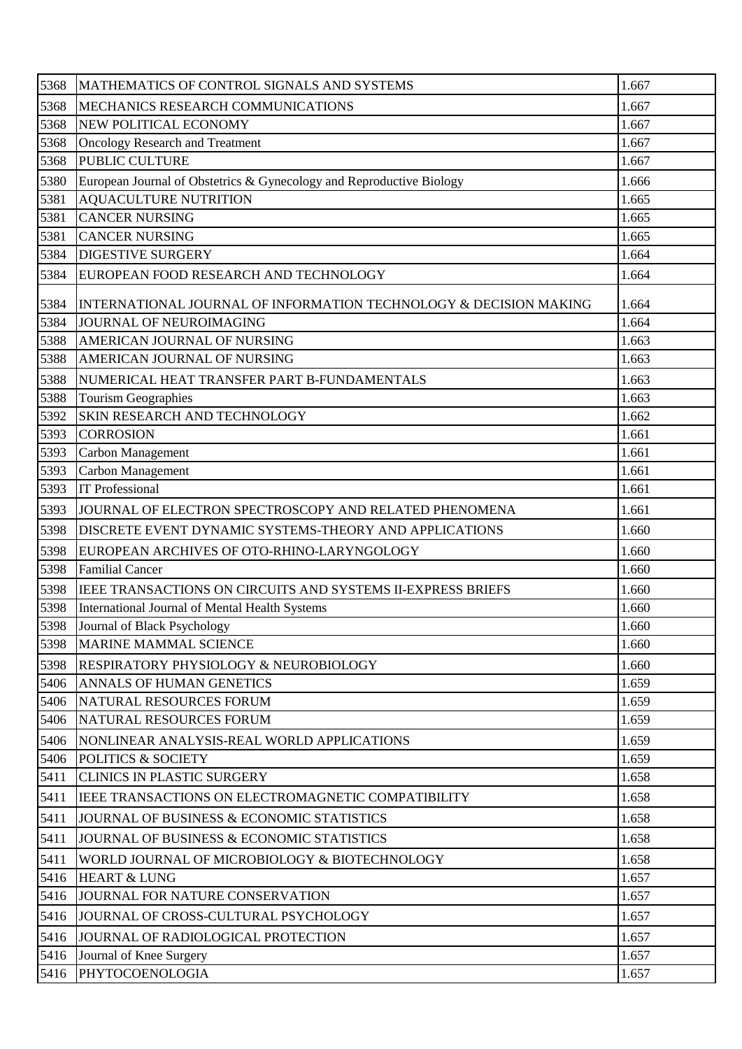| 5368 | MATHEMATICS OF CONTROL SIGNALS AND SYSTEMS | 1.667 |
|---|---|---|
| 5368 | MECHANICS RESEARCH COMMUNICATIONS | 1.667 |
| 5368 | NEW POLITICAL ECONOMY | 1.667 |
| 5368 | Oncology Research and Treatment | 1.667 |
| 5368 | PUBLIC CULTURE | 1.667 |
| 5380 | European Journal of Obstetrics & Gynecology and Reproductive Biology | 1.666 |
| 5381 | AQUACULTURE NUTRITION | 1.665 |
| 5381 | CANCER NURSING | 1.665 |
| 5381 | CANCER NURSING | 1.665 |
| 5384 | DIGESTIVE SURGERY | 1.664 |
| 5384 | EUROPEAN FOOD RESEARCH AND TECHNOLOGY | 1.664 |
| 5384 | INTERNATIONAL JOURNAL OF INFORMATION TECHNOLOGY & DECISION MAKING | 1.664 |
| 5384 | JOURNAL OF NEUROIMAGING | 1.664 |
| 5388 | AMERICAN JOURNAL OF NURSING | 1.663 |
| 5388 | AMERICAN JOURNAL OF NURSING | 1.663 |
| 5388 | NUMERICAL HEAT TRANSFER PART B-FUNDAMENTALS | 1.663 |
| 5388 | Tourism Geographies | 1.663 |
| 5392 | SKIN RESEARCH AND TECHNOLOGY | 1.662 |
| 5393 | CORROSION | 1.661 |
| 5393 | Carbon Management | 1.661 |
| 5393 | Carbon Management | 1.661 |
| 5393 | IT Professional | 1.661 |
| 5393 | JOURNAL OF ELECTRON SPECTROSCOPY AND RELATED PHENOMENA | 1.661 |
| 5398 | DISCRETE EVENT DYNAMIC SYSTEMS-THEORY AND APPLICATIONS | 1.660 |
| 5398 | EUROPEAN ARCHIVES OF OTO-RHINO-LARYNGOLOGY | 1.660 |
| 5398 | Familial Cancer | 1.660 |
| 5398 | IEEE TRANSACTIONS ON CIRCUITS AND SYSTEMS II-EXPRESS BRIEFS | 1.660 |
| 5398 | International Journal of Mental Health Systems | 1.660 |
| 5398 | Journal of Black Psychology | 1.660 |
| 5398 | MARINE MAMMAL SCIENCE | 1.660 |
| 5398 | RESPIRATORY PHYSIOLOGY & NEUROBIOLOGY | 1.660 |
| 5406 | ANNALS OF HUMAN GENETICS | 1.659 |
| 5406 | NATURAL RESOURCES FORUM | 1.659 |
| 5406 | NATURAL RESOURCES FORUM | 1.659 |
| 5406 | NONLINEAR ANALYSIS-REAL WORLD APPLICATIONS | 1.659 |
| 5406 | POLITICS & SOCIETY | 1.659 |
| 5411 | CLINICS IN PLASTIC SURGERY | 1.658 |
| 5411 | IEEE TRANSACTIONS ON ELECTROMAGNETIC COMPATIBILITY | 1.658 |
| 5411 | JOURNAL OF BUSINESS & ECONOMIC STATISTICS | 1.658 |
| 5411 | JOURNAL OF BUSINESS & ECONOMIC STATISTICS | 1.658 |
| 5411 | WORLD JOURNAL OF MICROBIOLOGY & BIOTECHNOLOGY | 1.658 |
| 5416 | HEART & LUNG | 1.657 |
| 5416 | JOURNAL FOR NATURE CONSERVATION | 1.657 |
| 5416 | JOURNAL OF CROSS-CULTURAL PSYCHOLOGY | 1.657 |
| 5416 | JOURNAL OF RADIOLOGICAL PROTECTION | 1.657 |
| 5416 | Journal of Knee Surgery | 1.657 |
| 5416 | PHYTOCOENOLOGIA | 1.657 |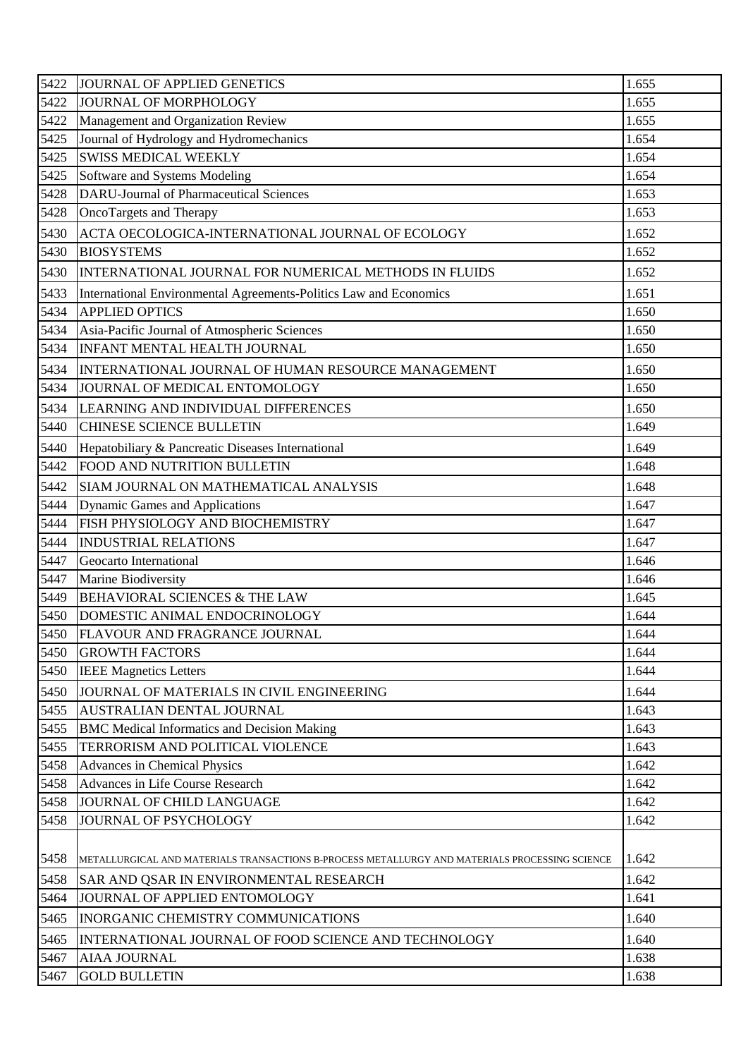| 5422 | JOURNAL OF APPLIED GENETICS | 1.655 |
|---|---|---|
| 5422 | JOURNAL OF MORPHOLOGY | 1.655 |
| 5422 | Management and Organization Review | 1.655 |
| 5425 | Journal of Hydrology and Hydromechanics | 1.654 |
| 5425 | SWISS MEDICAL WEEKLY | 1.654 |
| 5425 | Software and Systems Modeling | 1.654 |
| 5428 | DARU-Journal of Pharmaceutical Sciences | 1.653 |
| 5428 | OncoTargets and Therapy | 1.653 |
| 5430 | ACTA OECOLOGICA-INTERNATIONAL JOURNAL OF ECOLOGY | 1.652 |
| 5430 | BIOSYSTEMS | 1.652 |
| 5430 | INTERNATIONAL JOURNAL FOR NUMERICAL METHODS IN FLUIDS | 1.652 |
| 5433 | International Environmental Agreements-Politics Law and Economics | 1.651 |
| 5434 | APPLIED OPTICS | 1.650 |
| 5434 | Asia-Pacific Journal of Atmospheric Sciences | 1.650 |
| 5434 | INFANT MENTAL HEALTH JOURNAL | 1.650 |
| 5434 | INTERNATIONAL JOURNAL OF HUMAN RESOURCE MANAGEMENT | 1.650 |
| 5434 | JOURNAL OF MEDICAL ENTOMOLOGY | 1.650 |
| 5434 | LEARNING AND INDIVIDUAL DIFFERENCES | 1.650 |
| 5440 | CHINESE SCIENCE BULLETIN | 1.649 |
| 5440 | Hepatobiliary & Pancreatic Diseases International | 1.649 |
| 5442 | FOOD AND NUTRITION BULLETIN | 1.648 |
| 5442 | SIAM JOURNAL ON MATHEMATICAL ANALYSIS | 1.648 |
| 5444 | Dynamic Games and Applications | 1.647 |
| 5444 | FISH PHYSIOLOGY AND BIOCHEMISTRY | 1.647 |
| 5444 | INDUSTRIAL RELATIONS | 1.647 |
| 5447 | Geocarto International | 1.646 |
| 5447 | Marine Biodiversity | 1.646 |
| 5449 | BEHAVIORAL SCIENCES & THE LAW | 1.645 |
| 5450 | DOMESTIC ANIMAL ENDOCRINOLOGY | 1.644 |
| 5450 | FLAVOUR AND FRAGRANCE JOURNAL | 1.644 |
| 5450 | GROWTH FACTORS | 1.644 |
| 5450 | IEEE Magnetics Letters | 1.644 |
| 5450 | JOURNAL OF MATERIALS IN CIVIL ENGINEERING | 1.644 |
| 5455 | AUSTRALIAN DENTAL JOURNAL | 1.643 |
| 5455 | BMC Medical Informatics and Decision Making | 1.643 |
| 5455 | TERRORISM AND POLITICAL VIOLENCE | 1.643 |
| 5458 | Advances in Chemical Physics | 1.642 |
| 5458 | Advances in Life Course Research | 1.642 |
| 5458 | JOURNAL OF CHILD LANGUAGE | 1.642 |
| 5458 | JOURNAL OF PSYCHOLOGY | 1.642 |
| 5458 | METALLURGICAL AND MATERIALS TRANSACTIONS B-PROCESS METALLURGY AND MATERIALS PROCESSING SCIENCE | 1.642 |
| 5458 | SAR AND QSAR IN ENVIRONMENTAL RESEARCH | 1.642 |
| 5464 | JOURNAL OF APPLIED ENTOMOLOGY | 1.641 |
| 5465 | INORGANIC CHEMISTRY COMMUNICATIONS | 1.640 |
| 5465 | INTERNATIONAL JOURNAL OF FOOD SCIENCE AND TECHNOLOGY | 1.640 |
| 5467 | AIAA JOURNAL | 1.638 |
| 5467 | GOLD BULLETIN | 1.638 |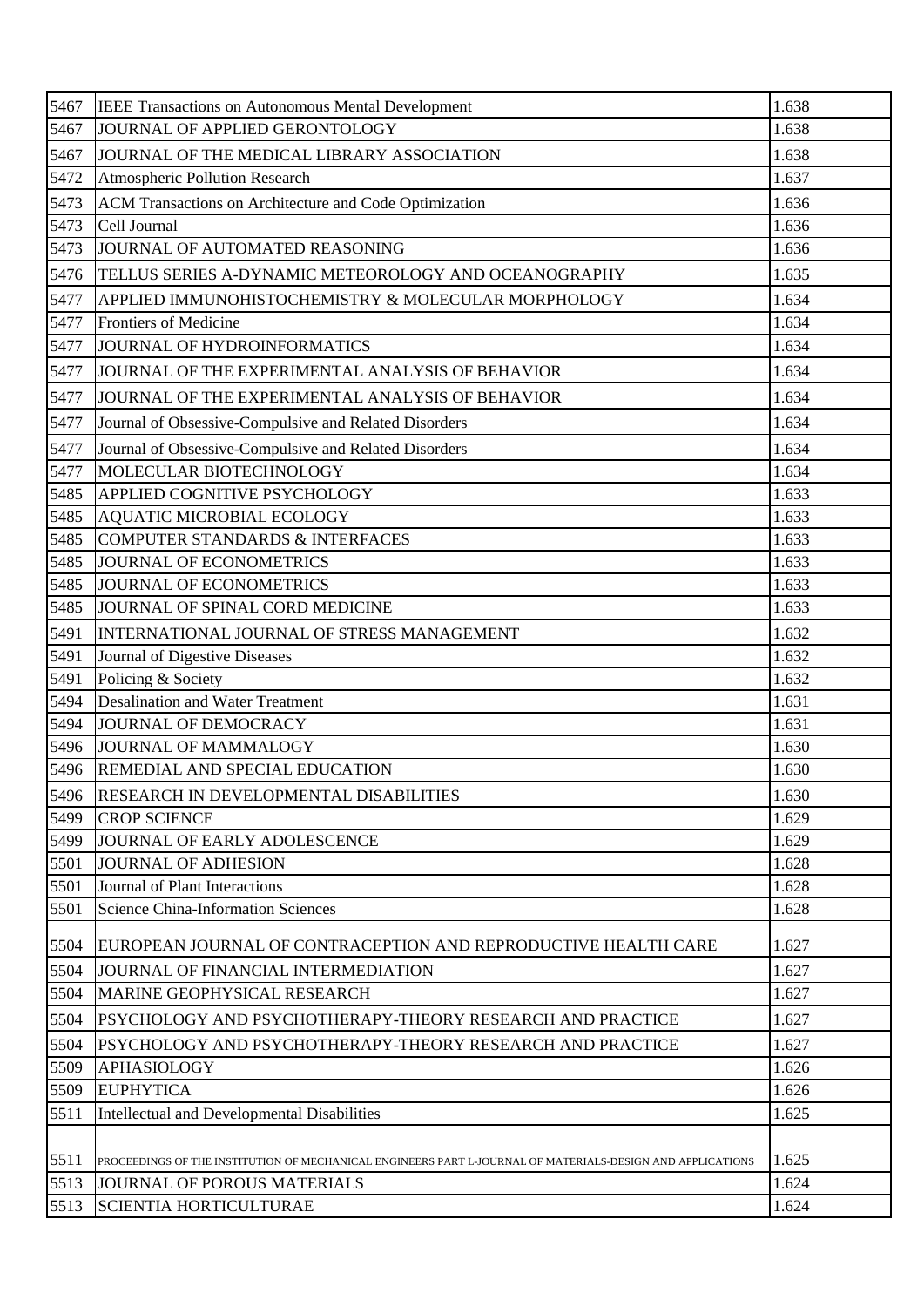| | | |
|---|---|---|
| 5467 | IEEE Transactions on Autonomous Mental Development | 1.638 |
| 5467 | JOURNAL OF APPLIED GERONTOLOGY | 1.638 |
| 5467 | JOURNAL OF THE MEDICAL LIBRARY ASSOCIATION | 1.638 |
| 5472 | Atmospheric Pollution Research | 1.637 |
| 5473 | ACM Transactions on Architecture and Code Optimization | 1.636 |
| 5473 | Cell Journal | 1.636 |
| 5473 | JOURNAL OF AUTOMATED REASONING | 1.636 |
| 5476 | TELLUS SERIES A-DYNAMIC METEOROLOGY AND OCEANOGRAPHY | 1.635 |
| 5477 | APPLIED IMMUNOHISTOCHEMISTRY & MOLECULAR MORPHOLOGY | 1.634 |
| 5477 | Frontiers of Medicine | 1.634 |
| 5477 | JOURNAL OF HYDROINFORMATICS | 1.634 |
| 5477 | JOURNAL OF THE EXPERIMENTAL ANALYSIS OF BEHAVIOR | 1.634 |
| 5477 | JOURNAL OF THE EXPERIMENTAL ANALYSIS OF BEHAVIOR | 1.634 |
| 5477 | Journal of Obsessive-Compulsive and Related Disorders | 1.634 |
| 5477 | Journal of Obsessive-Compulsive and Related Disorders | 1.634 |
| 5477 | MOLECULAR BIOTECHNOLOGY | 1.634 |
| 5485 | APPLIED COGNITIVE PSYCHOLOGY | 1.633 |
| 5485 | AQUATIC MICROBIAL ECOLOGY | 1.633 |
| 5485 | COMPUTER STANDARDS & INTERFACES | 1.633 |
| 5485 | JOURNAL OF ECONOMETRICS | 1.633 |
| 5485 | JOURNAL OF ECONOMETRICS | 1.633 |
| 5485 | JOURNAL OF SPINAL CORD MEDICINE | 1.633 |
| 5491 | INTERNATIONAL JOURNAL OF STRESS MANAGEMENT | 1.632 |
| 5491 | Journal of Digestive Diseases | 1.632 |
| 5491 | Policing & Society | 1.632 |
| 5494 | Desalination and Water Treatment | 1.631 |
| 5494 | JOURNAL OF DEMOCRACY | 1.631 |
| 5496 | JOURNAL OF MAMMALOGY | 1.630 |
| 5496 | REMEDIAL AND SPECIAL EDUCATION | 1.630 |
| 5496 | RESEARCH IN DEVELOPMENTAL DISABILITIES | 1.630 |
| 5499 | CROP SCIENCE | 1.629 |
| 5499 | JOURNAL OF EARLY ADOLESCENCE | 1.629 |
| 5501 | JOURNAL OF ADHESION | 1.628 |
| 5501 | Journal of Plant Interactions | 1.628 |
| 5501 | Science China-Information Sciences | 1.628 |
| 5504 | EUROPEAN JOURNAL OF CONTRACEPTION AND REPRODUCTIVE HEALTH CARE | 1.627 |
| 5504 | JOURNAL OF FINANCIAL INTERMEDIATION | 1.627 |
| 5504 | MARINE GEOPHYSICAL RESEARCH | 1.627 |
| 5504 | PSYCHOLOGY AND PSYCHOTHERAPY-THEORY RESEARCH AND PRACTICE | 1.627 |
| 5504 | PSYCHOLOGY AND PSYCHOTHERAPY-THEORY RESEARCH AND PRACTICE | 1.627 |
| 5509 | APHASIOLOGY | 1.626 |
| 5509 | EUPHYTICA | 1.626 |
| 5511 | Intellectual and Developmental Disabilities | 1.625 |
| 5511 | PROCEEDINGS OF THE INSTITUTION OF MECHANICAL ENGINEERS PART L-JOURNAL OF MATERIALS-DESIGN AND APPLICATIONS | 1.625 |
| 5513 | JOURNAL OF POROUS MATERIALS | 1.624 |
| 5513 | SCIENTIA HORTICULTURAE | 1.624 |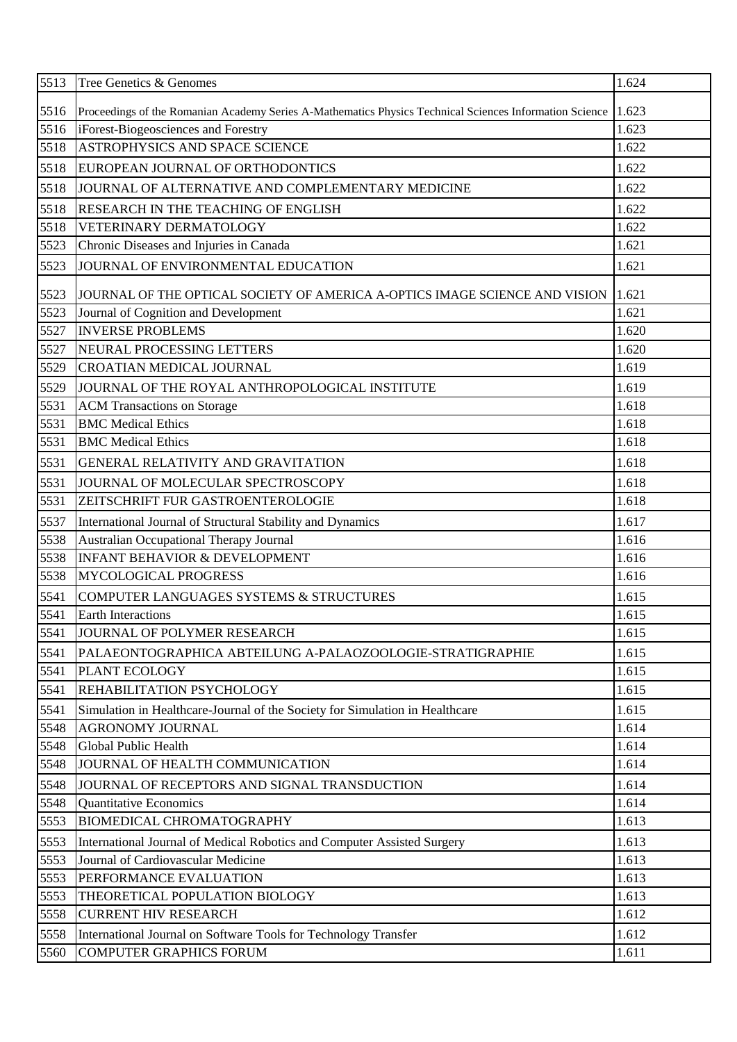| | | |
|---|---|---|
| 5513 | Tree Genetics & Genomes | 1.624 |
| 5516 | Proceedings of the Romanian Academy Series A-Mathematics Physics Technical Sciences Information Science | 1.623 |
| 5516 | iForest-Biogeosciences and Forestry | 1.623 |
| 5518 | ASTROPHYSICS AND SPACE SCIENCE | 1.622 |
| 5518 | EUROPEAN JOURNAL OF ORTHODONTICS | 1.622 |
| 5518 | JOURNAL OF ALTERNATIVE AND COMPLEMENTARY MEDICINE | 1.622 |
| 5518 | RESEARCH IN THE TEACHING OF ENGLISH | 1.622 |
| 5518 | VETERINARY DERMATOLOGY | 1.622 |
| 5523 | Chronic Diseases and Injuries in Canada | 1.621 |
| 5523 | JOURNAL OF ENVIRONMENTAL EDUCATION | 1.621 |
| 5523 | JOURNAL OF THE OPTICAL SOCIETY OF AMERICA A-OPTICS IMAGE SCIENCE AND VISION | 1.621 |
| 5523 | Journal of Cognition and Development | 1.621 |
| 5527 | INVERSE PROBLEMS | 1.620 |
| 5527 | NEURAL PROCESSING LETTERS | 1.620 |
| 5529 | CROATIAN MEDICAL JOURNAL | 1.619 |
| 5529 | JOURNAL OF THE ROYAL ANTHROPOLOGICAL INSTITUTE | 1.619 |
| 5531 | ACM Transactions on Storage | 1.618 |
| 5531 | BMC Medical Ethics | 1.618 |
| 5531 | BMC Medical Ethics | 1.618 |
| 5531 | GENERAL RELATIVITY AND GRAVITATION | 1.618 |
| 5531 | JOURNAL OF MOLECULAR SPECTROSCOPY | 1.618 |
| 5531 | ZEITSCHRIFT FUR GASTROENTEROLOGIE | 1.618 |
| 5537 | International Journal of Structural Stability and Dynamics | 1.617 |
| 5538 | Australian Occupational Therapy Journal | 1.616 |
| 5538 | INFANT BEHAVIOR & DEVELOPMENT | 1.616 |
| 5538 | MYCOLOGICAL PROGRESS | 1.616 |
| 5541 | COMPUTER LANGUAGES SYSTEMS & STRUCTURES | 1.615 |
| 5541 | Earth Interactions | 1.615 |
| 5541 | JOURNAL OF POLYMER RESEARCH | 1.615 |
| 5541 | PALAEONTOGRAPHICA ABTEILUNG A-PALAOZOOLOGIE-STRATIGRAPHIE | 1.615 |
| 5541 | PLANT ECOLOGY | 1.615 |
| 5541 | REHABILITATION PSYCHOLOGY | 1.615 |
| 5541 | Simulation in Healthcare-Journal of the Society for Simulation in Healthcare | 1.615 |
| 5548 | AGRONOMY JOURNAL | 1.614 |
| 5548 | Global Public Health | 1.614 |
| 5548 | JOURNAL OF HEALTH COMMUNICATION | 1.614 |
| 5548 | JOURNAL OF RECEPTORS AND SIGNAL TRANSDUCTION | 1.614 |
| 5548 | Quantitative Economics | 1.614 |
| 5553 | BIOMEDICAL CHROMATOGRAPHY | 1.613 |
| 5553 | International Journal of Medical Robotics and Computer Assisted Surgery | 1.613 |
| 5553 | Journal of Cardiovascular Medicine | 1.613 |
| 5553 | PERFORMANCE EVALUATION | 1.613 |
| 5553 | THEORETICAL POPULATION BIOLOGY | 1.613 |
| 5558 | CURRENT HIV RESEARCH | 1.612 |
| 5558 | International Journal on Software Tools for Technology Transfer | 1.612 |
| 5560 | COMPUTER GRAPHICS FORUM | 1.611 |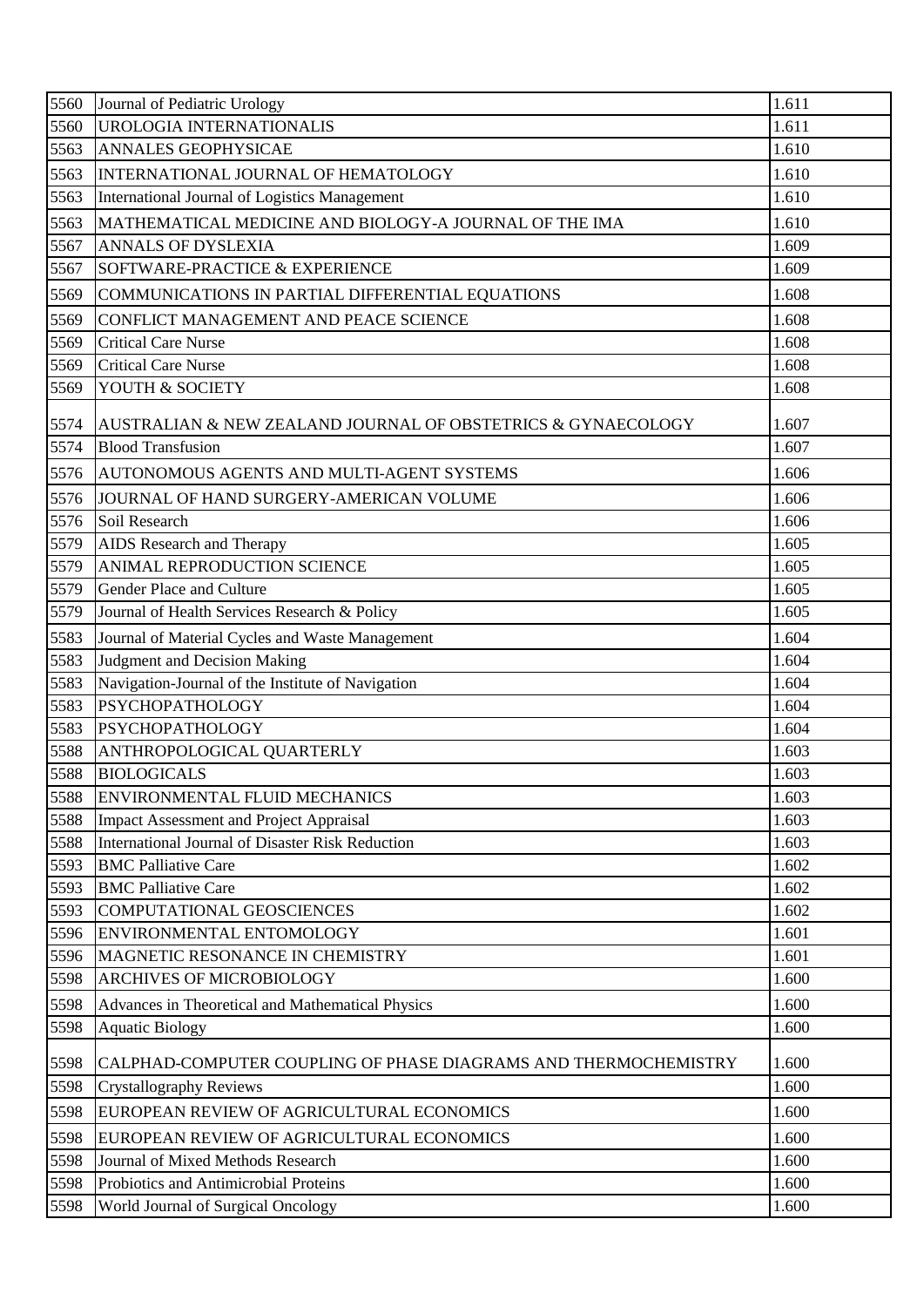| 5560 | Journal of Pediatric Urology | 1.611 |
|---|---|---|
| 5560 | UROLOGIA INTERNATIONALIS | 1.611 |
| 5563 | ANNALES GEOPHYSICAE | 1.610 |
| 5563 | INTERNATIONAL JOURNAL OF HEMATOLOGY | 1.610 |
| 5563 | International Journal of Logistics Management | 1.610 |
| 5563 | MATHEMATICAL MEDICINE AND BIOLOGY-A JOURNAL OF THE IMA | 1.610 |
| 5567 | ANNALS OF DYSLEXIA | 1.609 |
| 5567 | SOFTWARE-PRACTICE & EXPERIENCE | 1.609 |
| 5569 | COMMUNICATIONS IN PARTIAL DIFFERENTIAL EQUATIONS | 1.608 |
| 5569 | CONFLICT MANAGEMENT AND PEACE SCIENCE | 1.608 |
| 5569 | Critical Care Nurse | 1.608 |
| 5569 | Critical Care Nurse | 1.608 |
| 5569 | YOUTH & SOCIETY | 1.608 |
| 5574 | AUSTRALIAN & NEW ZEALAND JOURNAL OF OBSTETRICS & GYNAECOLOGY | 1.607 |
| 5574 | Blood Transfusion | 1.607 |
| 5576 | AUTONOMOUS AGENTS AND MULTI-AGENT SYSTEMS | 1.606 |
| 5576 | JOURNAL OF HAND SURGERY-AMERICAN VOLUME | 1.606 |
| 5576 | Soil Research | 1.606 |
| 5579 | AIDS Research and Therapy | 1.605 |
| 5579 | ANIMAL REPRODUCTION SCIENCE | 1.605 |
| 5579 | Gender Place and Culture | 1.605 |
| 5579 | Journal of Health Services Research & Policy | 1.605 |
| 5583 | Journal of Material Cycles and Waste Management | 1.604 |
| 5583 | Judgment and Decision Making | 1.604 |
| 5583 | Navigation-Journal of the Institute of Navigation | 1.604 |
| 5583 | PSYCHOPATHOLOGY | 1.604 |
| 5583 | PSYCHOPATHOLOGY | 1.604 |
| 5588 | ANTHROPOLOGICAL QUARTERLY | 1.603 |
| 5588 | BIOLOGICALS | 1.603 |
| 5588 | ENVIRONMENTAL FLUID MECHANICS | 1.603 |
| 5588 | Impact Assessment and Project Appraisal | 1.603 |
| 5588 | International Journal of Disaster Risk Reduction | 1.603 |
| 5593 | BMC Palliative Care | 1.602 |
| 5593 | BMC Palliative Care | 1.602 |
| 5593 | COMPUTATIONAL GEOSCIENCES | 1.602 |
| 5596 | ENVIRONMENTAL ENTOMOLOGY | 1.601 |
| 5596 | MAGNETIC RESONANCE IN CHEMISTRY | 1.601 |
| 5598 | ARCHIVES OF MICROBIOLOGY | 1.600 |
| 5598 | Advances in Theoretical and Mathematical Physics | 1.600 |
| 5598 | Aquatic Biology | 1.600 |
| 5598 | CALPHAD-COMPUTER COUPLING OF PHASE DIAGRAMS AND THERMOCHEMISTRY | 1.600 |
| 5598 | Crystallography Reviews | 1.600 |
| 5598 | EUROPEAN REVIEW OF AGRICULTURAL ECONOMICS | 1.600 |
| 5598 | EUROPEAN REVIEW OF AGRICULTURAL ECONOMICS | 1.600 |
| 5598 | Journal of Mixed Methods Research | 1.600 |
| 5598 | Probiotics and Antimicrobial Proteins | 1.600 |
| 5598 | World Journal of Surgical Oncology | 1.600 |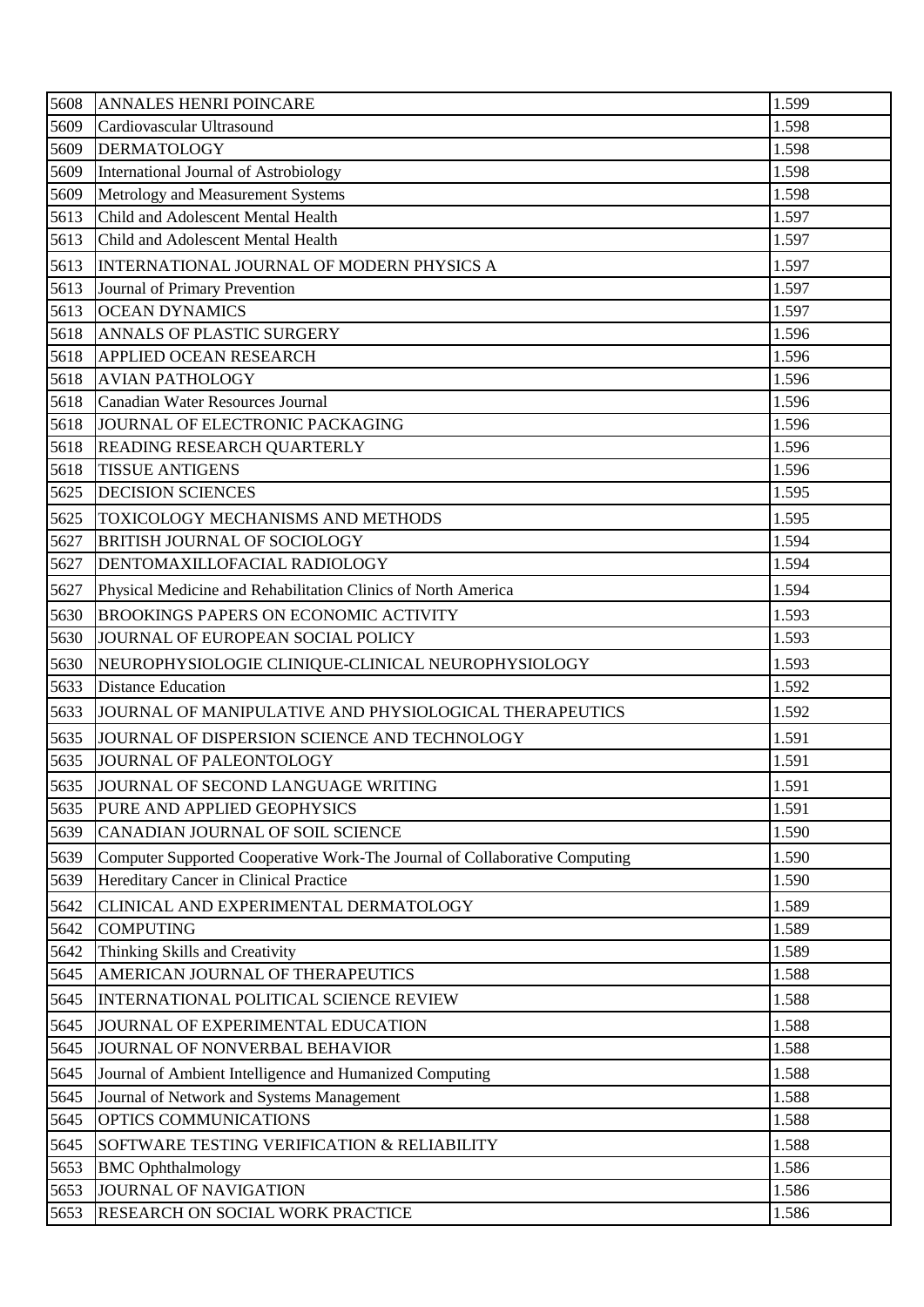| 5608 | ANNALES HENRI POINCARE | 1.599 |
|---|---|---|
| 5609 | Cardiovascular Ultrasound | 1.598 |
| 5609 | DERMATOLOGY | 1.598 |
| 5609 | International Journal of Astrobiology | 1.598 |
| 5609 | Metrology and Measurement Systems | 1.598 |
| 5613 | Child and Adolescent Mental Health | 1.597 |
| 5613 | Child and Adolescent Mental Health | 1.597 |
| 5613 | INTERNATIONAL JOURNAL OF MODERN PHYSICS A | 1.597 |
| 5613 | Journal of Primary Prevention | 1.597 |
| 5613 | OCEAN DYNAMICS | 1.597 |
| 5618 | ANNALS OF PLASTIC SURGERY | 1.596 |
| 5618 | APPLIED OCEAN RESEARCH | 1.596 |
| 5618 | AVIAN PATHOLOGY | 1.596 |
| 5618 | Canadian Water Resources Journal | 1.596 |
| 5618 | JOURNAL OF ELECTRONIC PACKAGING | 1.596 |
| 5618 | READING RESEARCH QUARTERLY | 1.596 |
| 5618 | TISSUE ANTIGENS | 1.596 |
| 5625 | DECISION SCIENCES | 1.595 |
| 5625 | TOXICOLOGY MECHANISMS AND METHODS | 1.595 |
| 5627 | BRITISH JOURNAL OF SOCIOLOGY | 1.594 |
| 5627 | DENTOMAXILLOFACIAL RADIOLOGY | 1.594 |
| 5627 | Physical Medicine and Rehabilitation Clinics of North America | 1.594 |
| 5630 | BROOKINGS PAPERS ON ECONOMIC ACTIVITY | 1.593 |
| 5630 | JOURNAL OF EUROPEAN SOCIAL POLICY | 1.593 |
| 5630 | NEUROPHYSIOLOGIE CLINIQUE-CLINICAL NEUROPHYSIOLOGY | 1.593 |
| 5633 | Distance Education | 1.592 |
| 5633 | JOURNAL OF MANIPULATIVE AND PHYSIOLOGICAL THERAPEUTICS | 1.592 |
| 5635 | JOURNAL OF DISPERSION SCIENCE AND TECHNOLOGY | 1.591 |
| 5635 | JOURNAL OF PALEONTOLOGY | 1.591 |
| 5635 | JOURNAL OF SECOND LANGUAGE WRITING | 1.591 |
| 5635 | PURE AND APPLIED GEOPHYSICS | 1.591 |
| 5639 | CANADIAN JOURNAL OF SOIL SCIENCE | 1.590 |
| 5639 | Computer Supported Cooperative Work-The Journal of Collaborative Computing | 1.590 |
| 5639 | Hereditary Cancer in Clinical Practice | 1.590 |
| 5642 | CLINICAL AND EXPERIMENTAL DERMATOLOGY | 1.589 |
| 5642 | COMPUTING | 1.589 |
| 5642 | Thinking Skills and Creativity | 1.589 |
| 5645 | AMERICAN JOURNAL OF THERAPEUTICS | 1.588 |
| 5645 | INTERNATIONAL POLITICAL SCIENCE REVIEW | 1.588 |
| 5645 | JOURNAL OF EXPERIMENTAL EDUCATION | 1.588 |
| 5645 | JOURNAL OF NONVERBAL BEHAVIOR | 1.588 |
| 5645 | Journal of Ambient Intelligence and Humanized Computing | 1.588 |
| 5645 | Journal of Network and Systems Management | 1.588 |
| 5645 | OPTICS COMMUNICATIONS | 1.588 |
| 5645 | SOFTWARE TESTING VERIFICATION & RELIABILITY | 1.588 |
| 5653 | BMC Ophthalmology | 1.586 |
| 5653 | JOURNAL OF NAVIGATION | 1.586 |
| 5653 | RESEARCH ON SOCIAL WORK PRACTICE | 1.586 |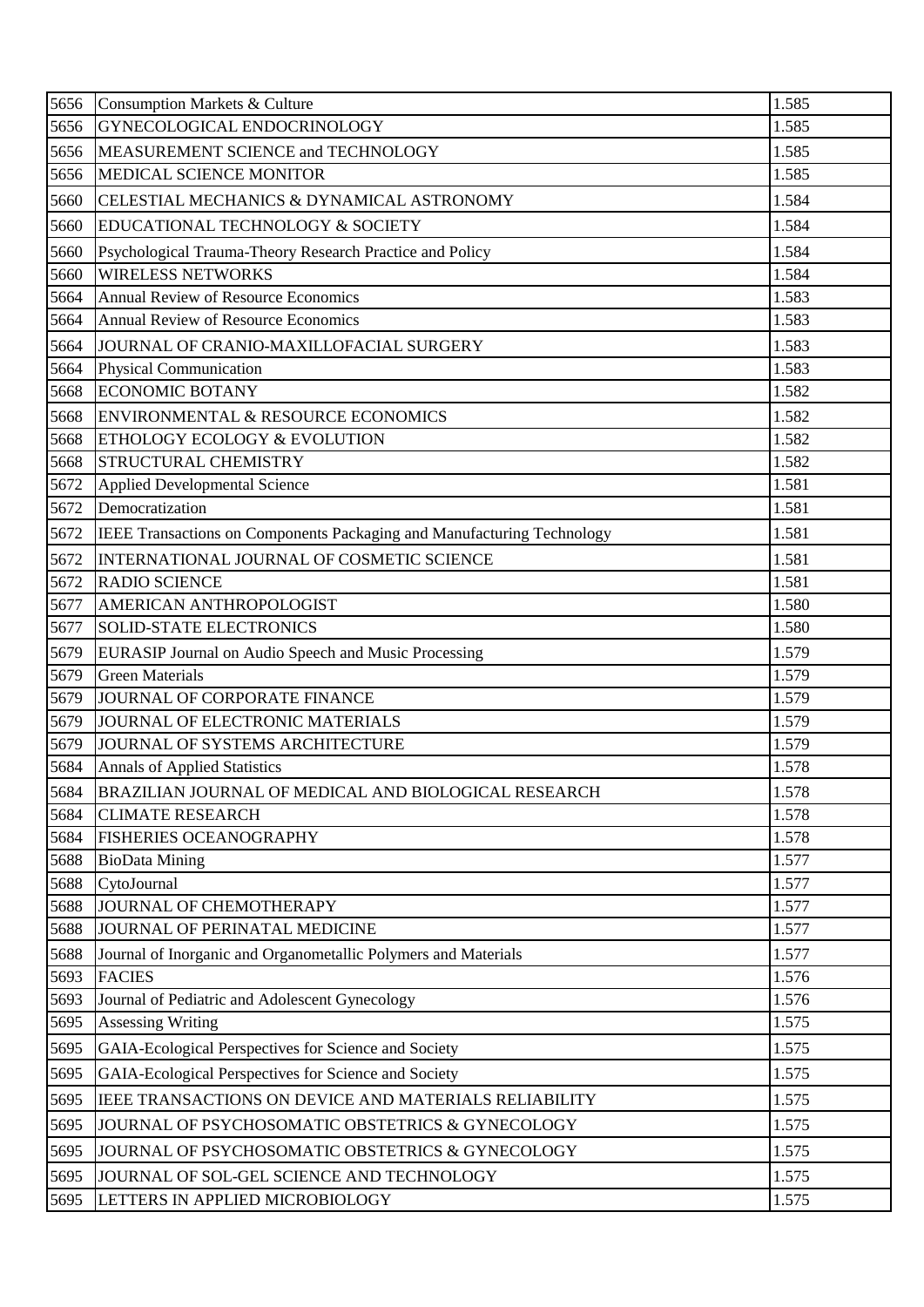| | | |
|---|---|---|
| 5656 | Consumption Markets & Culture | 1.585 |
| 5656 | GYNECOLOGICAL ENDOCRINOLOGY | 1.585 |
| 5656 | MEASUREMENT SCIENCE and TECHNOLOGY | 1.585 |
| 5656 | MEDICAL SCIENCE MONITOR | 1.585 |
| 5660 | CELESTIAL MECHANICS & DYNAMICAL ASTRONOMY | 1.584 |
| 5660 | EDUCATIONAL TECHNOLOGY & SOCIETY | 1.584 |
| 5660 | Psychological Trauma-Theory Research Practice and Policy | 1.584 |
| 5660 | WIRELESS NETWORKS | 1.584 |
| 5664 | Annual Review of Resource Economics | 1.583 |
| 5664 | Annual Review of Resource Economics | 1.583 |
| 5664 | JOURNAL OF CRANIO-MAXILLOFACIAL SURGERY | 1.583 |
| 5664 | Physical Communication | 1.583 |
| 5668 | ECONOMIC BOTANY | 1.582 |
| 5668 | ENVIRONMENTAL & RESOURCE ECONOMICS | 1.582 |
| 5668 | ETHOLOGY ECOLOGY & EVOLUTION | 1.582 |
| 5668 | STRUCTURAL CHEMISTRY | 1.582 |
| 5672 | Applied Developmental Science | 1.581 |
| 5672 | Democratization | 1.581 |
| 5672 | IEEE Transactions on Components Packaging and Manufacturing Technology | 1.581 |
| 5672 | INTERNATIONAL JOURNAL OF COSMETIC SCIENCE | 1.581 |
| 5672 | RADIO SCIENCE | 1.581 |
| 5677 | AMERICAN ANTHROPOLOGIST | 1.580 |
| 5677 | SOLID-STATE ELECTRONICS | 1.580 |
| 5679 | EURASIP Journal on Audio Speech and Music Processing | 1.579 |
| 5679 | Green Materials | 1.579 |
| 5679 | JOURNAL OF CORPORATE FINANCE | 1.579 |
| 5679 | JOURNAL OF ELECTRONIC MATERIALS | 1.579 |
| 5679 | JOURNAL OF SYSTEMS ARCHITECTURE | 1.579 |
| 5684 | Annals of Applied Statistics | 1.578 |
| 5684 | BRAZILIAN JOURNAL OF MEDICAL AND BIOLOGICAL RESEARCH | 1.578 |
| 5684 | CLIMATE RESEARCH | 1.578 |
| 5684 | FISHERIES OCEANOGRAPHY | 1.578 |
| 5688 | BioData Mining | 1.577 |
| 5688 | CytoJournal | 1.577 |
| 5688 | JOURNAL OF CHEMOTHERAPY | 1.577 |
| 5688 | JOURNAL OF PERINATAL MEDICINE | 1.577 |
| 5688 | Journal of Inorganic and Organometallic Polymers and Materials | 1.577 |
| 5693 | FACIES | 1.576 |
| 5693 | Journal of Pediatric and Adolescent Gynecology | 1.576 |
| 5695 | Assessing Writing | 1.575 |
| 5695 | GAIA-Ecological Perspectives for Science and Society | 1.575 |
| 5695 | GAIA-Ecological Perspectives for Science and Society | 1.575 |
| 5695 | IEEE TRANSACTIONS ON DEVICE AND MATERIALS RELIABILITY | 1.575 |
| 5695 | JOURNAL OF PSYCHOSOMATIC OBSTETRICS & GYNECOLOGY | 1.575 |
| 5695 | JOURNAL OF PSYCHOSOMATIC OBSTETRICS & GYNECOLOGY | 1.575 |
| 5695 | JOURNAL OF SOL-GEL SCIENCE AND TECHNOLOGY | 1.575 |
| 5695 | LETTERS IN APPLIED MICROBIOLOGY | 1.575 |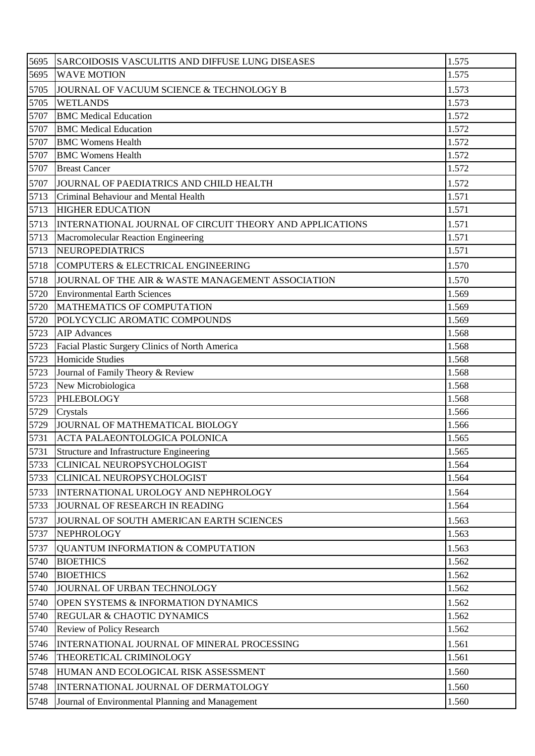| 5695 | SARCOIDOSIS VASCULITIS AND DIFFUSE LUNG DISEASES | 1.575 |
|---|---|---|
| 5695 | WAVE MOTION | 1.575 |
| 5705 | JOURNAL OF VACUUM SCIENCE & TECHNOLOGY B | 1.573 |
| 5705 | WETLANDS | 1.573 |
| 5707 | BMC Medical Education | 1.572 |
| 5707 | BMC Medical Education | 1.572 |
| 5707 | BMC Womens Health | 1.572 |
| 5707 | BMC Womens Health | 1.572 |
| 5707 | Breast Cancer | 1.572 |
| 5707 | JOURNAL OF PAEDIATRICS AND CHILD HEALTH | 1.572 |
| 5713 | Criminal Behaviour and Mental Health | 1.571 |
| 5713 | HIGHER EDUCATION | 1.571 |
| 5713 | INTERNATIONAL JOURNAL OF CIRCUIT THEORY AND APPLICATIONS | 1.571 |
| 5713 | Macromolecular Reaction Engineering | 1.571 |
| 5713 | NEUROPEDIATRICS | 1.571 |
| 5718 | COMPUTERS & ELECTRICAL ENGINEERING | 1.570 |
| 5718 | JOURNAL OF THE AIR & WASTE MANAGEMENT ASSOCIATION | 1.570 |
| 5720 | Environmental Earth Sciences | 1.569 |
| 5720 | MATHEMATICS OF COMPUTATION | 1.569 |
| 5720 | POLYCYCLIC AROMATIC COMPOUNDS | 1.569 |
| 5723 | AIP Advances | 1.568 |
| 5723 | Facial Plastic Surgery Clinics of North America | 1.568 |
| 5723 | Homicide Studies | 1.568 |
| 5723 | Journal of Family Theory & Review | 1.568 |
| 5723 | New Microbiologica | 1.568 |
| 5723 | PHLEBOLOGY | 1.568 |
| 5729 | Crystals | 1.566 |
| 5729 | JOURNAL OF MATHEMATICAL BIOLOGY | 1.566 |
| 5731 | ACTA PALAEONTOLOGICA POLONICA | 1.565 |
| 5731 | Structure and Infrastructure Engineering | 1.565 |
| 5733 | CLINICAL NEUROPSYCHOLOGIST | 1.564 |
| 5733 | CLINICAL NEUROPSYCHOLOGIST | 1.564 |
| 5733 | INTERNATIONAL UROLOGY AND NEPHROLOGY | 1.564 |
| 5733 | JOURNAL OF RESEARCH IN READING | 1.564 |
| 5737 | JOURNAL OF SOUTH AMERICAN EARTH SCIENCES | 1.563 |
| 5737 | NEPHROLOGY | 1.563 |
| 5737 | QUANTUM INFORMATION & COMPUTATION | 1.563 |
| 5740 | BIOETHICS | 1.562 |
| 5740 | BIOETHICS | 1.562 |
| 5740 | JOURNAL OF URBAN TECHNOLOGY | 1.562 |
| 5740 | OPEN SYSTEMS & INFORMATION DYNAMICS | 1.562 |
| 5740 | REGULAR & CHAOTIC DYNAMICS | 1.562 |
| 5740 | Review of Policy Research | 1.562 |
| 5746 | INTERNATIONAL JOURNAL OF MINERAL PROCESSING | 1.561 |
| 5746 | THEORETICAL CRIMINOLOGY | 1.561 |
| 5748 | HUMAN AND ECOLOGICAL RISK ASSESSMENT | 1.560 |
| 5748 | INTERNATIONAL JOURNAL OF DERMATOLOGY | 1.560 |
| 5748 | Journal of Environmental Planning and Management | 1.560 |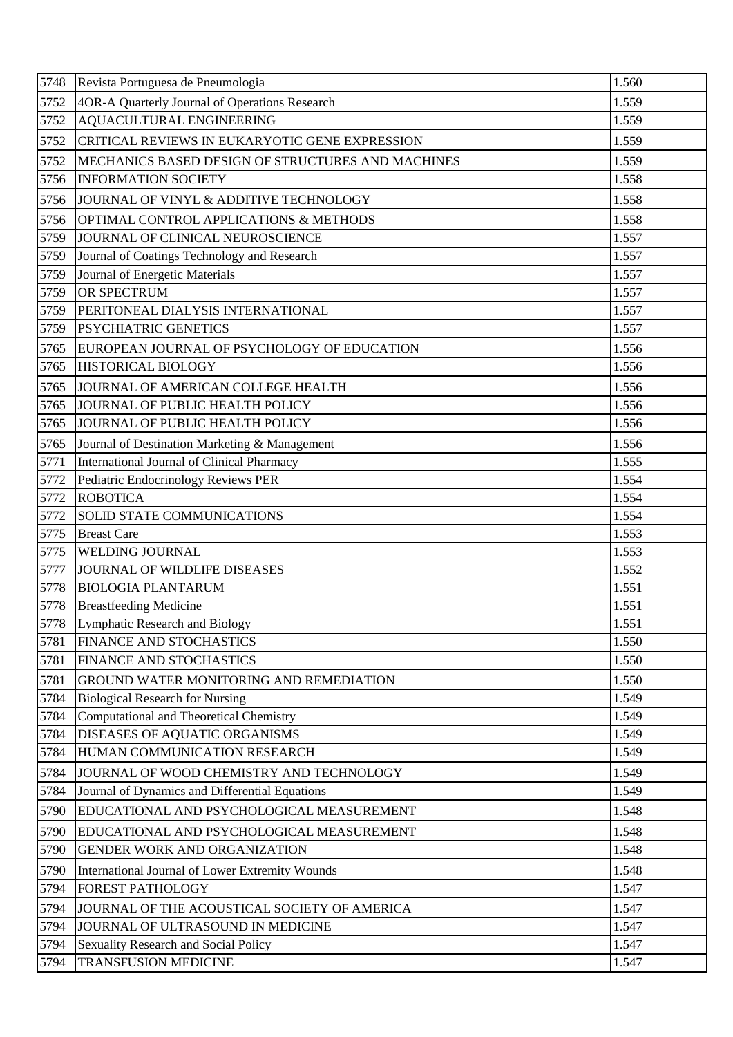| 5748 | Revista Portuguesa de Pneumologia | 1.560 |
|---|---|---|
| 5752 | 4OR-A Quarterly Journal of Operations Research | 1.559 |
| 5752 | AQUACULTURAL ENGINEERING | 1.559 |
| 5752 | CRITICAL REVIEWS IN EUKARYOTIC GENE EXPRESSION | 1.559 |
| 5752 | MECHANICS BASED DESIGN OF STRUCTURES AND MACHINES | 1.559 |
| 5756 | INFORMATION SOCIETY | 1.558 |
| 5756 | JOURNAL OF VINYL & ADDITIVE TECHNOLOGY | 1.558 |
| 5756 | OPTIMAL CONTROL APPLICATIONS & METHODS | 1.558 |
| 5759 | JOURNAL OF CLINICAL NEUROSCIENCE | 1.557 |
| 5759 | Journal of Coatings Technology and Research | 1.557 |
| 5759 | Journal of Energetic Materials | 1.557 |
| 5759 | OR SPECTRUM | 1.557 |
| 5759 | PERITONEAL DIALYSIS INTERNATIONAL | 1.557 |
| 5759 | PSYCHIATRIC GENETICS | 1.557 |
| 5765 | EUROPEAN JOURNAL OF PSYCHOLOGY OF EDUCATION | 1.556 |
| 5765 | HISTORICAL BIOLOGY | 1.556 |
| 5765 | JOURNAL OF AMERICAN COLLEGE HEALTH | 1.556 |
| 5765 | JOURNAL OF PUBLIC HEALTH POLICY | 1.556 |
| 5765 | JOURNAL OF PUBLIC HEALTH POLICY | 1.556 |
| 5765 | Journal of Destination Marketing & Management | 1.556 |
| 5771 | International Journal of Clinical Pharmacy | 1.555 |
| 5772 | Pediatric Endocrinology Reviews PER | 1.554 |
| 5772 | ROBOTICA | 1.554 |
| 5772 | SOLID STATE COMMUNICATIONS | 1.554 |
| 5775 | Breast Care | 1.553 |
| 5775 | WELDING JOURNAL | 1.553 |
| 5777 | JOURNAL OF WILDLIFE DISEASES | 1.552 |
| 5778 | BIOLOGIA PLANTARUM | 1.551 |
| 5778 | Breastfeeding Medicine | 1.551 |
| 5778 | Lymphatic Research and Biology | 1.551 |
| 5781 | FINANCE AND STOCHASTICS | 1.550 |
| 5781 | FINANCE AND STOCHASTICS | 1.550 |
| 5781 | GROUND WATER MONITORING AND REMEDIATION | 1.550 |
| 5784 | Biological Research for Nursing | 1.549 |
| 5784 | Computational and Theoretical Chemistry | 1.549 |
| 5784 | DISEASES OF AQUATIC ORGANISMS | 1.549 |
| 5784 | HUMAN COMMUNICATION RESEARCH | 1.549 |
| 5784 | JOURNAL OF WOOD CHEMISTRY AND TECHNOLOGY | 1.549 |
| 5784 | Journal of Dynamics and Differential Equations | 1.549 |
| 5790 | EDUCATIONAL AND PSYCHOLOGICAL MEASUREMENT | 1.548 |
| 5790 | EDUCATIONAL AND PSYCHOLOGICAL MEASUREMENT | 1.548 |
| 5790 | GENDER WORK AND ORGANIZATION | 1.548 |
| 5790 | International Journal of Lower Extremity Wounds | 1.548 |
| 5794 | FOREST PATHOLOGY | 1.547 |
| 5794 | JOURNAL OF THE ACOUSTICAL SOCIETY OF AMERICA | 1.547 |
| 5794 | JOURNAL OF ULTRASOUND IN MEDICINE | 1.547 |
| 5794 | Sexuality Research and Social Policy | 1.547 |
| 5794 | TRANSFUSION MEDICINE | 1.547 |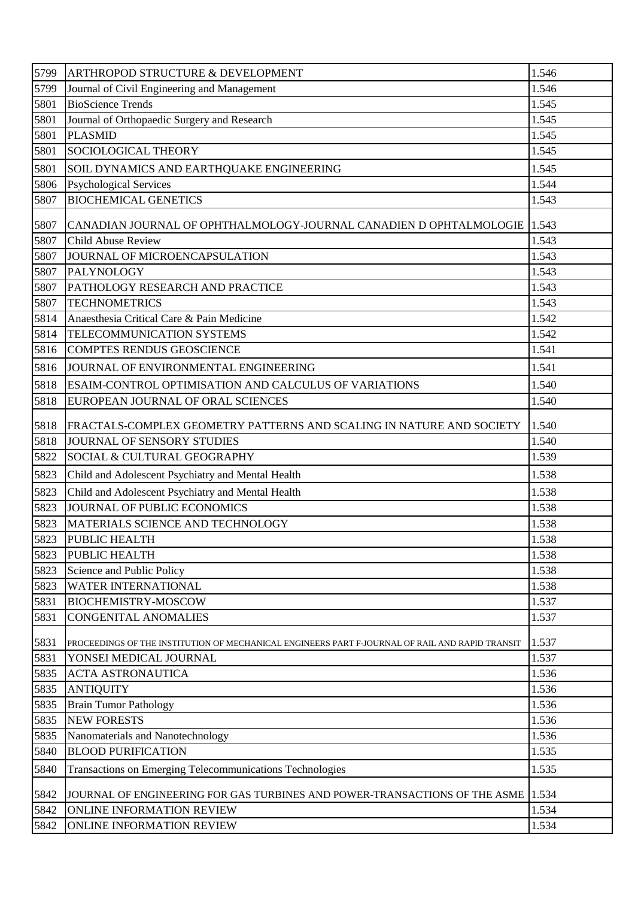| | | |
|---|---|---|
| 5799 | ARTHROPOD STRUCTURE & DEVELOPMENT | 1.546 |
| 5799 | Journal of Civil Engineering and Management | 1.546 |
| 5801 | BioScience Trends | 1.545 |
| 5801 | Journal of Orthopaedic Surgery and Research | 1.545 |
| 5801 | PLASMID | 1.545 |
| 5801 | SOCIOLOGICAL THEORY | 1.545 |
| 5801 | SOIL DYNAMICS AND EARTHQUAKE ENGINEERING | 1.545 |
| 5806 | Psychological Services | 1.544 |
| 5807 | BIOCHEMICAL GENETICS | 1.543 |
| 5807 | CANADIAN JOURNAL OF OPHTHALMOLOGY-JOURNAL CANADIEN D OPHTALMOLOGIE | 1.543 |
| 5807 | Child Abuse Review | 1.543 |
| 5807 | JOURNAL OF MICROENCAPSULATION | 1.543 |
| 5807 | PALYNOLOGY | 1.543 |
| 5807 | PATHOLOGY RESEARCH AND PRACTICE | 1.543 |
| 5807 | TECHNOMETRICS | 1.543 |
| 5814 | Anaesthesia Critical Care & Pain Medicine | 1.542 |
| 5814 | TELECOMMUNICATION SYSTEMS | 1.542 |
| 5816 | COMPTES RENDUS GEOSCIENCE | 1.541 |
| 5816 | JOURNAL OF ENVIRONMENTAL ENGINEERING | 1.541 |
| 5818 | ESAIM-CONTROL OPTIMISATION AND CALCULUS OF VARIATIONS | 1.540 |
| 5818 | EUROPEAN JOURNAL OF ORAL SCIENCES | 1.540 |
| 5818 | FRACTALS-COMPLEX GEOMETRY PATTERNS AND SCALING IN NATURE AND SOCIETY | 1.540 |
| 5818 | JOURNAL OF SENSORY STUDIES | 1.540 |
| 5822 | SOCIAL & CULTURAL GEOGRAPHY | 1.539 |
| 5823 | Child and Adolescent Psychiatry and Mental Health | 1.538 |
| 5823 | Child and Adolescent Psychiatry and Mental Health | 1.538 |
| 5823 | JOURNAL OF PUBLIC ECONOMICS | 1.538 |
| 5823 | MATERIALS SCIENCE AND TECHNOLOGY | 1.538 |
| 5823 | PUBLIC HEALTH | 1.538 |
| 5823 | PUBLIC HEALTH | 1.538 |
| 5823 | Science and Public Policy | 1.538 |
| 5823 | WATER INTERNATIONAL | 1.538 |
| 5831 | BIOCHEMISTRY-MOSCOW | 1.537 |
| 5831 | CONGENITAL ANOMALIES | 1.537 |
| 5831 | PROCEEDINGS OF THE INSTITUTION OF MECHANICAL ENGINEERS PART F-JOURNAL OF RAIL AND RAPID TRANSIT | 1.537 |
| 5831 | YONSEI MEDICAL JOURNAL | 1.537 |
| 5835 | ACTA ASTRONAUTICA | 1.536 |
| 5835 | ANTIQUITY | 1.536 |
| 5835 | Brain Tumor Pathology | 1.536 |
| 5835 | NEW FORESTS | 1.536 |
| 5835 | Nanomaterials and Nanotechnology | 1.536 |
| 5840 | BLOOD PURIFICATION | 1.535 |
| 5840 | Transactions on Emerging Telecommunications Technologies | 1.535 |
| 5842 | JOURNAL OF ENGINEERING FOR GAS TURBINES AND POWER-TRANSACTIONS OF THE ASME | 1.534 |
| 5842 | ONLINE INFORMATION REVIEW | 1.534 |
| 5842 | ONLINE INFORMATION REVIEW | 1.534 |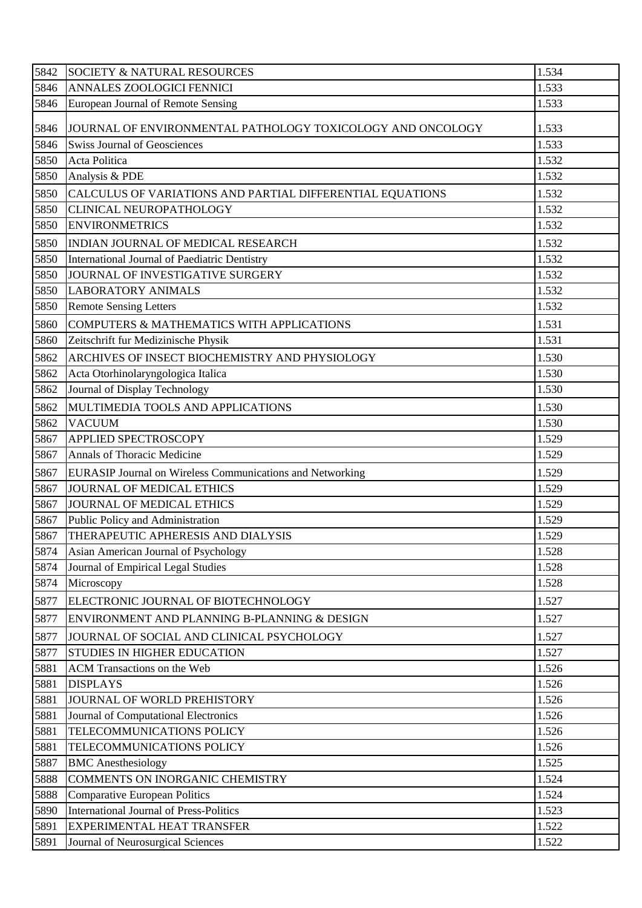| 5842 | SOCIETY & NATURAL RESOURCES | 1.534 |
|---|---|---|
| 5846 | ANNALES ZOOLOGICI FENNICI | 1.533 |
| 5846 | European Journal of Remote Sensing | 1.533 |
| 5846 | JOURNAL OF ENVIRONMENTAL PATHOLOGY TOXICOLOGY AND ONCOLOGY | 1.533 |
| 5846 | Swiss Journal of Geosciences | 1.533 |
| 5850 | Acta Politica | 1.532 |
| 5850 | Analysis & PDE | 1.532 |
| 5850 | CALCULUS OF VARIATIONS AND PARTIAL DIFFERENTIAL EQUATIONS | 1.532 |
| 5850 | CLINICAL NEUROPATHOLOGY | 1.532 |
| 5850 | ENVIRONMETRICS | 1.532 |
| 5850 | INDIAN JOURNAL OF MEDICAL RESEARCH | 1.532 |
| 5850 | International Journal of Paediatric Dentistry | 1.532 |
| 5850 | JOURNAL OF INVESTIGATIVE SURGERY | 1.532 |
| 5850 | LABORATORY ANIMALS | 1.532 |
| 5850 | Remote Sensing Letters | 1.532 |
| 5860 | COMPUTERS & MATHEMATICS WITH APPLICATIONS | 1.531 |
| 5860 | Zeitschrift fur Medizinische Physik | 1.531 |
| 5862 | ARCHIVES OF INSECT BIOCHEMISTRY AND PHYSIOLOGY | 1.530 |
| 5862 | Acta Otorhinolaryngologica Italica | 1.530 |
| 5862 | Journal of Display Technology | 1.530 |
| 5862 | MULTIMEDIA TOOLS AND APPLICATIONS | 1.530 |
| 5862 | VACUUM | 1.530 |
| 5867 | APPLIED SPECTROSCOPY | 1.529 |
| 5867 | Annals of Thoracic Medicine | 1.529 |
| 5867 | EURASIP Journal on Wireless Communications and Networking | 1.529 |
| 5867 | JOURNAL OF MEDICAL ETHICS | 1.529 |
| 5867 | JOURNAL OF MEDICAL ETHICS | 1.529 |
| 5867 | Public Policy and Administration | 1.529 |
| 5867 | THERAPEUTIC APHERESIS AND DIALYSIS | 1.529 |
| 5874 | Asian American Journal of Psychology | 1.528 |
| 5874 | Journal of Empirical Legal Studies | 1.528 |
| 5874 | Microscopy | 1.528 |
| 5877 | ELECTRONIC JOURNAL OF BIOTECHNOLOGY | 1.527 |
| 5877 | ENVIRONMENT AND PLANNING B-PLANNING & DESIGN | 1.527 |
| 5877 | JOURNAL OF SOCIAL AND CLINICAL PSYCHOLOGY | 1.527 |
| 5877 | STUDIES IN HIGHER EDUCATION | 1.527 |
| 5881 | ACM Transactions on the Web | 1.526 |
| 5881 | DISPLAYS | 1.526 |
| 5881 | JOURNAL OF WORLD PREHISTORY | 1.526 |
| 5881 | Journal of Computational Electronics | 1.526 |
| 5881 | TELECOMMUNICATIONS POLICY | 1.526 |
| 5881 | TELECOMMUNICATIONS POLICY | 1.526 |
| 5887 | BMC Anesthesiology | 1.525 |
| 5888 | COMMENTS ON INORGANIC CHEMISTRY | 1.524 |
| 5888 | Comparative European Politics | 1.524 |
| 5890 | International Journal of Press-Politics | 1.523 |
| 5891 | EXPERIMENTAL HEAT TRANSFER | 1.522 |
| 5891 | Journal of Neurosurgical Sciences | 1.522 |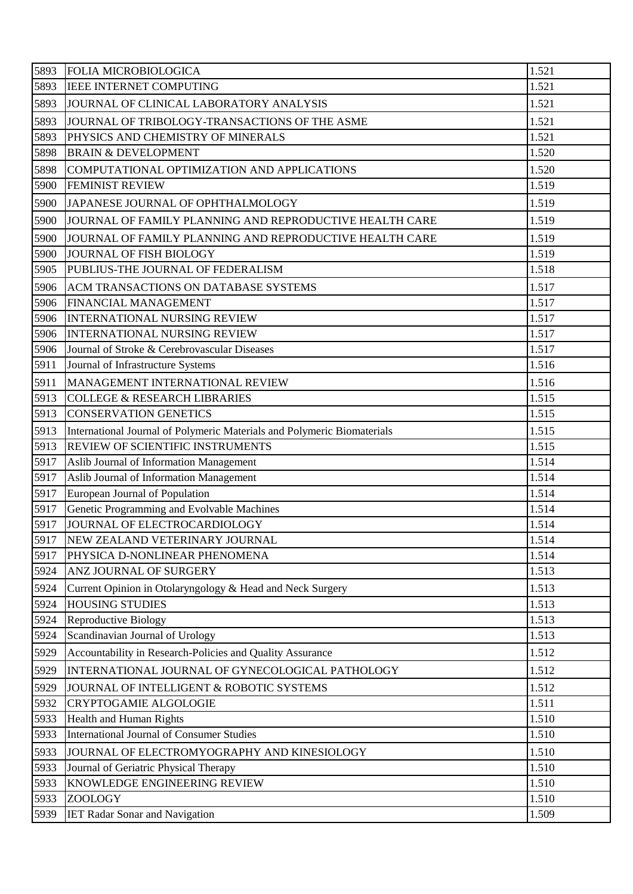| | | |
|---|---|---|
| 5893 | FOLIA MICROBIOLOGICA | 1.521 |
| 5893 | IEEE INTERNET COMPUTING | 1.521 |
| 5893 | JOURNAL OF CLINICAL LABORATORY ANALYSIS | 1.521 |
| 5893 | JOURNAL OF TRIBOLOGY-TRANSACTIONS OF THE ASME | 1.521 |
| 5893 | PHYSICS AND CHEMISTRY OF MINERALS | 1.521 |
| 5898 | BRAIN & DEVELOPMENT | 1.520 |
| 5898 | COMPUTATIONAL OPTIMIZATION AND APPLICATIONS | 1.520 |
| 5900 | FEMINIST REVIEW | 1.519 |
| 5900 | JAPANESE JOURNAL OF OPHTHALMOLOGY | 1.519 |
| 5900 | JOURNAL OF FAMILY PLANNING AND REPRODUCTIVE HEALTH CARE | 1.519 |
| 5900 | JOURNAL OF FAMILY PLANNING AND REPRODUCTIVE HEALTH CARE | 1.519 |
| 5900 | JOURNAL OF FISH BIOLOGY | 1.519 |
| 5905 | PUBLIUS-THE JOURNAL OF FEDERALISM | 1.518 |
| 5906 | ACM TRANSACTIONS ON DATABASE SYSTEMS | 1.517 |
| 5906 | FINANCIAL MANAGEMENT | 1.517 |
| 5906 | INTERNATIONAL NURSING REVIEW | 1.517 |
| 5906 | INTERNATIONAL NURSING REVIEW | 1.517 |
| 5906 | Journal of Stroke & Cerebrovascular Diseases | 1.517 |
| 5911 | Journal of Infrastructure Systems | 1.516 |
| 5911 | MANAGEMENT INTERNATIONAL REVIEW | 1.516 |
| 5913 | COLLEGE & RESEARCH LIBRARIES | 1.515 |
| 5913 | CONSERVATION GENETICS | 1.515 |
| 5913 | International Journal of Polymeric Materials and Polymeric Biomaterials | 1.515 |
| 5913 | REVIEW OF SCIENTIFIC INSTRUMENTS | 1.515 |
| 5917 | Aslib Journal of Information Management | 1.514 |
| 5917 | Aslib Journal of Information Management | 1.514 |
| 5917 | European Journal of Population | 1.514 |
| 5917 | Genetic Programming and Evolvable Machines | 1.514 |
| 5917 | JOURNAL OF ELECTROCARDIOLOGY | 1.514 |
| 5917 | NEW ZEALAND VETERINARY JOURNAL | 1.514 |
| 5917 | PHYSICA D-NONLINEAR PHENOMENA | 1.514 |
| 5924 | ANZ JOURNAL OF SURGERY | 1.513 |
| 5924 | Current Opinion in Otolaryngology & Head and Neck Surgery | 1.513 |
| 5924 | HOUSING STUDIES | 1.513 |
| 5924 | Reproductive Biology | 1.513 |
| 5924 | Scandinavian Journal of Urology | 1.513 |
| 5929 | Accountability in Research-Policies and Quality Assurance | 1.512 |
| 5929 | INTERNATIONAL JOURNAL OF GYNECOLOGICAL PATHOLOGY | 1.512 |
| 5929 | JOURNAL OF INTELLIGENT & ROBOTIC SYSTEMS | 1.512 |
| 5932 | CRYPTOGAMIE ALGOLOGIE | 1.511 |
| 5933 | Health and Human Rights | 1.510 |
| 5933 | International Journal of Consumer Studies | 1.510 |
| 5933 | JOURNAL OF ELECTROMYOGRAPHY AND KINESIOLOGY | 1.510 |
| 5933 | Journal of Geriatric Physical Therapy | 1.510 |
| 5933 | KNOWLEDGE ENGINEERING REVIEW | 1.510 |
| 5933 | ZOOLOGY | 1.510 |
| 5939 | IET Radar Sonar and Navigation | 1.509 |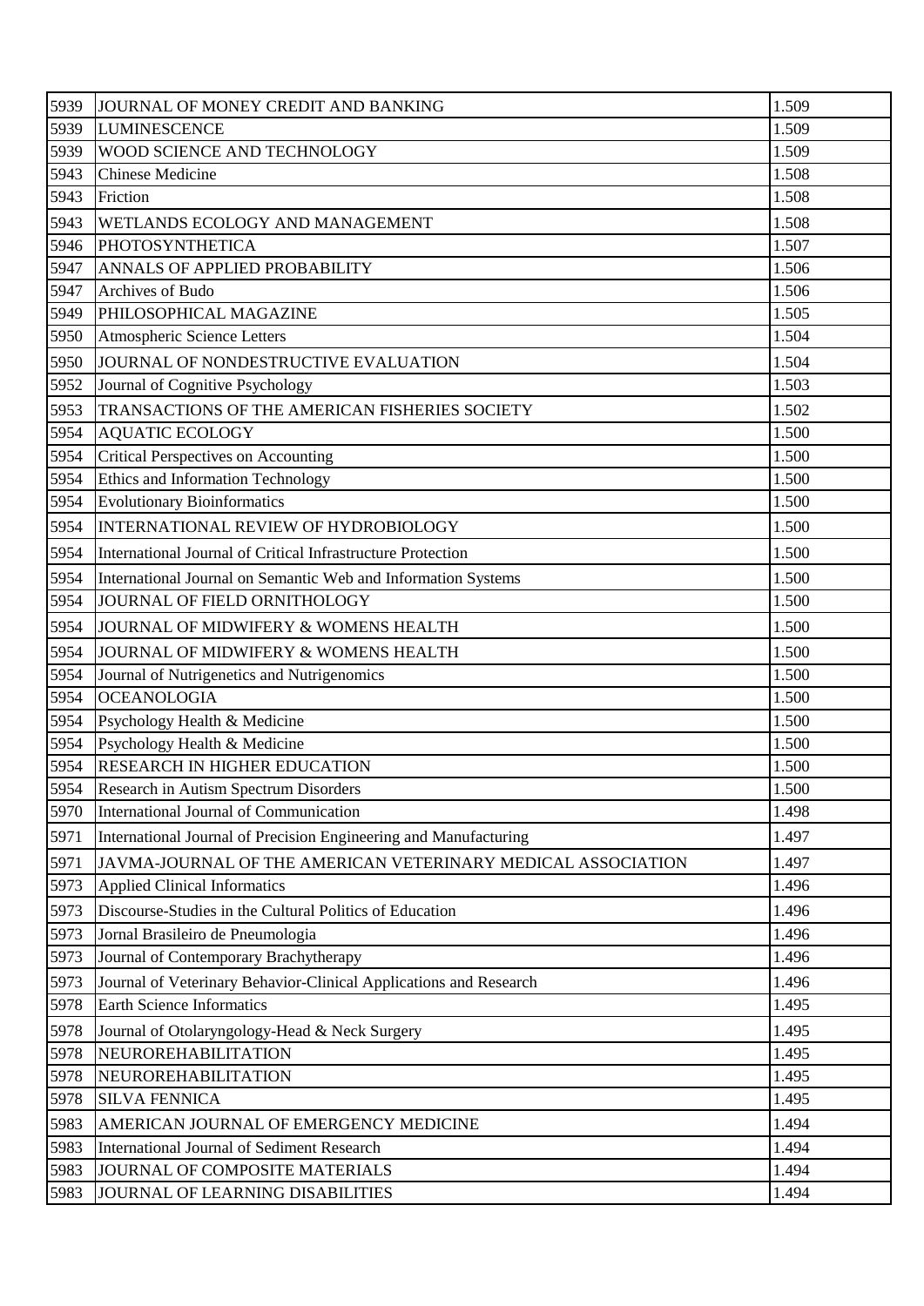| | | |
|---|---|---|
| 5939 | JOURNAL OF MONEY CREDIT AND BANKING | 1.509 |
| 5939 | LUMINESCENCE | 1.509 |
| 5939 | WOOD SCIENCE AND TECHNOLOGY | 1.509 |
| 5943 | Chinese Medicine | 1.508 |
| 5943 | Friction | 1.508 |
| 5943 | WETLANDS ECOLOGY AND MANAGEMENT | 1.508 |
| 5946 | PHOTOSYNTHETICA | 1.507 |
| 5947 | ANNALS OF APPLIED PROBABILITY | 1.506 |
| 5947 | Archives of Budo | 1.506 |
| 5949 | PHILOSOPHICAL MAGAZINE | 1.505 |
| 5950 | Atmospheric Science Letters | 1.504 |
| 5950 | JOURNAL OF NONDESTRUCTIVE EVALUATION | 1.504 |
| 5952 | Journal of Cognitive Psychology | 1.503 |
| 5953 | TRANSACTIONS OF THE AMERICAN FISHERIES SOCIETY | 1.502 |
| 5954 | AQUATIC ECOLOGY | 1.500 |
| 5954 | Critical Perspectives on Accounting | 1.500 |
| 5954 | Ethics and Information Technology | 1.500 |
| 5954 | Evolutionary Bioinformatics | 1.500 |
| 5954 | INTERNATIONAL REVIEW OF HYDROBIOLOGY | 1.500 |
| 5954 | International Journal of Critical Infrastructure Protection | 1.500 |
| 5954 | International Journal on Semantic Web and Information Systems | 1.500 |
| 5954 | JOURNAL OF FIELD ORNITHOLOGY | 1.500 |
| 5954 | JOURNAL OF MIDWIFERY & WOMENS HEALTH | 1.500 |
| 5954 | JOURNAL OF MIDWIFERY & WOMENS HEALTH | 1.500 |
| 5954 | Journal of Nutrigenetics and Nutrigenomics | 1.500 |
| 5954 | OCEANOLOGIA | 1.500 |
| 5954 | Psychology Health & Medicine | 1.500 |
| 5954 | Psychology Health & Medicine | 1.500 |
| 5954 | RESEARCH IN HIGHER EDUCATION | 1.500 |
| 5954 | Research in Autism Spectrum Disorders | 1.500 |
| 5970 | International Journal of Communication | 1.498 |
| 5971 | International Journal of Precision Engineering and Manufacturing | 1.497 |
| 5971 | JAVMA-JOURNAL OF THE AMERICAN VETERINARY MEDICAL ASSOCIATION | 1.497 |
| 5973 | Applied Clinical Informatics | 1.496 |
| 5973 | Discourse-Studies in the Cultural Politics of Education | 1.496 |
| 5973 | Jornal Brasileiro de Pneumologia | 1.496 |
| 5973 | Journal of Contemporary Brachytherapy | 1.496 |
| 5973 | Journal of Veterinary Behavior-Clinical Applications and Research | 1.496 |
| 5978 | Earth Science Informatics | 1.495 |
| 5978 | Journal of Otolaryngology-Head & Neck Surgery | 1.495 |
| 5978 | NEUROREHABILITATION | 1.495 |
| 5978 | NEUROREHABILITATION | 1.495 |
| 5978 | SILVA FENNICA | 1.495 |
| 5983 | AMERICAN JOURNAL OF EMERGENCY MEDICINE | 1.494 |
| 5983 | International Journal of Sediment Research | 1.494 |
| 5983 | JOURNAL OF COMPOSITE MATERIALS | 1.494 |
| 5983 | JOURNAL OF LEARNING DISABILITIES | 1.494 |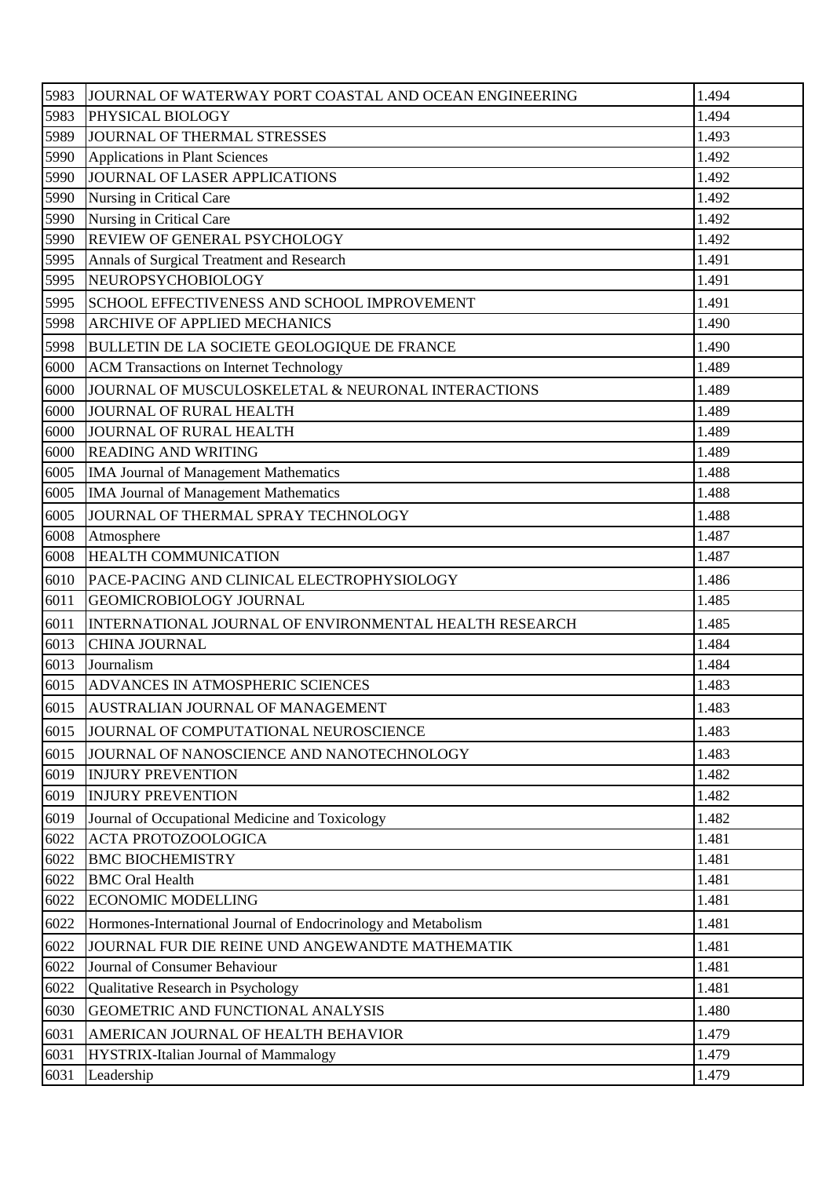| 5983 | JOURNAL OF WATERWAY PORT COASTAL AND OCEAN ENGINEERING | 1.494 |
|---|---|---|
| 5983 | PHYSICAL BIOLOGY | 1.494 |
| 5989 | JOURNAL OF THERMAL STRESSES | 1.493 |
| 5990 | Applications in Plant Sciences | 1.492 |
| 5990 | JOURNAL OF LASER APPLICATIONS | 1.492 |
| 5990 | Nursing in Critical Care | 1.492 |
| 5990 | Nursing in Critical Care | 1.492 |
| 5990 | REVIEW OF GENERAL PSYCHOLOGY | 1.492 |
| 5995 | Annals of Surgical Treatment and Research | 1.491 |
| 5995 | NEUROPSYCHOBIOLOGY | 1.491 |
| 5995 | SCHOOL EFFECTIVENESS AND SCHOOL IMPROVEMENT | 1.491 |
| 5998 | ARCHIVE OF APPLIED MECHANICS | 1.490 |
| 5998 | BULLETIN DE LA SOCIETE GEOLOGIQUE DE FRANCE | 1.490 |
| 6000 | ACM Transactions on Internet Technology | 1.489 |
| 6000 | JOURNAL OF MUSCULOSKELETAL & NEURONAL INTERACTIONS | 1.489 |
| 6000 | JOURNAL OF RURAL HEALTH | 1.489 |
| 6000 | JOURNAL OF RURAL HEALTH | 1.489 |
| 6000 | READING AND WRITING | 1.489 |
| 6005 | IMA Journal of Management Mathematics | 1.488 |
| 6005 | IMA Journal of Management Mathematics | 1.488 |
| 6005 | JOURNAL OF THERMAL SPRAY TECHNOLOGY | 1.488 |
| 6008 | Atmosphere | 1.487 |
| 6008 | HEALTH COMMUNICATION | 1.487 |
| 6010 | PACE-PACING AND CLINICAL ELECTROPHYSIOLOGY | 1.486 |
| 6011 | GEOMICROBIOLOGY JOURNAL | 1.485 |
| 6011 | INTERNATIONAL JOURNAL OF ENVIRONMENTAL HEALTH RESEARCH | 1.485 |
| 6013 | CHINA JOURNAL | 1.484 |
| 6013 | Journalism | 1.484 |
| 6015 | ADVANCES IN ATMOSPHERIC SCIENCES | 1.483 |
| 6015 | AUSTRALIAN JOURNAL OF MANAGEMENT | 1.483 |
| 6015 | JOURNAL OF COMPUTATIONAL NEUROSCIENCE | 1.483 |
| 6015 | JOURNAL OF NANOSCIENCE AND NANOTECHNOLOGY | 1.483 |
| 6019 | INJURY PREVENTION | 1.482 |
| 6019 | INJURY PREVENTION | 1.482 |
| 6019 | Journal of Occupational Medicine and Toxicology | 1.482 |
| 6022 | ACTA PROTOZOOLOGICA | 1.481 |
| 6022 | BMC BIOCHEMISTRY | 1.481 |
| 6022 | BMC Oral Health | 1.481 |
| 6022 | ECONOMIC MODELLING | 1.481 |
| 6022 | Hormones-International Journal of Endocrinology and Metabolism | 1.481 |
| 6022 | JOURNAL FUR DIE REINE UND ANGEWANDTE MATHEMATIK | 1.481 |
| 6022 | Journal of Consumer Behaviour | 1.481 |
| 6022 | Qualitative Research in Psychology | 1.481 |
| 6030 | GEOMETRIC AND FUNCTIONAL ANALYSIS | 1.480 |
| 6031 | AMERICAN JOURNAL OF HEALTH BEHAVIOR | 1.479 |
| 6031 | HYSTRIX-Italian Journal of Mammalogy | 1.479 |
| 6031 | Leadership | 1.479 |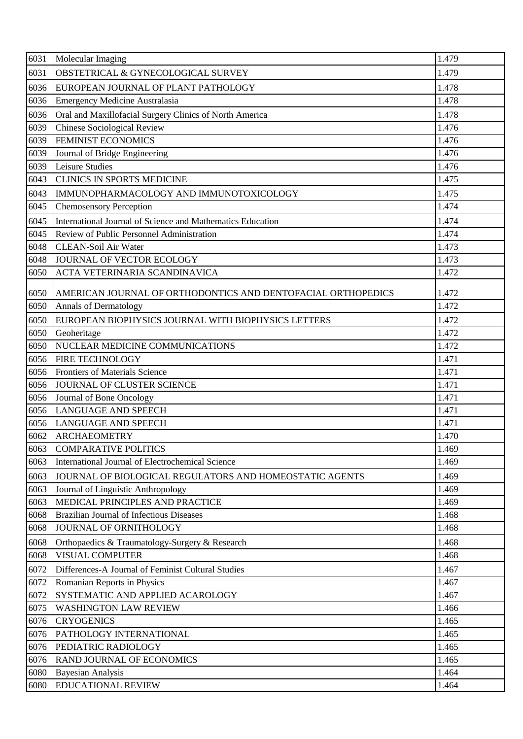| 6031 | Molecular Imaging | 1.479 |
|---|---|---|
| 6031 | OBSTETRICAL & GYNECOLOGICAL SURVEY | 1.479 |
| 6036 | EUROPEAN JOURNAL OF PLANT PATHOLOGY | 1.478 |
| 6036 | Emergency Medicine Australasia | 1.478 |
| 6036 | Oral and Maxillofacial Surgery Clinics of North America | 1.478 |
| 6039 | Chinese Sociological Review | 1.476 |
| 6039 | FEMINIST ECONOMICS | 1.476 |
| 6039 | Journal of Bridge Engineering | 1.476 |
| 6039 | Leisure Studies | 1.476 |
| 6043 | CLINICS IN SPORTS MEDICINE | 1.475 |
| 6043 | IMMUNOPHARMACOLOGY AND IMMUNOTOXICOLOGY | 1.475 |
| 6045 | Chemosensory Perception | 1.474 |
| 6045 | International Journal of Science and Mathematics Education | 1.474 |
| 6045 | Review of Public Personnel Administration | 1.474 |
| 6048 | CLEAN-Soil Air Water | 1.473 |
| 6048 | JOURNAL OF VECTOR ECOLOGY | 1.473 |
| 6050 | ACTA VETERINARIA SCANDINAVICA | 1.472 |
| 6050 | AMERICAN JOURNAL OF ORTHODONTICS AND DENTOFACIAL ORTHOPEDICS | 1.472 |
| 6050 | Annals of Dermatology | 1.472 |
| 6050 | EUROPEAN BIOPHYSICS JOURNAL WITH BIOPHYSICS LETTERS | 1.472 |
| 6050 | Geoheritage | 1.472 |
| 6050 | NUCLEAR MEDICINE COMMUNICATIONS | 1.472 |
| 6056 | FIRE TECHNOLOGY | 1.471 |
| 6056 | Frontiers of Materials Science | 1.471 |
| 6056 | JOURNAL OF CLUSTER SCIENCE | 1.471 |
| 6056 | Journal of Bone Oncology | 1.471 |
| 6056 | LANGUAGE AND SPEECH | 1.471 |
| 6056 | LANGUAGE AND SPEECH | 1.471 |
| 6062 | ARCHAEOMETRY | 1.470 |
| 6063 | COMPARATIVE POLITICS | 1.469 |
| 6063 | International Journal of Electrochemical Science | 1.469 |
| 6063 | JOURNAL OF BIOLOGICAL REGULATORS AND HOMEOSTATIC AGENTS | 1.469 |
| 6063 | Journal of Linguistic Anthropology | 1.469 |
| 6063 | MEDICAL PRINCIPLES AND PRACTICE | 1.469 |
| 6068 | Brazilian Journal of Infectious Diseases | 1.468 |
| 6068 | JOURNAL OF ORNITHOLOGY | 1.468 |
| 6068 | Orthopaedics & Traumatology-Surgery & Research | 1.468 |
| 6068 | VISUAL COMPUTER | 1.468 |
| 6072 | Differences-A Journal of Feminist Cultural Studies | 1.467 |
| 6072 | Romanian Reports in Physics | 1.467 |
| 6072 | SYSTEMATIC AND APPLIED ACAROLOGY | 1.467 |
| 6075 | WASHINGTON LAW REVIEW | 1.466 |
| 6076 | CRYOGENICS | 1.465 |
| 6076 | PATHOLOGY INTERNATIONAL | 1.465 |
| 6076 | PEDIATRIC RADIOLOGY | 1.465 |
| 6076 | RAND JOURNAL OF ECONOMICS | 1.465 |
| 6080 | Bayesian Analysis | 1.464 |
| 6080 | EDUCATIONAL REVIEW | 1.464 |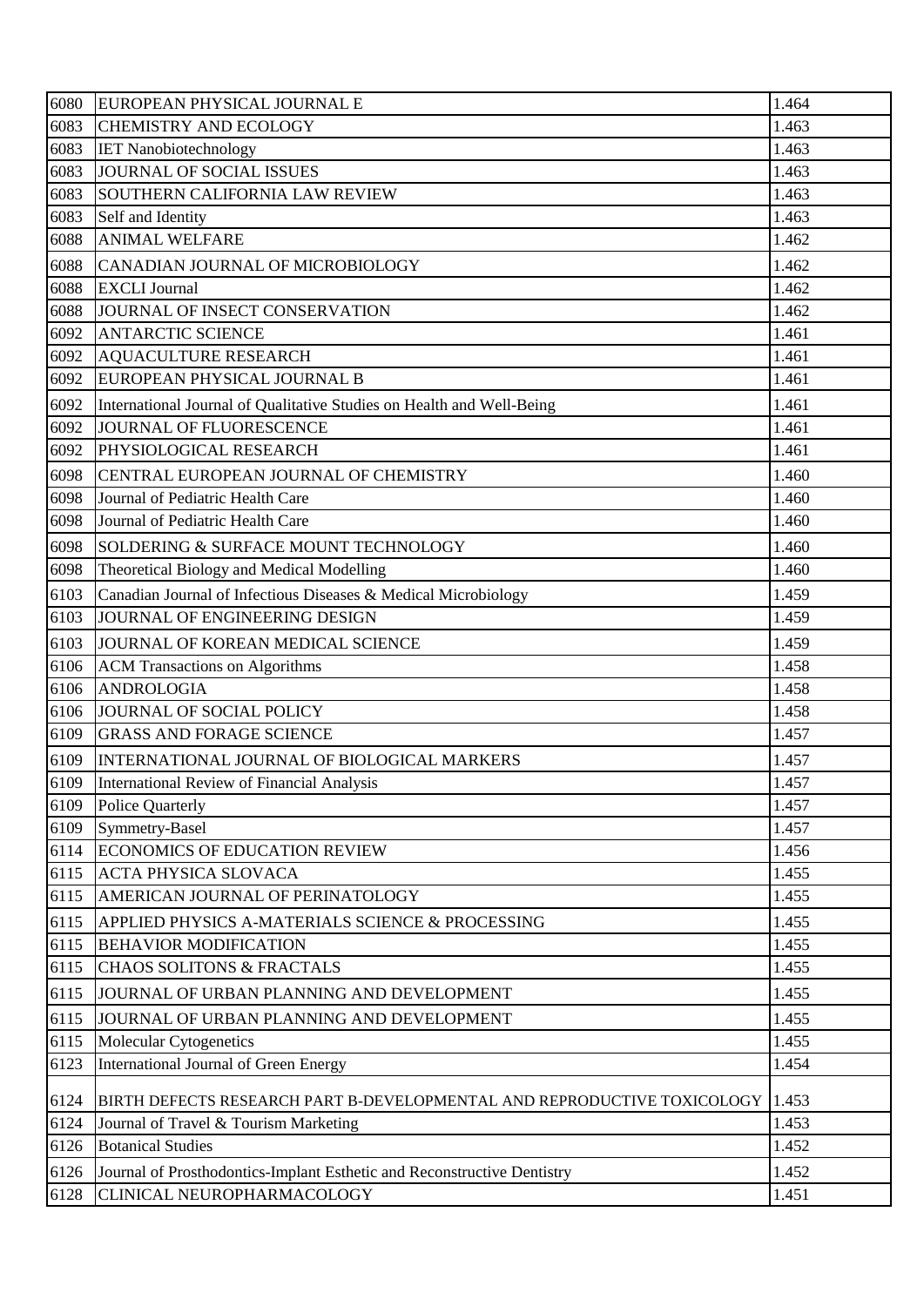| 6080 | EUROPEAN PHYSICAL JOURNAL E | 1.464 |
|---|---|---|
| 6083 | CHEMISTRY AND ECOLOGY | 1.463 |
| 6083 | IET Nanobiotechnology | 1.463 |
| 6083 | JOURNAL OF SOCIAL ISSUES | 1.463 |
| 6083 | SOUTHERN CALIFORNIA LAW REVIEW | 1.463 |
| 6083 | Self and Identity | 1.463 |
| 6088 | ANIMAL WELFARE | 1.462 |
| 6088 | CANADIAN JOURNAL OF MICROBIOLOGY | 1.462 |
| 6088 | EXCLI Journal | 1.462 |
| 6088 | JOURNAL OF INSECT CONSERVATION | 1.462 |
| 6092 | ANTARCTIC SCIENCE | 1.461 |
| 6092 | AQUACULTURE RESEARCH | 1.461 |
| 6092 | EUROPEAN PHYSICAL JOURNAL B | 1.461 |
| 6092 | International Journal of Qualitative Studies on Health and Well-Being | 1.461 |
| 6092 | JOURNAL OF FLUORESCENCE | 1.461 |
| 6092 | PHYSIOLOGICAL RESEARCH | 1.461 |
| 6098 | CENTRAL EUROPEAN JOURNAL OF CHEMISTRY | 1.460 |
| 6098 | Journal of Pediatric Health Care | 1.460 |
| 6098 | Journal of Pediatric Health Care | 1.460 |
| 6098 | SOLDERING & SURFACE MOUNT TECHNOLOGY | 1.460 |
| 6098 | Theoretical Biology and Medical Modelling | 1.460 |
| 6103 | Canadian Journal of Infectious Diseases & Medical Microbiology | 1.459 |
| 6103 | JOURNAL OF ENGINEERING DESIGN | 1.459 |
| 6103 | JOURNAL OF KOREAN MEDICAL SCIENCE | 1.459 |
| 6106 | ACM Transactions on Algorithms | 1.458 |
| 6106 | ANDROLOGIA | 1.458 |
| 6106 | JOURNAL OF SOCIAL POLICY | 1.458 |
| 6109 | GRASS AND FORAGE SCIENCE | 1.457 |
| 6109 | INTERNATIONAL JOURNAL OF BIOLOGICAL MARKERS | 1.457 |
| 6109 | International Review of Financial Analysis | 1.457 |
| 6109 | Police Quarterly | 1.457 |
| 6109 | Symmetry-Basel | 1.457 |
| 6114 | ECONOMICS OF EDUCATION REVIEW | 1.456 |
| 6115 | ACTA PHYSICA SLOVACA | 1.455 |
| 6115 | AMERICAN JOURNAL OF PERINATOLOGY | 1.455 |
| 6115 | APPLIED PHYSICS A-MATERIALS SCIENCE & PROCESSING | 1.455 |
| 6115 | BEHAVIOR MODIFICATION | 1.455 |
| 6115 | CHAOS SOLITONS & FRACTALS | 1.455 |
| 6115 | JOURNAL OF URBAN PLANNING AND DEVELOPMENT | 1.455 |
| 6115 | JOURNAL OF URBAN PLANNING AND DEVELOPMENT | 1.455 |
| 6115 | Molecular Cytogenetics | 1.455 |
| 6123 | International Journal of Green Energy | 1.454 |
| 6124 | BIRTH DEFECTS RESEARCH PART B-DEVELOPMENTAL AND REPRODUCTIVE TOXICOLOGY | 1.453 |
| 6124 | Journal of Travel & Tourism Marketing | 1.453 |
| 6126 | Botanical Studies | 1.452 |
| 6126 | Journal of Prosthodontics-Implant Esthetic and Reconstructive Dentistry | 1.452 |
| 6128 | CLINICAL NEUROPHARMACOLOGY | 1.451 |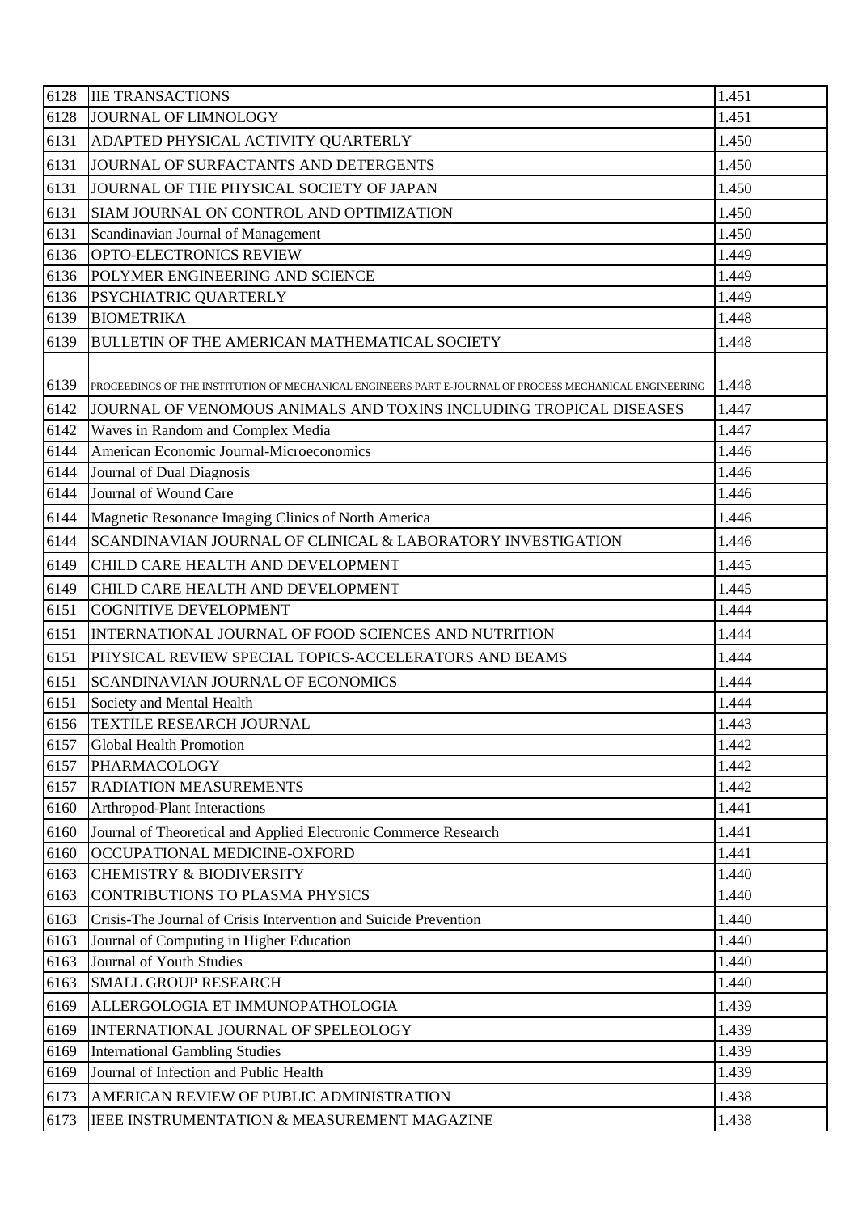| 6128 | IIE TRANSACTIONS | 1.451 |
|---|---|---|
| 6128 | JOURNAL OF LIMNOLOGY | 1.451 |
| 6131 | ADAPTED PHYSICAL ACTIVITY QUARTERLY | 1.450 |
| 6131 | JOURNAL OF SURFACTANTS AND DETERGENTS | 1.450 |
| 6131 | JOURNAL OF THE PHYSICAL SOCIETY OF JAPAN | 1.450 |
| 6131 | SIAM JOURNAL ON CONTROL AND OPTIMIZATION | 1.450 |
| 6131 | Scandinavian Journal of Management | 1.450 |
| 6136 | OPTO-ELECTRONICS REVIEW | 1.449 |
| 6136 | POLYMER ENGINEERING AND SCIENCE | 1.449 |
| 6136 | PSYCHIATRIC QUARTERLY | 1.449 |
| 6139 | BIOMETRIKA | 1.448 |
| 6139 | BULLETIN OF THE AMERICAN MATHEMATICAL SOCIETY | 1.448 |
| 6139 | PROCEEDINGS OF THE INSTITUTION OF MECHANICAL ENGINEERS PART E-JOURNAL OF PROCESS MECHANICAL ENGINEERING | 1.448 |
| 6142 | JOURNAL OF VENOMOUS ANIMALS AND TOXINS INCLUDING TROPICAL DISEASES | 1.447 |
| 6142 | Waves in Random and Complex Media | 1.447 |
| 6144 | American Economic Journal-Microeconomics | 1.446 |
| 6144 | Journal of Dual Diagnosis | 1.446 |
| 6144 | Journal of Wound Care | 1.446 |
| 6144 | Magnetic Resonance Imaging Clinics of North America | 1.446 |
| 6144 | SCANDINAVIAN JOURNAL OF CLINICAL & LABORATORY INVESTIGATION | 1.446 |
| 6149 | CHILD CARE HEALTH AND DEVELOPMENT | 1.445 |
| 6149 | CHILD CARE HEALTH AND DEVELOPMENT | 1.445 |
| 6151 | COGNITIVE DEVELOPMENT | 1.444 |
| 6151 | INTERNATIONAL JOURNAL OF FOOD SCIENCES AND NUTRITION | 1.444 |
| 6151 | PHYSICAL REVIEW SPECIAL TOPICS-ACCELERATORS AND BEAMS | 1.444 |
| 6151 | SCANDINAVIAN JOURNAL OF ECONOMICS | 1.444 |
| 6151 | Society and Mental Health | 1.444 |
| 6156 | TEXTILE RESEARCH JOURNAL | 1.443 |
| 6157 | Global Health Promotion | 1.442 |
| 6157 | PHARMACOLOGY | 1.442 |
| 6157 | RADIATION MEASUREMENTS | 1.442 |
| 6160 | Arthropod-Plant Interactions | 1.441 |
| 6160 | Journal of Theoretical and Applied Electronic Commerce Research | 1.441 |
| 6160 | OCCUPATIONAL MEDICINE-OXFORD | 1.441 |
| 6163 | CHEMISTRY & BIODIVERSITY | 1.440 |
| 6163 | CONTRIBUTIONS TO PLASMA PHYSICS | 1.440 |
| 6163 | Crisis-The Journal of Crisis Intervention and Suicide Prevention | 1.440 |
| 6163 | Journal of Computing in Higher Education | 1.440 |
| 6163 | Journal of Youth Studies | 1.440 |
| 6163 | SMALL GROUP RESEARCH | 1.440 |
| 6169 | ALLERGOLOGIA ET IMMUNOPATHOLOGIA | 1.439 |
| 6169 | INTERNATIONAL JOURNAL OF SPELEOLOGY | 1.439 |
| 6169 | International Gambling Studies | 1.439 |
| 6169 | Journal of Infection and Public Health | 1.439 |
| 6173 | AMERICAN REVIEW OF PUBLIC ADMINISTRATION | 1.438 |
| 6173 | IEEE INSTRUMENTATION & MEASUREMENT MAGAZINE | 1.438 |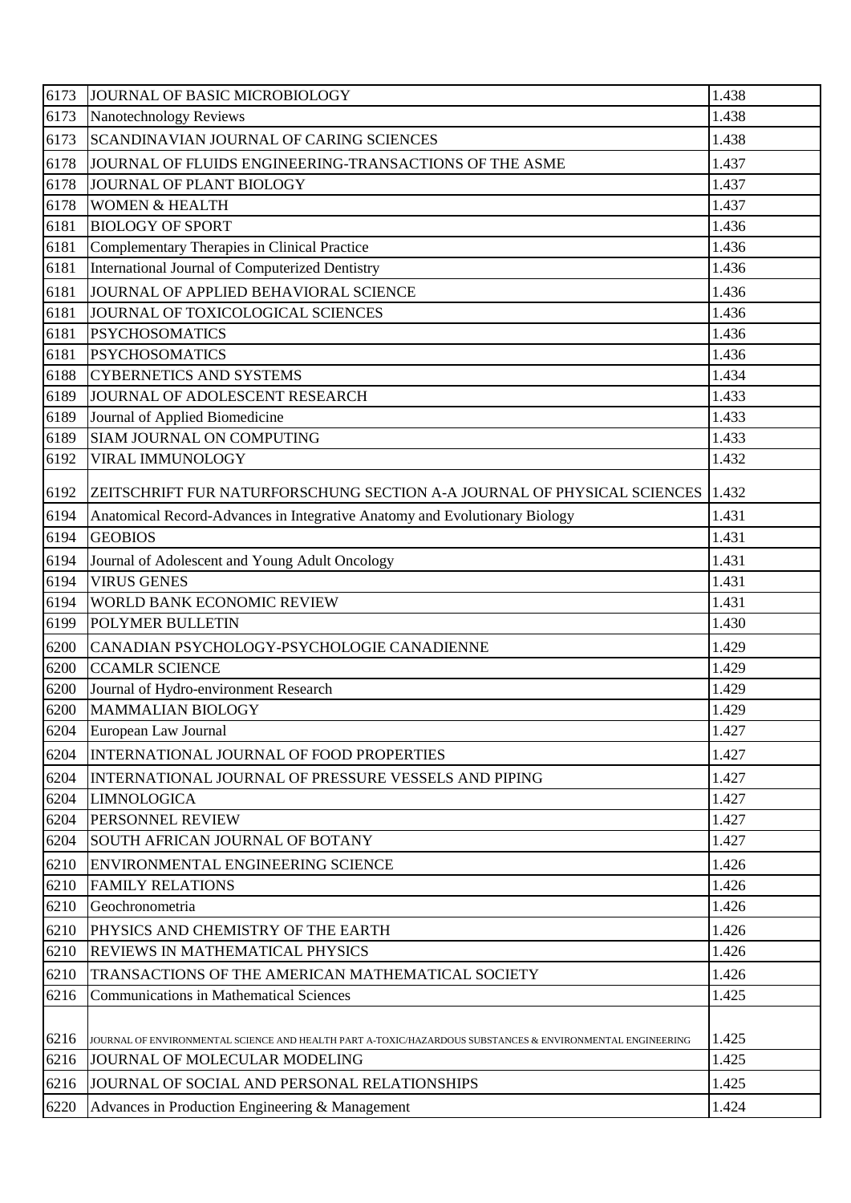| 6173 | JOURNAL OF BASIC MICROBIOLOGY | 1.438 |
|---|---|---|
| 6173 | Nanotechnology Reviews | 1.438 |
| 6173 | SCANDINAVIAN JOURNAL OF CARING SCIENCES | 1.438 |
| 6178 | JOURNAL OF FLUIDS ENGINEERING-TRANSACTIONS OF THE ASME | 1.437 |
| 6178 | JOURNAL OF PLANT BIOLOGY | 1.437 |
| 6178 | WOMEN & HEALTH | 1.437 |
| 6181 | BIOLOGY OF SPORT | 1.436 |
| 6181 | Complementary Therapies in Clinical Practice | 1.436 |
| 6181 | International Journal of Computerized Dentistry | 1.436 |
| 6181 | JOURNAL OF APPLIED BEHAVIORAL SCIENCE | 1.436 |
| 6181 | JOURNAL OF TOXICOLOGICAL SCIENCES | 1.436 |
| 6181 | PSYCHOSOMATICS | 1.436 |
| 6181 | PSYCHOSOMATICS | 1.436 |
| 6188 | CYBERNETICS AND SYSTEMS | 1.434 |
| 6189 | JOURNAL OF ADOLESCENT RESEARCH | 1.433 |
| 6189 | Journal of Applied Biomedicine | 1.433 |
| 6189 | SIAM JOURNAL ON COMPUTING | 1.433 |
| 6192 | VIRAL IMMUNOLOGY | 1.432 |
| 6192 | ZEITSCHRIFT FUR NATURFORSCHUNG SECTION A-A JOURNAL OF PHYSICAL SCIENCES | 1.432 |
| 6194 | Anatomical Record-Advances in Integrative Anatomy and Evolutionary Biology | 1.431 |
| 6194 | GEOBIOS | 1.431 |
| 6194 | Journal of Adolescent and Young Adult Oncology | 1.431 |
| 6194 | VIRUS GENES | 1.431 |
| 6194 | WORLD BANK ECONOMIC REVIEW | 1.431 |
| 6199 | POLYMER BULLETIN | 1.430 |
| 6200 | CANADIAN PSYCHOLOGY-PSYCHOLOGIE CANADIENNE | 1.429 |
| 6200 | CCAMLR SCIENCE | 1.429 |
| 6200 | Journal of Hydro-environment Research | 1.429 |
| 6200 | MAMMALIAN BIOLOGY | 1.429 |
| 6204 | European Law Journal | 1.427 |
| 6204 | INTERNATIONAL JOURNAL OF FOOD PROPERTIES | 1.427 |
| 6204 | INTERNATIONAL JOURNAL OF PRESSURE VESSELS AND PIPING | 1.427 |
| 6204 | LIMNOLOGICA | 1.427 |
| 6204 | PERSONNEL REVIEW | 1.427 |
| 6204 | SOUTH AFRICAN JOURNAL OF BOTANY | 1.427 |
| 6210 | ENVIRONMENTAL ENGINEERING SCIENCE | 1.426 |
| 6210 | FAMILY RELATIONS | 1.426 |
| 6210 | Geochronometria | 1.426 |
| 6210 | PHYSICS AND CHEMISTRY OF THE EARTH | 1.426 |
| 6210 | REVIEWS IN MATHEMATICAL PHYSICS | 1.426 |
| 6210 | TRANSACTIONS OF THE AMERICAN MATHEMATICAL SOCIETY | 1.426 |
| 6216 | Communications in Mathematical Sciences | 1.425 |
| 6216 | JOURNAL OF ENVIRONMENTAL SCIENCE AND HEALTH PART A-TOXIC/HAZARDOUS SUBSTANCES & ENVIRONMENTAL ENGINEERING | 1.425 |
| 6216 | JOURNAL OF MOLECULAR MODELING | 1.425 |
| 6216 | JOURNAL OF SOCIAL AND PERSONAL RELATIONSHIPS | 1.425 |
| 6220 | Advances in Production Engineering & Management | 1.424 |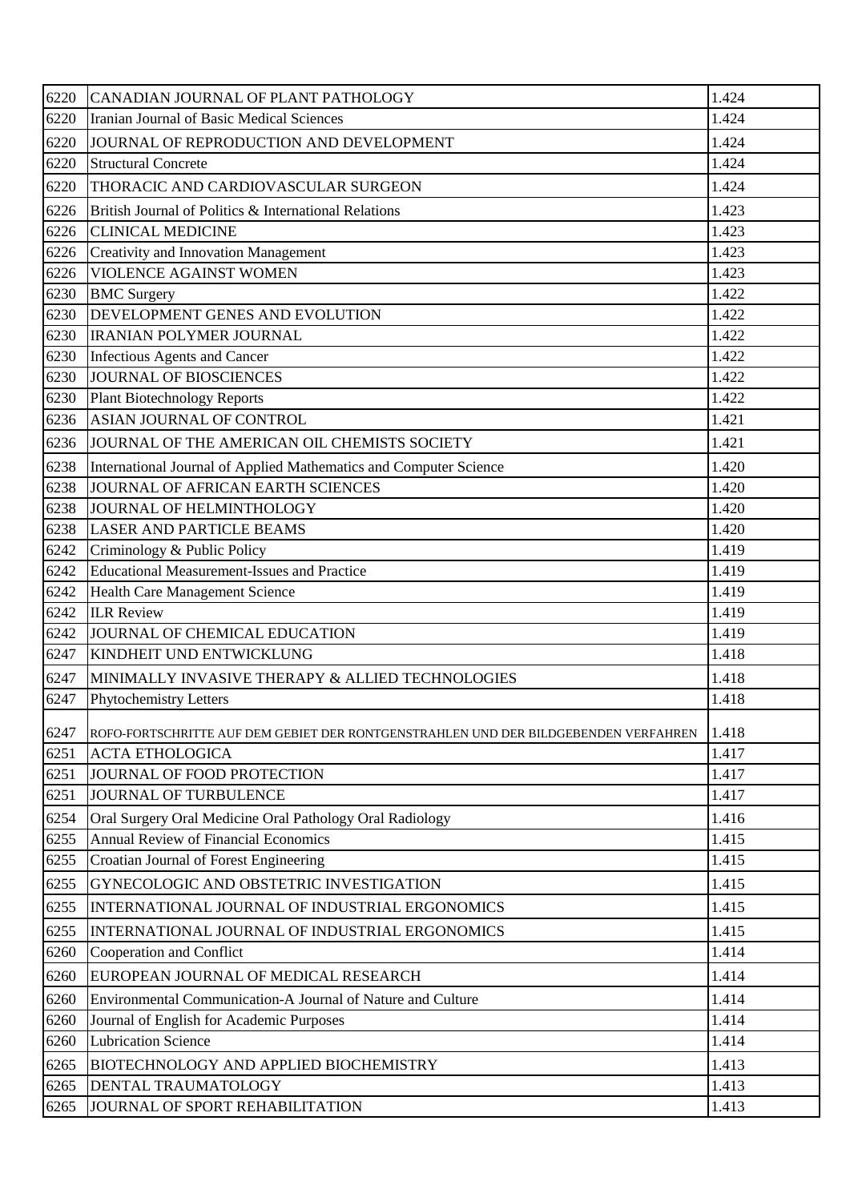| 6220 | CANADIAN JOURNAL OF PLANT PATHOLOGY | 1.424 |
|---|---|---|
| 6220 | Iranian Journal of Basic Medical Sciences | 1.424 |
| 6220 | JOURNAL OF REPRODUCTION AND DEVELOPMENT | 1.424 |
| 6220 | Structural Concrete | 1.424 |
| 6220 | THORACIC AND CARDIOVASCULAR SURGEON | 1.424 |
| 6226 | British Journal of Politics & International Relations | 1.423 |
| 6226 | CLINICAL MEDICINE | 1.423 |
| 6226 | Creativity and Innovation Management | 1.423 |
| 6226 | VIOLENCE AGAINST WOMEN | 1.423 |
| 6230 | BMC Surgery | 1.422 |
| 6230 | DEVELOPMENT GENES AND EVOLUTION | 1.422 |
| 6230 | IRANIAN POLYMER JOURNAL | 1.422 |
| 6230 | Infectious Agents and Cancer | 1.422 |
| 6230 | JOURNAL OF BIOSCIENCES | 1.422 |
| 6230 | Plant Biotechnology Reports | 1.422 |
| 6236 | ASIAN JOURNAL OF CONTROL | 1.421 |
| 6236 | JOURNAL OF THE AMERICAN OIL CHEMISTS SOCIETY | 1.421 |
| 6238 | International Journal of Applied Mathematics and Computer Science | 1.420 |
| 6238 | JOURNAL OF AFRICAN EARTH SCIENCES | 1.420 |
| 6238 | JOURNAL OF HELMINTHOLOGY | 1.420 |
| 6238 | LASER AND PARTICLE BEAMS | 1.420 |
| 6242 | Criminology & Public Policy | 1.419 |
| 6242 | Educational Measurement-Issues and Practice | 1.419 |
| 6242 | Health Care Management Science | 1.419 |
| 6242 | ILR Review | 1.419 |
| 6242 | JOURNAL OF CHEMICAL EDUCATION | 1.419 |
| 6247 | KINDHEIT UND ENTWICKLUNG | 1.418 |
| 6247 | MINIMALLY INVASIVE THERAPY & ALLIED TECHNOLOGIES | 1.418 |
| 6247 | Phytochemistry Letters | 1.418 |
| 6247 | ROFO-FORTSCHRITTE AUF DEM GEBIET DER RONTGENSTRAHLEN UND DER BILDGEBENDEN VERFAHREN | 1.418 |
| 6251 | ACTA ETHOLOGICA | 1.417 |
| 6251 | JOURNAL OF FOOD PROTECTION | 1.417 |
| 6251 | JOURNAL OF TURBULENCE | 1.417 |
| 6254 | Oral Surgery Oral Medicine Oral Pathology Oral Radiology | 1.416 |
| 6255 | Annual Review of Financial Economics | 1.415 |
| 6255 | Croatian Journal of Forest Engineering | 1.415 |
| 6255 | GYNECOLOGIC AND OBSTETRIC INVESTIGATION | 1.415 |
| 6255 | INTERNATIONAL JOURNAL OF INDUSTRIAL ERGONOMICS | 1.415 |
| 6255 | INTERNATIONAL JOURNAL OF INDUSTRIAL ERGONOMICS | 1.415 |
| 6260 | Cooperation and Conflict | 1.414 |
| 6260 | EUROPEAN JOURNAL OF MEDICAL RESEARCH | 1.414 |
| 6260 | Environmental Communication-A Journal of Nature and Culture | 1.414 |
| 6260 | Journal of English for Academic Purposes | 1.414 |
| 6260 | Lubrication Science | 1.414 |
| 6265 | BIOTECHNOLOGY AND APPLIED BIOCHEMISTRY | 1.413 |
| 6265 | DENTAL TRAUMATOLOGY | 1.413 |
| 6265 | JOURNAL OF SPORT REHABILITATION | 1.413 |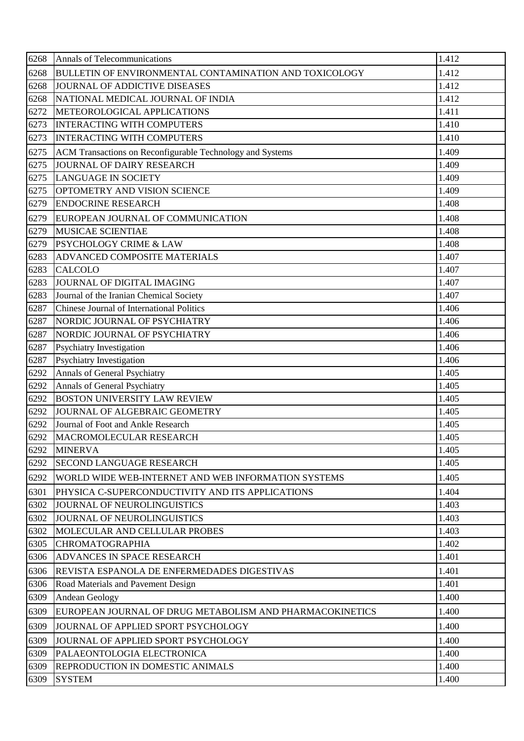| | | |
|---|---|---|
| 6268 | Annals of Telecommunications | 1.412 |
| 6268 | BULLETIN OF ENVIRONMENTAL CONTAMINATION AND TOXICOLOGY | 1.412 |
| 6268 | JOURNAL OF ADDICTIVE DISEASES | 1.412 |
| 6268 | NATIONAL MEDICAL JOURNAL OF INDIA | 1.412 |
| 6272 | METEOROLOGICAL APPLICATIONS | 1.411 |
| 6273 | INTERACTING WITH COMPUTERS | 1.410 |
| 6273 | INTERACTING WITH COMPUTERS | 1.410 |
| 6275 | ACM Transactions on Reconfigurable Technology and Systems | 1.409 |
| 6275 | JOURNAL OF DAIRY RESEARCH | 1.409 |
| 6275 | LANGUAGE IN SOCIETY | 1.409 |
| 6275 | OPTOMETRY AND VISION SCIENCE | 1.409 |
| 6279 | ENDOCRINE RESEARCH | 1.408 |
| 6279 | EUROPEAN JOURNAL OF COMMUNICATION | 1.408 |
| 6279 | MUSICAE SCIENTIAE | 1.408 |
| 6279 | PSYCHOLOGY CRIME & LAW | 1.408 |
| 6283 | ADVANCED COMPOSITE MATERIALS | 1.407 |
| 6283 | CALCOLO | 1.407 |
| 6283 | JOURNAL OF DIGITAL IMAGING | 1.407 |
| 6283 | Journal of the Iranian Chemical Society | 1.407 |
| 6287 | Chinese Journal of International Politics | 1.406 |
| 6287 | NORDIC JOURNAL OF PSYCHIATRY | 1.406 |
| 6287 | NORDIC JOURNAL OF PSYCHIATRY | 1.406 |
| 6287 | Psychiatry Investigation | 1.406 |
| 6287 | Psychiatry Investigation | 1.406 |
| 6292 | Annals of General Psychiatry | 1.405 |
| 6292 | Annals of General Psychiatry | 1.405 |
| 6292 | BOSTON UNIVERSITY LAW REVIEW | 1.405 |
| 6292 | JOURNAL OF ALGEBRAIC GEOMETRY | 1.405 |
| 6292 | Journal of Foot and Ankle Research | 1.405 |
| 6292 | MACROMOLECULAR RESEARCH | 1.405 |
| 6292 | MINERVA | 1.405 |
| 6292 | SECOND LANGUAGE RESEARCH | 1.405 |
| 6292 | WORLD WIDE WEB-INTERNET AND WEB INFORMATION SYSTEMS | 1.405 |
| 6301 | PHYSICA C-SUPERCONDUCTIVITY AND ITS APPLICATIONS | 1.404 |
| 6302 | JOURNAL OF NEUROLINGUISTICS | 1.403 |
| 6302 | JOURNAL OF NEUROLINGUISTICS | 1.403 |
| 6302 | MOLECULAR AND CELLULAR PROBES | 1.403 |
| 6305 | CHROMATOGRAPHIA | 1.402 |
| 6306 | ADVANCES IN SPACE RESEARCH | 1.401 |
| 6306 | REVISTA ESPANOLA DE ENFERMEDADES DIGESTIVAS | 1.401 |
| 6306 | Road Materials and Pavement Design | 1.401 |
| 6309 | Andean Geology | 1.400 |
| 6309 | EUROPEAN JOURNAL OF DRUG METABOLISM AND PHARMACOKINETICS | 1.400 |
| 6309 | JOURNAL OF APPLIED SPORT PSYCHOLOGY | 1.400 |
| 6309 | JOURNAL OF APPLIED SPORT PSYCHOLOGY | 1.400 |
| 6309 | PALAEONTOLOGIA ELECTRONICA | 1.400 |
| 6309 | REPRODUCTION IN DOMESTIC ANIMALS | 1.400 |
| 6309 | SYSTEM | 1.400 |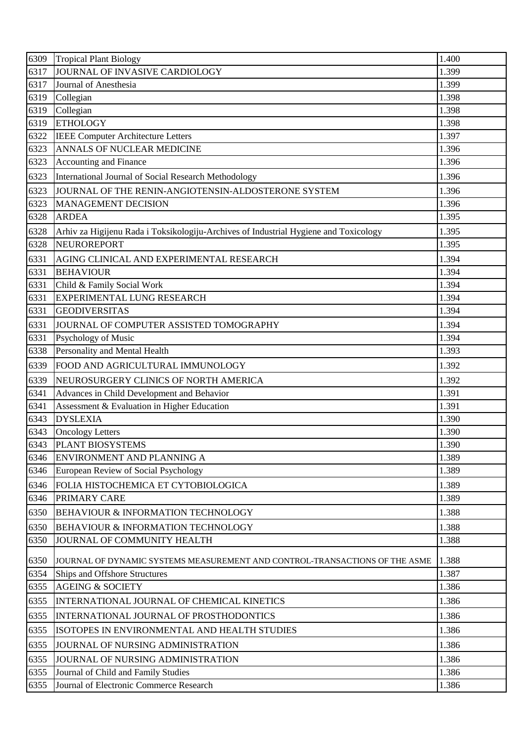| 6309 | Tropical Plant Biology | 1.400 |
|---|---|---|
| 6317 | JOURNAL OF INVASIVE CARDIOLOGY | 1.399 |
| 6317 | Journal of Anesthesia | 1.399 |
| 6319 | Collegian | 1.398 |
| 6319 | Collegian | 1.398 |
| 6319 | ETHOLOGY | 1.398 |
| 6322 | IEEE Computer Architecture Letters | 1.397 |
| 6323 | ANNALS OF NUCLEAR MEDICINE | 1.396 |
| 6323 | Accounting and Finance | 1.396 |
| 6323 | International Journal of Social Research Methodology | 1.396 |
| 6323 | JOURNAL OF THE RENIN-ANGIOTENSIN-ALDOSTERONE SYSTEM | 1.396 |
| 6323 | MANAGEMENT DECISION | 1.396 |
| 6328 | ARDEA | 1.395 |
| 6328 | Arhiv za Higijenu Rada i Toksikologiju-Archives of Industrial Hygiene and Toxicology | 1.395 |
| 6328 | NEUROREPORT | 1.395 |
| 6331 | AGING CLINICAL AND EXPERIMENTAL RESEARCH | 1.394 |
| 6331 | BEHAVIOUR | 1.394 |
| 6331 | Child & Family Social Work | 1.394 |
| 6331 | EXPERIMENTAL LUNG RESEARCH | 1.394 |
| 6331 | GEODIVERSITAS | 1.394 |
| 6331 | JOURNAL OF COMPUTER ASSISTED TOMOGRAPHY | 1.394 |
| 6331 | Psychology of Music | 1.394 |
| 6338 | Personality and Mental Health | 1.393 |
| 6339 | FOOD AND AGRICULTURAL IMMUNOLOGY | 1.392 |
| 6339 | NEUROSURGERY CLINICS OF NORTH AMERICA | 1.392 |
| 6341 | Advances in Child Development and Behavior | 1.391 |
| 6341 | Assessment & Evaluation in Higher Education | 1.391 |
| 6343 | DYSLEXIA | 1.390 |
| 6343 | Oncology Letters | 1.390 |
| 6343 | PLANT BIOSYSTEMS | 1.390 |
| 6346 | ENVIRONMENT AND PLANNING A | 1.389 |
| 6346 | European Review of Social Psychology | 1.389 |
| 6346 | FOLIA HISTOCHEMICA ET CYTOBIOLOGICA | 1.389 |
| 6346 | PRIMARY CARE | 1.389 |
| 6350 | BEHAVIOUR & INFORMATION TECHNOLOGY | 1.388 |
| 6350 | BEHAVIOUR & INFORMATION TECHNOLOGY | 1.388 |
| 6350 | JOURNAL OF COMMUNITY HEALTH | 1.388 |
| 6350 | JOURNAL OF DYNAMIC SYSTEMS MEASUREMENT AND CONTROL-TRANSACTIONS OF THE ASME | 1.388 |
| 6354 | Ships and Offshore Structures | 1.387 |
| 6355 | AGEING & SOCIETY | 1.386 |
| 6355 | INTERNATIONAL JOURNAL OF CHEMICAL KINETICS | 1.386 |
| 6355 | INTERNATIONAL JOURNAL OF PROSTHODONTICS | 1.386 |
| 6355 | ISOTOPES IN ENVIRONMENTAL AND HEALTH STUDIES | 1.386 |
| 6355 | JOURNAL OF NURSING ADMINISTRATION | 1.386 |
| 6355 | JOURNAL OF NURSING ADMINISTRATION | 1.386 |
| 6355 | Journal of Child and Family Studies | 1.386 |
| 6355 | Journal of Electronic Commerce Research | 1.386 |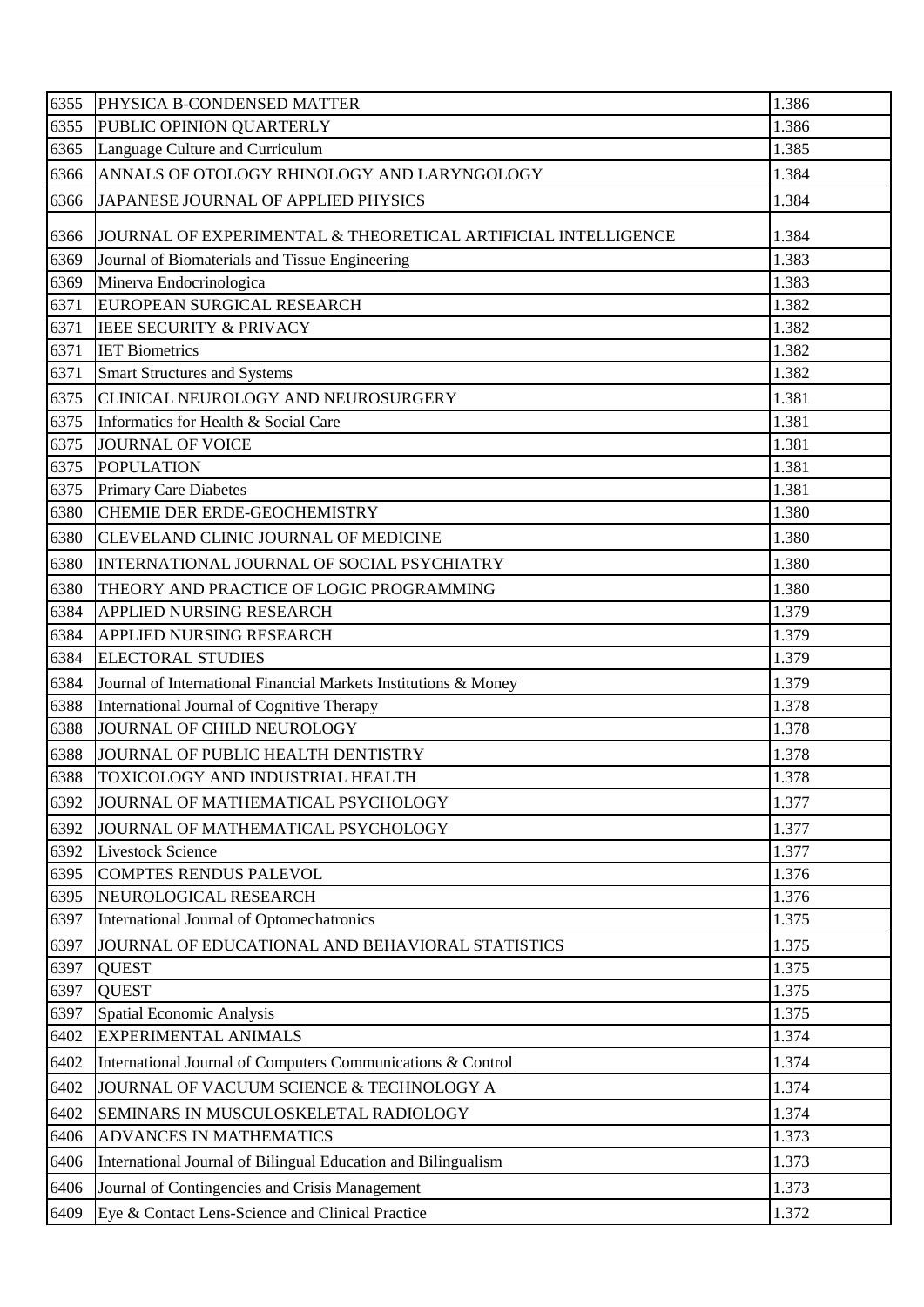| 6355 | PHYSICA B-CONDENSED MATTER | 1.386 |
|---|---|---|
| 6355 | PUBLIC OPINION QUARTERLY | 1.386 |
| 6365 | Language Culture and Curriculum | 1.385 |
| 6366 | ANNALS OF OTOLOGY RHINOLOGY AND LARYNGOLOGY | 1.384 |
| 6366 | JAPANESE JOURNAL OF APPLIED PHYSICS | 1.384 |
| 6366 | JOURNAL OF EXPERIMENTAL & THEORETICAL ARTIFICIAL INTELLIGENCE | 1.384 |
| 6369 | Journal of Biomaterials and Tissue Engineering | 1.383 |
| 6369 | Minerva Endocrinologica | 1.383 |
| 6371 | EUROPEAN SURGICAL RESEARCH | 1.382 |
| 6371 | IEEE SECURITY & PRIVACY | 1.382 |
| 6371 | IET Biometrics | 1.382 |
| 6371 | Smart Structures and Systems | 1.382 |
| 6375 | CLINICAL NEUROLOGY AND NEUROSURGERY | 1.381 |
| 6375 | Informatics for Health & Social Care | 1.381 |
| 6375 | JOURNAL OF VOICE | 1.381 |
| 6375 | POPULATION | 1.381 |
| 6375 | Primary Care Diabetes | 1.381 |
| 6380 | CHEMIE DER ERDE-GEOCHEMISTRY | 1.380 |
| 6380 | CLEVELAND CLINIC JOURNAL OF MEDICINE | 1.380 |
| 6380 | INTERNATIONAL JOURNAL OF SOCIAL PSYCHIATRY | 1.380 |
| 6380 | THEORY AND PRACTICE OF LOGIC PROGRAMMING | 1.380 |
| 6384 | APPLIED NURSING RESEARCH | 1.379 |
| 6384 | APPLIED NURSING RESEARCH | 1.379 |
| 6384 | ELECTORAL STUDIES | 1.379 |
| 6384 | Journal of International Financial Markets Institutions & Money | 1.379 |
| 6388 | International Journal of Cognitive Therapy | 1.378 |
| 6388 | JOURNAL OF CHILD NEUROLOGY | 1.378 |
| 6388 | JOURNAL OF PUBLIC HEALTH DENTISTRY | 1.378 |
| 6388 | TOXICOLOGY AND INDUSTRIAL HEALTH | 1.378 |
| 6392 | JOURNAL OF MATHEMATICAL PSYCHOLOGY | 1.377 |
| 6392 | JOURNAL OF MATHEMATICAL PSYCHOLOGY | 1.377 |
| 6392 | Livestock Science | 1.377 |
| 6395 | COMPTES RENDUS PALEVOL | 1.376 |
| 6395 | NEUROLOGICAL RESEARCH | 1.376 |
| 6397 | International Journal of Optomechatronics | 1.375 |
| 6397 | JOURNAL OF EDUCATIONAL AND BEHAVIORAL STATISTICS | 1.375 |
| 6397 | QUEST | 1.375 |
| 6397 | QUEST | 1.375 |
| 6397 | Spatial Economic Analysis | 1.375 |
| 6402 | EXPERIMENTAL ANIMALS | 1.374 |
| 6402 | International Journal of Computers Communications & Control | 1.374 |
| 6402 | JOURNAL OF VACUUM SCIENCE & TECHNOLOGY A | 1.374 |
| 6402 | SEMINARS IN MUSCULOSKELETAL RADIOLOGY | 1.374 |
| 6406 | ADVANCES IN MATHEMATICS | 1.373 |
| 6406 | International Journal of Bilingual Education and Bilingualism | 1.373 |
| 6406 | Journal of Contingencies and Crisis Management | 1.373 |
| 6409 | Eye & Contact Lens-Science and Clinical Practice | 1.372 |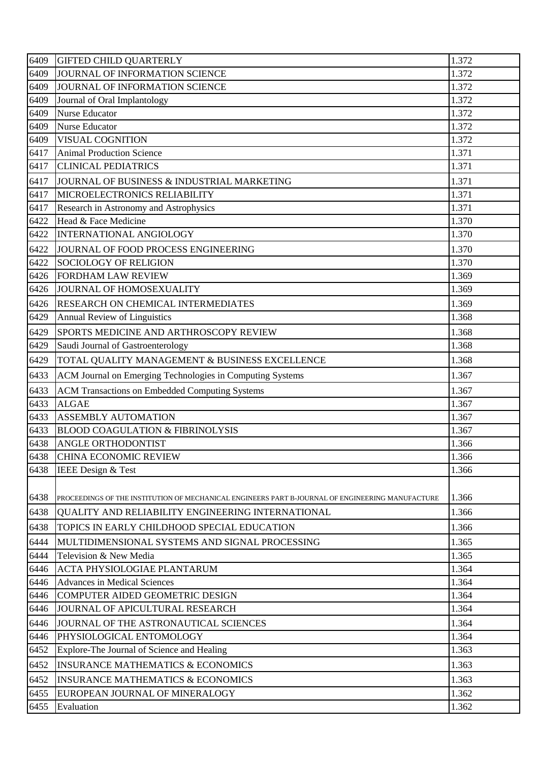| 6409 | GIFTED CHILD QUARTERLY | 1.372 |
|---|---|---|
| 6409 | JOURNAL OF INFORMATION SCIENCE | 1.372 |
| 6409 | JOURNAL OF INFORMATION SCIENCE | 1.372 |
| 6409 | Journal of Oral Implantology | 1.372 |
| 6409 | Nurse Educator | 1.372 |
| 6409 | Nurse Educator | 1.372 |
| 6409 | VISUAL COGNITION | 1.372 |
| 6417 | Animal Production Science | 1.371 |
| 6417 | CLINICAL PEDIATRICS | 1.371 |
| 6417 | JOURNAL OF BUSINESS & INDUSTRIAL MARKETING | 1.371 |
| 6417 | MICROELECTRONICS RELIABILITY | 1.371 |
| 6417 | Research in Astronomy and Astrophysics | 1.371 |
| 6422 | Head & Face Medicine | 1.370 |
| 6422 | INTERNATIONAL ANGIOLOGY | 1.370 |
| 6422 | JOURNAL OF FOOD PROCESS ENGINEERING | 1.370 |
| 6422 | SOCIOLOGY OF RELIGION | 1.370 |
| 6426 | FORDHAM LAW REVIEW | 1.369 |
| 6426 | JOURNAL OF HOMOSEXUALITY | 1.369 |
| 6426 | RESEARCH ON CHEMICAL INTERMEDIATES | 1.369 |
| 6429 | Annual Review of Linguistics | 1.368 |
| 6429 | SPORTS MEDICINE AND ARTHROSCOPY REVIEW | 1.368 |
| 6429 | Saudi Journal of Gastroenterology | 1.368 |
| 6429 | TOTAL QUALITY MANAGEMENT & BUSINESS EXCELLENCE | 1.368 |
| 6433 | ACM Journal on Emerging Technologies in Computing Systems | 1.367 |
| 6433 | ACM Transactions on Embedded Computing Systems | 1.367 |
| 6433 | ALGAE | 1.367 |
| 6433 | ASSEMBLY AUTOMATION | 1.367 |
| 6433 | BLOOD COAGULATION & FIBRINOLYSIS | 1.367 |
| 6438 | ANGLE ORTHODONTIST | 1.366 |
| 6438 | CHINA ECONOMIC REVIEW | 1.366 |
| 6438 | IEEE Design & Test | 1.366 |
| 6438 | PROCEEDINGS OF THE INSTITUTION OF MECHANICAL ENGINEERS PART B-JOURNAL OF ENGINEERING MANUFACTURE | 1.366 |
| 6438 | QUALITY AND RELIABILITY ENGINEERING INTERNATIONAL | 1.366 |
| 6438 | TOPICS IN EARLY CHILDHOOD SPECIAL EDUCATION | 1.366 |
| 6444 | MULTIDIMENSIONAL SYSTEMS AND SIGNAL PROCESSING | 1.365 |
| 6444 | Television & New Media | 1.365 |
| 6446 | ACTA PHYSIOLOGIAE PLANTARUM | 1.364 |
| 6446 | Advances in Medical Sciences | 1.364 |
| 6446 | COMPUTER AIDED GEOMETRIC DESIGN | 1.364 |
| 6446 | JOURNAL OF APICULTURAL RESEARCH | 1.364 |
| 6446 | JOURNAL OF THE ASTRONAUTICAL SCIENCES | 1.364 |
| 6446 | PHYSIOLOGICAL ENTOMOLOGY | 1.364 |
| 6452 | Explore-The Journal of Science and Healing | 1.363 |
| 6452 | INSURANCE MATHEMATICS & ECONOMICS | 1.363 |
| 6452 | INSURANCE MATHEMATICS & ECONOMICS | 1.363 |
| 6455 | EUROPEAN JOURNAL OF MINERALOGY | 1.362 |
| 6455 | Evaluation | 1.362 |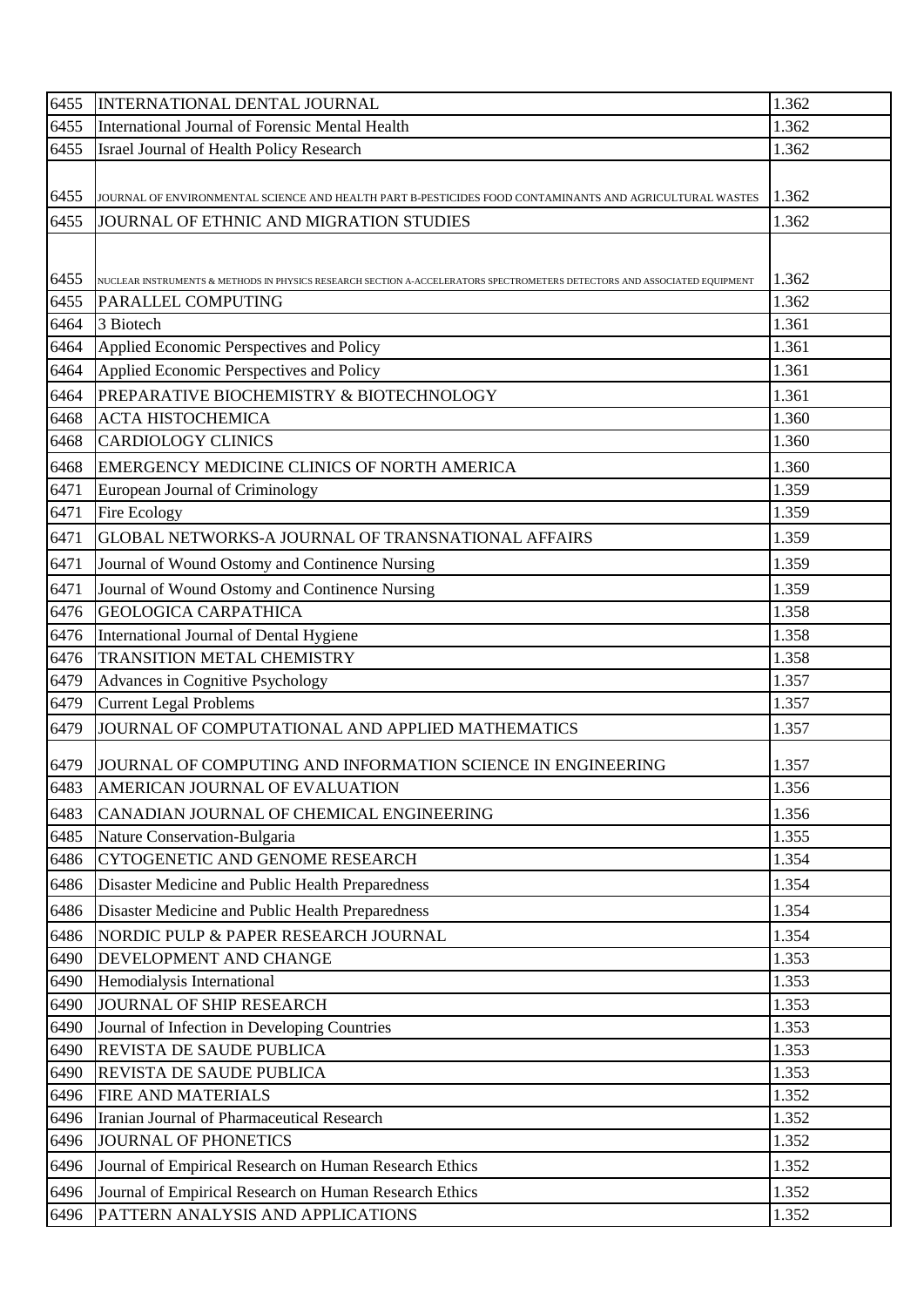| 6455 | INTERNATIONAL DENTAL JOURNAL | 1.362 |
|---|---|---|
| 6455 | International Journal of Forensic Mental Health | 1.362 |
| 6455 | Israel Journal of Health Policy Research | 1.362 |
| 6455 | JOURNAL OF ENVIRONMENTAL SCIENCE AND HEALTH PART B-PESTICIDES FOOD CONTAMINANTS AND AGRICULTURAL WASTES | 1.362 |
| 6455 | JOURNAL OF ETHNIC AND MIGRATION STUDIES | 1.362 |
| 6455 | NUCLEAR INSTRUMENTS & METHODS IN PHYSICS RESEARCH SECTION A-ACCELERATORS SPECTROMETERS DETECTORS AND ASSOCIATED EQUIPMENT | 1.362 |
| 6455 | PARALLEL COMPUTING | 1.362 |
| 6464 | 3 Biotech | 1.361 |
| 6464 | Applied Economic Perspectives and Policy | 1.361 |
| 6464 | Applied Economic Perspectives and Policy | 1.361 |
| 6464 | PREPARATIVE BIOCHEMISTRY & BIOTECHNOLOGY | 1.361 |
| 6468 | ACTA HISTOCHEMICA | 1.360 |
| 6468 | CARDIOLOGY CLINICS | 1.360 |
| 6468 | EMERGENCY MEDICINE CLINICS OF NORTH AMERICA | 1.360 |
| 6471 | European Journal of Criminology | 1.359 |
| 6471 | Fire Ecology | 1.359 |
| 6471 | GLOBAL NETWORKS-A JOURNAL OF TRANSNATIONAL AFFAIRS | 1.359 |
| 6471 | Journal of Wound Ostomy and Continence Nursing | 1.359 |
| 6471 | Journal of Wound Ostomy and Continence Nursing | 1.359 |
| 6476 | GEOLOGICA CARPATHICA | 1.358 |
| 6476 | International Journal of Dental Hygiene | 1.358 |
| 6476 | TRANSITION METAL CHEMISTRY | 1.358 |
| 6479 | Advances in Cognitive Psychology | 1.357 |
| 6479 | Current Legal Problems | 1.357 |
| 6479 | JOURNAL OF COMPUTATIONAL AND APPLIED MATHEMATICS | 1.357 |
| 6479 | JOURNAL OF COMPUTING AND INFORMATION SCIENCE IN ENGINEERING | 1.357 |
| 6483 | AMERICAN JOURNAL OF EVALUATION | 1.356 |
| 6483 | CANADIAN JOURNAL OF CHEMICAL ENGINEERING | 1.356 |
| 6485 | Nature Conservation-Bulgaria | 1.355 |
| 6486 | CYTOGENETIC AND GENOME RESEARCH | 1.354 |
| 6486 | Disaster Medicine and Public Health Preparedness | 1.354 |
| 6486 | Disaster Medicine and Public Health Preparedness | 1.354 |
| 6486 | NORDIC PULP & PAPER RESEARCH JOURNAL | 1.354 |
| 6490 | DEVELOPMENT AND CHANGE | 1.353 |
| 6490 | Hemodialysis International | 1.353 |
| 6490 | JOURNAL OF SHIP RESEARCH | 1.353 |
| 6490 | Journal of Infection in Developing Countries | 1.353 |
| 6490 | REVISTA DE SAUDE PUBLICA | 1.353 |
| 6490 | REVISTA DE SAUDE PUBLICA | 1.353 |
| 6496 | FIRE AND MATERIALS | 1.352 |
| 6496 | Iranian Journal of Pharmaceutical Research | 1.352 |
| 6496 | JOURNAL OF PHONETICS | 1.352 |
| 6496 | Journal of Empirical Research on Human Research Ethics | 1.352 |
| 6496 | Journal of Empirical Research on Human Research Ethics | 1.352 |
| 6496 | PATTERN ANALYSIS AND APPLICATIONS | 1.352 |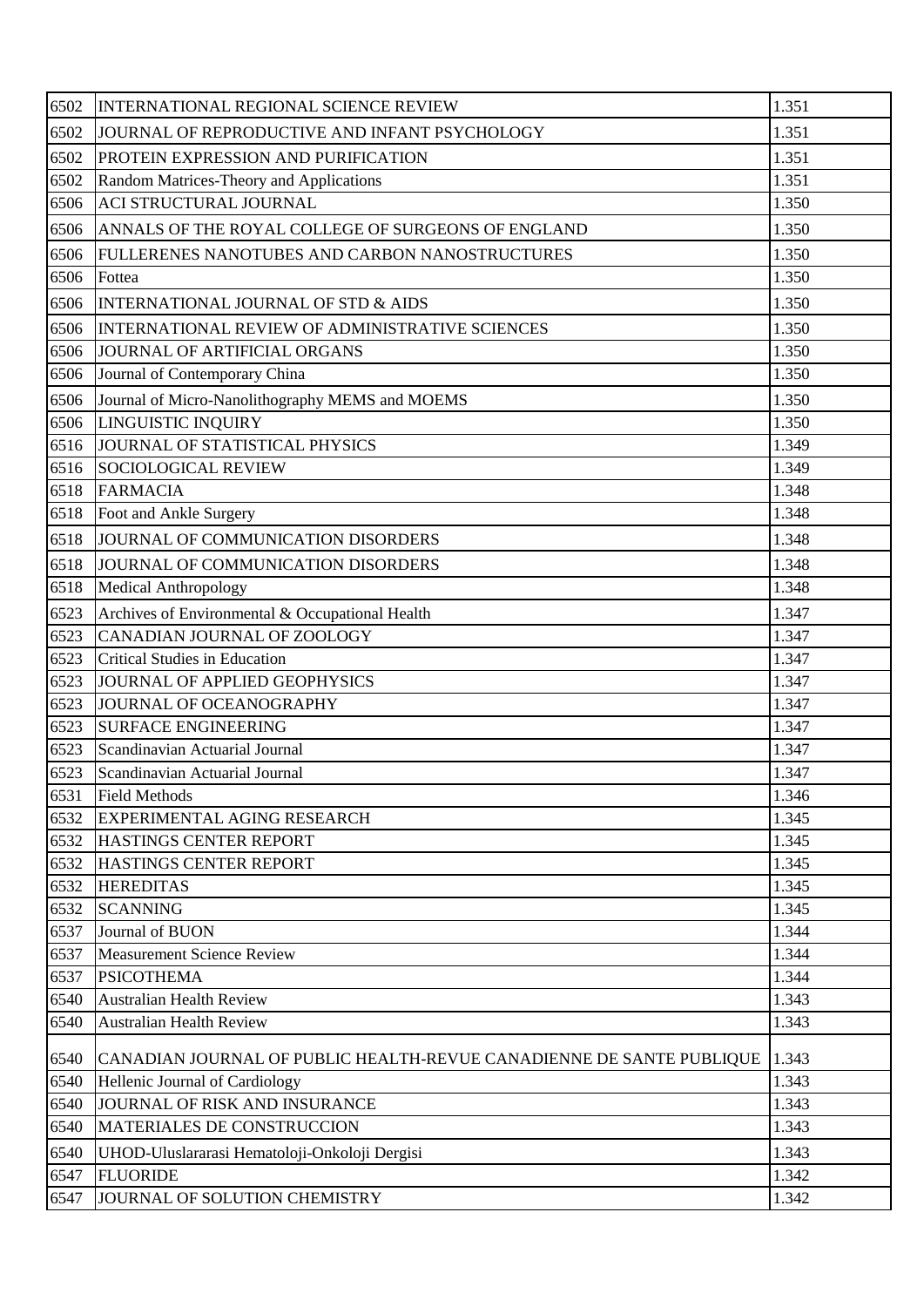| | | |
|---|---|---|
| 6502 | INTERNATIONAL REGIONAL SCIENCE REVIEW | 1.351 |
| 6502 | JOURNAL OF REPRODUCTIVE AND INFANT PSYCHOLOGY | 1.351 |
| 6502 | PROTEIN EXPRESSION AND PURIFICATION | 1.351 |
| 6502 | Random Matrices-Theory and Applications | 1.351 |
| 6506 | ACI STRUCTURAL JOURNAL | 1.350 |
| 6506 | ANNALS OF THE ROYAL COLLEGE OF SURGEONS OF ENGLAND | 1.350 |
| 6506 | FULLERENES NANOTUBES AND CARBON NANOSTRUCTURES | 1.350 |
| 6506 | Fottea | 1.350 |
| 6506 | INTERNATIONAL JOURNAL OF STD & AIDS | 1.350 |
| 6506 | INTERNATIONAL REVIEW OF ADMINISTRATIVE SCIENCES | 1.350 |
| 6506 | JOURNAL OF ARTIFICIAL ORGANS | 1.350 |
| 6506 | Journal of Contemporary China | 1.350 |
| 6506 | Journal of Micro-Nanolithography MEMS and MOEMS | 1.350 |
| 6506 | LINGUISTIC INQUIRY | 1.350 |
| 6516 | JOURNAL OF STATISTICAL PHYSICS | 1.349 |
| 6516 | SOCIOLOGICAL REVIEW | 1.349 |
| 6518 | FARMACIA | 1.348 |
| 6518 | Foot and Ankle Surgery | 1.348 |
| 6518 | JOURNAL OF COMMUNICATION DISORDERS | 1.348 |
| 6518 | JOURNAL OF COMMUNICATION DISORDERS | 1.348 |
| 6518 | Medical Anthropology | 1.348 |
| 6523 | Archives of Environmental & Occupational Health | 1.347 |
| 6523 | CANADIAN JOURNAL OF ZOOLOGY | 1.347 |
| 6523 | Critical Studies in Education | 1.347 |
| 6523 | JOURNAL OF APPLIED GEOPHYSICS | 1.347 |
| 6523 | JOURNAL OF OCEANOGRAPHY | 1.347 |
| 6523 | SURFACE ENGINEERING | 1.347 |
| 6523 | Scandinavian Actuarial Journal | 1.347 |
| 6523 | Scandinavian Actuarial Journal | 1.347 |
| 6531 | Field Methods | 1.346 |
| 6532 | EXPERIMENTAL AGING RESEARCH | 1.345 |
| 6532 | HASTINGS CENTER REPORT | 1.345 |
| 6532 | HASTINGS CENTER REPORT | 1.345 |
| 6532 | HEREDITAS | 1.345 |
| 6532 | SCANNING | 1.345 |
| 6537 | Journal of BUON | 1.344 |
| 6537 | Measurement Science Review | 1.344 |
| 6537 | PSICOTHEMA | 1.344 |
| 6540 | Australian Health Review | 1.343 |
| 6540 | Australian Health Review | 1.343 |
| 6540 | CANADIAN JOURNAL OF PUBLIC HEALTH-REVUE CANADIENNE DE SANTE PUBLIQUE | 1.343 |
| 6540 | Hellenic Journal of Cardiology | 1.343 |
| 6540 | JOURNAL OF RISK AND INSURANCE | 1.343 |
| 6540 | MATERIALES DE CONSTRUCCION | 1.343 |
| 6540 | UHOD-Uluslararasi Hematoloji-Onkoloji Dergisi | 1.343 |
| 6547 | FLUORIDE | 1.342 |
| 6547 | JOURNAL OF SOLUTION CHEMISTRY | 1.342 |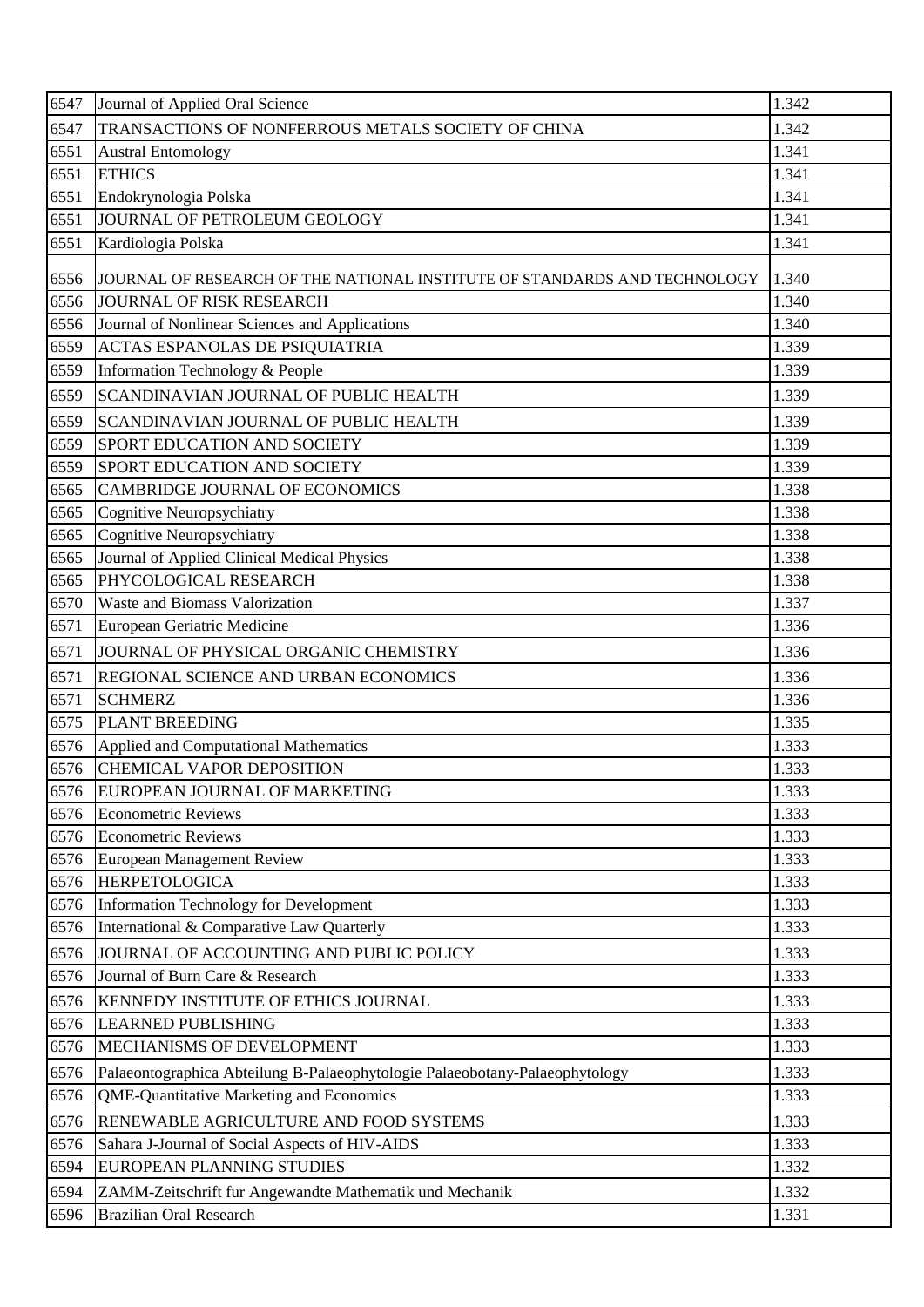| 6547 | Journal of Applied Oral Science | 1.342 |
|---|---|---|
| 6547 | TRANSACTIONS OF NONFERROUS METALS SOCIETY OF CHINA | 1.342 |
| 6551 | Austral Entomology | 1.341 |
| 6551 | ETHICS | 1.341 |
| 6551 | Endokrynologia Polska | 1.341 |
| 6551 | JOURNAL OF PETROLEUM GEOLOGY | 1.341 |
| 6551 | Kardiologia Polska | 1.341 |
| 6556 | JOURNAL OF RESEARCH OF THE NATIONAL INSTITUTE OF STANDARDS AND TECHNOLOGY | 1.340 |
| 6556 | JOURNAL OF RISK RESEARCH | 1.340 |
| 6556 | Journal of Nonlinear Sciences and Applications | 1.340 |
| 6559 | ACTAS ESPANOLAS DE PSIQUIATRIA | 1.339 |
| 6559 | Information Technology & People | 1.339 |
| 6559 | SCANDINAVIAN JOURNAL OF PUBLIC HEALTH | 1.339 |
| 6559 | SCANDINAVIAN JOURNAL OF PUBLIC HEALTH | 1.339 |
| 6559 | SPORT EDUCATION AND SOCIETY | 1.339 |
| 6559 | SPORT EDUCATION AND SOCIETY | 1.339 |
| 6565 | CAMBRIDGE JOURNAL OF ECONOMICS | 1.338 |
| 6565 | Cognitive Neuropsychiatry | 1.338 |
| 6565 | Cognitive Neuropsychiatry | 1.338 |
| 6565 | Journal of Applied Clinical Medical Physics | 1.338 |
| 6565 | PHYCOLOGICAL RESEARCH | 1.338 |
| 6570 | Waste and Biomass Valorization | 1.337 |
| 6571 | European Geriatric Medicine | 1.336 |
| 6571 | JOURNAL OF PHYSICAL ORGANIC CHEMISTRY | 1.336 |
| 6571 | REGIONAL SCIENCE AND URBAN ECONOMICS | 1.336 |
| 6571 | SCHMERZ | 1.336 |
| 6575 | PLANT BREEDING | 1.335 |
| 6576 | Applied and Computational Mathematics | 1.333 |
| 6576 | CHEMICAL VAPOR DEPOSITION | 1.333 |
| 6576 | EUROPEAN JOURNAL OF MARKETING | 1.333 |
| 6576 | Econometric Reviews | 1.333 |
| 6576 | Econometric Reviews | 1.333 |
| 6576 | European Management Review | 1.333 |
| 6576 | HERPETOLOGICA | 1.333 |
| 6576 | Information Technology for Development | 1.333 |
| 6576 | International & Comparative Law Quarterly | 1.333 |
| 6576 | JOURNAL OF ACCOUNTING AND PUBLIC POLICY | 1.333 |
| 6576 | Journal of Burn Care & Research | 1.333 |
| 6576 | KENNEDY INSTITUTE OF ETHICS JOURNAL | 1.333 |
| 6576 | LEARNED PUBLISHING | 1.333 |
| 6576 | MECHANISMS OF DEVELOPMENT | 1.333 |
| 6576 | Palaeontographica Abteilung B-Palaeophytologie Palaeobotany-Palaeophytology | 1.333 |
| 6576 | QME-Quantitative Marketing and Economics | 1.333 |
| 6576 | RENEWABLE AGRICULTURE AND FOOD SYSTEMS | 1.333 |
| 6576 | Sahara J-Journal of Social Aspects of HIV-AIDS | 1.333 |
| 6594 | EUROPEAN PLANNING STUDIES | 1.332 |
| 6594 | ZAMM-Zeitschrift fur Angewandte Mathematik und Mechanik | 1.332 |
| 6596 | Brazilian Oral Research | 1.331 |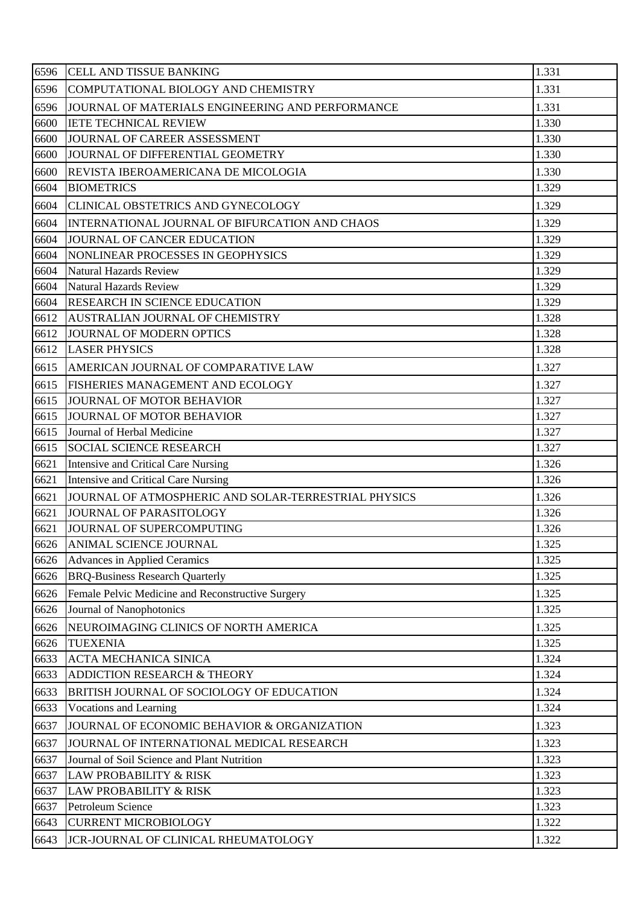| 6596 | CELL AND TISSUE BANKING | 1.331 |
|---|---|---|
| 6596 | COMPUTATIONAL BIOLOGY AND CHEMISTRY | 1.331 |
| 6596 | JOURNAL OF MATERIALS ENGINEERING AND PERFORMANCE | 1.331 |
| 6600 | IETE TECHNICAL REVIEW | 1.330 |
| 6600 | JOURNAL OF CAREER ASSESSMENT | 1.330 |
| 6600 | JOURNAL OF DIFFERENTIAL GEOMETRY | 1.330 |
| 6600 | REVISTA IBEROAMERICANA DE MICOLOGIA | 1.330 |
| 6604 | BIOMETRICS | 1.329 |
| 6604 | CLINICAL OBSTETRICS AND GYNECOLOGY | 1.329 |
| 6604 | INTERNATIONAL JOURNAL OF BIFURCATION AND CHAOS | 1.329 |
| 6604 | JOURNAL OF CANCER EDUCATION | 1.329 |
| 6604 | NONLINEAR PROCESSES IN GEOPHYSICS | 1.329 |
| 6604 | Natural Hazards Review | 1.329 |
| 6604 | Natural Hazards Review | 1.329 |
| 6604 | RESEARCH IN SCIENCE EDUCATION | 1.329 |
| 6612 | AUSTRALIAN JOURNAL OF CHEMISTRY | 1.328 |
| 6612 | JOURNAL OF MODERN OPTICS | 1.328 |
| 6612 | LASER PHYSICS | 1.328 |
| 6615 | AMERICAN JOURNAL OF COMPARATIVE LAW | 1.327 |
| 6615 | FISHERIES MANAGEMENT AND ECOLOGY | 1.327 |
| 6615 | JOURNAL OF MOTOR BEHAVIOR | 1.327 |
| 6615 | JOURNAL OF MOTOR BEHAVIOR | 1.327 |
| 6615 | Journal of Herbal Medicine | 1.327 |
| 6615 | SOCIAL SCIENCE RESEARCH | 1.327 |
| 6621 | Intensive and Critical Care Nursing | 1.326 |
| 6621 | Intensive and Critical Care Nursing | 1.326 |
| 6621 | JOURNAL OF ATMOSPHERIC AND SOLAR-TERRESTRIAL PHYSICS | 1.326 |
| 6621 | JOURNAL OF PARASITOLOGY | 1.326 |
| 6621 | JOURNAL OF SUPERCOMPUTING | 1.326 |
| 6626 | ANIMAL SCIENCE JOURNAL | 1.325 |
| 6626 | Advances in Applied Ceramics | 1.325 |
| 6626 | BRQ-Business Research Quarterly | 1.325 |
| 6626 | Female Pelvic Medicine and Reconstructive Surgery | 1.325 |
| 6626 | Journal of Nanophotonics | 1.325 |
| 6626 | NEUROIMAGING CLINICS OF NORTH AMERICA | 1.325 |
| 6626 | TUEXENIA | 1.325 |
| 6633 | ACTA MECHANICA SINICA | 1.324 |
| 6633 | ADDICTION RESEARCH & THEORY | 1.324 |
| 6633 | BRITISH JOURNAL OF SOCIOLOGY OF EDUCATION | 1.324 |
| 6633 | Vocations and Learning | 1.324 |
| 6637 | JOURNAL OF ECONOMIC BEHAVIOR & ORGANIZATION | 1.323 |
| 6637 | JOURNAL OF INTERNATIONAL MEDICAL RESEARCH | 1.323 |
| 6637 | Journal of Soil Science and Plant Nutrition | 1.323 |
| 6637 | LAW PROBABILITY & RISK | 1.323 |
| 6637 | LAW PROBABILITY & RISK | 1.323 |
| 6637 | Petroleum Science | 1.323 |
| 6643 | CURRENT MICROBIOLOGY | 1.322 |
| 6643 | JCR-JOURNAL OF CLINICAL RHEUMATOLOGY | 1.322 |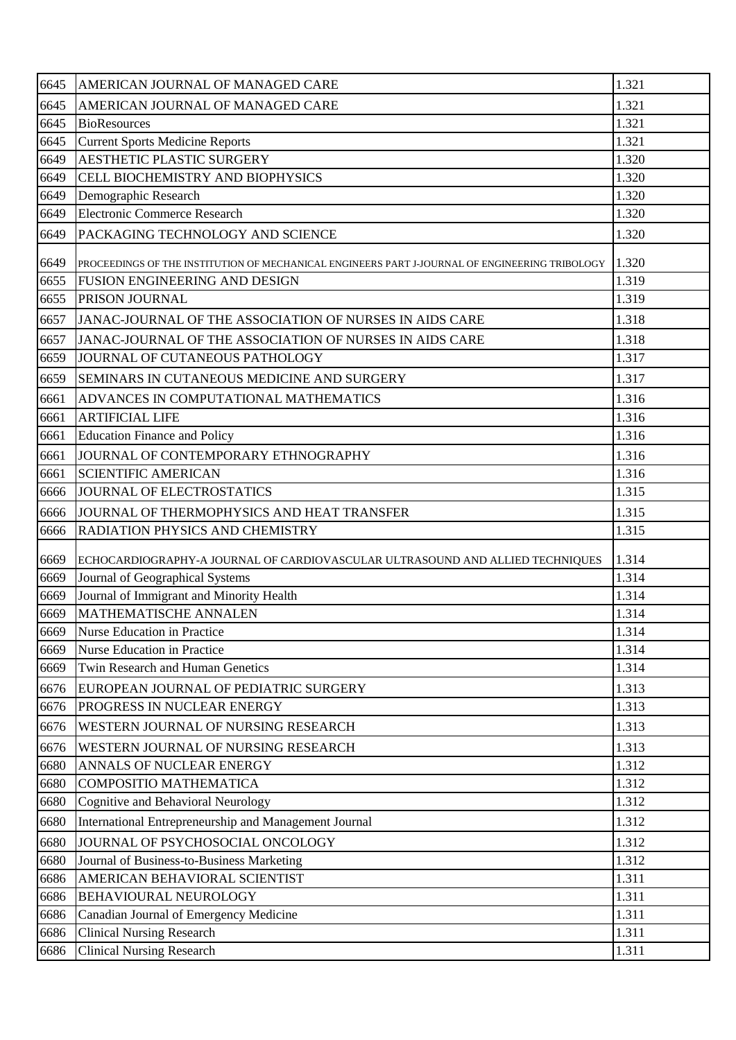| 6645 | AMERICAN JOURNAL OF MANAGED CARE | 1.321 |
|---|---|---|
| 6645 | AMERICAN JOURNAL OF MANAGED CARE | 1.321 |
| 6645 | BioResources | 1.321 |
| 6645 | Current Sports Medicine Reports | 1.321 |
| 6649 | AESTHETIC PLASTIC SURGERY | 1.320 |
| 6649 | CELL BIOCHEMISTRY AND BIOPHYSICS | 1.320 |
| 6649 | Demographic Research | 1.320 |
| 6649 | Electronic Commerce Research | 1.320 |
| 6649 | PACKAGING TECHNOLOGY AND SCIENCE | 1.320 |
| 6649 | PROCEEDINGS OF THE INSTITUTION OF MECHANICAL ENGINEERS PART J-JOURNAL OF ENGINEERING TRIBOLOGY | 1.320 |
| 6655 | FUSION ENGINEERING AND DESIGN | 1.319 |
| 6655 | PRISON JOURNAL | 1.319 |
| 6657 | JANAC-JOURNAL OF THE ASSOCIATION OF NURSES IN AIDS CARE | 1.318 |
| 6657 | JANAC-JOURNAL OF THE ASSOCIATION OF NURSES IN AIDS CARE | 1.318 |
| 6659 | JOURNAL OF CUTANEOUS PATHOLOGY | 1.317 |
| 6659 | SEMINARS IN CUTANEOUS MEDICINE AND SURGERY | 1.317 |
| 6661 | ADVANCES IN COMPUTATIONAL MATHEMATICS | 1.316 |
| 6661 | ARTIFICIAL LIFE | 1.316 |
| 6661 | Education Finance and Policy | 1.316 |
| 6661 | JOURNAL OF CONTEMPORARY ETHNOGRAPHY | 1.316 |
| 6661 | SCIENTIFIC AMERICAN | 1.316 |
| 6666 | JOURNAL OF ELECTROSTATICS | 1.315 |
| 6666 | JOURNAL OF THERMOPHYSICS AND HEAT TRANSFER | 1.315 |
| 6666 | RADIATION PHYSICS AND CHEMISTRY | 1.315 |
| 6669 | ECHOCARDIOGRAPHY-A JOURNAL OF CARDIOVASCULAR ULTRASOUND AND ALLIED TECHNIQUES | 1.314 |
| 6669 | Journal of Geographical Systems | 1.314 |
| 6669 | Journal of Immigrant and Minority Health | 1.314 |
| 6669 | MATHEMATISCHE ANNALEN | 1.314 |
| 6669 | Nurse Education in Practice | 1.314 |
| 6669 | Nurse Education in Practice | 1.314 |
| 6669 | Twin Research and Human Genetics | 1.314 |
| 6676 | EUROPEAN JOURNAL OF PEDIATRIC SURGERY | 1.313 |
| 6676 | PROGRESS IN NUCLEAR ENERGY | 1.313 |
| 6676 | WESTERN JOURNAL OF NURSING RESEARCH | 1.313 |
| 6676 | WESTERN JOURNAL OF NURSING RESEARCH | 1.313 |
| 6680 | ANNALS OF NUCLEAR ENERGY | 1.312 |
| 6680 | COMPOSITIO MATHEMATICA | 1.312 |
| 6680 | Cognitive and Behavioral Neurology | 1.312 |
| 6680 | International Entrepreneurship and Management Journal | 1.312 |
| 6680 | JOURNAL OF PSYCHOSOCIAL ONCOLOGY | 1.312 |
| 6680 | Journal of Business-to-Business Marketing | 1.312 |
| 6686 | AMERICAN BEHAVIORAL SCIENTIST | 1.311 |
| 6686 | BEHAVIOURAL NEUROLOGY | 1.311 |
| 6686 | Canadian Journal of Emergency Medicine | 1.311 |
| 6686 | Clinical Nursing Research | 1.311 |
| 6686 | Clinical Nursing Research | 1.311 |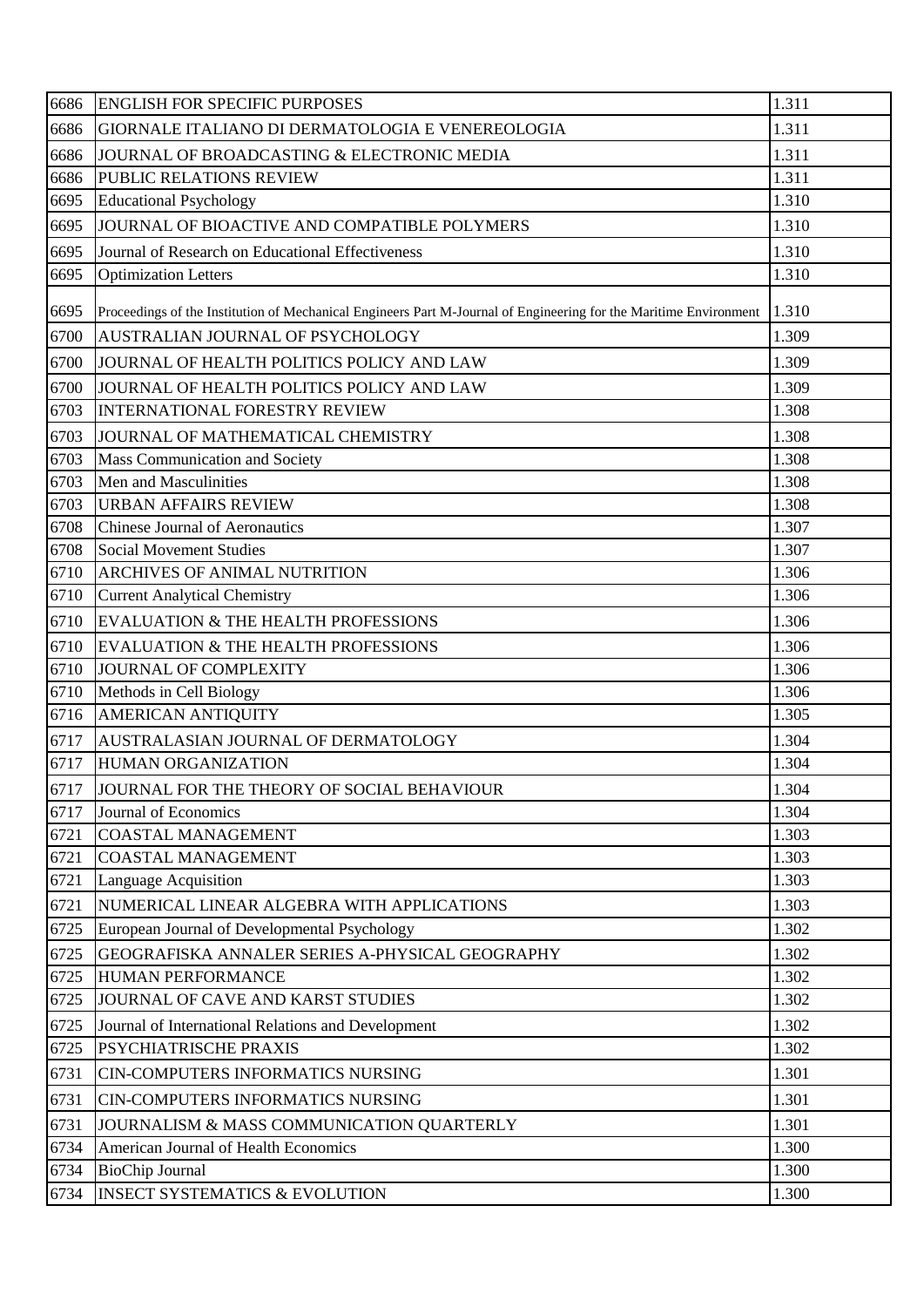| 6686 | ENGLISH FOR SPECIFIC PURPOSES | 1.311 |
|---|---|---|
| 6686 | GIORNALE ITALIANO DI DERMATOLOGIA E VENEREOLOGIA | 1.311 |
| 6686 | JOURNAL OF BROADCASTING & ELECTRONIC MEDIA | 1.311 |
| 6686 | PUBLIC RELATIONS REVIEW | 1.311 |
| 6695 | Educational Psychology | 1.310 |
| 6695 | JOURNAL OF BIOACTIVE AND COMPATIBLE POLYMERS | 1.310 |
| 6695 | Journal of Research on Educational Effectiveness | 1.310 |
| 6695 | Optimization Letters | 1.310 |
| 6695 | Proceedings of the Institution of Mechanical Engineers Part M-Journal of Engineering for the Maritime Environment | 1.310 |
| 6700 | AUSTRALIAN JOURNAL OF PSYCHOLOGY | 1.309 |
| 6700 | JOURNAL OF HEALTH POLITICS POLICY AND LAW | 1.309 |
| 6700 | JOURNAL OF HEALTH POLITICS POLICY AND LAW | 1.309 |
| 6703 | INTERNATIONAL FORESTRY REVIEW | 1.308 |
| 6703 | JOURNAL OF MATHEMATICAL CHEMISTRY | 1.308 |
| 6703 | Mass Communication and Society | 1.308 |
| 6703 | Men and Masculinities | 1.308 |
| 6703 | URBAN AFFAIRS REVIEW | 1.308 |
| 6708 | Chinese Journal of Aeronautics | 1.307 |
| 6708 | Social Movement Studies | 1.307 |
| 6710 | ARCHIVES OF ANIMAL NUTRITION | 1.306 |
| 6710 | Current Analytical Chemistry | 1.306 |
| 6710 | EVALUATION & THE HEALTH PROFESSIONS | 1.306 |
| 6710 | EVALUATION & THE HEALTH PROFESSIONS | 1.306 |
| 6710 | JOURNAL OF COMPLEXITY | 1.306 |
| 6710 | Methods in Cell Biology | 1.306 |
| 6716 | AMERICAN ANTIQUITY | 1.305 |
| 6717 | AUSTRALASIAN JOURNAL OF DERMATOLOGY | 1.304 |
| 6717 | HUMAN ORGANIZATION | 1.304 |
| 6717 | JOURNAL FOR THE THEORY OF SOCIAL BEHAVIOUR | 1.304 |
| 6717 | Journal of Economics | 1.304 |
| 6721 | COASTAL MANAGEMENT | 1.303 |
| 6721 | COASTAL MANAGEMENT | 1.303 |
| 6721 | Language Acquisition | 1.303 |
| 6721 | NUMERICAL LINEAR ALGEBRA WITH APPLICATIONS | 1.303 |
| 6725 | European Journal of Developmental Psychology | 1.302 |
| 6725 | GEOGRAFISKA ANNALER SERIES A-PHYSICAL GEOGRAPHY | 1.302 |
| 6725 | HUMAN PERFORMANCE | 1.302 |
| 6725 | JOURNAL OF CAVE AND KARST STUDIES | 1.302 |
| 6725 | Journal of International Relations and Development | 1.302 |
| 6725 | PSYCHIATRISCHE PRAXIS | 1.302 |
| 6731 | CIN-COMPUTERS INFORMATICS NURSING | 1.301 |
| 6731 | CIN-COMPUTERS INFORMATICS NURSING | 1.301 |
| 6731 | JOURNALISM & MASS COMMUNICATION QUARTERLY | 1.301 |
| 6734 | American Journal of Health Economics | 1.300 |
| 6734 | BioChip Journal | 1.300 |
| 6734 | INSECT SYSTEMATICS & EVOLUTION | 1.300 |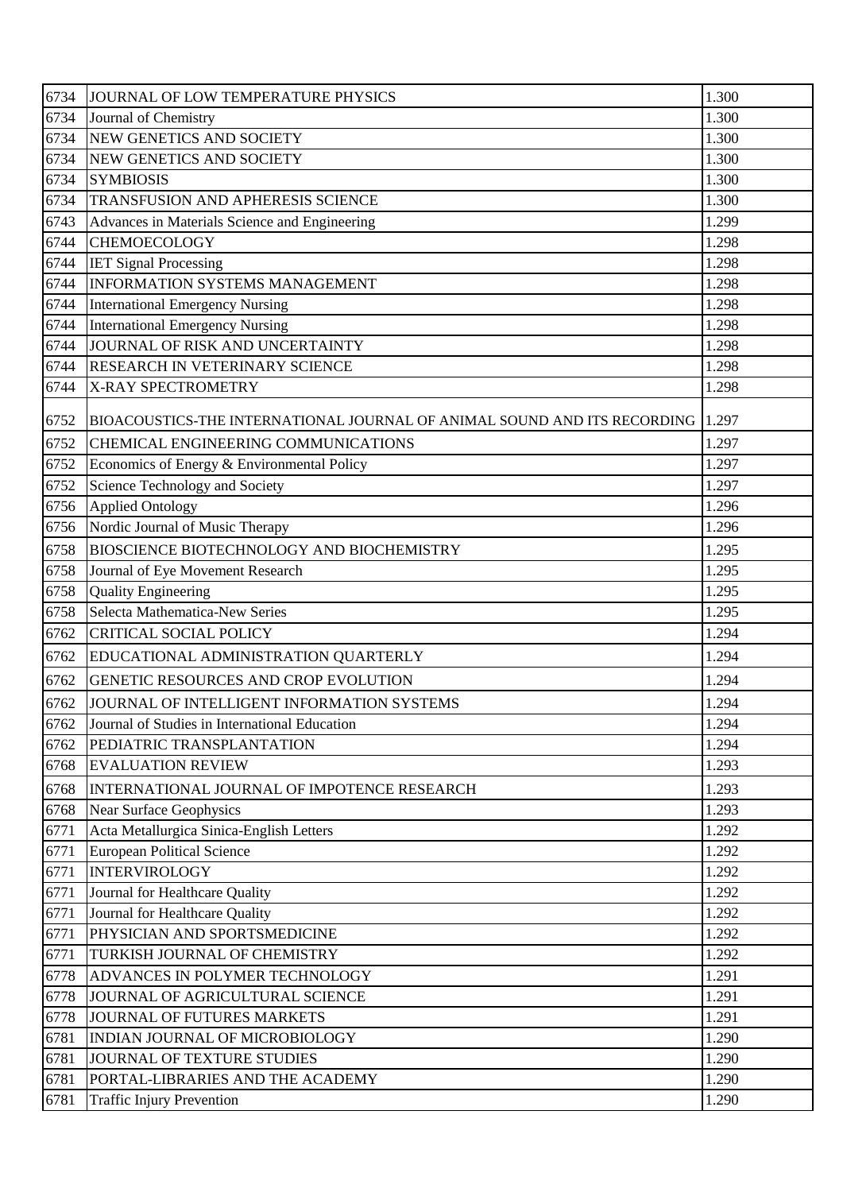| 6734 | JOURNAL OF LOW TEMPERATURE PHYSICS | 1.300 |
|---|---|---|
| 6734 | Journal of Chemistry | 1.300 |
| 6734 | NEW GENETICS AND SOCIETY | 1.300 |
| 6734 | NEW GENETICS AND SOCIETY | 1.300 |
| 6734 | SYMBIOSIS | 1.300 |
| 6734 | TRANSFUSION AND APHERESIS SCIENCE | 1.300 |
| 6743 | Advances in Materials Science and Engineering | 1.299 |
| 6744 | CHEMOECOLOGY | 1.298 |
| 6744 | IET Signal Processing | 1.298 |
| 6744 | INFORMATION SYSTEMS MANAGEMENT | 1.298 |
| 6744 | International Emergency Nursing | 1.298 |
| 6744 | International Emergency Nursing | 1.298 |
| 6744 | JOURNAL OF RISK AND UNCERTAINTY | 1.298 |
| 6744 | RESEARCH IN VETERINARY SCIENCE | 1.298 |
| 6744 | X-RAY SPECTROMETRY | 1.298 |
| 6752 | BIOACOUSTICS-THE INTERNATIONAL JOURNAL OF ANIMAL SOUND AND ITS RECORDING | 1.297 |
| 6752 | CHEMICAL ENGINEERING COMMUNICATIONS | 1.297 |
| 6752 | Economics of Energy & Environmental Policy | 1.297 |
| 6752 | Science Technology and Society | 1.297 |
| 6756 | Applied Ontology | 1.296 |
| 6756 | Nordic Journal of Music Therapy | 1.296 |
| 6758 | BIOSCIENCE BIOTECHNOLOGY AND BIOCHEMISTRY | 1.295 |
| 6758 | Journal of Eye Movement Research | 1.295 |
| 6758 | Quality Engineering | 1.295 |
| 6758 | Selecta Mathematica-New Series | 1.295 |
| 6762 | CRITICAL SOCIAL POLICY | 1.294 |
| 6762 | EDUCATIONAL ADMINISTRATION QUARTERLY | 1.294 |
| 6762 | GENETIC RESOURCES AND CROP EVOLUTION | 1.294 |
| 6762 | JOURNAL OF INTELLIGENT INFORMATION SYSTEMS | 1.294 |
| 6762 | Journal of Studies in International Education | 1.294 |
| 6762 | PEDIATRIC TRANSPLANTATION | 1.294 |
| 6768 | EVALUATION REVIEW | 1.293 |
| 6768 | INTERNATIONAL JOURNAL OF IMPOTENCE RESEARCH | 1.293 |
| 6768 | Near Surface Geophysics | 1.293 |
| 6771 | Acta Metallurgica Sinica-English Letters | 1.292 |
| 6771 | European Political Science | 1.292 |
| 6771 | INTERVIROLOGY | 1.292 |
| 6771 | Journal for Healthcare Quality | 1.292 |
| 6771 | Journal for Healthcare Quality | 1.292 |
| 6771 | PHYSICIAN AND SPORTSMEDICINE | 1.292 |
| 6771 | TURKISH JOURNAL OF CHEMISTRY | 1.292 |
| 6778 | ADVANCES IN POLYMER TECHNOLOGY | 1.291 |
| 6778 | JOURNAL OF AGRICULTURAL SCIENCE | 1.291 |
| 6778 | JOURNAL OF FUTURES MARKETS | 1.291 |
| 6781 | INDIAN JOURNAL OF MICROBIOLOGY | 1.290 |
| 6781 | JOURNAL OF TEXTURE STUDIES | 1.290 |
| 6781 | PORTAL-LIBRARIES AND THE ACADEMY | 1.290 |
| 6781 | Traffic Injury Prevention | 1.290 |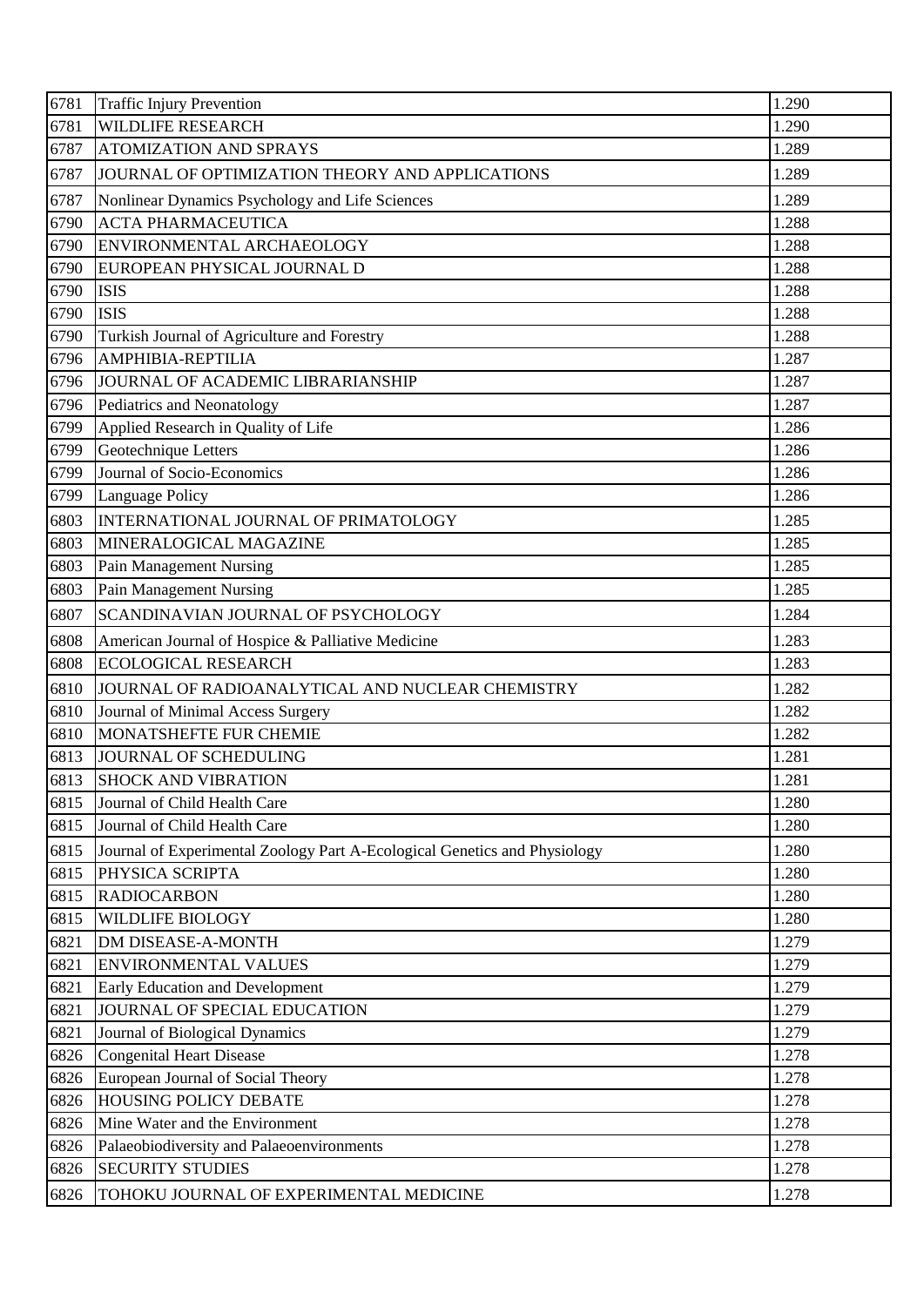| 6781 | Traffic Injury Prevention | 1.290 |
|---|---|---|
| 6781 | WILDLIFE RESEARCH | 1.290 |
| 6787 | ATOMIZATION AND SPRAYS | 1.289 |
| 6787 | JOURNAL OF OPTIMIZATION THEORY AND APPLICATIONS | 1.289 |
| 6787 | Nonlinear Dynamics Psychology and Life Sciences | 1.289 |
| 6790 | ACTA PHARMACEUTICA | 1.288 |
| 6790 | ENVIRONMENTAL ARCHAEOLOGY | 1.288 |
| 6790 | EUROPEAN PHYSICAL JOURNAL D | 1.288 |
| 6790 | ISIS | 1.288 |
| 6790 | ISIS | 1.288 |
| 6790 | Turkish Journal of Agriculture and Forestry | 1.288 |
| 6796 | AMPHIBIA-REPTILIA | 1.287 |
| 6796 | JOURNAL OF ACADEMIC LIBRARIANSHIP | 1.287 |
| 6796 | Pediatrics and Neonatology | 1.287 |
| 6799 | Applied Research in Quality of Life | 1.286 |
| 6799 | Geotechnique Letters | 1.286 |
| 6799 | Journal of Socio-Economics | 1.286 |
| 6799 | Language Policy | 1.286 |
| 6803 | INTERNATIONAL JOURNAL OF PRIMATOLOGY | 1.285 |
| 6803 | MINERALOGICAL MAGAZINE | 1.285 |
| 6803 | Pain Management Nursing | 1.285 |
| 6803 | Pain Management Nursing | 1.285 |
| 6807 | SCANDINAVIAN JOURNAL OF PSYCHOLOGY | 1.284 |
| 6808 | American Journal of Hospice & Palliative Medicine | 1.283 |
| 6808 | ECOLOGICAL RESEARCH | 1.283 |
| 6810 | JOURNAL OF RADIOANALYTICAL AND NUCLEAR CHEMISTRY | 1.282 |
| 6810 | Journal of Minimal Access Surgery | 1.282 |
| 6810 | MONATSHEFTE FUR CHEMIE | 1.282 |
| 6813 | JOURNAL OF SCHEDULING | 1.281 |
| 6813 | SHOCK AND VIBRATION | 1.281 |
| 6815 | Journal of Child Health Care | 1.280 |
| 6815 | Journal of Child Health Care | 1.280 |
| 6815 | Journal of Experimental Zoology Part A-Ecological Genetics and Physiology | 1.280 |
| 6815 | PHYSICA SCRIPTA | 1.280 |
| 6815 | RADIOCARBON | 1.280 |
| 6815 | WILDLIFE BIOLOGY | 1.280 |
| 6821 | DM DISEASE-A-MONTH | 1.279 |
| 6821 | ENVIRONMENTAL VALUES | 1.279 |
| 6821 | Early Education and Development | 1.279 |
| 6821 | JOURNAL OF SPECIAL EDUCATION | 1.279 |
| 6821 | Journal of Biological Dynamics | 1.279 |
| 6826 | Congenital Heart Disease | 1.278 |
| 6826 | European Journal of Social Theory | 1.278 |
| 6826 | HOUSING POLICY DEBATE | 1.278 |
| 6826 | Mine Water and the Environment | 1.278 |
| 6826 | Palaeobiodiversity and Palaeoenvironments | 1.278 |
| 6826 | SECURITY STUDIES | 1.278 |
| 6826 | TOHOKU JOURNAL OF EXPERIMENTAL MEDICINE | 1.278 |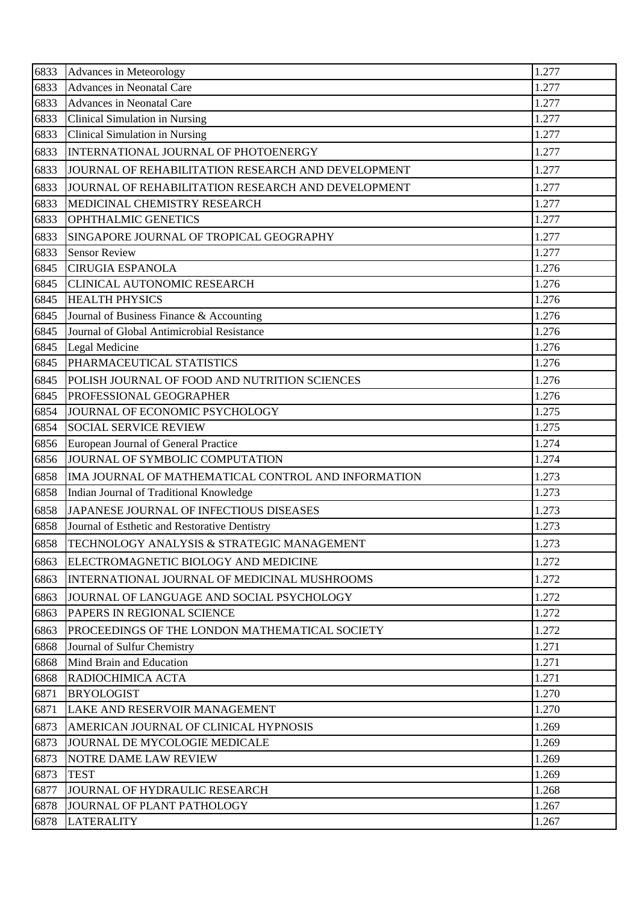| 6833 | Advances in Meteorology | 1.277 |
|---|---|---|
| 6833 | Advances in Neonatal Care | 1.277 |
| 6833 | Advances in Neonatal Care | 1.277 |
| 6833 | Clinical Simulation in Nursing | 1.277 |
| 6833 | Clinical Simulation in Nursing | 1.277 |
| 6833 | INTERNATIONAL JOURNAL OF PHOTOENERGY | 1.277 |
| 6833 | JOURNAL OF REHABILITATION RESEARCH AND DEVELOPMENT | 1.277 |
| 6833 | JOURNAL OF REHABILITATION RESEARCH AND DEVELOPMENT | 1.277 |
| 6833 | MEDICINAL CHEMISTRY RESEARCH | 1.277 |
| 6833 | OPHTHALMIC GENETICS | 1.277 |
| 6833 | SINGAPORE JOURNAL OF TROPICAL GEOGRAPHY | 1.277 |
| 6833 | Sensor Review | 1.277 |
| 6845 | CIRUGIA ESPANOLA | 1.276 |
| 6845 | CLINICAL AUTONOMIC RESEARCH | 1.276 |
| 6845 | HEALTH PHYSICS | 1.276 |
| 6845 | Journal of Business Finance & Accounting | 1.276 |
| 6845 | Journal of Global Antimicrobial Resistance | 1.276 |
| 6845 | Legal Medicine | 1.276 |
| 6845 | PHARMACEUTICAL STATISTICS | 1.276 |
| 6845 | POLISH JOURNAL OF FOOD AND NUTRITION SCIENCES | 1.276 |
| 6845 | PROFESSIONAL GEOGRAPHER | 1.276 |
| 6854 | JOURNAL OF ECONOMIC PSYCHOLOGY | 1.275 |
| 6854 | SOCIAL SERVICE REVIEW | 1.275 |
| 6856 | European Journal of General Practice | 1.274 |
| 6856 | JOURNAL OF SYMBOLIC COMPUTATION | 1.274 |
| 6858 | IMA JOURNAL OF MATHEMATICAL CONTROL AND INFORMATION | 1.273 |
| 6858 | Indian Journal of Traditional Knowledge | 1.273 |
| 6858 | JAPANESE JOURNAL OF INFECTIOUS DISEASES | 1.273 |
| 6858 | Journal of Esthetic and Restorative Dentistry | 1.273 |
| 6858 | TECHNOLOGY ANALYSIS & STRATEGIC MANAGEMENT | 1.273 |
| 6863 | ELECTROMAGNETIC BIOLOGY AND MEDICINE | 1.272 |
| 6863 | INTERNATIONAL JOURNAL OF MEDICINAL MUSHROOMS | 1.272 |
| 6863 | JOURNAL OF LANGUAGE AND SOCIAL PSYCHOLOGY | 1.272 |
| 6863 | PAPERS IN REGIONAL SCIENCE | 1.272 |
| 6863 | PROCEEDINGS OF THE LONDON MATHEMATICAL SOCIETY | 1.272 |
| 6868 | Journal of Sulfur Chemistry | 1.271 |
| 6868 | Mind Brain and Education | 1.271 |
| 6868 | RADIOCHIMICA ACTA | 1.271 |
| 6871 | BRYOLOGIST | 1.270 |
| 6871 | LAKE AND RESERVOIR MANAGEMENT | 1.270 |
| 6873 | AMERICAN JOURNAL OF CLINICAL HYPNOSIS | 1.269 |
| 6873 | JOURNAL DE MYCOLOGIE MEDICALE | 1.269 |
| 6873 | NOTRE DAME LAW REVIEW | 1.269 |
| 6873 | TEST | 1.269 |
| 6877 | JOURNAL OF HYDRAULIC RESEARCH | 1.268 |
| 6878 | JOURNAL OF PLANT PATHOLOGY | 1.267 |
| 6878 | LATERALITY | 1.267 |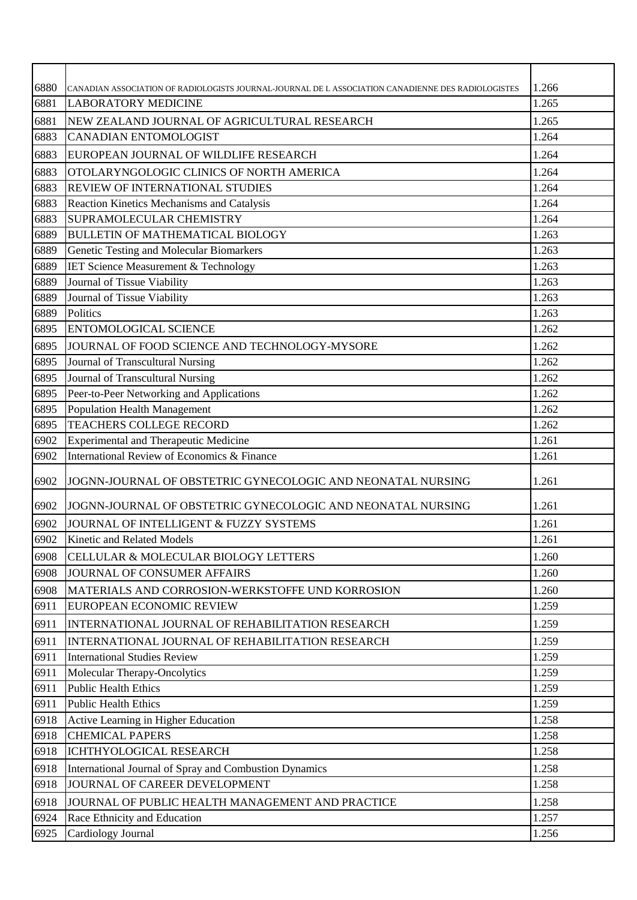| | | |
|---|---|---|
| 6880 | CANADIAN ASSOCIATION OF RADIOLOGISTS JOURNAL-JOURNAL DE L ASSOCIATION CANADIENNE DES RADIOLOGISTES | 1.266 |
| 6881 | LABORATORY MEDICINE | 1.265 |
| 6881 | NEW ZEALAND JOURNAL OF AGRICULTURAL RESEARCH | 1.265 |
| 6883 | CANADIAN ENTOMOLOGIST | 1.264 |
| 6883 | EUROPEAN JOURNAL OF WILDLIFE RESEARCH | 1.264 |
| 6883 | OTOLARYNGOLOGIC CLINICS OF NORTH AMERICA | 1.264 |
| 6883 | REVIEW OF INTERNATIONAL STUDIES | 1.264 |
| 6883 | Reaction Kinetics Mechanisms and Catalysis | 1.264 |
| 6883 | SUPRAMOLECULAR CHEMISTRY | 1.264 |
| 6889 | BULLETIN OF MATHEMATICAL BIOLOGY | 1.263 |
| 6889 | Genetic Testing and Molecular Biomarkers | 1.263 |
| 6889 | IET Science Measurement & Technology | 1.263 |
| 6889 | Journal of Tissue Viability | 1.263 |
| 6889 | Journal of Tissue Viability | 1.263 |
| 6889 | Politics | 1.263 |
| 6895 | ENTOMOLOGICAL SCIENCE | 1.262 |
| 6895 | JOURNAL OF FOOD SCIENCE AND TECHNOLOGY-MYSORE | 1.262 |
| 6895 | Journal of Transcultural Nursing | 1.262 |
| 6895 | Journal of Transcultural Nursing | 1.262 |
| 6895 | Peer-to-Peer Networking and Applications | 1.262 |
| 6895 | Population Health Management | 1.262 |
| 6895 | TEACHERS COLLEGE RECORD | 1.262 |
| 6902 | Experimental and Therapeutic Medicine | 1.261 |
| 6902 | International Review of Economics & Finance | 1.261 |
| 6902 | JOGNN-JOURNAL OF OBSTETRIC GYNECOLOGIC AND NEONATAL NURSING | 1.261 |
| 6902 | JOGNN-JOURNAL OF OBSTETRIC GYNECOLOGIC AND NEONATAL NURSING | 1.261 |
| 6902 | JOURNAL OF INTELLIGENT & FUZZY SYSTEMS | 1.261 |
| 6902 | Kinetic and Related Models | 1.261 |
| 6908 | CELLULAR & MOLECULAR BIOLOGY LETTERS | 1.260 |
| 6908 | JOURNAL OF CONSUMER AFFAIRS | 1.260 |
| 6908 | MATERIALS AND CORROSION-WERKSTOFFE UND KORROSION | 1.260 |
| 6911 | EUROPEAN ECONOMIC REVIEW | 1.259 |
| 6911 | INTERNATIONAL JOURNAL OF REHABILITATION RESEARCH | 1.259 |
| 6911 | INTERNATIONAL JOURNAL OF REHABILITATION RESEARCH | 1.259 |
| 6911 | International Studies Review | 1.259 |
| 6911 | Molecular Therapy-Oncolytics | 1.259 |
| 6911 | Public Health Ethics | 1.259 |
| 6911 | Public Health Ethics | 1.259 |
| 6918 | Active Learning in Higher Education | 1.258 |
| 6918 | CHEMICAL PAPERS | 1.258 |
| 6918 | ICHTHYOLOGICAL RESEARCH | 1.258 |
| 6918 | International Journal of Spray and Combustion Dynamics | 1.258 |
| 6918 | JOURNAL OF CAREER DEVELOPMENT | 1.258 |
| 6918 | JOURNAL OF PUBLIC HEALTH MANAGEMENT AND PRACTICE | 1.258 |
| 6924 | Race Ethnicity and Education | 1.257 |
| 6925 | Cardiology Journal | 1.256 |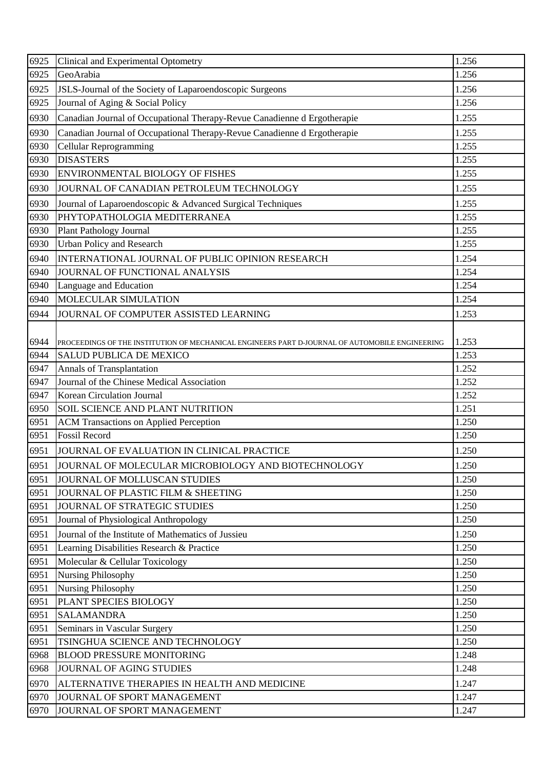| 6925 | Clinical and Experimental Optometry | 1.256 |
|---|---|---|
| 6925 | GeoArabia | 1.256 |
| 6925 | JSLS-Journal of the Society of Laparoendoscopic Surgeons | 1.256 |
| 6925 | Journal of Aging & Social Policy | 1.256 |
| 6930 | Canadian Journal of Occupational Therapy-Revue Canadienne d Ergotherapie | 1.255 |
| 6930 | Canadian Journal of Occupational Therapy-Revue Canadienne d Ergotherapie | 1.255 |
| 6930 | Cellular Reprogramming | 1.255 |
| 6930 | DISASTERS | 1.255 |
| 6930 | ENVIRONMENTAL BIOLOGY OF FISHES | 1.255 |
| 6930 | JOURNAL OF CANADIAN PETROLEUM TECHNOLOGY | 1.255 |
| 6930 | Journal of Laparoendoscopic & Advanced Surgical Techniques | 1.255 |
| 6930 | PHYTOPATHOLOGIA MEDITERRANEA | 1.255 |
| 6930 | Plant Pathology Journal | 1.255 |
| 6930 | Urban Policy and Research | 1.255 |
| 6940 | INTERNATIONAL JOURNAL OF PUBLIC OPINION RESEARCH | 1.254 |
| 6940 | JOURNAL OF FUNCTIONAL ANALYSIS | 1.254 |
| 6940 | Language and Education | 1.254 |
| 6940 | MOLECULAR SIMULATION | 1.254 |
| 6944 | JOURNAL OF COMPUTER ASSISTED LEARNING | 1.253 |
| 6944 | PROCEEDINGS OF THE INSTITUTION OF MECHANICAL ENGINEERS PART D-JOURNAL OF AUTOMOBILE ENGINEERING | 1.253 |
| 6944 | SALUD PUBLICA DE MEXICO | 1.253 |
| 6947 | Annals of Transplantation | 1.252 |
| 6947 | Journal of the Chinese Medical Association | 1.252 |
| 6947 | Korean Circulation Journal | 1.252 |
| 6950 | SOIL SCIENCE AND PLANT NUTRITION | 1.251 |
| 6951 | ACM Transactions on Applied Perception | 1.250 |
| 6951 | Fossil Record | 1.250 |
| 6951 | JOURNAL OF EVALUATION IN CLINICAL PRACTICE | 1.250 |
| 6951 | JOURNAL OF MOLECULAR MICROBIOLOGY AND BIOTECHNOLOGY | 1.250 |
| 6951 | JOURNAL OF MOLLUSCAN STUDIES | 1.250 |
| 6951 | JOURNAL OF PLASTIC FILM & SHEETING | 1.250 |
| 6951 | JOURNAL OF STRATEGIC STUDIES | 1.250 |
| 6951 | Journal of Physiological Anthropology | 1.250 |
| 6951 | Journal of the Institute of Mathematics of Jussieu | 1.250 |
| 6951 | Learning Disabilities Research & Practice | 1.250 |
| 6951 | Molecular & Cellular Toxicology | 1.250 |
| 6951 | Nursing Philosophy | 1.250 |
| 6951 | Nursing Philosophy | 1.250 |
| 6951 | PLANT SPECIES BIOLOGY | 1.250 |
| 6951 | SALAMANDRA | 1.250 |
| 6951 | Seminars in Vascular Surgery | 1.250 |
| 6951 | TSINGHUA SCIENCE AND TECHNOLOGY | 1.250 |
| 6968 | BLOOD PRESSURE MONITORING | 1.248 |
| 6968 | JOURNAL OF AGING STUDIES | 1.248 |
| 6970 | ALTERNATIVE THERAPIES IN HEALTH AND MEDICINE | 1.247 |
| 6970 | JOURNAL OF SPORT MANAGEMENT | 1.247 |
| 6970 | JOURNAL OF SPORT MANAGEMENT | 1.247 |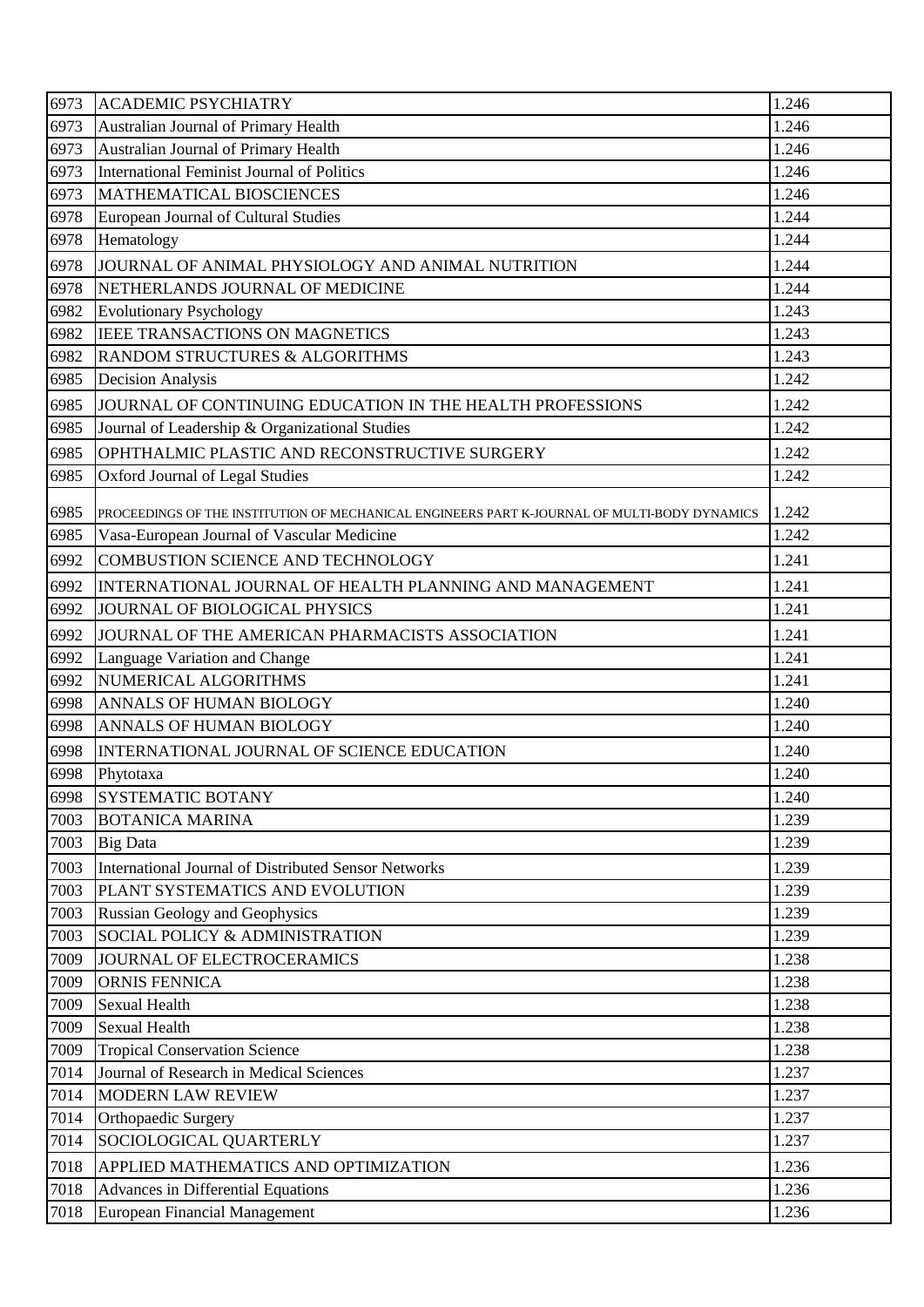| 6973 | ACADEMIC PSYCHIATRY | 1.246 |
|---|---|---|
| 6973 | Australian Journal of Primary Health | 1.246 |
| 6973 | Australian Journal of Primary Health | 1.246 |
| 6973 | International Feminist Journal of Politics | 1.246 |
| 6973 | MATHEMATICAL BIOSCIENCES | 1.246 |
| 6978 | European Journal of Cultural Studies | 1.244 |
| 6978 | Hematology | 1.244 |
| 6978 | JOURNAL OF ANIMAL PHYSIOLOGY AND ANIMAL NUTRITION | 1.244 |
| 6978 | NETHERLANDS JOURNAL OF MEDICINE | 1.244 |
| 6982 | Evolutionary Psychology | 1.243 |
| 6982 | IEEE TRANSACTIONS ON MAGNETICS | 1.243 |
| 6982 | RANDOM STRUCTURES & ALGORITHMS | 1.243 |
| 6985 | Decision Analysis | 1.242 |
| 6985 | JOURNAL OF CONTINUING EDUCATION IN THE HEALTH PROFESSIONS | 1.242 |
| 6985 | Journal of Leadership & Organizational Studies | 1.242 |
| 6985 | OPHTHALMIC PLASTIC AND RECONSTRUCTIVE SURGERY | 1.242 |
| 6985 | Oxford Journal of Legal Studies | 1.242 |
| 6985 | PROCEEDINGS OF THE INSTITUTION OF MECHANICAL ENGINEERS PART K-JOURNAL OF MULTI-BODY DYNAMICS | 1.242 |
| 6985 | Vasa-European Journal of Vascular Medicine | 1.242 |
| 6992 | COMBUSTION SCIENCE AND TECHNOLOGY | 1.241 |
| 6992 | INTERNATIONAL JOURNAL OF HEALTH PLANNING AND MANAGEMENT | 1.241 |
| 6992 | JOURNAL OF BIOLOGICAL PHYSICS | 1.241 |
| 6992 | JOURNAL OF THE AMERICAN PHARMACISTS ASSOCIATION | 1.241 |
| 6992 | Language Variation and Change | 1.241 |
| 6992 | NUMERICAL ALGORITHMS | 1.241 |
| 6998 | ANNALS OF HUMAN BIOLOGY | 1.240 |
| 6998 | ANNALS OF HUMAN BIOLOGY | 1.240 |
| 6998 | INTERNATIONAL JOURNAL OF SCIENCE EDUCATION | 1.240 |
| 6998 | Phytotaxa | 1.240 |
| 6998 | SYSTEMATIC BOTANY | 1.240 |
| 7003 | BOTANICA MARINA | 1.239 |
| 7003 | Big Data | 1.239 |
| 7003 | International Journal of Distributed Sensor Networks | 1.239 |
| 7003 | PLANT SYSTEMATICS AND EVOLUTION | 1.239 |
| 7003 | Russian Geology and Geophysics | 1.239 |
| 7003 | SOCIAL POLICY & ADMINISTRATION | 1.239 |
| 7009 | JOURNAL OF ELECTROCERAMICS | 1.238 |
| 7009 | ORNIS FENNICA | 1.238 |
| 7009 | Sexual Health | 1.238 |
| 7009 | Sexual Health | 1.238 |
| 7009 | Tropical Conservation Science | 1.238 |
| 7014 | Journal of Research in Medical Sciences | 1.237 |
| 7014 | MODERN LAW REVIEW | 1.237 |
| 7014 | Orthopaedic Surgery | 1.237 |
| 7014 | SOCIOLOGICAL QUARTERLY | 1.237 |
| 7018 | APPLIED MATHEMATICS AND OPTIMIZATION | 1.236 |
| 7018 | Advances in Differential Equations | 1.236 |
| 7018 | European Financial Management | 1.236 |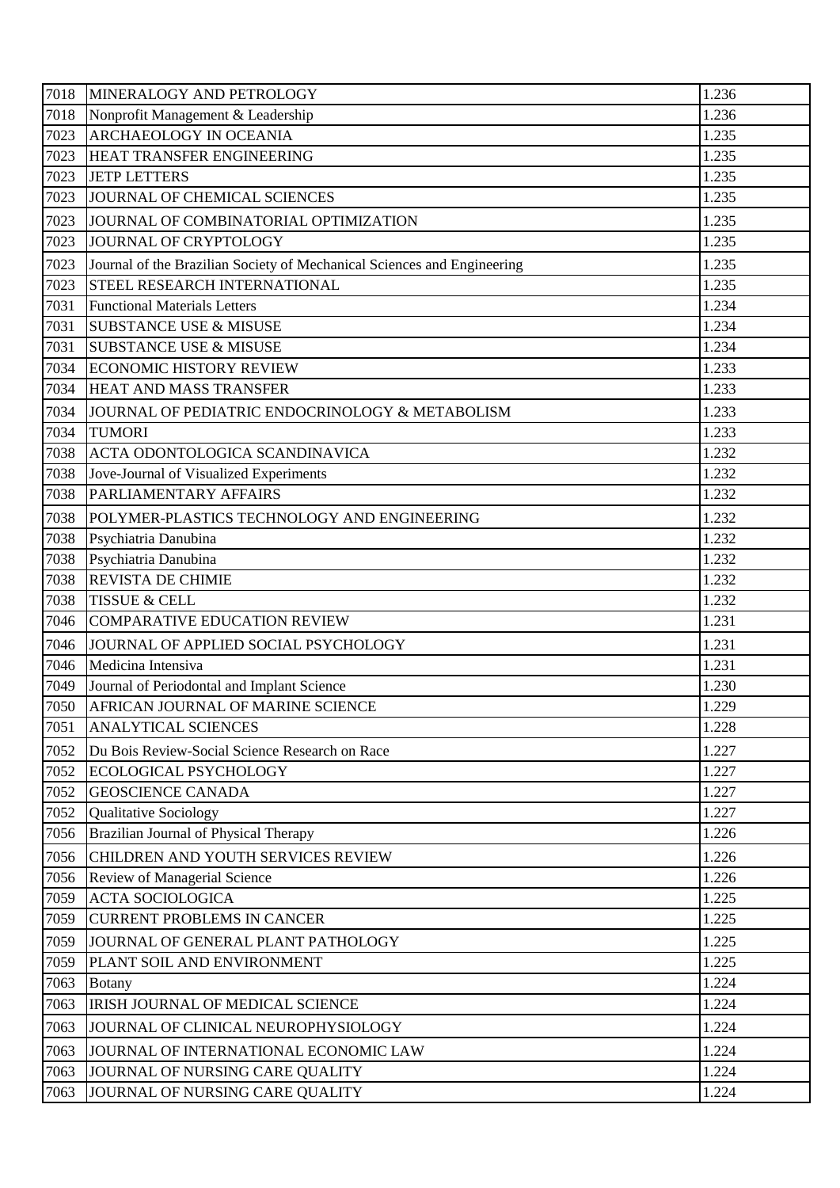| 7018 | MINERALOGY AND PETROLOGY | 1.236 |
|---|---|---|
| 7018 | Nonprofit Management & Leadership | 1.236 |
| 7023 | ARCHAEOLOGY IN OCEANIA | 1.235 |
| 7023 | HEAT TRANSFER ENGINEERING | 1.235 |
| 7023 | JETP LETTERS | 1.235 |
| 7023 | JOURNAL OF CHEMICAL SCIENCES | 1.235 |
| 7023 | JOURNAL OF COMBINATORIAL OPTIMIZATION | 1.235 |
| 7023 | JOURNAL OF CRYPTOLOGY | 1.235 |
| 7023 | Journal of the Brazilian Society of Mechanical Sciences and Engineering | 1.235 |
| 7023 | STEEL RESEARCH INTERNATIONAL | 1.235 |
| 7031 | Functional Materials Letters | 1.234 |
| 7031 | SUBSTANCE USE & MISUSE | 1.234 |
| 7031 | SUBSTANCE USE & MISUSE | 1.234 |
| 7034 | ECONOMIC HISTORY REVIEW | 1.233 |
| 7034 | HEAT AND MASS TRANSFER | 1.233 |
| 7034 | JOURNAL OF PEDIATRIC ENDOCRINOLOGY & METABOLISM | 1.233 |
| 7034 | TUMORI | 1.233 |
| 7038 | ACTA ODONTOLOGICA SCANDINAVICA | 1.232 |
| 7038 | Jove-Journal of Visualized Experiments | 1.232 |
| 7038 | PARLIAMENTARY AFFAIRS | 1.232 |
| 7038 | POLYMER-PLASTICS TECHNOLOGY AND ENGINEERING | 1.232 |
| 7038 | Psychiatria Danubina | 1.232 |
| 7038 | Psychiatria Danubina | 1.232 |
| 7038 | REVISTA DE CHIMIE | 1.232 |
| 7038 | TISSUE & CELL | 1.232 |
| 7046 | COMPARATIVE EDUCATION REVIEW | 1.231 |
| 7046 | JOURNAL OF APPLIED SOCIAL PSYCHOLOGY | 1.231 |
| 7046 | Medicina Intensiva | 1.231 |
| 7049 | Journal of Periodontal and Implant Science | 1.230 |
| 7050 | AFRICAN JOURNAL OF MARINE SCIENCE | 1.229 |
| 7051 | ANALYTICAL SCIENCES | 1.228 |
| 7052 | Du Bois Review-Social Science Research on Race | 1.227 |
| 7052 | ECOLOGICAL PSYCHOLOGY | 1.227 |
| 7052 | GEOSCIENCE CANADA | 1.227 |
| 7052 | Qualitative Sociology | 1.227 |
| 7056 | Brazilian Journal of Physical Therapy | 1.226 |
| 7056 | CHILDREN AND YOUTH SERVICES REVIEW | 1.226 |
| 7056 | Review of Managerial Science | 1.226 |
| 7059 | ACTA SOCIOLOGICA | 1.225 |
| 7059 | CURRENT PROBLEMS IN CANCER | 1.225 |
| 7059 | JOURNAL OF GENERAL PLANT PATHOLOGY | 1.225 |
| 7059 | PLANT SOIL AND ENVIRONMENT | 1.225 |
| 7063 | Botany | 1.224 |
| 7063 | IRISH JOURNAL OF MEDICAL SCIENCE | 1.224 |
| 7063 | JOURNAL OF CLINICAL NEUROPHYSIOLOGY | 1.224 |
| 7063 | JOURNAL OF INTERNATIONAL ECONOMIC LAW | 1.224 |
| 7063 | JOURNAL OF NURSING CARE QUALITY | 1.224 |
| 7063 | JOURNAL OF NURSING CARE QUALITY | 1.224 |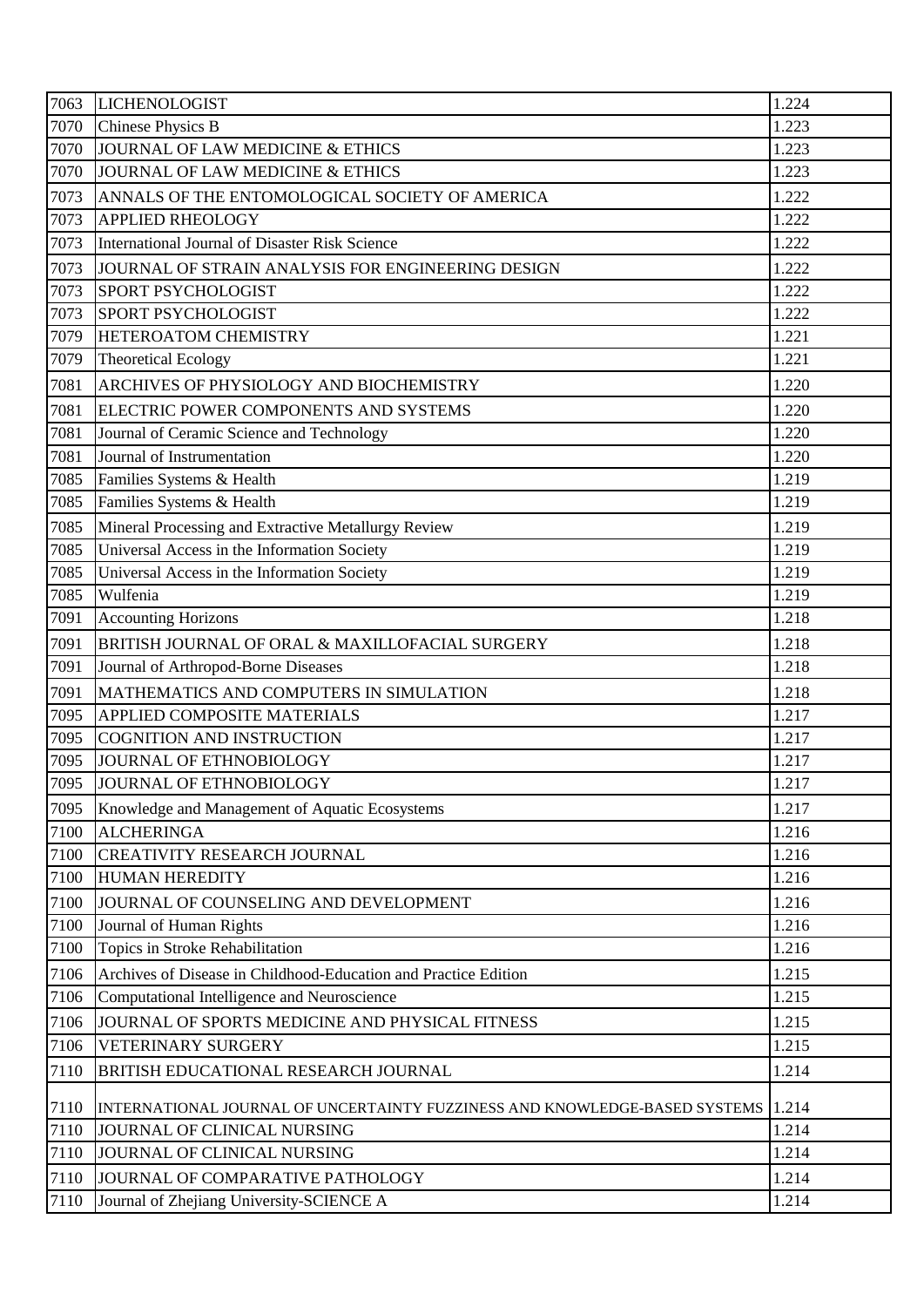| 7063 | LICHENOLOGIST | 1.224 |
|---|---|---|
| 7070 | Chinese Physics B | 1.223 |
| 7070 | JOURNAL OF LAW MEDICINE & ETHICS | 1.223 |
| 7070 | JOURNAL OF LAW MEDICINE & ETHICS | 1.223 |
| 7073 | ANNALS OF THE ENTOMOLOGICAL SOCIETY OF AMERICA | 1.222 |
| 7073 | APPLIED RHEOLOGY | 1.222 |
| 7073 | International Journal of Disaster Risk Science | 1.222 |
| 7073 | JOURNAL OF STRAIN ANALYSIS FOR ENGINEERING DESIGN | 1.222 |
| 7073 | SPORT PSYCHOLOGIST | 1.222 |
| 7073 | SPORT PSYCHOLOGIST | 1.222 |
| 7079 | HETEROATOM CHEMISTRY | 1.221 |
| 7079 | Theoretical Ecology | 1.221 |
| 7081 | ARCHIVES OF PHYSIOLOGY AND BIOCHEMISTRY | 1.220 |
| 7081 | ELECTRIC POWER COMPONENTS AND SYSTEMS | 1.220 |
| 7081 | Journal of Ceramic Science and Technology | 1.220 |
| 7081 | Journal of Instrumentation | 1.220 |
| 7085 | Families Systems & Health | 1.219 |
| 7085 | Families Systems & Health | 1.219 |
| 7085 | Mineral Processing and Extractive Metallurgy Review | 1.219 |
| 7085 | Universal Access in the Information Society | 1.219 |
| 7085 | Universal Access in the Information Society | 1.219 |
| 7085 | Wulfenia | 1.219 |
| 7091 | Accounting Horizons | 1.218 |
| 7091 | BRITISH JOURNAL OF ORAL & MAXILLOFACIAL SURGERY | 1.218 |
| 7091 | Journal of Arthropod-Borne Diseases | 1.218 |
| 7091 | MATHEMATICS AND COMPUTERS IN SIMULATION | 1.218 |
| 7095 | APPLIED COMPOSITE MATERIALS | 1.217 |
| 7095 | COGNITION AND INSTRUCTION | 1.217 |
| 7095 | JOURNAL OF ETHNOBIOLOGY | 1.217 |
| 7095 | JOURNAL OF ETHNOBIOLOGY | 1.217 |
| 7095 | Knowledge and Management of Aquatic Ecosystems | 1.217 |
| 7100 | ALCHERINGA | 1.216 |
| 7100 | CREATIVITY RESEARCH JOURNAL | 1.216 |
| 7100 | HUMAN HEREDITY | 1.216 |
| 7100 | JOURNAL OF COUNSELING AND DEVELOPMENT | 1.216 |
| 7100 | Journal of Human Rights | 1.216 |
| 7100 | Topics in Stroke Rehabilitation | 1.216 |
| 7106 | Archives of Disease in Childhood-Education and Practice Edition | 1.215 |
| 7106 | Computational Intelligence and Neuroscience | 1.215 |
| 7106 | JOURNAL OF SPORTS MEDICINE AND PHYSICAL FITNESS | 1.215 |
| 7106 | VETERINARY SURGERY | 1.215 |
| 7110 | BRITISH EDUCATIONAL RESEARCH JOURNAL | 1.214 |
| 7110 | INTERNATIONAL JOURNAL OF UNCERTAINTY FUZZINESS AND KNOWLEDGE-BASED SYSTEMS | 1.214 |
| 7110 | JOURNAL OF CLINICAL NURSING | 1.214 |
| 7110 | JOURNAL OF CLINICAL NURSING | 1.214 |
| 7110 | JOURNAL OF COMPARATIVE PATHOLOGY | 1.214 |
| 7110 | Journal of Zhejiang University-SCIENCE A | 1.214 |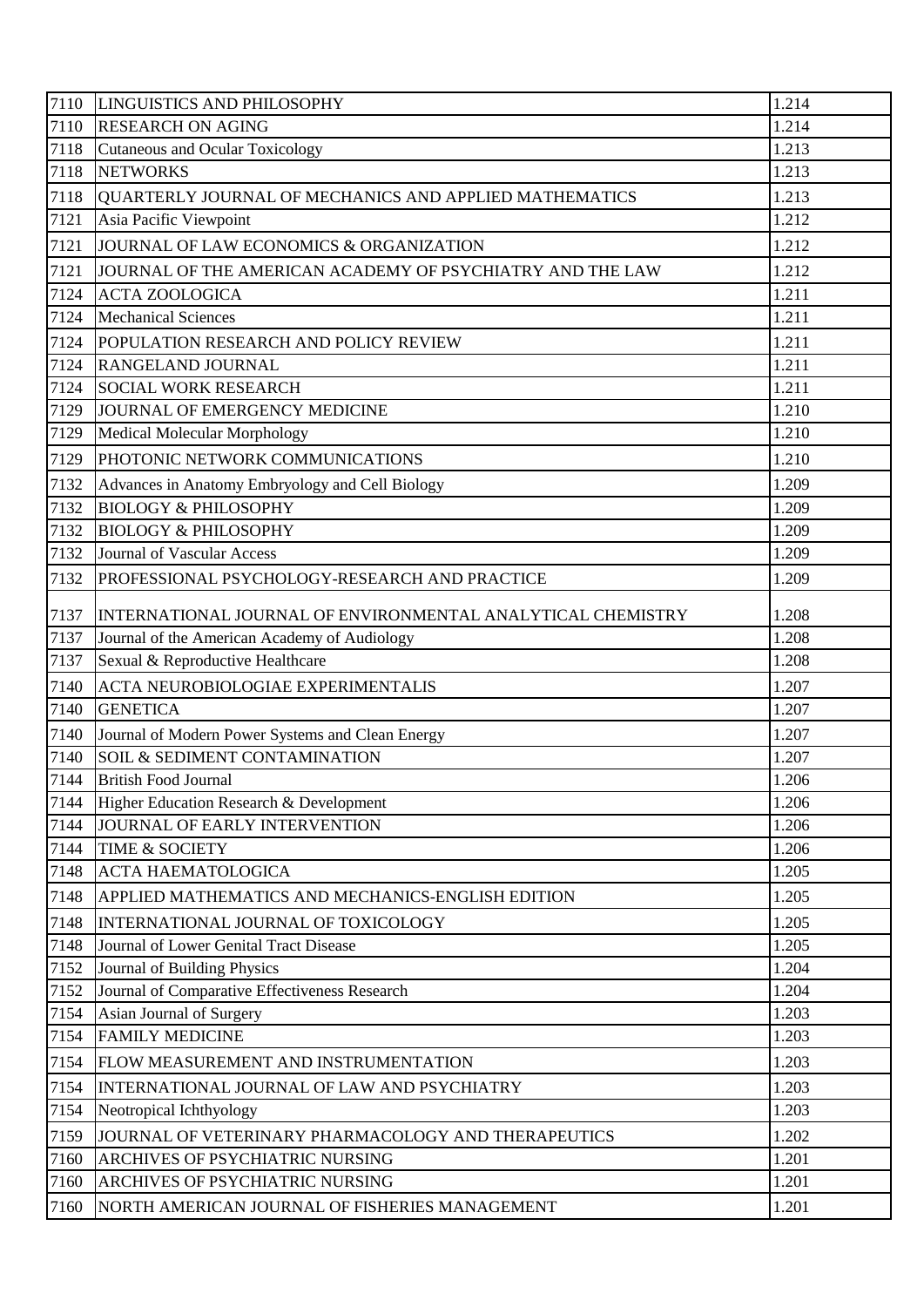| 7110 | LINGUISTICS AND PHILOSOPHY | 1.214 |
|---|---|---|
| 7110 | RESEARCH ON AGING | 1.214 |
| 7118 | Cutaneous and Ocular Toxicology | 1.213 |
| 7118 | NETWORKS | 1.213 |
| 7118 | QUARTERLY JOURNAL OF MECHANICS AND APPLIED MATHEMATICS | 1.213 |
| 7121 | Asia Pacific Viewpoint | 1.212 |
| 7121 | JOURNAL OF LAW ECONOMICS & ORGANIZATION | 1.212 |
| 7121 | JOURNAL OF THE AMERICAN ACADEMY OF PSYCHIATRY AND THE LAW | 1.212 |
| 7124 | ACTA ZOOLOGICA | 1.211 |
| 7124 | Mechanical Sciences | 1.211 |
| 7124 | POPULATION RESEARCH AND POLICY REVIEW | 1.211 |
| 7124 | RANGELAND JOURNAL | 1.211 |
| 7124 | SOCIAL WORK RESEARCH | 1.211 |
| 7129 | JOURNAL OF EMERGENCY MEDICINE | 1.210 |
| 7129 | Medical Molecular Morphology | 1.210 |
| 7129 | PHOTONIC NETWORK COMMUNICATIONS | 1.210 |
| 7132 | Advances in Anatomy Embryology and Cell Biology | 1.209 |
| 7132 | BIOLOGY & PHILOSOPHY | 1.209 |
| 7132 | BIOLOGY & PHILOSOPHY | 1.209 |
| 7132 | Journal of Vascular Access | 1.209 |
| 7132 | PROFESSIONAL PSYCHOLOGY-RESEARCH AND PRACTICE | 1.209 |
| 7137 | INTERNATIONAL JOURNAL OF ENVIRONMENTAL ANALYTICAL CHEMISTRY | 1.208 |
| 7137 | Journal of the American Academy of Audiology | 1.208 |
| 7137 | Sexual & Reproductive Healthcare | 1.208 |
| 7140 | ACTA NEUROBIOLOGIAE EXPERIMENTALIS | 1.207 |
| 7140 | GENETICA | 1.207 |
| 7140 | Journal of Modern Power Systems and Clean Energy | 1.207 |
| 7140 | SOIL & SEDIMENT CONTAMINATION | 1.207 |
| 7144 | British Food Journal | 1.206 |
| 7144 | Higher Education Research & Development | 1.206 |
| 7144 | JOURNAL OF EARLY INTERVENTION | 1.206 |
| 7144 | TIME & SOCIETY | 1.206 |
| 7148 | ACTA HAEMATOLOGICA | 1.205 |
| 7148 | APPLIED MATHEMATICS AND MECHANICS-ENGLISH EDITION | 1.205 |
| 7148 | INTERNATIONAL JOURNAL OF TOXICOLOGY | 1.205 |
| 7148 | Journal of Lower Genital Tract Disease | 1.205 |
| 7152 | Journal of Building Physics | 1.204 |
| 7152 | Journal of Comparative Effectiveness Research | 1.204 |
| 7154 | Asian Journal of Surgery | 1.203 |
| 7154 | FAMILY MEDICINE | 1.203 |
| 7154 | FLOW MEASUREMENT AND INSTRUMENTATION | 1.203 |
| 7154 | INTERNATIONAL JOURNAL OF LAW AND PSYCHIATRY | 1.203 |
| 7154 | Neotropical Ichthyology | 1.203 |
| 7159 | JOURNAL OF VETERINARY PHARMACOLOGY AND THERAPEUTICS | 1.202 |
| 7160 | ARCHIVES OF PSYCHIATRIC NURSING | 1.201 |
| 7160 | ARCHIVES OF PSYCHIATRIC NURSING | 1.201 |
| 7160 | NORTH AMERICAN JOURNAL OF FISHERIES MANAGEMENT | 1.201 |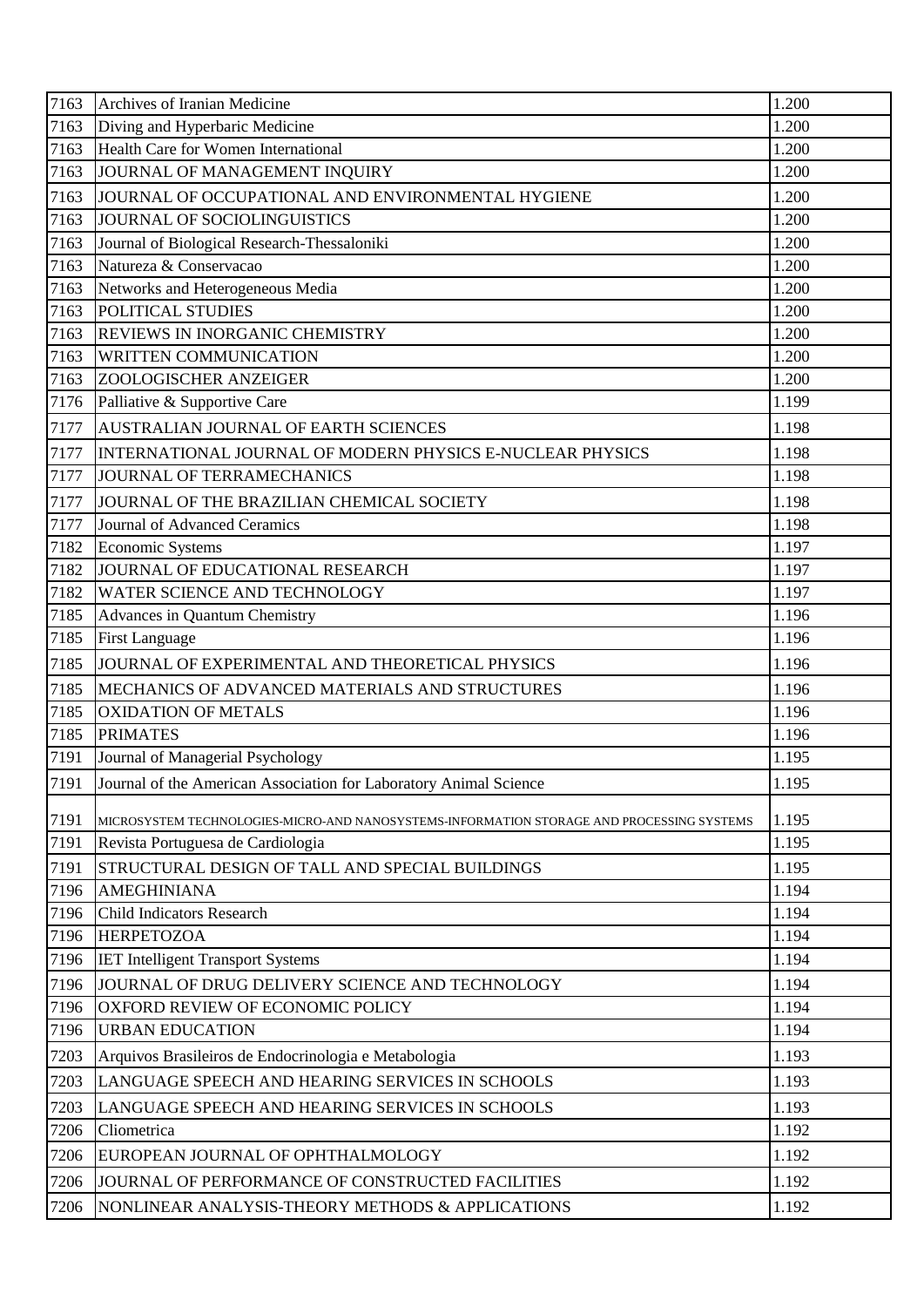| | | |
|---|---|---|
| 7163 | Archives of Iranian Medicine | 1.200 |
| 7163 | Diving and Hyperbaric Medicine | 1.200 |
| 7163 | Health Care for Women International | 1.200 |
| 7163 | JOURNAL OF MANAGEMENT INQUIRY | 1.200 |
| 7163 | JOURNAL OF OCCUPATIONAL AND ENVIRONMENTAL HYGIENE | 1.200 |
| 7163 | JOURNAL OF SOCIOLINGUISTICS | 1.200 |
| 7163 | Journal of Biological Research-Thessaloniki | 1.200 |
| 7163 | Natureza & Conservacao | 1.200 |
| 7163 | Networks and Heterogeneous Media | 1.200 |
| 7163 | POLITICAL STUDIES | 1.200 |
| 7163 | REVIEWS IN INORGANIC CHEMISTRY | 1.200 |
| 7163 | WRITTEN COMMUNICATION | 1.200 |
| 7163 | ZOOLOGISCHER ANZEIGER | 1.200 |
| 7176 | Palliative & Supportive Care | 1.199 |
| 7177 | AUSTRALIAN JOURNAL OF EARTH SCIENCES | 1.198 |
| 7177 | INTERNATIONAL JOURNAL OF MODERN PHYSICS E-NUCLEAR PHYSICS | 1.198 |
| 7177 | JOURNAL OF TERRAMECHANICS | 1.198 |
| 7177 | JOURNAL OF THE BRAZILIAN CHEMICAL SOCIETY | 1.198 |
| 7177 | Journal of Advanced Ceramics | 1.198 |
| 7182 | Economic Systems | 1.197 |
| 7182 | JOURNAL OF EDUCATIONAL RESEARCH | 1.197 |
| 7182 | WATER SCIENCE AND TECHNOLOGY | 1.197 |
| 7185 | Advances in Quantum Chemistry | 1.196 |
| 7185 | First Language | 1.196 |
| 7185 | JOURNAL OF EXPERIMENTAL AND THEORETICAL PHYSICS | 1.196 |
| 7185 | MECHANICS OF ADVANCED MATERIALS AND STRUCTURES | 1.196 |
| 7185 | OXIDATION OF METALS | 1.196 |
| 7185 | PRIMATES | 1.196 |
| 7191 | Journal of Managerial Psychology | 1.195 |
| 7191 | Journal of the American Association for Laboratory Animal Science | 1.195 |
| 7191 | MICROSYSTEM TECHNOLOGIES-MICRO-AND NANOSYSTEMS-INFORMATION STORAGE AND PROCESSING SYSTEMS | 1.195 |
| 7191 | Revista Portuguesa de Cardiologia | 1.195 |
| 7191 | STRUCTURAL DESIGN OF TALL AND SPECIAL BUILDINGS | 1.195 |
| 7196 | AMEGHINIANA | 1.194 |
| 7196 | Child Indicators Research | 1.194 |
| 7196 | HERPETOZOA | 1.194 |
| 7196 | IET Intelligent Transport Systems | 1.194 |
| 7196 | JOURNAL OF DRUG DELIVERY SCIENCE AND TECHNOLOGY | 1.194 |
| 7196 | OXFORD REVIEW OF ECONOMIC POLICY | 1.194 |
| 7196 | URBAN EDUCATION | 1.194 |
| 7203 | Arquivos Brasileiros de Endocrinologia e Metabologia | 1.193 |
| 7203 | LANGUAGE SPEECH AND HEARING SERVICES IN SCHOOLS | 1.193 |
| 7203 | LANGUAGE SPEECH AND HEARING SERVICES IN SCHOOLS | 1.193 |
| 7206 | Cliometrica | 1.192 |
| 7206 | EUROPEAN JOURNAL OF OPHTHALMOLOGY | 1.192 |
| 7206 | JOURNAL OF PERFORMANCE OF CONSTRUCTED FACILITIES | 1.192 |
| 7206 | NONLINEAR ANALYSIS-THEORY METHODS & APPLICATIONS | 1.192 |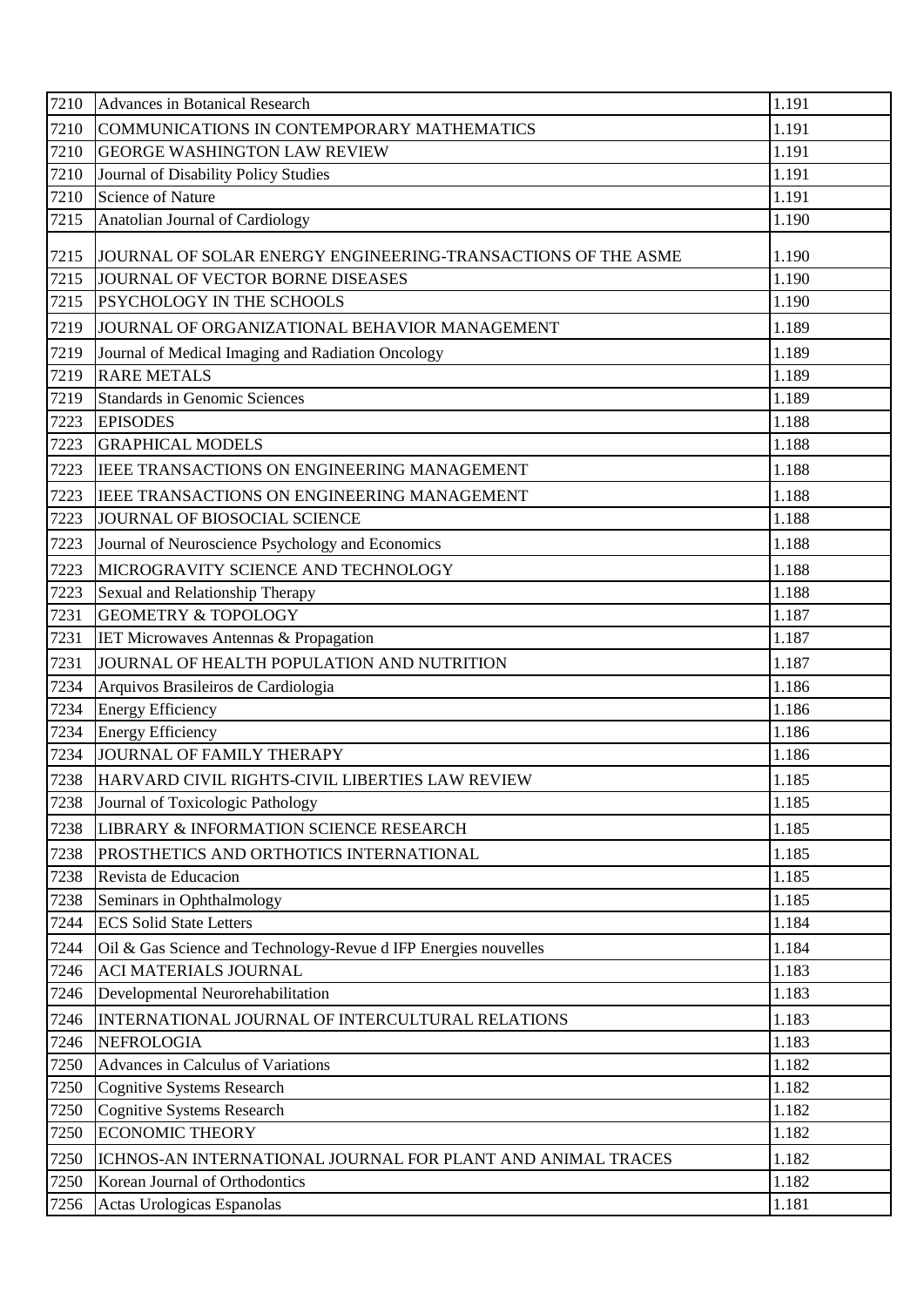| 7210 | Advances in Botanical Research | 1.191 |
|---|---|---|
| 7210 | COMMUNICATIONS IN CONTEMPORARY MATHEMATICS | 1.191 |
| 7210 | GEORGE WASHINGTON LAW REVIEW | 1.191 |
| 7210 | Journal of Disability Policy Studies | 1.191 |
| 7210 | Science of Nature | 1.191 |
| 7215 | Anatolian Journal of Cardiology | 1.190 |
| 7215 | JOURNAL OF SOLAR ENERGY ENGINEERING-TRANSACTIONS OF THE ASME | 1.190 |
| 7215 | JOURNAL OF VECTOR BORNE DISEASES | 1.190 |
| 7215 | PSYCHOLOGY IN THE SCHOOLS | 1.190 |
| 7219 | JOURNAL OF ORGANIZATIONAL BEHAVIOR MANAGEMENT | 1.189 |
| 7219 | Journal of Medical Imaging and Radiation Oncology | 1.189 |
| 7219 | RARE METALS | 1.189 |
| 7219 | Standards in Genomic Sciences | 1.189 |
| 7223 | EPISODES | 1.188 |
| 7223 | GRAPHICAL MODELS | 1.188 |
| 7223 | IEEE TRANSACTIONS ON ENGINEERING MANAGEMENT | 1.188 |
| 7223 | IEEE TRANSACTIONS ON ENGINEERING MANAGEMENT | 1.188 |
| 7223 | JOURNAL OF BIOSOCIAL SCIENCE | 1.188 |
| 7223 | Journal of Neuroscience Psychology and Economics | 1.188 |
| 7223 | MICROGRAVITY SCIENCE AND TECHNOLOGY | 1.188 |
| 7223 | Sexual and Relationship Therapy | 1.188 |
| 7231 | GEOMETRY & TOPOLOGY | 1.187 |
| 7231 | IET Microwaves Antennas & Propagation | 1.187 |
| 7231 | JOURNAL OF HEALTH POPULATION AND NUTRITION | 1.187 |
| 7234 | Arquivos Brasileiros de Cardiologia | 1.186 |
| 7234 | Energy Efficiency | 1.186 |
| 7234 | Energy Efficiency | 1.186 |
| 7234 | JOURNAL OF FAMILY THERAPY | 1.186 |
| 7238 | HARVARD CIVIL RIGHTS-CIVIL LIBERTIES LAW REVIEW | 1.185 |
| 7238 | Journal of Toxicologic Pathology | 1.185 |
| 7238 | LIBRARY & INFORMATION SCIENCE RESEARCH | 1.185 |
| 7238 | PROSTHETICS AND ORTHOTICS INTERNATIONAL | 1.185 |
| 7238 | Revista de Educacion | 1.185 |
| 7238 | Seminars in Ophthalmology | 1.185 |
| 7244 | ECS Solid State Letters | 1.184 |
| 7244 | Oil & Gas Science and Technology-Revue d IFP Energies nouvelles | 1.184 |
| 7246 | ACI MATERIALS JOURNAL | 1.183 |
| 7246 | Developmental Neurorehabilitation | 1.183 |
| 7246 | INTERNATIONAL JOURNAL OF INTERCULTURAL RELATIONS | 1.183 |
| 7246 | NEFROLOGIA | 1.183 |
| 7250 | Advances in Calculus of Variations | 1.182 |
| 7250 | Cognitive Systems Research | 1.182 |
| 7250 | Cognitive Systems Research | 1.182 |
| 7250 | ECONOMIC THEORY | 1.182 |
| 7250 | ICHNOS-AN INTERNATIONAL JOURNAL FOR PLANT AND ANIMAL TRACES | 1.182 |
| 7250 | Korean Journal of Orthodontics | 1.182 |
| 7256 | Actas Urologicas Espanolas | 1.181 |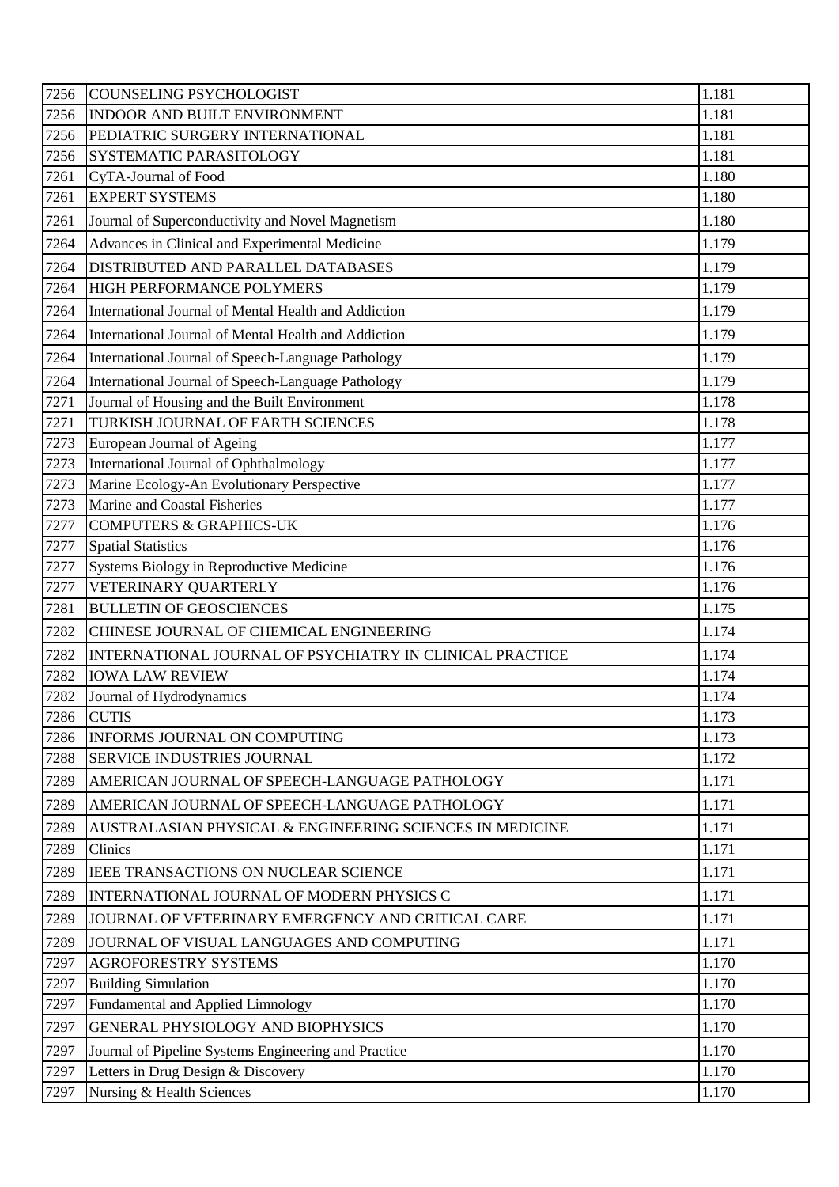| 7256 | COUNSELING PSYCHOLOGIST | 1.181 |
|---|---|---|
| 7256 | INDOOR AND BUILT ENVIRONMENT | 1.181 |
| 7256 | PEDIATRIC SURGERY INTERNATIONAL | 1.181 |
| 7256 | SYSTEMATIC PARASITOLOGY | 1.181 |
| 7261 | CyTA-Journal of Food | 1.180 |
| 7261 | EXPERT SYSTEMS | 1.180 |
| 7261 | Journal of Superconductivity and Novel Magnetism | 1.180 |
| 7264 | Advances in Clinical and Experimental Medicine | 1.179 |
| 7264 | DISTRIBUTED AND PARALLEL DATABASES | 1.179 |
| 7264 | HIGH PERFORMANCE POLYMERS | 1.179 |
| 7264 | International Journal of Mental Health and Addiction | 1.179 |
| 7264 | International Journal of Mental Health and Addiction | 1.179 |
| 7264 | International Journal of Speech-Language Pathology | 1.179 |
| 7264 | International Journal of Speech-Language Pathology | 1.179 |
| 7271 | Journal of Housing and the Built Environment | 1.178 |
| 7271 | TURKISH JOURNAL OF EARTH SCIENCES | 1.178 |
| 7273 | European Journal of Ageing | 1.177 |
| 7273 | International Journal of Ophthalmology | 1.177 |
| 7273 | Marine Ecology-An Evolutionary Perspective | 1.177 |
| 7273 | Marine and Coastal Fisheries | 1.177 |
| 7277 | COMPUTERS & GRAPHICS-UK | 1.176 |
| 7277 | Spatial Statistics | 1.176 |
| 7277 | Systems Biology in Reproductive Medicine | 1.176 |
| 7277 | VETERINARY QUARTERLY | 1.176 |
| 7281 | BULLETIN OF GEOSCIENCES | 1.175 |
| 7282 | CHINESE JOURNAL OF CHEMICAL ENGINEERING | 1.174 |
| 7282 | INTERNATIONAL JOURNAL OF PSYCHIATRY IN CLINICAL PRACTICE | 1.174 |
| 7282 | IOWA LAW REVIEW | 1.174 |
| 7282 | Journal of Hydrodynamics | 1.174 |
| 7286 | CUTIS | 1.173 |
| 7286 | INFORMS JOURNAL ON COMPUTING | 1.173 |
| 7288 | SERVICE INDUSTRIES JOURNAL | 1.172 |
| 7289 | AMERICAN JOURNAL OF SPEECH-LANGUAGE PATHOLOGY | 1.171 |
| 7289 | AMERICAN JOURNAL OF SPEECH-LANGUAGE PATHOLOGY | 1.171 |
| 7289 | AUSTRALASIAN PHYSICAL & ENGINEERING SCIENCES IN MEDICINE | 1.171 |
| 7289 | Clinics | 1.171 |
| 7289 | IEEE TRANSACTIONS ON NUCLEAR SCIENCE | 1.171 |
| 7289 | INTERNATIONAL JOURNAL OF MODERN PHYSICS C | 1.171 |
| 7289 | JOURNAL OF VETERINARY EMERGENCY AND CRITICAL CARE | 1.171 |
| 7289 | JOURNAL OF VISUAL LANGUAGES AND COMPUTING | 1.171 |
| 7297 | AGROFORESTRY SYSTEMS | 1.170 |
| 7297 | Building Simulation | 1.170 |
| 7297 | Fundamental and Applied Limnology | 1.170 |
| 7297 | GENERAL PHYSIOLOGY AND BIOPHYSICS | 1.170 |
| 7297 | Journal of Pipeline Systems Engineering and Practice | 1.170 |
| 7297 | Letters in Drug Design & Discovery | 1.170 |
| 7297 | Nursing & Health Sciences | 1.170 |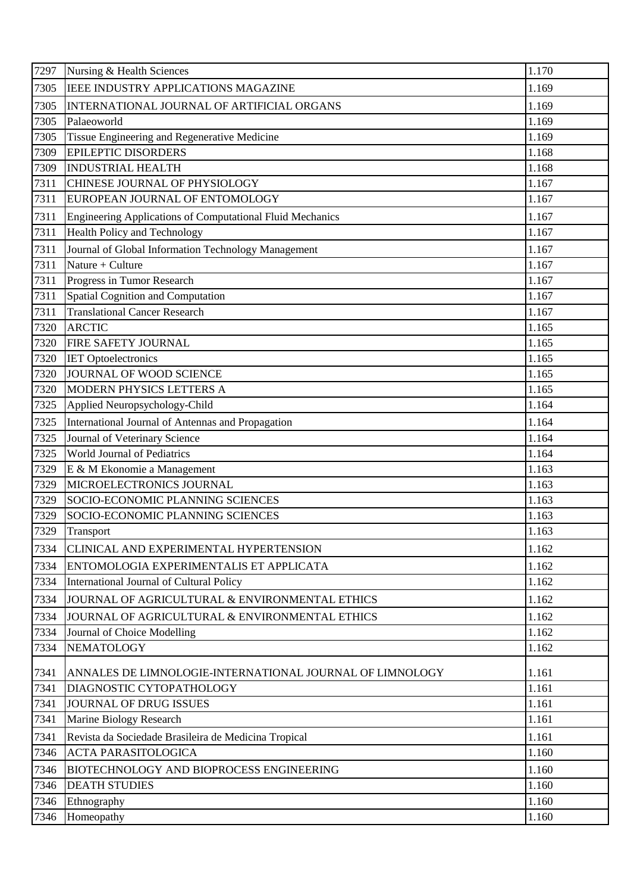| 7297 | Nursing & Health Sciences | 1.170 |
|---|---|---|
| 7305 | IEEE INDUSTRY APPLICATIONS MAGAZINE | 1.169 |
| 7305 | INTERNATIONAL JOURNAL OF ARTIFICIAL ORGANS | 1.169 |
| 7305 | Palaeoworld | 1.169 |
| 7305 | Tissue Engineering and Regenerative Medicine | 1.169 |
| 7309 | EPILEPTIC DISORDERS | 1.168 |
| 7309 | INDUSTRIAL HEALTH | 1.168 |
| 7311 | CHINESE JOURNAL OF PHYSIOLOGY | 1.167 |
| 7311 | EUROPEAN JOURNAL OF ENTOMOLOGY | 1.167 |
| 7311 | Engineering Applications of Computational Fluid Mechanics | 1.167 |
| 7311 | Health Policy and Technology | 1.167 |
| 7311 | Journal of Global Information Technology Management | 1.167 |
| 7311 | Nature + Culture | 1.167 |
| 7311 | Progress in Tumor Research | 1.167 |
| 7311 | Spatial Cognition and Computation | 1.167 |
| 7311 | Translational Cancer Research | 1.167 |
| 7320 | ARCTIC | 1.165 |
| 7320 | FIRE SAFETY JOURNAL | 1.165 |
| 7320 | IET Optoelectronics | 1.165 |
| 7320 | JOURNAL OF WOOD SCIENCE | 1.165 |
| 7320 | MODERN PHYSICS LETTERS A | 1.165 |
| 7325 | Applied Neuropsychology-Child | 1.164 |
| 7325 | International Journal of Antennas and Propagation | 1.164 |
| 7325 | Journal of Veterinary Science | 1.164 |
| 7325 | World Journal of Pediatrics | 1.164 |
| 7329 | E & M Ekonomie a Management | 1.163 |
| 7329 | MICROELECTRONICS JOURNAL | 1.163 |
| 7329 | SOCIO-ECONOMIC PLANNING SCIENCES | 1.163 |
| 7329 | SOCIO-ECONOMIC PLANNING SCIENCES | 1.163 |
| 7329 | Transport | 1.163 |
| 7334 | CLINICAL AND EXPERIMENTAL HYPERTENSION | 1.162 |
| 7334 | ENTOMOLOGIA EXPERIMENTALIS ET APPLICATA | 1.162 |
| 7334 | International Journal of Cultural Policy | 1.162 |
| 7334 | JOURNAL OF AGRICULTURAL & ENVIRONMENTAL ETHICS | 1.162 |
| 7334 | JOURNAL OF AGRICULTURAL & ENVIRONMENTAL ETHICS | 1.162 |
| 7334 | Journal of Choice Modelling | 1.162 |
| 7334 | NEMATOLOGY | 1.162 |
| 7341 | ANNALES DE LIMNOLOGIE-INTERNATIONAL JOURNAL OF LIMNOLOGY | 1.161 |
| 7341 | DIAGNOSTIC CYTOPATHOLOGY | 1.161 |
| 7341 | JOURNAL OF DRUG ISSUES | 1.161 |
| 7341 | Marine Biology Research | 1.161 |
| 7341 | Revista da Sociedade Brasileira de Medicina Tropical | 1.161 |
| 7346 | ACTA PARASITOLOGICA | 1.160 |
| 7346 | BIOTECHNOLOGY AND BIOPROCESS ENGINEERING | 1.160 |
| 7346 | DEATH STUDIES | 1.160 |
| 7346 | Ethnography | 1.160 |
| 7346 | Homeopathy | 1.160 |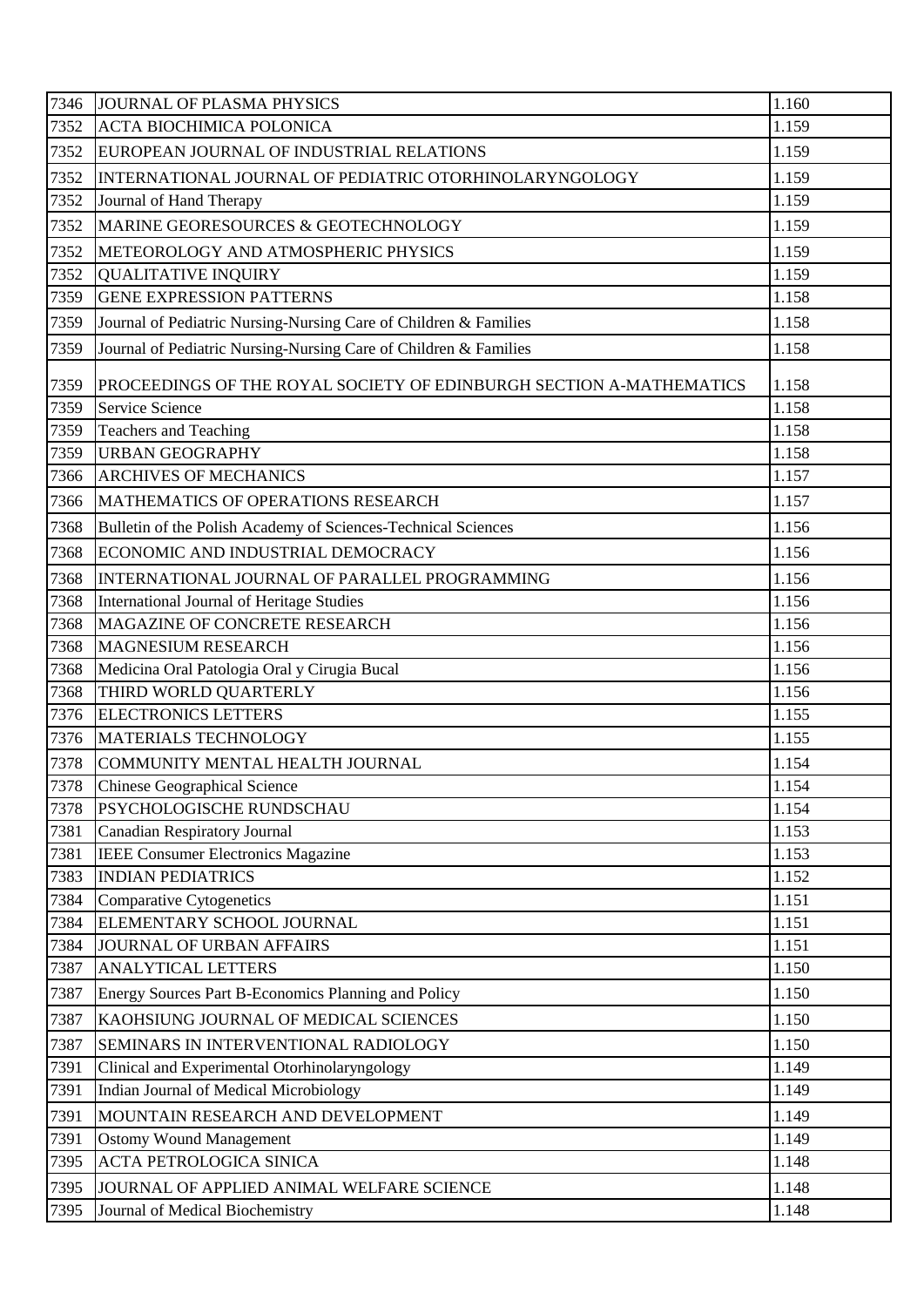| | | |
|---|---|---|
| 7346 | JOURNAL OF PLASMA PHYSICS | 1.160 |
| 7352 | ACTA BIOCHIMICA POLONICA | 1.159 |
| 7352 | EUROPEAN JOURNAL OF INDUSTRIAL RELATIONS | 1.159 |
| 7352 | INTERNATIONAL JOURNAL OF PEDIATRIC OTORHINOLARYNGOLOGY | 1.159 |
| 7352 | Journal of Hand Therapy | 1.159 |
| 7352 | MARINE GEORESOURCES & GEOTECHNOLOGY | 1.159 |
| 7352 | METEOROLOGY AND ATMOSPHERIC PHYSICS | 1.159 |
| 7352 | QUALITATIVE INQUIRY | 1.159 |
| 7359 | GENE EXPRESSION PATTERNS | 1.158 |
| 7359 | Journal of Pediatric Nursing-Nursing Care of Children & Families | 1.158 |
| 7359 | Journal of Pediatric Nursing-Nursing Care of Children & Families | 1.158 |
| 7359 | PROCEEDINGS OF THE ROYAL SOCIETY OF EDINBURGH SECTION A-MATHEMATICS | 1.158 |
| 7359 | Service Science | 1.158 |
| 7359 | Teachers and Teaching | 1.158 |
| 7359 | URBAN GEOGRAPHY | 1.158 |
| 7366 | ARCHIVES OF MECHANICS | 1.157 |
| 7366 | MATHEMATICS OF OPERATIONS RESEARCH | 1.157 |
| 7368 | Bulletin of the Polish Academy of Sciences-Technical Sciences | 1.156 |
| 7368 | ECONOMIC AND INDUSTRIAL DEMOCRACY | 1.156 |
| 7368 | INTERNATIONAL JOURNAL OF PARALLEL PROGRAMMING | 1.156 |
| 7368 | International Journal of Heritage Studies | 1.156 |
| 7368 | MAGAZINE OF CONCRETE RESEARCH | 1.156 |
| 7368 | MAGNESIUM RESEARCH | 1.156 |
| 7368 | Medicina Oral Patologia Oral y Cirugia Bucal | 1.156 |
| 7368 | THIRD WORLD QUARTERLY | 1.156 |
| 7376 | ELECTRONICS LETTERS | 1.155 |
| 7376 | MATERIALS TECHNOLOGY | 1.155 |
| 7378 | COMMUNITY MENTAL HEALTH JOURNAL | 1.154 |
| 7378 | Chinese Geographical Science | 1.154 |
| 7378 | PSYCHOLOGISCHE RUNDSCHAU | 1.154 |
| 7381 | Canadian Respiratory Journal | 1.153 |
| 7381 | IEEE Consumer Electronics Magazine | 1.153 |
| 7383 | INDIAN PEDIATRICS | 1.152 |
| 7384 | Comparative Cytogenetics | 1.151 |
| 7384 | ELEMENTARY SCHOOL JOURNAL | 1.151 |
| 7384 | JOURNAL OF URBAN AFFAIRS | 1.151 |
| 7387 | ANALYTICAL LETTERS | 1.150 |
| 7387 | Energy Sources Part B-Economics Planning and Policy | 1.150 |
| 7387 | KAOHSIUNG JOURNAL OF MEDICAL SCIENCES | 1.150 |
| 7387 | SEMINARS IN INTERVENTIONAL RADIOLOGY | 1.150 |
| 7391 | Clinical and Experimental Otorhinolaryngology | 1.149 |
| 7391 | Indian Journal of Medical Microbiology | 1.149 |
| 7391 | MOUNTAIN RESEARCH AND DEVELOPMENT | 1.149 |
| 7391 | Ostomy Wound Management | 1.149 |
| 7395 | ACTA PETROLOGICA SINICA | 1.148 |
| 7395 | JOURNAL OF APPLIED ANIMAL WELFARE SCIENCE | 1.148 |
| 7395 | Journal of Medical Biochemistry | 1.148 |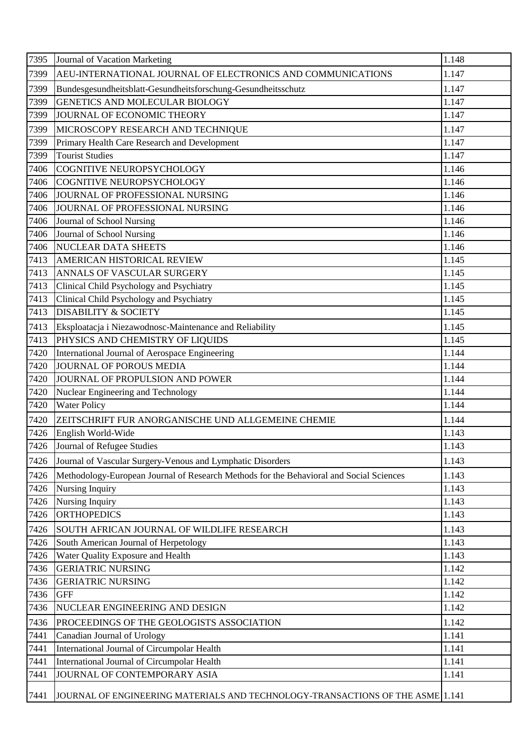| 7395 | Journal of Vacation Marketing | 1.148 |
|---|---|---|
| 7399 | AEU-INTERNATIONAL JOURNAL OF ELECTRONICS AND COMMUNICATIONS | 1.147 |
| 7399 | Bundesgesundheitsblatt-Gesundheitsforschung-Gesundheitsschutz | 1.147 |
| 7399 | GENETICS AND MOLECULAR BIOLOGY | 1.147 |
| 7399 | JOURNAL OF ECONOMIC THEORY | 1.147 |
| 7399 | MICROSCOPY RESEARCH AND TECHNIQUE | 1.147 |
| 7399 | Primary Health Care Research and Development | 1.147 |
| 7399 | Tourist Studies | 1.147 |
| 7406 | COGNITIVE NEUROPSYCHOLOGY | 1.146 |
| 7406 | COGNITIVE NEUROPSYCHOLOGY | 1.146 |
| 7406 | JOURNAL OF PROFESSIONAL NURSING | 1.146 |
| 7406 | JOURNAL OF PROFESSIONAL NURSING | 1.146 |
| 7406 | Journal of School Nursing | 1.146 |
| 7406 | Journal of School Nursing | 1.146 |
| 7406 | NUCLEAR DATA SHEETS | 1.146 |
| 7413 | AMERICAN HISTORICAL REVIEW | 1.145 |
| 7413 | ANNALS OF VASCULAR SURGERY | 1.145 |
| 7413 | Clinical Child Psychology and Psychiatry | 1.145 |
| 7413 | Clinical Child Psychology and Psychiatry | 1.145 |
| 7413 | DISABILITY & SOCIETY | 1.145 |
| 7413 | Eksploatacja i Niezawodnosc-Maintenance and Reliability | 1.145 |
| 7413 | PHYSICS AND CHEMISTRY OF LIQUIDS | 1.145 |
| 7420 | International Journal of Aerospace Engineering | 1.144 |
| 7420 | JOURNAL OF POROUS MEDIA | 1.144 |
| 7420 | JOURNAL OF PROPULSION AND POWER | 1.144 |
| 7420 | Nuclear Engineering and Technology | 1.144 |
| 7420 | Water Policy | 1.144 |
| 7420 | ZEITSCHRIFT FUR ANORGANISCHE UND ALLGEMEINE CHEMIE | 1.144 |
| 7426 | English World-Wide | 1.143 |
| 7426 | Journal of Refugee Studies | 1.143 |
| 7426 | Journal of Vascular Surgery-Venous and Lymphatic Disorders | 1.143 |
| 7426 | Methodology-European Journal of Research Methods for the Behavioral and Social Sciences | 1.143 |
| 7426 | Nursing Inquiry | 1.143 |
| 7426 | Nursing Inquiry | 1.143 |
| 7426 | ORTHOPEDICS | 1.143 |
| 7426 | SOUTH AFRICAN JOURNAL OF WILDLIFE RESEARCH | 1.143 |
| 7426 | South American Journal of Herpetology | 1.143 |
| 7426 | Water Quality Exposure and Health | 1.143 |
| 7436 | GERIATRIC NURSING | 1.142 |
| 7436 | GERIATRIC NURSING | 1.142 |
| 7436 | GFF | 1.142 |
| 7436 | NUCLEAR ENGINEERING AND DESIGN | 1.142 |
| 7436 | PROCEEDINGS OF THE GEOLOGISTS ASSOCIATION | 1.142 |
| 7441 | Canadian Journal of Urology | 1.141 |
| 7441 | International Journal of Circumpolar Health | 1.141 |
| 7441 | International Journal of Circumpolar Health | 1.141 |
| 7441 | JOURNAL OF CONTEMPORARY ASIA | 1.141 |
| 7441 | JOURNAL OF ENGINEERING MATERIALS AND TECHNOLOGY-TRANSACTIONS OF THE ASME | 1.141 |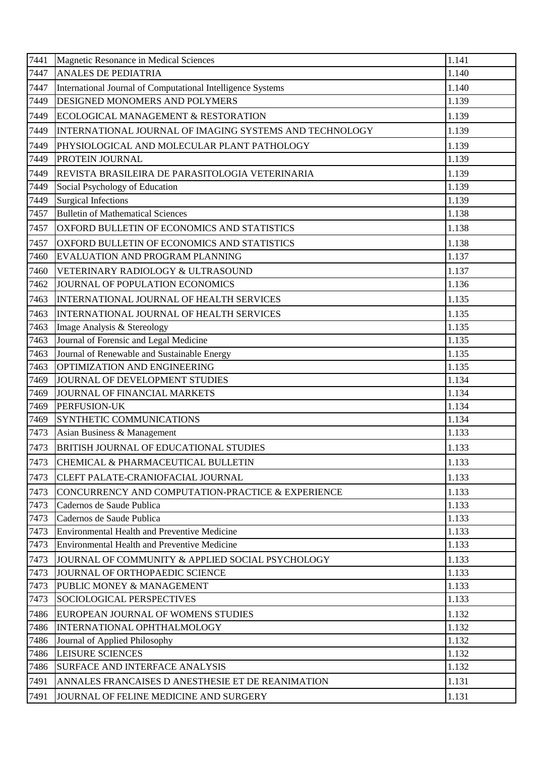| | | |
|---|---|---|
| 7441 | Magnetic Resonance in Medical Sciences | 1.141 |
| 7447 | ANALES DE PEDIATRIA | 1.140 |
| 7447 | International Journal of Computational Intelligence Systems | 1.140 |
| 7449 | DESIGNED MONOMERS AND POLYMERS | 1.139 |
| 7449 | ECOLOGICAL MANAGEMENT & RESTORATION | 1.139 |
| 7449 | INTERNATIONAL JOURNAL OF IMAGING SYSTEMS AND TECHNOLOGY | 1.139 |
| 7449 | PHYSIOLOGICAL AND MOLECULAR PLANT PATHOLOGY | 1.139 |
| 7449 | PROTEIN JOURNAL | 1.139 |
| 7449 | REVISTA BRASILEIRA DE PARASITOLOGIA VETERINARIA | 1.139 |
| 7449 | Social Psychology of Education | 1.139 |
| 7449 | Surgical Infections | 1.139 |
| 7457 | Bulletin of Mathematical Sciences | 1.138 |
| 7457 | OXFORD BULLETIN OF ECONOMICS AND STATISTICS | 1.138 |
| 7457 | OXFORD BULLETIN OF ECONOMICS AND STATISTICS | 1.138 |
| 7460 | EVALUATION AND PROGRAM PLANNING | 1.137 |
| 7460 | VETERINARY RADIOLOGY & ULTRASOUND | 1.137 |
| 7462 | JOURNAL OF POPULATION ECONOMICS | 1.136 |
| 7463 | INTERNATIONAL JOURNAL OF HEALTH SERVICES | 1.135 |
| 7463 | INTERNATIONAL JOURNAL OF HEALTH SERVICES | 1.135 |
| 7463 | Image Analysis & Stereology | 1.135 |
| 7463 | Journal of Forensic and Legal Medicine | 1.135 |
| 7463 | Journal of Renewable and Sustainable Energy | 1.135 |
| 7463 | OPTIMIZATION AND ENGINEERING | 1.135 |
| 7469 | JOURNAL OF DEVELOPMENT STUDIES | 1.134 |
| 7469 | JOURNAL OF FINANCIAL MARKETS | 1.134 |
| 7469 | PERFUSION-UK | 1.134 |
| 7469 | SYNTHETIC COMMUNICATIONS | 1.134 |
| 7473 | Asian Business & Management | 1.133 |
| 7473 | BRITISH JOURNAL OF EDUCATIONAL STUDIES | 1.133 |
| 7473 | CHEMICAL & PHARMACEUTICAL BULLETIN | 1.133 |
| 7473 | CLEFT PALATE-CRANIOFACIAL JOURNAL | 1.133 |
| 7473 | CONCURRENCY AND COMPUTATION-PRACTICE & EXPERIENCE | 1.133 |
| 7473 | Cadernos de Saude Publica | 1.133 |
| 7473 | Cadernos de Saude Publica | 1.133 |
| 7473 | Environmental Health and Preventive Medicine | 1.133 |
| 7473 | Environmental Health and Preventive Medicine | 1.133 |
| 7473 | JOURNAL OF COMMUNITY & APPLIED SOCIAL PSYCHOLOGY | 1.133 |
| 7473 | JOURNAL OF ORTHOPAEDIC SCIENCE | 1.133 |
| 7473 | PUBLIC MONEY & MANAGEMENT | 1.133 |
| 7473 | SOCIOLOGICAL PERSPECTIVES | 1.133 |
| 7486 | EUROPEAN JOURNAL OF WOMENS STUDIES | 1.132 |
| 7486 | INTERNATIONAL OPHTHALMOLOGY | 1.132 |
| 7486 | Journal of Applied Philosophy | 1.132 |
| 7486 | LEISURE SCIENCES | 1.132 |
| 7486 | SURFACE AND INTERFACE ANALYSIS | 1.132 |
| 7491 | ANNALES FRANCAISES D ANESTHESIE ET DE REANIMATION | 1.131 |
| 7491 | JOURNAL OF FELINE MEDICINE AND SURGERY | 1.131 |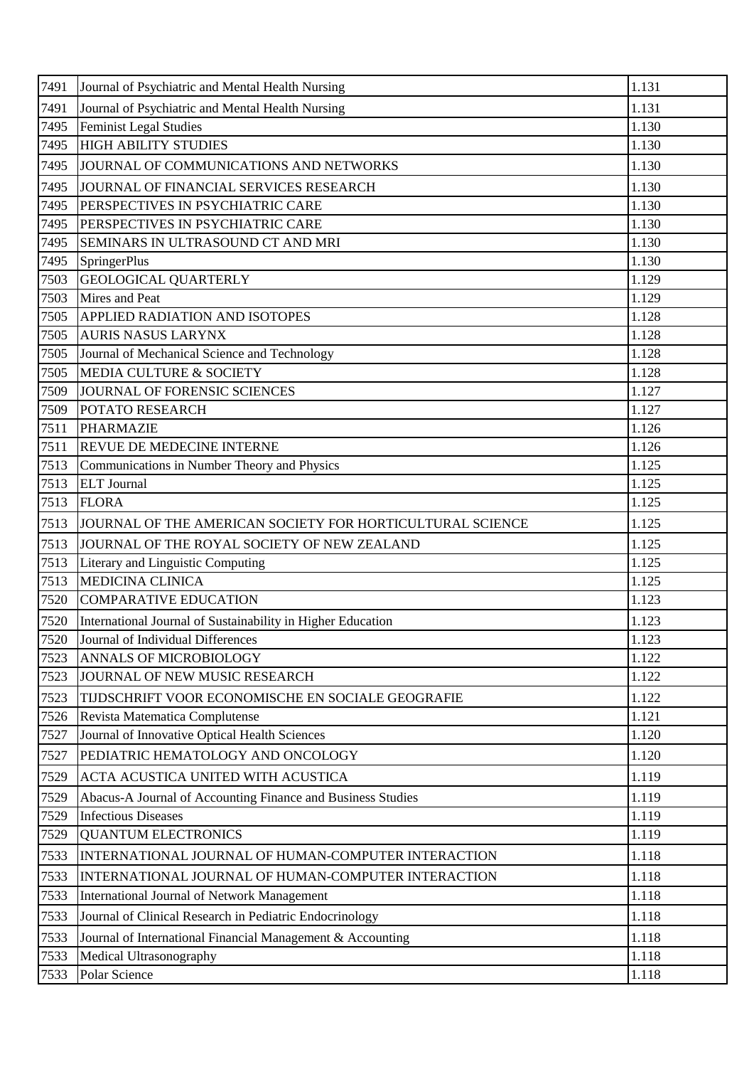| 7491 | Journal of Psychiatric and Mental Health Nursing | 1.131 |
|---|---|---|
| 7491 | Journal of Psychiatric and Mental Health Nursing | 1.131 |
| 7495 | Feminist Legal Studies | 1.130 |
| 7495 | HIGH ABILITY STUDIES | 1.130 |
| 7495 | JOURNAL OF COMMUNICATIONS AND NETWORKS | 1.130 |
| 7495 | JOURNAL OF FINANCIAL SERVICES RESEARCH | 1.130 |
| 7495 | PERSPECTIVES IN PSYCHIATRIC CARE | 1.130 |
| 7495 | PERSPECTIVES IN PSYCHIATRIC CARE | 1.130 |
| 7495 | SEMINARS IN ULTRASOUND CT AND MRI | 1.130 |
| 7495 | SpringerPlus | 1.130 |
| 7503 | GEOLOGICAL QUARTERLY | 1.129 |
| 7503 | Mires and Peat | 1.129 |
| 7505 | APPLIED RADIATION AND ISOTOPES | 1.128 |
| 7505 | AURIS NASUS LARYNX | 1.128 |
| 7505 | Journal of Mechanical Science and Technology | 1.128 |
| 7505 | MEDIA CULTURE & SOCIETY | 1.128 |
| 7509 | JOURNAL OF FORENSIC SCIENCES | 1.127 |
| 7509 | POTATO RESEARCH | 1.127 |
| 7511 | PHARMAZIE | 1.126 |
| 7511 | REVUE DE MEDECINE INTERNE | 1.126 |
| 7513 | Communications in Number Theory and Physics | 1.125 |
| 7513 | ELT Journal | 1.125 |
| 7513 | FLORA | 1.125 |
| 7513 | JOURNAL OF THE AMERICAN SOCIETY FOR HORTICULTURAL SCIENCE | 1.125 |
| 7513 | JOURNAL OF THE ROYAL SOCIETY OF NEW ZEALAND | 1.125 |
| 7513 | Literary and Linguistic Computing | 1.125 |
| 7513 | MEDICINA CLINICA | 1.125 |
| 7520 | COMPARATIVE EDUCATION | 1.123 |
| 7520 | International Journal of Sustainability in Higher Education | 1.123 |
| 7520 | Journal of Individual Differences | 1.123 |
| 7523 | ANNALS OF MICROBIOLOGY | 1.122 |
| 7523 | JOURNAL OF NEW MUSIC RESEARCH | 1.122 |
| 7523 | TIJDSCHRIFT VOOR ECONOMISCHE EN SOCIALE GEOGRAFIE | 1.122 |
| 7526 | Revista Matematica Complutense | 1.121 |
| 7527 | Journal of Innovative Optical Health Sciences | 1.120 |
| 7527 | PEDIATRIC HEMATOLOGY AND ONCOLOGY | 1.120 |
| 7529 | ACTA ACUSTICA UNITED WITH ACUSTICA | 1.119 |
| 7529 | Abacus-A Journal of Accounting Finance and Business Studies | 1.119 |
| 7529 | Infectious Diseases | 1.119 |
| 7529 | QUANTUM ELECTRONICS | 1.119 |
| 7533 | INTERNATIONAL JOURNAL OF HUMAN-COMPUTER INTERACTION | 1.118 |
| 7533 | INTERNATIONAL JOURNAL OF HUMAN-COMPUTER INTERACTION | 1.118 |
| 7533 | International Journal of Network Management | 1.118 |
| 7533 | Journal of Clinical Research in Pediatric Endocrinology | 1.118 |
| 7533 | Journal of International Financial Management & Accounting | 1.118 |
| 7533 | Medical Ultrasonography | 1.118 |
| 7533 | Polar Science | 1.118 |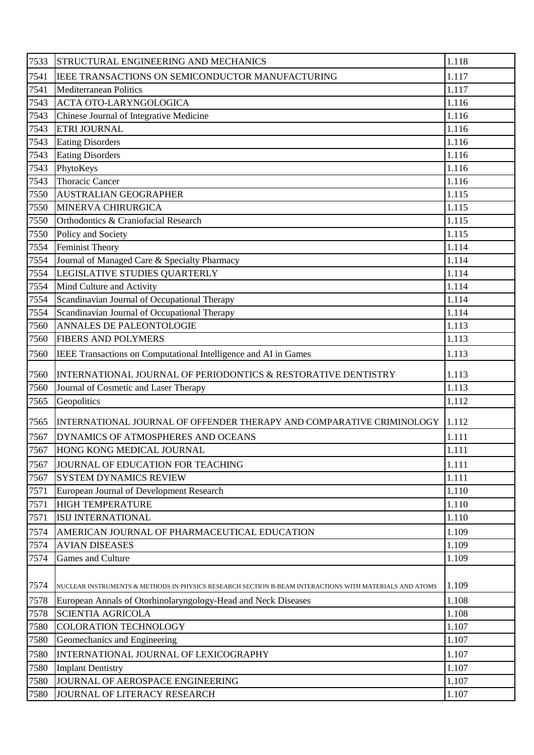| 7533 | STRUCTURAL ENGINEERING AND MECHANICS | 1.118 |
|---|---|---|
| 7541 | IEEE TRANSACTIONS ON SEMICONDUCTOR MANUFACTURING | 1.117 |
| 7541 | Mediterranean Politics | 1.117 |
| 7543 | ACTA OTO-LARYNGOLOGICA | 1.116 |
| 7543 | Chinese Journal of Integrative Medicine | 1.116 |
| 7543 | ETRI JOURNAL | 1.116 |
| 7543 | Eating Disorders | 1.116 |
| 7543 | Eating Disorders | 1.116 |
| 7543 | PhytoKeys | 1.116 |
| 7543 | Thoracic Cancer | 1.116 |
| 7550 | AUSTRALIAN GEOGRAPHER | 1.115 |
| 7550 | MINERVA CHIRURGICA | 1.115 |
| 7550 | Orthodontics & Craniofacial Research | 1.115 |
| 7550 | Policy and Society | 1.115 |
| 7554 | Feminist Theory | 1.114 |
| 7554 | Journal of Managed Care & Specialty Pharmacy | 1.114 |
| 7554 | LEGISLATIVE STUDIES QUARTERLY | 1.114 |
| 7554 | Mind Culture and Activity | 1.114 |
| 7554 | Scandinavian Journal of Occupational Therapy | 1.114 |
| 7554 | Scandinavian Journal of Occupational Therapy | 1.114 |
| 7560 | ANNALES DE PALEONTOLOGIE | 1.113 |
| 7560 | FIBERS AND POLYMERS | 1.113 |
| 7560 | IEEE Transactions on Computational Intelligence and AI in Games | 1.113 |
| 7560 | INTERNATIONAL JOURNAL OF PERIODONTICS & RESTORATIVE DENTISTRY | 1.113 |
| 7560 | Journal of Cosmetic and Laser Therapy | 1.113 |
| 7565 | Geopolitics | 1.112 |
| 7565 | INTERNATIONAL JOURNAL OF OFFENDER THERAPY AND COMPARATIVE CRIMINOLOGY | 1.112 |
| 7567 | DYNAMICS OF ATMOSPHERES AND OCEANS | 1.111 |
| 7567 | HONG KONG MEDICAL JOURNAL | 1.111 |
| 7567 | JOURNAL OF EDUCATION FOR TEACHING | 1.111 |
| 7567 | SYSTEM DYNAMICS REVIEW | 1.111 |
| 7571 | European Journal of Development Research | 1.110 |
| 7571 | HIGH TEMPERATURE | 1.110 |
| 7571 | ISIJ INTERNATIONAL | 1.110 |
| 7574 | AMERICAN JOURNAL OF PHARMACEUTICAL EDUCATION | 1.109 |
| 7574 | AVIAN DISEASES | 1.109 |
| 7574 | Games and Culture | 1.109 |
| 7574 | NUCLEAR INSTRUMENTS & METHODS IN PHYSICS RESEARCH SECTION B-BEAM INTERACTIONS WITH MATERIALS AND ATOMS | 1.109 |
| 7578 | European Annals of Otorhinolaryngology-Head and Neck Diseases | 1.108 |
| 7578 | SCIENTIA AGRICOLA | 1.108 |
| 7580 | COLORATION TECHNOLOGY | 1.107 |
| 7580 | Geomechanics and Engineering | 1.107 |
| 7580 | INTERNATIONAL JOURNAL OF LEXICOGRAPHY | 1.107 |
| 7580 | Implant Dentistry | 1.107 |
| 7580 | JOURNAL OF AEROSPACE ENGINEERING | 1.107 |
| 7580 | JOURNAL OF LITERACY RESEARCH | 1.107 |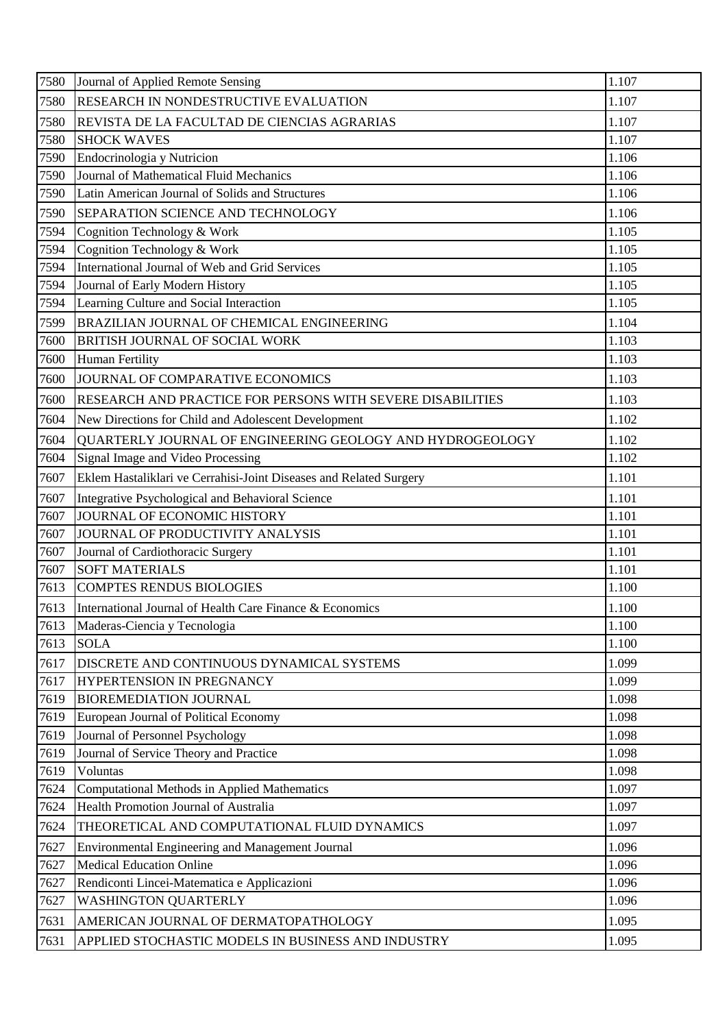| 7580 | Journal of Applied Remote Sensing | 1.107 |
|---|---|---|
| 7580 | RESEARCH IN NONDESTRUCTIVE EVALUATION | 1.107 |
| 7580 | REVISTA DE LA FACULTAD DE CIENCIAS AGRARIAS | 1.107 |
| 7580 | SHOCK WAVES | 1.107 |
| 7590 | Endocrinologia y Nutricion | 1.106 |
| 7590 | Journal of Mathematical Fluid Mechanics | 1.106 |
| 7590 | Latin American Journal of Solids and Structures | 1.106 |
| 7590 | SEPARATION SCIENCE AND TECHNOLOGY | 1.106 |
| 7594 | Cognition Technology & Work | 1.105 |
| 7594 | Cognition Technology & Work | 1.105 |
| 7594 | International Journal of Web and Grid Services | 1.105 |
| 7594 | Journal of Early Modern History | 1.105 |
| 7594 | Learning Culture and Social Interaction | 1.105 |
| 7599 | BRAZILIAN JOURNAL OF CHEMICAL ENGINEERING | 1.104 |
| 7600 | BRITISH JOURNAL OF SOCIAL WORK | 1.103 |
| 7600 | Human Fertility | 1.103 |
| 7600 | JOURNAL OF COMPARATIVE ECONOMICS | 1.103 |
| 7600 | RESEARCH AND PRACTICE FOR PERSONS WITH SEVERE DISABILITIES | 1.103 |
| 7604 | New Directions for Child and Adolescent Development | 1.102 |
| 7604 | QUARTERLY JOURNAL OF ENGINEERING GEOLOGY AND HYDROGEOLOGY | 1.102 |
| 7604 | Signal Image and Video Processing | 1.102 |
| 7607 | Eklem Hastaliklari ve Cerrahisi-Joint Diseases and Related Surgery | 1.101 |
| 7607 | Integrative Psychological and Behavioral Science | 1.101 |
| 7607 | JOURNAL OF ECONOMIC HISTORY | 1.101 |
| 7607 | JOURNAL OF PRODUCTIVITY ANALYSIS | 1.101 |
| 7607 | Journal of Cardiothoracic Surgery | 1.101 |
| 7607 | SOFT MATERIALS | 1.101 |
| 7613 | COMPTES RENDUS BIOLOGIES | 1.100 |
| 7613 | International Journal of Health Care Finance & Economics | 1.100 |
| 7613 | Maderas-Ciencia y Tecnologia | 1.100 |
| 7613 | SOLA | 1.100 |
| 7617 | DISCRETE AND CONTINUOUS DYNAMICAL SYSTEMS | 1.099 |
| 7617 | HYPERTENSION IN PREGNANCY | 1.099 |
| 7619 | BIOREMEDIATION JOURNAL | 1.098 |
| 7619 | European Journal of Political Economy | 1.098 |
| 7619 | Journal of Personnel Psychology | 1.098 |
| 7619 | Journal of Service Theory and Practice | 1.098 |
| 7619 | Voluntas | 1.098 |
| 7624 | Computational Methods in Applied Mathematics | 1.097 |
| 7624 | Health Promotion Journal of Australia | 1.097 |
| 7624 | THEORETICAL AND COMPUTATIONAL FLUID DYNAMICS | 1.097 |
| 7627 | Environmental Engineering and Management Journal | 1.096 |
| 7627 | Medical Education Online | 1.096 |
| 7627 | Rendiconti Lincei-Matematica e Applicazioni | 1.096 |
| 7627 | WASHINGTON QUARTERLY | 1.096 |
| 7631 | AMERICAN JOURNAL OF DERMATOPATHOLOGY | 1.095 |
| 7631 | APPLIED STOCHASTIC MODELS IN BUSINESS AND INDUSTRY | 1.095 |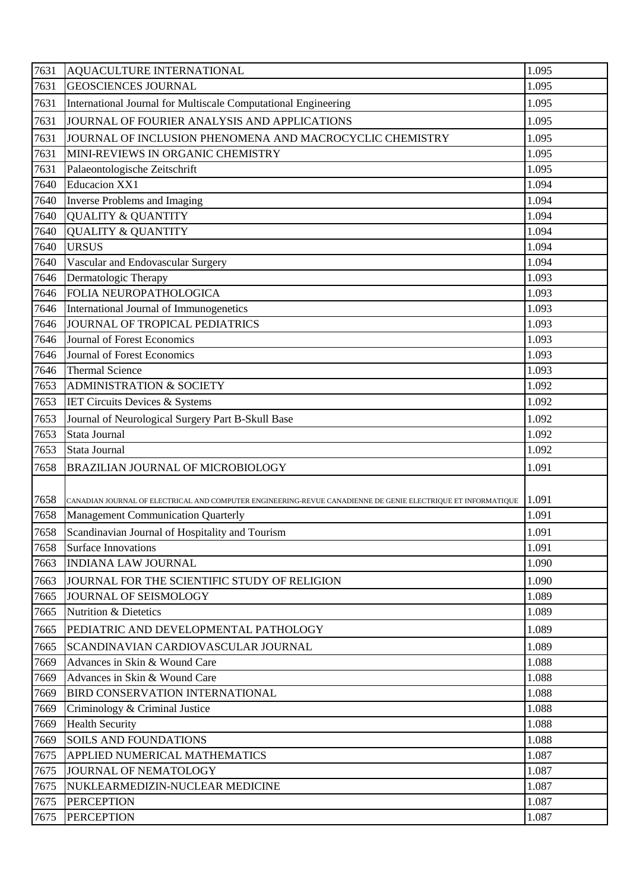| 7631 | AQUACULTURE INTERNATIONAL | 1.095 |
|---|---|---|
| 7631 | GEOSCIENCES JOURNAL | 1.095 |
| 7631 | International Journal for Multiscale Computational Engineering | 1.095 |
| 7631 | JOURNAL OF FOURIER ANALYSIS AND APPLICATIONS | 1.095 |
| 7631 | JOURNAL OF INCLUSION PHENOMENA AND MACROCYCLIC CHEMISTRY | 1.095 |
| 7631 | MINI-REVIEWS IN ORGANIC CHEMISTRY | 1.095 |
| 7631 | Palaeontologische Zeitschrift | 1.095 |
| 7640 | Educacion XX1 | 1.094 |
| 7640 | Inverse Problems and Imaging | 1.094 |
| 7640 | QUALITY & QUANTITY | 1.094 |
| 7640 | QUALITY & QUANTITY | 1.094 |
| 7640 | URSUS | 1.094 |
| 7640 | Vascular and Endovascular Surgery | 1.094 |
| 7646 | Dermatologic Therapy | 1.093 |
| 7646 | FOLIA NEUROPATHOLOGICA | 1.093 |
| 7646 | International Journal of Immunogenetics | 1.093 |
| 7646 | JOURNAL OF TROPICAL PEDIATRICS | 1.093 |
| 7646 | Journal of Forest Economics | 1.093 |
| 7646 | Journal of Forest Economics | 1.093 |
| 7646 | Thermal Science | 1.093 |
| 7653 | ADMINISTRATION & SOCIETY | 1.092 |
| 7653 | IET Circuits Devices & Systems | 1.092 |
| 7653 | Journal of Neurological Surgery Part B-Skull Base | 1.092 |
| 7653 | Stata Journal | 1.092 |
| 7653 | Stata Journal | 1.092 |
| 7658 | BRAZILIAN JOURNAL OF MICROBIOLOGY | 1.091 |
| 7658 | CANADIAN JOURNAL OF ELECTRICAL AND COMPUTER ENGINEERING-REVUE CANADIENNE DE GENIE ELECTRIQUE ET INFORMATIQUE | 1.091 |
| 7658 | Management Communication Quarterly | 1.091 |
| 7658 | Scandinavian Journal of Hospitality and Tourism | 1.091 |
| 7658 | Surface Innovations | 1.091 |
| 7663 | INDIANA LAW JOURNAL | 1.090 |
| 7663 | JOURNAL FOR THE SCIENTIFIC STUDY OF RELIGION | 1.090 |
| 7665 | JOURNAL OF SEISMOLOGY | 1.089 |
| 7665 | Nutrition & Dietetics | 1.089 |
| 7665 | PEDIATRIC AND DEVELOPMENTAL PATHOLOGY | 1.089 |
| 7665 | SCANDINAVIAN CARDIOVASCULAR JOURNAL | 1.089 |
| 7669 | Advances in Skin & Wound Care | 1.088 |
| 7669 | Advances in Skin & Wound Care | 1.088 |
| 7669 | BIRD CONSERVATION INTERNATIONAL | 1.088 |
| 7669 | Criminology & Criminal Justice | 1.088 |
| 7669 | Health Security | 1.088 |
| 7669 | SOILS AND FOUNDATIONS | 1.088 |
| 7675 | APPLIED NUMERICAL MATHEMATICS | 1.087 |
| 7675 | JOURNAL OF NEMATOLOGY | 1.087 |
| 7675 | NUKLEARMEDIZIN-NUCLEAR MEDICINE | 1.087 |
| 7675 | PERCEPTION | 1.087 |
| 7675 | PERCEPTION | 1.087 |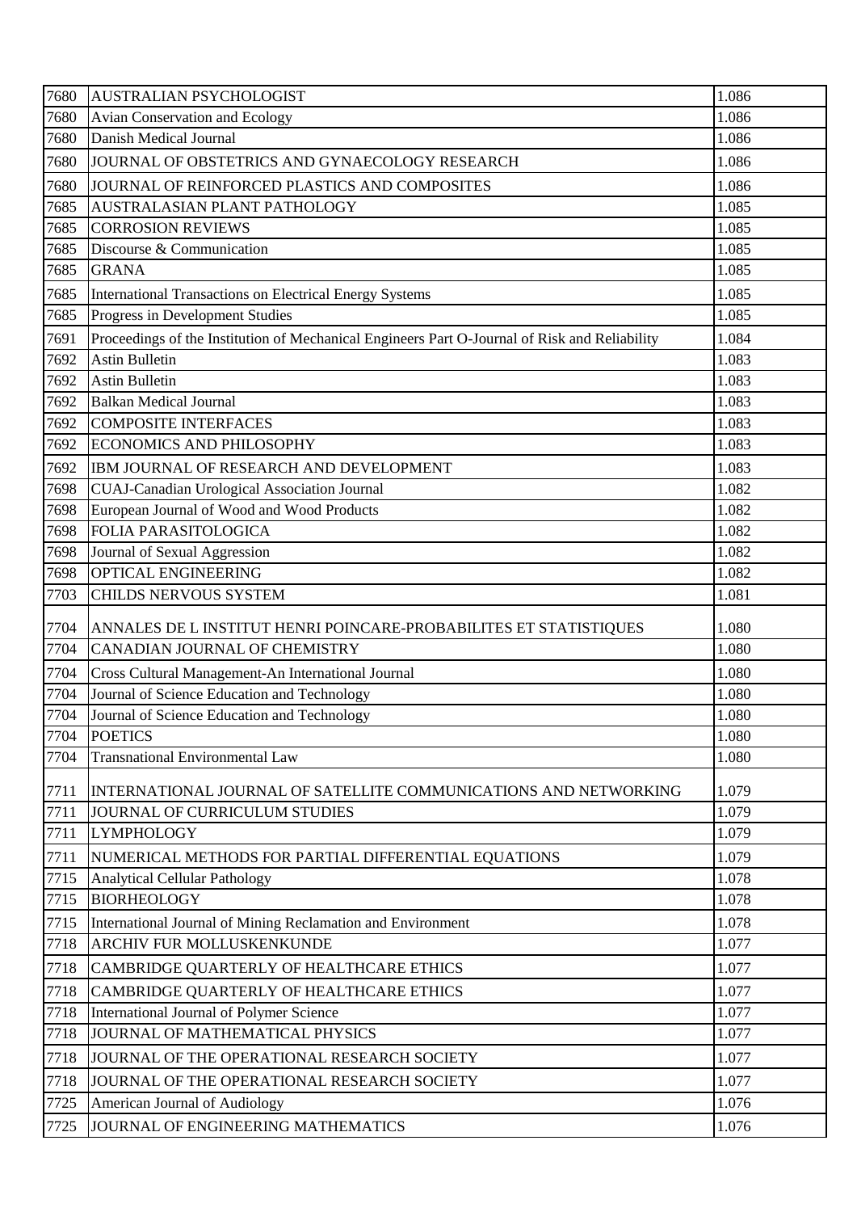| 7680 | AUSTRALIAN PSYCHOLOGIST | 1.086 |
|---|---|---|
| 7680 | Avian Conservation and Ecology | 1.086 |
| 7680 | Danish Medical Journal | 1.086 |
| 7680 | JOURNAL OF OBSTETRICS AND GYNAECOLOGY RESEARCH | 1.086 |
| 7680 | JOURNAL OF REINFORCED PLASTICS AND COMPOSITES | 1.086 |
| 7685 | AUSTRALASIAN PLANT PATHOLOGY | 1.085 |
| 7685 | CORROSION REVIEWS | 1.085 |
| 7685 | Discourse & Communication | 1.085 |
| 7685 | GRANA | 1.085 |
| 7685 | International Transactions on Electrical Energy Systems | 1.085 |
| 7685 | Progress in Development Studies | 1.085 |
| 7691 | Proceedings of the Institution of Mechanical Engineers Part O-Journal of Risk and Reliability | 1.084 |
| 7692 | Astin Bulletin | 1.083 |
| 7692 | Astin Bulletin | 1.083 |
| 7692 | Balkan Medical Journal | 1.083 |
| 7692 | COMPOSITE INTERFACES | 1.083 |
| 7692 | ECONOMICS AND PHILOSOPHY | 1.083 |
| 7692 | IBM JOURNAL OF RESEARCH AND DEVELOPMENT | 1.083 |
| 7698 | CUAJ-Canadian Urological Association Journal | 1.082 |
| 7698 | European Journal of Wood and Wood Products | 1.082 |
| 7698 | FOLIA PARASITOLOGICA | 1.082 |
| 7698 | Journal of Sexual Aggression | 1.082 |
| 7698 | OPTICAL ENGINEERING | 1.082 |
| 7703 | CHILDS NERVOUS SYSTEM | 1.081 |
| 7704 | ANNALES DE L INSTITUT HENRI POINCARE-PROBABILITES ET STATISTIQUES | 1.080 |
| 7704 | CANADIAN JOURNAL OF CHEMISTRY | 1.080 |
| 7704 | Cross Cultural Management-An International Journal | 1.080 |
| 7704 | Journal of Science Education and Technology | 1.080 |
| 7704 | Journal of Science Education and Technology | 1.080 |
| 7704 | POETICS | 1.080 |
| 7704 | Transnational Environmental Law | 1.080 |
| 7711 | INTERNATIONAL JOURNAL OF SATELLITE COMMUNICATIONS AND NETWORKING | 1.079 |
| 7711 | JOURNAL OF CURRICULUM STUDIES | 1.079 |
| 7711 | LYMPHOLOGY | 1.079 |
| 7711 | NUMERICAL METHODS FOR PARTIAL DIFFERENTIAL EQUATIONS | 1.079 |
| 7715 | Analytical Cellular Pathology | 1.078 |
| 7715 | BIORHEOLOGY | 1.078 |
| 7715 | International Journal of Mining Reclamation and Environment | 1.078 |
| 7718 | ARCHIV FUR MOLLUSKENKUNDE | 1.077 |
| 7718 | CAMBRIDGE QUARTERLY OF HEALTHCARE ETHICS | 1.077 |
| 7718 | CAMBRIDGE QUARTERLY OF HEALTHCARE ETHICS | 1.077 |
| 7718 | International Journal of Polymer Science | 1.077 |
| 7718 | JOURNAL OF MATHEMATICAL PHYSICS | 1.077 |
| 7718 | JOURNAL OF THE OPERATIONAL RESEARCH SOCIETY | 1.077 |
| 7718 | JOURNAL OF THE OPERATIONAL RESEARCH SOCIETY | 1.077 |
| 7725 | American Journal of Audiology | 1.076 |
| 7725 | JOURNAL OF ENGINEERING MATHEMATICS | 1.076 |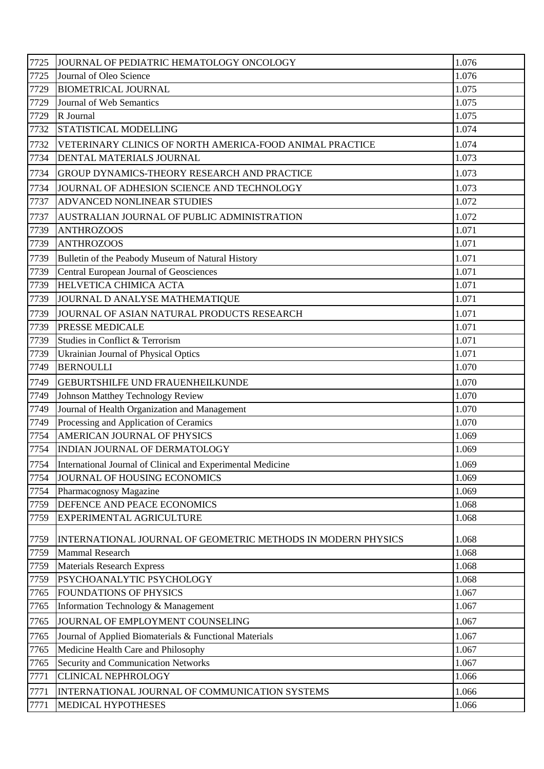| 7725 | JOURNAL OF PEDIATRIC HEMATOLOGY ONCOLOGY | 1.076 |
|---|---|---|
| 7725 | Journal of Oleo Science | 1.076 |
| 7729 | BIOMETRICAL JOURNAL | 1.075 |
| 7729 | Journal of Web Semantics | 1.075 |
| 7729 | R Journal | 1.075 |
| 7732 | STATISTICAL MODELLING | 1.074 |
| 7732 | VETERINARY CLINICS OF NORTH AMERICA-FOOD ANIMAL PRACTICE | 1.074 |
| 7734 | DENTAL MATERIALS JOURNAL | 1.073 |
| 7734 | GROUP DYNAMICS-THEORY RESEARCH AND PRACTICE | 1.073 |
| 7734 | JOURNAL OF ADHESION SCIENCE AND TECHNOLOGY | 1.073 |
| 7737 | ADVANCED NONLINEAR STUDIES | 1.072 |
| 7737 | AUSTRALIAN JOURNAL OF PUBLIC ADMINISTRATION | 1.072 |
| 7739 | ANTHROZOOS | 1.071 |
| 7739 | ANTHROZOOS | 1.071 |
| 7739 | Bulletin of the Peabody Museum of Natural History | 1.071 |
| 7739 | Central European Journal of Geosciences | 1.071 |
| 7739 | HELVETICA CHIMICA ACTA | 1.071 |
| 7739 | JOURNAL D ANALYSE MATHEMATIQUE | 1.071 |
| 7739 | JOURNAL OF ASIAN NATURAL PRODUCTS RESEARCH | 1.071 |
| 7739 | PRESSE MEDICALE | 1.071 |
| 7739 | Studies in Conflict & Terrorism | 1.071 |
| 7739 | Ukrainian Journal of Physical Optics | 1.071 |
| 7749 | BERNOULLI | 1.070 |
| 7749 | GEBURTSHILFE UND FRAUENHEILKUNDE | 1.070 |
| 7749 | Johnson Matthey Technology Review | 1.070 |
| 7749 | Journal of Health Organization and Management | 1.070 |
| 7749 | Processing and Application of Ceramics | 1.070 |
| 7754 | AMERICAN JOURNAL OF PHYSICS | 1.069 |
| 7754 | INDIAN JOURNAL OF DERMATOLOGY | 1.069 |
| 7754 | International Journal of Clinical and Experimental Medicine | 1.069 |
| 7754 | JOURNAL OF HOUSING ECONOMICS | 1.069 |
| 7754 | Pharmacognosy Magazine | 1.069 |
| 7759 | DEFENCE AND PEACE ECONOMICS | 1.068 |
| 7759 | EXPERIMENTAL AGRICULTURE | 1.068 |
| 7759 | INTERNATIONAL JOURNAL OF GEOMETRIC METHODS IN MODERN PHYSICS | 1.068 |
| 7759 | Mammal Research | 1.068 |
| 7759 | Materials Research Express | 1.068 |
| 7759 | PSYCHOANALYTIC PSYCHOLOGY | 1.068 |
| 7765 | FOUNDATIONS OF PHYSICS | 1.067 |
| 7765 | Information Technology & Management | 1.067 |
| 7765 | JOURNAL OF EMPLOYMENT COUNSELING | 1.067 |
| 7765 | Journal of Applied Biomaterials & Functional Materials | 1.067 |
| 7765 | Medicine Health Care and Philosophy | 1.067 |
| 7765 | Security and Communication Networks | 1.067 |
| 7771 | CLINICAL NEPHROLOGY | 1.066 |
| 7771 | INTERNATIONAL JOURNAL OF COMMUNICATION SYSTEMS | 1.066 |
| 7771 | MEDICAL HYPOTHESES | 1.066 |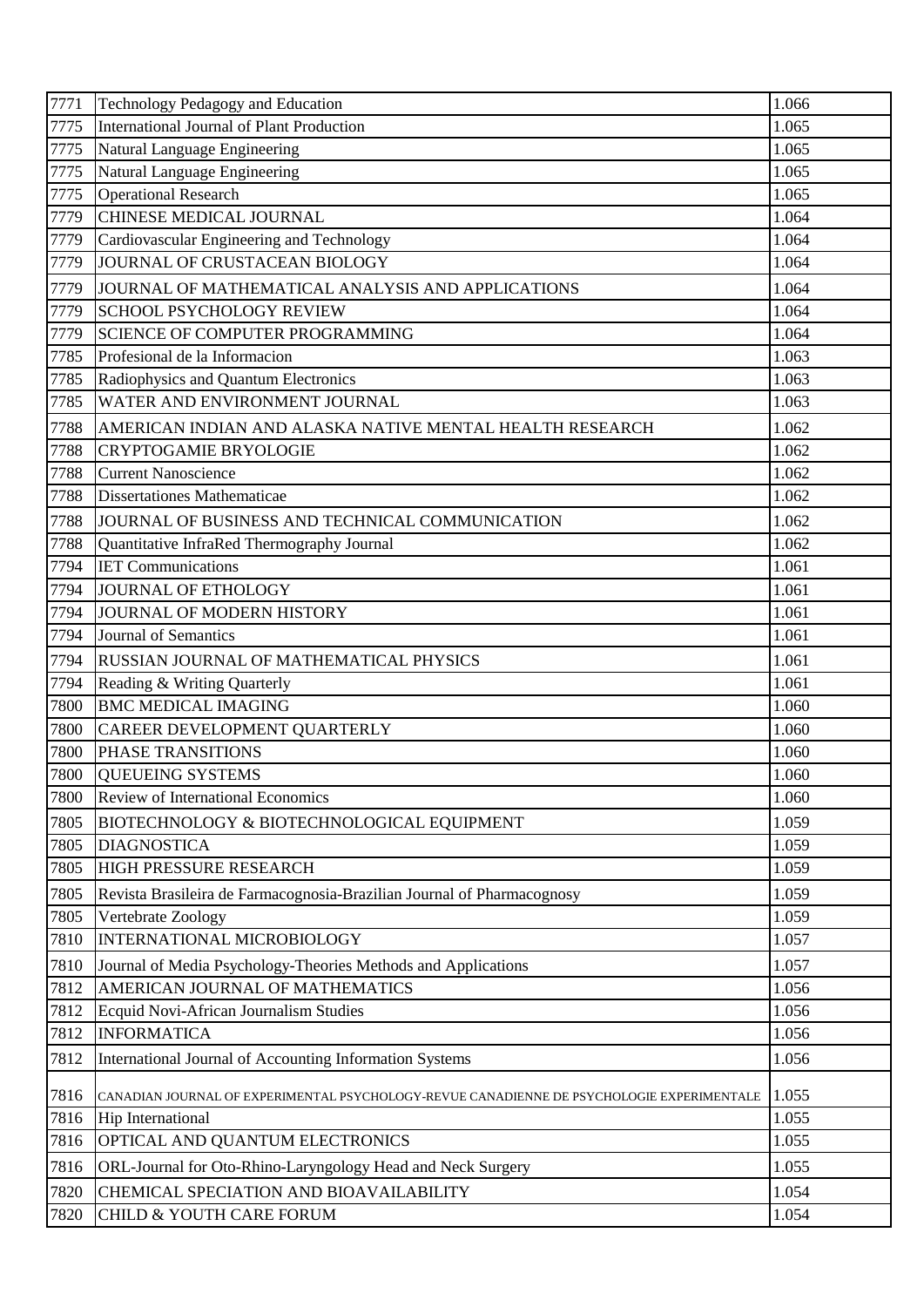| 7771 | Technology Pedagogy and Education | 1.066 |
|---|---|---|
| 7775 | International Journal of Plant Production | 1.065 |
| 7775 | Natural Language Engineering | 1.065 |
| 7775 | Natural Language Engineering | 1.065 |
| 7775 | Operational Research | 1.065 |
| 7779 | CHINESE MEDICAL JOURNAL | 1.064 |
| 7779 | Cardiovascular Engineering and Technology | 1.064 |
| 7779 | JOURNAL OF CRUSTACEAN BIOLOGY | 1.064 |
| 7779 | JOURNAL OF MATHEMATICAL ANALYSIS AND APPLICATIONS | 1.064 |
| 7779 | SCHOOL PSYCHOLOGY REVIEW | 1.064 |
| 7779 | SCIENCE OF COMPUTER PROGRAMMING | 1.064 |
| 7785 | Profesional de la Informacion | 1.063 |
| 7785 | Radiophysics and Quantum Electronics | 1.063 |
| 7785 | WATER AND ENVIRONMENT JOURNAL | 1.063 |
| 7788 | AMERICAN INDIAN AND ALASKA NATIVE MENTAL HEALTH RESEARCH | 1.062 |
| 7788 | CRYPTOGAMIE BRYOLOGIE | 1.062 |
| 7788 | Current Nanoscience | 1.062 |
| 7788 | Dissertationes Mathematicae | 1.062 |
| 7788 | JOURNAL OF BUSINESS AND TECHNICAL COMMUNICATION | 1.062 |
| 7788 | Quantitative InfraRed Thermography Journal | 1.062 |
| 7794 | IET Communications | 1.061 |
| 7794 | JOURNAL OF ETHOLOGY | 1.061 |
| 7794 | JOURNAL OF MODERN HISTORY | 1.061 |
| 7794 | Journal of Semantics | 1.061 |
| 7794 | RUSSIAN JOURNAL OF MATHEMATICAL PHYSICS | 1.061 |
| 7794 | Reading & Writing Quarterly | 1.061 |
| 7800 | BMC MEDICAL IMAGING | 1.060 |
| 7800 | CAREER DEVELOPMENT QUARTERLY | 1.060 |
| 7800 | PHASE TRANSITIONS | 1.060 |
| 7800 | QUEUEING SYSTEMS | 1.060 |
| 7800 | Review of International Economics | 1.060 |
| 7805 | BIOTECHNOLOGY & BIOTECHNOLOGICAL EQUIPMENT | 1.059 |
| 7805 | DIAGNOSTICA | 1.059 |
| 7805 | HIGH PRESSURE RESEARCH | 1.059 |
| 7805 | Revista Brasileira de Farmacognosia-Brazilian Journal of Pharmacognosy | 1.059 |
| 7805 | Vertebrate Zoology | 1.059 |
| 7810 | INTERNATIONAL MICROBIOLOGY | 1.057 |
| 7810 | Journal of Media Psychology-Theories Methods and Applications | 1.057 |
| 7812 | AMERICAN JOURNAL OF MATHEMATICS | 1.056 |
| 7812 | Ecquid Novi-African Journalism Studies | 1.056 |
| 7812 | INFORMATICA | 1.056 |
| 7812 | International Journal of Accounting Information Systems | 1.056 |
| 7816 | CANADIAN JOURNAL OF EXPERIMENTAL PSYCHOLOGY-REVUE CANADIENNE DE PSYCHOLOGIE EXPERIMENTALE | 1.055 |
| 7816 | Hip International | 1.055 |
| 7816 | OPTICAL AND QUANTUM ELECTRONICS | 1.055 |
| 7816 | ORL-Journal for Oto-Rhino-Laryngology Head and Neck Surgery | 1.055 |
| 7820 | CHEMICAL SPECIATION AND BIOAVAILABILITY | 1.054 |
| 7820 | CHILD & YOUTH CARE FORUM | 1.054 |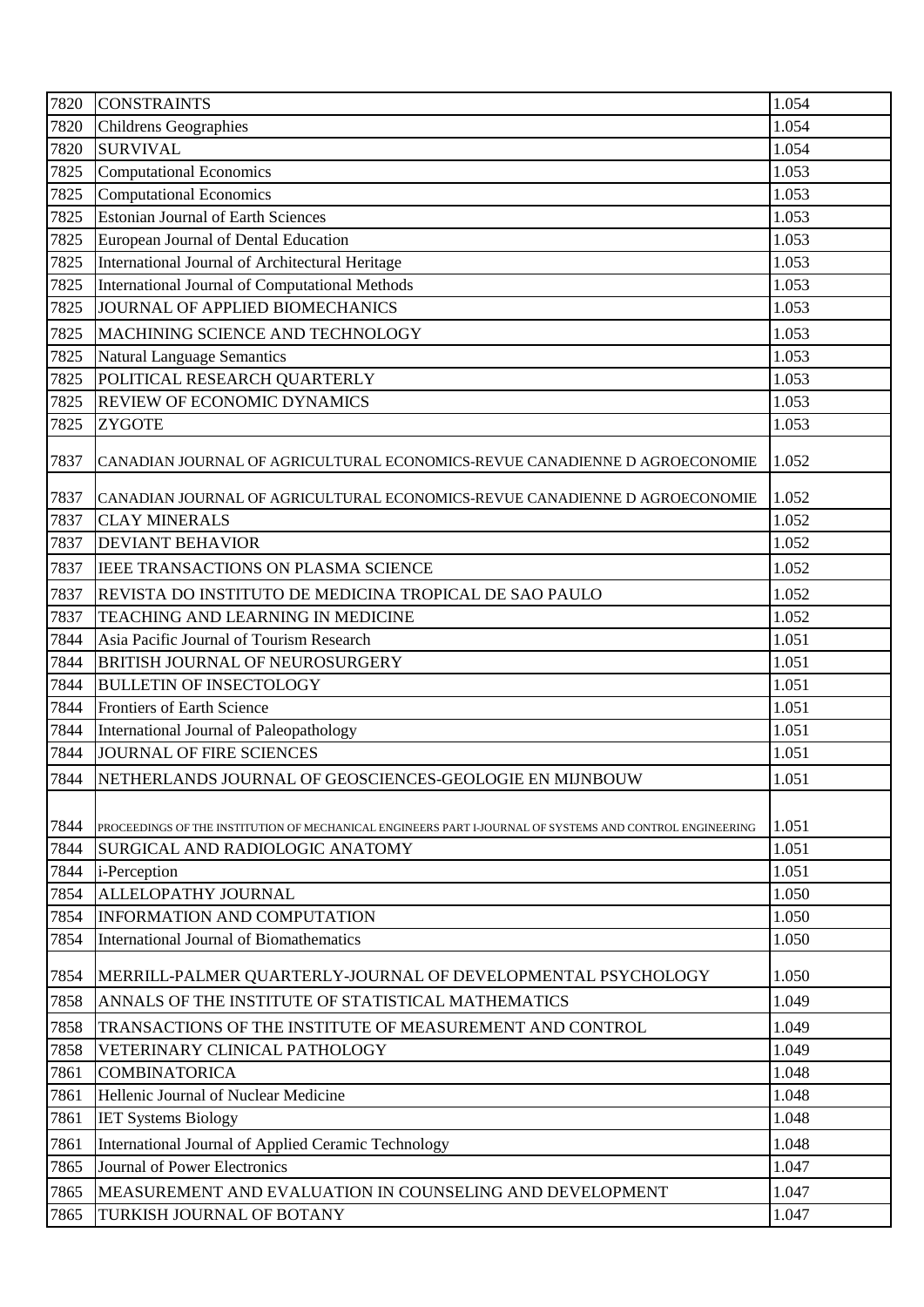| 7820 | CONSTRAINTS | 1.054 |
|---|---|---|
| 7820 | Childrens Geographies | 1.054 |
| 7820 | SURVIVAL | 1.054 |
| 7825 | Computational Economics | 1.053 |
| 7825 | Computational Economics | 1.053 |
| 7825 | Estonian Journal of Earth Sciences | 1.053 |
| 7825 | European Journal of Dental Education | 1.053 |
| 7825 | International Journal of Architectural Heritage | 1.053 |
| 7825 | International Journal of Computational Methods | 1.053 |
| 7825 | JOURNAL OF APPLIED BIOMECHANICS | 1.053 |
| 7825 | MACHINING SCIENCE AND TECHNOLOGY | 1.053 |
| 7825 | Natural Language Semantics | 1.053 |
| 7825 | POLITICAL RESEARCH QUARTERLY | 1.053 |
| 7825 | REVIEW OF ECONOMIC DYNAMICS | 1.053 |
| 7825 | ZYGOTE | 1.053 |
| 7837 | CANADIAN JOURNAL OF AGRICULTURAL ECONOMICS-REVUE CANADIENNE D AGROECONOMIE | 1.052 |
| 7837 | CANADIAN JOURNAL OF AGRICULTURAL ECONOMICS-REVUE CANADIENNE D AGROECONOMIE | 1.052 |
| 7837 | CLAY MINERALS | 1.052 |
| 7837 | DEVIANT BEHAVIOR | 1.052 |
| 7837 | IEEE TRANSACTIONS ON PLASMA SCIENCE | 1.052 |
| 7837 | REVISTA DO INSTITUTO DE MEDICINA TROPICAL DE SAO PAULO | 1.052 |
| 7837 | TEACHING AND LEARNING IN MEDICINE | 1.052 |
| 7844 | Asia Pacific Journal of Tourism Research | 1.051 |
| 7844 | BRITISH JOURNAL OF NEUROSURGERY | 1.051 |
| 7844 | BULLETIN OF INSECTOLOGY | 1.051 |
| 7844 | Frontiers of Earth Science | 1.051 |
| 7844 | International Journal of Paleopathology | 1.051 |
| 7844 | JOURNAL OF FIRE SCIENCES | 1.051 |
| 7844 | NETHERLANDS JOURNAL OF GEOSCIENCES-GEOLOGIE EN MIJNBOUW | 1.051 |
| 7844 | PROCEEDINGS OF THE INSTITUTION OF MECHANICAL ENGINEERS PART I-JOURNAL OF SYSTEMS AND CONTROL ENGINEERING | 1.051 |
| 7844 | SURGICAL AND RADIOLOGIC ANATOMY | 1.051 |
| 7844 | i-Perception | 1.051 |
| 7854 | ALLELOPATHY JOURNAL | 1.050 |
| 7854 | INFORMATION AND COMPUTATION | 1.050 |
| 7854 | International Journal of Biomathematics | 1.050 |
| 7854 | MERRILL-PALMER QUARTERLY-JOURNAL OF DEVELOPMENTAL PSYCHOLOGY | 1.050 |
| 7858 | ANNALS OF THE INSTITUTE OF STATISTICAL MATHEMATICS | 1.049 |
| 7858 | TRANSACTIONS OF THE INSTITUTE OF MEASUREMENT AND CONTROL | 1.049 |
| 7858 | VETERINARY CLINICAL PATHOLOGY | 1.049 |
| 7861 | COMBINATORICA | 1.048 |
| 7861 | Hellenic Journal of Nuclear Medicine | 1.048 |
| 7861 | IET Systems Biology | 1.048 |
| 7861 | International Journal of Applied Ceramic Technology | 1.048 |
| 7865 | Journal of Power Electronics | 1.047 |
| 7865 | MEASUREMENT AND EVALUATION IN COUNSELING AND DEVELOPMENT | 1.047 |
| 7865 | TURKISH JOURNAL OF BOTANY | 1.047 |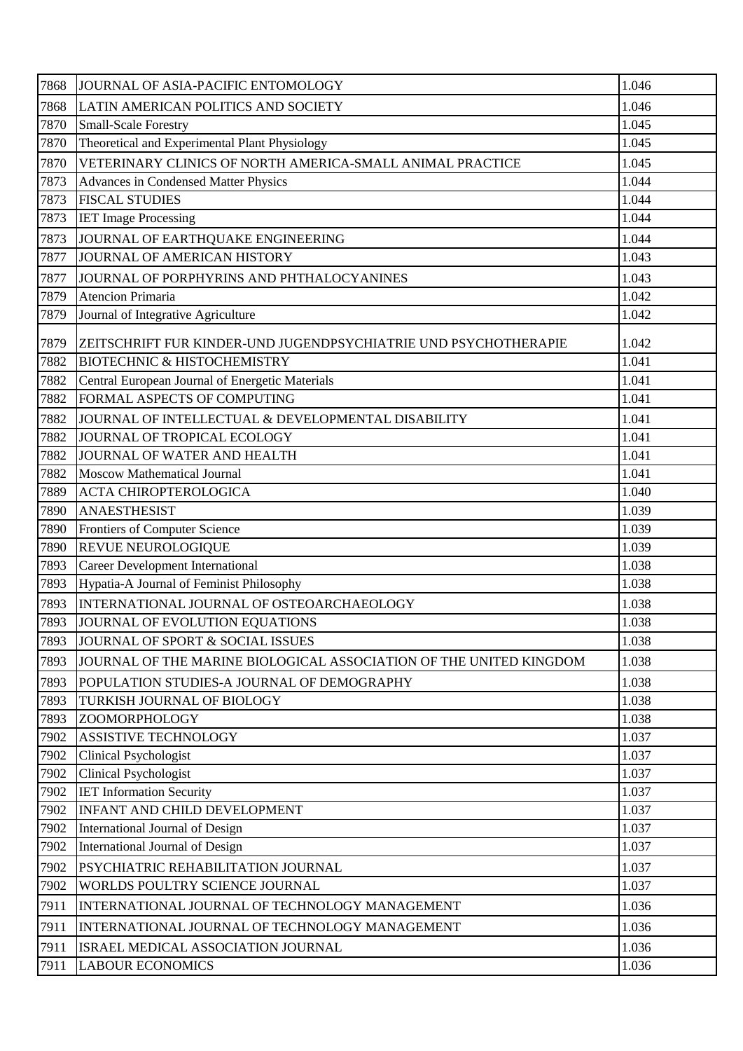| | | |
|---|---|---|
| 7868 | JOURNAL OF ASIA-PACIFIC ENTOMOLOGY | 1.046 |
| 7868 | LATIN AMERICAN POLITICS AND SOCIETY | 1.046 |
| 7870 | Small-Scale Forestry | 1.045 |
| 7870 | Theoretical and Experimental Plant Physiology | 1.045 |
| 7870 | VETERINARY CLINICS OF NORTH AMERICA-SMALL ANIMAL PRACTICE | 1.045 |
| 7873 | Advances in Condensed Matter Physics | 1.044 |
| 7873 | FISCAL STUDIES | 1.044 |
| 7873 | IET Image Processing | 1.044 |
| 7873 | JOURNAL OF EARTHQUAKE ENGINEERING | 1.044 |
| 7877 | JOURNAL OF AMERICAN HISTORY | 1.043 |
| 7877 | JOURNAL OF PORPHYRINS AND PHTHALOCYANINES | 1.043 |
| 7879 | Atencion Primaria | 1.042 |
| 7879 | Journal of Integrative Agriculture | 1.042 |
| 7879 | ZEITSCHRIFT FUR KINDER-UND JUGENDPSYCHIATRIE UND PSYCHOTHERAPIE | 1.042 |
| 7882 | BIOTECHNIC & HISTOCHEMISTRY | 1.041 |
| 7882 | Central European Journal of Energetic Materials | 1.041 |
| 7882 | FORMAL ASPECTS OF COMPUTING | 1.041 |
| 7882 | JOURNAL OF INTELLECTUAL & DEVELOPMENTAL DISABILITY | 1.041 |
| 7882 | JOURNAL OF TROPICAL ECOLOGY | 1.041 |
| 7882 | JOURNAL OF WATER AND HEALTH | 1.041 |
| 7882 | Moscow Mathematical Journal | 1.041 |
| 7889 | ACTA CHIROPTEROLOGICA | 1.040 |
| 7890 | ANAESTHESIST | 1.039 |
| 7890 | Frontiers of Computer Science | 1.039 |
| 7890 | REVUE NEUROLOGIQUE | 1.039 |
| 7893 | Career Development International | 1.038 |
| 7893 | Hypatia-A Journal of Feminist Philosophy | 1.038 |
| 7893 | INTERNATIONAL JOURNAL OF OSTEOARCHAEOLOGY | 1.038 |
| 7893 | JOURNAL OF EVOLUTION EQUATIONS | 1.038 |
| 7893 | JOURNAL OF SPORT & SOCIAL ISSUES | 1.038 |
| 7893 | JOURNAL OF THE MARINE BIOLOGICAL ASSOCIATION OF THE UNITED KINGDOM | 1.038 |
| 7893 | POPULATION STUDIES-A JOURNAL OF DEMOGRAPHY | 1.038 |
| 7893 | TURKISH JOURNAL OF BIOLOGY | 1.038 |
| 7893 | ZOOMORPHOLOGY | 1.038 |
| 7902 | ASSISTIVE TECHNOLOGY | 1.037 |
| 7902 | Clinical Psychologist | 1.037 |
| 7902 | Clinical Psychologist | 1.037 |
| 7902 | IET Information Security | 1.037 |
| 7902 | INFANT AND CHILD DEVELOPMENT | 1.037 |
| 7902 | International Journal of Design | 1.037 |
| 7902 | International Journal of Design | 1.037 |
| 7902 | PSYCHIATRIC REHABILITATION JOURNAL | 1.037 |
| 7902 | WORLDS POULTRY SCIENCE JOURNAL | 1.037 |
| 7911 | INTERNATIONAL JOURNAL OF TECHNOLOGY MANAGEMENT | 1.036 |
| 7911 | INTERNATIONAL JOURNAL OF TECHNOLOGY MANAGEMENT | 1.036 |
| 7911 | ISRAEL MEDICAL ASSOCIATION JOURNAL | 1.036 |
| 7911 | LABOUR ECONOMICS | 1.036 |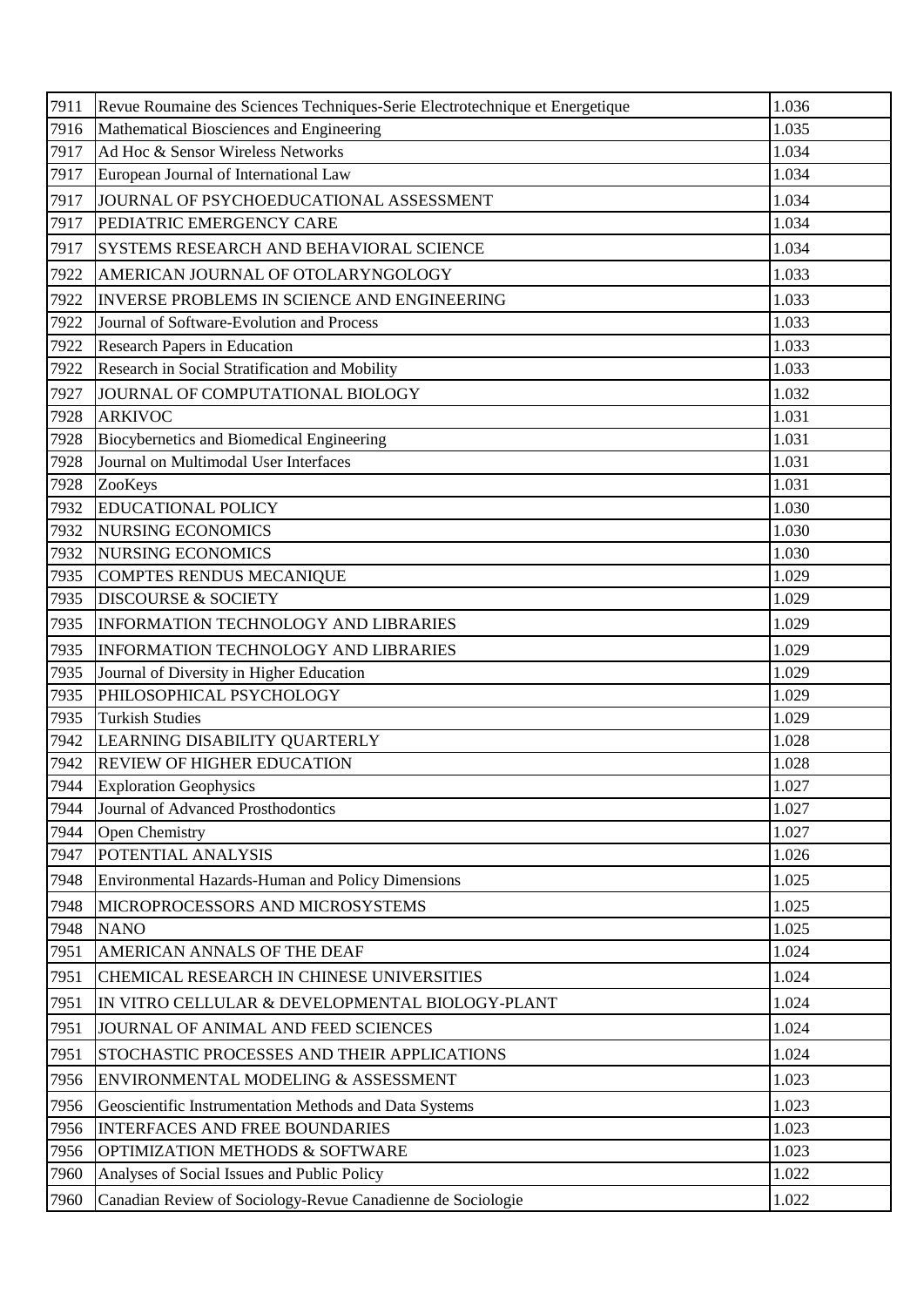| 7911 | Revue Roumaine des Sciences Techniques-Serie Electrotechnique et Energetique | 1.036 |
|---|---|---|
| 7916 | Mathematical Biosciences and Engineering | 1.035 |
| 7917 | Ad Hoc & Sensor Wireless Networks | 1.034 |
| 7917 | European Journal of International Law | 1.034 |
| 7917 | JOURNAL OF PSYCHOEDUCATIONAL ASSESSMENT | 1.034 |
| 7917 | PEDIATRIC EMERGENCY CARE | 1.034 |
| 7917 | SYSTEMS RESEARCH AND BEHAVIORAL SCIENCE | 1.034 |
| 7922 | AMERICAN JOURNAL OF OTOLARYNGOLOGY | 1.033 |
| 7922 | INVERSE PROBLEMS IN SCIENCE AND ENGINEERING | 1.033 |
| 7922 | Journal of Software-Evolution and Process | 1.033 |
| 7922 | Research Papers in Education | 1.033 |
| 7922 | Research in Social Stratification and Mobility | 1.033 |
| 7927 | JOURNAL OF COMPUTATIONAL BIOLOGY | 1.032 |
| 7928 | ARKIVOC | 1.031 |
| 7928 | Biocybernetics and Biomedical Engineering | 1.031 |
| 7928 | Journal on Multimodal User Interfaces | 1.031 |
| 7928 | ZooKeys | 1.031 |
| 7932 | EDUCATIONAL POLICY | 1.030 |
| 7932 | NURSING ECONOMICS | 1.030 |
| 7932 | NURSING ECONOMICS | 1.030 |
| 7935 | COMPTES RENDUS MECANIQUE | 1.029 |
| 7935 | DISCOURSE & SOCIETY | 1.029 |
| 7935 | INFORMATION TECHNOLOGY AND LIBRARIES | 1.029 |
| 7935 | INFORMATION TECHNOLOGY AND LIBRARIES | 1.029 |
| 7935 | Journal of Diversity in Higher Education | 1.029 |
| 7935 | PHILOSOPHICAL PSYCHOLOGY | 1.029 |
| 7935 | Turkish Studies | 1.029 |
| 7942 | LEARNING DISABILITY QUARTERLY | 1.028 |
| 7942 | REVIEW OF HIGHER EDUCATION | 1.028 |
| 7944 | Exploration Geophysics | 1.027 |
| 7944 | Journal of Advanced Prosthodontics | 1.027 |
| 7944 | Open Chemistry | 1.027 |
| 7947 | POTENTIAL ANALYSIS | 1.026 |
| 7948 | Environmental Hazards-Human and Policy Dimensions | 1.025 |
| 7948 | MICROPROCESSORS AND MICROSYSTEMS | 1.025 |
| 7948 | NANO | 1.025 |
| 7951 | AMERICAN ANNALS OF THE DEAF | 1.024 |
| 7951 | CHEMICAL RESEARCH IN CHINESE UNIVERSITIES | 1.024 |
| 7951 | IN VITRO CELLULAR & DEVELOPMENTAL BIOLOGY-PLANT | 1.024 |
| 7951 | JOURNAL OF ANIMAL AND FEED SCIENCES | 1.024 |
| 7951 | STOCHASTIC PROCESSES AND THEIR APPLICATIONS | 1.024 |
| 7956 | ENVIRONMENTAL MODELING & ASSESSMENT | 1.023 |
| 7956 | Geoscientific Instrumentation Methods and Data Systems | 1.023 |
| 7956 | INTERFACES AND FREE BOUNDARIES | 1.023 |
| 7956 | OPTIMIZATION METHODS & SOFTWARE | 1.023 |
| 7960 | Analyses of Social Issues and Public Policy | 1.022 |
| 7960 | Canadian Review of Sociology-Revue Canadienne de Sociologie | 1.022 |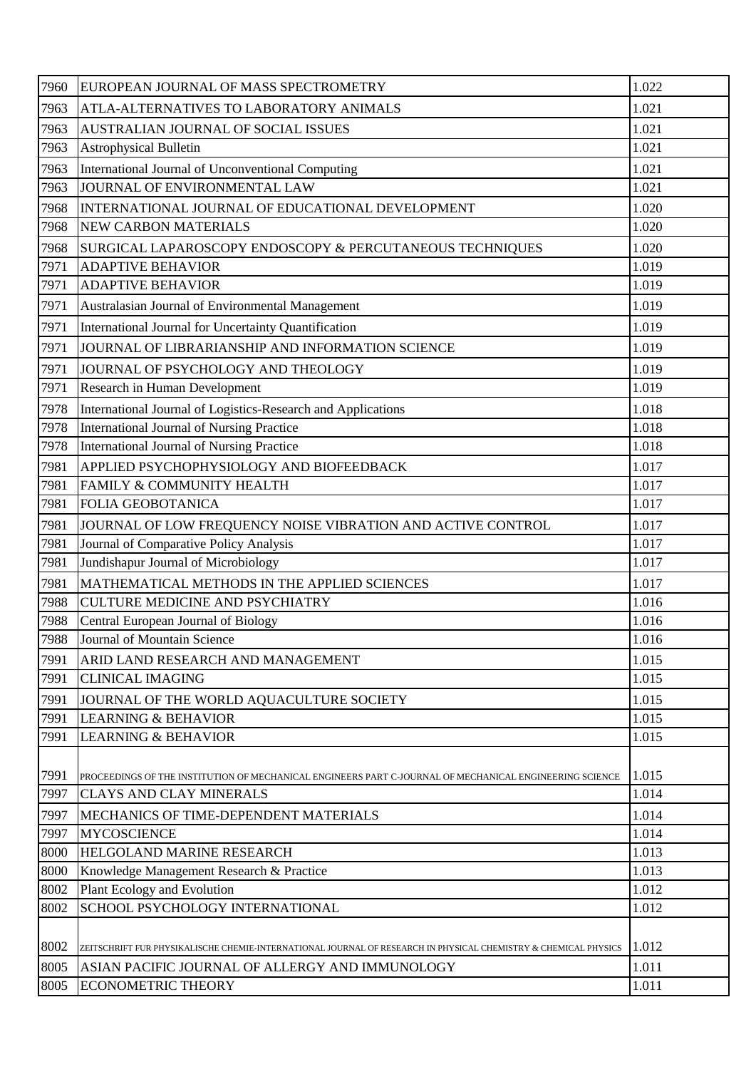| 7960 | EUROPEAN JOURNAL OF MASS SPECTROMETRY | 1.022 |
|---|---|---|
| 7963 | ATLA-ALTERNATIVES TO LABORATORY ANIMALS | 1.021 |
| 7963 | AUSTRALIAN JOURNAL OF SOCIAL ISSUES | 1.021 |
| 7963 | Astrophysical Bulletin | 1.021 |
| 7963 | International Journal of Unconventional Computing | 1.021 |
| 7963 | JOURNAL OF ENVIRONMENTAL LAW | 1.021 |
| 7968 | INTERNATIONAL JOURNAL OF EDUCATIONAL DEVELOPMENT | 1.020 |
| 7968 | NEW CARBON MATERIALS | 1.020 |
| 7968 | SURGICAL LAPAROSCOPY ENDOSCOPY & PERCUTANEOUS TECHNIQUES | 1.020 |
| 7971 | ADAPTIVE BEHAVIOR | 1.019 |
| 7971 | ADAPTIVE BEHAVIOR | 1.019 |
| 7971 | Australasian Journal of Environmental Management | 1.019 |
| 7971 | International Journal for Uncertainty Quantification | 1.019 |
| 7971 | JOURNAL OF LIBRARIANSHIP AND INFORMATION SCIENCE | 1.019 |
| 7971 | JOURNAL OF PSYCHOLOGY AND THEOLOGY | 1.019 |
| 7971 | Research in Human Development | 1.019 |
| 7978 | International Journal of Logistics-Research and Applications | 1.018 |
| 7978 | International Journal of Nursing Practice | 1.018 |
| 7978 | International Journal of Nursing Practice | 1.018 |
| 7981 | APPLIED PSYCHOPHYSIOLOGY AND BIOFEEDBACK | 1.017 |
| 7981 | FAMILY & COMMUNITY HEALTH | 1.017 |
| 7981 | FOLIA GEOBOTANICA | 1.017 |
| 7981 | JOURNAL OF LOW FREQUENCY NOISE VIBRATION AND ACTIVE CONTROL | 1.017 |
| 7981 | Journal of Comparative Policy Analysis | 1.017 |
| 7981 | Jundishapur Journal of Microbiology | 1.017 |
| 7981 | MATHEMATICAL METHODS IN THE APPLIED SCIENCES | 1.017 |
| 7988 | CULTURE MEDICINE AND PSYCHIATRY | 1.016 |
| 7988 | Central European Journal of Biology | 1.016 |
| 7988 | Journal of Mountain Science | 1.016 |
| 7991 | ARID LAND RESEARCH AND MANAGEMENT | 1.015 |
| 7991 | CLINICAL IMAGING | 1.015 |
| 7991 | JOURNAL OF THE WORLD AQUACULTURE SOCIETY | 1.015 |
| 7991 | LEARNING & BEHAVIOR | 1.015 |
| 7991 | LEARNING & BEHAVIOR | 1.015 |
| 7991 | PROCEEDINGS OF THE INSTITUTION OF MECHANICAL ENGINEERS PART C-JOURNAL OF MECHANICAL ENGINEERING SCIENCE | 1.015 |
| 7997 | CLAYS AND CLAY MINERALS | 1.014 |
| 7997 | MECHANICS OF TIME-DEPENDENT MATERIALS | 1.014 |
| 7997 | MYCOSCIENCE | 1.014 |
| 8000 | HELGOLAND MARINE RESEARCH | 1.013 |
| 8000 | Knowledge Management Research & Practice | 1.013 |
| 8002 | Plant Ecology and Evolution | 1.012 |
| 8002 | SCHOOL PSYCHOLOGY INTERNATIONAL | 1.012 |
| 8002 | ZEITSCHRIFT FUR PHYSIKALISCHE CHEMIE-INTERNATIONAL JOURNAL OF RESEARCH IN PHYSICAL CHEMISTRY & CHEMICAL PHYSICS | 1.012 |
| 8005 | ASIAN PACIFIC JOURNAL OF ALLERGY AND IMMUNOLOGY | 1.011 |
| 8005 | ECONOMETRIC THEORY | 1.011 |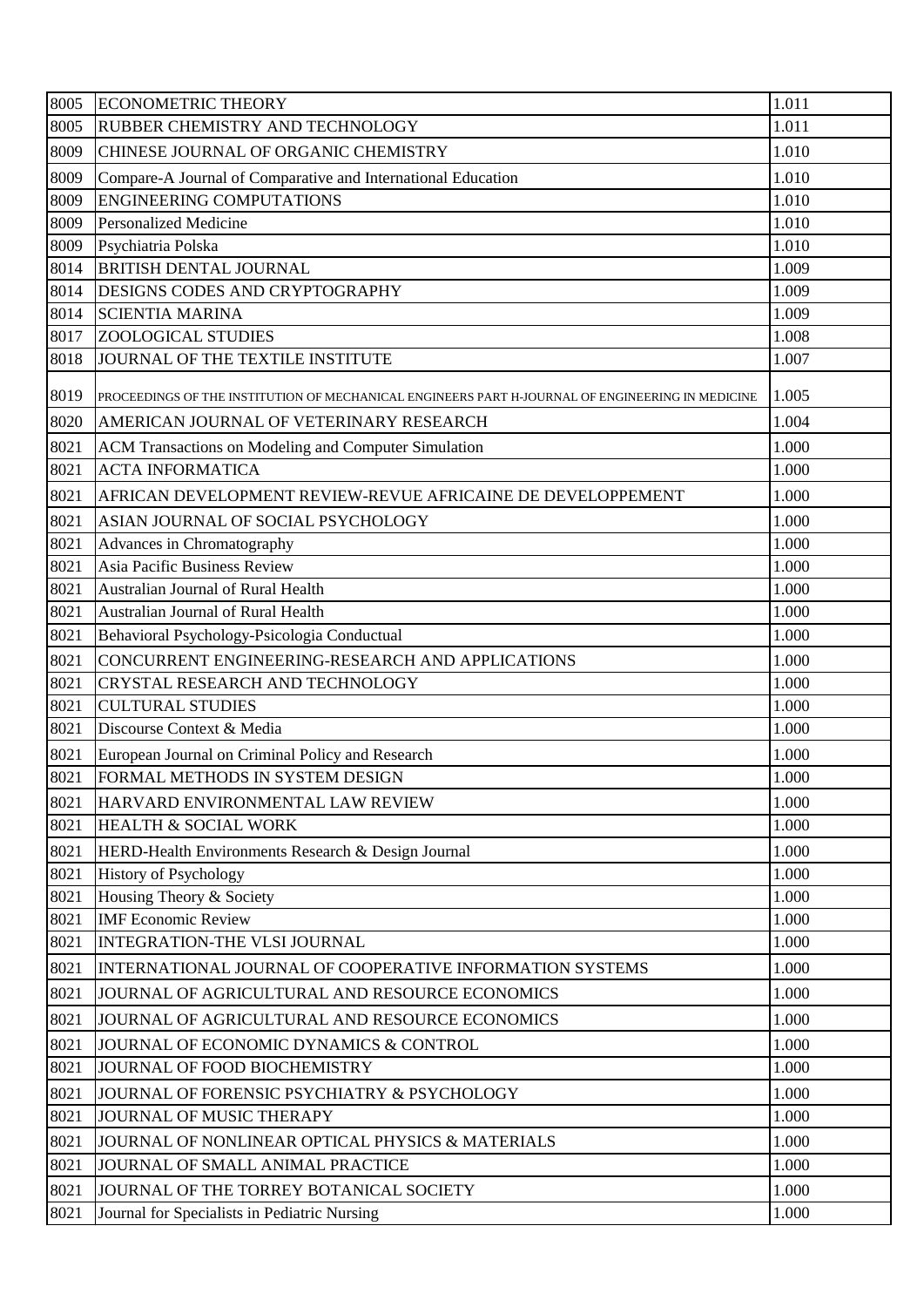| 8005 | ECONOMETRIC THEORY | 1.011 |
|---|---|---|
| 8005 | RUBBER CHEMISTRY AND TECHNOLOGY | 1.011 |
| 8009 | CHINESE JOURNAL OF ORGANIC CHEMISTRY | 1.010 |
| 8009 | Compare-A Journal of Comparative and International Education | 1.010 |
| 8009 | ENGINEERING COMPUTATIONS | 1.010 |
| 8009 | Personalized Medicine | 1.010 |
| 8009 | Psychiatria Polska | 1.010 |
| 8014 | BRITISH DENTAL JOURNAL | 1.009 |
| 8014 | DESIGNS CODES AND CRYPTOGRAPHY | 1.009 |
| 8014 | SCIENTIA MARINA | 1.009 |
| 8017 | ZOOLOGICAL STUDIES | 1.008 |
| 8018 | JOURNAL OF THE TEXTILE INSTITUTE | 1.007 |
| 8019 | PROCEEDINGS OF THE INSTITUTION OF MECHANICAL ENGINEERS PART H-JOURNAL OF ENGINEERING IN MEDICINE | 1.005 |
| 8020 | AMERICAN JOURNAL OF VETERINARY RESEARCH | 1.004 |
| 8021 | ACM Transactions on Modeling and Computer Simulation | 1.000 |
| 8021 | ACTA INFORMATICA | 1.000 |
| 8021 | AFRICAN DEVELOPMENT REVIEW-REVUE AFRICAINE DE DEVELOPPEMENT | 1.000 |
| 8021 | ASIAN JOURNAL OF SOCIAL PSYCHOLOGY | 1.000 |
| 8021 | Advances in Chromatography | 1.000 |
| 8021 | Asia Pacific Business Review | 1.000 |
| 8021 | Australian Journal of Rural Health | 1.000 |
| 8021 | Australian Journal of Rural Health | 1.000 |
| 8021 | Behavioral Psychology-Psicologia Conductual | 1.000 |
| 8021 | CONCURRENT ENGINEERING-RESEARCH AND APPLICATIONS | 1.000 |
| 8021 | CRYSTAL RESEARCH AND TECHNOLOGY | 1.000 |
| 8021 | CULTURAL STUDIES | 1.000 |
| 8021 | Discourse Context & Media | 1.000 |
| 8021 | European Journal on Criminal Policy and Research | 1.000 |
| 8021 | FORMAL METHODS IN SYSTEM DESIGN | 1.000 |
| 8021 | HARVARD ENVIRONMENTAL LAW REVIEW | 1.000 |
| 8021 | HEALTH & SOCIAL WORK | 1.000 |
| 8021 | HERD-Health Environments Research & Design Journal | 1.000 |
| 8021 | History of Psychology | 1.000 |
| 8021 | Housing Theory & Society | 1.000 |
| 8021 | IMF Economic Review | 1.000 |
| 8021 | INTEGRATION-THE VLSI JOURNAL | 1.000 |
| 8021 | INTERNATIONAL JOURNAL OF COOPERATIVE INFORMATION SYSTEMS | 1.000 |
| 8021 | JOURNAL OF AGRICULTURAL AND RESOURCE ECONOMICS | 1.000 |
| 8021 | JOURNAL OF AGRICULTURAL AND RESOURCE ECONOMICS | 1.000 |
| 8021 | JOURNAL OF ECONOMIC DYNAMICS & CONTROL | 1.000 |
| 8021 | JOURNAL OF FOOD BIOCHEMISTRY | 1.000 |
| 8021 | JOURNAL OF FORENSIC PSYCHIATRY & PSYCHOLOGY | 1.000 |
| 8021 | JOURNAL OF MUSIC THERAPY | 1.000 |
| 8021 | JOURNAL OF NONLINEAR OPTICAL PHYSICS & MATERIALS | 1.000 |
| 8021 | JOURNAL OF SMALL ANIMAL PRACTICE | 1.000 |
| 8021 | JOURNAL OF THE TORREY BOTANICAL SOCIETY | 1.000 |
| 8021 | Journal for Specialists in Pediatric Nursing | 1.000 |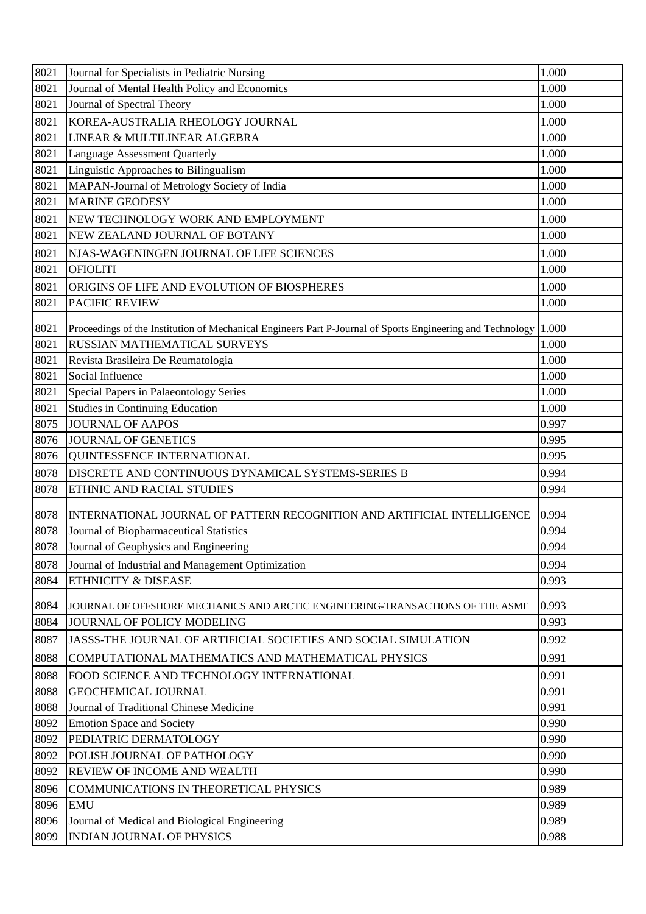| 8021 | Journal for Specialists in Pediatric Nursing | 1.000 |
|---|---|---|
| 8021 | Journal of Mental Health Policy and Economics | 1.000 |
| 8021 | Journal of Spectral Theory | 1.000 |
| 8021 | KOREA-AUSTRALIA RHEOLOGY JOURNAL | 1.000 |
| 8021 | LINEAR & MULTILINEAR ALGEBRA | 1.000 |
| 8021 | Language Assessment Quarterly | 1.000 |
| 8021 | Linguistic Approaches to Bilingualism | 1.000 |
| 8021 | MAPAN-Journal of Metrology Society of India | 1.000 |
| 8021 | MARINE GEODESY | 1.000 |
| 8021 | NEW TECHNOLOGY WORK AND EMPLOYMENT | 1.000 |
| 8021 | NEW ZEALAND JOURNAL OF BOTANY | 1.000 |
| 8021 | NJAS-WAGENINGEN JOURNAL OF LIFE SCIENCES | 1.000 |
| 8021 | OFIOLITI | 1.000 |
| 8021 | ORIGINS OF LIFE AND EVOLUTION OF BIOSPHERES | 1.000 |
| 8021 | PACIFIC REVIEW | 1.000 |
| 8021 | Proceedings of the Institution of Mechanical Engineers Part P-Journal of Sports Engineering and Technology | 1.000 |
| 8021 | RUSSIAN MATHEMATICAL SURVEYS | 1.000 |
| 8021 | Revista Brasileira De Reumatologia | 1.000 |
| 8021 | Social Influence | 1.000 |
| 8021 | Special Papers in Palaeontology Series | 1.000 |
| 8021 | Studies in Continuing Education | 1.000 |
| 8075 | JOURNAL OF AAPOS | 0.997 |
| 8076 | JOURNAL OF GENETICS | 0.995 |
| 8076 | QUINTESSENCE INTERNATIONAL | 0.995 |
| 8078 | DISCRETE AND CONTINUOUS DYNAMICAL SYSTEMS-SERIES B | 0.994 |
| 8078 | ETHNIC AND RACIAL STUDIES | 0.994 |
| 8078 | INTERNATIONAL JOURNAL OF PATTERN RECOGNITION AND ARTIFICIAL INTELLIGENCE | 0.994 |
| 8078 | Journal of Biopharmaceutical Statistics | 0.994 |
| 8078 | Journal of Geophysics and Engineering | 0.994 |
| 8078 | Journal of Industrial and Management Optimization | 0.994 |
| 8084 | ETHNICITY & DISEASE | 0.993 |
| 8084 | JOURNAL OF OFFSHORE MECHANICS AND ARCTIC ENGINEERING-TRANSACTIONS OF THE ASME | 0.993 |
| 8084 | JOURNAL OF POLICY MODELING | 0.993 |
| 8087 | JASSS-THE JOURNAL OF ARTIFICIAL SOCIETIES AND SOCIAL SIMULATION | 0.992 |
| 8088 | COMPUTATIONAL MATHEMATICS AND MATHEMATICAL PHYSICS | 0.991 |
| 8088 | FOOD SCIENCE AND TECHNOLOGY INTERNATIONAL | 0.991 |
| 8088 | GEOCHEMICAL JOURNAL | 0.991 |
| 8088 | Journal of Traditional Chinese Medicine | 0.991 |
| 8092 | Emotion Space and Society | 0.990 |
| 8092 | PEDIATRIC DERMATOLOGY | 0.990 |
| 8092 | POLISH JOURNAL OF PATHOLOGY | 0.990 |
| 8092 | REVIEW OF INCOME AND WEALTH | 0.990 |
| 8096 | COMMUNICATIONS IN THEORETICAL PHYSICS | 0.989 |
| 8096 | EMU | 0.989 |
| 8096 | Journal of Medical and Biological Engineering | 0.989 |
| 8099 | INDIAN JOURNAL OF PHYSICS | 0.988 |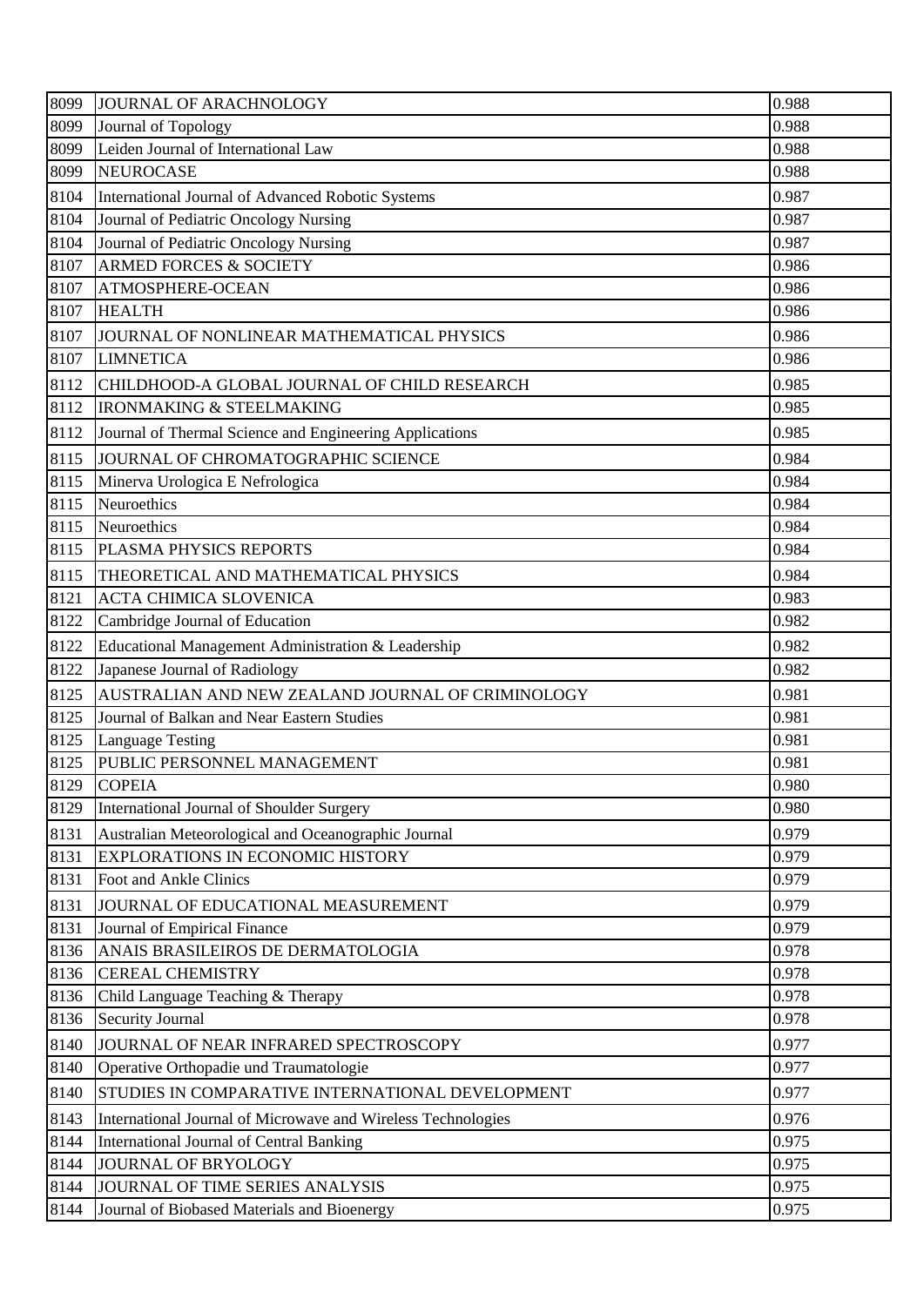| 8099 | JOURNAL OF ARACHNOLOGY | 0.988 |
|---|---|---|
| 8099 | Journal of Topology | 0.988 |
| 8099 | Leiden Journal of International Law | 0.988 |
| 8099 | NEUROCASE | 0.988 |
| 8104 | International Journal of Advanced Robotic Systems | 0.987 |
| 8104 | Journal of Pediatric Oncology Nursing | 0.987 |
| 8104 | Journal of Pediatric Oncology Nursing | 0.987 |
| 8107 | ARMED FORCES & SOCIETY | 0.986 |
| 8107 | ATMOSPHERE-OCEAN | 0.986 |
| 8107 | HEALTH | 0.986 |
| 8107 | JOURNAL OF NONLINEAR MATHEMATICAL PHYSICS | 0.986 |
| 8107 | LIMNETICA | 0.986 |
| 8112 | CHILDHOOD-A GLOBAL JOURNAL OF CHILD RESEARCH | 0.985 |
| 8112 | IRONMAKING & STEELMAKING | 0.985 |
| 8112 | Journal of Thermal Science and Engineering Applications | 0.985 |
| 8115 | JOURNAL OF CHROMATOGRAPHIC SCIENCE | 0.984 |
| 8115 | Minerva Urologica E Nefrologica | 0.984 |
| 8115 | Neuroethics | 0.984 |
| 8115 | Neuroethics | 0.984 |
| 8115 | PLASMA PHYSICS REPORTS | 0.984 |
| 8115 | THEORETICAL AND MATHEMATICAL PHYSICS | 0.984 |
| 8121 | ACTA CHIMICA SLOVENICA | 0.983 |
| 8122 | Cambridge Journal of Education | 0.982 |
| 8122 | Educational Management Administration & Leadership | 0.982 |
| 8122 | Japanese Journal of Radiology | 0.982 |
| 8125 | AUSTRALIAN AND NEW ZEALAND JOURNAL OF CRIMINOLOGY | 0.981 |
| 8125 | Journal of Balkan and Near Eastern Studies | 0.981 |
| 8125 | Language Testing | 0.981 |
| 8125 | PUBLIC PERSONNEL MANAGEMENT | 0.981 |
| 8129 | COPEIA | 0.980 |
| 8129 | International Journal of Shoulder Surgery | 0.980 |
| 8131 | Australian Meteorological and Oceanographic Journal | 0.979 |
| 8131 | EXPLORATIONS IN ECONOMIC HISTORY | 0.979 |
| 8131 | Foot and Ankle Clinics | 0.979 |
| 8131 | JOURNAL OF EDUCATIONAL MEASUREMENT | 0.979 |
| 8131 | Journal of Empirical Finance | 0.979 |
| 8136 | ANAIS BRASILEIROS DE DERMATOLOGIA | 0.978 |
| 8136 | CEREAL CHEMISTRY | 0.978 |
| 8136 | Child Language Teaching & Therapy | 0.978 |
| 8136 | Security Journal | 0.978 |
| 8140 | JOURNAL OF NEAR INFRARED SPECTROSCOPY | 0.977 |
| 8140 | Operative Orthopadie und Traumatologie | 0.977 |
| 8140 | STUDIES IN COMPARATIVE INTERNATIONAL DEVELOPMENT | 0.977 |
| 8143 | International Journal of Microwave and Wireless Technologies | 0.976 |
| 8144 | International Journal of Central Banking | 0.975 |
| 8144 | JOURNAL OF BRYOLOGY | 0.975 |
| 8144 | JOURNAL OF TIME SERIES ANALYSIS | 0.975 |
| 8144 | Journal of Biobased Materials and Bioenergy | 0.975 |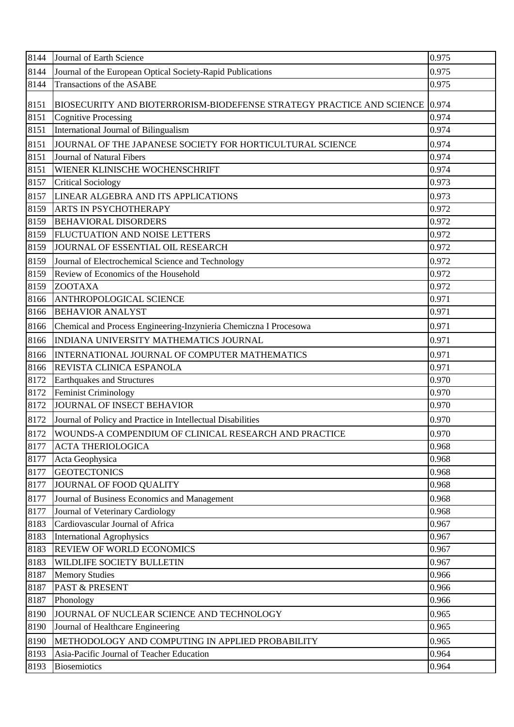| 8144 | Journal of Earth Science | 0.975 |
|---|---|---|
| 8144 | Journal of the European Optical Society-Rapid Publications | 0.975 |
| 8144 | Transactions of the ASABE | 0.975 |
| 8151 | BIOSECURITY AND BIOTERRORISM-BIODEFENSE STRATEGY PRACTICE AND SCIENCE | 0.974 |
| 8151 | Cognitive Processing | 0.974 |
| 8151 | International Journal of Bilingualism | 0.974 |
| 8151 | JOURNAL OF THE JAPANESE SOCIETY FOR HORTICULTURAL SCIENCE | 0.974 |
| 8151 | Journal of Natural Fibers | 0.974 |
| 8151 | WIENER KLINISCHE WOCHENSCHRIFT | 0.974 |
| 8157 | Critical Sociology | 0.973 |
| 8157 | LINEAR ALGEBRA AND ITS APPLICATIONS | 0.973 |
| 8159 | ARTS IN PSYCHOTHERAPY | 0.972 |
| 8159 | BEHAVIORAL DISORDERS | 0.972 |
| 8159 | FLUCTUATION AND NOISE LETTERS | 0.972 |
| 8159 | JOURNAL OF ESSENTIAL OIL RESEARCH | 0.972 |
| 8159 | Journal of Electrochemical Science and Technology | 0.972 |
| 8159 | Review of Economics of the Household | 0.972 |
| 8159 | ZOOTAXA | 0.972 |
| 8166 | ANTHROPOLOGICAL SCIENCE | 0.971 |
| 8166 | BEHAVIOR ANALYST | 0.971 |
| 8166 | Chemical and Process Engineering-Inzynieria Chemiczna I Procesowa | 0.971 |
| 8166 | INDIANA UNIVERSITY MATHEMATICS JOURNAL | 0.971 |
| 8166 | INTERNATIONAL JOURNAL OF COMPUTER MATHEMATICS | 0.971 |
| 8166 | REVISTA CLINICA ESPANOLA | 0.971 |
| 8172 | Earthquakes and Structures | 0.970 |
| 8172 | Feminist Criminology | 0.970 |
| 8172 | JOURNAL OF INSECT BEHAVIOR | 0.970 |
| 8172 | Journal of Policy and Practice in Intellectual Disabilities | 0.970 |
| 8172 | WOUNDS-A COMPENDIUM OF CLINICAL RESEARCH AND PRACTICE | 0.970 |
| 8177 | ACTA THERIOLOGICA | 0.968 |
| 8177 | Acta Geophysica | 0.968 |
| 8177 | GEOTECTONICS | 0.968 |
| 8177 | JOURNAL OF FOOD QUALITY | 0.968 |
| 8177 | Journal of Business Economics and Management | 0.968 |
| 8177 | Journal of Veterinary Cardiology | 0.968 |
| 8183 | Cardiovascular Journal of Africa | 0.967 |
| 8183 | International Agrophysics | 0.967 |
| 8183 | REVIEW OF WORLD ECONOMICS | 0.967 |
| 8183 | WILDLIFE SOCIETY BULLETIN | 0.967 |
| 8187 | Memory Studies | 0.966 |
| 8187 | PAST & PRESENT | 0.966 |
| 8187 | Phonology | 0.966 |
| 8190 | JOURNAL OF NUCLEAR SCIENCE AND TECHNOLOGY | 0.965 |
| 8190 | Journal of Healthcare Engineering | 0.965 |
| 8190 | METHODOLOGY AND COMPUTING IN APPLIED PROBABILITY | 0.965 |
| 8193 | Asia-Pacific Journal of Teacher Education | 0.964 |
| 8193 | Biosemiotics | 0.964 |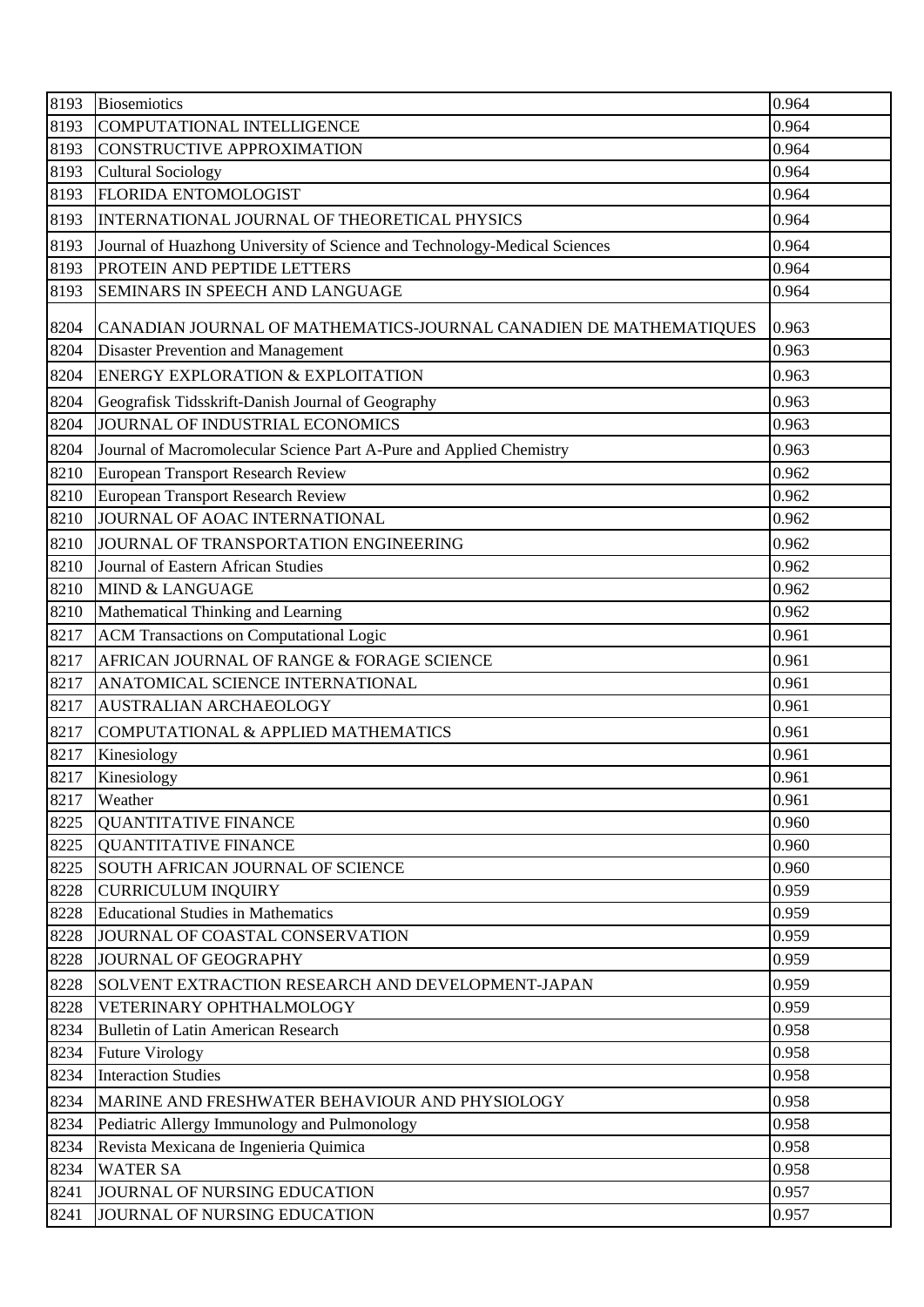| 8193 | Biosemiotics | 0.964 |
|---|---|---|
| 8193 | COMPUTATIONAL INTELLIGENCE | 0.964 |
| 8193 | CONSTRUCTIVE APPROXIMATION | 0.964 |
| 8193 | Cultural Sociology | 0.964 |
| 8193 | FLORIDA ENTOMOLOGIST | 0.964 |
| 8193 | INTERNATIONAL JOURNAL OF THEORETICAL PHYSICS | 0.964 |
| 8193 | Journal of Huazhong University of Science and Technology-Medical Sciences | 0.964 |
| 8193 | PROTEIN AND PEPTIDE LETTERS | 0.964 |
| 8193 | SEMINARS IN SPEECH AND LANGUAGE | 0.964 |
| 8204 | CANADIAN JOURNAL OF MATHEMATICS-JOURNAL CANADIEN DE MATHEMATIQUES | 0.963 |
| 8204 | Disaster Prevention and Management | 0.963 |
| 8204 | ENERGY EXPLORATION & EXPLOITATION | 0.963 |
| 8204 | Geografisk Tidsskrift-Danish Journal of Geography | 0.963 |
| 8204 | JOURNAL OF INDUSTRIAL ECONOMICS | 0.963 |
| 8204 | Journal of Macromolecular Science Part A-Pure and Applied Chemistry | 0.963 |
| 8210 | European Transport Research Review | 0.962 |
| 8210 | European Transport Research Review | 0.962 |
| 8210 | JOURNAL OF AOAC INTERNATIONAL | 0.962 |
| 8210 | JOURNAL OF TRANSPORTATION ENGINEERING | 0.962 |
| 8210 | Journal of Eastern African Studies | 0.962 |
| 8210 | MIND & LANGUAGE | 0.962 |
| 8210 | Mathematical Thinking and Learning | 0.962 |
| 8217 | ACM Transactions on Computational Logic | 0.961 |
| 8217 | AFRICAN JOURNAL OF RANGE & FORAGE SCIENCE | 0.961 |
| 8217 | ANATOMICAL SCIENCE INTERNATIONAL | 0.961 |
| 8217 | AUSTRALIAN ARCHAEOLOGY | 0.961 |
| 8217 | COMPUTATIONAL & APPLIED MATHEMATICS | 0.961 |
| 8217 | Kinesiology | 0.961 |
| 8217 | Kinesiology | 0.961 |
| 8217 | Weather | 0.961 |
| 8225 | QUANTITATIVE FINANCE | 0.960 |
| 8225 | QUANTITATIVE FINANCE | 0.960 |
| 8225 | SOUTH AFRICAN JOURNAL OF SCIENCE | 0.960 |
| 8228 | CURRICULUM INQUIRY | 0.959 |
| 8228 | Educational Studies in Mathematics | 0.959 |
| 8228 | JOURNAL OF COASTAL CONSERVATION | 0.959 |
| 8228 | JOURNAL OF GEOGRAPHY | 0.959 |
| 8228 | SOLVENT EXTRACTION RESEARCH AND DEVELOPMENT-JAPAN | 0.959 |
| 8228 | VETERINARY OPHTHALMOLOGY | 0.959 |
| 8234 | Bulletin of Latin American Research | 0.958 |
| 8234 | Future Virology | 0.958 |
| 8234 | Interaction Studies | 0.958 |
| 8234 | MARINE AND FRESHWATER BEHAVIOUR AND PHYSIOLOGY | 0.958 |
| 8234 | Pediatric Allergy Immunology and Pulmonology | 0.958 |
| 8234 | Revista Mexicana de Ingenieria Quimica | 0.958 |
| 8234 | WATER SA | 0.958 |
| 8241 | JOURNAL OF NURSING EDUCATION | 0.957 |
| 8241 | JOURNAL OF NURSING EDUCATION | 0.957 |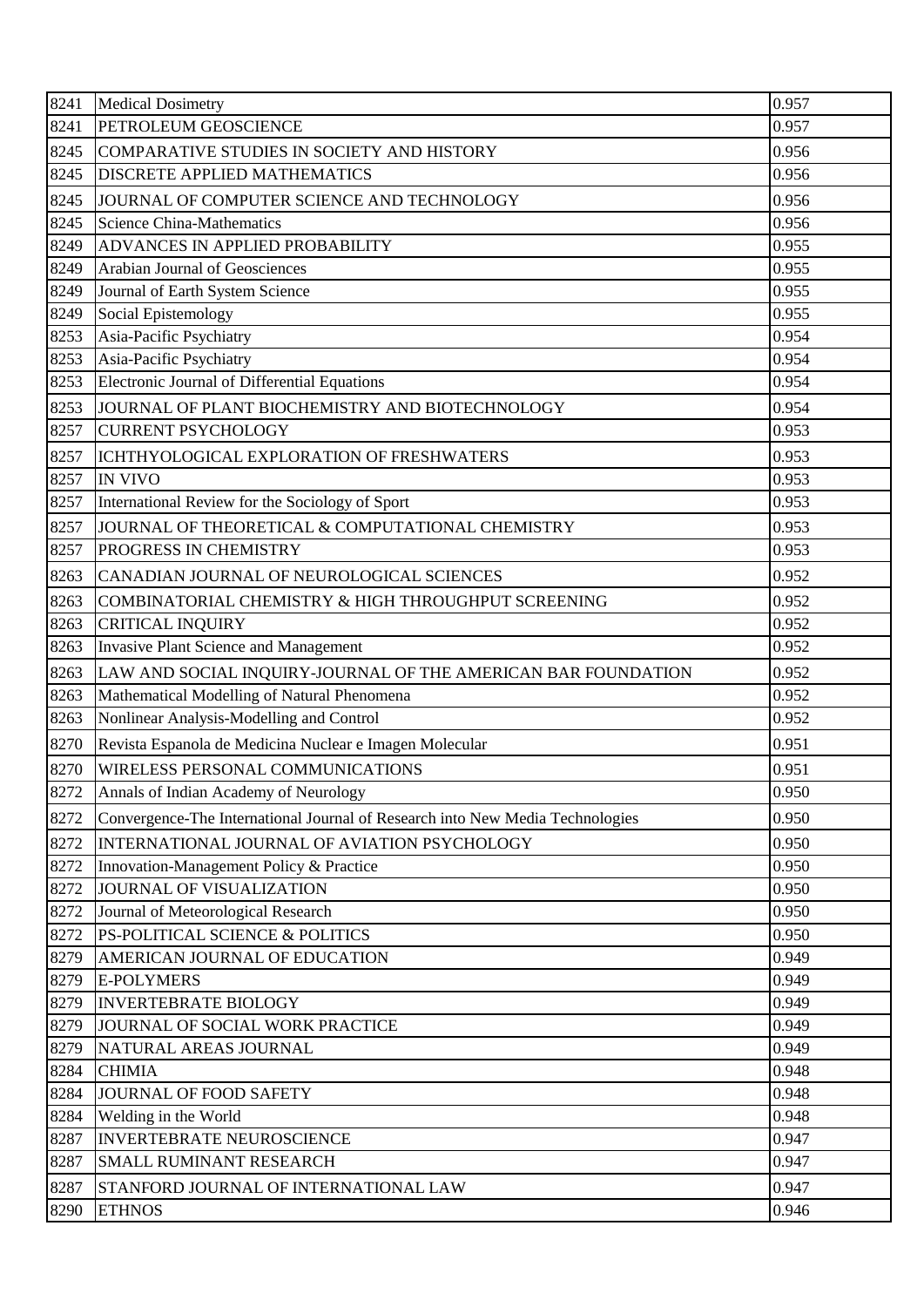| 8241 | Medical Dosimetry | 0.957 |
|---|---|---|
| 8241 | PETROLEUM GEOSCIENCE | 0.957 |
| 8245 | COMPARATIVE STUDIES IN SOCIETY AND HISTORY | 0.956 |
| 8245 | DISCRETE APPLIED MATHEMATICS | 0.956 |
| 8245 | JOURNAL OF COMPUTER SCIENCE AND TECHNOLOGY | 0.956 |
| 8245 | Science China-Mathematics | 0.956 |
| 8249 | ADVANCES IN APPLIED PROBABILITY | 0.955 |
| 8249 | Arabian Journal of Geosciences | 0.955 |
| 8249 | Journal of Earth System Science | 0.955 |
| 8249 | Social Epistemology | 0.955 |
| 8253 | Asia-Pacific Psychiatry | 0.954 |
| 8253 | Asia-Pacific Psychiatry | 0.954 |
| 8253 | Electronic Journal of Differential Equations | 0.954 |
| 8253 | JOURNAL OF PLANT BIOCHEMISTRY AND BIOTECHNOLOGY | 0.954 |
| 8257 | CURRENT PSYCHOLOGY | 0.953 |
| 8257 | ICHTHYOLOGICAL EXPLORATION OF FRESHWATERS | 0.953 |
| 8257 | IN VIVO | 0.953 |
| 8257 | International Review for the Sociology of Sport | 0.953 |
| 8257 | JOURNAL OF THEORETICAL & COMPUTATIONAL CHEMISTRY | 0.953 |
| 8257 | PROGRESS IN CHEMISTRY | 0.953 |
| 8263 | CANADIAN JOURNAL OF NEUROLOGICAL SCIENCES | 0.952 |
| 8263 | COMBINATORIAL CHEMISTRY & HIGH THROUGHPUT SCREENING | 0.952 |
| 8263 | CRITICAL INQUIRY | 0.952 |
| 8263 | Invasive Plant Science and Management | 0.952 |
| 8263 | LAW AND SOCIAL INQUIRY-JOURNAL OF THE AMERICAN BAR FOUNDATION | 0.952 |
| 8263 | Mathematical Modelling of Natural Phenomena | 0.952 |
| 8263 | Nonlinear Analysis-Modelling and Control | 0.952 |
| 8270 | Revista Espanola de Medicina Nuclear e Imagen Molecular | 0.951 |
| 8270 | WIRELESS PERSONAL COMMUNICATIONS | 0.951 |
| 8272 | Annals of Indian Academy of Neurology | 0.950 |
| 8272 | Convergence-The International Journal of Research into New Media Technologies | 0.950 |
| 8272 | INTERNATIONAL JOURNAL OF AVIATION PSYCHOLOGY | 0.950 |
| 8272 | Innovation-Management Policy & Practice | 0.950 |
| 8272 | JOURNAL OF VISUALIZATION | 0.950 |
| 8272 | Journal of Meteorological Research | 0.950 |
| 8272 | PS-POLITICAL SCIENCE & POLITICS | 0.950 |
| 8279 | AMERICAN JOURNAL OF EDUCATION | 0.949 |
| 8279 | E-POLYMERS | 0.949 |
| 8279 | INVERTEBRATE BIOLOGY | 0.949 |
| 8279 | JOURNAL OF SOCIAL WORK PRACTICE | 0.949 |
| 8279 | NATURAL AREAS JOURNAL | 0.949 |
| 8284 | CHIMIA | 0.948 |
| 8284 | JOURNAL OF FOOD SAFETY | 0.948 |
| 8284 | Welding in the World | 0.948 |
| 8287 | INVERTEBRATE NEUROSCIENCE | 0.947 |
| 8287 | SMALL RUMINANT RESEARCH | 0.947 |
| 8287 | STANFORD JOURNAL OF INTERNATIONAL LAW | 0.947 |
| 8290 | ETHNOS | 0.946 |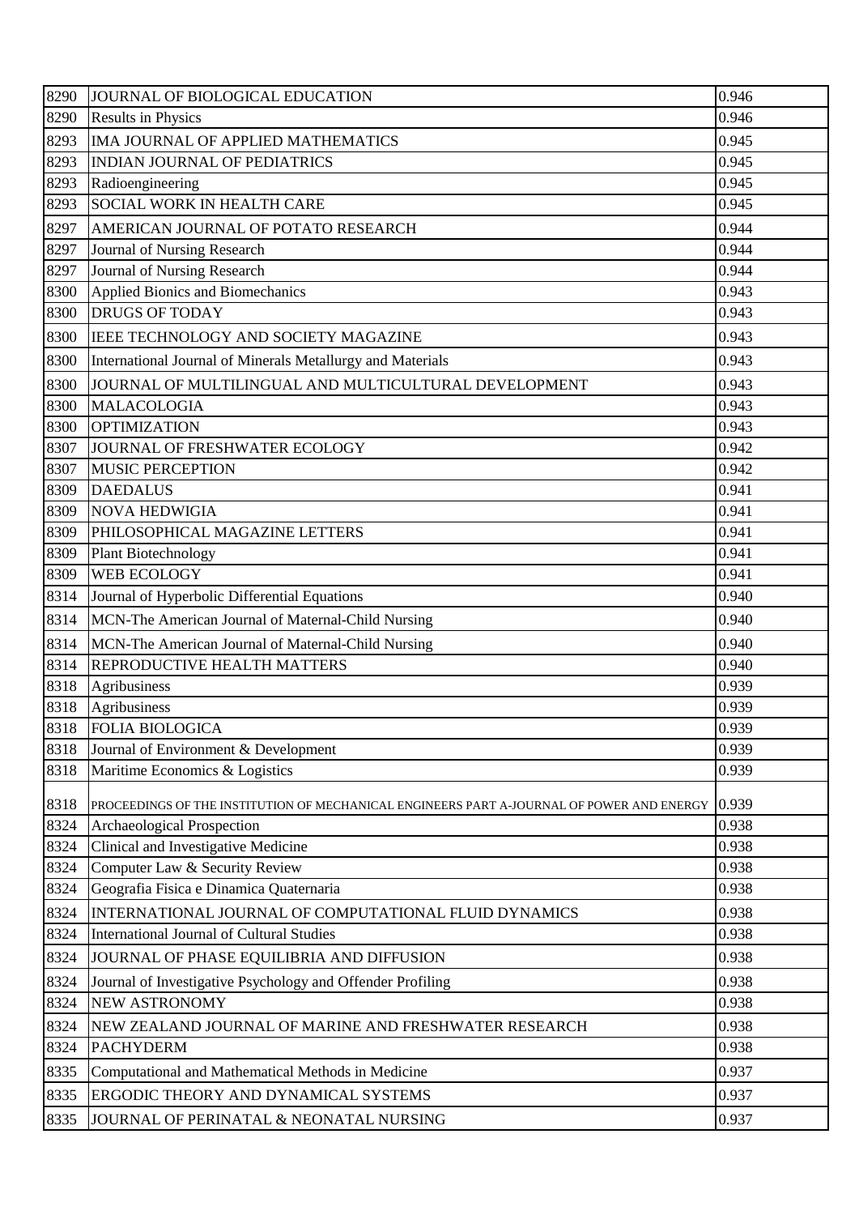| 8290 | JOURNAL OF BIOLOGICAL EDUCATION | 0.946 |
|---|---|---|
| 8290 | Results in Physics | 0.946 |
| 8293 | IMA JOURNAL OF APPLIED MATHEMATICS | 0.945 |
| 8293 | INDIAN JOURNAL OF PEDIATRICS | 0.945 |
| 8293 | Radioengineering | 0.945 |
| 8293 | SOCIAL WORK IN HEALTH CARE | 0.945 |
| 8297 | AMERICAN JOURNAL OF POTATO RESEARCH | 0.944 |
| 8297 | Journal of Nursing Research | 0.944 |
| 8297 | Journal of Nursing Research | 0.944 |
| 8300 | Applied Bionics and Biomechanics | 0.943 |
| 8300 | DRUGS OF TODAY | 0.943 |
| 8300 | IEEE TECHNOLOGY AND SOCIETY MAGAZINE | 0.943 |
| 8300 | International Journal of Minerals Metallurgy and Materials | 0.943 |
| 8300 | JOURNAL OF MULTILINGUAL AND MULTICULTURAL DEVELOPMENT | 0.943 |
| 8300 | MALACOLOGIA | 0.943 |
| 8300 | OPTIMIZATION | 0.943 |
| 8307 | JOURNAL OF FRESHWATER ECOLOGY | 0.942 |
| 8307 | MUSIC PERCEPTION | 0.942 |
| 8309 | DAEDALUS | 0.941 |
| 8309 | NOVA HEDWIGIA | 0.941 |
| 8309 | PHILOSOPHICAL MAGAZINE LETTERS | 0.941 |
| 8309 | Plant Biotechnology | 0.941 |
| 8309 | WEB ECOLOGY | 0.941 |
| 8314 | Journal of Hyperbolic Differential Equations | 0.940 |
| 8314 | MCN-The American Journal of Maternal-Child Nursing | 0.940 |
| 8314 | MCN-The American Journal of Maternal-Child Nursing | 0.940 |
| 8314 | REPRODUCTIVE HEALTH MATTERS | 0.940 |
| 8318 | Agribusiness | 0.939 |
| 8318 | Agribusiness | 0.939 |
| 8318 | FOLIA BIOLOGICA | 0.939 |
| 8318 | Journal of Environment & Development | 0.939 |
| 8318 | Maritime Economics & Logistics | 0.939 |
| 8318 | PROCEEDINGS OF THE INSTITUTION OF MECHANICAL ENGINEERS PART A-JOURNAL OF POWER AND ENERGY | 0.939 |
| 8324 | Archaeological Prospection | 0.938 |
| 8324 | Clinical and Investigative Medicine | 0.938 |
| 8324 | Computer Law & Security Review | 0.938 |
| 8324 | Geografia Fisica e Dinamica Quaternaria | 0.938 |
| 8324 | INTERNATIONAL JOURNAL OF COMPUTATIONAL FLUID DYNAMICS | 0.938 |
| 8324 | International Journal of Cultural Studies | 0.938 |
| 8324 | JOURNAL OF PHASE EQUILIBRIA AND DIFFUSION | 0.938 |
| 8324 | Journal of Investigative Psychology and Offender Profiling | 0.938 |
| 8324 | NEW ASTRONOMY | 0.938 |
| 8324 | NEW ZEALAND JOURNAL OF MARINE AND FRESHWATER RESEARCH | 0.938 |
| 8324 | PACHYDERM | 0.938 |
| 8335 | Computational and Mathematical Methods in Medicine | 0.937 |
| 8335 | ERGODIC THEORY AND DYNAMICAL SYSTEMS | 0.937 |
| 8335 | JOURNAL OF PERINATAL & NEONATAL NURSING | 0.937 |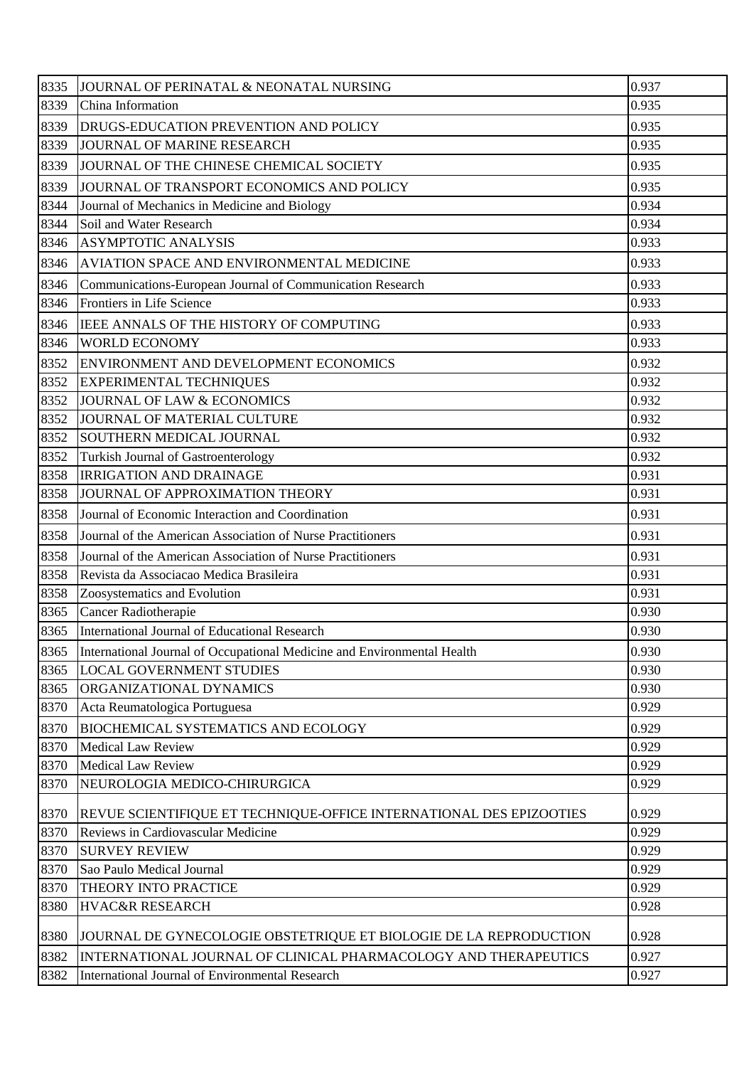| 8335 | JOURNAL OF PERINATAL & NEONATAL NURSING | 0.937 |
|---|---|---|
| 8339 | China Information | 0.935 |
| 8339 | DRUGS-EDUCATION PREVENTION AND POLICY | 0.935 |
| 8339 | JOURNAL OF MARINE RESEARCH | 0.935 |
| 8339 | JOURNAL OF THE CHINESE CHEMICAL SOCIETY | 0.935 |
| 8339 | JOURNAL OF TRANSPORT ECONOMICS AND POLICY | 0.935 |
| 8344 | Journal of Mechanics in Medicine and Biology | 0.934 |
| 8344 | Soil and Water Research | 0.934 |
| 8346 | ASYMPTOTIC ANALYSIS | 0.933 |
| 8346 | AVIATION SPACE AND ENVIRONMENTAL MEDICINE | 0.933 |
| 8346 | Communications-European Journal of Communication Research | 0.933 |
| 8346 | Frontiers in Life Science | 0.933 |
| 8346 | IEEE ANNALS OF THE HISTORY OF COMPUTING | 0.933 |
| 8346 | WORLD ECONOMY | 0.933 |
| 8352 | ENVIRONMENT AND DEVELOPMENT ECONOMICS | 0.932 |
| 8352 | EXPERIMENTAL TECHNIQUES | 0.932 |
| 8352 | JOURNAL OF LAW & ECONOMICS | 0.932 |
| 8352 | JOURNAL OF MATERIAL CULTURE | 0.932 |
| 8352 | SOUTHERN MEDICAL JOURNAL | 0.932 |
| 8352 | Turkish Journal of Gastroenterology | 0.932 |
| 8358 | IRRIGATION AND DRAINAGE | 0.931 |
| 8358 | JOURNAL OF APPROXIMATION THEORY | 0.931 |
| 8358 | Journal of Economic Interaction and Coordination | 0.931 |
| 8358 | Journal of the American Association of Nurse Practitioners | 0.931 |
| 8358 | Journal of the American Association of Nurse Practitioners | 0.931 |
| 8358 | Revista da Associacao Medica Brasileira | 0.931 |
| 8358 | Zoosystematics and Evolution | 0.931 |
| 8365 | Cancer Radiotherapie | 0.930 |
| 8365 | International Journal of Educational Research | 0.930 |
| 8365 | International Journal of Occupational Medicine and Environmental Health | 0.930 |
| 8365 | LOCAL GOVERNMENT STUDIES | 0.930 |
| 8365 | ORGANIZATIONAL DYNAMICS | 0.930 |
| 8370 | Acta Reumatologica Portuguesa | 0.929 |
| 8370 | BIOCHEMICAL SYSTEMATICS AND ECOLOGY | 0.929 |
| 8370 | Medical Law Review | 0.929 |
| 8370 | Medical Law Review | 0.929 |
| 8370 | NEUROLOGIA MEDICO-CHIRURGICA | 0.929 |
| 8370 | REVUE SCIENTIFIQUE ET TECHNIQUE-OFFICE INTERNATIONAL DES EPIZOOTIES | 0.929 |
| 8370 | Reviews in Cardiovascular Medicine | 0.929 |
| 8370 | SURVEY REVIEW | 0.929 |
| 8370 | Sao Paulo Medical Journal | 0.929 |
| 8370 | THEORY INTO PRACTICE | 0.929 |
| 8380 | HVAC&R RESEARCH | 0.928 |
| 8380 | JOURNAL DE GYNECOLOGIE OBSTETRIQUE ET BIOLOGIE DE LA REPRODUCTION | 0.928 |
| 8382 | INTERNATIONAL JOURNAL OF CLINICAL PHARMACOLOGY AND THERAPEUTICS | 0.927 |
| 8382 | International Journal of Environmental Research | 0.927 |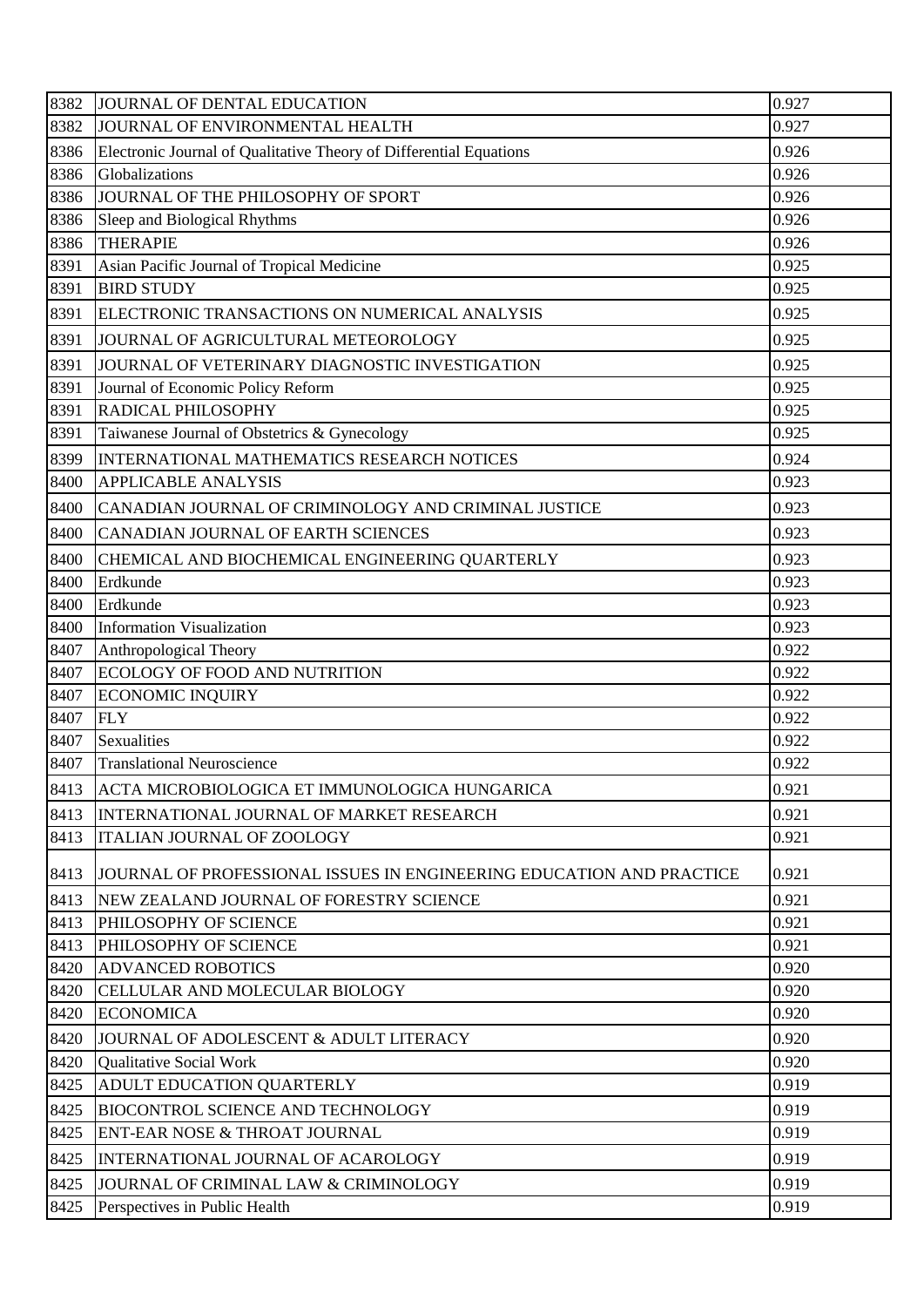| 8382 | JOURNAL OF DENTAL EDUCATION | 0.927 |
|---|---|---|
| 8382 | JOURNAL OF ENVIRONMENTAL HEALTH | 0.927 |
| 8386 | Electronic Journal of Qualitative Theory of Differential Equations | 0.926 |
| 8386 | Globalizations | 0.926 |
| 8386 | JOURNAL OF THE PHILOSOPHY OF SPORT | 0.926 |
| 8386 | Sleep and Biological Rhythms | 0.926 |
| 8386 | THERAPIE | 0.926 |
| 8391 | Asian Pacific Journal of Tropical Medicine | 0.925 |
| 8391 | BIRD STUDY | 0.925 |
| 8391 | ELECTRONIC TRANSACTIONS ON NUMERICAL ANALYSIS | 0.925 |
| 8391 | JOURNAL OF AGRICULTURAL METEOROLOGY | 0.925 |
| 8391 | JOURNAL OF VETERINARY DIAGNOSTIC INVESTIGATION | 0.925 |
| 8391 | Journal of Economic Policy Reform | 0.925 |
| 8391 | RADICAL PHILOSOPHY | 0.925 |
| 8391 | Taiwanese Journal of Obstetrics & Gynecology | 0.925 |
| 8399 | INTERNATIONAL MATHEMATICS RESEARCH NOTICES | 0.924 |
| 8400 | APPLICABLE ANALYSIS | 0.923 |
| 8400 | CANADIAN JOURNAL OF CRIMINOLOGY AND CRIMINAL JUSTICE | 0.923 |
| 8400 | CANADIAN JOURNAL OF EARTH SCIENCES | 0.923 |
| 8400 | CHEMICAL AND BIOCHEMICAL ENGINEERING QUARTERLY | 0.923 |
| 8400 | Erdkunde | 0.923 |
| 8400 | Erdkunde | 0.923 |
| 8400 | Information Visualization | 0.923 |
| 8407 | Anthropological Theory | 0.922 |
| 8407 | ECOLOGY OF FOOD AND NUTRITION | 0.922 |
| 8407 | ECONOMIC INQUIRY | 0.922 |
| 8407 | FLY | 0.922 |
| 8407 | Sexualities | 0.922 |
| 8407 | Translational Neuroscience | 0.922 |
| 8413 | ACTA MICROBIOLOGICA ET IMMUNOLOGICA HUNGARICA | 0.921 |
| 8413 | INTERNATIONAL JOURNAL OF MARKET RESEARCH | 0.921 |
| 8413 | ITALIAN JOURNAL OF ZOOLOGY | 0.921 |
| 8413 | JOURNAL OF PROFESSIONAL ISSUES IN ENGINEERING EDUCATION AND PRACTICE | 0.921 |
| 8413 | NEW ZEALAND JOURNAL OF FORESTRY SCIENCE | 0.921 |
| 8413 | PHILOSOPHY OF SCIENCE | 0.921 |
| 8413 | PHILOSOPHY OF SCIENCE | 0.921 |
| 8420 | ADVANCED ROBOTICS | 0.920 |
| 8420 | CELLULAR AND MOLECULAR BIOLOGY | 0.920 |
| 8420 | ECONOMICA | 0.920 |
| 8420 | JOURNAL OF ADOLESCENT & ADULT LITERACY | 0.920 |
| 8420 | Qualitative Social Work | 0.920 |
| 8425 | ADULT EDUCATION QUARTERLY | 0.919 |
| 8425 | BIOCONTROL SCIENCE AND TECHNOLOGY | 0.919 |
| 8425 | ENT-EAR NOSE & THROAT JOURNAL | 0.919 |
| 8425 | INTERNATIONAL JOURNAL OF ACAROLOGY | 0.919 |
| 8425 | JOURNAL OF CRIMINAL LAW & CRIMINOLOGY | 0.919 |
| 8425 | Perspectives in Public Health | 0.919 |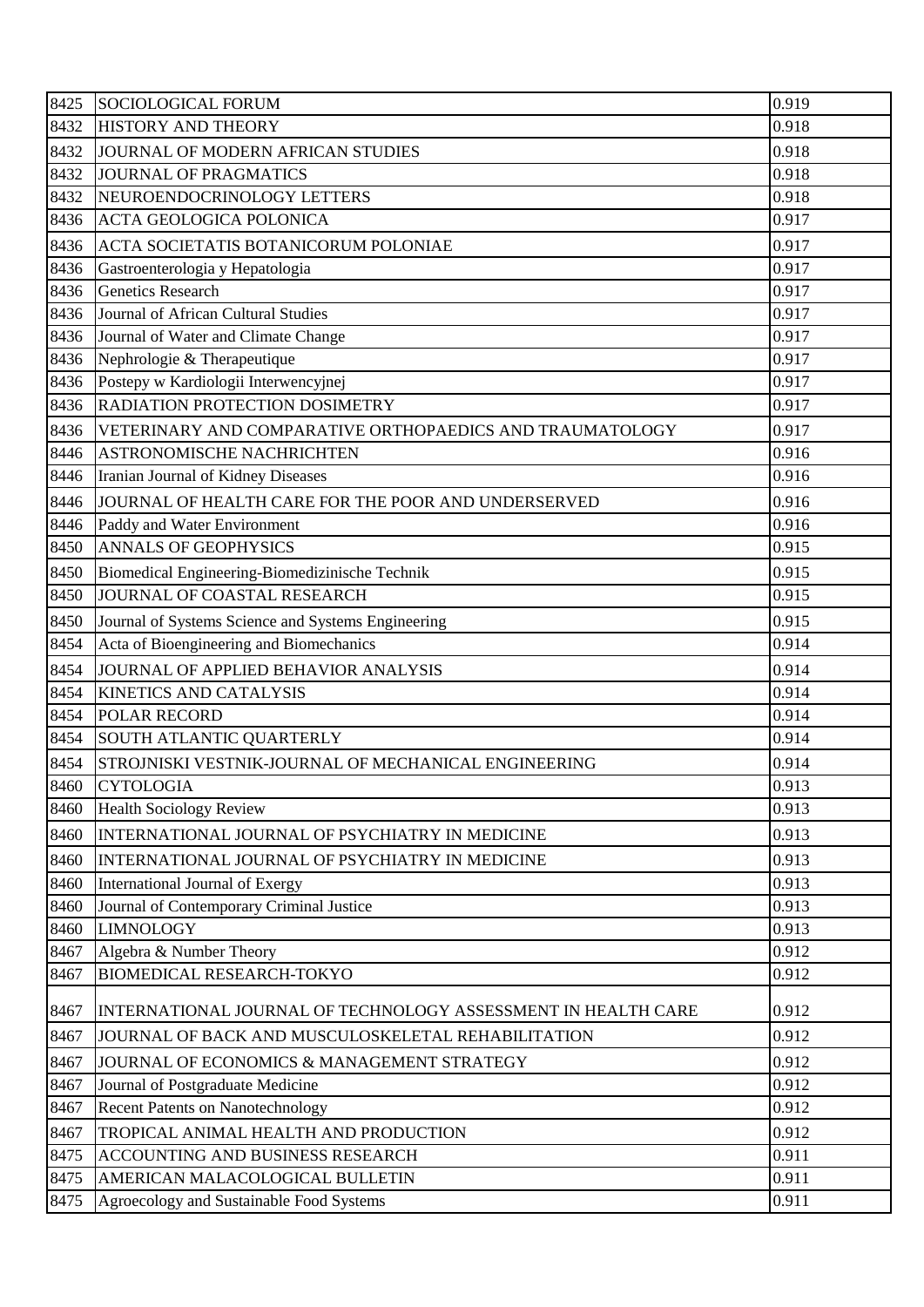| 8425 | SOCIOLOGICAL FORUM | 0.919 |
|---|---|---|
| 8432 | HISTORY AND THEORY | 0.918 |
| 8432 | JOURNAL OF MODERN AFRICAN STUDIES | 0.918 |
| 8432 | JOURNAL OF PRAGMATICS | 0.918 |
| 8432 | NEUROENDOCRINOLOGY LETTERS | 0.918 |
| 8436 | ACTA GEOLOGICA POLONICA | 0.917 |
| 8436 | ACTA SOCIETATIS BOTANICORUM POLONIAE | 0.917 |
| 8436 | Gastroenterologia y Hepatologia | 0.917 |
| 8436 | Genetics Research | 0.917 |
| 8436 | Journal of African Cultural Studies | 0.917 |
| 8436 | Journal of Water and Climate Change | 0.917 |
| 8436 | Nephrologie & Therapeutique | 0.917 |
| 8436 | Postepy w Kardiologii Interwencyjnej | 0.917 |
| 8436 | RADIATION PROTECTION DOSIMETRY | 0.917 |
| 8436 | VETERINARY AND COMPARATIVE ORTHOPAEDICS AND TRAUMATOLOGY | 0.917 |
| 8446 | ASTRONOMISCHE NACHRICHTEN | 0.916 |
| 8446 | Iranian Journal of Kidney Diseases | 0.916 |
| 8446 | JOURNAL OF HEALTH CARE FOR THE POOR AND UNDERSERVED | 0.916 |
| 8446 | Paddy and Water Environment | 0.916 |
| 8450 | ANNALS OF GEOPHYSICS | 0.915 |
| 8450 | Biomedical Engineering-Biomedizinische Technik | 0.915 |
| 8450 | JOURNAL OF COASTAL RESEARCH | 0.915 |
| 8450 | Journal of Systems Science and Systems Engineering | 0.915 |
| 8454 | Acta of Bioengineering and Biomechanics | 0.914 |
| 8454 | JOURNAL OF APPLIED BEHAVIOR ANALYSIS | 0.914 |
| 8454 | KINETICS AND CATALYSIS | 0.914 |
| 8454 | POLAR RECORD | 0.914 |
| 8454 | SOUTH ATLANTIC QUARTERLY | 0.914 |
| 8454 | STROJNISKI VESTNIK-JOURNAL OF MECHANICAL ENGINEERING | 0.914 |
| 8460 | CYTOLOGIA | 0.913 |
| 8460 | Health Sociology Review | 0.913 |
| 8460 | INTERNATIONAL JOURNAL OF PSYCHIATRY IN MEDICINE | 0.913 |
| 8460 | INTERNATIONAL JOURNAL OF PSYCHIATRY IN MEDICINE | 0.913 |
| 8460 | International Journal of Exergy | 0.913 |
| 8460 | Journal of Contemporary Criminal Justice | 0.913 |
| 8460 | LIMNOLOGY | 0.913 |
| 8467 | Algebra & Number Theory | 0.912 |
| 8467 | BIOMEDICAL RESEARCH-TOKYO | 0.912 |
| 8467 | INTERNATIONAL JOURNAL OF TECHNOLOGY ASSESSMENT IN HEALTH CARE | 0.912 |
| 8467 | JOURNAL OF BACK AND MUSCULOSKELETAL REHABILITATION | 0.912 |
| 8467 | JOURNAL OF ECONOMICS & MANAGEMENT STRATEGY | 0.912 |
| 8467 | Journal of Postgraduate Medicine | 0.912 |
| 8467 | Recent Patents on Nanotechnology | 0.912 |
| 8467 | TROPICAL ANIMAL HEALTH AND PRODUCTION | 0.912 |
| 8475 | ACCOUNTING AND BUSINESS RESEARCH | 0.911 |
| 8475 | AMERICAN MALACOLOGICAL BULLETIN | 0.911 |
| 8475 | Agroecology and Sustainable Food Systems | 0.911 |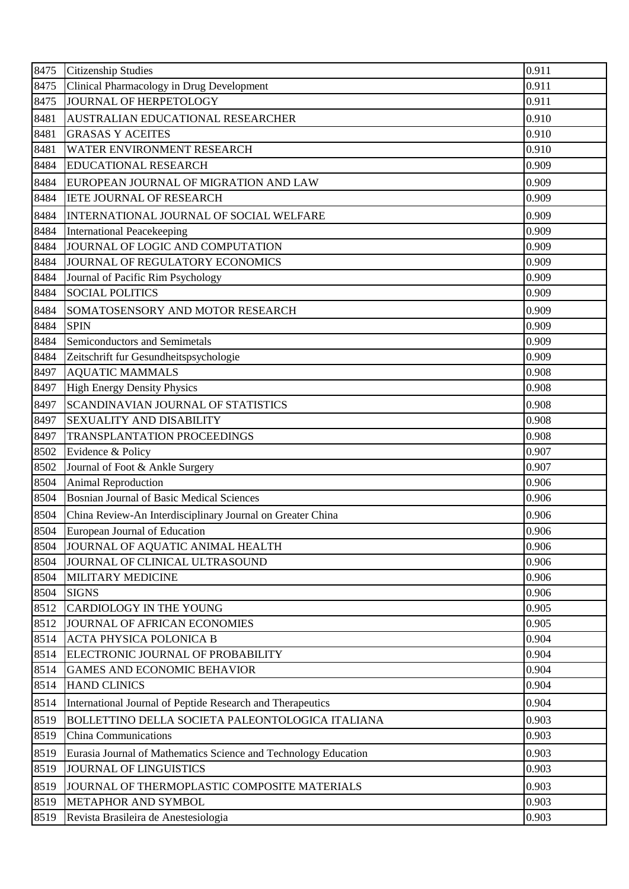| 8475 | Citizenship Studies | 0.911 |
|---|---|---|
| 8475 | Clinical Pharmacology in Drug Development | 0.911 |
| 8475 | JOURNAL OF HERPETOLOGY | 0.911 |
| 8481 | AUSTRALIAN EDUCATIONAL RESEARCHER | 0.910 |
| 8481 | GRASAS Y ACEITES | 0.910 |
| 8481 | WATER ENVIRONMENT RESEARCH | 0.910 |
| 8484 | EDUCATIONAL RESEARCH | 0.909 |
| 8484 | EUROPEAN JOURNAL OF MIGRATION AND LAW | 0.909 |
| 8484 | IETE JOURNAL OF RESEARCH | 0.909 |
| 8484 | INTERNATIONAL JOURNAL OF SOCIAL WELFARE | 0.909 |
| 8484 | International Peacekeeping | 0.909 |
| 8484 | JOURNAL OF LOGIC AND COMPUTATION | 0.909 |
| 8484 | JOURNAL OF REGULATORY ECONOMICS | 0.909 |
| 8484 | Journal of Pacific Rim Psychology | 0.909 |
| 8484 | SOCIAL POLITICS | 0.909 |
| 8484 | SOMATOSENSORY AND MOTOR RESEARCH | 0.909 |
| 8484 | SPIN | 0.909 |
| 8484 | Semiconductors and Semimetals | 0.909 |
| 8484 | Zeitschrift fur Gesundheitspsychologie | 0.909 |
| 8497 | AQUATIC MAMMALS | 0.908 |
| 8497 | High Energy Density Physics | 0.908 |
| 8497 | SCANDINAVIAN JOURNAL OF STATISTICS | 0.908 |
| 8497 | SEXUALITY AND DISABILITY | 0.908 |
| 8497 | TRANSPLANTATION PROCEEDINGS | 0.908 |
| 8502 | Evidence & Policy | 0.907 |
| 8502 | Journal of Foot & Ankle Surgery | 0.907 |
| 8504 | Animal Reproduction | 0.906 |
| 8504 | Bosnian Journal of Basic Medical Sciences | 0.906 |
| 8504 | China Review-An Interdisciplinary Journal on Greater China | 0.906 |
| 8504 | European Journal of Education | 0.906 |
| 8504 | JOURNAL OF AQUATIC ANIMAL HEALTH | 0.906 |
| 8504 | JOURNAL OF CLINICAL ULTRASOUND | 0.906 |
| 8504 | MILITARY MEDICINE | 0.906 |
| 8504 | SIGNS | 0.906 |
| 8512 | CARDIOLOGY IN THE YOUNG | 0.905 |
| 8512 | JOURNAL OF AFRICAN ECONOMIES | 0.905 |
| 8514 | ACTA PHYSICA POLONICA B | 0.904 |
| 8514 | ELECTRONIC JOURNAL OF PROBABILITY | 0.904 |
| 8514 | GAMES AND ECONOMIC BEHAVIOR | 0.904 |
| 8514 | HAND CLINICS | 0.904 |
| 8514 | International Journal of Peptide Research and Therapeutics | 0.904 |
| 8519 | BOLLETTINO DELLA SOCIETA PALEONTOLOGICA ITALIANA | 0.903 |
| 8519 | China Communications | 0.903 |
| 8519 | Eurasia Journal of Mathematics Science and Technology Education | 0.903 |
| 8519 | JOURNAL OF LINGUISTICS | 0.903 |
| 8519 | JOURNAL OF THERMOPLASTIC COMPOSITE MATERIALS | 0.903 |
| 8519 | METAPHOR AND SYMBOL | 0.903 |
| 8519 | Revista Brasileira de Anestesiologia | 0.903 |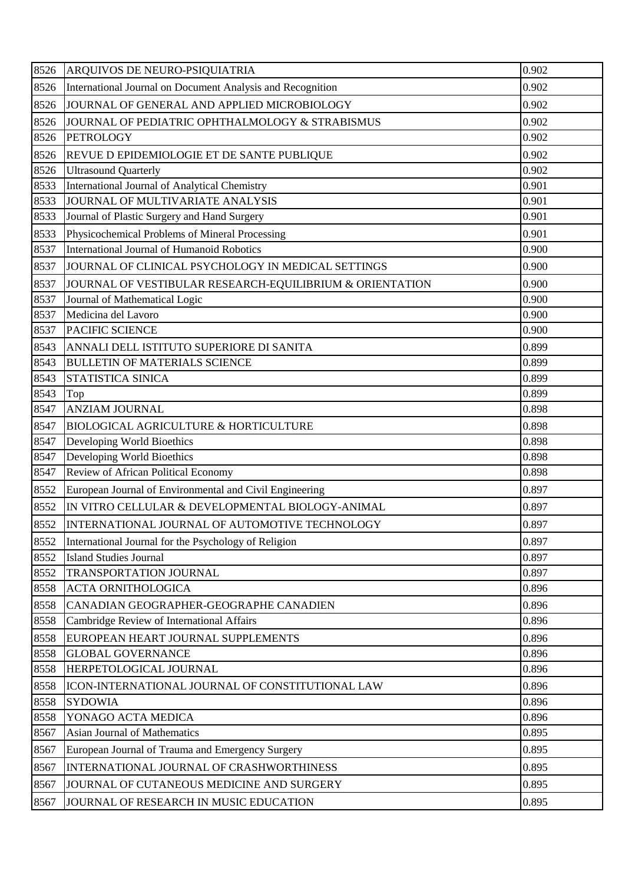| 8526 | ARQUIVOS DE NEURO-PSIQUIATRIA | 0.902 |
|---|---|---|
| 8526 | International Journal on Document Analysis and Recognition | 0.902 |
| 8526 | JOURNAL OF GENERAL AND APPLIED MICROBIOLOGY | 0.902 |
| 8526 | JOURNAL OF PEDIATRIC OPHTHALMOLOGY & STRABISMUS | 0.902 |
| 8526 | PETROLOGY | 0.902 |
| 8526 | REVUE D EPIDEMIOLOGIE ET DE SANTE PUBLIQUE | 0.902 |
| 8526 | Ultrasound Quarterly | 0.902 |
| 8533 | International Journal of Analytical Chemistry | 0.901 |
| 8533 | JOURNAL OF MULTIVARIATE ANALYSIS | 0.901 |
| 8533 | Journal of Plastic Surgery and Hand Surgery | 0.901 |
| 8533 | Physicochemical Problems of Mineral Processing | 0.901 |
| 8537 | International Journal of Humanoid Robotics | 0.900 |
| 8537 | JOURNAL OF CLINICAL PSYCHOLOGY IN MEDICAL SETTINGS | 0.900 |
| 8537 | JOURNAL OF VESTIBULAR RESEARCH-EQUILIBRIUM & ORIENTATION | 0.900 |
| 8537 | Journal of Mathematical Logic | 0.900 |
| 8537 | Medicina del Lavoro | 0.900 |
| 8537 | PACIFIC SCIENCE | 0.900 |
| 8543 | ANNALI DELL ISTITUTO SUPERIORE DI SANITA | 0.899 |
| 8543 | BULLETIN OF MATERIALS SCIENCE | 0.899 |
| 8543 | STATISTICA SINICA | 0.899 |
| 8543 | Top | 0.899 |
| 8547 | ANZIAM JOURNAL | 0.898 |
| 8547 | BIOLOGICAL AGRICULTURE & HORTICULTURE | 0.898 |
| 8547 | Developing World Bioethics | 0.898 |
| 8547 | Developing World Bioethics | 0.898 |
| 8547 | Review of African Political Economy | 0.898 |
| 8552 | European Journal of Environmental and Civil Engineering | 0.897 |
| 8552 | IN VITRO CELLULAR & DEVELOPMENTAL BIOLOGY-ANIMAL | 0.897 |
| 8552 | INTERNATIONAL JOURNAL OF AUTOMOTIVE TECHNOLOGY | 0.897 |
| 8552 | International Journal for the Psychology of Religion | 0.897 |
| 8552 | Island Studies Journal | 0.897 |
| 8552 | TRANSPORTATION JOURNAL | 0.897 |
| 8558 | ACTA ORNITHOLOGICA | 0.896 |
| 8558 | CANADIAN GEOGRAPHER-GEOGRAPHE CANADIEN | 0.896 |
| 8558 | Cambridge Review of International Affairs | 0.896 |
| 8558 | EUROPEAN HEART JOURNAL SUPPLEMENTS | 0.896 |
| 8558 | GLOBAL GOVERNANCE | 0.896 |
| 8558 | HERPETOLOGICAL JOURNAL | 0.896 |
| 8558 | ICON-INTERNATIONAL JOURNAL OF CONSTITUTIONAL LAW | 0.896 |
| 8558 | SYDOWIA | 0.896 |
| 8558 | YONAGO ACTA MEDICA | 0.896 |
| 8567 | Asian Journal of Mathematics | 0.895 |
| 8567 | European Journal of Trauma and Emergency Surgery | 0.895 |
| 8567 | INTERNATIONAL JOURNAL OF CRASHWORTHINESS | 0.895 |
| 8567 | JOURNAL OF CUTANEOUS MEDICINE AND SURGERY | 0.895 |
| 8567 | JOURNAL OF RESEARCH IN MUSIC EDUCATION | 0.895 |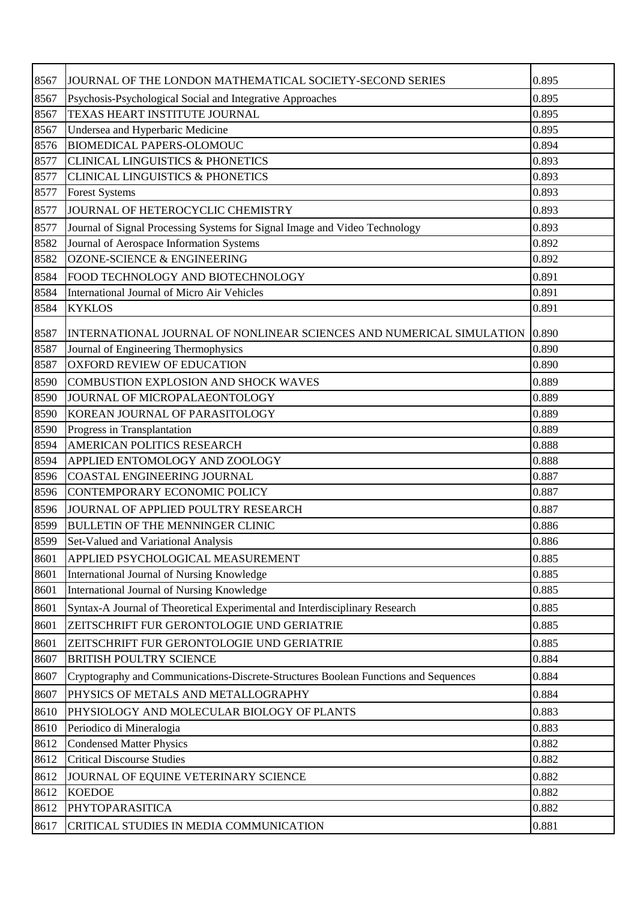| | | |
|---|---|---|
| 8567 | JOURNAL OF THE LONDON MATHEMATICAL SOCIETY-SECOND SERIES | 0.895 |
| 8567 | Psychosis-Psychological Social and Integrative Approaches | 0.895 |
| 8567 | TEXAS HEART INSTITUTE JOURNAL | 0.895 |
| 8567 | Undersea and Hyperbaric Medicine | 0.895 |
| 8576 | BIOMEDICAL PAPERS-OLOMOUC | 0.894 |
| 8577 | CLINICAL LINGUISTICS & PHONETICS | 0.893 |
| 8577 | CLINICAL LINGUISTICS & PHONETICS | 0.893 |
| 8577 | Forest Systems | 0.893 |
| 8577 | JOURNAL OF HETEROCYCLIC CHEMISTRY | 0.893 |
| 8577 | Journal of Signal Processing Systems for Signal Image and Video Technology | 0.893 |
| 8582 | Journal of Aerospace Information Systems | 0.892 |
| 8582 | OZONE-SCIENCE & ENGINEERING | 0.892 |
| 8584 | FOOD TECHNOLOGY AND BIOTECHNOLOGY | 0.891 |
| 8584 | International Journal of Micro Air Vehicles | 0.891 |
| 8584 | KYKLOS | 0.891 |
| 8587 | INTERNATIONAL JOURNAL OF NONLINEAR SCIENCES AND NUMERICAL SIMULATION | 0.890 |
| 8587 | Journal of Engineering Thermophysics | 0.890 |
| 8587 | OXFORD REVIEW OF EDUCATION | 0.890 |
| 8590 | COMBUSTION EXPLOSION AND SHOCK WAVES | 0.889 |
| 8590 | JOURNAL OF MICROPALAEONTOLOGY | 0.889 |
| 8590 | KOREAN JOURNAL OF PARASITOLOGY | 0.889 |
| 8590 | Progress in Transplantation | 0.889 |
| 8594 | AMERICAN POLITICS RESEARCH | 0.888 |
| 8594 | APPLIED ENTOMOLOGY AND ZOOLOGY | 0.888 |
| 8596 | COASTAL ENGINEERING JOURNAL | 0.887 |
| 8596 | CONTEMPORARY ECONOMIC POLICY | 0.887 |
| 8596 | JOURNAL OF APPLIED POULTRY RESEARCH | 0.887 |
| 8599 | BULLETIN OF THE MENNINGER CLINIC | 0.886 |
| 8599 | Set-Valued and Variational Analysis | 0.886 |
| 8601 | APPLIED PSYCHOLOGICAL MEASUREMENT | 0.885 |
| 8601 | International Journal of Nursing Knowledge | 0.885 |
| 8601 | International Journal of Nursing Knowledge | 0.885 |
| 8601 | Syntax-A Journal of Theoretical Experimental and Interdisciplinary Research | 0.885 |
| 8601 | ZEITSCHRIFT FUR GERONTOLOGIE UND GERIATRIE | 0.885 |
| 8601 | ZEITSCHRIFT FUR GERONTOLOGIE UND GERIATRIE | 0.885 |
| 8607 | BRITISH POULTRY SCIENCE | 0.884 |
| 8607 | Cryptography and Communications-Discrete-Structures Boolean Functions and Sequences | 0.884 |
| 8607 | PHYSICS OF METALS AND METALLOGRAPHY | 0.884 |
| 8610 | PHYSIOLOGY AND MOLECULAR BIOLOGY OF PLANTS | 0.883 |
| 8610 | Periodico di Mineralogia | 0.883 |
| 8612 | Condensed Matter Physics | 0.882 |
| 8612 | Critical Discourse Studies | 0.882 |
| 8612 | JOURNAL OF EQUINE VETERINARY SCIENCE | 0.882 |
| 8612 | KOEDOE | 0.882 |
| 8612 | PHYTOPARASITICA | 0.882 |
| 8617 | CRITICAL STUDIES IN MEDIA COMMUNICATION | 0.881 |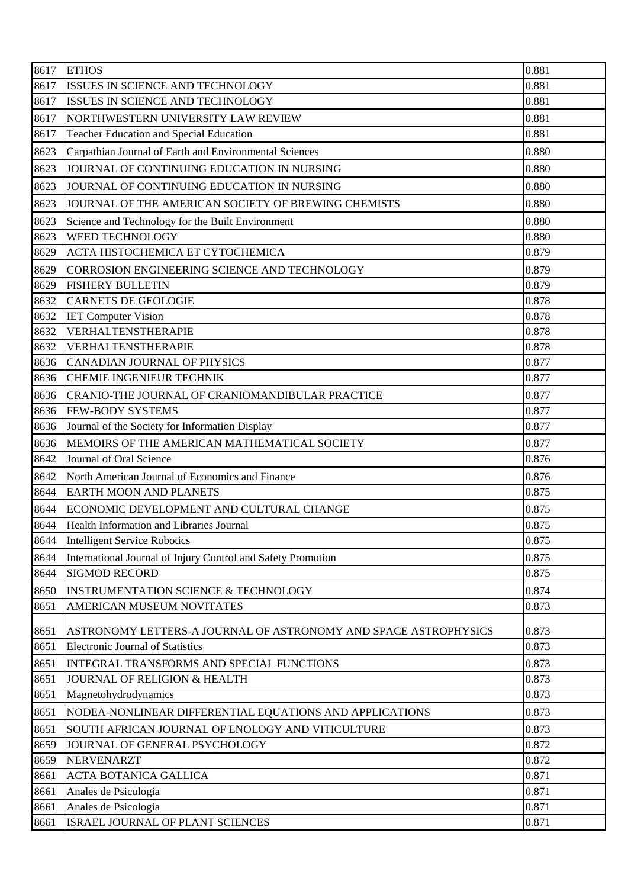| 8617 | ETHOS | 0.881 |
|---|---|---|
| 8617 | ISSUES IN SCIENCE AND TECHNOLOGY | 0.881 |
| 8617 | ISSUES IN SCIENCE AND TECHNOLOGY | 0.881 |
| 8617 | NORTHWESTERN UNIVERSITY LAW REVIEW | 0.881 |
| 8617 | Teacher Education and Special Education | 0.881 |
| 8623 | Carpathian Journal of Earth and Environmental Sciences | 0.880 |
| 8623 | JOURNAL OF CONTINUING EDUCATION IN NURSING | 0.880 |
| 8623 | JOURNAL OF CONTINUING EDUCATION IN NURSING | 0.880 |
| 8623 | JOURNAL OF THE AMERICAN SOCIETY OF BREWING CHEMISTS | 0.880 |
| 8623 | Science and Technology for the Built Environment | 0.880 |
| 8623 | WEED TECHNOLOGY | 0.880 |
| 8629 | ACTA HISTOCHEMICA ET CYTOCHEMICA | 0.879 |
| 8629 | CORROSION ENGINEERING SCIENCE AND TECHNOLOGY | 0.879 |
| 8629 | FISHERY BULLETIN | 0.879 |
| 8632 | CARNETS DE GEOLOGIE | 0.878 |
| 8632 | IET Computer Vision | 0.878 |
| 8632 | VERHALTENSTHERAPIE | 0.878 |
| 8632 | VERHALTENSTHERAPIE | 0.878 |
| 8636 | CANADIAN JOURNAL OF PHYSICS | 0.877 |
| 8636 | CHEMIE INGENIEUR TECHNIK | 0.877 |
| 8636 | CRANIO-THE JOURNAL OF CRANIOMANDIBULAR PRACTICE | 0.877 |
| 8636 | FEW-BODY SYSTEMS | 0.877 |
| 8636 | Journal of the Society for Information Display | 0.877 |
| 8636 | MEMOIRS OF THE AMERICAN MATHEMATICAL SOCIETY | 0.877 |
| 8642 | Journal of Oral Science | 0.876 |
| 8642 | North American Journal of Economics and Finance | 0.876 |
| 8644 | EARTH MOON AND PLANETS | 0.875 |
| 8644 | ECONOMIC DEVELOPMENT AND CULTURAL CHANGE | 0.875 |
| 8644 | Health Information and Libraries Journal | 0.875 |
| 8644 | Intelligent Service Robotics | 0.875 |
| 8644 | International Journal of Injury Control and Safety Promotion | 0.875 |
| 8644 | SIGMOD RECORD | 0.875 |
| 8650 | INSTRUMENTATION SCIENCE & TECHNOLOGY | 0.874 |
| 8651 | AMERICAN MUSEUM NOVITATES | 0.873 |
| 8651 | ASTRONOMY LETTERS-A JOURNAL OF ASTRONOMY AND SPACE ASTROPHYSICS | 0.873 |
| 8651 | Electronic Journal of Statistics | 0.873 |
| 8651 | INTEGRAL TRANSFORMS AND SPECIAL FUNCTIONS | 0.873 |
| 8651 | JOURNAL OF RELIGION & HEALTH | 0.873 |
| 8651 | Magnetohydrodynamics | 0.873 |
| 8651 | NODEA-NONLINEAR DIFFERENTIAL EQUATIONS AND APPLICATIONS | 0.873 |
| 8651 | SOUTH AFRICAN JOURNAL OF ENOLOGY AND VITICULTURE | 0.873 |
| 8659 | JOURNAL OF GENERAL PSYCHOLOGY | 0.872 |
| 8659 | NERVENARZT | 0.872 |
| 8661 | ACTA BOTANICA GALLICA | 0.871 |
| 8661 | Anales de Psicologia | 0.871 |
| 8661 | Anales de Psicologia | 0.871 |
| 8661 | ISRAEL JOURNAL OF PLANT SCIENCES | 0.871 |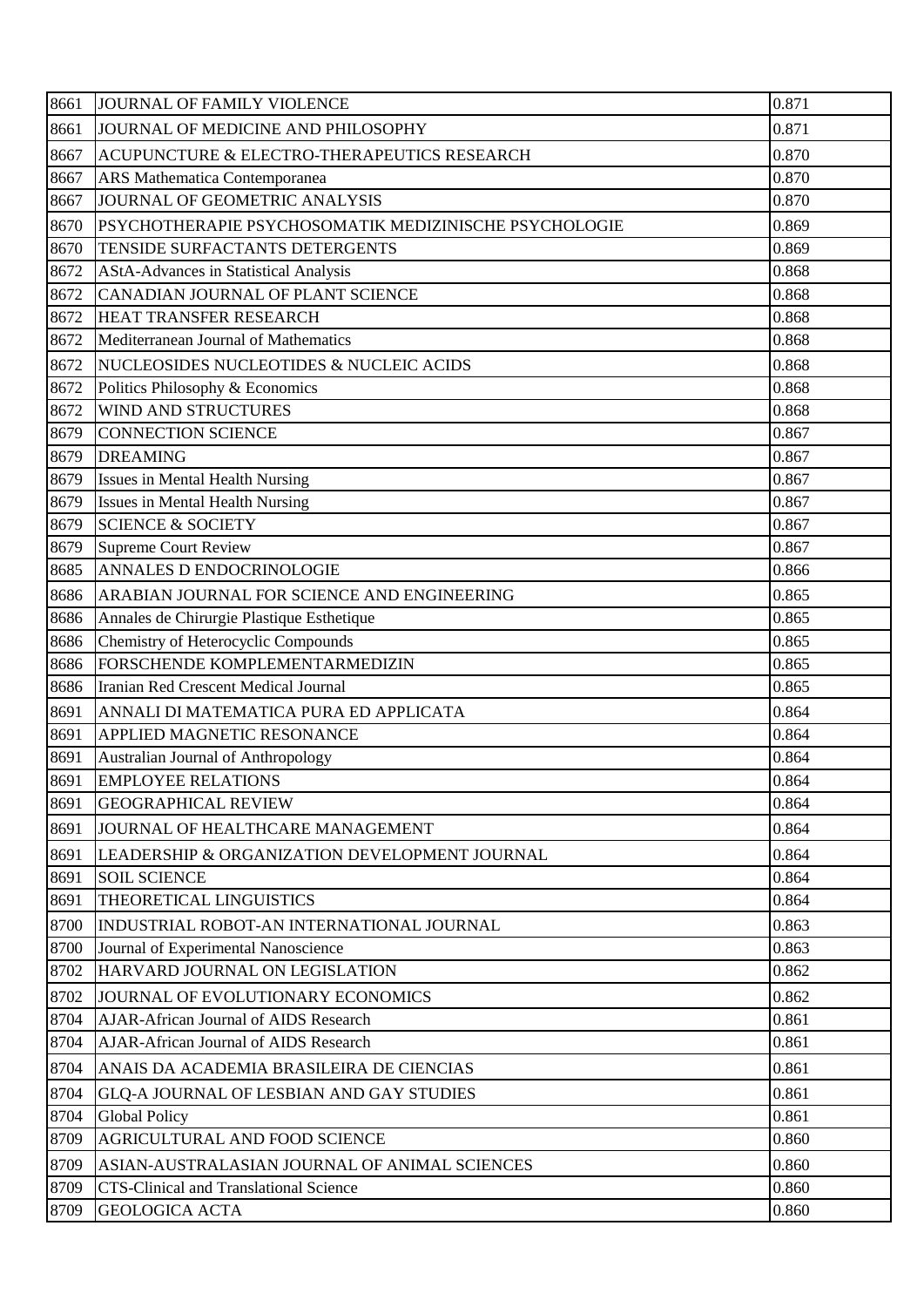| 8661 | JOURNAL OF FAMILY VIOLENCE | 0.871 |
|---|---|---|
| 8661 | JOURNAL OF MEDICINE AND PHILOSOPHY | 0.871 |
| 8667 | ACUPUNCTURE & ELECTRO-THERAPEUTICS RESEARCH | 0.870 |
| 8667 | ARS Mathematica Contemporanea | 0.870 |
| 8667 | JOURNAL OF GEOMETRIC ANALYSIS | 0.870 |
| 8670 | PSYCHOTHERAPIE PSYCHOSOMATIK MEDIZINISCHE PSYCHOLOGIE | 0.869 |
| 8670 | TENSIDE SURFACTANTS DETERGENTS | 0.869 |
| 8672 | AStA-Advances in Statistical Analysis | 0.868 |
| 8672 | CANADIAN JOURNAL OF PLANT SCIENCE | 0.868 |
| 8672 | HEAT TRANSFER RESEARCH | 0.868 |
| 8672 | Mediterranean Journal of Mathematics | 0.868 |
| 8672 | NUCLEOSIDES NUCLEOTIDES & NUCLEIC ACIDS | 0.868 |
| 8672 | Politics Philosophy & Economics | 0.868 |
| 8672 | WIND AND STRUCTURES | 0.868 |
| 8679 | CONNECTION SCIENCE | 0.867 |
| 8679 | DREAMING | 0.867 |
| 8679 | Issues in Mental Health Nursing | 0.867 |
| 8679 | Issues in Mental Health Nursing | 0.867 |
| 8679 | SCIENCE & SOCIETY | 0.867 |
| 8679 | Supreme Court Review | 0.867 |
| 8685 | ANNALES D ENDOCRINOLOGIE | 0.866 |
| 8686 | ARABIAN JOURNAL FOR SCIENCE AND ENGINEERING | 0.865 |
| 8686 | Annales de Chirurgie Plastique Esthetique | 0.865 |
| 8686 | Chemistry of Heterocyclic Compounds | 0.865 |
| 8686 | FORSCHENDE KOMPLEMENTARMEDIZIN | 0.865 |
| 8686 | Iranian Red Crescent Medical Journal | 0.865 |
| 8691 | ANNALI DI MATEMATICA PURA ED APPLICATA | 0.864 |
| 8691 | APPLIED MAGNETIC RESONANCE | 0.864 |
| 8691 | Australian Journal of Anthropology | 0.864 |
| 8691 | EMPLOYEE RELATIONS | 0.864 |
| 8691 | GEOGRAPHICAL REVIEW | 0.864 |
| 8691 | JOURNAL OF HEALTHCARE MANAGEMENT | 0.864 |
| 8691 | LEADERSHIP & ORGANIZATION DEVELOPMENT JOURNAL | 0.864 |
| 8691 | SOIL SCIENCE | 0.864 |
| 8691 | THEORETICAL LINGUISTICS | 0.864 |
| 8700 | INDUSTRIAL ROBOT-AN INTERNATIONAL JOURNAL | 0.863 |
| 8700 | Journal of Experimental Nanoscience | 0.863 |
| 8702 | HARVARD JOURNAL ON LEGISLATION | 0.862 |
| 8702 | JOURNAL OF EVOLUTIONARY ECONOMICS | 0.862 |
| 8704 | AJAR-African Journal of AIDS Research | 0.861 |
| 8704 | AJAR-African Journal of AIDS Research | 0.861 |
| 8704 | ANAIS DA ACADEMIA BRASILEIRA DE CIENCIAS | 0.861 |
| 8704 | GLQ-A JOURNAL OF LESBIAN AND GAY STUDIES | 0.861 |
| 8704 | Global Policy | 0.861 |
| 8709 | AGRICULTURAL AND FOOD SCIENCE | 0.860 |
| 8709 | ASIAN-AUSTRALASIAN JOURNAL OF ANIMAL SCIENCES | 0.860 |
| 8709 | CTS-Clinical and Translational Science | 0.860 |
| 8709 | GEOLOGICA ACTA | 0.860 |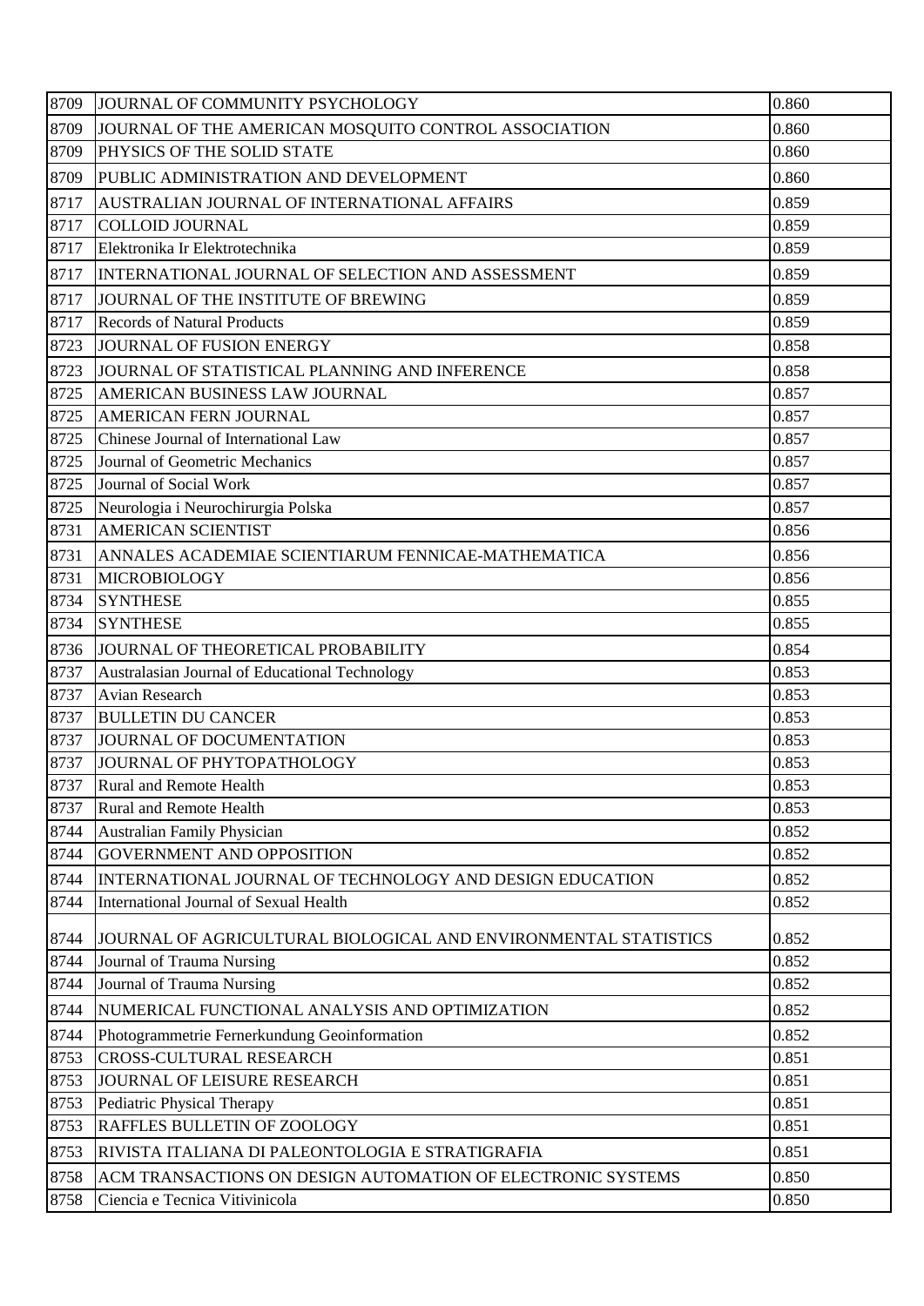| 8709 | JOURNAL OF COMMUNITY PSYCHOLOGY | 0.860 |
|---|---|---|
| 8709 | JOURNAL OF THE AMERICAN MOSQUITO CONTROL ASSOCIATION | 0.860 |
| 8709 | PHYSICS OF THE SOLID STATE | 0.860 |
| 8709 | PUBLIC ADMINISTRATION AND DEVELOPMENT | 0.860 |
| 8717 | AUSTRALIAN JOURNAL OF INTERNATIONAL AFFAIRS | 0.859 |
| 8717 | COLLOID JOURNAL | 0.859 |
| 8717 | Elektronika Ir Elektrotechnika | 0.859 |
| 8717 | INTERNATIONAL JOURNAL OF SELECTION AND ASSESSMENT | 0.859 |
| 8717 | JOURNAL OF THE INSTITUTE OF BREWING | 0.859 |
| 8717 | Records of Natural Products | 0.859 |
| 8723 | JOURNAL OF FUSION ENERGY | 0.858 |
| 8723 | JOURNAL OF STATISTICAL PLANNING AND INFERENCE | 0.858 |
| 8725 | AMERICAN BUSINESS LAW JOURNAL | 0.857 |
| 8725 | AMERICAN FERN JOURNAL | 0.857 |
| 8725 | Chinese Journal of International Law | 0.857 |
| 8725 | Journal of Geometric Mechanics | 0.857 |
| 8725 | Journal of Social Work | 0.857 |
| 8725 | Neurologia i Neurochirurgia Polska | 0.857 |
| 8731 | AMERICAN SCIENTIST | 0.856 |
| 8731 | ANNALES ACADEMIAE SCIENTIARUM FENNICAE-MATHEMATICA | 0.856 |
| 8731 | MICROBIOLOGY | 0.856 |
| 8734 | SYNTHESE | 0.855 |
| 8734 | SYNTHESE | 0.855 |
| 8736 | JOURNAL OF THEORETICAL PROBABILITY | 0.854 |
| 8737 | Australasian Journal of Educational Technology | 0.853 |
| 8737 | Avian Research | 0.853 |
| 8737 | BULLETIN DU CANCER | 0.853 |
| 8737 | JOURNAL OF DOCUMENTATION | 0.853 |
| 8737 | JOURNAL OF PHYTOPATHOLOGY | 0.853 |
| 8737 | Rural and Remote Health | 0.853 |
| 8737 | Rural and Remote Health | 0.853 |
| 8744 | Australian Family Physician | 0.852 |
| 8744 | GOVERNMENT AND OPPOSITION | 0.852 |
| 8744 | INTERNATIONAL JOURNAL OF TECHNOLOGY AND DESIGN EDUCATION | 0.852 |
| 8744 | International Journal of Sexual Health | 0.852 |
| 8744 | JOURNAL OF AGRICULTURAL BIOLOGICAL AND ENVIRONMENTAL STATISTICS | 0.852 |
| 8744 | Journal of Trauma Nursing | 0.852 |
| 8744 | Journal of Trauma Nursing | 0.852 |
| 8744 | NUMERICAL FUNCTIONAL ANALYSIS AND OPTIMIZATION | 0.852 |
| 8744 | Photogrammetrie Fernerkundung Geoinformation | 0.852 |
| 8753 | CROSS-CULTURAL RESEARCH | 0.851 |
| 8753 | JOURNAL OF LEISURE RESEARCH | 0.851 |
| 8753 | Pediatric Physical Therapy | 0.851 |
| 8753 | RAFFLES BULLETIN OF ZOOLOGY | 0.851 |
| 8753 | RIVISTA ITALIANA DI PALEONTOLOGIA E STRATIGRAFIA | 0.851 |
| 8758 | ACM TRANSACTIONS ON DESIGN AUTOMATION OF ELECTRONIC SYSTEMS | 0.850 |
| 8758 | Ciencia e Tecnica Vitivinicola | 0.850 |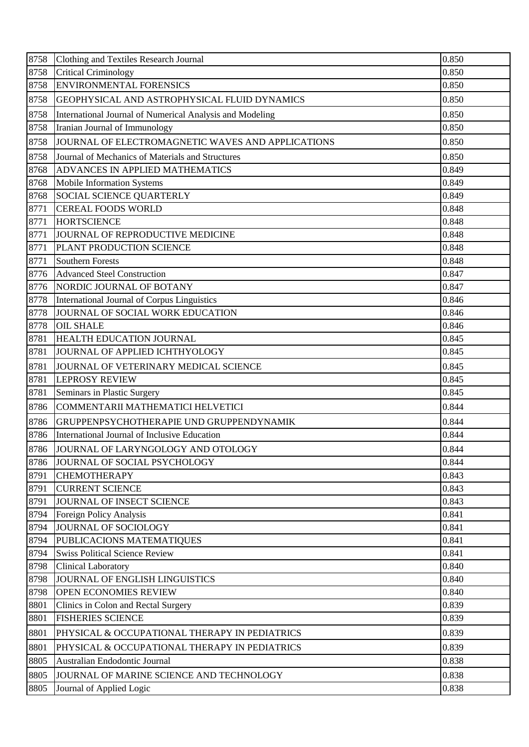| 8758 | Clothing and Textiles Research Journal | 0.850 |
|---|---|---|
| 8758 | Critical Criminology | 0.850 |
| 8758 | ENVIRONMENTAL FORENSICS | 0.850 |
| 8758 | GEOPHYSICAL AND ASTROPHYSICAL FLUID DYNAMICS | 0.850 |
| 8758 | International Journal of Numerical Analysis and Modeling | 0.850 |
| 8758 | Iranian Journal of Immunology | 0.850 |
| 8758 | JOURNAL OF ELECTROMAGNETIC WAVES AND APPLICATIONS | 0.850 |
| 8758 | Journal of Mechanics of Materials and Structures | 0.850 |
| 8768 | ADVANCES IN APPLIED MATHEMATICS | 0.849 |
| 8768 | Mobile Information Systems | 0.849 |
| 8768 | SOCIAL SCIENCE QUARTERLY | 0.849 |
| 8771 | CEREAL FOODS WORLD | 0.848 |
| 8771 | HORTSCIENCE | 0.848 |
| 8771 | JOURNAL OF REPRODUCTIVE MEDICINE | 0.848 |
| 8771 | PLANT PRODUCTION SCIENCE | 0.848 |
| 8771 | Southern Forests | 0.848 |
| 8776 | Advanced Steel Construction | 0.847 |
| 8776 | NORDIC JOURNAL OF BOTANY | 0.847 |
| 8778 | International Journal of Corpus Linguistics | 0.846 |
| 8778 | JOURNAL OF SOCIAL WORK EDUCATION | 0.846 |
| 8778 | OIL SHALE | 0.846 |
| 8781 | HEALTH EDUCATION JOURNAL | 0.845 |
| 8781 | JOURNAL OF APPLIED ICHTHYOLOGY | 0.845 |
| 8781 | JOURNAL OF VETERINARY MEDICAL SCIENCE | 0.845 |
| 8781 | LEPROSY REVIEW | 0.845 |
| 8781 | Seminars in Plastic Surgery | 0.845 |
| 8786 | COMMENTARII MATHEMATICI HELVETICI | 0.844 |
| 8786 | GRUPPENPSYCHOTHERAPIE UND GRUPPENDYNAMIK | 0.844 |
| 8786 | International Journal of Inclusive Education | 0.844 |
| 8786 | JOURNAL OF LARYNGOLOGY AND OTOLOGY | 0.844 |
| 8786 | JOURNAL OF SOCIAL PSYCHOLOGY | 0.844 |
| 8791 | CHEMOTHERAPY | 0.843 |
| 8791 | CURRENT SCIENCE | 0.843 |
| 8791 | JOURNAL OF INSECT SCIENCE | 0.843 |
| 8794 | Foreign Policy Analysis | 0.841 |
| 8794 | JOURNAL OF SOCIOLOGY | 0.841 |
| 8794 | PUBLICACIONS MATEMATIQUES | 0.841 |
| 8794 | Swiss Political Science Review | 0.841 |
| 8798 | Clinical Laboratory | 0.840 |
| 8798 | JOURNAL OF ENGLISH LINGUISTICS | 0.840 |
| 8798 | OPEN ECONOMIES REVIEW | 0.840 |
| 8801 | Clinics in Colon and Rectal Surgery | 0.839 |
| 8801 | FISHERIES SCIENCE | 0.839 |
| 8801 | PHYSICAL & OCCUPATIONAL THERAPY IN PEDIATRICS | 0.839 |
| 8801 | PHYSICAL & OCCUPATIONAL THERAPY IN PEDIATRICS | 0.839 |
| 8805 | Australian Endodontic Journal | 0.838 |
| 8805 | JOURNAL OF MARINE SCIENCE AND TECHNOLOGY | 0.838 |
| 8805 | Journal of Applied Logic | 0.838 |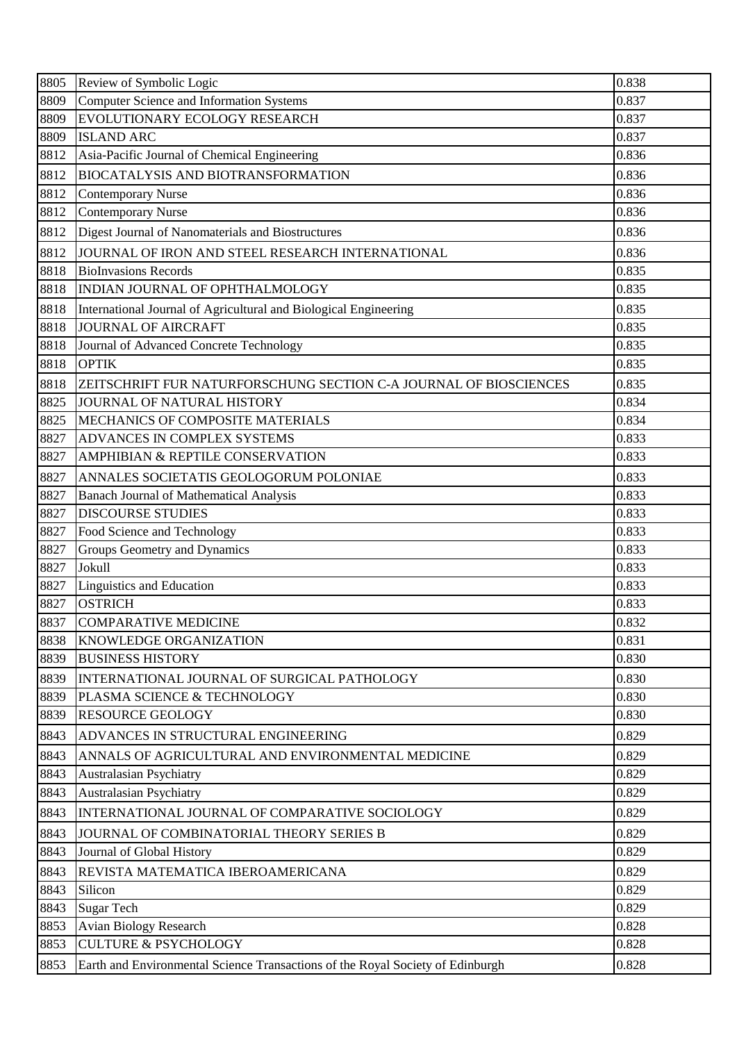| 8805 | Review of Symbolic Logic | 0.838 |
|---|---|---|
| 8809 | Computer Science and Information Systems | 0.837 |
| 8809 | EVOLUTIONARY ECOLOGY RESEARCH | 0.837 |
| 8809 | ISLAND ARC | 0.837 |
| 8812 | Asia-Pacific Journal of Chemical Engineering | 0.836 |
| 8812 | BIOCATALYSIS AND BIOTRANSFORMATION | 0.836 |
| 8812 | Contemporary Nurse | 0.836 |
| 8812 | Contemporary Nurse | 0.836 |
| 8812 | Digest Journal of Nanomaterials and Biostructures | 0.836 |
| 8812 | JOURNAL OF IRON AND STEEL RESEARCH INTERNATIONAL | 0.836 |
| 8818 | BioInvasions Records | 0.835 |
| 8818 | INDIAN JOURNAL OF OPHTHALMOLOGY | 0.835 |
| 8818 | International Journal of Agricultural and Biological Engineering | 0.835 |
| 8818 | JOURNAL OF AIRCRAFT | 0.835 |
| 8818 | Journal of Advanced Concrete Technology | 0.835 |
| 8818 | OPTIK | 0.835 |
| 8818 | ZEITSCHRIFT FUR NATURFORSCHUNG SECTION C-A JOURNAL OF BIOSCIENCES | 0.835 |
| 8825 | JOURNAL OF NATURAL HISTORY | 0.834 |
| 8825 | MECHANICS OF COMPOSITE MATERIALS | 0.834 |
| 8827 | ADVANCES IN COMPLEX SYSTEMS | 0.833 |
| 8827 | AMPHIBIAN & REPTILE CONSERVATION | 0.833 |
| 8827 | ANNALES SOCIETATIS GEOLOGORUM POLONIAE | 0.833 |
| 8827 | Banach Journal of Mathematical Analysis | 0.833 |
| 8827 | DISCOURSE STUDIES | 0.833 |
| 8827 | Food Science and Technology | 0.833 |
| 8827 | Groups Geometry and Dynamics | 0.833 |
| 8827 | Jokull | 0.833 |
| 8827 | Linguistics and Education | 0.833 |
| 8827 | OSTRICH | 0.833 |
| 8837 | COMPARATIVE MEDICINE | 0.832 |
| 8838 | KNOWLEDGE ORGANIZATION | 0.831 |
| 8839 | BUSINESS HISTORY | 0.830 |
| 8839 | INTERNATIONAL JOURNAL OF SURGICAL PATHOLOGY | 0.830 |
| 8839 | PLASMA SCIENCE & TECHNOLOGY | 0.830 |
| 8839 | RESOURCE GEOLOGY | 0.830 |
| 8843 | ADVANCES IN STRUCTURAL ENGINEERING | 0.829 |
| 8843 | ANNALS OF AGRICULTURAL AND ENVIRONMENTAL MEDICINE | 0.829 |
| 8843 | Australasian Psychiatry | 0.829 |
| 8843 | Australasian Psychiatry | 0.829 |
| 8843 | INTERNATIONAL JOURNAL OF COMPARATIVE SOCIOLOGY | 0.829 |
| 8843 | JOURNAL OF COMBINATORIAL THEORY SERIES B | 0.829 |
| 8843 | Journal of Global History | 0.829 |
| 8843 | REVISTA MATEMATICA IBEROAMERICANA | 0.829 |
| 8843 | Silicon | 0.829 |
| 8843 | Sugar Tech | 0.829 |
| 8853 | Avian Biology Research | 0.828 |
| 8853 | CULTURE & PSYCHOLOGY | 0.828 |
| 8853 | Earth and Environmental Science Transactions of the Royal Society of Edinburgh | 0.828 |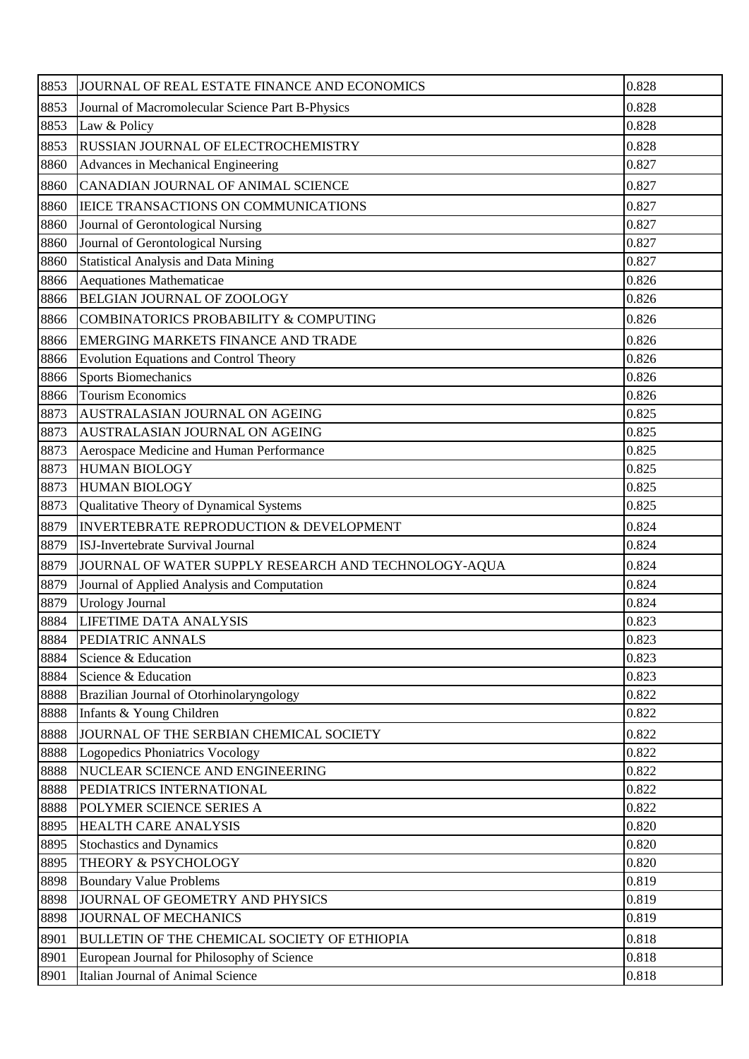| 8853 | JOURNAL OF REAL ESTATE FINANCE AND ECONOMICS | 0.828 |
|---|---|---|
| 8853 | Journal of Macromolecular Science Part B-Physics | 0.828 |
| 8853 | Law & Policy | 0.828 |
| 8853 | RUSSIAN JOURNAL OF ELECTROCHEMISTRY | 0.828 |
| 8860 | Advances in Mechanical Engineering | 0.827 |
| 8860 | CANADIAN JOURNAL OF ANIMAL SCIENCE | 0.827 |
| 8860 | IEICE TRANSACTIONS ON COMMUNICATIONS | 0.827 |
| 8860 | Journal of Gerontological Nursing | 0.827 |
| 8860 | Journal of Gerontological Nursing | 0.827 |
| 8860 | Statistical Analysis and Data Mining | 0.827 |
| 8866 | Aequationes Mathematicae | 0.826 |
| 8866 | BELGIAN JOURNAL OF ZOOLOGY | 0.826 |
| 8866 | COMBINATORICS PROBABILITY & COMPUTING | 0.826 |
| 8866 | EMERGING MARKETS FINANCE AND TRADE | 0.826 |
| 8866 | Evolution Equations and Control Theory | 0.826 |
| 8866 | Sports Biomechanics | 0.826 |
| 8866 | Tourism Economics | 0.826 |
| 8873 | AUSTRALASIAN JOURNAL ON AGEING | 0.825 |
| 8873 | AUSTRALASIAN JOURNAL ON AGEING | 0.825 |
| 8873 | Aerospace Medicine and Human Performance | 0.825 |
| 8873 | HUMAN BIOLOGY | 0.825 |
| 8873 | HUMAN BIOLOGY | 0.825 |
| 8873 | Qualitative Theory of Dynamical Systems | 0.825 |
| 8879 | INVERTEBRATE REPRODUCTION & DEVELOPMENT | 0.824 |
| 8879 | ISJ-Invertebrate Survival Journal | 0.824 |
| 8879 | JOURNAL OF WATER SUPPLY RESEARCH AND TECHNOLOGY-AQUA | 0.824 |
| 8879 | Journal of Applied Analysis and Computation | 0.824 |
| 8879 | Urology Journal | 0.824 |
| 8884 | LIFETIME DATA ANALYSIS | 0.823 |
| 8884 | PEDIATRIC ANNALS | 0.823 |
| 8884 | Science & Education | 0.823 |
| 8884 | Science & Education | 0.823 |
| 8888 | Brazilian Journal of Otorhinolaryngology | 0.822 |
| 8888 | Infants & Young Children | 0.822 |
| 8888 | JOURNAL OF THE SERBIAN CHEMICAL SOCIETY | 0.822 |
| 8888 | Logopedics Phoniatrics Vocology | 0.822 |
| 8888 | NUCLEAR SCIENCE AND ENGINEERING | 0.822 |
| 8888 | PEDIATRICS INTERNATIONAL | 0.822 |
| 8888 | POLYMER SCIENCE SERIES A | 0.822 |
| 8895 | HEALTH CARE ANALYSIS | 0.820 |
| 8895 | Stochastics and Dynamics | 0.820 |
| 8895 | THEORY & PSYCHOLOGY | 0.820 |
| 8898 | Boundary Value Problems | 0.819 |
| 8898 | JOURNAL OF GEOMETRY AND PHYSICS | 0.819 |
| 8898 | JOURNAL OF MECHANICS | 0.819 |
| 8901 | BULLETIN OF THE CHEMICAL SOCIETY OF ETHIOPIA | 0.818 |
| 8901 | European Journal for Philosophy of Science | 0.818 |
| 8901 | Italian Journal of Animal Science | 0.818 |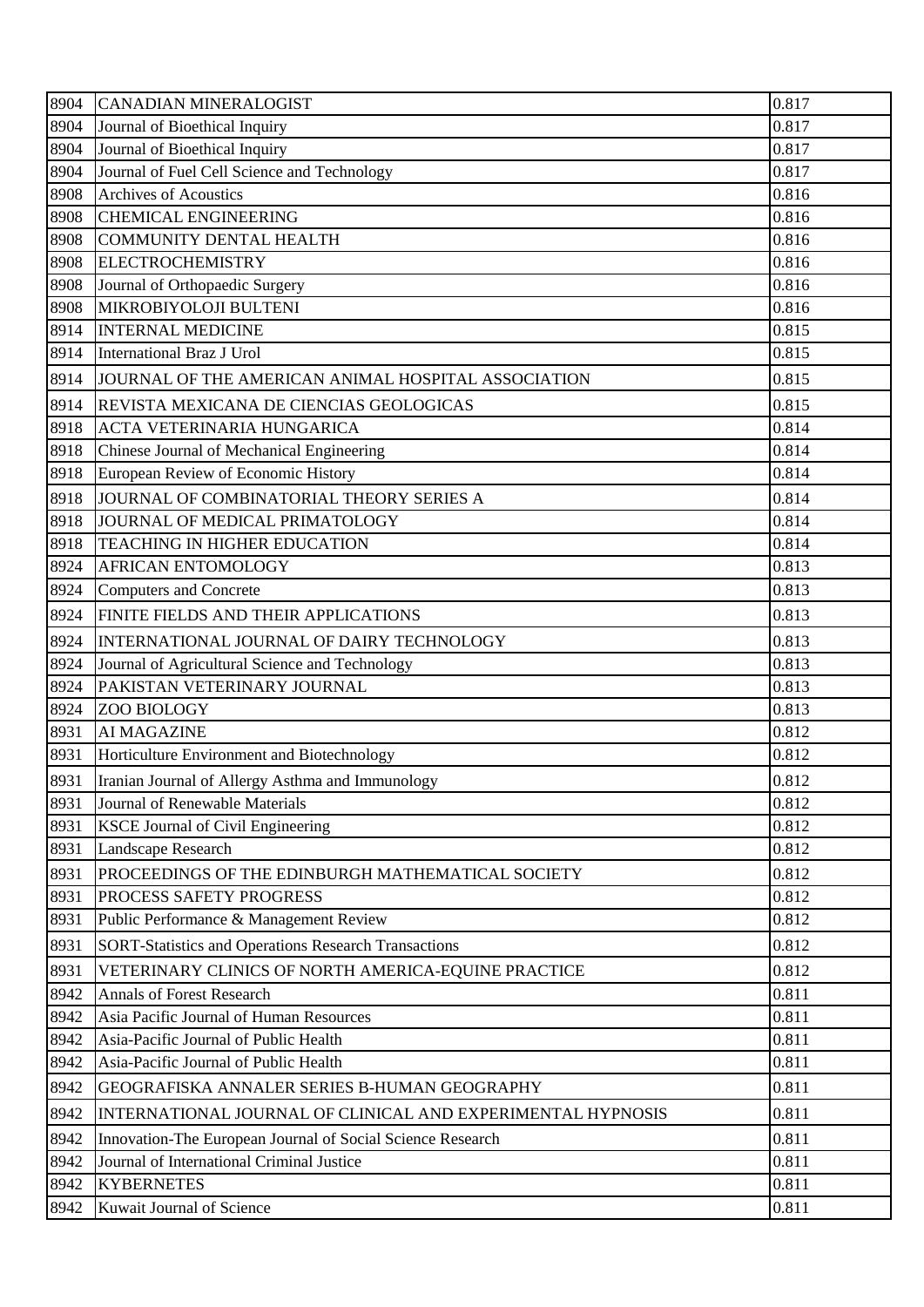| | | |
|---|---|---|
| 8904 | CANADIAN MINERALOGIST | 0.817 |
| 8904 | Journal of Bioethical Inquiry | 0.817 |
| 8904 | Journal of Bioethical Inquiry | 0.817 |
| 8904 | Journal of Fuel Cell Science and Technology | 0.817 |
| 8908 | Archives of Acoustics | 0.816 |
| 8908 | CHEMICAL ENGINEERING | 0.816 |
| 8908 | COMMUNITY DENTAL HEALTH | 0.816 |
| 8908 | ELECTROCHEMISTRY | 0.816 |
| 8908 | Journal of Orthopaedic Surgery | 0.816 |
| 8908 | MIKROBIYOLOJI BULTENI | 0.816 |
| 8914 | INTERNAL MEDICINE | 0.815 |
| 8914 | International Braz J Urol | 0.815 |
| 8914 | JOURNAL OF THE AMERICAN ANIMAL HOSPITAL ASSOCIATION | 0.815 |
| 8914 | REVISTA MEXICANA DE CIENCIAS GEOLOGICAS | 0.815 |
| 8918 | ACTA VETERINARIA HUNGARICA | 0.814 |
| 8918 | Chinese Journal of Mechanical Engineering | 0.814 |
| 8918 | European Review of Economic History | 0.814 |
| 8918 | JOURNAL OF COMBINATORIAL THEORY SERIES A | 0.814 |
| 8918 | JOURNAL OF MEDICAL PRIMATOLOGY | 0.814 |
| 8918 | TEACHING IN HIGHER EDUCATION | 0.814 |
| 8924 | AFRICAN ENTOMOLOGY | 0.813 |
| 8924 | Computers and Concrete | 0.813 |
| 8924 | FINITE FIELDS AND THEIR APPLICATIONS | 0.813 |
| 8924 | INTERNATIONAL JOURNAL OF DAIRY TECHNOLOGY | 0.813 |
| 8924 | Journal of Agricultural Science and Technology | 0.813 |
| 8924 | PAKISTAN VETERINARY JOURNAL | 0.813 |
| 8924 | ZOO BIOLOGY | 0.813 |
| 8931 | AI MAGAZINE | 0.812 |
| 8931 | Horticulture Environment and Biotechnology | 0.812 |
| 8931 | Iranian Journal of Allergy Asthma and Immunology | 0.812 |
| 8931 | Journal of Renewable Materials | 0.812 |
| 8931 | KSCE Journal of Civil Engineering | 0.812 |
| 8931 | Landscape Research | 0.812 |
| 8931 | PROCEEDINGS OF THE EDINBURGH MATHEMATICAL SOCIETY | 0.812 |
| 8931 | PROCESS SAFETY PROGRESS | 0.812 |
| 8931 | Public Performance & Management Review | 0.812 |
| 8931 | SORT-Statistics and Operations Research Transactions | 0.812 |
| 8931 | VETERINARY CLINICS OF NORTH AMERICA-EQUINE PRACTICE | 0.812 |
| 8942 | Annals of Forest Research | 0.811 |
| 8942 | Asia Pacific Journal of Human Resources | 0.811 |
| 8942 | Asia-Pacific Journal of Public Health | 0.811 |
| 8942 | Asia-Pacific Journal of Public Health | 0.811 |
| 8942 | GEOGRAFISKA ANNALER SERIES B-HUMAN GEOGRAPHY | 0.811 |
| 8942 | INTERNATIONAL JOURNAL OF CLINICAL AND EXPERIMENTAL HYPNOSIS | 0.811 |
| 8942 | Innovation-The European Journal of Social Science Research | 0.811 |
| 8942 | Journal of International Criminal Justice | 0.811 |
| 8942 | KYBERNETES | 0.811 |
| 8942 | Kuwait Journal of Science | 0.811 |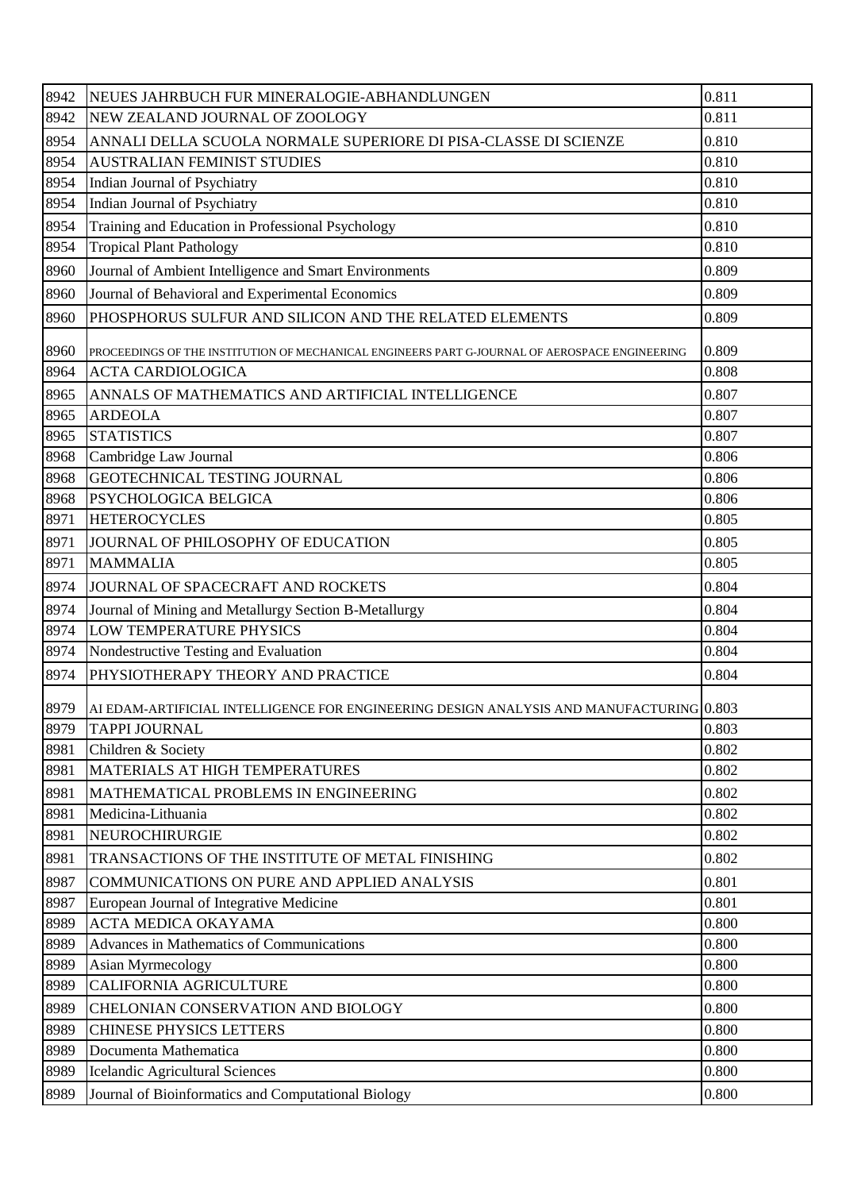| 8942 | NEUES JAHRBUCH FUR MINERALOGIE-ABHANDLUNGEN | 0.811 |
|---|---|---|
| 8942 | NEW ZEALAND JOURNAL OF ZOOLOGY | 0.811 |
| 8954 | ANNALI DELLA SCUOLA NORMALE SUPERIORE DI PISA-CLASSE DI SCIENZE | 0.810 |
| 8954 | AUSTRALIAN FEMINIST STUDIES | 0.810 |
| 8954 | Indian Journal of Psychiatry | 0.810 |
| 8954 | Indian Journal of Psychiatry | 0.810 |
| 8954 | Training and Education in Professional Psychology | 0.810 |
| 8954 | Tropical Plant Pathology | 0.810 |
| 8960 | Journal of Ambient Intelligence and Smart Environments | 0.809 |
| 8960 | Journal of Behavioral and Experimental Economics | 0.809 |
| 8960 | PHOSPHORUS SULFUR AND SILICON AND THE RELATED ELEMENTS | 0.809 |
| 8960 | PROCEEDINGS OF THE INSTITUTION OF MECHANICAL ENGINEERS PART G-JOURNAL OF AEROSPACE ENGINEERING | 0.809 |
| 8964 | ACTA CARDIOLOGICA | 0.808 |
| 8965 | ANNALS OF MATHEMATICS AND ARTIFICIAL INTELLIGENCE | 0.807 |
| 8965 | ARDEOLA | 0.807 |
| 8965 | STATISTICS | 0.807 |
| 8968 | Cambridge Law Journal | 0.806 |
| 8968 | GEOTECHNICAL TESTING JOURNAL | 0.806 |
| 8968 | PSYCHOLOGICA BELGICA | 0.806 |
| 8971 | HETEROCYCLES | 0.805 |
| 8971 | JOURNAL OF PHILOSOPHY OF EDUCATION | 0.805 |
| 8971 | MAMMALIA | 0.805 |
| 8974 | JOURNAL OF SPACECRAFT AND ROCKETS | 0.804 |
| 8974 | Journal of Mining and Metallurgy Section B-Metallurgy | 0.804 |
| 8974 | LOW TEMPERATURE PHYSICS | 0.804 |
| 8974 | Nondestructive Testing and Evaluation | 0.804 |
| 8974 | PHYSIOTHERAPY THEORY AND PRACTICE | 0.804 |
| 8979 | AI EDAM-ARTIFICIAL INTELLIGENCE FOR ENGINEERING DESIGN ANALYSIS AND MANUFACTURING | 0.803 |
| 8979 | TAPPI JOURNAL | 0.803 |
| 8981 | Children & Society | 0.802 |
| 8981 | MATERIALS AT HIGH TEMPERATURES | 0.802 |
| 8981 | MATHEMATICAL PROBLEMS IN ENGINEERING | 0.802 |
| 8981 | Medicina-Lithuania | 0.802 |
| 8981 | NEUROCHIRURGIE | 0.802 |
| 8981 | TRANSACTIONS OF THE INSTITUTE OF METAL FINISHING | 0.802 |
| 8987 | COMMUNICATIONS ON PURE AND APPLIED ANALYSIS | 0.801 |
| 8987 | European Journal of Integrative Medicine | 0.801 |
| 8989 | ACTA MEDICA OKAYAMA | 0.800 |
| 8989 | Advances in Mathematics of Communications | 0.800 |
| 8989 | Asian Myrmecology | 0.800 |
| 8989 | CALIFORNIA AGRICULTURE | 0.800 |
| 8989 | CHELONIAN CONSERVATION AND BIOLOGY | 0.800 |
| 8989 | CHINESE PHYSICS LETTERS | 0.800 |
| 8989 | Documenta Mathematica | 0.800 |
| 8989 | Icelandic Agricultural Sciences | 0.800 |
| 8989 | Journal of Bioinformatics and Computational Biology | 0.800 |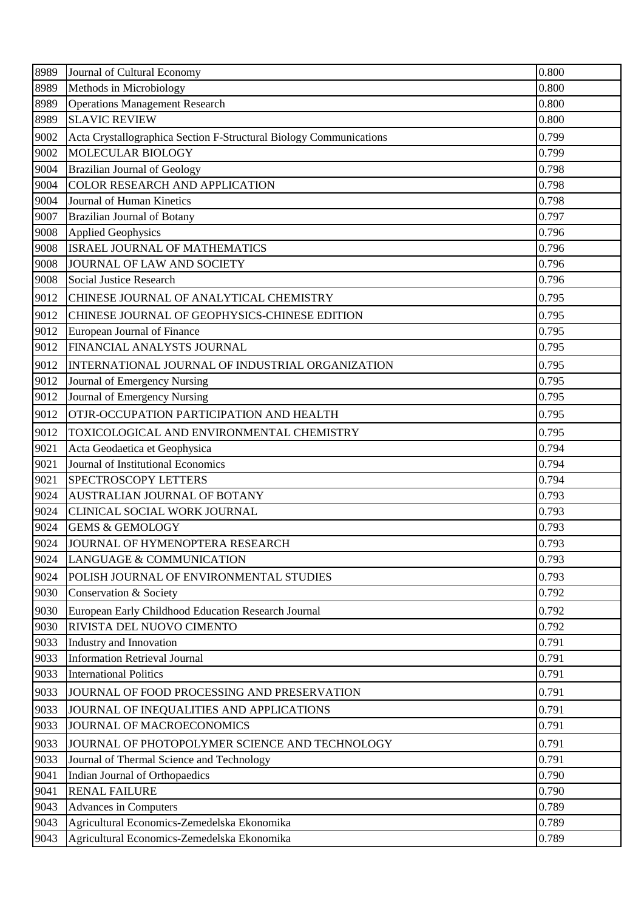| 8989 | Journal of Cultural Economy | 0.800 |
|---|---|---|
| 8989 | Methods in Microbiology | 0.800 |
| 8989 | Operations Management Research | 0.800 |
| 8989 | SLAVIC REVIEW | 0.800 |
| 9002 | Acta Crystallographica Section F-Structural Biology Communications | 0.799 |
| 9002 | MOLECULAR BIOLOGY | 0.799 |
| 9004 | Brazilian Journal of Geology | 0.798 |
| 9004 | COLOR RESEARCH AND APPLICATION | 0.798 |
| 9004 | Journal of Human Kinetics | 0.798 |
| 9007 | Brazilian Journal of Botany | 0.797 |
| 9008 | Applied Geophysics | 0.796 |
| 9008 | ISRAEL JOURNAL OF MATHEMATICS | 0.796 |
| 9008 | JOURNAL OF LAW AND SOCIETY | 0.796 |
| 9008 | Social Justice Research | 0.796 |
| 9012 | CHINESE JOURNAL OF ANALYTICAL CHEMISTRY | 0.795 |
| 9012 | CHINESE JOURNAL OF GEOPHYSICS-CHINESE EDITION | 0.795 |
| 9012 | European Journal of Finance | 0.795 |
| 9012 | FINANCIAL ANALYSTS JOURNAL | 0.795 |
| 9012 | INTERNATIONAL JOURNAL OF INDUSTRIAL ORGANIZATION | 0.795 |
| 9012 | Journal of Emergency Nursing | 0.795 |
| 9012 | Journal of Emergency Nursing | 0.795 |
| 9012 | OTJR-OCCUPATION PARTICIPATION AND HEALTH | 0.795 |
| 9012 | TOXICOLOGICAL AND ENVIRONMENTAL CHEMISTRY | 0.795 |
| 9021 | Acta Geodaetica et Geophysica | 0.794 |
| 9021 | Journal of Institutional Economics | 0.794 |
| 9021 | SPECTROSCOPY LETTERS | 0.794 |
| 9024 | AUSTRALIAN JOURNAL OF BOTANY | 0.793 |
| 9024 | CLINICAL SOCIAL WORK JOURNAL | 0.793 |
| 9024 | GEMS & GEMOLOGY | 0.793 |
| 9024 | JOURNAL OF HYMENOPTERA RESEARCH | 0.793 |
| 9024 | LANGUAGE & COMMUNICATION | 0.793 |
| 9024 | POLISH JOURNAL OF ENVIRONMENTAL STUDIES | 0.793 |
| 9030 | Conservation & Society | 0.792 |
| 9030 | European Early Childhood Education Research Journal | 0.792 |
| 9030 | RIVISTA DEL NUOVO CIMENTO | 0.792 |
| 9033 | Industry and Innovation | 0.791 |
| 9033 | Information Retrieval Journal | 0.791 |
| 9033 | International Politics | 0.791 |
| 9033 | JOURNAL OF FOOD PROCESSING AND PRESERVATION | 0.791 |
| 9033 | JOURNAL OF INEQUALITIES AND APPLICATIONS | 0.791 |
| 9033 | JOURNAL OF MACROECONOMICS | 0.791 |
| 9033 | JOURNAL OF PHOTOPOLYMER SCIENCE AND TECHNOLOGY | 0.791 |
| 9033 | Journal of Thermal Science and Technology | 0.791 |
| 9041 | Indian Journal of Orthopaedics | 0.790 |
| 9041 | RENAL FAILURE | 0.790 |
| 9043 | Advances in Computers | 0.789 |
| 9043 | Agricultural Economics-Zemedelska Ekonomika | 0.789 |
| 9043 | Agricultural Economics-Zemedelska Ekonomika | 0.789 |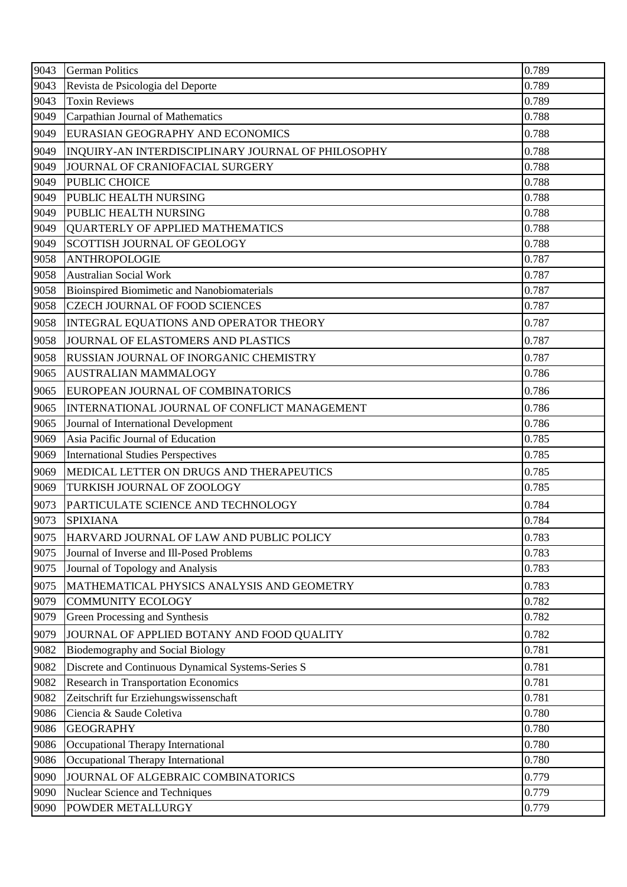| | | |
|---|---|---|
| 9043 | German Politics | 0.789 |
| 9043 | Revista de Psicologia del Deporte | 0.789 |
| 9043 | Toxin Reviews | 0.789 |
| 9049 | Carpathian Journal of Mathematics | 0.788 |
| 9049 | EURASIAN GEOGRAPHY AND ECONOMICS | 0.788 |
| 9049 | INQUIRY-AN INTERDISCIPLINARY JOURNAL OF PHILOSOPHY | 0.788 |
| 9049 | JOURNAL OF CRANIOFACIAL SURGERY | 0.788 |
| 9049 | PUBLIC CHOICE | 0.788 |
| 9049 | PUBLIC HEALTH NURSING | 0.788 |
| 9049 | PUBLIC HEALTH NURSING | 0.788 |
| 9049 | QUARTERLY OF APPLIED MATHEMATICS | 0.788 |
| 9049 | SCOTTISH JOURNAL OF GEOLOGY | 0.788 |
| 9058 | ANTHROPOLOGIE | 0.787 |
| 9058 | Australian Social Work | 0.787 |
| 9058 | Bioinspired Biomimetic and Nanobiomaterials | 0.787 |
| 9058 | CZECH JOURNAL OF FOOD SCIENCES | 0.787 |
| 9058 | INTEGRAL EQUATIONS AND OPERATOR THEORY | 0.787 |
| 9058 | JOURNAL OF ELASTOMERS AND PLASTICS | 0.787 |
| 9058 | RUSSIAN JOURNAL OF INORGANIC CHEMISTRY | 0.787 |
| 9065 | AUSTRALIAN MAMMALOGY | 0.786 |
| 9065 | EUROPEAN JOURNAL OF COMBINATORICS | 0.786 |
| 9065 | INTERNATIONAL JOURNAL OF CONFLICT MANAGEMENT | 0.786 |
| 9065 | Journal of International Development | 0.786 |
| 9069 | Asia Pacific Journal of Education | 0.785 |
| 9069 | International Studies Perspectives | 0.785 |
| 9069 | MEDICAL LETTER ON DRUGS AND THERAPEUTICS | 0.785 |
| 9069 | TURKISH JOURNAL OF ZOOLOGY | 0.785 |
| 9073 | PARTICULATE SCIENCE AND TECHNOLOGY | 0.784 |
| 9073 | SPIXIANA | 0.784 |
| 9075 | HARVARD JOURNAL OF LAW AND PUBLIC POLICY | 0.783 |
| 9075 | Journal of Inverse and Ill-Posed Problems | 0.783 |
| 9075 | Journal of Topology and Analysis | 0.783 |
| 9075 | MATHEMATICAL PHYSICS ANALYSIS AND GEOMETRY | 0.783 |
| 9079 | COMMUNITY ECOLOGY | 0.782 |
| 9079 | Green Processing and Synthesis | 0.782 |
| 9079 | JOURNAL OF APPLIED BOTANY AND FOOD QUALITY | 0.782 |
| 9082 | Biodemography and Social Biology | 0.781 |
| 9082 | Discrete and Continuous Dynamical Systems-Series S | 0.781 |
| 9082 | Research in Transportation Economics | 0.781 |
| 9082 | Zeitschrift fur Erziehungswissenschaft | 0.781 |
| 9086 | Ciencia & Saude Coletiva | 0.780 |
| 9086 | GEOGRAPHY | 0.780 |
| 9086 | Occupational Therapy International | 0.780 |
| 9086 | Occupational Therapy International | 0.780 |
| 9090 | JOURNAL OF ALGEBRAIC COMBINATORICS | 0.779 |
| 9090 | Nuclear Science and Techniques | 0.779 |
| 9090 | POWDER METALLURGY | 0.779 |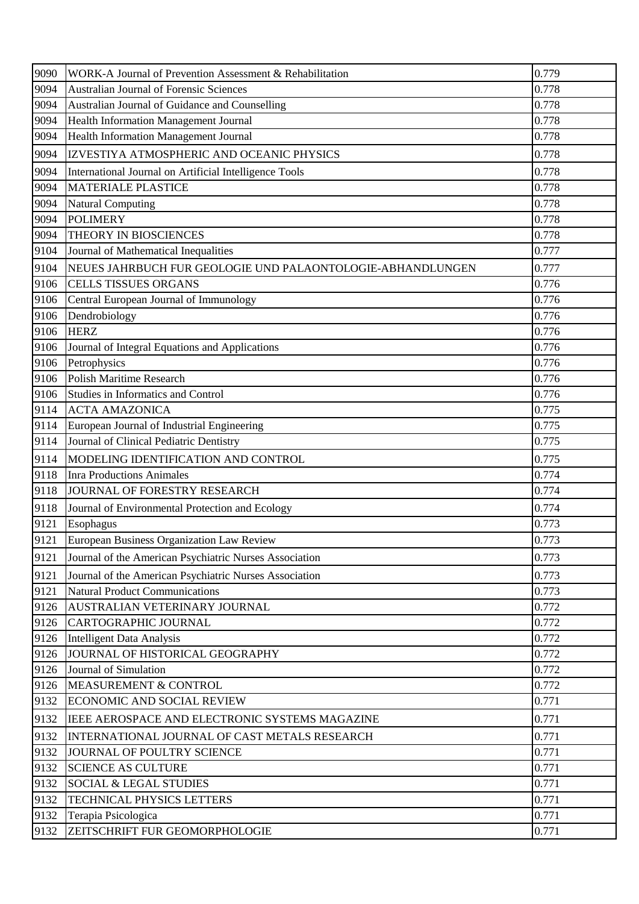| 9090 | WORK-A Journal of Prevention Assessment & Rehabilitation | 0.779 |
|---|---|---|
| 9094 | Australian Journal of Forensic Sciences | 0.778 |
| 9094 | Australian Journal of Guidance and Counselling | 0.778 |
| 9094 | Health Information Management Journal | 0.778 |
| 9094 | Health Information Management Journal | 0.778 |
| 9094 | IZVESTIYA ATMOSPHERIC AND OCEANIC PHYSICS | 0.778 |
| 9094 | International Journal on Artificial Intelligence Tools | 0.778 |
| 9094 | MATERIALE PLASTICE | 0.778 |
| 9094 | Natural Computing | 0.778 |
| 9094 | POLIMERY | 0.778 |
| 9094 | THEORY IN BIOSCIENCES | 0.778 |
| 9104 | Journal of Mathematical Inequalities | 0.777 |
| 9104 | NEUES JAHRBUCH FUR GEOLOGIE UND PALAONTOLOGIE-ABHANDLUNGEN | 0.777 |
| 9106 | CELLS TISSUES ORGANS | 0.776 |
| 9106 | Central European Journal of Immunology | 0.776 |
| 9106 | Dendrobiology | 0.776 |
| 9106 | HERZ | 0.776 |
| 9106 | Journal of Integral Equations and Applications | 0.776 |
| 9106 | Petrophysics | 0.776 |
| 9106 | Polish Maritime Research | 0.776 |
| 9106 | Studies in Informatics and Control | 0.776 |
| 9114 | ACTA AMAZONICA | 0.775 |
| 9114 | European Journal of Industrial Engineering | 0.775 |
| 9114 | Journal of Clinical Pediatric Dentistry | 0.775 |
| 9114 | MODELING IDENTIFICATION AND CONTROL | 0.775 |
| 9118 | Inra Productions Animales | 0.774 |
| 9118 | JOURNAL OF FORESTRY RESEARCH | 0.774 |
| 9118 | Journal of Environmental Protection and Ecology | 0.774 |
| 9121 | Esophagus | 0.773 |
| 9121 | European Business Organization Law Review | 0.773 |
| 9121 | Journal of the American Psychiatric Nurses Association | 0.773 |
| 9121 | Journal of the American Psychiatric Nurses Association | 0.773 |
| 9121 | Natural Product Communications | 0.773 |
| 9126 | AUSTRALIAN VETERINARY JOURNAL | 0.772 |
| 9126 | CARTOGRAPHIC JOURNAL | 0.772 |
| 9126 | Intelligent Data Analysis | 0.772 |
| 9126 | JOURNAL OF HISTORICAL GEOGRAPHY | 0.772 |
| 9126 | Journal of Simulation | 0.772 |
| 9126 | MEASUREMENT & CONTROL | 0.772 |
| 9132 | ECONOMIC AND SOCIAL REVIEW | 0.771 |
| 9132 | IEEE AEROSPACE AND ELECTRONIC SYSTEMS MAGAZINE | 0.771 |
| 9132 | INTERNATIONAL JOURNAL OF CAST METALS RESEARCH | 0.771 |
| 9132 | JOURNAL OF POULTRY SCIENCE | 0.771 |
| 9132 | SCIENCE AS CULTURE | 0.771 |
| 9132 | SOCIAL & LEGAL STUDIES | 0.771 |
| 9132 | TECHNICAL PHYSICS LETTERS | 0.771 |
| 9132 | Terapia Psicologica | 0.771 |
| 9132 | ZEITSCHRIFT FUR GEOMORPHOLOGIE | 0.771 |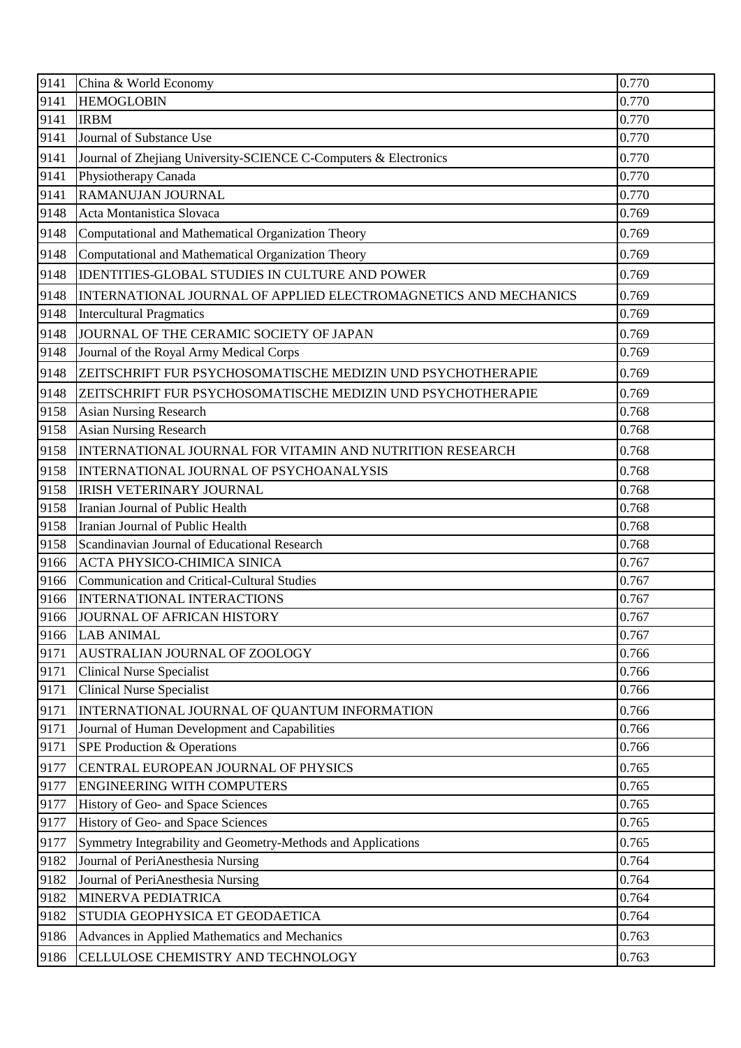| | | |
|---|---|---|
| 9141 | China & World Economy | 0.770 |
| 9141 | HEMOGLOBIN | 0.770 |
| 9141 | IRBM | 0.770 |
| 9141 | Journal of Substance Use | 0.770 |
| 9141 | Journal of Zhejiang University-SCIENCE C-Computers & Electronics | 0.770 |
| 9141 | Physiotherapy Canada | 0.770 |
| 9141 | RAMANUJAN JOURNAL | 0.770 |
| 9148 | Acta Montanistica Slovaca | 0.769 |
| 9148 | Computational and Mathematical Organization Theory | 0.769 |
| 9148 | Computational and Mathematical Organization Theory | 0.769 |
| 9148 | IDENTITIES-GLOBAL STUDIES IN CULTURE AND POWER | 0.769 |
| 9148 | INTERNATIONAL JOURNAL OF APPLIED ELECTROMAGNETICS AND MECHANICS | 0.769 |
| 9148 | Intercultural Pragmatics | 0.769 |
| 9148 | JOURNAL OF THE CERAMIC SOCIETY OF JAPAN | 0.769 |
| 9148 | Journal of the Royal Army Medical Corps | 0.769 |
| 9148 | ZEITSCHRIFT FUR PSYCHOSOMATISCHE MEDIZIN UND PSYCHOTHERAPIE | 0.769 |
| 9148 | ZEITSCHRIFT FUR PSYCHOSOMATISCHE MEDIZIN UND PSYCHOTHERAPIE | 0.769 |
| 9158 | Asian Nursing Research | 0.768 |
| 9158 | Asian Nursing Research | 0.768 |
| 9158 | INTERNATIONAL JOURNAL FOR VITAMIN AND NUTRITION RESEARCH | 0.768 |
| 9158 | INTERNATIONAL JOURNAL OF PSYCHOANALYSIS | 0.768 |
| 9158 | IRISH VETERINARY JOURNAL | 0.768 |
| 9158 | Iranian Journal of Public Health | 0.768 |
| 9158 | Iranian Journal of Public Health | 0.768 |
| 9158 | Scandinavian Journal of Educational Research | 0.768 |
| 9166 | ACTA PHYSICO-CHIMICA SINICA | 0.767 |
| 9166 | Communication and Critical-Cultural Studies | 0.767 |
| 9166 | INTERNATIONAL INTERACTIONS | 0.767 |
| 9166 | JOURNAL OF AFRICAN HISTORY | 0.767 |
| 9166 | LAB ANIMAL | 0.767 |
| 9171 | AUSTRALIAN JOURNAL OF ZOOLOGY | 0.766 |
| 9171 | Clinical Nurse Specialist | 0.766 |
| 9171 | Clinical Nurse Specialist | 0.766 |
| 9171 | INTERNATIONAL JOURNAL OF QUANTUM INFORMATION | 0.766 |
| 9171 | Journal of Human Development and Capabilities | 0.766 |
| 9171 | SPE Production & Operations | 0.766 |
| 9177 | CENTRAL EUROPEAN JOURNAL OF PHYSICS | 0.765 |
| 9177 | ENGINEERING WITH COMPUTERS | 0.765 |
| 9177 | History of Geo- and Space Sciences | 0.765 |
| 9177 | History of Geo- and Space Sciences | 0.765 |
| 9177 | Symmetry Integrability and Geometry-Methods and Applications | 0.765 |
| 9182 | Journal of PeriAnesthesia Nursing | 0.764 |
| 9182 | Journal of PeriAnesthesia Nursing | 0.764 |
| 9182 | MINERVA PEDIATRICA | 0.764 |
| 9182 | STUDIA GEOPHYSICA ET GEODAETICA | 0.764 |
| 9186 | Advances in Applied Mathematics and Mechanics | 0.763 |
| 9186 | CELLULOSE CHEMISTRY AND TECHNOLOGY | 0.763 |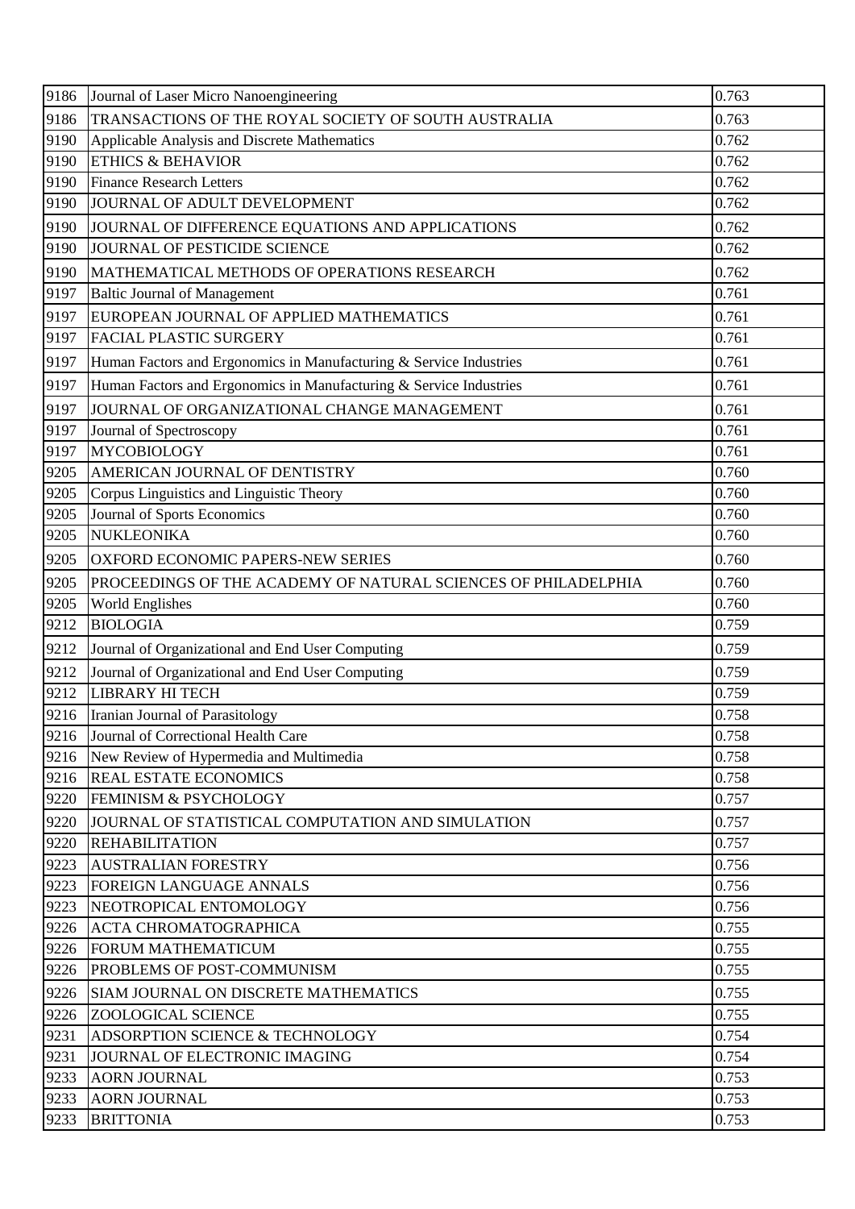| 9186 | Journal of Laser Micro Nanoengineering | 0.763 |
|---|---|---|
| 9186 | TRANSACTIONS OF THE ROYAL SOCIETY OF SOUTH AUSTRALIA | 0.763 |
| 9190 | Applicable Analysis and Discrete Mathematics | 0.762 |
| 9190 | ETHICS & BEHAVIOR | 0.762 |
| 9190 | Finance Research Letters | 0.762 |
| 9190 | JOURNAL OF ADULT DEVELOPMENT | 0.762 |
| 9190 | JOURNAL OF DIFFERENCE EQUATIONS AND APPLICATIONS | 0.762 |
| 9190 | JOURNAL OF PESTICIDE SCIENCE | 0.762 |
| 9190 | MATHEMATICAL METHODS OF OPERATIONS RESEARCH | 0.762 |
| 9197 | Baltic Journal of Management | 0.761 |
| 9197 | EUROPEAN JOURNAL OF APPLIED MATHEMATICS | 0.761 |
| 9197 | FACIAL PLASTIC SURGERY | 0.761 |
| 9197 | Human Factors and Ergonomics in Manufacturing & Service Industries | 0.761 |
| 9197 | Human Factors and Ergonomics in Manufacturing & Service Industries | 0.761 |
| 9197 | JOURNAL OF ORGANIZATIONAL CHANGE MANAGEMENT | 0.761 |
| 9197 | Journal of Spectroscopy | 0.761 |
| 9197 | MYCOBIOLOGY | 0.761 |
| 9205 | AMERICAN JOURNAL OF DENTISTRY | 0.760 |
| 9205 | Corpus Linguistics and Linguistic Theory | 0.760 |
| 9205 | Journal of Sports Economics | 0.760 |
| 9205 | NUKLEONIKA | 0.760 |
| 9205 | OXFORD ECONOMIC PAPERS-NEW SERIES | 0.760 |
| 9205 | PROCEEDINGS OF THE ACADEMY OF NATURAL SCIENCES OF PHILADELPHIA | 0.760 |
| 9205 | World Englishes | 0.760 |
| 9212 | BIOLOGIA | 0.759 |
| 9212 | Journal of Organizational and End User Computing | 0.759 |
| 9212 | Journal of Organizational and End User Computing | 0.759 |
| 9212 | LIBRARY HI TECH | 0.759 |
| 9216 | Iranian Journal of Parasitology | 0.758 |
| 9216 | Journal of Correctional Health Care | 0.758 |
| 9216 | New Review of Hypermedia and Multimedia | 0.758 |
| 9216 | REAL ESTATE ECONOMICS | 0.758 |
| 9220 | FEMINISM & PSYCHOLOGY | 0.757 |
| 9220 | JOURNAL OF STATISTICAL COMPUTATION AND SIMULATION | 0.757 |
| 9220 | REHABILITATION | 0.757 |
| 9223 | AUSTRALIAN FORESTRY | 0.756 |
| 9223 | FOREIGN LANGUAGE ANNALS | 0.756 |
| 9223 | NEOTROPICAL ENTOMOLOGY | 0.756 |
| 9226 | ACTA CHROMATOGRAPHICA | 0.755 |
| 9226 | FORUM MATHEMATICUM | 0.755 |
| 9226 | PROBLEMS OF POST-COMMUNISM | 0.755 |
| 9226 | SIAM JOURNAL ON DISCRETE MATHEMATICS | 0.755 |
| 9226 | ZOOLOGICAL SCIENCE | 0.755 |
| 9231 | ADSORPTION SCIENCE & TECHNOLOGY | 0.754 |
| 9231 | JOURNAL OF ELECTRONIC IMAGING | 0.754 |
| 9233 | AORN JOURNAL | 0.753 |
| 9233 | AORN JOURNAL | 0.753 |
| 9233 | BRITTONIA | 0.753 |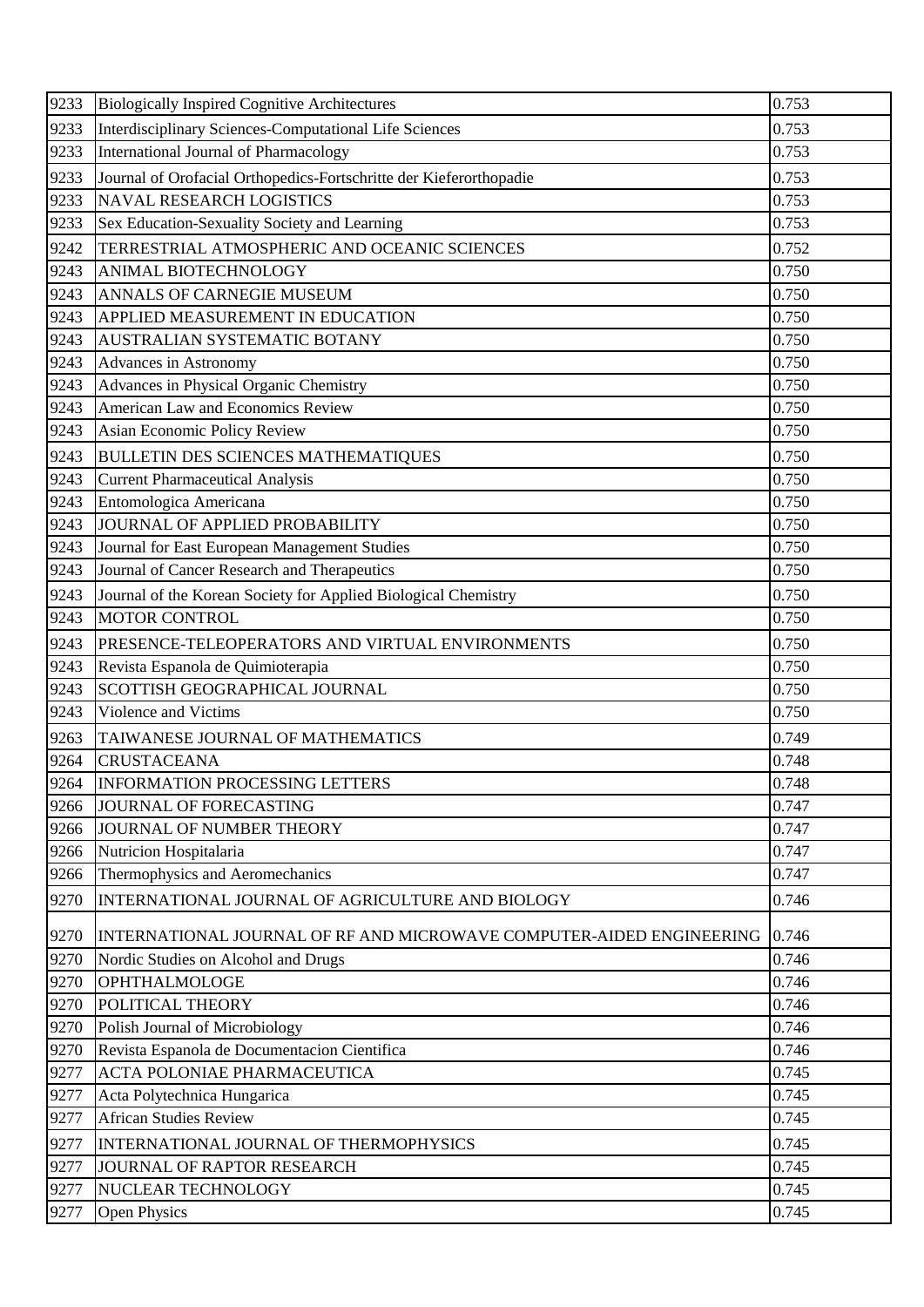| 9233 | Biologically Inspired Cognitive Architectures | 0.753 |
|---|---|---|
| 9233 | Interdisciplinary Sciences-Computational Life Sciences | 0.753 |
| 9233 | International Journal of Pharmacology | 0.753 |
| 9233 | Journal of Orofacial Orthopedics-Fortschritte der Kieferorthopadie | 0.753 |
| 9233 | NAVAL RESEARCH LOGISTICS | 0.753 |
| 9233 | Sex Education-Sexuality Society and Learning | 0.753 |
| 9242 | TERRESTRIAL ATMOSPHERIC AND OCEANIC SCIENCES | 0.752 |
| 9243 | ANIMAL BIOTECHNOLOGY | 0.750 |
| 9243 | ANNALS OF CARNEGIE MUSEUM | 0.750 |
| 9243 | APPLIED MEASUREMENT IN EDUCATION | 0.750 |
| 9243 | AUSTRALIAN SYSTEMATIC BOTANY | 0.750 |
| 9243 | Advances in Astronomy | 0.750 |
| 9243 | Advances in Physical Organic Chemistry | 0.750 |
| 9243 | American Law and Economics Review | 0.750 |
| 9243 | Asian Economic Policy Review | 0.750 |
| 9243 | BULLETIN DES SCIENCES MATHEMATIQUES | 0.750 |
| 9243 | Current Pharmaceutical Analysis | 0.750 |
| 9243 | Entomologica Americana | 0.750 |
| 9243 | JOURNAL OF APPLIED PROBABILITY | 0.750 |
| 9243 | Journal for East European Management Studies | 0.750 |
| 9243 | Journal of Cancer Research and Therapeutics | 0.750 |
| 9243 | Journal of the Korean Society for Applied Biological Chemistry | 0.750 |
| 9243 | MOTOR CONTROL | 0.750 |
| 9243 | PRESENCE-TELEOPERATORS AND VIRTUAL ENVIRONMENTS | 0.750 |
| 9243 | Revista Espanola de Quimioterapia | 0.750 |
| 9243 | SCOTTISH GEOGRAPHICAL JOURNAL | 0.750 |
| 9243 | Violence and Victims | 0.750 |
| 9263 | TAIWANESE JOURNAL OF MATHEMATICS | 0.749 |
| 9264 | CRUSTACEANA | 0.748 |
| 9264 | INFORMATION PROCESSING LETTERS | 0.748 |
| 9266 | JOURNAL OF FORECASTING | 0.747 |
| 9266 | JOURNAL OF NUMBER THEORY | 0.747 |
| 9266 | Nutricion Hospitalaria | 0.747 |
| 9266 | Thermophysics and Aeromechanics | 0.747 |
| 9270 | INTERNATIONAL JOURNAL OF AGRICULTURE AND BIOLOGY | 0.746 |
| 9270 | INTERNATIONAL JOURNAL OF RF AND MICROWAVE COMPUTER-AIDED ENGINEERING | 0.746 |
| 9270 | Nordic Studies on Alcohol and Drugs | 0.746 |
| 9270 | OPHTHALMOLOGE | 0.746 |
| 9270 | POLITICAL THEORY | 0.746 |
| 9270 | Polish Journal of Microbiology | 0.746 |
| 9270 | Revista Espanola de Documentacion Cientifica | 0.746 |
| 9277 | ACTA POLONIAE PHARMACEUTICA | 0.745 |
| 9277 | Acta Polytechnica Hungarica | 0.745 |
| 9277 | African Studies Review | 0.745 |
| 9277 | INTERNATIONAL JOURNAL OF THERMOPHYSICS | 0.745 |
| 9277 | JOURNAL OF RAPTOR RESEARCH | 0.745 |
| 9277 | NUCLEAR TECHNOLOGY | 0.745 |
| 9277 | Open Physics | 0.745 |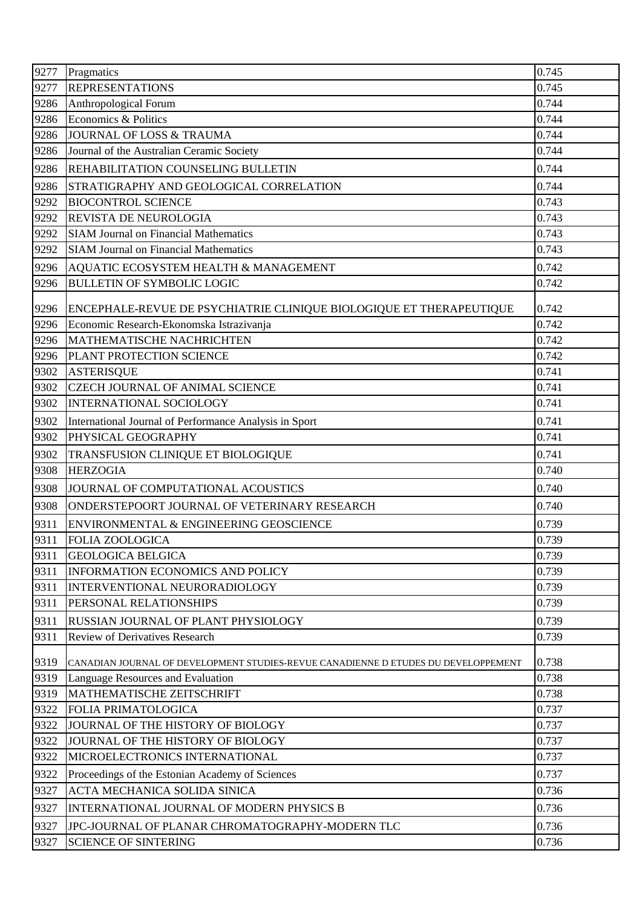| 9277 | Pragmatics | 0.745 |
|---|---|---|
| 9277 | REPRESENTATIONS | 0.745 |
| 9286 | Anthropological Forum | 0.744 |
| 9286 | Economics & Politics | 0.744 |
| 9286 | JOURNAL OF LOSS & TRAUMA | 0.744 |
| 9286 | Journal of the Australian Ceramic Society | 0.744 |
| 9286 | REHABILITATION COUNSELING BULLETIN | 0.744 |
| 9286 | STRATIGRAPHY AND GEOLOGICAL CORRELATION | 0.744 |
| 9292 | BIOCONTROL SCIENCE | 0.743 |
| 9292 | REVISTA DE NEUROLOGIA | 0.743 |
| 9292 | SIAM Journal on Financial Mathematics | 0.743 |
| 9292 | SIAM Journal on Financial Mathematics | 0.743 |
| 9296 | AQUATIC ECOSYSTEM HEALTH & MANAGEMENT | 0.742 |
| 9296 | BULLETIN OF SYMBOLIC LOGIC | 0.742 |
| 9296 | ENCEPHALE-REVUE DE PSYCHIATRIE CLINIQUE BIOLOGIQUE ET THERAPEUTIQUE | 0.742 |
| 9296 | Economic Research-Ekonomska Istrazivanja | 0.742 |
| 9296 | MATHEMATISCHE NACHRICHTEN | 0.742 |
| 9296 | PLANT PROTECTION SCIENCE | 0.742 |
| 9302 | ASTERISQUE | 0.741 |
| 9302 | CZECH JOURNAL OF ANIMAL SCIENCE | 0.741 |
| 9302 | INTERNATIONAL SOCIOLOGY | 0.741 |
| 9302 | International Journal of Performance Analysis in Sport | 0.741 |
| 9302 | PHYSICAL GEOGRAPHY | 0.741 |
| 9302 | TRANSFUSION CLINIQUE ET BIOLOGIQUE | 0.741 |
| 9308 | HERZOGIA | 0.740 |
| 9308 | JOURNAL OF COMPUTATIONAL ACOUSTICS | 0.740 |
| 9308 | ONDERSTEPOORT JOURNAL OF VETERINARY RESEARCH | 0.740 |
| 9311 | ENVIRONMENTAL & ENGINEERING GEOSCIENCE | 0.739 |
| 9311 | FOLIA ZOOLOGICA | 0.739 |
| 9311 | GEOLOGICA BELGICA | 0.739 |
| 9311 | INFORMATION ECONOMICS AND POLICY | 0.739 |
| 9311 | INTERVENTIONAL NEURORADIOLOGY | 0.739 |
| 9311 | PERSONAL RELATIONSHIPS | 0.739 |
| 9311 | RUSSIAN JOURNAL OF PLANT PHYSIOLOGY | 0.739 |
| 9311 | Review of Derivatives Research | 0.739 |
| 9319 | CANADIAN JOURNAL OF DEVELOPMENT STUDIES-REVUE CANADIENNE D ETUDES DU DEVELOPPEMENT | 0.738 |
| 9319 | Language Resources and Evaluation | 0.738 |
| 9319 | MATHEMATISCHE ZEITSCHRIFT | 0.738 |
| 9322 | FOLIA PRIMATOLOGICA | 0.737 |
| 9322 | JOURNAL OF THE HISTORY OF BIOLOGY | 0.737 |
| 9322 | JOURNAL OF THE HISTORY OF BIOLOGY | 0.737 |
| 9322 | MICROELECTRONICS INTERNATIONAL | 0.737 |
| 9322 | Proceedings of the Estonian Academy of Sciences | 0.737 |
| 9327 | ACTA MECHANICA SOLIDA SINICA | 0.736 |
| 9327 | INTERNATIONAL JOURNAL OF MODERN PHYSICS B | 0.736 |
| 9327 | JPC-JOURNAL OF PLANAR CHROMATOGRAPHY-MODERN TLC | 0.736 |
| 9327 | SCIENCE OF SINTERING | 0.736 |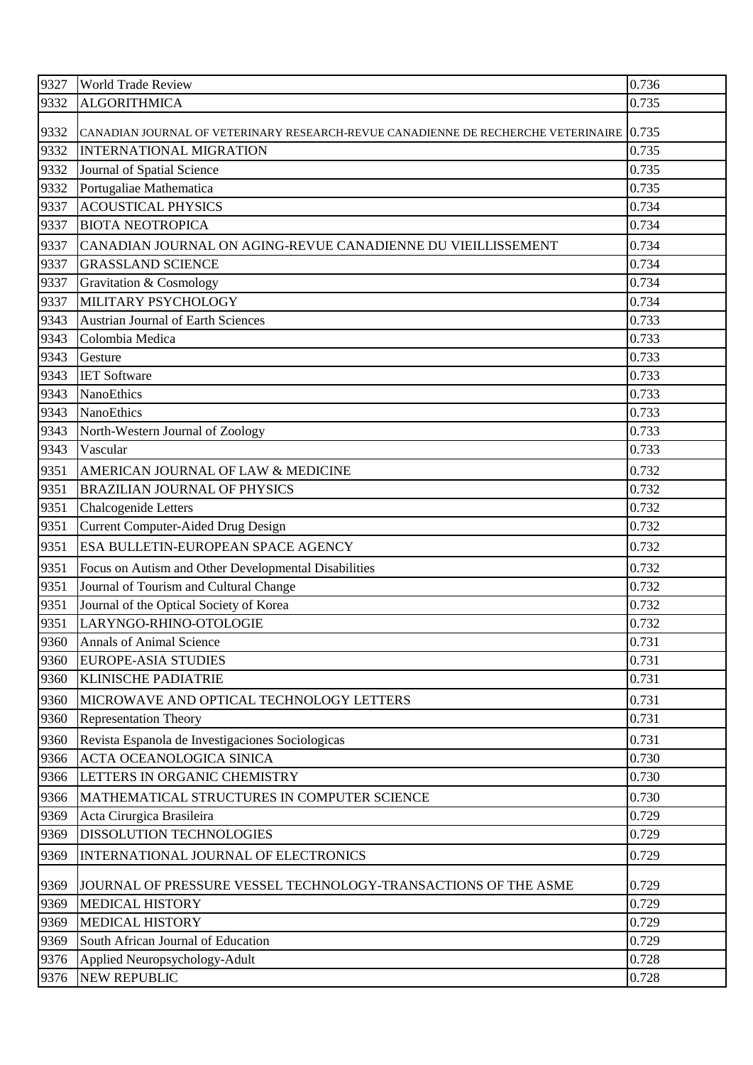| 9327 | World Trade Review | 0.736 |
|---|---|---|
| 9332 | ALGORITHMICA | 0.735 |
| 9332 | CANADIAN JOURNAL OF VETERINARY RESEARCH-REVUE CANADIENNE DE RECHERCHE VETERINAIRE | 0.735 |
| 9332 | INTERNATIONAL MIGRATION | 0.735 |
| 9332 | Journal of Spatial Science | 0.735 |
| 9332 | Portugaliae Mathematica | 0.735 |
| 9337 | ACOUSTICAL PHYSICS | 0.734 |
| 9337 | BIOTA NEOTROPICA | 0.734 |
| 9337 | CANADIAN JOURNAL ON AGING-REVUE CANADIENNE DU VIEILLISSEMENT | 0.734 |
| 9337 | GRASSLAND SCIENCE | 0.734 |
| 9337 | Gravitation & Cosmology | 0.734 |
| 9337 | MILITARY PSYCHOLOGY | 0.734 |
| 9343 | Austrian Journal of Earth Sciences | 0.733 |
| 9343 | Colombia Medica | 0.733 |
| 9343 | Gesture | 0.733 |
| 9343 | IET Software | 0.733 |
| 9343 | NanoEthics | 0.733 |
| 9343 | NanoEthics | 0.733 |
| 9343 | North-Western Journal of Zoology | 0.733 |
| 9343 | Vascular | 0.733 |
| 9351 | AMERICAN JOURNAL OF LAW & MEDICINE | 0.732 |
| 9351 | BRAZILIAN JOURNAL OF PHYSICS | 0.732 |
| 9351 | Chalcogenide Letters | 0.732 |
| 9351 | Current Computer-Aided Drug Design | 0.732 |
| 9351 | ESA BULLETIN-EUROPEAN SPACE AGENCY | 0.732 |
| 9351 | Focus on Autism and Other Developmental Disabilities | 0.732 |
| 9351 | Journal of Tourism and Cultural Change | 0.732 |
| 9351 | Journal of the Optical Society of Korea | 0.732 |
| 9351 | LARYNGO-RHINO-OTOLOGIE | 0.732 |
| 9360 | Annals of Animal Science | 0.731 |
| 9360 | EUROPE-ASIA STUDIES | 0.731 |
| 9360 | KLINISCHE PADIATRIE | 0.731 |
| 9360 | MICROWAVE AND OPTICAL TECHNOLOGY LETTERS | 0.731 |
| 9360 | Representation Theory | 0.731 |
| 9360 | Revista Espanola de Investigaciones Sociologicas | 0.731 |
| 9366 | ACTA OCEANOLOGICA SINICA | 0.730 |
| 9366 | LETTERS IN ORGANIC CHEMISTRY | 0.730 |
| 9366 | MATHEMATICAL STRUCTURES IN COMPUTER SCIENCE | 0.730 |
| 9369 | Acta Cirurgica Brasileira | 0.729 |
| 9369 | DISSOLUTION TECHNOLOGIES | 0.729 |
| 9369 | INTERNATIONAL JOURNAL OF ELECTRONICS | 0.729 |
| 9369 | JOURNAL OF PRESSURE VESSEL TECHNOLOGY-TRANSACTIONS OF THE ASME | 0.729 |
| 9369 | MEDICAL HISTORY | 0.729 |
| 9369 | MEDICAL HISTORY | 0.729 |
| 9369 | South African Journal of Education | 0.729 |
| 9376 | Applied Neuropsychology-Adult | 0.728 |
| 9376 | NEW REPUBLIC | 0.728 |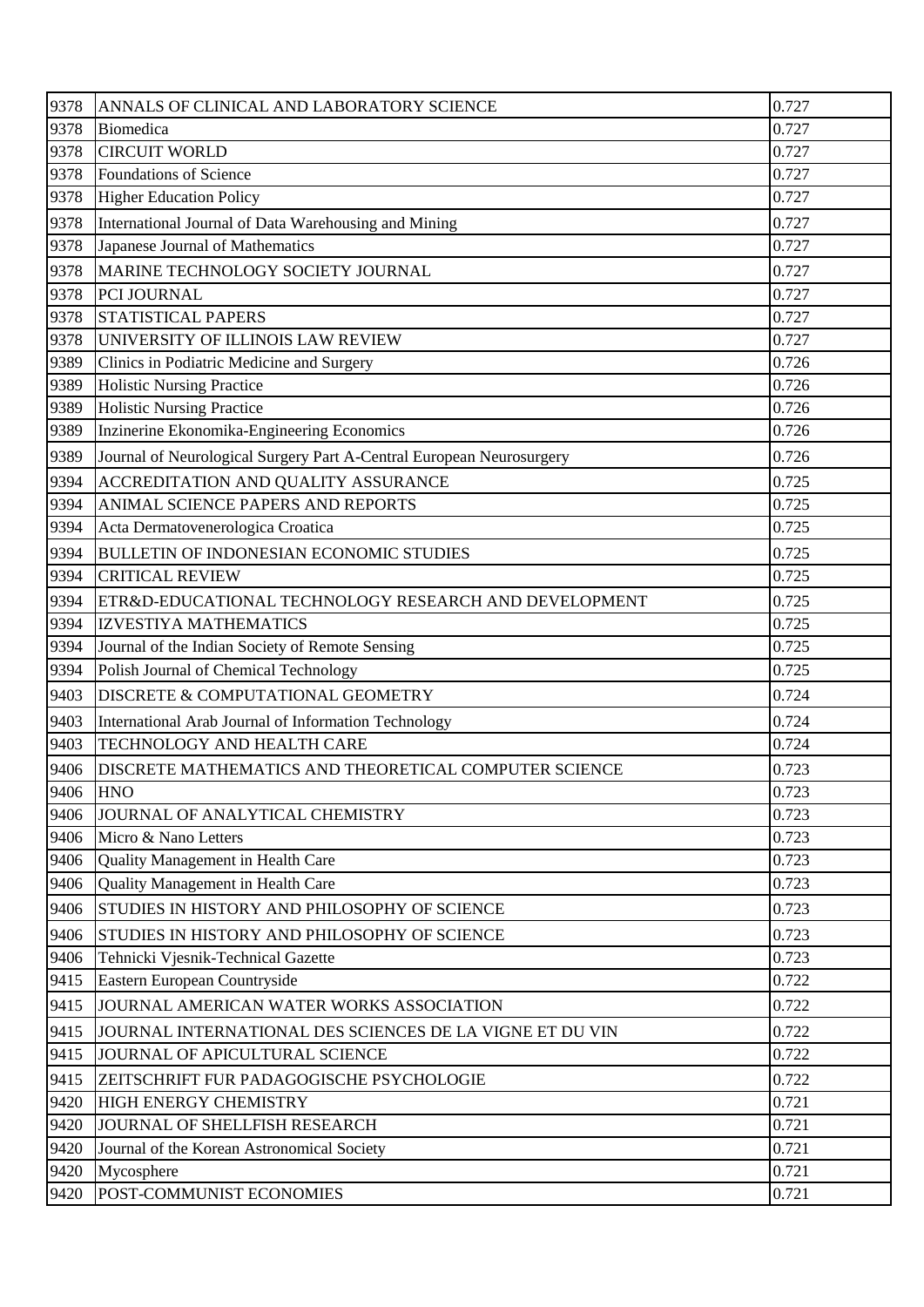| | | |
|---|---|---|
| 9378 | ANNALS OF CLINICAL AND LABORATORY SCIENCE | 0.727 |
| 9378 | Biomedica | 0.727 |
| 9378 | CIRCUIT WORLD | 0.727 |
| 9378 | Foundations of Science | 0.727 |
| 9378 | Higher Education Policy | 0.727 |
| 9378 | International Journal of Data Warehousing and Mining | 0.727 |
| 9378 | Japanese Journal of Mathematics | 0.727 |
| 9378 | MARINE TECHNOLOGY SOCIETY JOURNAL | 0.727 |
| 9378 | PCI JOURNAL | 0.727 |
| 9378 | STATISTICAL PAPERS | 0.727 |
| 9378 | UNIVERSITY OF ILLINOIS LAW REVIEW | 0.727 |
| 9389 | Clinics in Podiatric Medicine and Surgery | 0.726 |
| 9389 | Holistic Nursing Practice | 0.726 |
| 9389 | Holistic Nursing Practice | 0.726 |
| 9389 | Inzinerine Ekonomika-Engineering Economics | 0.726 |
| 9389 | Journal of Neurological Surgery Part A-Central European Neurosurgery | 0.726 |
| 9394 | ACCREDITATION AND QUALITY ASSURANCE | 0.725 |
| 9394 | ANIMAL SCIENCE PAPERS AND REPORTS | 0.725 |
| 9394 | Acta Dermatovenerologica Croatica | 0.725 |
| 9394 | BULLETIN OF INDONESIAN ECONOMIC STUDIES | 0.725 |
| 9394 | CRITICAL REVIEW | 0.725 |
| 9394 | ETR&D-EDUCATIONAL TECHNOLOGY RESEARCH AND DEVELOPMENT | 0.725 |
| 9394 | IZVESTIYA MATHEMATICS | 0.725 |
| 9394 | Journal of the Indian Society of Remote Sensing | 0.725 |
| 9394 | Polish Journal of Chemical Technology | 0.725 |
| 9403 | DISCRETE & COMPUTATIONAL GEOMETRY | 0.724 |
| 9403 | International Arab Journal of Information Technology | 0.724 |
| 9403 | TECHNOLOGY AND HEALTH CARE | 0.724 |
| 9406 | DISCRETE MATHEMATICS AND THEORETICAL COMPUTER SCIENCE | 0.723 |
| 9406 | HNO | 0.723 |
| 9406 | JOURNAL OF ANALYTICAL CHEMISTRY | 0.723 |
| 9406 | Micro & Nano Letters | 0.723 |
| 9406 | Quality Management in Health Care | 0.723 |
| 9406 | Quality Management in Health Care | 0.723 |
| 9406 | STUDIES IN HISTORY AND PHILOSOPHY OF SCIENCE | 0.723 |
| 9406 | STUDIES IN HISTORY AND PHILOSOPHY OF SCIENCE | 0.723 |
| 9406 | Tehnicki Vjesnik-Technical Gazette | 0.723 |
| 9415 | Eastern European Countryside | 0.722 |
| 9415 | JOURNAL AMERICAN WATER WORKS ASSOCIATION | 0.722 |
| 9415 | JOURNAL INTERNATIONAL DES SCIENCES DE LA VIGNE ET DU VIN | 0.722 |
| 9415 | JOURNAL OF APICULTURAL SCIENCE | 0.722 |
| 9415 | ZEITSCHRIFT FUR PADAGOGISCHE PSYCHOLOGIE | 0.722 |
| 9420 | HIGH ENERGY CHEMISTRY | 0.721 |
| 9420 | JOURNAL OF SHELLFISH RESEARCH | 0.721 |
| 9420 | Journal of the Korean Astronomical Society | 0.721 |
| 9420 | Mycosphere | 0.721 |
| 9420 | POST-COMMUNIST ECONOMIES | 0.721 |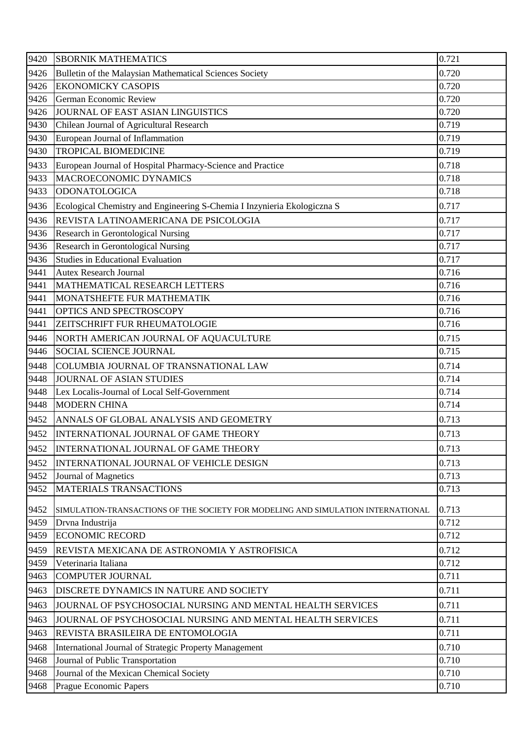| 9420 | SBORNIK MATHEMATICS | 0.721 |
|---|---|---|
| 9426 | Bulletin of the Malaysian Mathematical Sciences Society | 0.720 |
| 9426 | EKONOMICKY CASOPIS | 0.720 |
| 9426 | German Economic Review | 0.720 |
| 9426 | JOURNAL OF EAST ASIAN LINGUISTICS | 0.720 |
| 9430 | Chilean Journal of Agricultural Research | 0.719 |
| 9430 | European Journal of Inflammation | 0.719 |
| 9430 | TROPICAL BIOMEDICINE | 0.719 |
| 9433 | European Journal of Hospital Pharmacy-Science and Practice | 0.718 |
| 9433 | MACROECONOMIC DYNAMICS | 0.718 |
| 9433 | ODONATOLOGICA | 0.718 |
| 9436 | Ecological Chemistry and Engineering S-Chemia I Inzynieria Ekologiczna S | 0.717 |
| 9436 | REVISTA LATINOAMERICANA DE PSICOLOGIA | 0.717 |
| 9436 | Research in Gerontological Nursing | 0.717 |
| 9436 | Research in Gerontological Nursing | 0.717 |
| 9436 | Studies in Educational Evaluation | 0.717 |
| 9441 | Autex Research Journal | 0.716 |
| 9441 | MATHEMATICAL RESEARCH LETTERS | 0.716 |
| 9441 | MONATSHEFTE FUR MATHEMATIK | 0.716 |
| 9441 | OPTICS AND SPECTROSCOPY | 0.716 |
| 9441 | ZEITSCHRIFT FUR RHEUMATOLOGIE | 0.716 |
| 9446 | NORTH AMERICAN JOURNAL OF AQUACULTURE | 0.715 |
| 9446 | SOCIAL SCIENCE JOURNAL | 0.715 |
| 9448 | COLUMBIA JOURNAL OF TRANSNATIONAL LAW | 0.714 |
| 9448 | JOURNAL OF ASIAN STUDIES | 0.714 |
| 9448 | Lex Localis-Journal of Local Self-Government | 0.714 |
| 9448 | MODERN CHINA | 0.714 |
| 9452 | ANNALS OF GLOBAL ANALYSIS AND GEOMETRY | 0.713 |
| 9452 | INTERNATIONAL JOURNAL OF GAME THEORY | 0.713 |
| 9452 | INTERNATIONAL JOURNAL OF GAME THEORY | 0.713 |
| 9452 | INTERNATIONAL JOURNAL OF VEHICLE DESIGN | 0.713 |
| 9452 | Journal of Magnetics | 0.713 |
| 9452 | MATERIALS TRANSACTIONS | 0.713 |
| 9452 | SIMULATION-TRANSACTIONS OF THE SOCIETY FOR MODELING AND SIMULATION INTERNATIONAL | 0.713 |
| 9459 | Drvna Industrija | 0.712 |
| 9459 | ECONOMIC RECORD | 0.712 |
| 9459 | REVISTA MEXICANA DE ASTRONOMIA Y ASTROFISICA | 0.712 |
| 9459 | Veterinaria Italiana | 0.712 |
| 9463 | COMPUTER JOURNAL | 0.711 |
| 9463 | DISCRETE DYNAMICS IN NATURE AND SOCIETY | 0.711 |
| 9463 | JOURNAL OF PSYCHOSOCIAL NURSING AND MENTAL HEALTH SERVICES | 0.711 |
| 9463 | JOURNAL OF PSYCHOSOCIAL NURSING AND MENTAL HEALTH SERVICES | 0.711 |
| 9463 | REVISTA BRASILEIRA DE ENTOMOLOGIA | 0.711 |
| 9468 | International Journal of Strategic Property Management | 0.710 |
| 9468 | Journal of Public Transportation | 0.710 |
| 9468 | Journal of the Mexican Chemical Society | 0.710 |
| 9468 | Prague Economic Papers | 0.710 |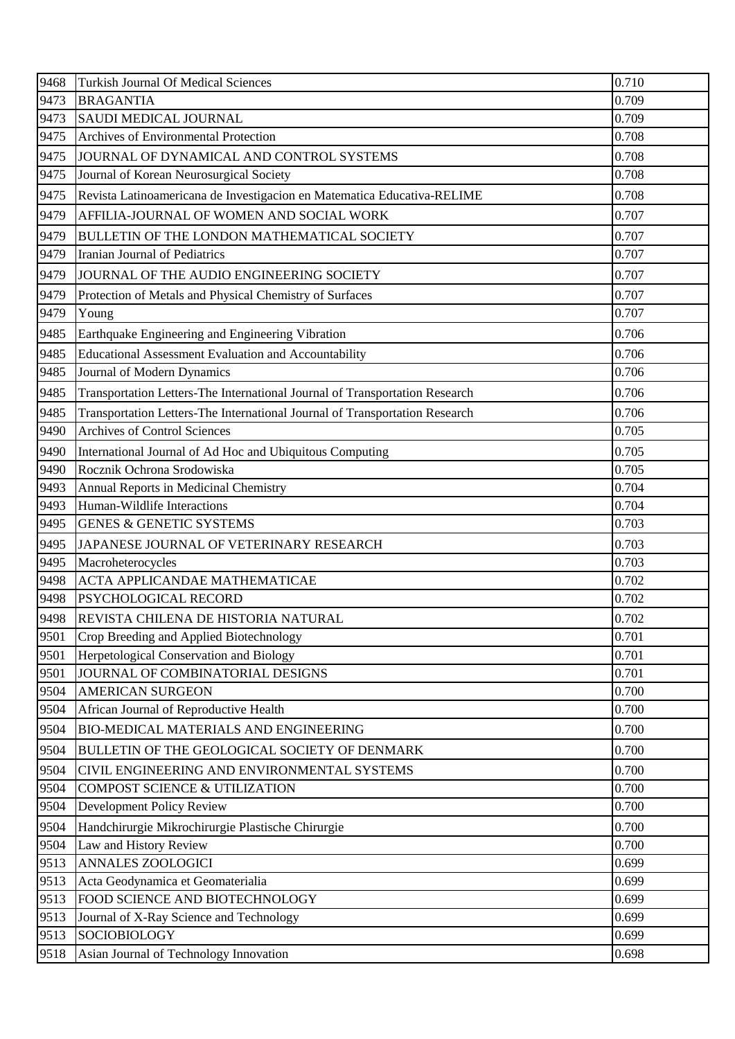| | | |
|---|---|---|
| 9468 | Turkish Journal Of Medical Sciences | 0.710 |
| 9473 | BRAGANTIA | 0.709 |
| 9473 | SAUDI MEDICAL JOURNAL | 0.709 |
| 9475 | Archives of Environmental Protection | 0.708 |
| 9475 | JOURNAL OF DYNAMICAL AND CONTROL SYSTEMS | 0.708 |
| 9475 | Journal of Korean Neurosurgical Society | 0.708 |
| 9475 | Revista Latinoamericana de Investigacion en Matematica Educativa-RELIME | 0.708 |
| 9479 | AFFILIA-JOURNAL OF WOMEN AND SOCIAL WORK | 0.707 |
| 9479 | BULLETIN OF THE LONDON MATHEMATICAL SOCIETY | 0.707 |
| 9479 | Iranian Journal of Pediatrics | 0.707 |
| 9479 | JOURNAL OF THE AUDIO ENGINEERING SOCIETY | 0.707 |
| 9479 | Protection of Metals and Physical Chemistry of Surfaces | 0.707 |
| 9479 | Young | 0.707 |
| 9485 | Earthquake Engineering and Engineering Vibration | 0.706 |
| 9485 | Educational Assessment Evaluation and Accountability | 0.706 |
| 9485 | Journal of Modern Dynamics | 0.706 |
| 9485 | Transportation Letters-The International Journal of Transportation Research | 0.706 |
| 9485 | Transportation Letters-The International Journal of Transportation Research | 0.706 |
| 9490 | Archives of Control Sciences | 0.705 |
| 9490 | International Journal of Ad Hoc and Ubiquitous Computing | 0.705 |
| 9490 | Rocznik Ochrona Srodowiska | 0.705 |
| 9493 | Annual Reports in Medicinal Chemistry | 0.704 |
| 9493 | Human-Wildlife Interactions | 0.704 |
| 9495 | GENES & GENETIC SYSTEMS | 0.703 |
| 9495 | JAPANESE JOURNAL OF VETERINARY RESEARCH | 0.703 |
| 9495 | Macroheterocycles | 0.703 |
| 9498 | ACTA APPLICANDAE MATHEMATICAE | 0.702 |
| 9498 | PSYCHOLOGICAL RECORD | 0.702 |
| 9498 | REVISTA CHILENA DE HISTORIA NATURAL | 0.702 |
| 9501 | Crop Breeding and Applied Biotechnology | 0.701 |
| 9501 | Herpetological Conservation and Biology | 0.701 |
| 9501 | JOURNAL OF COMBINATORIAL DESIGNS | 0.701 |
| 9504 | AMERICAN SURGEON | 0.700 |
| 9504 | African Journal of Reproductive Health | 0.700 |
| 9504 | BIO-MEDICAL MATERIALS AND ENGINEERING | 0.700 |
| 9504 | BULLETIN OF THE GEOLOGICAL SOCIETY OF DENMARK | 0.700 |
| 9504 | CIVIL ENGINEERING AND ENVIRONMENTAL SYSTEMS | 0.700 |
| 9504 | COMPOST SCIENCE & UTILIZATION | 0.700 |
| 9504 | Development Policy Review | 0.700 |
| 9504 | Handchirurgie Mikrochirurgie Plastische Chirurgie | 0.700 |
| 9504 | Law and History Review | 0.700 |
| 9513 | ANNALES ZOOLOGICI | 0.699 |
| 9513 | Acta Geodynamica et Geomaterialia | 0.699 |
| 9513 | FOOD SCIENCE AND BIOTECHNOLOGY | 0.699 |
| 9513 | Journal of X-Ray Science and Technology | 0.699 |
| 9513 | SOCIOBIOLOGY | 0.699 |
| 9518 | Asian Journal of Technology Innovation | 0.698 |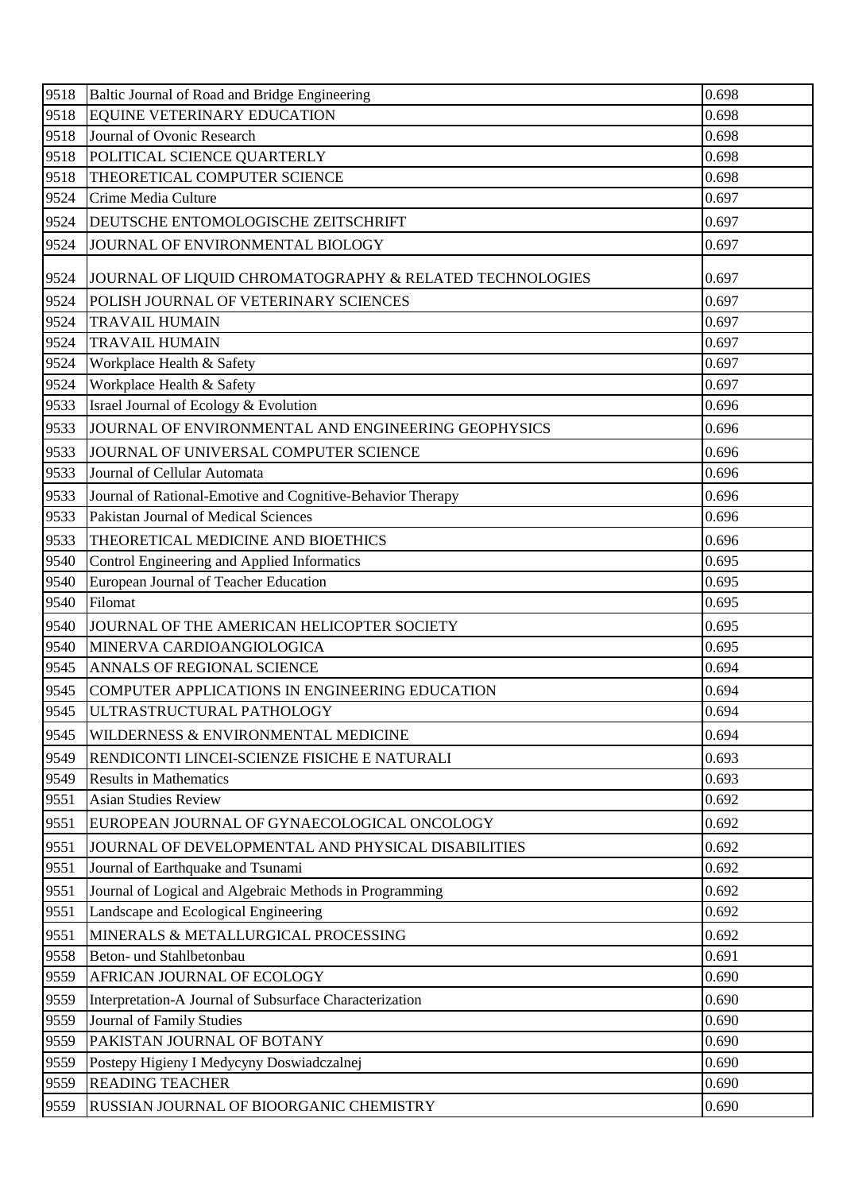| | | |
|---|---|---|
| 9518 | Baltic Journal of Road and Bridge Engineering | 0.698 |
| 9518 | EQUINE VETERINARY EDUCATION | 0.698 |
| 9518 | Journal of Ovonic Research | 0.698 |
| 9518 | POLITICAL SCIENCE QUARTERLY | 0.698 |
| 9518 | THEORETICAL COMPUTER SCIENCE | 0.698 |
| 9524 | Crime Media Culture | 0.697 |
| 9524 | DEUTSCHE ENTOMOLOGISCHE ZEITSCHRIFT | 0.697 |
| 9524 | JOURNAL OF ENVIRONMENTAL BIOLOGY | 0.697 |
| 9524 | JOURNAL OF LIQUID CHROMATOGRAPHY & RELATED TECHNOLOGIES | 0.697 |
| 9524 | POLISH JOURNAL OF VETERINARY SCIENCES | 0.697 |
| 9524 | TRAVAIL HUMAIN | 0.697 |
| 9524 | TRAVAIL HUMAIN | 0.697 |
| 9524 | Workplace Health & Safety | 0.697 |
| 9524 | Workplace Health & Safety | 0.697 |
| 9533 | Israel Journal of Ecology & Evolution | 0.696 |
| 9533 | JOURNAL OF ENVIRONMENTAL AND ENGINEERING GEOPHYSICS | 0.696 |
| 9533 | JOURNAL OF UNIVERSAL COMPUTER SCIENCE | 0.696 |
| 9533 | Journal of Cellular Automata | 0.696 |
| 9533 | Journal of Rational-Emotive and Cognitive-Behavior Therapy | 0.696 |
| 9533 | Pakistan Journal of Medical Sciences | 0.696 |
| 9533 | THEORETICAL MEDICINE AND BIOETHICS | 0.696 |
| 9540 | Control Engineering and Applied Informatics | 0.695 |
| 9540 | European Journal of Teacher Education | 0.695 |
| 9540 | Filomat | 0.695 |
| 9540 | JOURNAL OF THE AMERICAN HELICOPTER SOCIETY | 0.695 |
| 9540 | MINERVA CARDIOANGIOLOGICA | 0.695 |
| 9545 | ANNALS OF REGIONAL SCIENCE | 0.694 |
| 9545 | COMPUTER APPLICATIONS IN ENGINEERING EDUCATION | 0.694 |
| 9545 | ULTRASTRUCTURAL PATHOLOGY | 0.694 |
| 9545 | WILDERNESS & ENVIRONMENTAL MEDICINE | 0.694 |
| 9549 | RENDICONTI LINCEI-SCIENZE FISICHE E NATURALI | 0.693 |
| 9549 | Results in Mathematics | 0.693 |
| 9551 | Asian Studies Review | 0.692 |
| 9551 | EUROPEAN JOURNAL OF GYNAECOLOGICAL ONCOLOGY | 0.692 |
| 9551 | JOURNAL OF DEVELOPMENTAL AND PHYSICAL DISABILITIES | 0.692 |
| 9551 | Journal of Earthquake and Tsunami | 0.692 |
| 9551 | Journal of Logical and Algebraic Methods in Programming | 0.692 |
| 9551 | Landscape and Ecological Engineering | 0.692 |
| 9551 | MINERALS & METALLURGICAL PROCESSING | 0.692 |
| 9558 | Beton- und Stahlbetonbau | 0.691 |
| 9559 | AFRICAN JOURNAL OF ECOLOGY | 0.690 |
| 9559 | Interpretation-A Journal of Subsurface Characterization | 0.690 |
| 9559 | Journal of Family Studies | 0.690 |
| 9559 | PAKISTAN JOURNAL OF BOTANY | 0.690 |
| 9559 | Postepy Higieny I Medycyny Doswiadczalnej | 0.690 |
| 9559 | READING TEACHER | 0.690 |
| 9559 | RUSSIAN JOURNAL OF BIOORGANIC CHEMISTRY | 0.690 |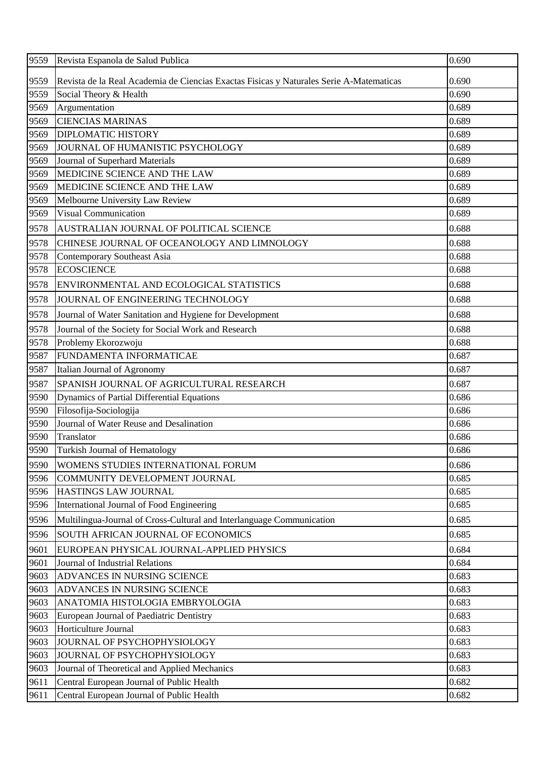| | | |
|---|---|---|
| 9559 | Revista Espanola de Salud Publica | 0.690 |
| 9559 | Revista de la Real Academia de Ciencias Exactas Fisicas y Naturales Serie A-Matematicas | 0.690 |
| 9559 | Social Theory & Health | 0.690 |
| 9569 | Argumentation | 0.689 |
| 9569 | CIENCIAS MARINAS | 0.689 |
| 9569 | DIPLOMATIC HISTORY | 0.689 |
| 9569 | JOURNAL OF HUMANISTIC PSYCHOLOGY | 0.689 |
| 9569 | Journal of Superhard Materials | 0.689 |
| 9569 | MEDICINE SCIENCE AND THE LAW | 0.689 |
| 9569 | MEDICINE SCIENCE AND THE LAW | 0.689 |
| 9569 | Melbourne University Law Review | 0.689 |
| 9569 | Visual Communication | 0.689 |
| 9578 | AUSTRALIAN JOURNAL OF POLITICAL SCIENCE | 0.688 |
| 9578 | CHINESE JOURNAL OF OCEANOLOGY AND LIMNOLOGY | 0.688 |
| 9578 | Contemporary Southeast Asia | 0.688 |
| 9578 | ECOSCIENCE | 0.688 |
| 9578 | ENVIRONMENTAL AND ECOLOGICAL STATISTICS | 0.688 |
| 9578 | JOURNAL OF ENGINEERING TECHNOLOGY | 0.688 |
| 9578 | Journal of Water Sanitation and Hygiene for Development | 0.688 |
| 9578 | Journal of the Society for Social Work and Research | 0.688 |
| 9578 | Problemy Ekorozwoju | 0.688 |
| 9587 | FUNDAMENTA INFORMATICAE | 0.687 |
| 9587 | Italian Journal of Agronomy | 0.687 |
| 9587 | SPANISH JOURNAL OF AGRICULTURAL RESEARCH | 0.687 |
| 9590 | Dynamics of Partial Differential Equations | 0.686 |
| 9590 | Filosofija-Sociologija | 0.686 |
| 9590 | Journal of Water Reuse and Desalination | 0.686 |
| 9590 | Translator | 0.686 |
| 9590 | Turkish Journal of Hematology | 0.686 |
| 9590 | WOMENS STUDIES INTERNATIONAL FORUM | 0.686 |
| 9596 | COMMUNITY DEVELOPMENT JOURNAL | 0.685 |
| 9596 | HASTINGS LAW JOURNAL | 0.685 |
| 9596 | International Journal of Food Engineering | 0.685 |
| 9596 | Multilingua-Journal of Cross-Cultural and Interlanguage Communication | 0.685 |
| 9596 | SOUTH AFRICAN JOURNAL OF ECONOMICS | 0.685 |
| 9601 | EUROPEAN PHYSICAL JOURNAL-APPLIED PHYSICS | 0.684 |
| 9601 | Journal of Industrial Relations | 0.684 |
| 9603 | ADVANCES IN NURSING SCIENCE | 0.683 |
| 9603 | ADVANCES IN NURSING SCIENCE | 0.683 |
| 9603 | ANATOMIA HISTOLOGIA EMBRYOLOGIA | 0.683 |
| 9603 | European Journal of Paediatric Dentistry | 0.683 |
| 9603 | Horticulture Journal | 0.683 |
| 9603 | JOURNAL OF PSYCHOPHYSIOLOGY | 0.683 |
| 9603 | JOURNAL OF PSYCHOPHYSIOLOGY | 0.683 |
| 9603 | Journal of Theoretical and Applied Mechanics | 0.683 |
| 9611 | Central European Journal of Public Health | 0.682 |
| 9611 | Central European Journal of Public Health | 0.682 |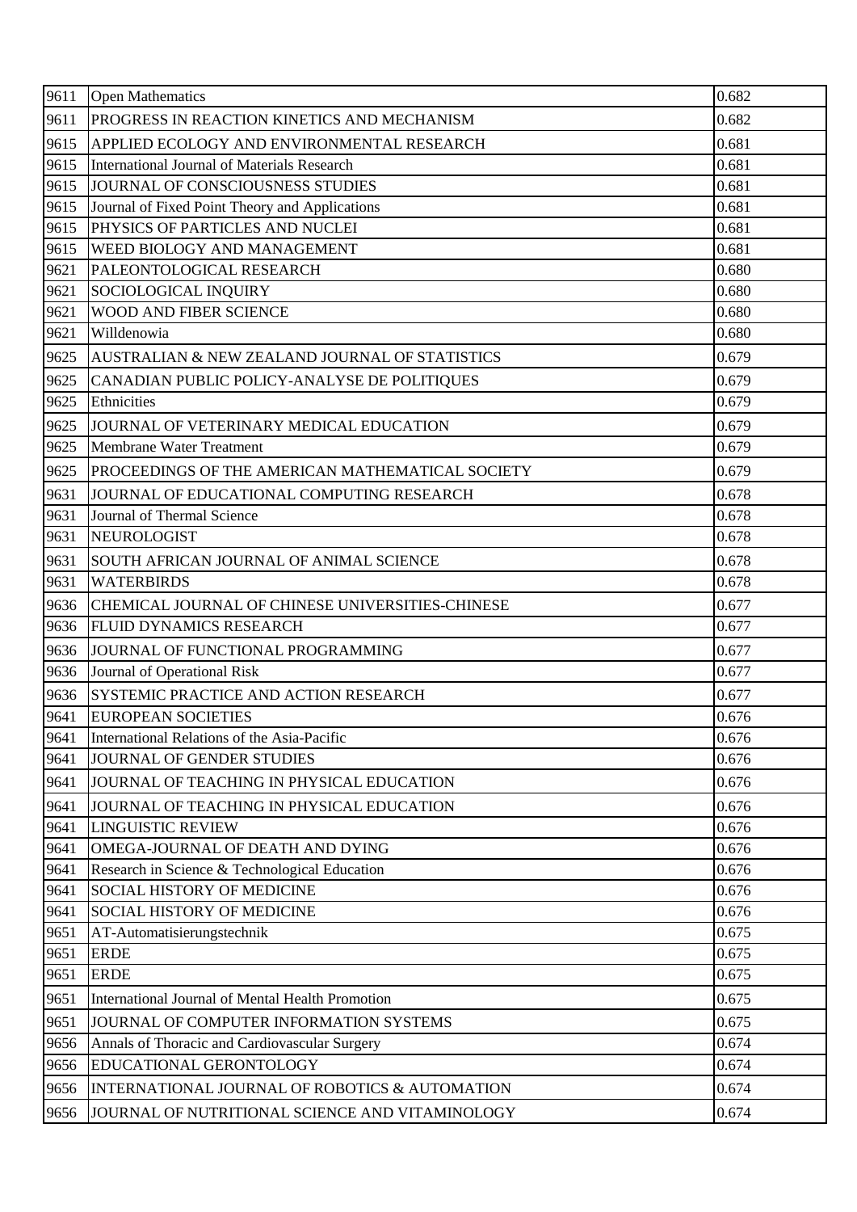| | | |
|---|---|---|
| 9611 | Open Mathematics | 0.682 |
| 9611 | PROGRESS IN REACTION KINETICS AND MECHANISM | 0.682 |
| 9615 | APPLIED ECOLOGY AND ENVIRONMENTAL RESEARCH | 0.681 |
| 9615 | International Journal of Materials Research | 0.681 |
| 9615 | JOURNAL OF CONSCIOUSNESS STUDIES | 0.681 |
| 9615 | Journal of Fixed Point Theory and Applications | 0.681 |
| 9615 | PHYSICS OF PARTICLES AND NUCLEI | 0.681 |
| 9615 | WEED BIOLOGY AND MANAGEMENT | 0.681 |
| 9621 | PALEONTOLOGICAL RESEARCH | 0.680 |
| 9621 | SOCIOLOGICAL INQUIRY | 0.680 |
| 9621 | WOOD AND FIBER SCIENCE | 0.680 |
| 9621 | Willdenowia | 0.680 |
| 9625 | AUSTRALIAN & NEW ZEALAND JOURNAL OF STATISTICS | 0.679 |
| 9625 | CANADIAN PUBLIC POLICY-ANALYSE DE POLITIQUES | 0.679 |
| 9625 | Ethnicities | 0.679 |
| 9625 | JOURNAL OF VETERINARY MEDICAL EDUCATION | 0.679 |
| 9625 | Membrane Water Treatment | 0.679 |
| 9625 | PROCEEDINGS OF THE AMERICAN MATHEMATICAL SOCIETY | 0.679 |
| 9631 | JOURNAL OF EDUCATIONAL COMPUTING RESEARCH | 0.678 |
| 9631 | Journal of Thermal Science | 0.678 |
| 9631 | NEUROLOGIST | 0.678 |
| 9631 | SOUTH AFRICAN JOURNAL OF ANIMAL SCIENCE | 0.678 |
| 9631 | WATERBIRDS | 0.678 |
| 9636 | CHEMICAL JOURNAL OF CHINESE UNIVERSITIES-CHINESE | 0.677 |
| 9636 | FLUID DYNAMICS RESEARCH | 0.677 |
| 9636 | JOURNAL OF FUNCTIONAL PROGRAMMING | 0.677 |
| 9636 | Journal of Operational Risk | 0.677 |
| 9636 | SYSTEMIC PRACTICE AND ACTION RESEARCH | 0.677 |
| 9641 | EUROPEAN SOCIETIES | 0.676 |
| 9641 | International Relations of the Asia-Pacific | 0.676 |
| 9641 | JOURNAL OF GENDER STUDIES | 0.676 |
| 9641 | JOURNAL OF TEACHING IN PHYSICAL EDUCATION | 0.676 |
| 9641 | JOURNAL OF TEACHING IN PHYSICAL EDUCATION | 0.676 |
| 9641 | LINGUISTIC REVIEW | 0.676 |
| 9641 | OMEGA-JOURNAL OF DEATH AND DYING | 0.676 |
| 9641 | Research in Science & Technological Education | 0.676 |
| 9641 | SOCIAL HISTORY OF MEDICINE | 0.676 |
| 9641 | SOCIAL HISTORY OF MEDICINE | 0.676 |
| 9651 | AT-Automatisierungstechnik | 0.675 |
| 9651 | ERDE | 0.675 |
| 9651 | ERDE | 0.675 |
| 9651 | International Journal of Mental Health Promotion | 0.675 |
| 9651 | JOURNAL OF COMPUTER INFORMATION SYSTEMS | 0.675 |
| 9656 | Annals of Thoracic and Cardiovascular Surgery | 0.674 |
| 9656 | EDUCATIONAL GERONTOLOGY | 0.674 |
| 9656 | INTERNATIONAL JOURNAL OF ROBOTICS & AUTOMATION | 0.674 |
| 9656 | JOURNAL OF NUTRITIONAL SCIENCE AND VITAMINOLOGY | 0.674 |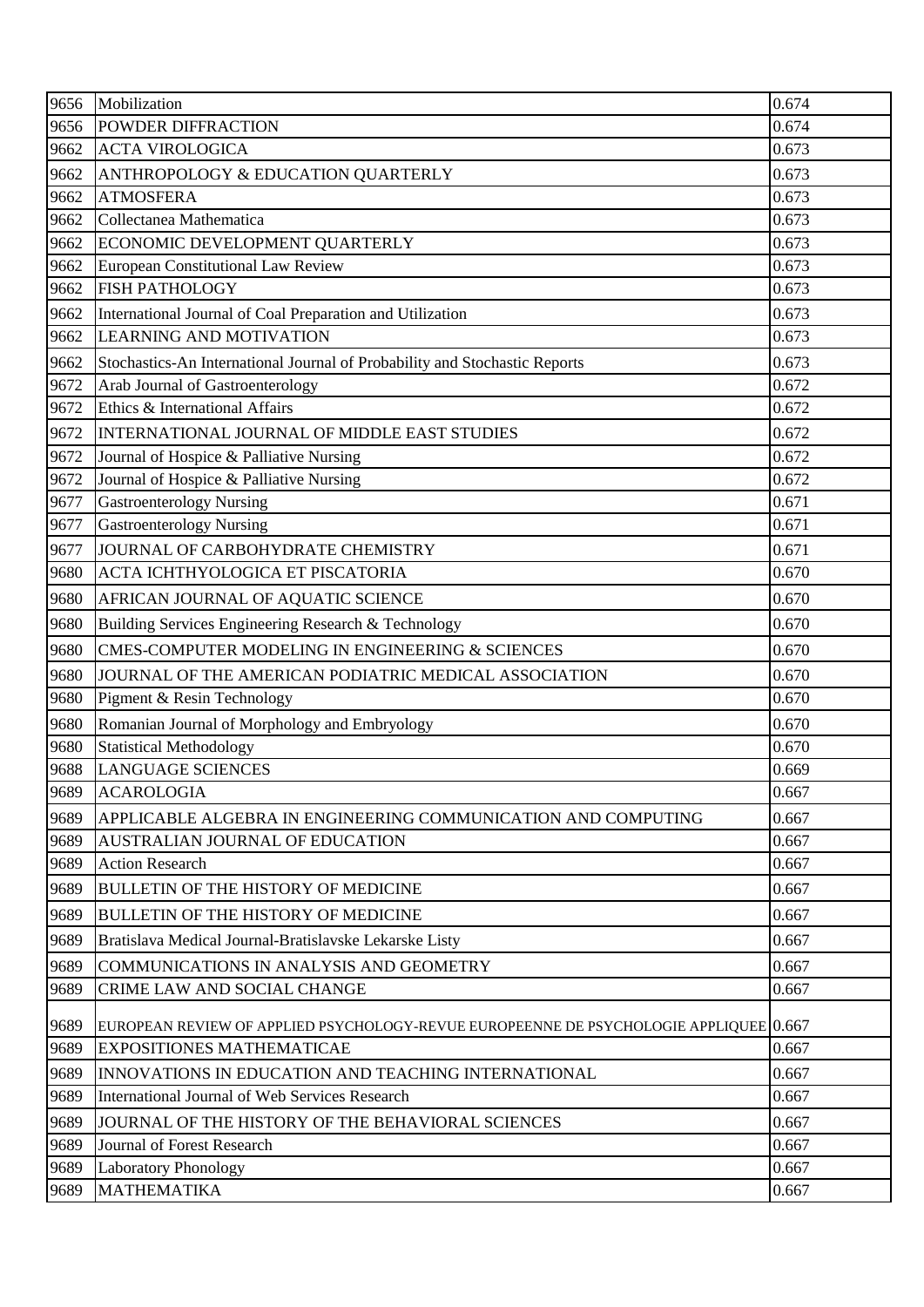| 9656 | Mobilization | 0.674 |
|---|---|---|
| 9656 | POWDER DIFFRACTION | 0.674 |
| 9662 | ACTA VIROLOGICA | 0.673 |
| 9662 | ANTHROPOLOGY & EDUCATION QUARTERLY | 0.673 |
| 9662 | ATMOSFERA | 0.673 |
| 9662 | Collectanea Mathematica | 0.673 |
| 9662 | ECONOMIC DEVELOPMENT QUARTERLY | 0.673 |
| 9662 | European Constitutional Law Review | 0.673 |
| 9662 | FISH PATHOLOGY | 0.673 |
| 9662 | International Journal of Coal Preparation and Utilization | 0.673 |
| 9662 | LEARNING AND MOTIVATION | 0.673 |
| 9662 | Stochastics-An International Journal of Probability and Stochastic Reports | 0.673 |
| 9672 | Arab Journal of Gastroenterology | 0.672 |
| 9672 | Ethics & International Affairs | 0.672 |
| 9672 | INTERNATIONAL JOURNAL OF MIDDLE EAST STUDIES | 0.672 |
| 9672 | Journal of Hospice & Palliative Nursing | 0.672 |
| 9672 | Journal of Hospice & Palliative Nursing | 0.672 |
| 9677 | Gastroenterology Nursing | 0.671 |
| 9677 | Gastroenterology Nursing | 0.671 |
| 9677 | JOURNAL OF CARBOHYDRATE CHEMISTRY | 0.671 |
| 9680 | ACTA ICHTHYOLOGICA ET PISCATORIA | 0.670 |
| 9680 | AFRICAN JOURNAL OF AQUATIC SCIENCE | 0.670 |
| 9680 | Building Services Engineering Research & Technology | 0.670 |
| 9680 | CMES-COMPUTER MODELING IN ENGINEERING & SCIENCES | 0.670 |
| 9680 | JOURNAL OF THE AMERICAN PODIATRIC MEDICAL ASSOCIATION | 0.670 |
| 9680 | Pigment & Resin Technology | 0.670 |
| 9680 | Romanian Journal of Morphology and Embryology | 0.670 |
| 9680 | Statistical Methodology | 0.670 |
| 9688 | LANGUAGE SCIENCES | 0.669 |
| 9689 | ACAROLOGIA | 0.667 |
| 9689 | APPLICABLE ALGEBRA IN ENGINEERING COMMUNICATION AND COMPUTING | 0.667 |
| 9689 | AUSTRALIAN JOURNAL OF EDUCATION | 0.667 |
| 9689 | Action Research | 0.667 |
| 9689 | BULLETIN OF THE HISTORY OF MEDICINE | 0.667 |
| 9689 | BULLETIN OF THE HISTORY OF MEDICINE | 0.667 |
| 9689 | Bratislava Medical Journal-Bratislavske Lekarske Listy | 0.667 |
| 9689 | COMMUNICATIONS IN ANALYSIS AND GEOMETRY | 0.667 |
| 9689 | CRIME LAW AND SOCIAL CHANGE | 0.667 |
| 9689 | EUROPEAN REVIEW OF APPLIED PSYCHOLOGY-REVUE EUROPEENNE DE PSYCHOLOGIE APPLIQUEE | 0.667 |
| 9689 | EXPOSITIONES MATHEMATICAE | 0.667 |
| 9689 | INNOVATIONS IN EDUCATION AND TEACHING INTERNATIONAL | 0.667 |
| 9689 | International Journal of Web Services Research | 0.667 |
| 9689 | JOURNAL OF THE HISTORY OF THE BEHAVIORAL SCIENCES | 0.667 |
| 9689 | Journal of Forest Research | 0.667 |
| 9689 | Laboratory Phonology | 0.667 |
| 9689 | MATHEMATIKA | 0.667 |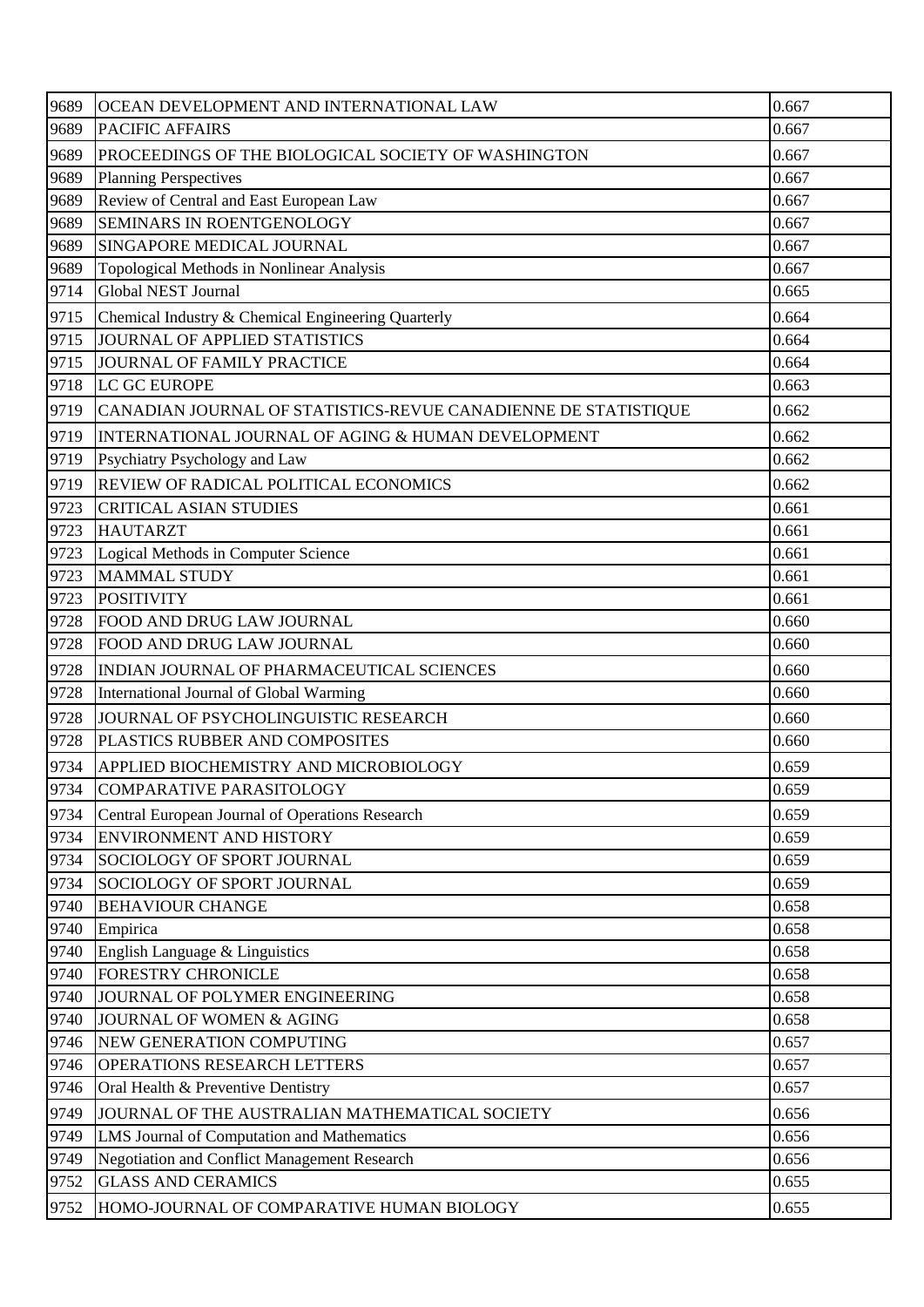| 9689 | OCEAN DEVELOPMENT AND INTERNATIONAL LAW | 0.667 |
|---|---|---|
| 9689 | PACIFIC AFFAIRS | 0.667 |
| 9689 | PROCEEDINGS OF THE BIOLOGICAL SOCIETY OF WASHINGTON | 0.667 |
| 9689 | Planning Perspectives | 0.667 |
| 9689 | Review of Central and East European Law | 0.667 |
| 9689 | SEMINARS IN ROENTGENOLOGY | 0.667 |
| 9689 | SINGAPORE MEDICAL JOURNAL | 0.667 |
| 9689 | Topological Methods in Nonlinear Analysis | 0.667 |
| 9714 | Global NEST Journal | 0.665 |
| 9715 | Chemical Industry & Chemical Engineering Quarterly | 0.664 |
| 9715 | JOURNAL OF APPLIED STATISTICS | 0.664 |
| 9715 | JOURNAL OF FAMILY PRACTICE | 0.664 |
| 9718 | LC GC EUROPE | 0.663 |
| 9719 | CANADIAN JOURNAL OF STATISTICS-REVUE CANADIENNE DE STATISTIQUE | 0.662 |
| 9719 | INTERNATIONAL JOURNAL OF AGING & HUMAN DEVELOPMENT | 0.662 |
| 9719 | Psychiatry Psychology and Law | 0.662 |
| 9719 | REVIEW OF RADICAL POLITICAL ECONOMICS | 0.662 |
| 9723 | CRITICAL ASIAN STUDIES | 0.661 |
| 9723 | HAUTARZT | 0.661 |
| 9723 | Logical Methods in Computer Science | 0.661 |
| 9723 | MAMMAL STUDY | 0.661 |
| 9723 | POSITIVITY | 0.661 |
| 9728 | FOOD AND DRUG LAW JOURNAL | 0.660 |
| 9728 | FOOD AND DRUG LAW JOURNAL | 0.660 |
| 9728 | INDIAN JOURNAL OF PHARMACEUTICAL SCIENCES | 0.660 |
| 9728 | International Journal of Global Warming | 0.660 |
| 9728 | JOURNAL OF PSYCHOLINGUISTIC RESEARCH | 0.660 |
| 9728 | PLASTICS RUBBER AND COMPOSITES | 0.660 |
| 9734 | APPLIED BIOCHEMISTRY AND MICROBIOLOGY | 0.659 |
| 9734 | COMPARATIVE PARASITOLOGY | 0.659 |
| 9734 | Central European Journal of Operations Research | 0.659 |
| 9734 | ENVIRONMENT AND HISTORY | 0.659 |
| 9734 | SOCIOLOGY OF SPORT JOURNAL | 0.659 |
| 9734 | SOCIOLOGY OF SPORT JOURNAL | 0.659 |
| 9740 | BEHAVIOUR CHANGE | 0.658 |
| 9740 | Empirica | 0.658 |
| 9740 | English Language & Linguistics | 0.658 |
| 9740 | FORESTRY CHRONICLE | 0.658 |
| 9740 | JOURNAL OF POLYMER ENGINEERING | 0.658 |
| 9740 | JOURNAL OF WOMEN & AGING | 0.658 |
| 9746 | NEW GENERATION COMPUTING | 0.657 |
| 9746 | OPERATIONS RESEARCH LETTERS | 0.657 |
| 9746 | Oral Health & Preventive Dentistry | 0.657 |
| 9749 | JOURNAL OF THE AUSTRALIAN MATHEMATICAL SOCIETY | 0.656 |
| 9749 | LMS Journal of Computation and Mathematics | 0.656 |
| 9749 | Negotiation and Conflict Management Research | 0.656 |
| 9752 | GLASS AND CERAMICS | 0.655 |
| 9752 | HOMO-JOURNAL OF COMPARATIVE HUMAN BIOLOGY | 0.655 |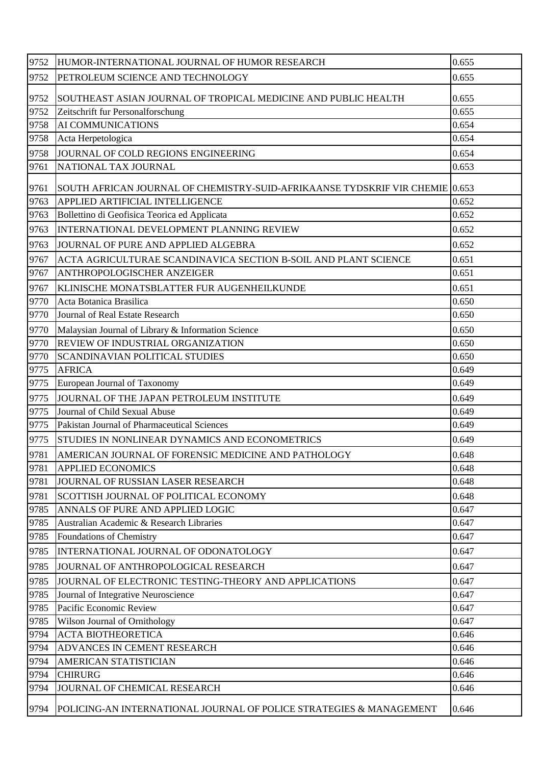| 9752 | HUMOR-INTERNATIONAL JOURNAL OF HUMOR RESEARCH | 0.655 |
|---|---|---|
| 9752 | PETROLEUM SCIENCE AND TECHNOLOGY | 0.655 |
| 9752 | SOUTHEAST ASIAN JOURNAL OF TROPICAL MEDICINE AND PUBLIC HEALTH | 0.655 |
| 9752 | Zeitschrift fur Personalforschung | 0.655 |
| 9758 | AI COMMUNICATIONS | 0.654 |
| 9758 | Acta Herpetologica | 0.654 |
| 9758 | JOURNAL OF COLD REGIONS ENGINEERING | 0.654 |
| 9761 | NATIONAL TAX JOURNAL | 0.653 |
| 9761 | SOUTH AFRICAN JOURNAL OF CHEMISTRY-SUID-AFRIKAANSE TYDSKRIF VIR CHEMIE | 0.653 |
| 9763 | APPLIED ARTIFICIAL INTELLIGENCE | 0.652 |
| 9763 | Bollettino di Geofisica Teorica ed Applicata | 0.652 |
| 9763 | INTERNATIONAL DEVELOPMENT PLANNING REVIEW | 0.652 |
| 9763 | JOURNAL OF PURE AND APPLIED ALGEBRA | 0.652 |
| 9767 | ACTA AGRICULTURAE SCANDINAVICA SECTION B-SOIL AND PLANT SCIENCE | 0.651 |
| 9767 | ANTHROPOLOGISCHER ANZEIGER | 0.651 |
| 9767 | KLINISCHE MONATSBLATTER FUR AUGENHEILKUNDE | 0.651 |
| 9770 | Acta Botanica Brasilica | 0.650 |
| 9770 | Journal of Real Estate Research | 0.650 |
| 9770 | Malaysian Journal of Library & Information Science | 0.650 |
| 9770 | REVIEW OF INDUSTRIAL ORGANIZATION | 0.650 |
| 9770 | SCANDINAVIAN POLITICAL STUDIES | 0.650 |
| 9775 | AFRICA | 0.649 |
| 9775 | European Journal of Taxonomy | 0.649 |
| 9775 | JOURNAL OF THE JAPAN PETROLEUM INSTITUTE | 0.649 |
| 9775 | Journal of Child Sexual Abuse | 0.649 |
| 9775 | Pakistan Journal of Pharmaceutical Sciences | 0.649 |
| 9775 | STUDIES IN NONLINEAR DYNAMICS AND ECONOMETRICS | 0.649 |
| 9781 | AMERICAN JOURNAL OF FORENSIC MEDICINE AND PATHOLOGY | 0.648 |
| 9781 | APPLIED ECONOMICS | 0.648 |
| 9781 | JOURNAL OF RUSSIAN LASER RESEARCH | 0.648 |
| 9781 | SCOTTISH JOURNAL OF POLITICAL ECONOMY | 0.648 |
| 9785 | ANNALS OF PURE AND APPLIED LOGIC | 0.647 |
| 9785 | Australian Academic & Research Libraries | 0.647 |
| 9785 | Foundations of Chemistry | 0.647 |
| 9785 | INTERNATIONAL JOURNAL OF ODONATOLOGY | 0.647 |
| 9785 | JOURNAL OF ANTHROPOLOGICAL RESEARCH | 0.647 |
| 9785 | JOURNAL OF ELECTRONIC TESTING-THEORY AND APPLICATIONS | 0.647 |
| 9785 | Journal of Integrative Neuroscience | 0.647 |
| 9785 | Pacific Economic Review | 0.647 |
| 9785 | Wilson Journal of Ornithology | 0.647 |
| 9794 | ACTA BIOTHEORETICA | 0.646 |
| 9794 | ADVANCES IN CEMENT RESEARCH | 0.646 |
| 9794 | AMERICAN STATISTICIAN | 0.646 |
| 9794 | CHIRURG | 0.646 |
| 9794 | JOURNAL OF CHEMICAL RESEARCH | 0.646 |
| 9794 | POLICING-AN INTERNATIONAL JOURNAL OF POLICE STRATEGIES & MANAGEMENT | 0.646 |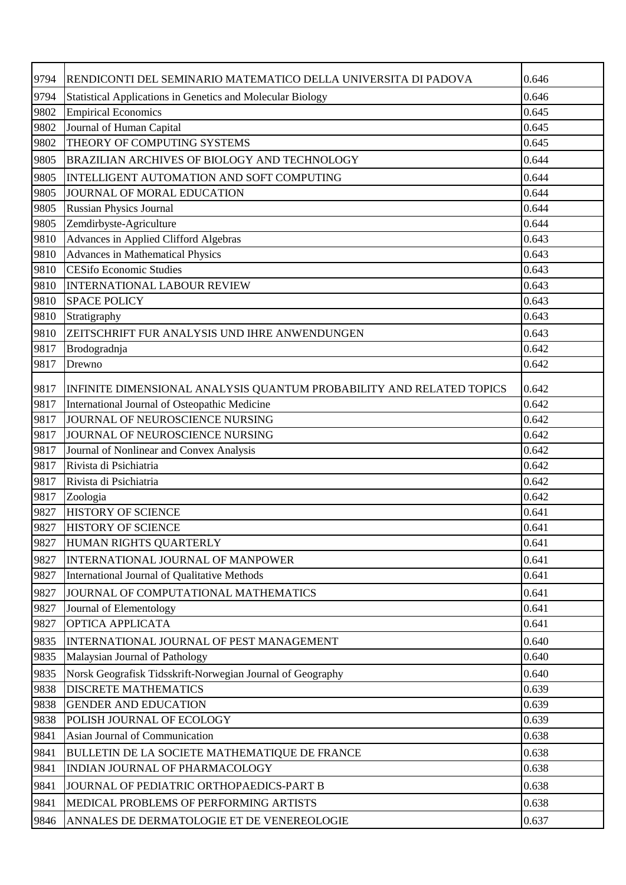| 9794 | RENDICONTI DEL SEMINARIO MATEMATICO DELLA UNIVERSITA DI PADOVA | 0.646 |
|---|---|---|
| 9794 | Statistical Applications in Genetics and Molecular Biology | 0.646 |
| 9802 | Empirical Economics | 0.645 |
| 9802 | Journal of Human Capital | 0.645 |
| 9802 | THEORY OF COMPUTING SYSTEMS | 0.645 |
| 9805 | BRAZILIAN ARCHIVES OF BIOLOGY AND TECHNOLOGY | 0.644 |
| 9805 | INTELLIGENT AUTOMATION AND SOFT COMPUTING | 0.644 |
| 9805 | JOURNAL OF MORAL EDUCATION | 0.644 |
| 9805 | Russian Physics Journal | 0.644 |
| 9805 | Zemdirbyste-Agriculture | 0.644 |
| 9810 | Advances in Applied Clifford Algebras | 0.643 |
| 9810 | Advances in Mathematical Physics | 0.643 |
| 9810 | CESifo Economic Studies | 0.643 |
| 9810 | INTERNATIONAL LABOUR REVIEW | 0.643 |
| 9810 | SPACE POLICY | 0.643 |
| 9810 | Stratigraphy | 0.643 |
| 9810 | ZEITSCHRIFT FUR ANALYSIS UND IHRE ANWENDUNGEN | 0.643 |
| 9817 | Brodogradnja | 0.642 |
| 9817 | Drewno | 0.642 |
| 9817 | INFINITE DIMENSIONAL ANALYSIS QUANTUM PROBABILITY AND RELATED TOPICS | 0.642 |
| 9817 | International Journal of Osteopathic Medicine | 0.642 |
| 9817 | JOURNAL OF NEUROSCIENCE NURSING | 0.642 |
| 9817 | JOURNAL OF NEUROSCIENCE NURSING | 0.642 |
| 9817 | Journal of Nonlinear and Convex Analysis | 0.642 |
| 9817 | Rivista di Psichiatria | 0.642 |
| 9817 | Rivista di Psichiatria | 0.642 |
| 9817 | Zoologia | 0.642 |
| 9827 | HISTORY OF SCIENCE | 0.641 |
| 9827 | HISTORY OF SCIENCE | 0.641 |
| 9827 | HUMAN RIGHTS QUARTERLY | 0.641 |
| 9827 | INTERNATIONAL JOURNAL OF MANPOWER | 0.641 |
| 9827 | International Journal of Qualitative Methods | 0.641 |
| 9827 | JOURNAL OF COMPUTATIONAL MATHEMATICS | 0.641 |
| 9827 | Journal of Elementology | 0.641 |
| 9827 | OPTICA APPLICATA | 0.641 |
| 9835 | INTERNATIONAL JOURNAL OF PEST MANAGEMENT | 0.640 |
| 9835 | Malaysian Journal of Pathology | 0.640 |
| 9835 | Norsk Geografisk Tidsskrift-Norwegian Journal of Geography | 0.640 |
| 9838 | DISCRETE MATHEMATICS | 0.639 |
| 9838 | GENDER AND EDUCATION | 0.639 |
| 9838 | POLISH JOURNAL OF ECOLOGY | 0.639 |
| 9841 | Asian Journal of Communication | 0.638 |
| 9841 | BULLETIN DE LA SOCIETE MATHEMATIQUE DE FRANCE | 0.638 |
| 9841 | INDIAN JOURNAL OF PHARMACOLOGY | 0.638 |
| 9841 | JOURNAL OF PEDIATRIC ORTHOPAEDICS-PART B | 0.638 |
| 9841 | MEDICAL PROBLEMS OF PERFORMING ARTISTS | 0.638 |
| 9846 | ANNALES DE DERMATOLOGIE ET DE VENEREOLOGIE | 0.637 |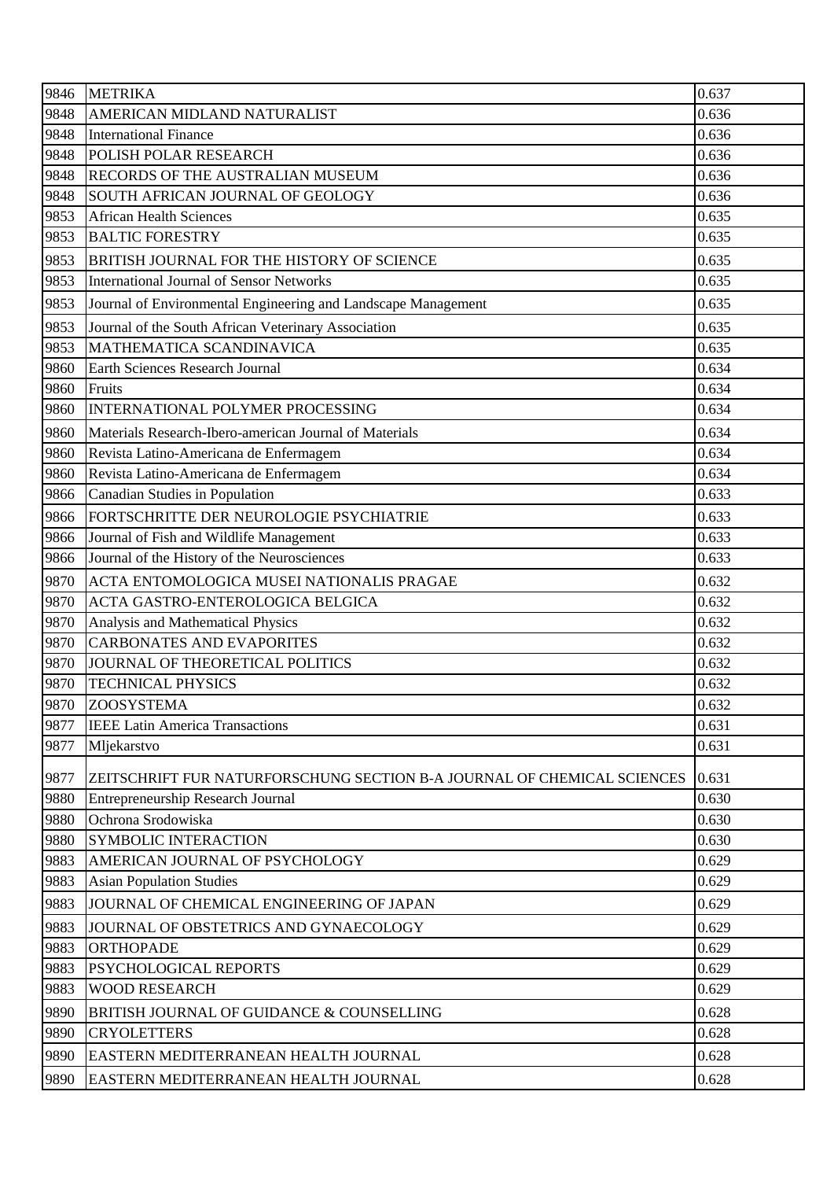| 9846 | METRIKA | 0.637 |
|---|---|---|
| 9848 | AMERICAN MIDLAND NATURALIST | 0.636 |
| 9848 | International Finance | 0.636 |
| 9848 | POLISH POLAR RESEARCH | 0.636 |
| 9848 | RECORDS OF THE AUSTRALIAN MUSEUM | 0.636 |
| 9848 | SOUTH AFRICAN JOURNAL OF GEOLOGY | 0.636 |
| 9853 | African Health Sciences | 0.635 |
| 9853 | BALTIC FORESTRY | 0.635 |
| 9853 | BRITISH JOURNAL FOR THE HISTORY OF SCIENCE | 0.635 |
| 9853 | International Journal of Sensor Networks | 0.635 |
| 9853 | Journal of Environmental Engineering and Landscape Management | 0.635 |
| 9853 | Journal of the South African Veterinary Association | 0.635 |
| 9853 | MATHEMATICA SCANDINAVICA | 0.635 |
| 9860 | Earth Sciences Research Journal | 0.634 |
| 9860 | Fruits | 0.634 |
| 9860 | INTERNATIONAL POLYMER PROCESSING | 0.634 |
| 9860 | Materials Research-Ibero-american Journal of Materials | 0.634 |
| 9860 | Revista Latino-Americana de Enfermagem | 0.634 |
| 9860 | Revista Latino-Americana de Enfermagem | 0.634 |
| 9866 | Canadian Studies in Population | 0.633 |
| 9866 | FORTSCHRITTE DER NEUROLOGIE PSYCHIATRIE | 0.633 |
| 9866 | Journal of Fish and Wildlife Management | 0.633 |
| 9866 | Journal of the History of the Neurosciences | 0.633 |
| 9870 | ACTA ENTOMOLOGICA MUSEI NATIONALIS PRAGAE | 0.632 |
| 9870 | ACTA GASTRO-ENTEROLOGICA BELGICA | 0.632 |
| 9870 | Analysis and Mathematical Physics | 0.632 |
| 9870 | CARBONATES AND EVAPORITES | 0.632 |
| 9870 | JOURNAL OF THEORETICAL POLITICS | 0.632 |
| 9870 | TECHNICAL PHYSICS | 0.632 |
| 9870 | ZOOSYSTEMA | 0.632 |
| 9877 | IEEE Latin America Transactions | 0.631 |
| 9877 | Mljekarstvo | 0.631 |
| 9877 | ZEITSCHRIFT FUR NATURFORSCHUNG SECTION B-A JOURNAL OF CHEMICAL SCIENCES | 0.631 |
| 9880 | Entrepreneurship Research Journal | 0.630 |
| 9880 | Ochrona Srodowiska | 0.630 |
| 9880 | SYMBOLIC INTERACTION | 0.630 |
| 9883 | AMERICAN JOURNAL OF PSYCHOLOGY | 0.629 |
| 9883 | Asian Population Studies | 0.629 |
| 9883 | JOURNAL OF CHEMICAL ENGINEERING OF JAPAN | 0.629 |
| 9883 | JOURNAL OF OBSTETRICS AND GYNAECOLOGY | 0.629 |
| 9883 | ORTHOPADE | 0.629 |
| 9883 | PSYCHOLOGICAL REPORTS | 0.629 |
| 9883 | WOOD RESEARCH | 0.629 |
| 9890 | BRITISH JOURNAL OF GUIDANCE & COUNSELLING | 0.628 |
| 9890 | CRYOLETTERS | 0.628 |
| 9890 | EASTERN MEDITERRANEAN HEALTH JOURNAL | 0.628 |
| 9890 | EASTERN MEDITERRANEAN HEALTH JOURNAL | 0.628 |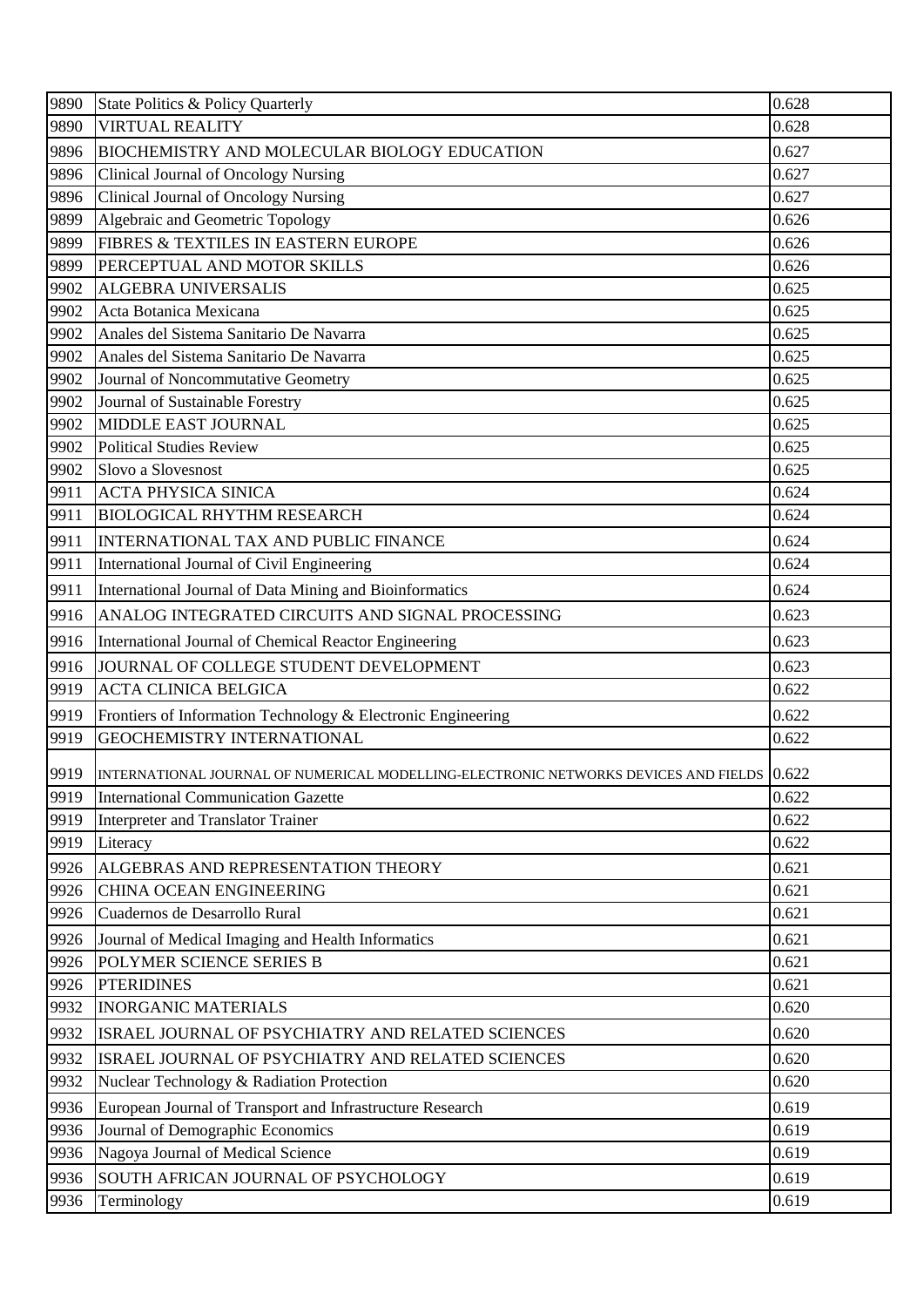| 9890 | State Politics & Policy Quarterly | 0.628 |
|---|---|---|
| 9890 | VIRTUAL REALITY | 0.628 |
| 9896 | BIOCHEMISTRY AND MOLECULAR BIOLOGY EDUCATION | 0.627 |
| 9896 | Clinical Journal of Oncology Nursing | 0.627 |
| 9896 | Clinical Journal of Oncology Nursing | 0.627 |
| 9899 | Algebraic and Geometric Topology | 0.626 |
| 9899 | FIBRES & TEXTILES IN EASTERN EUROPE | 0.626 |
| 9899 | PERCEPTUAL AND MOTOR SKILLS | 0.626 |
| 9902 | ALGEBRA UNIVERSALIS | 0.625 |
| 9902 | Acta Botanica Mexicana | 0.625 |
| 9902 | Anales del Sistema Sanitario De Navarra | 0.625 |
| 9902 | Anales del Sistema Sanitario De Navarra | 0.625 |
| 9902 | Journal of Noncommutative Geometry | 0.625 |
| 9902 | Journal of Sustainable Forestry | 0.625 |
| 9902 | MIDDLE EAST JOURNAL | 0.625 |
| 9902 | Political Studies Review | 0.625 |
| 9902 | Slovo a Slovesnost | 0.625 |
| 9911 | ACTA PHYSICA SINICA | 0.624 |
| 9911 | BIOLOGICAL RHYTHM RESEARCH | 0.624 |
| 9911 | INTERNATIONAL TAX AND PUBLIC FINANCE | 0.624 |
| 9911 | International Journal of Civil Engineering | 0.624 |
| 9911 | International Journal of Data Mining and Bioinformatics | 0.624 |
| 9916 | ANALOG INTEGRATED CIRCUITS AND SIGNAL PROCESSING | 0.623 |
| 9916 | International Journal of Chemical Reactor Engineering | 0.623 |
| 9916 | JOURNAL OF COLLEGE STUDENT DEVELOPMENT | 0.623 |
| 9919 | ACTA CLINICA BELGICA | 0.622 |
| 9919 | Frontiers of Information Technology & Electronic Engineering | 0.622 |
| 9919 | GEOCHEMISTRY INTERNATIONAL | 0.622 |
| 9919 | INTERNATIONAL JOURNAL OF NUMERICAL MODELLING-ELECTRONIC NETWORKS DEVICES AND FIELDS | 0.622 |
| 9919 | International Communication Gazette | 0.622 |
| 9919 | Interpreter and Translator Trainer | 0.622 |
| 9919 | Literacy | 0.622 |
| 9926 | ALGEBRAS AND REPRESENTATION THEORY | 0.621 |
| 9926 | CHINA OCEAN ENGINEERING | 0.621 |
| 9926 | Cuadernos de Desarrollo Rural | 0.621 |
| 9926 | Journal of Medical Imaging and Health Informatics | 0.621 |
| 9926 | POLYMER SCIENCE SERIES B | 0.621 |
| 9926 | PTERIDINES | 0.621 |
| 9932 | INORGANIC MATERIALS | 0.620 |
| 9932 | ISRAEL JOURNAL OF PSYCHIATRY AND RELATED SCIENCES | 0.620 |
| 9932 | ISRAEL JOURNAL OF PSYCHIATRY AND RELATED SCIENCES | 0.620 |
| 9932 | Nuclear Technology & Radiation Protection | 0.620 |
| 9936 | European Journal of Transport and Infrastructure Research | 0.619 |
| 9936 | Journal of Demographic Economics | 0.619 |
| 9936 | Nagoya Journal of Medical Science | 0.619 |
| 9936 | SOUTH AFRICAN JOURNAL OF PSYCHOLOGY | 0.619 |
| 9936 | Terminology | 0.619 |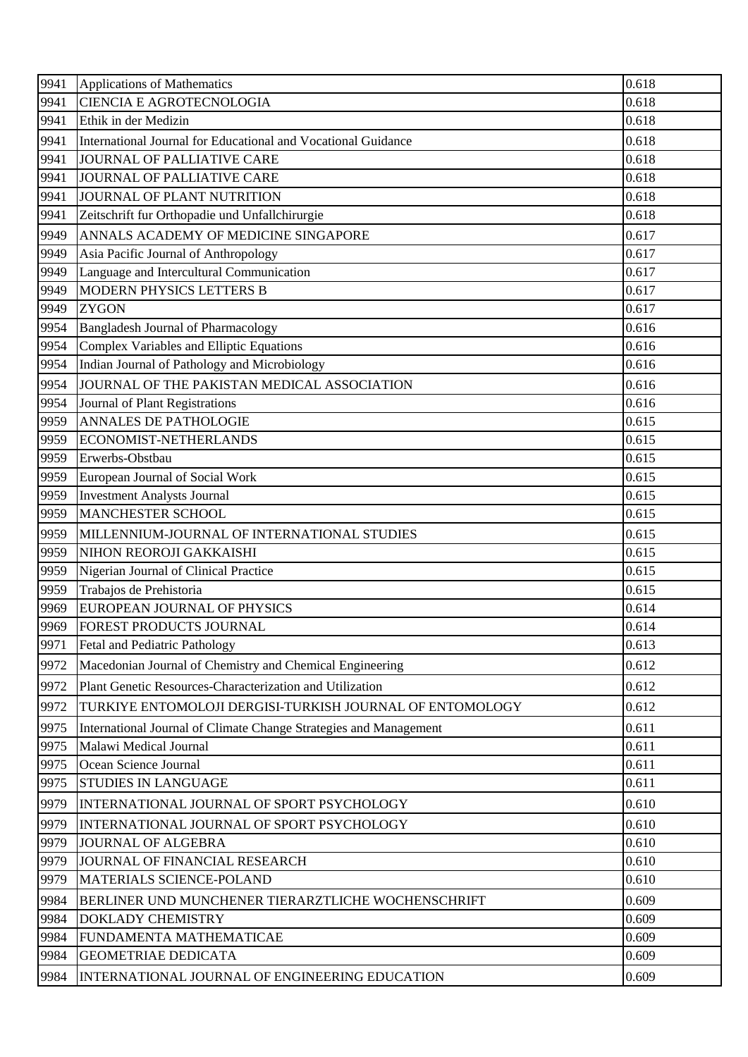| | | |
|---|---|---|
| 9941 | Applications of Mathematics | 0.618 |
| 9941 | CIENCIA E AGROTECNOLOGIA | 0.618 |
| 9941 | Ethik in der Medizin | 0.618 |
| 9941 | International Journal for Educational and Vocational Guidance | 0.618 |
| 9941 | JOURNAL OF PALLIATIVE CARE | 0.618 |
| 9941 | JOURNAL OF PALLIATIVE CARE | 0.618 |
| 9941 | JOURNAL OF PLANT NUTRITION | 0.618 |
| 9941 | Zeitschrift fur Orthopadie und Unfallchirurgie | 0.618 |
| 9949 | ANNALS ACADEMY OF MEDICINE SINGAPORE | 0.617 |
| 9949 | Asia Pacific Journal of Anthropology | 0.617 |
| 9949 | Language and Intercultural Communication | 0.617 |
| 9949 | MODERN PHYSICS LETTERS B | 0.617 |
| 9949 | ZYGON | 0.617 |
| 9954 | Bangladesh Journal of Pharmacology | 0.616 |
| 9954 | Complex Variables and Elliptic Equations | 0.616 |
| 9954 | Indian Journal of Pathology and Microbiology | 0.616 |
| 9954 | JOURNAL OF THE PAKISTAN MEDICAL ASSOCIATION | 0.616 |
| 9954 | Journal of Plant Registrations | 0.616 |
| 9959 | ANNALES DE PATHOLOGIE | 0.615 |
| 9959 | ECONOMIST-NETHERLANDS | 0.615 |
| 9959 | Erwerbs-Obstbau | 0.615 |
| 9959 | European Journal of Social Work | 0.615 |
| 9959 | Investment Analysts Journal | 0.615 |
| 9959 | MANCHESTER SCHOOL | 0.615 |
| 9959 | MILLENNIUM-JOURNAL OF INTERNATIONAL STUDIES | 0.615 |
| 9959 | NIHON REOROJI GAKKAISHI | 0.615 |
| 9959 | Nigerian Journal of Clinical Practice | 0.615 |
| 9959 | Trabajos de Prehistoria | 0.615 |
| 9969 | EUROPEAN JOURNAL OF PHYSICS | 0.614 |
| 9969 | FOREST PRODUCTS JOURNAL | 0.614 |
| 9971 | Fetal and Pediatric Pathology | 0.613 |
| 9972 | Macedonian Journal of Chemistry and Chemical Engineering | 0.612 |
| 9972 | Plant Genetic Resources-Characterization and Utilization | 0.612 |
| 9972 | TURKIYE ENTOMOLOJI DERGISI-TURKISH JOURNAL OF ENTOMOLOGY | 0.612 |
| 9975 | International Journal of Climate Change Strategies and Management | 0.611 |
| 9975 | Malawi Medical Journal | 0.611 |
| 9975 | Ocean Science Journal | 0.611 |
| 9975 | STUDIES IN LANGUAGE | 0.611 |
| 9979 | INTERNATIONAL JOURNAL OF SPORT PSYCHOLOGY | 0.610 |
| 9979 | INTERNATIONAL JOURNAL OF SPORT PSYCHOLOGY | 0.610 |
| 9979 | JOURNAL OF ALGEBRA | 0.610 |
| 9979 | JOURNAL OF FINANCIAL RESEARCH | 0.610 |
| 9979 | MATERIALS SCIENCE-POLAND | 0.610 |
| 9984 | BERLINER UND MUNCHENER TIERARZTLICHE WOCHENSCHRIFT | 0.609 |
| 9984 | DOKLADY CHEMISTRY | 0.609 |
| 9984 | FUNDAMENTA MATHEMATICAE | 0.609 |
| 9984 | GEOMETRIAE DEDICATA | 0.609 |
| 9984 | INTERNATIONAL JOURNAL OF ENGINEERING EDUCATION | 0.609 |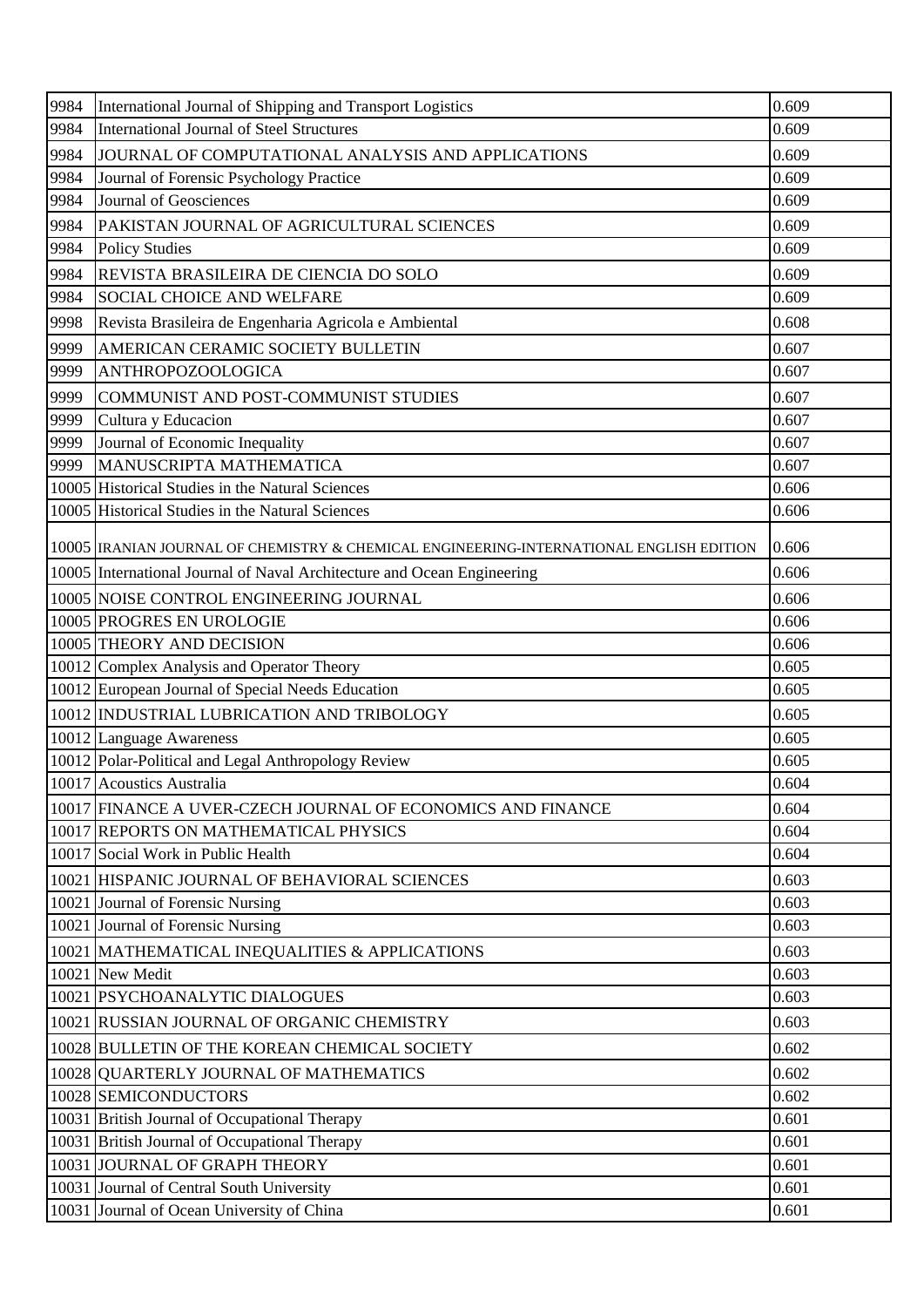| 9984 | International Journal of Shipping and Transport Logistics | 0.609 |
|---|---|---|
| 9984 | International Journal of Steel Structures | 0.609 |
| 9984 | JOURNAL OF COMPUTATIONAL ANALYSIS AND APPLICATIONS | 0.609 |
| 9984 | Journal of Forensic Psychology Practice | 0.609 |
| 9984 | Journal of Geosciences | 0.609 |
| 9984 | PAKISTAN JOURNAL OF AGRICULTURAL SCIENCES | 0.609 |
| 9984 | Policy Studies | 0.609 |
| 9984 | REVISTA BRASILEIRA DE CIENCIA DO SOLO | 0.609 |
| 9984 | SOCIAL CHOICE AND WELFARE | 0.609 |
| 9998 | Revista Brasileira de Engenharia Agricola e Ambiental | 0.608 |
| 9999 | AMERICAN CERAMIC SOCIETY BULLETIN | 0.607 |
| 9999 | ANTHROPOZOOLOGICA | 0.607 |
| 9999 | COMMUNIST AND POST-COMMUNIST STUDIES | 0.607 |
| 9999 | Cultura y Educacion | 0.607 |
| 9999 | Journal of Economic Inequality | 0.607 |
| 9999 | MANUSCRIPTA MATHEMATICA | 0.607 |
| 10005 | Historical Studies in the Natural Sciences | 0.606 |
| 10005 | Historical Studies in the Natural Sciences | 0.606 |
| 10005 | IRANIAN JOURNAL OF CHEMISTRY & CHEMICAL ENGINEERING-INTERNATIONAL ENGLISH EDITION | 0.606 |
| 10005 | International Journal of Naval Architecture and Ocean Engineering | 0.606 |
| 10005 | NOISE CONTROL ENGINEERING JOURNAL | 0.606 |
| 10005 | PROGRES EN UROLOGIE | 0.606 |
| 10005 | THEORY AND DECISION | 0.606 |
| 10012 | Complex Analysis and Operator Theory | 0.605 |
| 10012 | European Journal of Special Needs Education | 0.605 |
| 10012 | INDUSTRIAL LUBRICATION AND TRIBOLOGY | 0.605 |
| 10012 | Language Awareness | 0.605 |
| 10012 | Polar-Political and Legal Anthropology Review | 0.605 |
| 10017 | Acoustics Australia | 0.604 |
| 10017 | FINANCE A UVER-CZECH JOURNAL OF ECONOMICS AND FINANCE | 0.604 |
| 10017 | REPORTS ON MATHEMATICAL PHYSICS | 0.604 |
| 10017 | Social Work in Public Health | 0.604 |
| 10021 | HISPANIC JOURNAL OF BEHAVIORAL SCIENCES | 0.603 |
| 10021 | Journal of Forensic Nursing | 0.603 |
| 10021 | Journal of Forensic Nursing | 0.603 |
| 10021 | MATHEMATICAL INEQUALITIES & APPLICATIONS | 0.603 |
| 10021 | New Medit | 0.603 |
| 10021 | PSYCHOANALYTIC DIALOGUES | 0.603 |
| 10021 | RUSSIAN JOURNAL OF ORGANIC CHEMISTRY | 0.603 |
| 10028 | BULLETIN OF THE KOREAN CHEMICAL SOCIETY | 0.602 |
| 10028 | QUARTERLY JOURNAL OF MATHEMATICS | 0.602 |
| 10028 | SEMICONDUCTORS | 0.602 |
| 10031 | British Journal of Occupational Therapy | 0.601 |
| 10031 | British Journal of Occupational Therapy | 0.601 |
| 10031 | JOURNAL OF GRAPH THEORY | 0.601 |
| 10031 | Journal of Central South University | 0.601 |
| 10031 | Journal of Ocean University of China | 0.601 |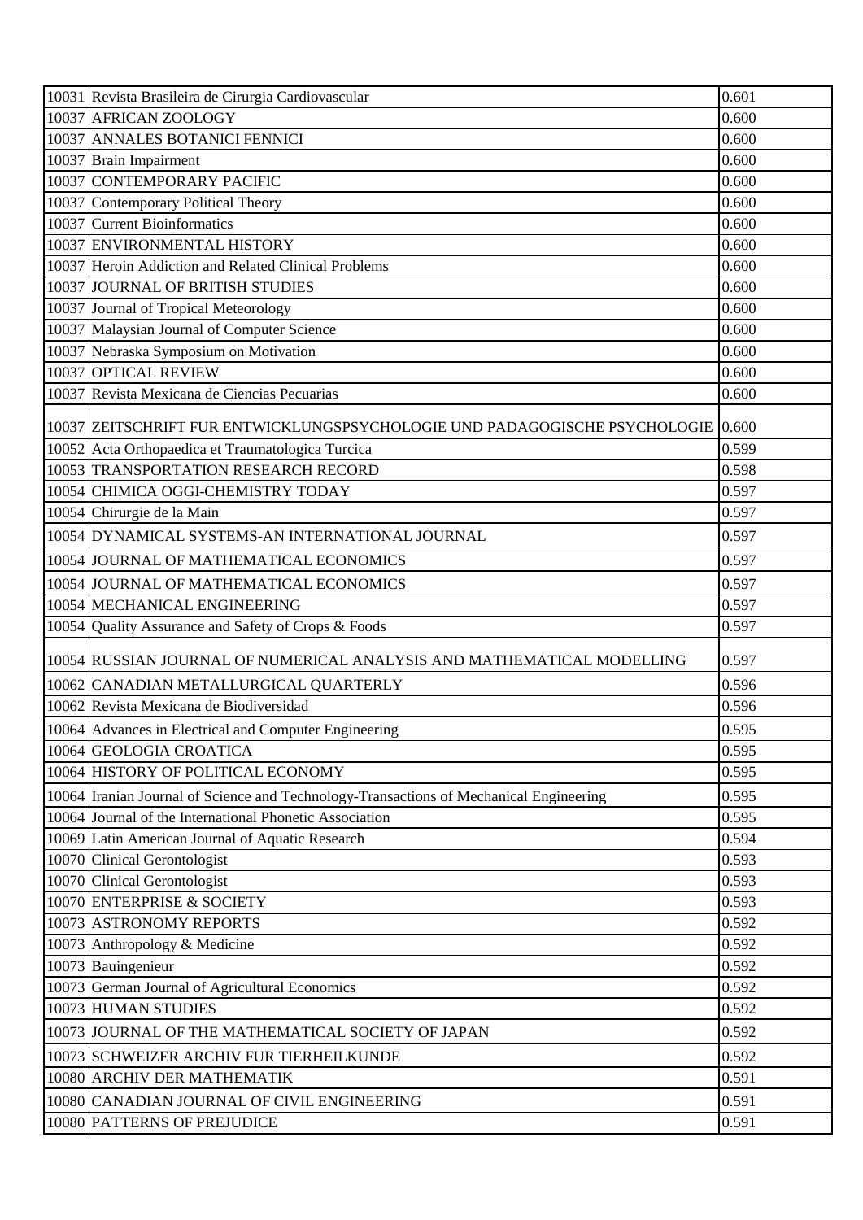| | | |
|---|---|---|
| 10031 | Revista Brasileira de Cirurgia Cardiovascular | 0.601 |
| 10037 | AFRICAN ZOOLOGY | 0.600 |
| 10037 | ANNALES BOTANICI FENNICI | 0.600 |
| 10037 | Brain Impairment | 0.600 |
| 10037 | CONTEMPORARY PACIFIC | 0.600 |
| 10037 | Contemporary Political Theory | 0.600 |
| 10037 | Current Bioinformatics | 0.600 |
| 10037 | ENVIRONMENTAL HISTORY | 0.600 |
| 10037 | Heroin Addiction and Related Clinical Problems | 0.600 |
| 10037 | JOURNAL OF BRITISH STUDIES | 0.600 |
| 10037 | Journal of Tropical Meteorology | 0.600 |
| 10037 | Malaysian Journal of Computer Science | 0.600 |
| 10037 | Nebraska Symposium on Motivation | 0.600 |
| 10037 | OPTICAL REVIEW | 0.600 |
| 10037 | Revista Mexicana de Ciencias Pecuarias | 0.600 |
| 10037 | ZEITSCHRIFT FUR ENTWICKLUNGSPSYCHOLOGIE UND PADAGOGISCHE PSYCHOLOGIE | 0.600 |
| 10052 | Acta Orthopaedica et Traumatologica Turcica | 0.599 |
| 10053 | TRANSPORTATION RESEARCH RECORD | 0.598 |
| 10054 | CHIMICA OGGI-CHEMISTRY TODAY | 0.597 |
| 10054 | Chirurgie de la Main | 0.597 |
| 10054 | DYNAMICAL SYSTEMS-AN INTERNATIONAL JOURNAL | 0.597 |
| 10054 | JOURNAL OF MATHEMATICAL ECONOMICS | 0.597 |
| 10054 | JOURNAL OF MATHEMATICAL ECONOMICS | 0.597 |
| 10054 | MECHANICAL ENGINEERING | 0.597 |
| 10054 | Quality Assurance and Safety of Crops & Foods | 0.597 |
| 10054 | RUSSIAN JOURNAL OF NUMERICAL ANALYSIS AND MATHEMATICAL MODELLING | 0.597 |
| 10062 | CANADIAN METALLURGICAL QUARTERLY | 0.596 |
| 10062 | Revista Mexicana de Biodiversidad | 0.596 |
| 10064 | Advances in Electrical and Computer Engineering | 0.595 |
| 10064 | GEOLOGIA CROATICA | 0.595 |
| 10064 | HISTORY OF POLITICAL ECONOMY | 0.595 |
| 10064 | Iranian Journal of Science and Technology-Transactions of Mechanical Engineering | 0.595 |
| 10064 | Journal of the International Phonetic Association | 0.595 |
| 10069 | Latin American Journal of Aquatic Research | 0.594 |
| 10070 | Clinical Gerontologist | 0.593 |
| 10070 | Clinical Gerontologist | 0.593 |
| 10070 | ENTERPRISE & SOCIETY | 0.593 |
| 10073 | ASTRONOMY REPORTS | 0.592 |
| 10073 | Anthropology & Medicine | 0.592 |
| 10073 | Bauingenieur | 0.592 |
| 10073 | German Journal of Agricultural Economics | 0.592 |
| 10073 | HUMAN STUDIES | 0.592 |
| 10073 | JOURNAL OF THE MATHEMATICAL SOCIETY OF JAPAN | 0.592 |
| 10073 | SCHWEIZER ARCHIV FUR TIERHEILKUNDE | 0.592 |
| 10080 | ARCHIV DER MATHEMATIK | 0.591 |
| 10080 | CANADIAN JOURNAL OF CIVIL ENGINEERING | 0.591 |
| 10080 | PATTERNS OF PREJUDICE | 0.591 |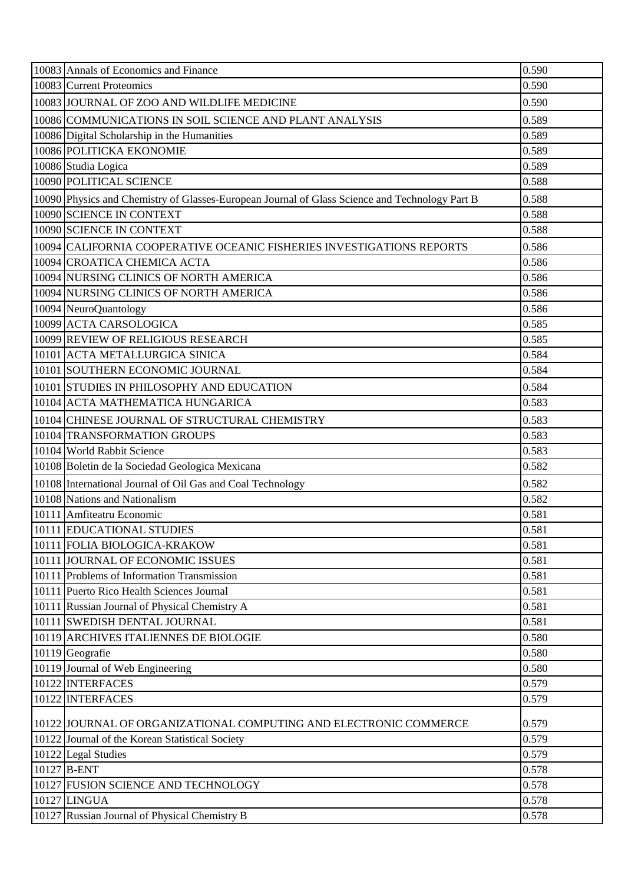| | | |
|---|---|---|
| 10083 | Annals of Economics and Finance | 0.590 |
| 10083 | Current Proteomics | 0.590 |
| 10083 | JOURNAL OF ZOO AND WILDLIFE MEDICINE | 0.590 |
| 10086 | COMMUNICATIONS IN SOIL SCIENCE AND PLANT ANALYSIS | 0.589 |
| 10086 | Digital Scholarship in the Humanities | 0.589 |
| 10086 | POLITICKA EKONOMIE | 0.589 |
| 10086 | Studia Logica | 0.589 |
| 10090 | POLITICAL SCIENCE | 0.588 |
| 10090 | Physics and Chemistry of Glasses-European Journal of Glass Science and Technology Part B | 0.588 |
| 10090 | SCIENCE IN CONTEXT | 0.588 |
| 10090 | SCIENCE IN CONTEXT | 0.588 |
| 10094 | CALIFORNIA COOPERATIVE OCEANIC FISHERIES INVESTIGATIONS REPORTS | 0.586 |
| 10094 | CROATICA CHEMICA ACTA | 0.586 |
| 10094 | NURSING CLINICS OF NORTH AMERICA | 0.586 |
| 10094 | NURSING CLINICS OF NORTH AMERICA | 0.586 |
| 10094 | NeuroQuantology | 0.586 |
| 10099 | ACTA CARSOLOGICA | 0.585 |
| 10099 | REVIEW OF RELIGIOUS RESEARCH | 0.585 |
| 10101 | ACTA METALLURGICA SINICA | 0.584 |
| 10101 | SOUTHERN ECONOMIC JOURNAL | 0.584 |
| 10101 | STUDIES IN PHILOSOPHY AND EDUCATION | 0.584 |
| 10104 | ACTA MATHEMATICA HUNGARICA | 0.583 |
| 10104 | CHINESE JOURNAL OF STRUCTURAL CHEMISTRY | 0.583 |
| 10104 | TRANSFORMATION GROUPS | 0.583 |
| 10104 | World Rabbit Science | 0.583 |
| 10108 | Boletin de la Sociedad Geologica Mexicana | 0.582 |
| 10108 | International Journal of Oil Gas and Coal Technology | 0.582 |
| 10108 | Nations and Nationalism | 0.582 |
| 10111 | Amfiteatru Economic | 0.581 |
| 10111 | EDUCATIONAL STUDIES | 0.581 |
| 10111 | FOLIA BIOLOGICA-KRAKOW | 0.581 |
| 10111 | JOURNAL OF ECONOMIC ISSUES | 0.581 |
| 10111 | Problems of Information Transmission | 0.581 |
| 10111 | Puerto Rico Health Sciences Journal | 0.581 |
| 10111 | Russian Journal of Physical Chemistry A | 0.581 |
| 10111 | SWEDISH DENTAL JOURNAL | 0.581 |
| 10119 | ARCHIVES ITALIENNES DE BIOLOGIE | 0.580 |
| 10119 | Geografie | 0.580 |
| 10119 | Journal of Web Engineering | 0.580 |
| 10122 | INTERFACES | 0.579 |
| 10122 | INTERFACES | 0.579 |
| 10122 | JOURNAL OF ORGANIZATIONAL COMPUTING AND ELECTRONIC COMMERCE | 0.579 |
| 10122 | Journal of the Korean Statistical Society | 0.579 |
| 10122 | Legal Studies | 0.579 |
| 10127 | B-ENT | 0.578 |
| 10127 | FUSION SCIENCE AND TECHNOLOGY | 0.578 |
| 10127 | LINGUA | 0.578 |
| 10127 | Russian Journal of Physical Chemistry B | 0.578 |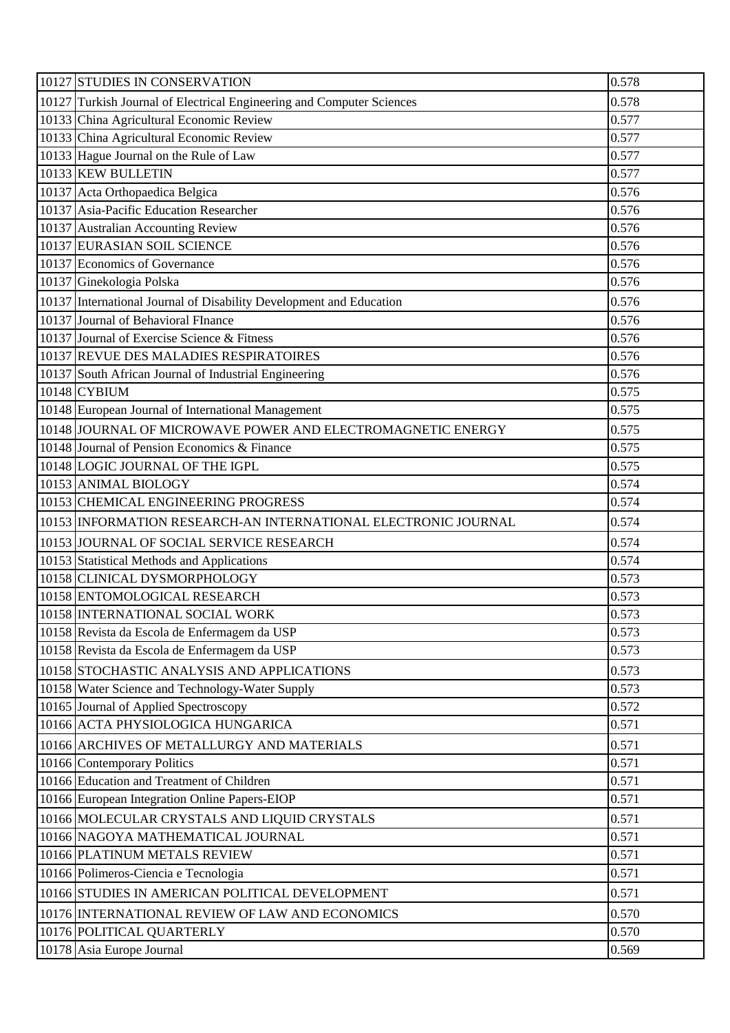| | | |
|---|---|---|
| 10127 | STUDIES IN CONSERVATION | 0.578 |
| 10127 | Turkish Journal of Electrical Engineering and Computer Sciences | 0.578 |
| 10133 | China Agricultural Economic Review | 0.577 |
| 10133 | China Agricultural Economic Review | 0.577 |
| 10133 | Hague Journal on the Rule of Law | 0.577 |
| 10133 | KEW BULLETIN | 0.577 |
| 10137 | Acta Orthopaedica Belgica | 0.576 |
| 10137 | Asia-Pacific Education Researcher | 0.576 |
| 10137 | Australian Accounting Review | 0.576 |
| 10137 | EURASIAN SOIL SCIENCE | 0.576 |
| 10137 | Economics of Governance | 0.576 |
| 10137 | Ginekologia Polska | 0.576 |
| 10137 | International Journal of Disability Development and Education | 0.576 |
| 10137 | Journal of Behavioral FInance | 0.576 |
| 10137 | Journal of Exercise Science & Fitness | 0.576 |
| 10137 | REVUE DES MALADIES RESPIRATOIRES | 0.576 |
| 10137 | South African Journal of Industrial Engineering | 0.576 |
| 10148 | CYBIUM | 0.575 |
| 10148 | European Journal of International Management | 0.575 |
| 10148 | JOURNAL OF MICROWAVE POWER AND ELECTROMAGNETIC ENERGY | 0.575 |
| 10148 | Journal of Pension Economics & Finance | 0.575 |
| 10148 | LOGIC JOURNAL OF THE IGPL | 0.575 |
| 10153 | ANIMAL BIOLOGY | 0.574 |
| 10153 | CHEMICAL ENGINEERING PROGRESS | 0.574 |
| 10153 | INFORMATION RESEARCH-AN INTERNATIONAL ELECTRONIC JOURNAL | 0.574 |
| 10153 | JOURNAL OF SOCIAL SERVICE RESEARCH | 0.574 |
| 10153 | Statistical Methods and Applications | 0.574 |
| 10158 | CLINICAL DYSMORPHOLOGY | 0.573 |
| 10158 | ENTOMOLOGICAL RESEARCH | 0.573 |
| 10158 | INTERNATIONAL SOCIAL WORK | 0.573 |
| 10158 | Revista da Escola de Enfermagem da USP | 0.573 |
| 10158 | Revista da Escola de Enfermagem da USP | 0.573 |
| 10158 | STOCHASTIC ANALYSIS AND APPLICATIONS | 0.573 |
| 10158 | Water Science and Technology-Water Supply | 0.573 |
| 10165 | Journal of Applied Spectroscopy | 0.572 |
| 10166 | ACTA PHYSIOLOGICA HUNGARICA | 0.571 |
| 10166 | ARCHIVES OF METALLURGY AND MATERIALS | 0.571 |
| 10166 | Contemporary Politics | 0.571 |
| 10166 | Education and Treatment of Children | 0.571 |
| 10166 | European Integration Online Papers-EIOP | 0.571 |
| 10166 | MOLECULAR CRYSTALS AND LIQUID CRYSTALS | 0.571 |
| 10166 | NAGOYA MATHEMATICAL JOURNAL | 0.571 |
| 10166 | PLATINUM METALS REVIEW | 0.571 |
| 10166 | Polimeros-Ciencia e Tecnologia | 0.571 |
| 10166 | STUDIES IN AMERICAN POLITICAL DEVELOPMENT | 0.571 |
| 10176 | INTERNATIONAL REVIEW OF LAW AND ECONOMICS | 0.570 |
| 10176 | POLITICAL QUARTERLY | 0.570 |
| 10178 | Asia Europe Journal | 0.569 |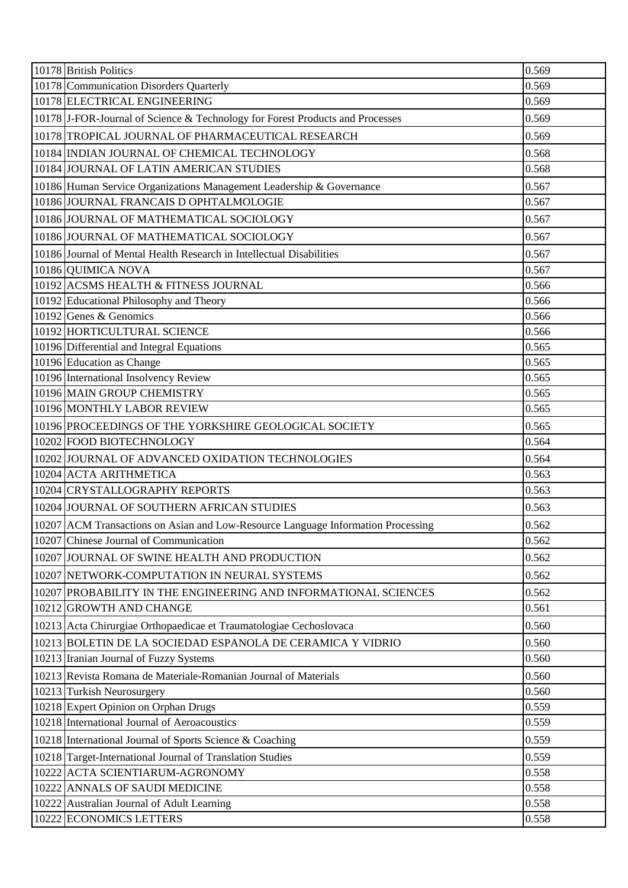| | | |
|---|---|---|
| 10178 | British Politics | 0.569 |
| 10178 | Communication Disorders Quarterly | 0.569 |
| 10178 | ELECTRICAL ENGINEERING | 0.569 |
| 10178 | J-FOR-Journal of Science & Technology for Forest Products and Processes | 0.569 |
| 10178 | TROPICAL JOURNAL OF PHARMACEUTICAL RESEARCH | 0.569 |
| 10184 | INDIAN JOURNAL OF CHEMICAL TECHNOLOGY | 0.568 |
| 10184 | JOURNAL OF LATIN AMERICAN STUDIES | 0.568 |
| 10186 | Human Service Organizations Management Leadership & Governance | 0.567 |
| 10186 | JOURNAL FRANCAIS D OPHTALMOLOGIE | 0.567 |
| 10186 | JOURNAL OF MATHEMATICAL SOCIOLOGY | 0.567 |
| 10186 | JOURNAL OF MATHEMATICAL SOCIOLOGY | 0.567 |
| 10186 | Journal of Mental Health Research in Intellectual Disabilities | 0.567 |
| 10186 | QUIMICA NOVA | 0.567 |
| 10192 | ACSMS HEALTH & FITNESS JOURNAL | 0.566 |
| 10192 | Educational Philosophy and Theory | 0.566 |
| 10192 | Genes & Genomics | 0.566 |
| 10192 | HORTICULTURAL SCIENCE | 0.566 |
| 10196 | Differential and Integral Equations | 0.565 |
| 10196 | Education as Change | 0.565 |
| 10196 | International Insolvency Review | 0.565 |
| 10196 | MAIN GROUP CHEMISTRY | 0.565 |
| 10196 | MONTHLY LABOR REVIEW | 0.565 |
| 10196 | PROCEEDINGS OF THE YORKSHIRE GEOLOGICAL SOCIETY | 0.565 |
| 10202 | FOOD BIOTECHNOLOGY | 0.564 |
| 10202 | JOURNAL OF ADVANCED OXIDATION TECHNOLOGIES | 0.564 |
| 10204 | ACTA ARITHMETICA | 0.563 |
| 10204 | CRYSTALLOGRAPHY REPORTS | 0.563 |
| 10204 | JOURNAL OF SOUTHERN AFRICAN STUDIES | 0.563 |
| 10207 | ACM Transactions on Asian and Low-Resource Language Information Processing | 0.562 |
| 10207 | Chinese Journal of Communication | 0.562 |
| 10207 | JOURNAL OF SWINE HEALTH AND PRODUCTION | 0.562 |
| 10207 | NETWORK-COMPUTATION IN NEURAL SYSTEMS | 0.562 |
| 10207 | PROBABILITY IN THE ENGINEERING AND INFORMATIONAL SCIENCES | 0.562 |
| 10212 | GROWTH AND CHANGE | 0.561 |
| 10213 | Acta Chirurgiae Orthopaedicae et Traumatologiae Cechoslovaca | 0.560 |
| 10213 | BOLETIN DE LA SOCIEDAD ESPANOLA DE CERAMICA Y VIDRIO | 0.560 |
| 10213 | Iranian Journal of Fuzzy Systems | 0.560 |
| 10213 | Revista Romana de Materiale-Romanian Journal of Materials | 0.560 |
| 10213 | Turkish Neurosurgery | 0.560 |
| 10218 | Expert Opinion on Orphan Drugs | 0.559 |
| 10218 | International Journal of Aeroacoustics | 0.559 |
| 10218 | International Journal of Sports Science & Coaching | 0.559 |
| 10218 | Target-International Journal of Translation Studies | 0.559 |
| 10222 | ACTA SCIENTIARUM-AGRONOMY | 0.558 |
| 10222 | ANNALS OF SAUDI MEDICINE | 0.558 |
| 10222 | Australian Journal of Adult Learning | 0.558 |
| 10222 | ECONOMICS LETTERS | 0.558 |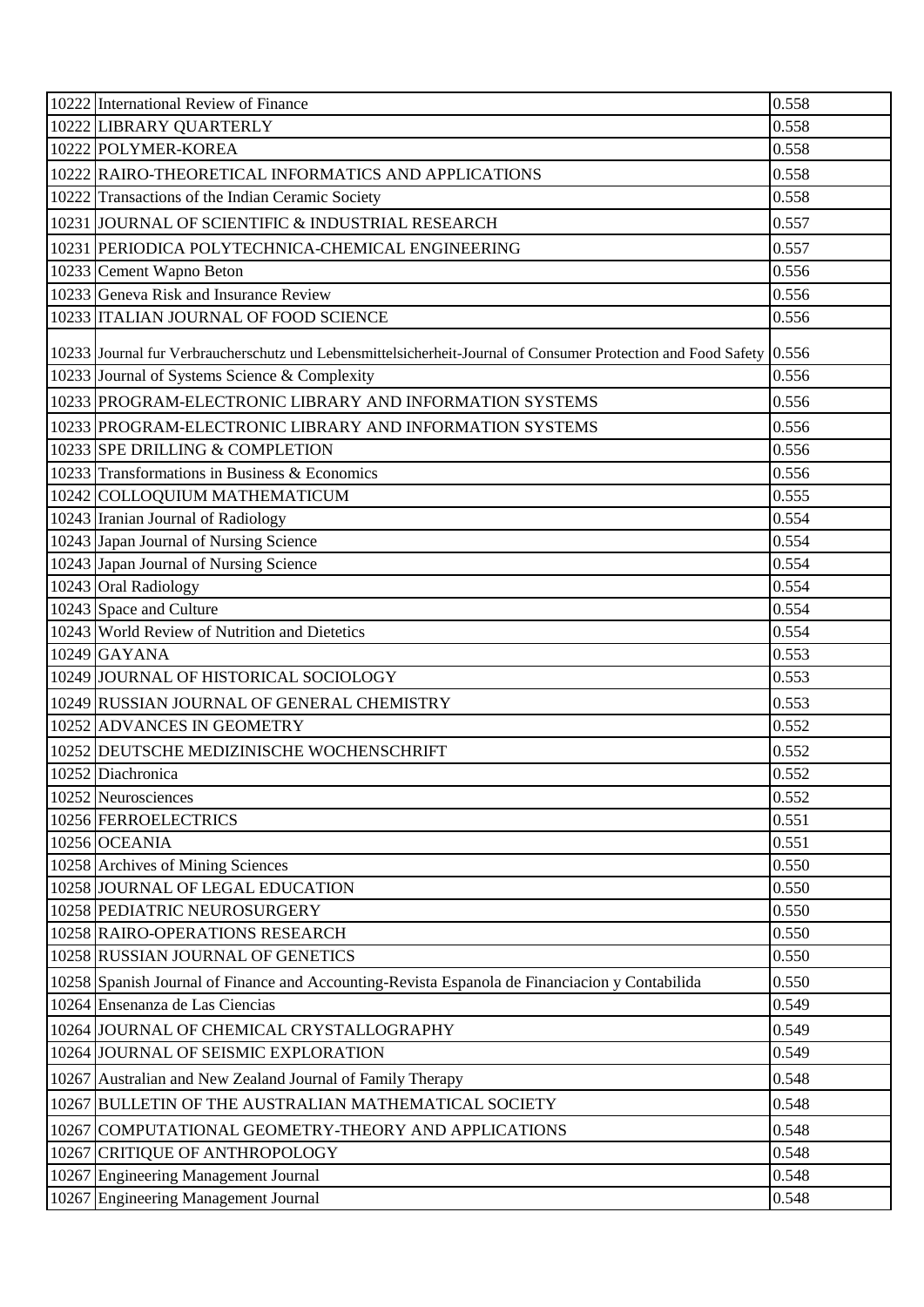| | | |
|---|---|---|
| 10222 | International Review of Finance | 0.558 |
| 10222 | LIBRARY QUARTERLY | 0.558 |
| 10222 | POLYMER-KOREA | 0.558 |
| 10222 | RAIRO-THEORETICAL INFORMATICS AND APPLICATIONS | 0.558 |
| 10222 | Transactions of the Indian Ceramic Society | 0.558 |
| 10231 | JOURNAL OF SCIENTIFIC & INDUSTRIAL RESEARCH | 0.557 |
| 10231 | PERIODICA POLYTECHNICA-CHEMICAL ENGINEERING | 0.557 |
| 10233 | Cement Wapno Beton | 0.556 |
| 10233 | Geneva Risk and Insurance Review | 0.556 |
| 10233 | ITALIAN JOURNAL OF FOOD SCIENCE | 0.556 |
| 10233 | Journal fur Verbraucherschutz und Lebensmittelsicherheit-Journal of Consumer Protection and Food Safety | 0.556 |
| 10233 | Journal of Systems Science & Complexity | 0.556 |
| 10233 | PROGRAM-ELECTRONIC LIBRARY AND INFORMATION SYSTEMS | 0.556 |
| 10233 | PROGRAM-ELECTRONIC LIBRARY AND INFORMATION SYSTEMS | 0.556 |
| 10233 | SPE DRILLING & COMPLETION | 0.556 |
| 10233 | Transformations in Business & Economics | 0.556 |
| 10242 | COLLOQUIUM MATHEMATICUM | 0.555 |
| 10243 | Iranian Journal of Radiology | 0.554 |
| 10243 | Japan Journal of Nursing Science | 0.554 |
| 10243 | Japan Journal of Nursing Science | 0.554 |
| 10243 | Oral Radiology | 0.554 |
| 10243 | Space and Culture | 0.554 |
| 10243 | World Review of Nutrition and Dietetics | 0.554 |
| 10249 | GAYANA | 0.553 |
| 10249 | JOURNAL OF HISTORICAL SOCIOLOGY | 0.553 |
| 10249 | RUSSIAN JOURNAL OF GENERAL CHEMISTRY | 0.553 |
| 10252 | ADVANCES IN GEOMETRY | 0.552 |
| 10252 | DEUTSCHE MEDIZINISCHE WOCHENSCHRIFT | 0.552 |
| 10252 | Diachronica | 0.552 |
| 10252 | Neurosciences | 0.552 |
| 10256 | FERROELECTRICS | 0.551 |
| 10256 | OCEANIA | 0.551 |
| 10258 | Archives of Mining Sciences | 0.550 |
| 10258 | JOURNAL OF LEGAL EDUCATION | 0.550 |
| 10258 | PEDIATRIC NEUROSURGERY | 0.550 |
| 10258 | RAIRO-OPERATIONS RESEARCH | 0.550 |
| 10258 | RUSSIAN JOURNAL OF GENETICS | 0.550 |
| 10258 | Spanish Journal of Finance and Accounting-Revista Espanola de Financiacion y Contabilida | 0.550 |
| 10264 | Ensenanza de Las Ciencias | 0.549 |
| 10264 | JOURNAL OF CHEMICAL CRYSTALLOGRAPHY | 0.549 |
| 10264 | JOURNAL OF SEISMIC EXPLORATION | 0.549 |
| 10267 | Australian and New Zealand Journal of Family Therapy | 0.548 |
| 10267 | BULLETIN OF THE AUSTRALIAN MATHEMATICAL SOCIETY | 0.548 |
| 10267 | COMPUTATIONAL GEOMETRY-THEORY AND APPLICATIONS | 0.548 |
| 10267 | CRITIQUE OF ANTHROPOLOGY | 0.548 |
| 10267 | Engineering Management Journal | 0.548 |
| 10267 | Engineering Management Journal | 0.548 |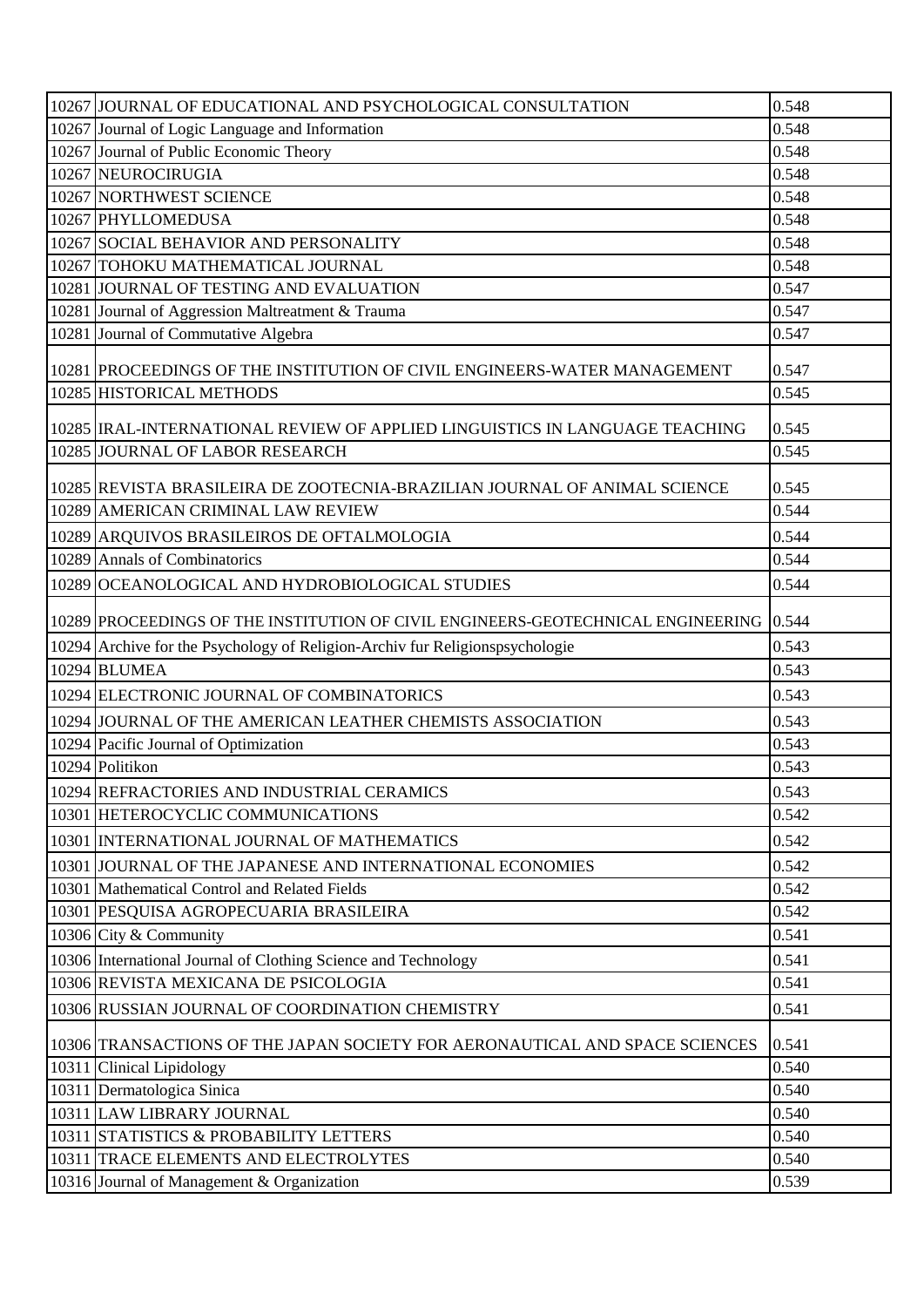| 10267 | JOURNAL OF EDUCATIONAL AND PSYCHOLOGICAL CONSULTATION | 0.548 |
|---|---|---|
| 10267 | Journal of Logic Language and Information | 0.548 |
| 10267 | Journal of Public Economic Theory | 0.548 |
| 10267 | NEUROCIRUGIA | 0.548 |
| 10267 | NORTHWEST SCIENCE | 0.548 |
| 10267 | PHYLLOMEDUSA | 0.548 |
| 10267 | SOCIAL BEHAVIOR AND PERSONALITY | 0.548 |
| 10267 | TOHOKU MATHEMATICAL JOURNAL | 0.548 |
| 10281 | JOURNAL OF TESTING AND EVALUATION | 0.547 |
| 10281 | Journal of Aggression Maltreatment & Trauma | 0.547 |
| 10281 | Journal of Commutative Algebra | 0.547 |
| 10281 | PROCEEDINGS OF THE INSTITUTION OF CIVIL ENGINEERS-WATER MANAGEMENT | 0.547 |
| 10285 | HISTORICAL METHODS | 0.545 |
| 10285 | IRAL-INTERNATIONAL REVIEW OF APPLIED LINGUISTICS IN LANGUAGE TEACHING | 0.545 |
| 10285 | JOURNAL OF LABOR RESEARCH | 0.545 |
| 10285 | REVISTA BRASILEIRA DE ZOOTECNIA-BRAZILIAN JOURNAL OF ANIMAL SCIENCE | 0.545 |
| 10289 | AMERICAN CRIMINAL LAW REVIEW | 0.544 |
| 10289 | ARQUIVOS BRASILEIROS DE OFTALMOLOGIA | 0.544 |
| 10289 | Annals of Combinatorics | 0.544 |
| 10289 | OCEANOLOGICAL AND HYDROBIOLOGICAL STUDIES | 0.544 |
| 10289 | PROCEEDINGS OF THE INSTITUTION OF CIVIL ENGINEERS-GEOTECHNICAL ENGINEERING | 0.544 |
| 10294 | Archive for the Psychology of Religion-Archiv fur Religionspsychologie | 0.543 |
| 10294 | BLUMEA | 0.543 |
| 10294 | ELECTRONIC JOURNAL OF COMBINATORICS | 0.543 |
| 10294 | JOURNAL OF THE AMERICAN LEATHER CHEMISTS ASSOCIATION | 0.543 |
| 10294 | Pacific Journal of Optimization | 0.543 |
| 10294 | Politikon | 0.543 |
| 10294 | REFRACTORIES AND INDUSTRIAL CERAMICS | 0.543 |
| 10301 | HETEROCYCLIC COMMUNICATIONS | 0.542 |
| 10301 | INTERNATIONAL JOURNAL OF MATHEMATICS | 0.542 |
| 10301 | JOURNAL OF THE JAPANESE AND INTERNATIONAL ECONOMIES | 0.542 |
| 10301 | Mathematical Control and Related Fields | 0.542 |
| 10301 | PESQUISA AGROPECUARIA BRASILEIRA | 0.542 |
| 10306 | City & Community | 0.541 |
| 10306 | International Journal of Clothing Science and Technology | 0.541 |
| 10306 | REVISTA MEXICANA DE PSICOLOGIA | 0.541 |
| 10306 | RUSSIAN JOURNAL OF COORDINATION CHEMISTRY | 0.541 |
| 10306 | TRANSACTIONS OF THE JAPAN SOCIETY FOR AERONAUTICAL AND SPACE SCIENCES | 0.541 |
| 10311 | Clinical Lipidology | 0.540 |
| 10311 | Dermatologica Sinica | 0.540 |
| 10311 | LAW LIBRARY JOURNAL | 0.540 |
| 10311 | STATISTICS & PROBABILITY LETTERS | 0.540 |
| 10311 | TRACE ELEMENTS AND ELECTROLYTES | 0.540 |
| 10316 | Journal of Management & Organization | 0.539 |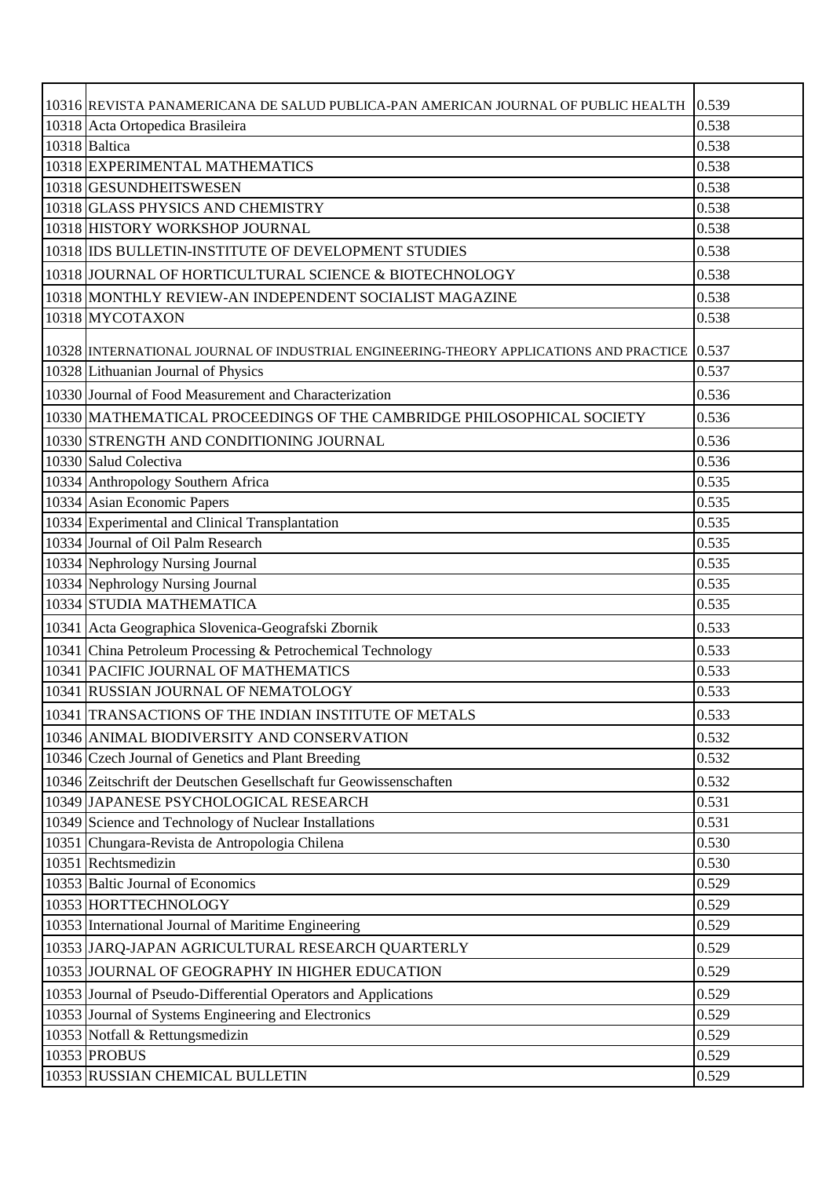| | | |
|---|---|---|
| 10316 | REVISTA PANAMERICANA DE SALUD PUBLICA-PAN AMERICAN JOURNAL OF PUBLIC HEALTH | 0.539 |
| 10318 | Acta Ortopedica Brasileira | 0.538 |
| 10318 | Baltica | 0.538 |
| 10318 | EXPERIMENTAL MATHEMATICS | 0.538 |
| 10318 | GESUNDHEITSWESEN | 0.538 |
| 10318 | GLASS PHYSICS AND CHEMISTRY | 0.538 |
| 10318 | HISTORY WORKSHOP JOURNAL | 0.538 |
| 10318 | IDS BULLETIN-INSTITUTE OF DEVELOPMENT STUDIES | 0.538 |
| 10318 | JOURNAL OF HORTICULTURAL SCIENCE & BIOTECHNOLOGY | 0.538 |
| 10318 | MONTHLY REVIEW-AN INDEPENDENT SOCIALIST MAGAZINE | 0.538 |
| 10318 | MYCOTAXON | 0.538 |
| 10328 | INTERNATIONAL JOURNAL OF INDUSTRIAL ENGINEERING-THEORY APPLICATIONS AND PRACTICE | 0.537 |
| 10328 | Lithuanian Journal of Physics | 0.537 |
| 10330 | Journal of Food Measurement and Characterization | 0.536 |
| 10330 | MATHEMATICAL PROCEEDINGS OF THE CAMBRIDGE PHILOSOPHICAL SOCIETY | 0.536 |
| 10330 | STRENGTH AND CONDITIONING JOURNAL | 0.536 |
| 10330 | Salud Colectiva | 0.536 |
| 10334 | Anthropology Southern Africa | 0.535 |
| 10334 | Asian Economic Papers | 0.535 |
| 10334 | Experimental and Clinical Transplantation | 0.535 |
| 10334 | Journal of Oil Palm Research | 0.535 |
| 10334 | Nephrology Nursing Journal | 0.535 |
| 10334 | Nephrology Nursing Journal | 0.535 |
| 10334 | STUDIA MATHEMATICA | 0.535 |
| 10341 | Acta Geographica Slovenica-Geografski Zbornik | 0.533 |
| 10341 | China Petroleum Processing & Petrochemical Technology | 0.533 |
| 10341 | PACIFIC JOURNAL OF MATHEMATICS | 0.533 |
| 10341 | RUSSIAN JOURNAL OF NEMATOLOGY | 0.533 |
| 10341 | TRANSACTIONS OF THE INDIAN INSTITUTE OF METALS | 0.533 |
| 10346 | ANIMAL BIODIVERSITY AND CONSERVATION | 0.532 |
| 10346 | Czech Journal of Genetics and Plant Breeding | 0.532 |
| 10346 | Zeitschrift der Deutschen Gesellschaft fur Geowissenschaften | 0.532 |
| 10349 | JAPANESE PSYCHOLOGICAL RESEARCH | 0.531 |
| 10349 | Science and Technology of Nuclear Installations | 0.531 |
| 10351 | Chungara-Revista de Antropologia Chilena | 0.530 |
| 10351 | Rechtsmedizin | 0.530 |
| 10353 | Baltic Journal of Economics | 0.529 |
| 10353 | HORTTECHNOLOGY | 0.529 |
| 10353 | International Journal of Maritime Engineering | 0.529 |
| 10353 | JARQ-JAPAN AGRICULTURAL RESEARCH QUARTERLY | 0.529 |
| 10353 | JOURNAL OF GEOGRAPHY IN HIGHER EDUCATION | 0.529 |
| 10353 | Journal of Pseudo-Differential Operators and Applications | 0.529 |
| 10353 | Journal of Systems Engineering and Electronics | 0.529 |
| 10353 | Notfall & Rettungsmedizin | 0.529 |
| 10353 | PROBUS | 0.529 |
| 10353 | RUSSIAN CHEMICAL BULLETIN | 0.529 |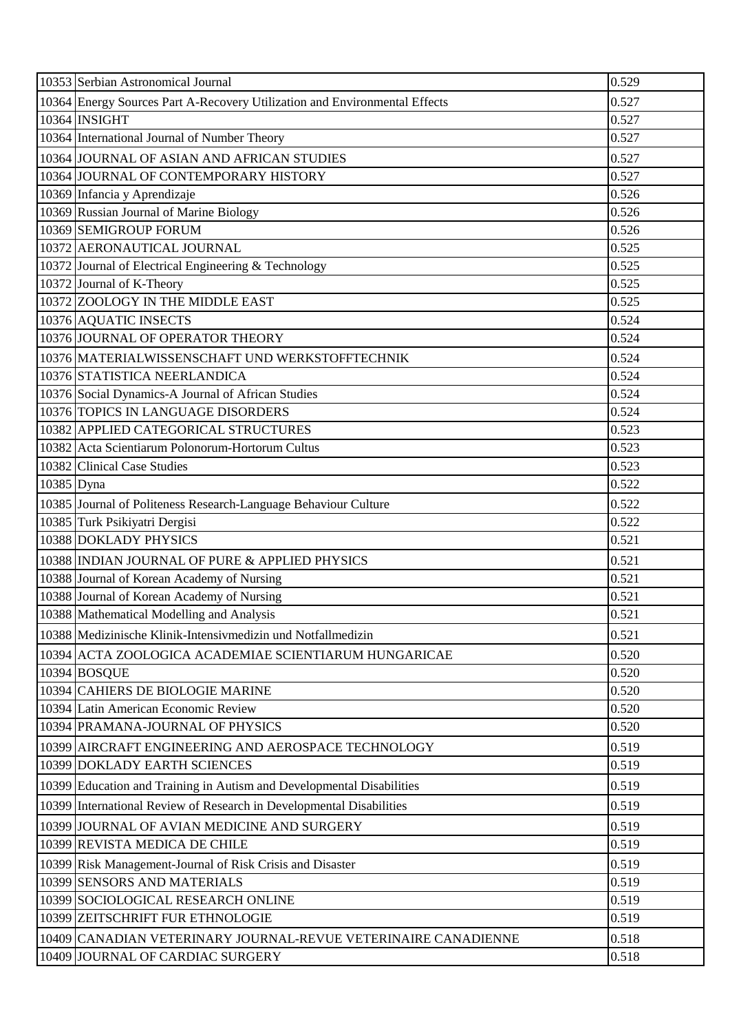| | | |
|---|---|---|
| 10353 | Serbian Astronomical Journal | 0.529 |
| 10364 | Energy Sources Part A-Recovery Utilization and Environmental Effects | 0.527 |
| 10364 | INSIGHT | 0.527 |
| 10364 | International Journal of Number Theory | 0.527 |
| 10364 | JOURNAL OF ASIAN AND AFRICAN STUDIES | 0.527 |
| 10364 | JOURNAL OF CONTEMPORARY HISTORY | 0.527 |
| 10369 | Infancia y Aprendizaje | 0.526 |
| 10369 | Russian Journal of Marine Biology | 0.526 |
| 10369 | SEMIGROUP FORUM | 0.526 |
| 10372 | AERONAUTICAL JOURNAL | 0.525 |
| 10372 | Journal of Electrical Engineering & Technology | 0.525 |
| 10372 | Journal of K-Theory | 0.525 |
| 10372 | ZOOLOGY IN THE MIDDLE EAST | 0.525 |
| 10376 | AQUATIC INSECTS | 0.524 |
| 10376 | JOURNAL OF OPERATOR THEORY | 0.524 |
| 10376 | MATERIALWISSENSCHAFT UND WERKSTOFFTECHNIK | 0.524 |
| 10376 | STATISTICA NEERLANDICA | 0.524 |
| 10376 | Social Dynamics-A Journal of African Studies | 0.524 |
| 10376 | TOPICS IN LANGUAGE DISORDERS | 0.524 |
| 10382 | APPLIED CATEGORICAL STRUCTURES | 0.523 |
| 10382 | Acta Scientiarum Polonorum-Hortorum Cultus | 0.523 |
| 10382 | Clinical Case Studies | 0.523 |
| 10385 | Dyna | 0.522 |
| 10385 | Journal of Politeness Research-Language Behaviour Culture | 0.522 |
| 10385 | Turk Psikiyatri Dergisi | 0.522 |
| 10388 | DOKLADY PHYSICS | 0.521 |
| 10388 | INDIAN JOURNAL OF PURE & APPLIED PHYSICS | 0.521 |
| 10388 | Journal of Korean Academy of Nursing | 0.521 |
| 10388 | Journal of Korean Academy of Nursing | 0.521 |
| 10388 | Mathematical Modelling and Analysis | 0.521 |
| 10388 | Medizinische Klinik-Intensivmedizin und Notfallmedizin | 0.521 |
| 10394 | ACTA ZOOLOGICA ACADEMIAE SCIENTIARUM HUNGARICAE | 0.520 |
| 10394 | BOSQUE | 0.520 |
| 10394 | CAHIERS DE BIOLOGIE MARINE | 0.520 |
| 10394 | Latin American Economic Review | 0.520 |
| 10394 | PRAMANA-JOURNAL OF PHYSICS | 0.520 |
| 10399 | AIRCRAFT ENGINEERING AND AEROSPACE TECHNOLOGY | 0.519 |
| 10399 | DOKLADY EARTH SCIENCES | 0.519 |
| 10399 | Education and Training in Autism and Developmental Disabilities | 0.519 |
| 10399 | International Review of Research in Developmental Disabilities | 0.519 |
| 10399 | JOURNAL OF AVIAN MEDICINE AND SURGERY | 0.519 |
| 10399 | REVISTA MEDICA DE CHILE | 0.519 |
| 10399 | Risk Management-Journal of Risk Crisis and Disaster | 0.519 |
| 10399 | SENSORS AND MATERIALS | 0.519 |
| 10399 | SOCIOLOGICAL RESEARCH ONLINE | 0.519 |
| 10399 | ZEITSCHRIFT FUR ETHNOLOGIE | 0.519 |
| 10409 | CANADIAN VETERINARY JOURNAL-REVUE VETERINAIRE CANADIENNE | 0.518 |
| 10409 | JOURNAL OF CARDIAC SURGERY | 0.518 |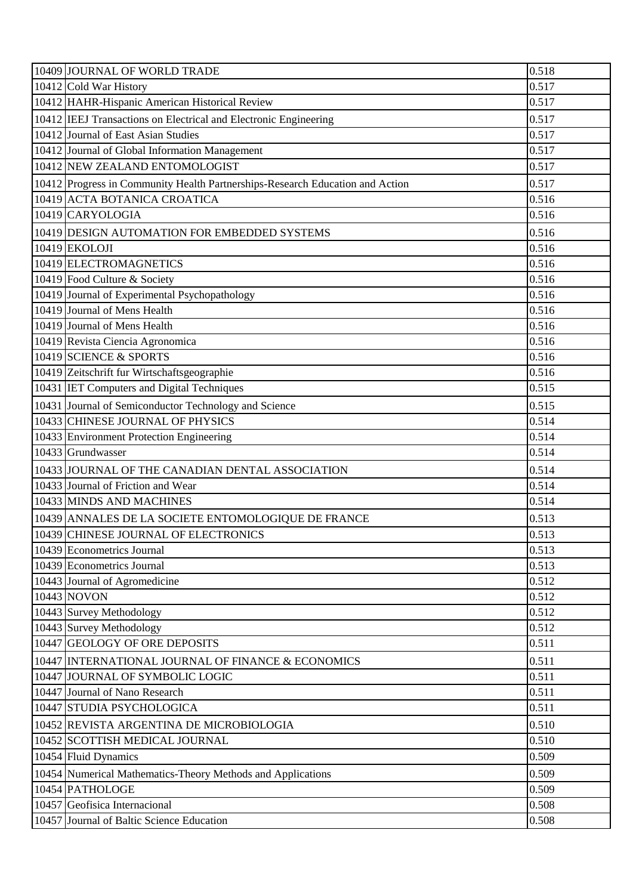| | | |
|---|---|---|
| 10409 | JOURNAL OF WORLD TRADE | 0.518 |
| 10412 | Cold War History | 0.517 |
| 10412 | HAHR-Hispanic American Historical Review | 0.517 |
| 10412 | IEEJ Transactions on Electrical and Electronic Engineering | 0.517 |
| 10412 | Journal of East Asian Studies | 0.517 |
| 10412 | Journal of Global Information Management | 0.517 |
| 10412 | NEW ZEALAND ENTOMOLOGIST | 0.517 |
| 10412 | Progress in Community Health Partnerships-Research Education and Action | 0.517 |
| 10419 | ACTA BOTANICA CROATICA | 0.516 |
| 10419 | CARYOLOGIA | 0.516 |
| 10419 | DESIGN AUTOMATION FOR EMBEDDED SYSTEMS | 0.516 |
| 10419 | EKOLOJI | 0.516 |
| 10419 | ELECTROMAGNETICS | 0.516 |
| 10419 | Food Culture & Society | 0.516 |
| 10419 | Journal of Experimental Psychopathology | 0.516 |
| 10419 | Journal of Mens Health | 0.516 |
| 10419 | Journal of Mens Health | 0.516 |
| 10419 | Revista Ciencia Agronomica | 0.516 |
| 10419 | SCIENCE & SPORTS | 0.516 |
| 10419 | Zeitschrift fur Wirtschaftsgeographie | 0.516 |
| 10431 | IET Computers and Digital Techniques | 0.515 |
| 10431 | Journal of Semiconductor Technology and Science | 0.515 |
| 10433 | CHINESE JOURNAL OF PHYSICS | 0.514 |
| 10433 | Environment Protection Engineering | 0.514 |
| 10433 | Grundwasser | 0.514 |
| 10433 | JOURNAL OF THE CANADIAN DENTAL ASSOCIATION | 0.514 |
| 10433 | Journal of Friction and Wear | 0.514 |
| 10433 | MINDS AND MACHINES | 0.514 |
| 10439 | ANNALES DE LA SOCIETE ENTOMOLOGIQUE DE FRANCE | 0.513 |
| 10439 | CHINESE JOURNAL OF ELECTRONICS | 0.513 |
| 10439 | Econometrics Journal | 0.513 |
| 10439 | Econometrics Journal | 0.513 |
| 10443 | Journal of Agromedicine | 0.512 |
| 10443 | NOVON | 0.512 |
| 10443 | Survey Methodology | 0.512 |
| 10443 | Survey Methodology | 0.512 |
| 10447 | GEOLOGY OF ORE DEPOSITS | 0.511 |
| 10447 | INTERNATIONAL JOURNAL OF FINANCE & ECONOMICS | 0.511 |
| 10447 | JOURNAL OF SYMBOLIC LOGIC | 0.511 |
| 10447 | Journal of Nano Research | 0.511 |
| 10447 | STUDIA PSYCHOLOGICA | 0.511 |
| 10452 | REVISTA ARGENTINA DE MICROBIOLOGIA | 0.510 |
| 10452 | SCOTTISH MEDICAL JOURNAL | 0.510 |
| 10454 | Fluid Dynamics | 0.509 |
| 10454 | Numerical Mathematics-Theory Methods and Applications | 0.509 |
| 10454 | PATHOLOGE | 0.509 |
| 10457 | Geofisica Internacional | 0.508 |
| 10457 | Journal of Baltic Science Education | 0.508 |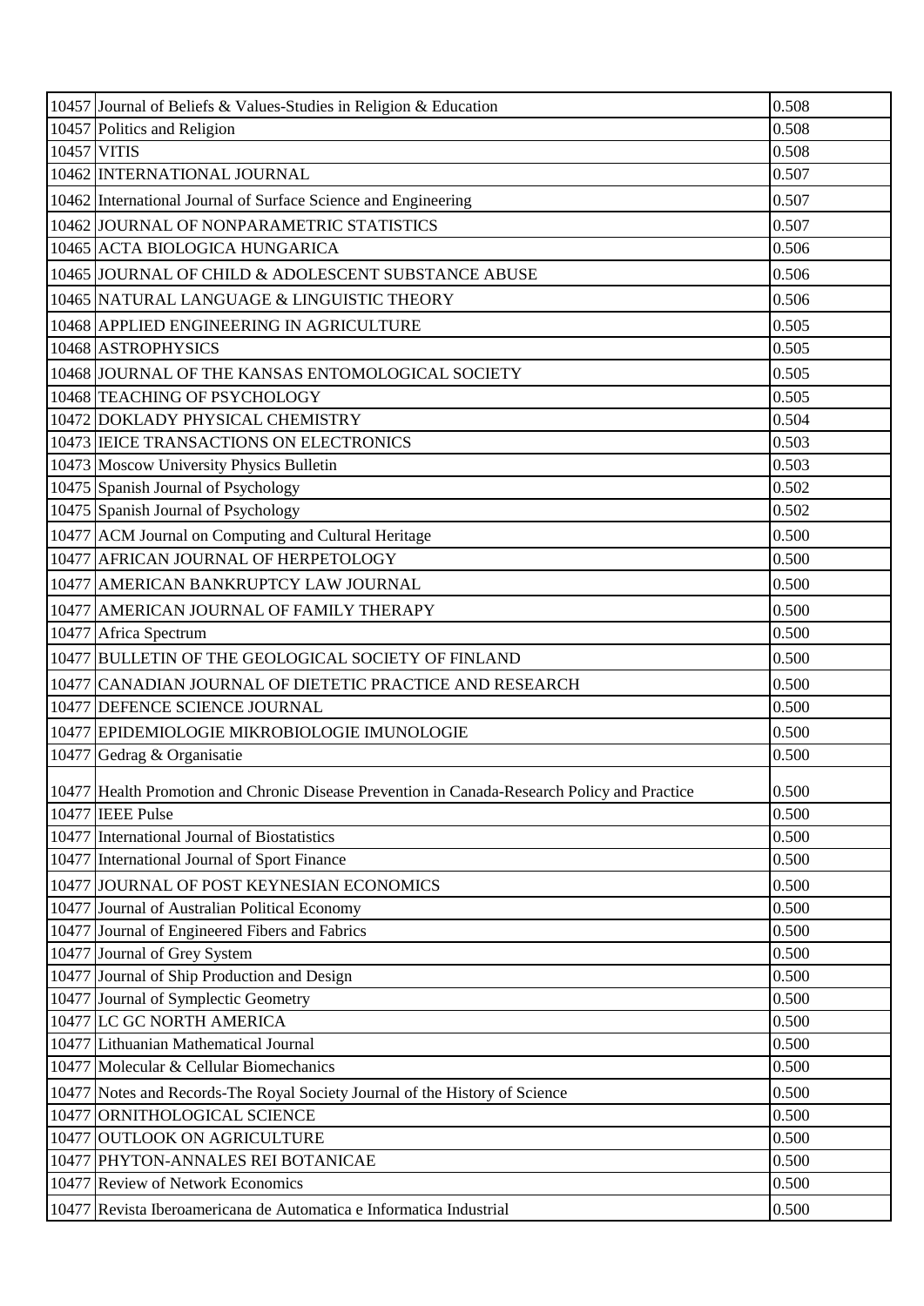| | | |
|---|---|---|
| 10457 | Journal of Beliefs & Values-Studies in Religion & Education | 0.508 |
| 10457 | Politics and Religion | 0.508 |
| 10457 | VITIS | 0.508 |
| 10462 | INTERNATIONAL JOURNAL | 0.507 |
| 10462 | International Journal of Surface Science and Engineering | 0.507 |
| 10462 | JOURNAL OF NONPARAMETRIC STATISTICS | 0.507 |
| 10465 | ACTA BIOLOGICA HUNGARICA | 0.506 |
| 10465 | JOURNAL OF CHILD & ADOLESCENT SUBSTANCE ABUSE | 0.506 |
| 10465 | NATURAL LANGUAGE & LINGUISTIC THEORY | 0.506 |
| 10468 | APPLIED ENGINEERING IN AGRICULTURE | 0.505 |
| 10468 | ASTROPHYSICS | 0.505 |
| 10468 | JOURNAL OF THE KANSAS ENTOMOLOGICAL SOCIETY | 0.505 |
| 10468 | TEACHING OF PSYCHOLOGY | 0.505 |
| 10472 | DOKLADY PHYSICAL CHEMISTRY | 0.504 |
| 10473 | IEICE TRANSACTIONS ON ELECTRONICS | 0.503 |
| 10473 | Moscow University Physics Bulletin | 0.503 |
| 10475 | Spanish Journal of Psychology | 0.502 |
| 10475 | Spanish Journal of Psychology | 0.502 |
| 10477 | ACM Journal on Computing and Cultural Heritage | 0.500 |
| 10477 | AFRICAN JOURNAL OF HERPETOLOGY | 0.500 |
| 10477 | AMERICAN BANKRUPTCY LAW JOURNAL | 0.500 |
| 10477 | AMERICAN JOURNAL OF FAMILY THERAPY | 0.500 |
| 10477 | Africa Spectrum | 0.500 |
| 10477 | BULLETIN OF THE GEOLOGICAL SOCIETY OF FINLAND | 0.500 |
| 10477 | CANADIAN JOURNAL OF DIETETIC PRACTICE AND RESEARCH | 0.500 |
| 10477 | DEFENCE SCIENCE JOURNAL | 0.500 |
| 10477 | EPIDEMIOLOGIE MIKROBIOLOGIE IMUNOLOGIE | 0.500 |
| 10477 | Gedrag & Organisatie | 0.500 |
| 10477 | Health Promotion and Chronic Disease Prevention in Canada-Research Policy and Practice | 0.500 |
| 10477 | IEEE Pulse | 0.500 |
| 10477 | International Journal of Biostatistics | 0.500 |
| 10477 | International Journal of Sport Finance | 0.500 |
| 10477 | JOURNAL OF POST KEYNESIAN ECONOMICS | 0.500 |
| 10477 | Journal of Australian Political Economy | 0.500 |
| 10477 | Journal of Engineered Fibers and Fabrics | 0.500 |
| 10477 | Journal of Grey System | 0.500 |
| 10477 | Journal of Ship Production and Design | 0.500 |
| 10477 | Journal of Symplectic Geometry | 0.500 |
| 10477 | LC GC NORTH AMERICA | 0.500 |
| 10477 | Lithuanian Mathematical Journal | 0.500 |
| 10477 | Molecular & Cellular Biomechanics | 0.500 |
| 10477 | Notes and Records-The Royal Society Journal of the History of Science | 0.500 |
| 10477 | ORNITHOLOGICAL SCIENCE | 0.500 |
| 10477 | OUTLOOK ON AGRICULTURE | 0.500 |
| 10477 | PHYTON-ANNALES REI BOTANICAE | 0.500 |
| 10477 | Review of Network Economics | 0.500 |
| 10477 | Revista Iberoamericana de Automatica e Informatica Industrial | 0.500 |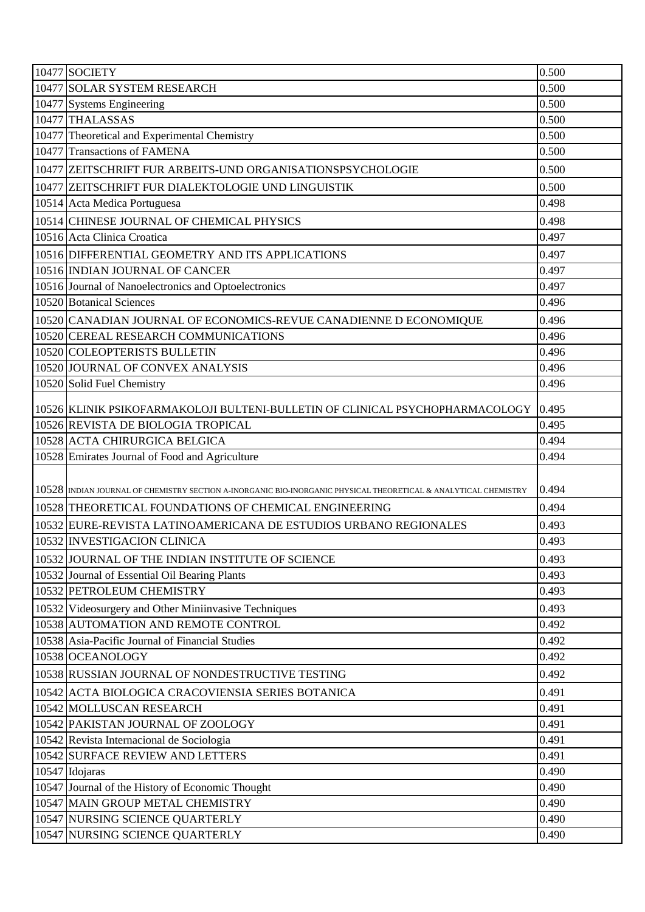| | | |
|---|---|---|
| 10477 | SOCIETY | 0.500 |
| 10477 | SOLAR SYSTEM RESEARCH | 0.500 |
| 10477 | Systems Engineering | 0.500 |
| 10477 | THALASSAS | 0.500 |
| 10477 | Theoretical and Experimental Chemistry | 0.500 |
| 10477 | Transactions of FAMENA | 0.500 |
| 10477 | ZEITSCHRIFT FUR ARBEITS-UND ORGANISATIONSPSYCHOLOGIE | 0.500 |
| 10477 | ZEITSCHRIFT FUR DIALEKTOLOGIE UND LINGUISTIK | 0.500 |
| 10514 | Acta Medica Portuguesa | 0.498 |
| 10514 | CHINESE JOURNAL OF CHEMICAL PHYSICS | 0.498 |
| 10516 | Acta Clinica Croatica | 0.497 |
| 10516 | DIFFERENTIAL GEOMETRY AND ITS APPLICATIONS | 0.497 |
| 10516 | INDIAN JOURNAL OF CANCER | 0.497 |
| 10516 | Journal of Nanoelectronics and Optoelectronics | 0.497 |
| 10520 | Botanical Sciences | 0.496 |
| 10520 | CANADIAN JOURNAL OF ECONOMICS-REVUE CANADIENNE D ECONOMIQUE | 0.496 |
| 10520 | CEREAL RESEARCH COMMUNICATIONS | 0.496 |
| 10520 | COLEOPTERISTS BULLETIN | 0.496 |
| 10520 | JOURNAL OF CONVEX ANALYSIS | 0.496 |
| 10520 | Solid Fuel Chemistry | 0.496 |
| 10526 | KLINIK PSIKOFARMAKOLOJI BULTENI-BULLETIN OF CLINICAL PSYCHOPHARMACOLOGY | 0.495 |
| 10526 | REVISTA DE BIOLOGIA TROPICAL | 0.495 |
| 10528 | ACTA CHIRURGICA BELGICA | 0.494 |
| 10528 | Emirates Journal of Food and Agriculture | 0.494 |
| 10528 | INDIAN JOURNAL OF CHEMISTRY SECTION A-INORGANIC BIO-INORGANIC PHYSICAL THEORETICAL & ANALYTICAL CHEMISTRY | 0.494 |
| 10528 | THEORETICAL FOUNDATIONS OF CHEMICAL ENGINEERING | 0.494 |
| 10532 | EURE-REVISTA LATINOAMERICANA DE ESTUDIOS URBANO REGIONALES | 0.493 |
| 10532 | INVESTIGACION CLINICA | 0.493 |
| 10532 | JOURNAL OF THE INDIAN INSTITUTE OF SCIENCE | 0.493 |
| 10532 | Journal of Essential Oil Bearing Plants | 0.493 |
| 10532 | PETROLEUM CHEMISTRY | 0.493 |
| 10532 | Videosurgery and Other Miniinvasive Techniques | 0.493 |
| 10538 | AUTOMATION AND REMOTE CONTROL | 0.492 |
| 10538 | Asia-Pacific Journal of Financial Studies | 0.492 |
| 10538 | OCEANOLOGY | 0.492 |
| 10538 | RUSSIAN JOURNAL OF NONDESTRUCTIVE TESTING | 0.492 |
| 10542 | ACTA BIOLOGICA CRACOVIENSIA SERIES BOTANICA | 0.491 |
| 10542 | MOLLUSCAN RESEARCH | 0.491 |
| 10542 | PAKISTAN JOURNAL OF ZOOLOGY | 0.491 |
| 10542 | Revista Internacional de Sociologia | 0.491 |
| 10542 | SURFACE REVIEW AND LETTERS | 0.491 |
| 10547 | Idojaras | 0.490 |
| 10547 | Journal of the History of Economic Thought | 0.490 |
| 10547 | MAIN GROUP METAL CHEMISTRY | 0.490 |
| 10547 | NURSING SCIENCE QUARTERLY | 0.490 |
| 10547 | NURSING SCIENCE QUARTERLY | 0.490 |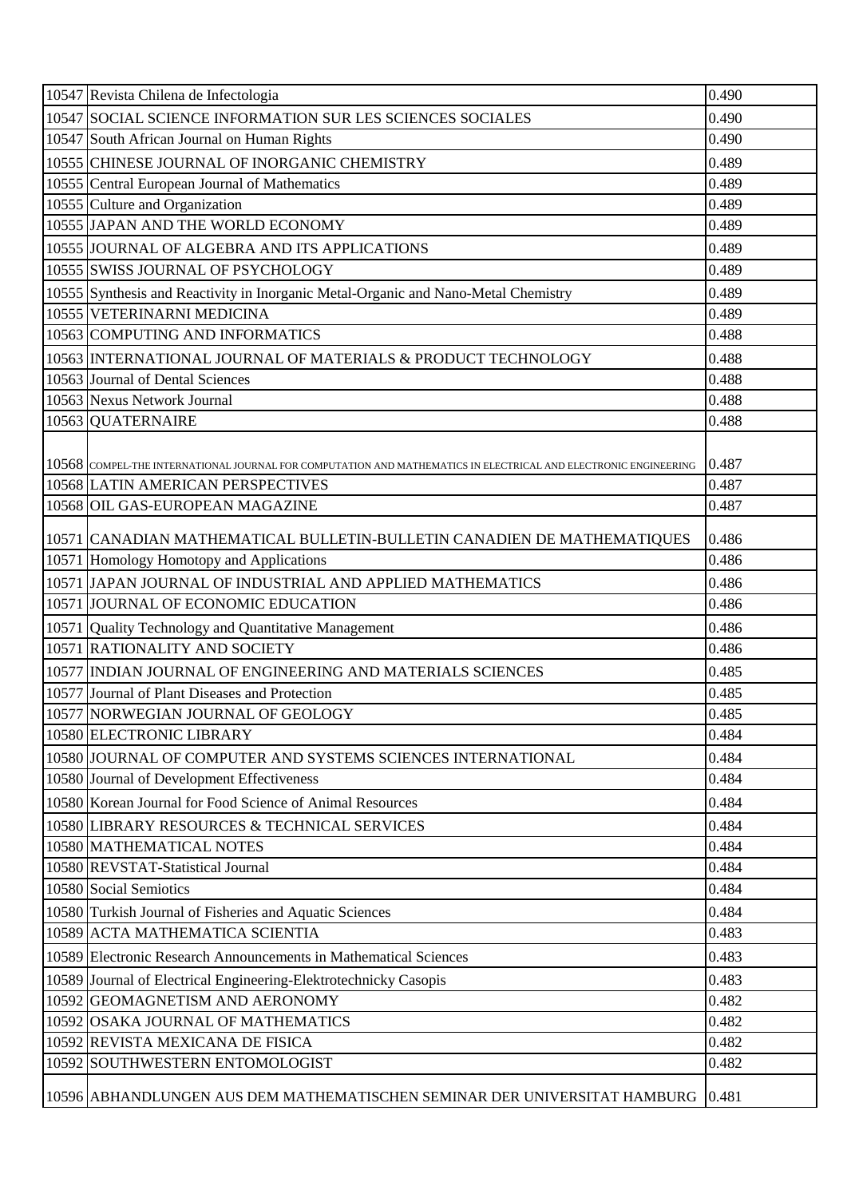| | | |
|---|---|---|
| 10547 | Revista Chilena de Infectologia | 0.490 |
| 10547 | SOCIAL SCIENCE INFORMATION SUR LES SCIENCES SOCIALES | 0.490 |
| 10547 | South African Journal on Human Rights | 0.490 |
| 10555 | CHINESE JOURNAL OF INORGANIC CHEMISTRY | 0.489 |
| 10555 | Central European Journal of Mathematics | 0.489 |
| 10555 | Culture and Organization | 0.489 |
| 10555 | JAPAN AND THE WORLD ECONOMY | 0.489 |
| 10555 | JOURNAL OF ALGEBRA AND ITS APPLICATIONS | 0.489 |
| 10555 | SWISS JOURNAL OF PSYCHOLOGY | 0.489 |
| 10555 | Synthesis and Reactivity in Inorganic Metal-Organic and Nano-Metal Chemistry | 0.489 |
| 10555 | VETERINARNI MEDICINA | 0.489 |
| 10563 | COMPUTING AND INFORMATICS | 0.488 |
| 10563 | INTERNATIONAL JOURNAL OF MATERIALS & PRODUCT TECHNOLOGY | 0.488 |
| 10563 | Journal of Dental Sciences | 0.488 |
| 10563 | Nexus Network Journal | 0.488 |
| 10563 | QUATERNAIRE | 0.488 |
| 10568 | COMPEL-THE INTERNATIONAL JOURNAL FOR COMPUTATION AND MATHEMATICS IN ELECTRICAL AND ELECTRONIC ENGINEERING | 0.487 |
| 10568 | LATIN AMERICAN PERSPECTIVES | 0.487 |
| 10568 | OIL GAS-EUROPEAN MAGAZINE | 0.487 |
| 10571 | CANADIAN MATHEMATICAL BULLETIN-BULLETIN CANADIEN DE MATHEMATIQUES | 0.486 |
| 10571 | Homology Homotopy and Applications | 0.486 |
| 10571 | JAPAN JOURNAL OF INDUSTRIAL AND APPLIED MATHEMATICS | 0.486 |
| 10571 | JOURNAL OF ECONOMIC EDUCATION | 0.486 |
| 10571 | Quality Technology and Quantitative Management | 0.486 |
| 10571 | RATIONALITY AND SOCIETY | 0.486 |
| 10577 | INDIAN JOURNAL OF ENGINEERING AND MATERIALS SCIENCES | 0.485 |
| 10577 | Journal of Plant Diseases and Protection | 0.485 |
| 10577 | NORWEGIAN JOURNAL OF GEOLOGY | 0.485 |
| 10580 | ELECTRONIC LIBRARY | 0.484 |
| 10580 | JOURNAL OF COMPUTER AND SYSTEMS SCIENCES INTERNATIONAL | 0.484 |
| 10580 | Journal of Development Effectiveness | 0.484 |
| 10580 | Korean Journal for Food Science of Animal Resources | 0.484 |
| 10580 | LIBRARY RESOURCES & TECHNICAL SERVICES | 0.484 |
| 10580 | MATHEMATICAL NOTES | 0.484 |
| 10580 | REVSTAT-Statistical Journal | 0.484 |
| 10580 | Social Semiotics | 0.484 |
| 10580 | Turkish Journal of Fisheries and Aquatic Sciences | 0.484 |
| 10589 | ACTA MATHEMATICA SCIENTIA | 0.483 |
| 10589 | Electronic Research Announcements in Mathematical Sciences | 0.483 |
| 10589 | Journal of Electrical Engineering-Elektrotechnicky Casopis | 0.483 |
| 10592 | GEOMAGNETISM AND AERONOMY | 0.482 |
| 10592 | OSAKA JOURNAL OF MATHEMATICS | 0.482 |
| 10592 | REVISTA MEXICANA DE FISICA | 0.482 |
| 10592 | SOUTHWESTERN ENTOMOLOGIST | 0.482 |
| 10596 | ABHANDLUNGEN AUS DEM MATHEMATISCHEN SEMINAR DER UNIVERSITAT HAMBURG | 0.481 |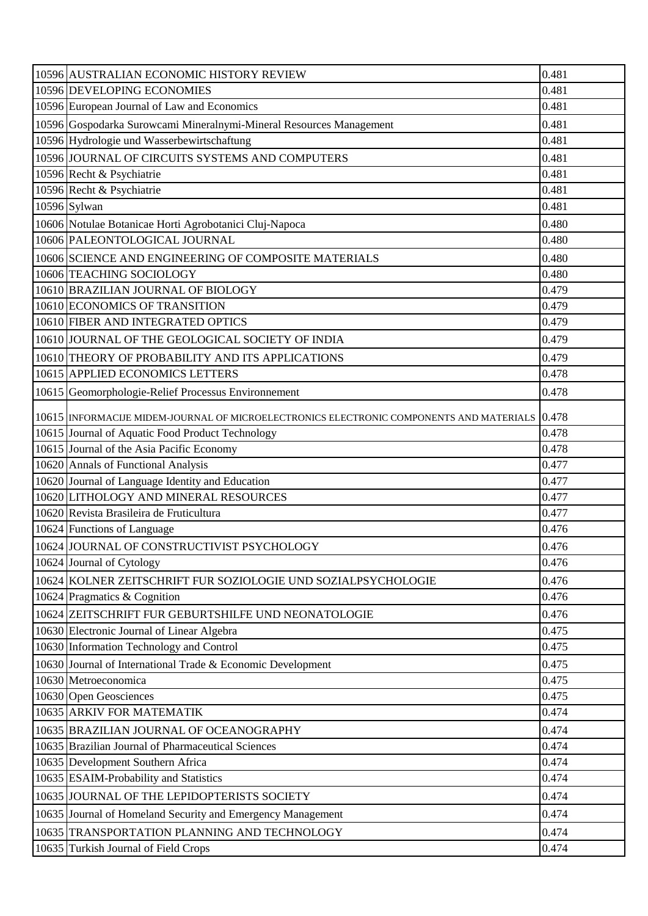| | | |
|---|---|---|
| 10596 | AUSTRALIAN ECONOMIC HISTORY REVIEW | 0.481 |
| 10596 | DEVELOPING ECONOMIES | 0.481 |
| 10596 | European Journal of Law and Economics | 0.481 |
| 10596 | Gospodarka Surowcami Mineralnymi-Mineral Resources Management | 0.481 |
| 10596 | Hydrologie und Wasserbewirtschaftung | 0.481 |
| 10596 | JOURNAL OF CIRCUITS SYSTEMS AND COMPUTERS | 0.481 |
| 10596 | Recht & Psychiatrie | 0.481 |
| 10596 | Recht & Psychiatrie | 0.481 |
| 10596 | Sylwan | 0.481 |
| 10606 | Notulae Botanicae Horti Agrobotanici Cluj-Napoca | 0.480 |
| 10606 | PALEONTOLOGICAL JOURNAL | 0.480 |
| 10606 | SCIENCE AND ENGINEERING OF COMPOSITE MATERIALS | 0.480 |
| 10606 | TEACHING SOCIOLOGY | 0.480 |
| 10610 | BRAZILIAN JOURNAL OF BIOLOGY | 0.479 |
| 10610 | ECONOMICS OF TRANSITION | 0.479 |
| 10610 | FIBER AND INTEGRATED OPTICS | 0.479 |
| 10610 | JOURNAL OF THE GEOLOGICAL SOCIETY OF INDIA | 0.479 |
| 10610 | THEORY OF PROBABILITY AND ITS APPLICATIONS | 0.479 |
| 10615 | APPLIED ECONOMICS LETTERS | 0.478 |
| 10615 | Geomorphologie-Relief Processus Environnement | 0.478 |
| 10615 | INFORMACIJE MIDEM-JOURNAL OF MICROELECTRONICS ELECTRONIC COMPONENTS AND MATERIALS | 0.478 |
| 10615 | Journal of Aquatic Food Product Technology | 0.478 |
| 10615 | Journal of the Asia Pacific Economy | 0.478 |
| 10620 | Annals of Functional Analysis | 0.477 |
| 10620 | Journal of Language Identity and Education | 0.477 |
| 10620 | LITHOLOGY AND MINERAL RESOURCES | 0.477 |
| 10620 | Revista Brasileira de Fruticultura | 0.477 |
| 10624 | Functions of Language | 0.476 |
| 10624 | JOURNAL OF CONSTRUCTIVIST PSYCHOLOGY | 0.476 |
| 10624 | Journal of Cytology | 0.476 |
| 10624 | KOLNER ZEITSCHRIFT FUR SOZIOLOGIE UND SOZIALPSYCHOLOGIE | 0.476 |
| 10624 | Pragmatics & Cognition | 0.476 |
| 10624 | ZEITSCHRIFT FUR GEBURTSHILFE UND NEONATOLOGIE | 0.476 |
| 10630 | Electronic Journal of Linear Algebra | 0.475 |
| 10630 | Information Technology and Control | 0.475 |
| 10630 | Journal of International Trade & Economic Development | 0.475 |
| 10630 | Metroeconomica | 0.475 |
| 10630 | Open Geosciences | 0.475 |
| 10635 | ARKIV FOR MATEMATIK | 0.474 |
| 10635 | BRAZILIAN JOURNAL OF OCEANOGRAPHY | 0.474 |
| 10635 | Brazilian Journal of Pharmaceutical Sciences | 0.474 |
| 10635 | Development Southern Africa | 0.474 |
| 10635 | ESAIM-Probability and Statistics | 0.474 |
| 10635 | JOURNAL OF THE LEPIDOPTERISTS SOCIETY | 0.474 |
| 10635 | Journal of Homeland Security and Emergency Management | 0.474 |
| 10635 | TRANSPORTATION PLANNING AND TECHNOLOGY | 0.474 |
| 10635 | Turkish Journal of Field Crops | 0.474 |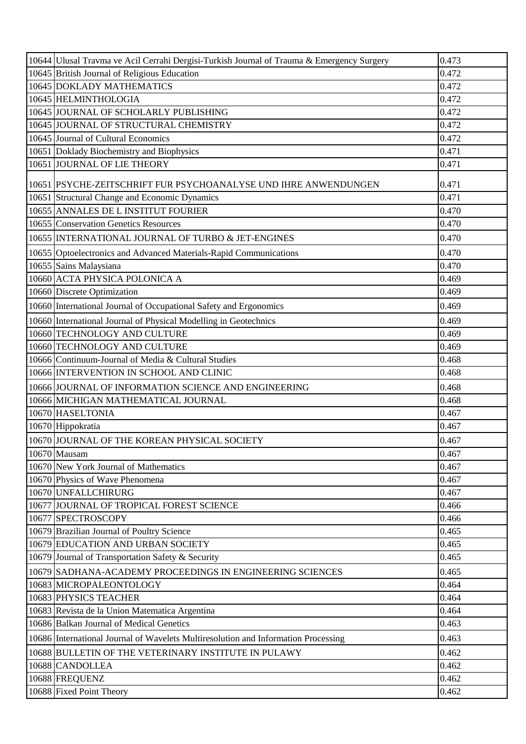| | | |
|---|---|---|
| 10644 | Ulusal Travma ve Acil Cerrahi Dergisi-Turkish Journal of Trauma & Emergency Surgery | 0.473 |
| 10645 | British Journal of Religious Education | 0.472 |
| 10645 | DOKLADY MATHEMATICS | 0.472 |
| 10645 | HELMINTHOLOGIA | 0.472 |
| 10645 | JOURNAL OF SCHOLARLY PUBLISHING | 0.472 |
| 10645 | JOURNAL OF STRUCTURAL CHEMISTRY | 0.472 |
| 10645 | Journal of Cultural Economics | 0.472 |
| 10651 | Doklady Biochemistry and Biophysics | 0.471 |
| 10651 | JOURNAL OF LIE THEORY | 0.471 |
| 10651 | PSYCHE-ZEITSCHRIFT FUR PSYCHOANALYSE UND IHRE ANWENDUNGEN | 0.471 |
| 10651 | Structural Change and Economic Dynamics | 0.471 |
| 10655 | ANNALES DE L INSTITUT FOURIER | 0.470 |
| 10655 | Conservation Genetics Resources | 0.470 |
| 10655 | INTERNATIONAL JOURNAL OF TURBO & JET-ENGINES | 0.470 |
| 10655 | Optoelectronics and Advanced Materials-Rapid Communications | 0.470 |
| 10655 | Sains Malaysiana | 0.470 |
| 10660 | ACTA PHYSICA POLONICA A | 0.469 |
| 10660 | Discrete Optimization | 0.469 |
| 10660 | International Journal of Occupational Safety and Ergonomics | 0.469 |
| 10660 | International Journal of Physical Modelling in Geotechnics | 0.469 |
| 10660 | TECHNOLOGY AND CULTURE | 0.469 |
| 10660 | TECHNOLOGY AND CULTURE | 0.469 |
| 10666 | Continuum-Journal of Media & Cultural Studies | 0.468 |
| 10666 | INTERVENTION IN SCHOOL AND CLINIC | 0.468 |
| 10666 | JOURNAL OF INFORMATION SCIENCE AND ENGINEERING | 0.468 |
| 10666 | MICHIGAN MATHEMATICAL JOURNAL | 0.468 |
| 10670 | HASELTONIA | 0.467 |
| 10670 | Hippokratia | 0.467 |
| 10670 | JOURNAL OF THE KOREAN PHYSICAL SOCIETY | 0.467 |
| 10670 | Mausam | 0.467 |
| 10670 | New York Journal of Mathematics | 0.467 |
| 10670 | Physics of Wave Phenomena | 0.467 |
| 10670 | UNFALLCHIRURG | 0.467 |
| 10677 | JOURNAL OF TROPICAL FOREST SCIENCE | 0.466 |
| 10677 | SPECTROSCOPY | 0.466 |
| 10679 | Brazilian Journal of Poultry Science | 0.465 |
| 10679 | EDUCATION AND URBAN SOCIETY | 0.465 |
| 10679 | Journal of Transportation Safety & Security | 0.465 |
| 10679 | SADHANA-ACADEMY PROCEEDINGS IN ENGINEERING SCIENCES | 0.465 |
| 10683 | MICROPALEONTOLOGY | 0.464 |
| 10683 | PHYSICS TEACHER | 0.464 |
| 10683 | Revista de la Union Matematica Argentina | 0.464 |
| 10686 | Balkan Journal of Medical Genetics | 0.463 |
| 10686 | International Journal of Wavelets Multiresolution and Information Processing | 0.463 |
| 10688 | BULLETIN OF THE VETERINARY INSTITUTE IN PULAWY | 0.462 |
| 10688 | CANDOLLEA | 0.462 |
| 10688 | FREQUENZ | 0.462 |
| 10688 | Fixed Point Theory | 0.462 |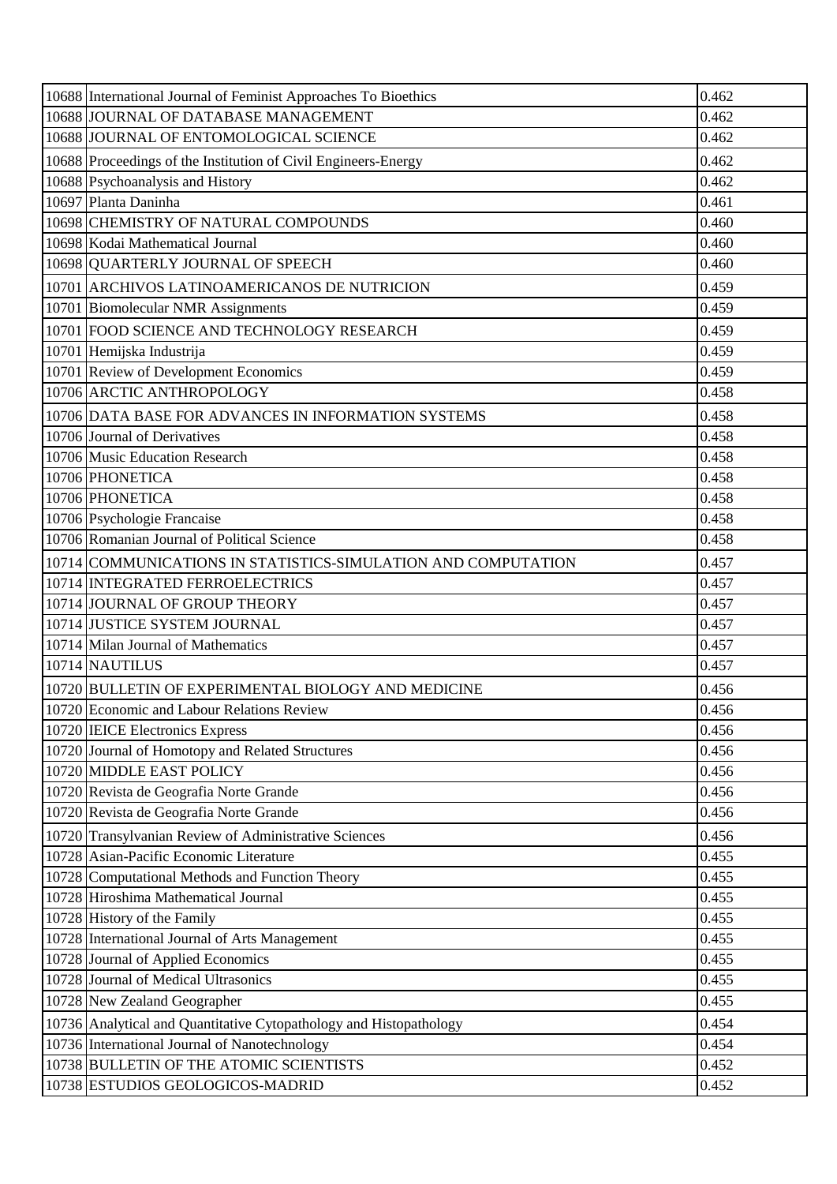| | | |
|---|---|---|
| 10688 | International Journal of Feminist Approaches To Bioethics | 0.462 |
| 10688 | JOURNAL OF DATABASE MANAGEMENT | 0.462 |
| 10688 | JOURNAL OF ENTOMOLOGICAL SCIENCE | 0.462 |
| 10688 | Proceedings of the Institution of Civil Engineers-Energy | 0.462 |
| 10688 | Psychoanalysis and History | 0.462 |
| 10697 | Planta Daninha | 0.461 |
| 10698 | CHEMISTRY OF NATURAL COMPOUNDS | 0.460 |
| 10698 | Kodai Mathematical Journal | 0.460 |
| 10698 | QUARTERLY JOURNAL OF SPEECH | 0.460 |
| 10701 | ARCHIVOS LATINOAMERICANOS DE NUTRICION | 0.459 |
| 10701 | Biomolecular NMR Assignments | 0.459 |
| 10701 | FOOD SCIENCE AND TECHNOLOGY RESEARCH | 0.459 |
| 10701 | Hemijska Industrija | 0.459 |
| 10701 | Review of Development Economics | 0.459 |
| 10706 | ARCTIC ANTHROPOLOGY | 0.458 |
| 10706 | DATA BASE FOR ADVANCES IN INFORMATION SYSTEMS | 0.458 |
| 10706 | Journal of Derivatives | 0.458 |
| 10706 | Music Education Research | 0.458 |
| 10706 | PHONETICA | 0.458 |
| 10706 | PHONETICA | 0.458 |
| 10706 | Psychologie Francaise | 0.458 |
| 10706 | Romanian Journal of Political Science | 0.458 |
| 10714 | COMMUNICATIONS IN STATISTICS-SIMULATION AND COMPUTATION | 0.457 |
| 10714 | INTEGRATED FERROELECTRICS | 0.457 |
| 10714 | JOURNAL OF GROUP THEORY | 0.457 |
| 10714 | JUSTICE SYSTEM JOURNAL | 0.457 |
| 10714 | Milan Journal of Mathematics | 0.457 |
| 10714 | NAUTILUS | 0.457 |
| 10720 | BULLETIN OF EXPERIMENTAL BIOLOGY AND MEDICINE | 0.456 |
| 10720 | Economic and Labour Relations Review | 0.456 |
| 10720 | IEICE Electronics Express | 0.456 |
| 10720 | Journal of Homotopy and Related Structures | 0.456 |
| 10720 | MIDDLE EAST POLICY | 0.456 |
| 10720 | Revista de Geografia Norte Grande | 0.456 |
| 10720 | Revista de Geografia Norte Grande | 0.456 |
| 10720 | Transylvanian Review of Administrative Sciences | 0.456 |
| 10728 | Asian-Pacific Economic Literature | 0.455 |
| 10728 | Computational Methods and Function Theory | 0.455 |
| 10728 | Hiroshima Mathematical Journal | 0.455 |
| 10728 | History of the Family | 0.455 |
| 10728 | International Journal of Arts Management | 0.455 |
| 10728 | Journal of Applied Economics | 0.455 |
| 10728 | Journal of Medical Ultrasonics | 0.455 |
| 10728 | New Zealand Geographer | 0.455 |
| 10736 | Analytical and Quantitative Cytopathology and Histopathology | 0.454 |
| 10736 | International Journal of Nanotechnology | 0.454 |
| 10738 | BULLETIN OF THE ATOMIC SCIENTISTS | 0.452 |
| 10738 | ESTUDIOS GEOLOGICOS-MADRID | 0.452 |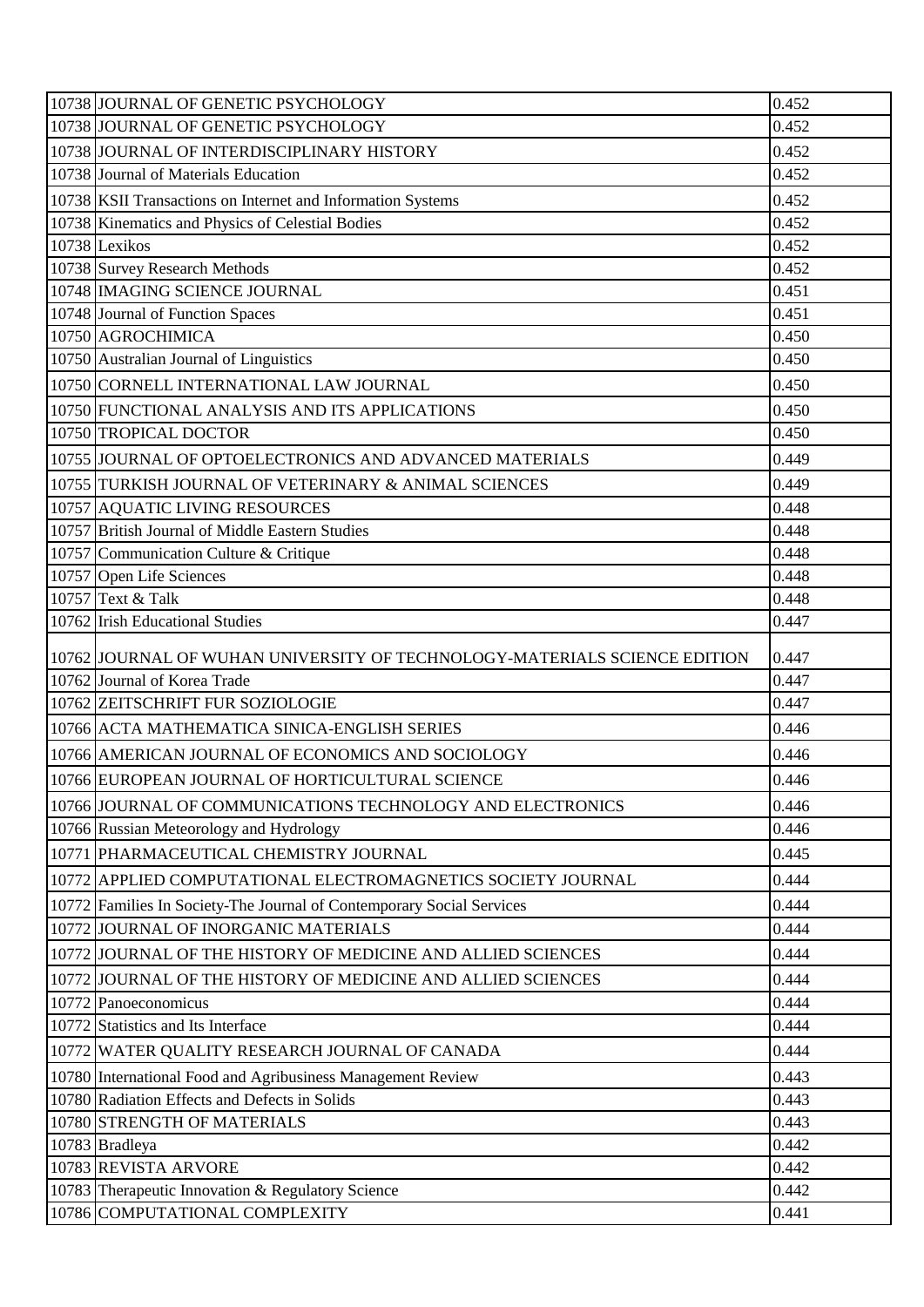| | | |
|---|---|---|
| 10738 | JOURNAL OF GENETIC PSYCHOLOGY | 0.452 |
| 10738 | JOURNAL OF GENETIC PSYCHOLOGY | 0.452 |
| 10738 | JOURNAL OF INTERDISCIPLINARY HISTORY | 0.452 |
| 10738 | Journal of Materials Education | 0.452 |
| 10738 | KSII Transactions on Internet and Information Systems | 0.452 |
| 10738 | Kinematics and Physics of Celestial Bodies | 0.452 |
| 10738 | Lexikos | 0.452 |
| 10738 | Survey Research Methods | 0.452 |
| 10748 | IMAGING SCIENCE JOURNAL | 0.451 |
| 10748 | Journal of Function Spaces | 0.451 |
| 10750 | AGROCHIMICA | 0.450 |
| 10750 | Australian Journal of Linguistics | 0.450 |
| 10750 | CORNELL INTERNATIONAL LAW JOURNAL | 0.450 |
| 10750 | FUNCTIONAL ANALYSIS AND ITS APPLICATIONS | 0.450 |
| 10750 | TROPICAL DOCTOR | 0.450 |
| 10755 | JOURNAL OF OPTOELECTRONICS AND ADVANCED MATERIALS | 0.449 |
| 10755 | TURKISH JOURNAL OF VETERINARY & ANIMAL SCIENCES | 0.449 |
| 10757 | AQUATIC LIVING RESOURCES | 0.448 |
| 10757 | British Journal of Middle Eastern Studies | 0.448 |
| 10757 | Communication Culture & Critique | 0.448 |
| 10757 | Open Life Sciences | 0.448 |
| 10757 | Text & Talk | 0.448 |
| 10762 | Irish Educational Studies | 0.447 |
| 10762 | JOURNAL OF WUHAN UNIVERSITY OF TECHNOLOGY-MATERIALS SCIENCE EDITION | 0.447 |
| 10762 | Journal of Korea Trade | 0.447 |
| 10762 | ZEITSCHRIFT FUR SOZIOLOGIE | 0.447 |
| 10766 | ACTA MATHEMATICA SINICA-ENGLISH SERIES | 0.446 |
| 10766 | AMERICAN JOURNAL OF ECONOMICS AND SOCIOLOGY | 0.446 |
| 10766 | EUROPEAN JOURNAL OF HORTICULTURAL SCIENCE | 0.446 |
| 10766 | JOURNAL OF COMMUNICATIONS TECHNOLOGY AND ELECTRONICS | 0.446 |
| 10766 | Russian Meteorology and Hydrology | 0.446 |
| 10771 | PHARMACEUTICAL CHEMISTRY JOURNAL | 0.445 |
| 10772 | APPLIED COMPUTATIONAL ELECTROMAGNETICS SOCIETY JOURNAL | 0.444 |
| 10772 | Families In Society-The Journal of Contemporary Social Services | 0.444 |
| 10772 | JOURNAL OF INORGANIC MATERIALS | 0.444 |
| 10772 | JOURNAL OF THE HISTORY OF MEDICINE AND ALLIED SCIENCES | 0.444 |
| 10772 | JOURNAL OF THE HISTORY OF MEDICINE AND ALLIED SCIENCES | 0.444 |
| 10772 | Panoeconomicus | 0.444 |
| 10772 | Statistics and Its Interface | 0.444 |
| 10772 | WATER QUALITY RESEARCH JOURNAL OF CANADA | 0.444 |
| 10780 | International Food and Agribusiness Management Review | 0.443 |
| 10780 | Radiation Effects and Defects in Solids | 0.443 |
| 10780 | STRENGTH OF MATERIALS | 0.443 |
| 10783 | Bradleya | 0.442 |
| 10783 | REVISTA ARVORE | 0.442 |
| 10783 | Therapeutic Innovation & Regulatory Science | 0.442 |
| 10786 | COMPUTATIONAL COMPLEXITY | 0.441 |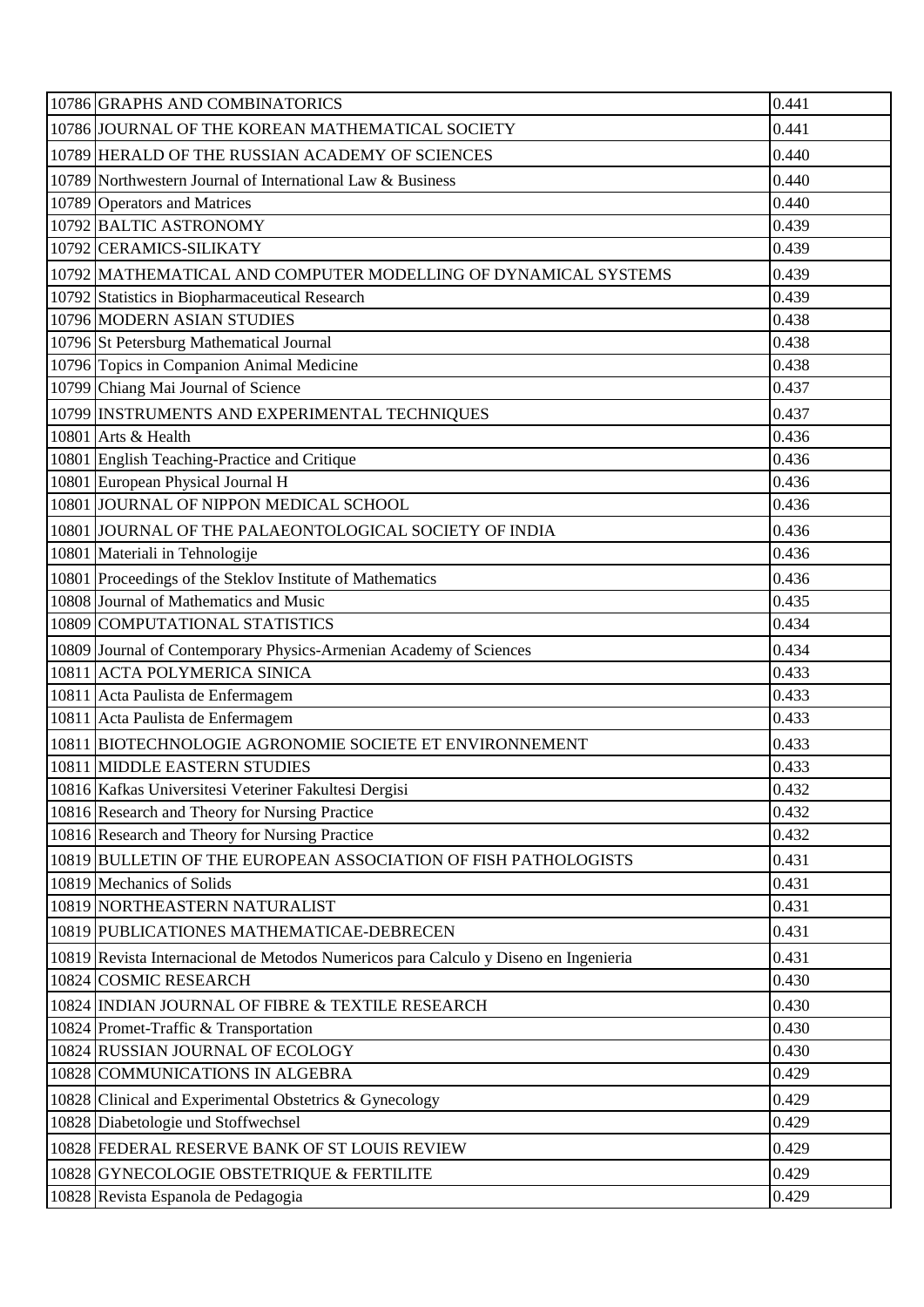| | | |
|---|---|---|
| 10786 | GRAPHS AND COMBINATORICS | 0.441 |
| 10786 | JOURNAL OF THE KOREAN MATHEMATICAL SOCIETY | 0.441 |
| 10789 | HERALD OF THE RUSSIAN ACADEMY OF SCIENCES | 0.440 |
| 10789 | Northwestern Journal of International Law & Business | 0.440 |
| 10789 | Operators and Matrices | 0.440 |
| 10792 | BALTIC ASTRONOMY | 0.439 |
| 10792 | CERAMICS-SILIKATY | 0.439 |
| 10792 | MATHEMATICAL AND COMPUTER MODELLING OF DYNAMICAL SYSTEMS | 0.439 |
| 10792 | Statistics in Biopharmaceutical Research | 0.439 |
| 10796 | MODERN ASIAN STUDIES | 0.438 |
| 10796 | St Petersburg Mathematical Journal | 0.438 |
| 10796 | Topics in Companion Animal Medicine | 0.438 |
| 10799 | Chiang Mai Journal of Science | 0.437 |
| 10799 | INSTRUMENTS AND EXPERIMENTAL TECHNIQUES | 0.437 |
| 10801 | Arts & Health | 0.436 |
| 10801 | English Teaching-Practice and Critique | 0.436 |
| 10801 | European Physical Journal H | 0.436 |
| 10801 | JOURNAL OF NIPPON MEDICAL SCHOOL | 0.436 |
| 10801 | JOURNAL OF THE PALAEONTOLOGICAL SOCIETY OF INDIA | 0.436 |
| 10801 | Materiali in Tehnologije | 0.436 |
| 10801 | Proceedings of the Steklov Institute of Mathematics | 0.436 |
| 10808 | Journal of Mathematics and Music | 0.435 |
| 10809 | COMPUTATIONAL STATISTICS | 0.434 |
| 10809 | Journal of Contemporary Physics-Armenian Academy of Sciences | 0.434 |
| 10811 | ACTA POLYMERICA SINICA | 0.433 |
| 10811 | Acta Paulista de Enfermagem | 0.433 |
| 10811 | Acta Paulista de Enfermagem | 0.433 |
| 10811 | BIOTECHNOLOGIE AGRONOMIE SOCIETE ET ENVIRONNEMENT | 0.433 |
| 10811 | MIDDLE EASTERN STUDIES | 0.433 |
| 10816 | Kafkas Universitesi Veteriner Fakultesi Dergisi | 0.432 |
| 10816 | Research and Theory for Nursing Practice | 0.432 |
| 10816 | Research and Theory for Nursing Practice | 0.432 |
| 10819 | BULLETIN OF THE EUROPEAN ASSOCIATION OF FISH PATHOLOGISTS | 0.431 |
| 10819 | Mechanics of Solids | 0.431 |
| 10819 | NORTHEASTERN NATURALIST | 0.431 |
| 10819 | PUBLICATIONES MATHEMATICAE-DEBRECEN | 0.431 |
| 10819 | Revista Internacional de Metodos Numericos para Calculo y Diseno en Ingenieria | 0.431 |
| 10824 | COSMIC RESEARCH | 0.430 |
| 10824 | INDIAN JOURNAL OF FIBRE & TEXTILE RESEARCH | 0.430 |
| 10824 | Promet-Traffic & Transportation | 0.430 |
| 10824 | RUSSIAN JOURNAL OF ECOLOGY | 0.430 |
| 10828 | COMMUNICATIONS IN ALGEBRA | 0.429 |
| 10828 | Clinical and Experimental Obstetrics & Gynecology | 0.429 |
| 10828 | Diabetologie und Stoffwechsel | 0.429 |
| 10828 | FEDERAL RESERVE BANK OF ST LOUIS REVIEW | 0.429 |
| 10828 | GYNECOLOGIE OBSTETRIQUE & FERTILITE | 0.429 |
| 10828 | Revista Espanola de Pedagogia | 0.429 |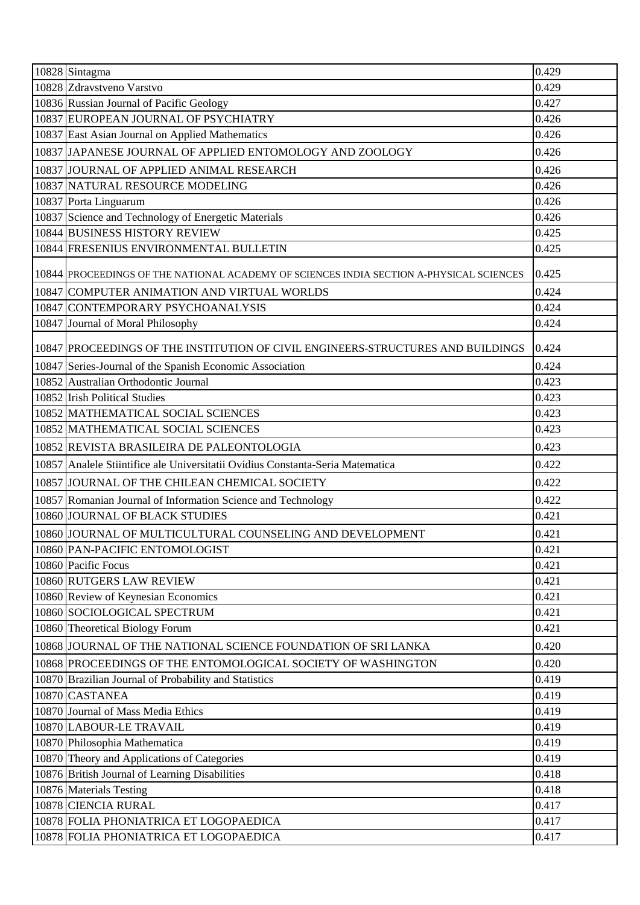| | | |
|---|---|---|
| 10828 | Sintagma | 0.429 |
| 10828 | Zdravstveno Varstvo | 0.429 |
| 10836 | Russian Journal of Pacific Geology | 0.427 |
| 10837 | EUROPEAN JOURNAL OF PSYCHIATRY | 0.426 |
| 10837 | East Asian Journal on Applied Mathematics | 0.426 |
| 10837 | JAPANESE JOURNAL OF APPLIED ENTOMOLOGY AND ZOOLOGY | 0.426 |
| 10837 | JOURNAL OF APPLIED ANIMAL RESEARCH | 0.426 |
| 10837 | NATURAL RESOURCE MODELING | 0.426 |
| 10837 | Porta Linguarum | 0.426 |
| 10837 | Science and Technology of Energetic Materials | 0.426 |
| 10844 | BUSINESS HISTORY REVIEW | 0.425 |
| 10844 | FRESENIUS ENVIRONMENTAL BULLETIN | 0.425 |
| 10844 | PROCEEDINGS OF THE NATIONAL ACADEMY OF SCIENCES INDIA SECTION A-PHYSICAL SCIENCES | 0.425 |
| 10847 | COMPUTER ANIMATION AND VIRTUAL WORLDS | 0.424 |
| 10847 | CONTEMPORARY PSYCHOANALYSIS | 0.424 |
| 10847 | Journal of Moral Philosophy | 0.424 |
| 10847 | PROCEEDINGS OF THE INSTITUTION OF CIVIL ENGINEERS-STRUCTURES AND BUILDINGS | 0.424 |
| 10847 | Series-Journal of the Spanish Economic Association | 0.424 |
| 10852 | Australian Orthodontic Journal | 0.423 |
| 10852 | Irish Political Studies | 0.423 |
| 10852 | MATHEMATICAL SOCIAL SCIENCES | 0.423 |
| 10852 | MATHEMATICAL SOCIAL SCIENCES | 0.423 |
| 10852 | REVISTA BRASILEIRA DE PALEONTOLOGIA | 0.423 |
| 10857 | Analele Stiintifice ale Universitatii Ovidius Constanta-Seria Matematica | 0.422 |
| 10857 | JOURNAL OF THE CHILEAN CHEMICAL SOCIETY | 0.422 |
| 10857 | Romanian Journal of Information Science and Technology | 0.422 |
| 10860 | JOURNAL OF BLACK STUDIES | 0.421 |
| 10860 | JOURNAL OF MULTICULTURAL COUNSELING AND DEVELOPMENT | 0.421 |
| 10860 | PAN-PACIFIC ENTOMOLOGIST | 0.421 |
| 10860 | Pacific Focus | 0.421 |
| 10860 | RUTGERS LAW REVIEW | 0.421 |
| 10860 | Review of Keynesian Economics | 0.421 |
| 10860 | SOCIOLOGICAL SPECTRUM | 0.421 |
| 10860 | Theoretical Biology Forum | 0.421 |
| 10868 | JOURNAL OF THE NATIONAL SCIENCE FOUNDATION OF SRI LANKA | 0.420 |
| 10868 | PROCEEDINGS OF THE ENTOMOLOGICAL SOCIETY OF WASHINGTON | 0.420 |
| 10870 | Brazilian Journal of Probability and Statistics | 0.419 |
| 10870 | CASTANEA | 0.419 |
| 10870 | Journal of Mass Media Ethics | 0.419 |
| 10870 | LABOUR-LE TRAVAIL | 0.419 |
| 10870 | Philosophia Mathematica | 0.419 |
| 10870 | Theory and Applications of Categories | 0.419 |
| 10876 | British Journal of Learning Disabilities | 0.418 |
| 10876 | Materials Testing | 0.418 |
| 10878 | CIENCIA RURAL | 0.417 |
| 10878 | FOLIA PHONIATRICA ET LOGOPAEDICA | 0.417 |
| 10878 | FOLIA PHONIATRICA ET LOGOPAEDICA | 0.417 |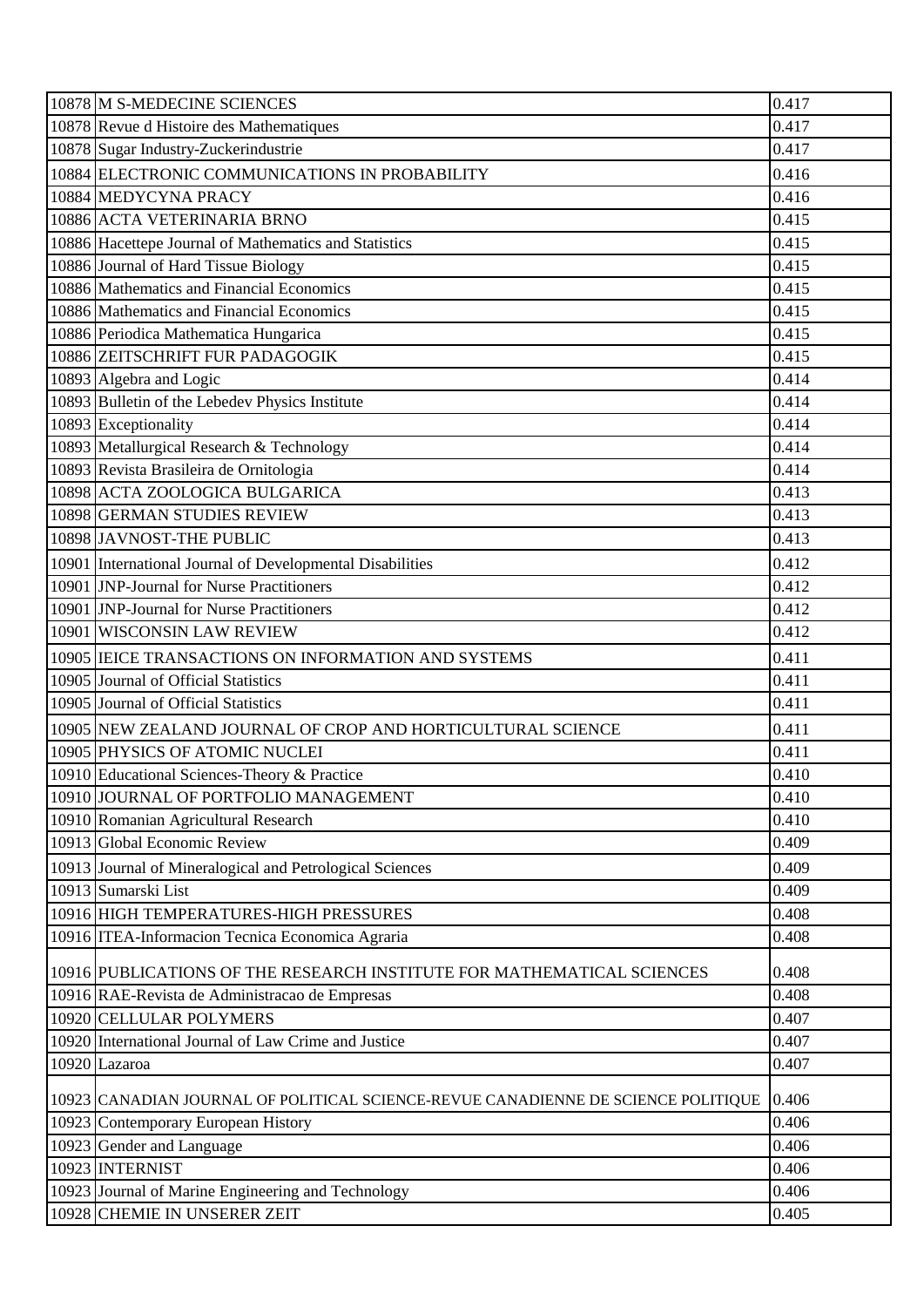| | | |
|---|---|---|
| 10878 | M S-MEDECINE SCIENCES | 0.417 |
| 10878 | Revue d Histoire des Mathematiques | 0.417 |
| 10878 | Sugar Industry-Zuckerindustrie | 0.417 |
| 10884 | ELECTRONIC COMMUNICATIONS IN PROBABILITY | 0.416 |
| 10884 | MEDYCYNA PRACY | 0.416 |
| 10886 | ACTA VETERINARIA BRNO | 0.415 |
| 10886 | Hacettepe Journal of Mathematics and Statistics | 0.415 |
| 10886 | Journal of Hard Tissue Biology | 0.415 |
| 10886 | Mathematics and Financial Economics | 0.415 |
| 10886 | Mathematics and Financial Economics | 0.415 |
| 10886 | Periodica Mathematica Hungarica | 0.415 |
| 10886 | ZEITSCHRIFT FUR PADAGOGIK | 0.415 |
| 10893 | Algebra and Logic | 0.414 |
| 10893 | Bulletin of the Lebedev Physics Institute | 0.414 |
| 10893 | Exceptionality | 0.414 |
| 10893 | Metallurgical Research & Technology | 0.414 |
| 10893 | Revista Brasileira de Ornitologia | 0.414 |
| 10898 | ACTA ZOOLOGICA BULGARICA | 0.413 |
| 10898 | GERMAN STUDIES REVIEW | 0.413 |
| 10898 | JAVNOST-THE PUBLIC | 0.413 |
| 10901 | International Journal of Developmental Disabilities | 0.412 |
| 10901 | JNP-Journal for Nurse Practitioners | 0.412 |
| 10901 | JNP-Journal for Nurse Practitioners | 0.412 |
| 10901 | WISCONSIN LAW REVIEW | 0.412 |
| 10905 | IEICE TRANSACTIONS ON INFORMATION AND SYSTEMS | 0.411 |
| 10905 | Journal of Official Statistics | 0.411 |
| 10905 | Journal of Official Statistics | 0.411 |
| 10905 | NEW ZEALAND JOURNAL OF CROP AND HORTICULTURAL SCIENCE | 0.411 |
| 10905 | PHYSICS OF ATOMIC NUCLEI | 0.411 |
| 10910 | Educational Sciences-Theory & Practice | 0.410 |
| 10910 | JOURNAL OF PORTFOLIO MANAGEMENT | 0.410 |
| 10910 | Romanian Agricultural Research | 0.410 |
| 10913 | Global Economic Review | 0.409 |
| 10913 | Journal of Mineralogical and Petrological Sciences | 0.409 |
| 10913 | Sumarski List | 0.409 |
| 10916 | HIGH TEMPERATURES-HIGH PRESSURES | 0.408 |
| 10916 | ITEA-Informacion Tecnica Economica Agraria | 0.408 |
| 10916 | PUBLICATIONS OF THE RESEARCH INSTITUTE FOR MATHEMATICAL SCIENCES | 0.408 |
| 10916 | RAE-Revista de Administracao de Empresas | 0.408 |
| 10920 | CELLULAR POLYMERS | 0.407 |
| 10920 | International Journal of Law Crime and Justice | 0.407 |
| 10920 | Lazaroa | 0.407 |
| 10923 | CANADIAN JOURNAL OF POLITICAL SCIENCE-REVUE CANADIENNE DE SCIENCE POLITIQUE | 0.406 |
| 10923 | Contemporary European History | 0.406 |
| 10923 | Gender and Language | 0.406 |
| 10923 | INTERNIST | 0.406 |
| 10923 | Journal of Marine Engineering and Technology | 0.406 |
| 10928 | CHEMIE IN UNSERER ZEIT | 0.405 |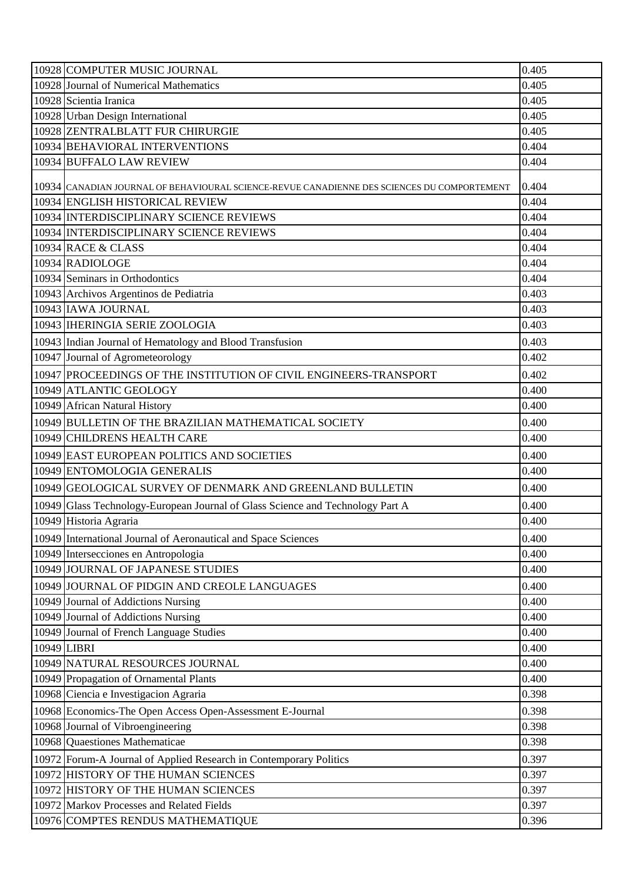| | | |
|---|---|---|
| 10928 | COMPUTER MUSIC JOURNAL | 0.405 |
| 10928 | Journal of Numerical Mathematics | 0.405 |
| 10928 | Scientia Iranica | 0.405 |
| 10928 | Urban Design International | 0.405 |
| 10928 | ZENTRALBLATT FUR CHIRURGIE | 0.405 |
| 10934 | BEHAVIORAL INTERVENTIONS | 0.404 |
| 10934 | BUFFALO LAW REVIEW | 0.404 |
| 10934 | CANADIAN JOURNAL OF BEHAVIOURAL SCIENCE-REVUE CANADIENNE DES SCIENCES DU COMPORTEMENT | 0.404 |
| 10934 | ENGLISH HISTORICAL REVIEW | 0.404 |
| 10934 | INTERDISCIPLINARY SCIENCE REVIEWS | 0.404 |
| 10934 | INTERDISCIPLINARY SCIENCE REVIEWS | 0.404 |
| 10934 | RACE & CLASS | 0.404 |
| 10934 | RADIOLOGE | 0.404 |
| 10934 | Seminars in Orthodontics | 0.404 |
| 10943 | Archivos Argentinos de Pediatria | 0.403 |
| 10943 | IAWA JOURNAL | 0.403 |
| 10943 | IHERINGIA SERIE ZOOLOGIA | 0.403 |
| 10943 | Indian Journal of Hematology and Blood Transfusion | 0.403 |
| 10947 | Journal of Agrometeorology | 0.402 |
| 10947 | PROCEEDINGS OF THE INSTITUTION OF CIVIL ENGINEERS-TRANSPORT | 0.402 |
| 10949 | ATLANTIC GEOLOGY | 0.400 |
| 10949 | African Natural History | 0.400 |
| 10949 | BULLETIN OF THE BRAZILIAN MATHEMATICAL SOCIETY | 0.400 |
| 10949 | CHILDRENS HEALTH CARE | 0.400 |
| 10949 | EAST EUROPEAN POLITICS AND SOCIETIES | 0.400 |
| 10949 | ENTOMOLOGIA GENERALIS | 0.400 |
| 10949 | GEOLOGICAL SURVEY OF DENMARK AND GREENLAND BULLETIN | 0.400 |
| 10949 | Glass Technology-European Journal of Glass Science and Technology Part A | 0.400 |
| 10949 | Historia Agraria | 0.400 |
| 10949 | International Journal of Aeronautical and Space Sciences | 0.400 |
| 10949 | Intersecciones en Antropologia | 0.400 |
| 10949 | JOURNAL OF JAPANESE STUDIES | 0.400 |
| 10949 | JOURNAL OF PIDGIN AND CREOLE LANGUAGES | 0.400 |
| 10949 | Journal of Addictions Nursing | 0.400 |
| 10949 | Journal of Addictions Nursing | 0.400 |
| 10949 | Journal of French Language Studies | 0.400 |
| 10949 | LIBRI | 0.400 |
| 10949 | NATURAL RESOURCES JOURNAL | 0.400 |
| 10949 | Propagation of Ornamental Plants | 0.400 |
| 10968 | Ciencia e Investigacion Agraria | 0.398 |
| 10968 | Economics-The Open Access Open-Assessment E-Journal | 0.398 |
| 10968 | Journal of Vibroengineering | 0.398 |
| 10968 | Quaestiones Mathematicae | 0.398 |
| 10972 | Forum-A Journal of Applied Research in Contemporary Politics | 0.397 |
| 10972 | HISTORY OF THE HUMAN SCIENCES | 0.397 |
| 10972 | HISTORY OF THE HUMAN SCIENCES | 0.397 |
| 10972 | Markov Processes and Related Fields | 0.397 |
| 10976 | COMPTES RENDUS MATHEMATIQUE | 0.396 |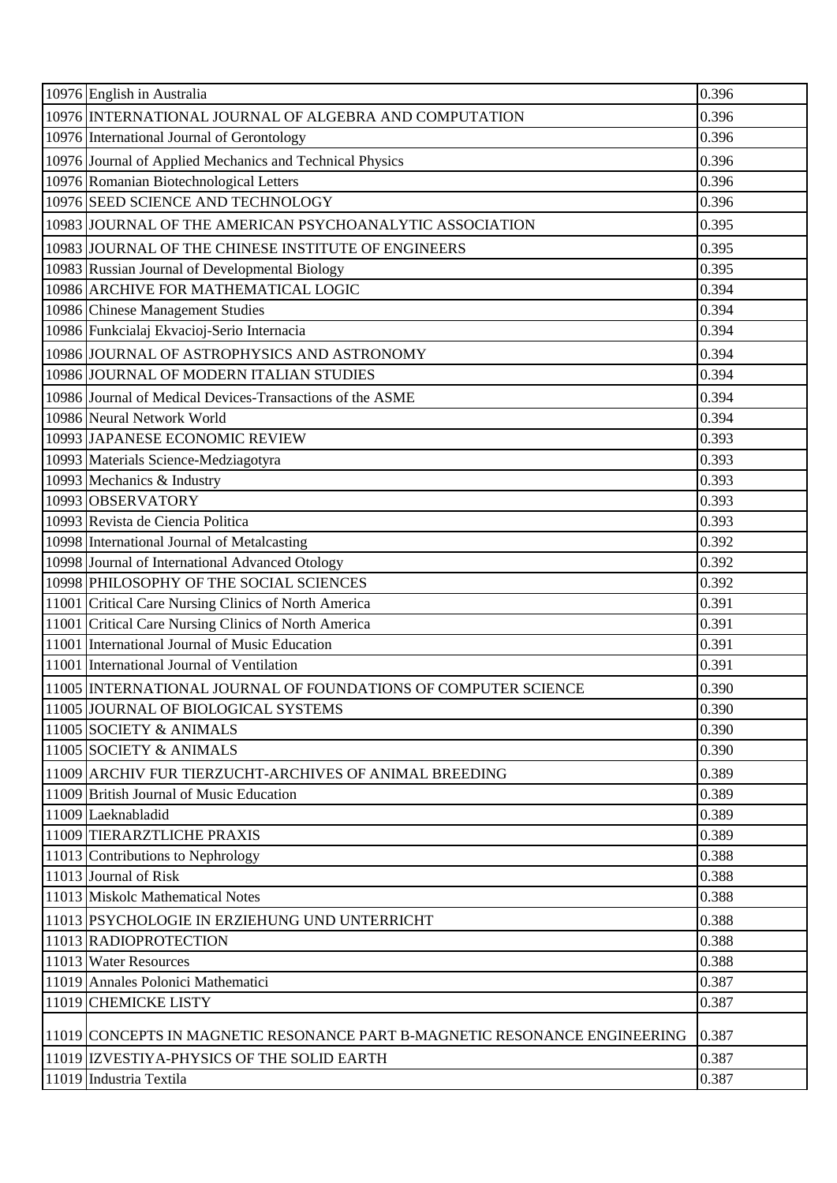| | | |
|---|---|---|
| 10976 | English in Australia | 0.396 |
| 10976 | INTERNATIONAL JOURNAL OF ALGEBRA AND COMPUTATION | 0.396 |
| 10976 | International Journal of Gerontology | 0.396 |
| 10976 | Journal of Applied Mechanics and Technical Physics | 0.396 |
| 10976 | Romanian Biotechnological Letters | 0.396 |
| 10976 | SEED SCIENCE AND TECHNOLOGY | 0.396 |
| 10983 | JOURNAL OF THE AMERICAN PSYCHOANALYTIC ASSOCIATION | 0.395 |
| 10983 | JOURNAL OF THE CHINESE INSTITUTE OF ENGINEERS | 0.395 |
| 10983 | Russian Journal of Developmental Biology | 0.395 |
| 10986 | ARCHIVE FOR MATHEMATICAL LOGIC | 0.394 |
| 10986 | Chinese Management Studies | 0.394 |
| 10986 | Funkcialaj Ekvacioj-Serio Internacia | 0.394 |
| 10986 | JOURNAL OF ASTROPHYSICS AND ASTRONOMY | 0.394 |
| 10986 | JOURNAL OF MODERN ITALIAN STUDIES | 0.394 |
| 10986 | Journal of Medical Devices-Transactions of the ASME | 0.394 |
| 10986 | Neural Network World | 0.394 |
| 10993 | JAPANESE ECONOMIC REVIEW | 0.393 |
| 10993 | Materials Science-Medziagotyra | 0.393 |
| 10993 | Mechanics & Industry | 0.393 |
| 10993 | OBSERVATORY | 0.393 |
| 10993 | Revista de Ciencia Politica | 0.393 |
| 10998 | International Journal of Metalcasting | 0.392 |
| 10998 | Journal of International Advanced Otology | 0.392 |
| 10998 | PHILOSOPHY OF THE SOCIAL SCIENCES | 0.392 |
| 11001 | Critical Care Nursing Clinics of North America | 0.391 |
| 11001 | Critical Care Nursing Clinics of North America | 0.391 |
| 11001 | International Journal of Music Education | 0.391 |
| 11001 | International Journal of Ventilation | 0.391 |
| 11005 | INTERNATIONAL JOURNAL OF FOUNDATIONS OF COMPUTER SCIENCE | 0.390 |
| 11005 | JOURNAL OF BIOLOGICAL SYSTEMS | 0.390 |
| 11005 | SOCIETY & ANIMALS | 0.390 |
| 11005 | SOCIETY & ANIMALS | 0.390 |
| 11009 | ARCHIV FUR TIERZUCHT-ARCHIVES OF ANIMAL BREEDING | 0.389 |
| 11009 | British Journal of Music Education | 0.389 |
| 11009 | Laeknabladid | 0.389 |
| 11009 | TIERARZTLICHE PRAXIS | 0.389 |
| 11013 | Contributions to Nephrology | 0.388 |
| 11013 | Journal of Risk | 0.388 |
| 11013 | Miskolc Mathematical Notes | 0.388 |
| 11013 | PSYCHOLOGIE IN ERZIEHUNG UND UNTERRICHT | 0.388 |
| 11013 | RADIOPROTECTION | 0.388 |
| 11013 | Water Resources | 0.388 |
| 11019 | Annales Polonici Mathematici | 0.387 |
| 11019 | CHEMICKE LISTY | 0.387 |
| 11019 | CONCEPTS IN MAGNETIC RESONANCE PART B-MAGNETIC RESONANCE ENGINEERING | 0.387 |
| 11019 | IZVESTIYA-PHYSICS OF THE SOLID EARTH | 0.387 |
| 11019 | Industria Textila | 0.387 |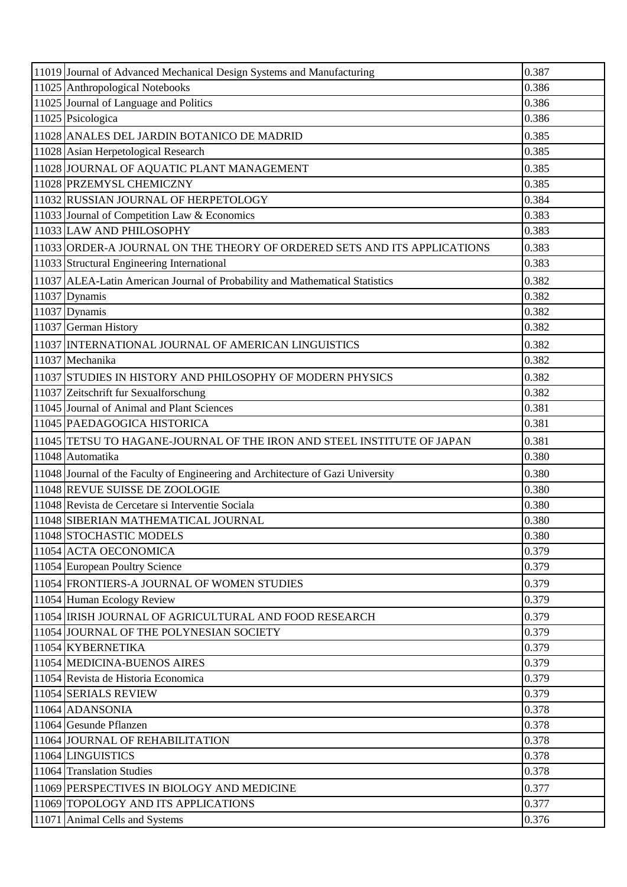| 11019 | Journal of Advanced Mechanical Design Systems and Manufacturing | 0.387 |
|---|---|---|
| 11025 | Anthropological Notebooks | 0.386 |
| 11025 | Journal of Language and Politics | 0.386 |
| 11025 | Psicologica | 0.386 |
| 11028 | ANALES DEL JARDIN BOTANICO DE MADRID | 0.385 |
| 11028 | Asian Herpetological Research | 0.385 |
| 11028 | JOURNAL OF AQUATIC PLANT MANAGEMENT | 0.385 |
| 11028 | PRZEMYSL CHEMICZNY | 0.385 |
| 11032 | RUSSIAN JOURNAL OF HERPETOLOGY | 0.384 |
| 11033 | Journal of Competition Law & Economics | 0.383 |
| 11033 | LAW AND PHILOSOPHY | 0.383 |
| 11033 | ORDER-A JOURNAL ON THE THEORY OF ORDERED SETS AND ITS APPLICATIONS | 0.383 |
| 11033 | Structural Engineering International | 0.383 |
| 11037 | ALEA-Latin American Journal of Probability and Mathematical Statistics | 0.382 |
| 11037 | Dynamis | 0.382 |
| 11037 | Dynamis | 0.382 |
| 11037 | German History | 0.382 |
| 11037 | INTERNATIONAL JOURNAL OF AMERICAN LINGUISTICS | 0.382 |
| 11037 | Mechanika | 0.382 |
| 11037 | STUDIES IN HISTORY AND PHILOSOPHY OF MODERN PHYSICS | 0.382 |
| 11037 | Zeitschrift fur Sexualforschung | 0.382 |
| 11045 | Journal of Animal and Plant Sciences | 0.381 |
| 11045 | PAEDAGOGICA HISTORICA | 0.381 |
| 11045 | TETSU TO HAGANE-JOURNAL OF THE IRON AND STEEL INSTITUTE OF JAPAN | 0.381 |
| 11048 | Automatika | 0.380 |
| 11048 | Journal of the Faculty of Engineering and Architecture of Gazi University | 0.380 |
| 11048 | REVUE SUISSE DE ZOOLOGIE | 0.380 |
| 11048 | Revista de Cercetare si Interventie Sociala | 0.380 |
| 11048 | SIBERIAN MATHEMATICAL JOURNAL | 0.380 |
| 11048 | STOCHASTIC MODELS | 0.380 |
| 11054 | ACTA OECONOMICA | 0.379 |
| 11054 | European Poultry Science | 0.379 |
| 11054 | FRONTIERS-A JOURNAL OF WOMEN STUDIES | 0.379 |
| 11054 | Human Ecology Review | 0.379 |
| 11054 | IRISH JOURNAL OF AGRICULTURAL AND FOOD RESEARCH | 0.379 |
| 11054 | JOURNAL OF THE POLYNESIAN SOCIETY | 0.379 |
| 11054 | KYBERNETIKA | 0.379 |
| 11054 | MEDICINA-BUENOS AIRES | 0.379 |
| 11054 | Revista de Historia Economica | 0.379 |
| 11054 | SERIALS REVIEW | 0.379 |
| 11064 | ADANSONIA | 0.378 |
| 11064 | Gesunde Pflanzen | 0.378 |
| 11064 | JOURNAL OF REHABILITATION | 0.378 |
| 11064 | LINGUISTICS | 0.378 |
| 11064 | Translation Studies | 0.378 |
| 11069 | PERSPECTIVES IN BIOLOGY AND MEDICINE | 0.377 |
| 11069 | TOPOLOGY AND ITS APPLICATIONS | 0.377 |
| 11071 | Animal Cells and Systems | 0.376 |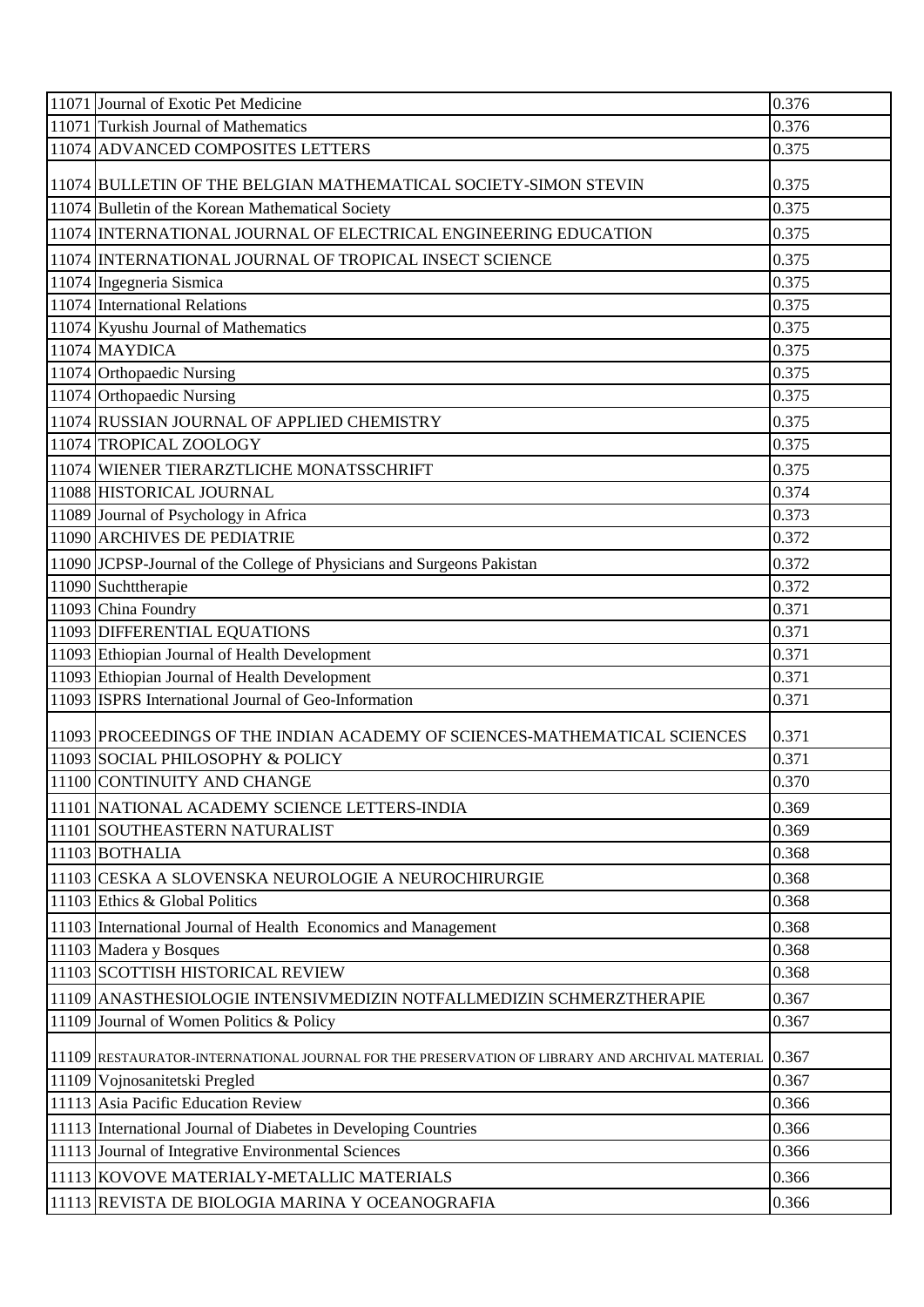| | | |
|---|---|---|
| 11071 | Journal of Exotic Pet Medicine | 0.376 |
| 11071 | Turkish Journal of Mathematics | 0.376 |
| 11074 | ADVANCED COMPOSITES LETTERS | 0.375 |
| 11074 | BULLETIN OF THE BELGIAN MATHEMATICAL SOCIETY-SIMON STEVIN | 0.375 |
| 11074 | Bulletin of the Korean Mathematical Society | 0.375 |
| 11074 | INTERNATIONAL JOURNAL OF ELECTRICAL ENGINEERING EDUCATION | 0.375 |
| 11074 | INTERNATIONAL JOURNAL OF TROPICAL INSECT SCIENCE | 0.375 |
| 11074 | Ingegneria Sismica | 0.375 |
| 11074 | International Relations | 0.375 |
| 11074 | Kyushu Journal of Mathematics | 0.375 |
| 11074 | MAYDICA | 0.375 |
| 11074 | Orthopaedic Nursing | 0.375 |
| 11074 | Orthopaedic Nursing | 0.375 |
| 11074 | RUSSIAN JOURNAL OF APPLIED CHEMISTRY | 0.375 |
| 11074 | TROPICAL ZOOLOGY | 0.375 |
| 11074 | WIENER TIERARZTLICHE MONATSSCHRIFT | 0.375 |
| 11088 | HISTORICAL JOURNAL | 0.374 |
| 11089 | Journal of Psychology in Africa | 0.373 |
| 11090 | ARCHIVES DE PEDIATRIE | 0.372 |
| 11090 | JCPSP-Journal of the College of Physicians and Surgeons Pakistan | 0.372 |
| 11090 | Suchttherapie | 0.372 |
| 11093 | China Foundry | 0.371 |
| 11093 | DIFFERENTIAL EQUATIONS | 0.371 |
| 11093 | Ethiopian Journal of Health Development | 0.371 |
| 11093 | Ethiopian Journal of Health Development | 0.371 |
| 11093 | ISPRS International Journal of Geo-Information | 0.371 |
| 11093 | PROCEEDINGS OF THE INDIAN ACADEMY OF SCIENCES-MATHEMATICAL SCIENCES | 0.371 |
| 11093 | SOCIAL PHILOSOPHY & POLICY | 0.371 |
| 11100 | CONTINUITY AND CHANGE | 0.370 |
| 11101 | NATIONAL ACADEMY SCIENCE LETTERS-INDIA | 0.369 |
| 11101 | SOUTHEASTERN NATURALIST | 0.369 |
| 11103 | BOTHALIA | 0.368 |
| 11103 | CESKA A SLOVENSKA NEUROLOGIE A NEUROCHIRURGIE | 0.368 |
| 11103 | Ethics & Global Politics | 0.368 |
| 11103 | International Journal of Health Economics and Management | 0.368 |
| 11103 | Madera y Bosques | 0.368 |
| 11103 | SCOTTISH HISTORICAL REVIEW | 0.368 |
| 11109 | ANASTHESIOLOGIE INTENSIVMEDIZIN NOTFALLMEDIZIN SCHMERZTHERAPIE | 0.367 |
| 11109 | Journal of Women Politics & Policy | 0.367 |
| 11109 | RESTAURATOR-INTERNATIONAL JOURNAL FOR THE PRESERVATION OF LIBRARY AND ARCHIVAL MATERIAL | 0.367 |
| 11109 | Vojnosanitetski Pregled | 0.367 |
| 11113 | Asia Pacific Education Review | 0.366 |
| 11113 | International Journal of Diabetes in Developing Countries | 0.366 |
| 11113 | Journal of Integrative Environmental Sciences | 0.366 |
| 11113 | KOVOVE MATERIALY-METALLIC MATERIALS | 0.366 |
| 11113 | REVISTA DE BIOLOGIA MARINA Y OCEANOGRAFIA | 0.366 |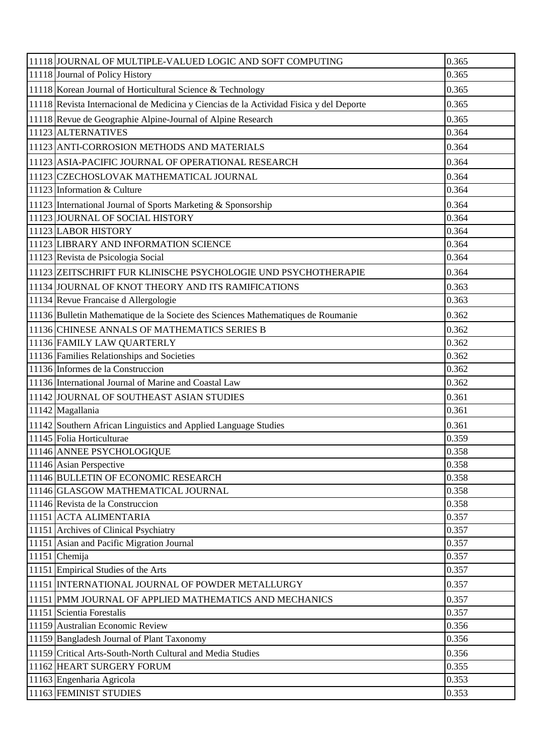| | | |
|---|---|---|
| 11118 | JOURNAL OF MULTIPLE-VALUED LOGIC AND SOFT COMPUTING | 0.365 |
| 11118 | Journal of Policy History | 0.365 |
| 11118 | Korean Journal of Horticultural Science & Technology | 0.365 |
| 11118 | Revista Internacional de Medicina y Ciencias de la Actividad Fisica y del Deporte | 0.365 |
| 11118 | Revue de Geographie Alpine-Journal of Alpine Research | 0.365 |
| 11123 | ALTERNATIVES | 0.364 |
| 11123 | ANTI-CORROSION METHODS AND MATERIALS | 0.364 |
| 11123 | ASIA-PACIFIC JOURNAL OF OPERATIONAL RESEARCH | 0.364 |
| 11123 | CZECHOSLOVAK MATHEMATICAL JOURNAL | 0.364 |
| 11123 | Information & Culture | 0.364 |
| 11123 | International Journal of Sports Marketing & Sponsorship | 0.364 |
| 11123 | JOURNAL OF SOCIAL HISTORY | 0.364 |
| 11123 | LABOR HISTORY | 0.364 |
| 11123 | LIBRARY AND INFORMATION SCIENCE | 0.364 |
| 11123 | Revista de Psicologia Social | 0.364 |
| 11123 | ZEITSCHRIFT FUR KLINISCHE PSYCHOLOGIE UND PSYCHOTHERAPIE | 0.364 |
| 11134 | JOURNAL OF KNOT THEORY AND ITS RAMIFICATIONS | 0.363 |
| 11134 | Revue Francaise d Allergologie | 0.363 |
| 11136 | Bulletin Mathematique de la Societe des Sciences Mathematiques de Roumanie | 0.362 |
| 11136 | CHINESE ANNALS OF MATHEMATICS SERIES B | 0.362 |
| 11136 | FAMILY LAW QUARTERLY | 0.362 |
| 11136 | Families Relationships and Societies | 0.362 |
| 11136 | Informes de la Construccion | 0.362 |
| 11136 | International Journal of Marine and Coastal Law | 0.362 |
| 11142 | JOURNAL OF SOUTHEAST ASIAN STUDIES | 0.361 |
| 11142 | Magallania | 0.361 |
| 11142 | Southern African Linguistics and Applied Language Studies | 0.361 |
| 11145 | Folia Horticulturae | 0.359 |
| 11146 | ANNEE PSYCHOLOGIQUE | 0.358 |
| 11146 | Asian Perspective | 0.358 |
| 11146 | BULLETIN OF ECONOMIC RESEARCH | 0.358 |
| 11146 | GLASGOW MATHEMATICAL JOURNAL | 0.358 |
| 11146 | Revista de la Construccion | 0.358 |
| 11151 | ACTA ALIMENTARIA | 0.357 |
| 11151 | Archives of Clinical Psychiatry | 0.357 |
| 11151 | Asian and Pacific Migration Journal | 0.357 |
| 11151 | Chemija | 0.357 |
| 11151 | Empirical Studies of the Arts | 0.357 |
| 11151 | INTERNATIONAL JOURNAL OF POWDER METALLURGY | 0.357 |
| 11151 | PMM JOURNAL OF APPLIED MATHEMATICS AND MECHANICS | 0.357 |
| 11151 | Scientia Forestalis | 0.357 |
| 11159 | Australian Economic Review | 0.356 |
| 11159 | Bangladesh Journal of Plant Taxonomy | 0.356 |
| 11159 | Critical Arts-South-North Cultural and Media Studies | 0.356 |
| 11162 | HEART SURGERY FORUM | 0.355 |
| 11163 | Engenharia Agricola | 0.353 |
| 11163 | FEMINIST STUDIES | 0.353 |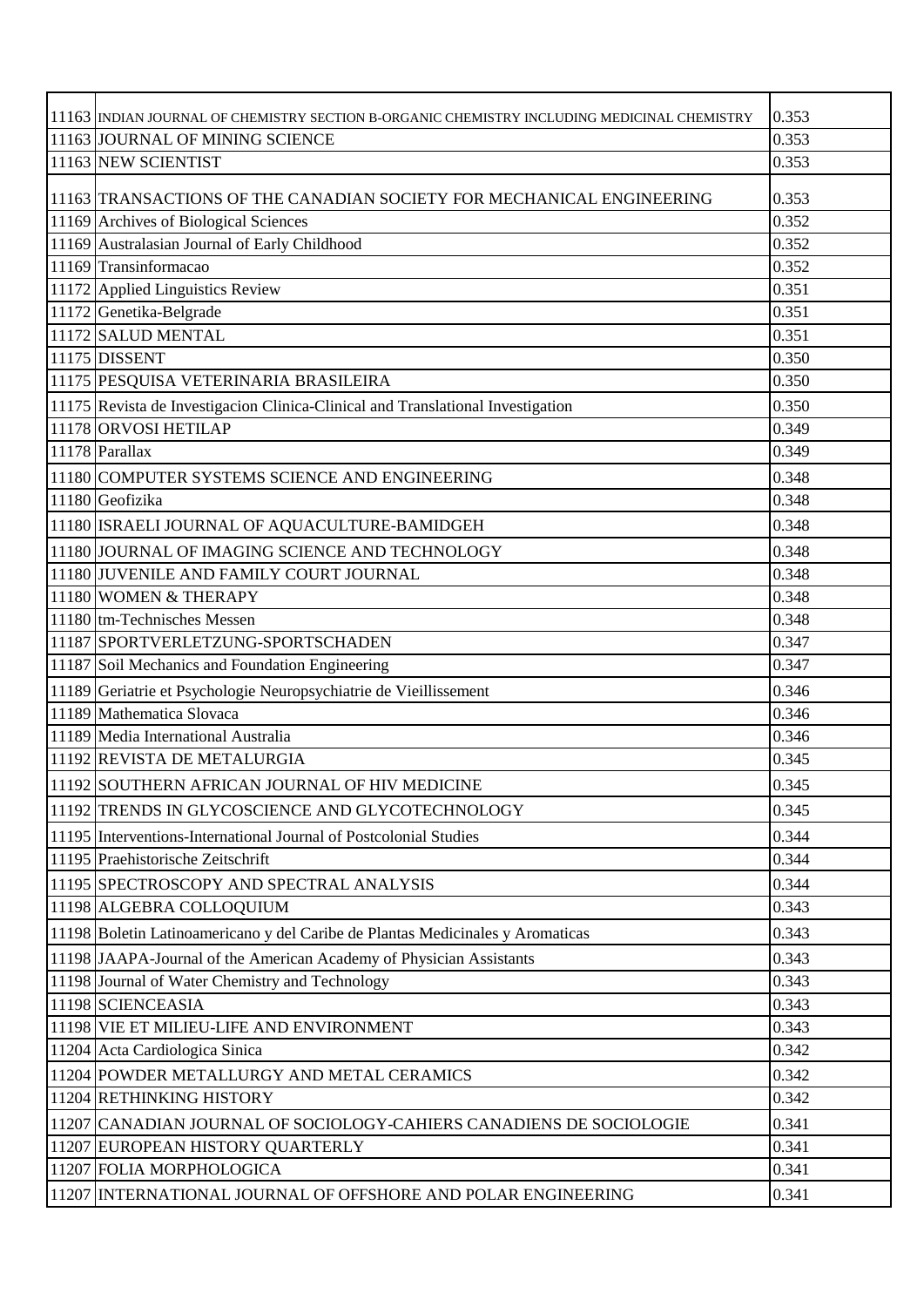| | | |
|---|---|---|
| 11163 | INDIAN JOURNAL OF CHEMISTRY SECTION B-ORGANIC CHEMISTRY INCLUDING MEDICINAL CHEMISTRY | 0.353 |
| 11163 | JOURNAL OF MINING SCIENCE | 0.353 |
| 11163 | NEW SCIENTIST | 0.353 |
| 11163 | TRANSACTIONS OF THE CANADIAN SOCIETY FOR MECHANICAL ENGINEERING | 0.353 |
| 11169 | Archives of Biological Sciences | 0.352 |
| 11169 | Australasian Journal of Early Childhood | 0.352 |
| 11169 | Transinformacao | 0.352 |
| 11172 | Applied Linguistics Review | 0.351 |
| 11172 | Genetika-Belgrade | 0.351 |
| 11172 | SALUD MENTAL | 0.351 |
| 11175 | DISSENT | 0.350 |
| 11175 | PESQUISA VETERINARIA BRASILEIRA | 0.350 |
| 11175 | Revista de Investigacion Clinica-Clinical and Translational Investigation | 0.350 |
| 11178 | ORVOSI HETILAP | 0.349 |
| 11178 | Parallax | 0.349 |
| 11180 | COMPUTER SYSTEMS SCIENCE AND ENGINEERING | 0.348 |
| 11180 | Geofizika | 0.348 |
| 11180 | ISRAELI JOURNAL OF AQUACULTURE-BAMIDGEH | 0.348 |
| 11180 | JOURNAL OF IMAGING SCIENCE AND TECHNOLOGY | 0.348 |
| 11180 | JUVENILE AND FAMILY COURT JOURNAL | 0.348 |
| 11180 | WOMEN & THERAPY | 0.348 |
| 11180 | tm-Technisches Messen | 0.348 |
| 11187 | SPORTVERLETZUNG-SPORTSCHADEN | 0.347 |
| 11187 | Soil Mechanics and Foundation Engineering | 0.347 |
| 11189 | Geriatrie et Psychologie Neuropsychiatrie de Vieillissement | 0.346 |
| 11189 | Mathematica Slovaca | 0.346 |
| 11189 | Media International Australia | 0.346 |
| 11192 | REVISTA DE METALURGIA | 0.345 |
| 11192 | SOUTHERN AFRICAN JOURNAL OF HIV MEDICINE | 0.345 |
| 11192 | TRENDS IN GLYCOSCIENCE AND GLYCOTECHNOLOGY | 0.345 |
| 11195 | Interventions-International Journal of Postcolonial Studies | 0.344 |
| 11195 | Praehistorische Zeitschrift | 0.344 |
| 11195 | SPECTROSCOPY AND SPECTRAL ANALYSIS | 0.344 |
| 11198 | ALGEBRA COLLOQUIUM | 0.343 |
| 11198 | Boletin Latinoamericano y del Caribe de Plantas Medicinales y Aromaticas | 0.343 |
| 11198 | JAAPA-Journal of the American Academy of Physician Assistants | 0.343 |
| 11198 | Journal of Water Chemistry and Technology | 0.343 |
| 11198 | SCIENCEASIA | 0.343 |
| 11198 | VIE ET MILIEU-LIFE AND ENVIRONMENT | 0.343 |
| 11204 | Acta Cardiologica Sinica | 0.342 |
| 11204 | POWDER METALLURGY AND METAL CERAMICS | 0.342 |
| 11204 | RETHINKING HISTORY | 0.342 |
| 11207 | CANADIAN JOURNAL OF SOCIOLOGY-CAHIERS CANADIENS DE SOCIOLOGIE | 0.341 |
| 11207 | EUROPEAN HISTORY QUARTERLY | 0.341 |
| 11207 | FOLIA MORPHOLOGICA | 0.341 |
| 11207 | INTERNATIONAL JOURNAL OF OFFSHORE AND POLAR ENGINEERING | 0.341 |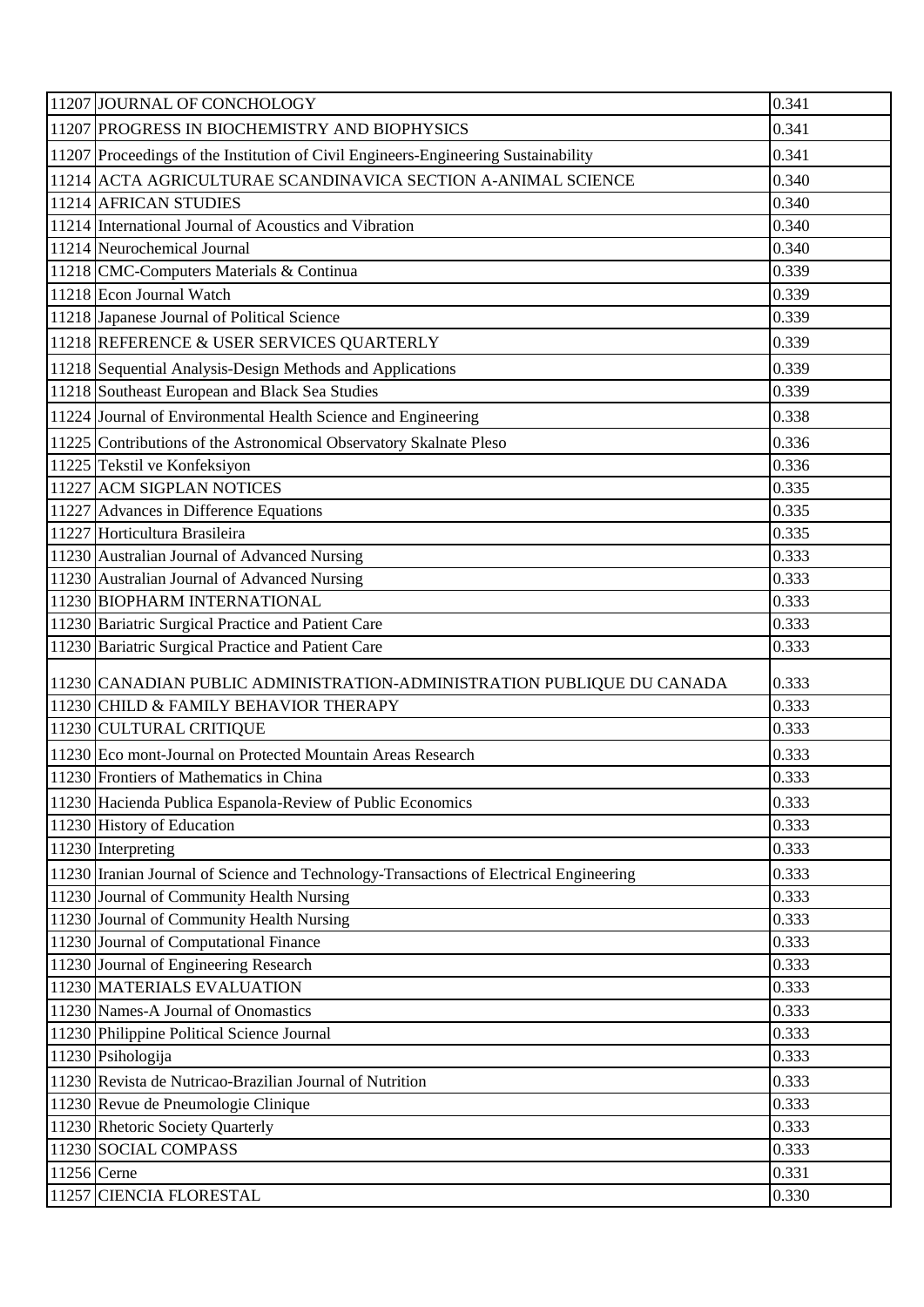| | | |
|---|---|---|
| 11207 | JOURNAL OF CONCHOLOGY | 0.341 |
| 11207 | PROGRESS IN BIOCHEMISTRY AND BIOPHYSICS | 0.341 |
| 11207 | Proceedings of the Institution of Civil Engineers-Engineering Sustainability | 0.341 |
| 11214 | ACTA AGRICULTURAE SCANDINAVICA SECTION A-ANIMAL SCIENCE | 0.340 |
| 11214 | AFRICAN STUDIES | 0.340 |
| 11214 | International Journal of Acoustics and Vibration | 0.340 |
| 11214 | Neurochemical Journal | 0.340 |
| 11218 | CMC-Computers Materials & Continua | 0.339 |
| 11218 | Econ Journal Watch | 0.339 |
| 11218 | Japanese Journal of Political Science | 0.339 |
| 11218 | REFERENCE & USER SERVICES QUARTERLY | 0.339 |
| 11218 | Sequential Analysis-Design Methods and Applications | 0.339 |
| 11218 | Southeast European and Black Sea Studies | 0.339 |
| 11224 | Journal of Environmental Health Science and Engineering | 0.338 |
| 11225 | Contributions of the Astronomical Observatory Skalnate Pleso | 0.336 |
| 11225 | Tekstil ve Konfeksiyon | 0.336 |
| 11227 | ACM SIGPLAN NOTICES | 0.335 |
| 11227 | Advances in Difference Equations | 0.335 |
| 11227 | Horticultura Brasileira | 0.335 |
| 11230 | Australian Journal of Advanced Nursing | 0.333 |
| 11230 | Australian Journal of Advanced Nursing | 0.333 |
| 11230 | BIOPHARM INTERNATIONAL | 0.333 |
| 11230 | Bariatric Surgical Practice and Patient Care | 0.333 |
| 11230 | Bariatric Surgical Practice and Patient Care | 0.333 |
| 11230 | CANADIAN PUBLIC ADMINISTRATION-ADMINISTRATION PUBLIQUE DU CANADA | 0.333 |
| 11230 | CHILD & FAMILY BEHAVIOR THERAPY | 0.333 |
| 11230 | CULTURAL CRITIQUE | 0.333 |
| 11230 | Eco mont-Journal on Protected Mountain Areas Research | 0.333 |
| 11230 | Frontiers of Mathematics in China | 0.333 |
| 11230 | Hacienda Publica Espanola-Review of Public Economics | 0.333 |
| 11230 | History of Education | 0.333 |
| 11230 | Interpreting | 0.333 |
| 11230 | Iranian Journal of Science and Technology-Transactions of Electrical Engineering | 0.333 |
| 11230 | Journal of Community Health Nursing | 0.333 |
| 11230 | Journal of Community Health Nursing | 0.333 |
| 11230 | Journal of Computational Finance | 0.333 |
| 11230 | Journal of Engineering Research | 0.333 |
| 11230 | MATERIALS EVALUATION | 0.333 |
| 11230 | Names-A Journal of Onomastics | 0.333 |
| 11230 | Philippine Political Science Journal | 0.333 |
| 11230 | Psihologija | 0.333 |
| 11230 | Revista de Nutricao-Brazilian Journal of Nutrition | 0.333 |
| 11230 | Revue de Pneumologie Clinique | 0.333 |
| 11230 | Rhetoric Society Quarterly | 0.333 |
| 11230 | SOCIAL COMPASS | 0.333 |
| 11256 | Cerne | 0.331 |
| 11257 | CIENCIA FLORESTAL | 0.330 |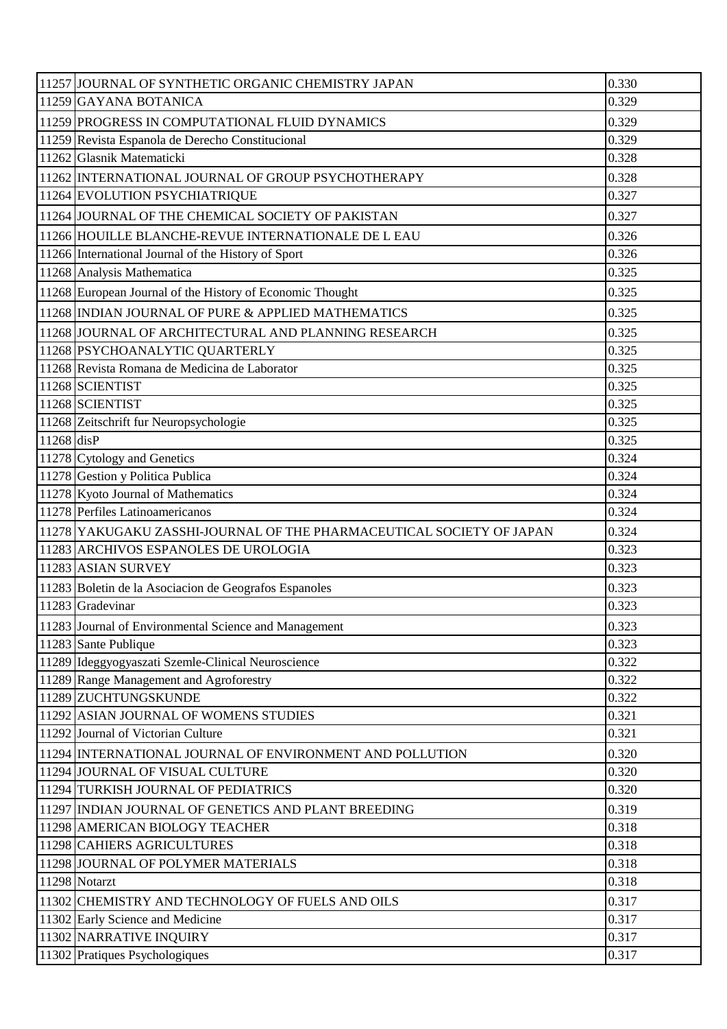| 11257 | JOURNAL OF SYNTHETIC ORGANIC CHEMISTRY JAPAN | 0.330 |
|---|---|---|
| 11259 | GAYANA BOTANICA | 0.329 |
| 11259 | PROGRESS IN COMPUTATIONAL FLUID DYNAMICS | 0.329 |
| 11259 | Revista Espanola de Derecho Constitucional | 0.329 |
| 11262 | Glasnik Matematicki | 0.328 |
| 11262 | INTERNATIONAL JOURNAL OF GROUP PSYCHOTHERAPY | 0.328 |
| 11264 | EVOLUTION PSYCHIATRIQUE | 0.327 |
| 11264 | JOURNAL OF THE CHEMICAL SOCIETY OF PAKISTAN | 0.327 |
| 11266 | HOUILLE BLANCHE-REVUE INTERNATIONALE DE L EAU | 0.326 |
| 11266 | International Journal of the History of Sport | 0.326 |
| 11268 | Analysis Mathematica | 0.325 |
| 11268 | European Journal of the History of Economic Thought | 0.325 |
| 11268 | INDIAN JOURNAL OF PURE & APPLIED MATHEMATICS | 0.325 |
| 11268 | JOURNAL OF ARCHITECTURAL AND PLANNING RESEARCH | 0.325 |
| 11268 | PSYCHOANALYTIC QUARTERLY | 0.325 |
| 11268 | Revista Romana de Medicina de Laborator | 0.325 |
| 11268 | SCIENTIST | 0.325 |
| 11268 | SCIENTIST | 0.325 |
| 11268 | Zeitschrift fur Neuropsychologie | 0.325 |
| 11268 | disP | 0.325 |
| 11278 | Cytology and Genetics | 0.324 |
| 11278 | Gestion y Politica Publica | 0.324 |
| 11278 | Kyoto Journal of Mathematics | 0.324 |
| 11278 | Perfiles Latinoamericanos | 0.324 |
| 11278 | YAKUGAKU ZASSHI-JOURNAL OF THE PHARMACEUTICAL SOCIETY OF JAPAN | 0.324 |
| 11283 | ARCHIVOS ESPANOLES DE UROLOGIA | 0.323 |
| 11283 | ASIAN SURVEY | 0.323 |
| 11283 | Boletin de la Asociacion de Geografos Espanoles | 0.323 |
| 11283 | Gradevinar | 0.323 |
| 11283 | Journal of Environmental Science and Management | 0.323 |
| 11283 | Sante Publique | 0.323 |
| 11289 | Ideggyogyaszati Szemle-Clinical Neuroscience | 0.322 |
| 11289 | Range Management and Agroforestry | 0.322 |
| 11289 | ZUCHTUNGSKUNDE | 0.322 |
| 11292 | ASIAN JOURNAL OF WOMENS STUDIES | 0.321 |
| 11292 | Journal of Victorian Culture | 0.321 |
| 11294 | INTERNATIONAL JOURNAL OF ENVIRONMENT AND POLLUTION | 0.320 |
| 11294 | JOURNAL OF VISUAL CULTURE | 0.320 |
| 11294 | TURKISH JOURNAL OF PEDIATRICS | 0.320 |
| 11297 | INDIAN JOURNAL OF GENETICS AND PLANT BREEDING | 0.319 |
| 11298 | AMERICAN BIOLOGY TEACHER | 0.318 |
| 11298 | CAHIERS AGRICULTURES | 0.318 |
| 11298 | JOURNAL OF POLYMER MATERIALS | 0.318 |
| 11298 | Notarzt | 0.318 |
| 11302 | CHEMISTRY AND TECHNOLOGY OF FUELS AND OILS | 0.317 |
| 11302 | Early Science and Medicine | 0.317 |
| 11302 | NARRATIVE INQUIRY | 0.317 |
| 11302 | Pratiques Psychologiques | 0.317 |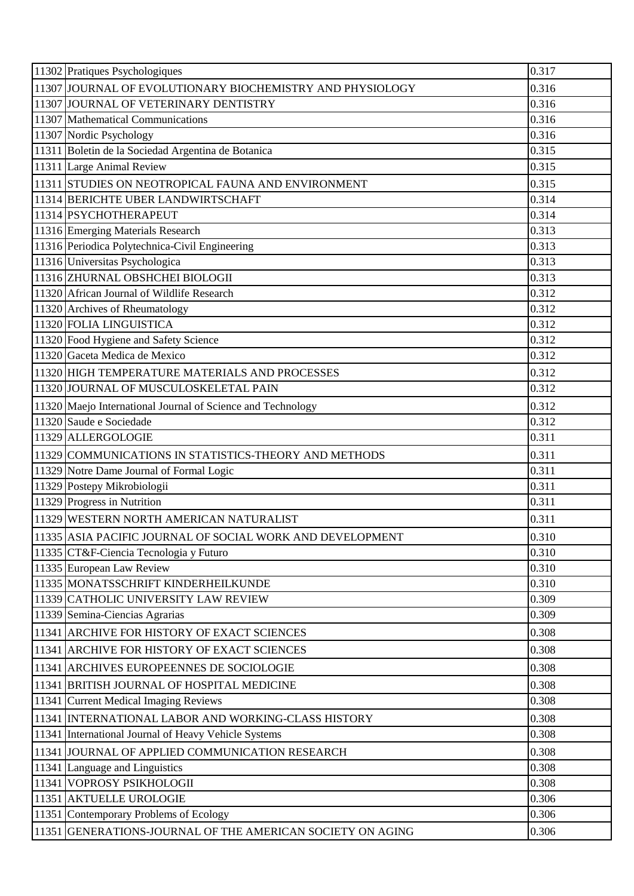| | | |
|---|---|---|
| 11302 | Pratiques Psychologiques | 0.317 |
| 11307 | JOURNAL OF EVOLUTIONARY BIOCHEMISTRY AND PHYSIOLOGY | 0.316 |
| 11307 | JOURNAL OF VETERINARY DENTISTRY | 0.316 |
| 11307 | Mathematical Communications | 0.316 |
| 11307 | Nordic Psychology | 0.316 |
| 11311 | Boletin de la Sociedad Argentina de Botanica | 0.315 |
| 11311 | Large Animal Review | 0.315 |
| 11311 | STUDIES ON NEOTROPICAL FAUNA AND ENVIRONMENT | 0.315 |
| 11314 | BERICHTE UBER LANDWIRTSCHAFT | 0.314 |
| 11314 | PSYCHOTHERAPEUT | 0.314 |
| 11316 | Emerging Materials Research | 0.313 |
| 11316 | Periodica Polytechnica-Civil Engineering | 0.313 |
| 11316 | Universitas Psychologica | 0.313 |
| 11316 | ZHURNAL OBSHCHEI BIOLOGII | 0.313 |
| 11320 | African Journal of Wildlife Research | 0.312 |
| 11320 | Archives of Rheumatology | 0.312 |
| 11320 | FOLIA LINGUISTICA | 0.312 |
| 11320 | Food Hygiene and Safety Science | 0.312 |
| 11320 | Gaceta Medica de Mexico | 0.312 |
| 11320 | HIGH TEMPERATURE MATERIALS AND PROCESSES | 0.312 |
| 11320 | JOURNAL OF MUSCULOSKELETAL PAIN | 0.312 |
| 11320 | Maejo International Journal of Science and Technology | 0.312 |
| 11320 | Saude e Sociedade | 0.312 |
| 11329 | ALLERGOLOGIE | 0.311 |
| 11329 | COMMUNICATIONS IN STATISTICS-THEORY AND METHODS | 0.311 |
| 11329 | Notre Dame Journal of Formal Logic | 0.311 |
| 11329 | Postepy Mikrobiologii | 0.311 |
| 11329 | Progress in Nutrition | 0.311 |
| 11329 | WESTERN NORTH AMERICAN NATURALIST | 0.311 |
| 11335 | ASIA PACIFIC JOURNAL OF SOCIAL WORK AND DEVELOPMENT | 0.310 |
| 11335 | CT&F-Ciencia Tecnologia y Futuro | 0.310 |
| 11335 | European Law Review | 0.310 |
| 11335 | MONATSSCHRIFT KINDERHEILKUNDE | 0.310 |
| 11339 | CATHOLIC UNIVERSITY LAW REVIEW | 0.309 |
| 11339 | Semina-Ciencias Agrarias | 0.309 |
| 11341 | ARCHIVE FOR HISTORY OF EXACT SCIENCES | 0.308 |
| 11341 | ARCHIVE FOR HISTORY OF EXACT SCIENCES | 0.308 |
| 11341 | ARCHIVES EUROPEENNES DE SOCIOLOGIE | 0.308 |
| 11341 | BRITISH JOURNAL OF HOSPITAL MEDICINE | 0.308 |
| 11341 | Current Medical Imaging Reviews | 0.308 |
| 11341 | INTERNATIONAL LABOR AND WORKING-CLASS HISTORY | 0.308 |
| 11341 | International Journal of Heavy Vehicle Systems | 0.308 |
| 11341 | JOURNAL OF APPLIED COMMUNICATION RESEARCH | 0.308 |
| 11341 | Language and Linguistics | 0.308 |
| 11341 | VOPROSY PSIKHOLOGII | 0.308 |
| 11351 | AKTUELLE UROLOGIE | 0.306 |
| 11351 | Contemporary Problems of Ecology | 0.306 |
| 11351 | GENERATIONS-JOURNAL OF THE AMERICAN SOCIETY ON AGING | 0.306 |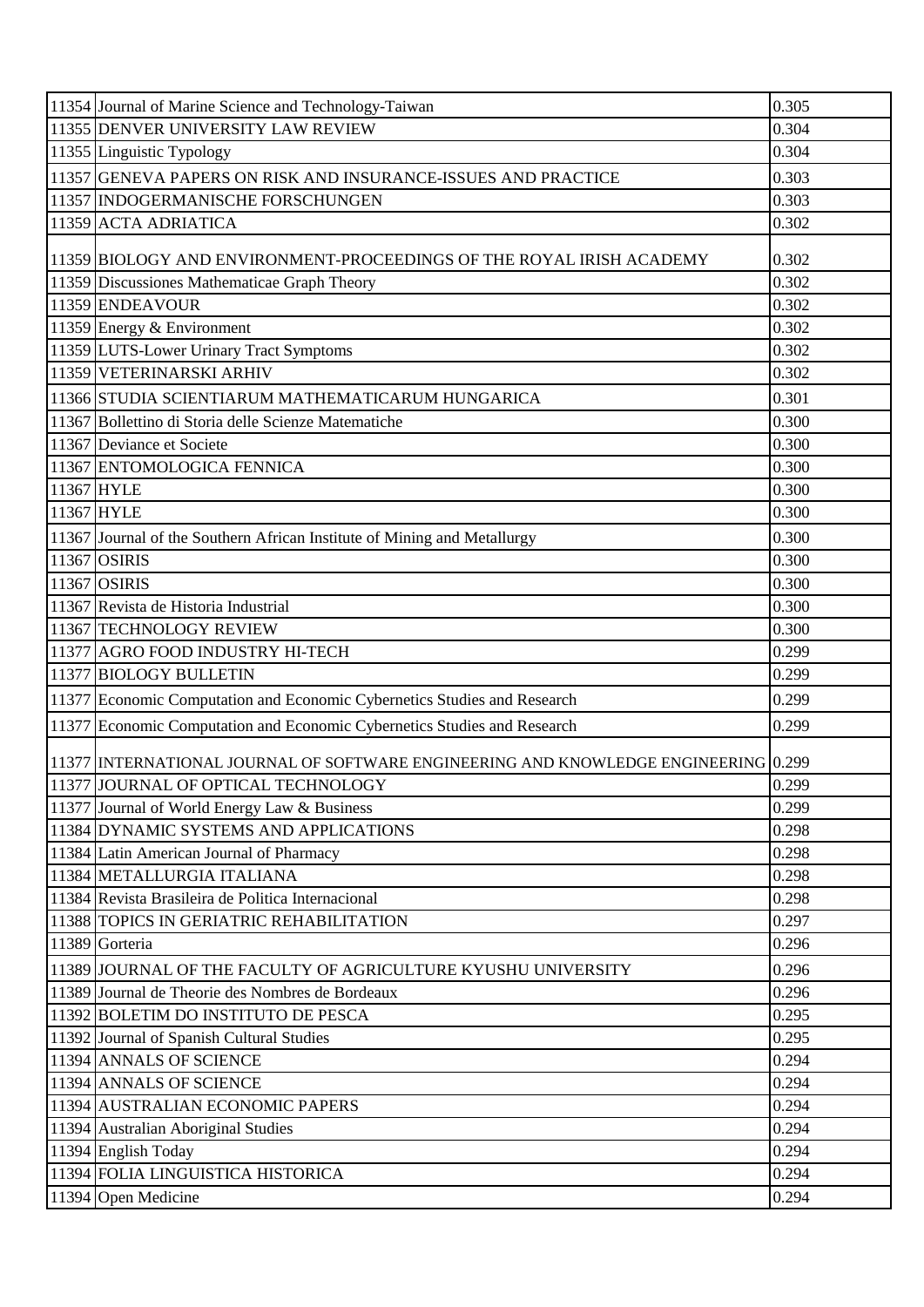| | | |
|---|---|---|
| 11354 | Journal of Marine Science and Technology-Taiwan | 0.305 |
| 11355 | DENVER UNIVERSITY LAW REVIEW | 0.304 |
| 11355 | Linguistic Typology | 0.304 |
| 11357 | GENEVA PAPERS ON RISK AND INSURANCE-ISSUES AND PRACTICE | 0.303 |
| 11357 | INDOGERMANISCHE FORSCHUNGEN | 0.303 |
| 11359 | ACTA ADRIATICA | 0.302 |
| 11359 | BIOLOGY AND ENVIRONMENT-PROCEEDINGS OF THE ROYAL IRISH ACADEMY | 0.302 |
| 11359 | Discussiones Mathematicae Graph Theory | 0.302 |
| 11359 | ENDEAVOUR | 0.302 |
| 11359 | Energy & Environment | 0.302 |
| 11359 | LUTS-Lower Urinary Tract Symptoms | 0.302 |
| 11359 | VETERINARSKI ARHIV | 0.302 |
| 11366 | STUDIA SCIENTIARUM MATHEMATICARUM HUNGARICA | 0.301 |
| 11367 | Bollettino di Storia delle Scienze Matematiche | 0.300 |
| 11367 | Deviance et Societe | 0.300 |
| 11367 | ENTOMOLOGICA FENNICA | 0.300 |
| 11367 | HYLE | 0.300 |
| 11367 | HYLE | 0.300 |
| 11367 | Journal of the Southern African Institute of Mining and Metallurgy | 0.300 |
| 11367 | OSIRIS | 0.300 |
| 11367 | OSIRIS | 0.300 |
| 11367 | Revista de Historia Industrial | 0.300 |
| 11367 | TECHNOLOGY REVIEW | 0.300 |
| 11377 | AGRO FOOD INDUSTRY HI-TECH | 0.299 |
| 11377 | BIOLOGY BULLETIN | 0.299 |
| 11377 | Economic Computation and Economic Cybernetics Studies and Research | 0.299 |
| 11377 | Economic Computation and Economic Cybernetics Studies and Research | 0.299 |
| 11377 | INTERNATIONAL JOURNAL OF SOFTWARE ENGINEERING AND KNOWLEDGE ENGINEERING | 0.299 |
| 11377 | JOURNAL OF OPTICAL TECHNOLOGY | 0.299 |
| 11377 | Journal of World Energy Law & Business | 0.299 |
| 11384 | DYNAMIC SYSTEMS AND APPLICATIONS | 0.298 |
| 11384 | Latin American Journal of Pharmacy | 0.298 |
| 11384 | METALLURGIA ITALIANA | 0.298 |
| 11384 | Revista Brasileira de Politica Internacional | 0.298 |
| 11388 | TOPICS IN GERIATRIC REHABILITATION | 0.297 |
| 11389 | Gorteria | 0.296 |
| 11389 | JOURNAL OF THE FACULTY OF AGRICULTURE KYUSHU UNIVERSITY | 0.296 |
| 11389 | Journal de Theorie des Nombres de Bordeaux | 0.296 |
| 11392 | BOLETIM DO INSTITUTO DE PESCA | 0.295 |
| 11392 | Journal of Spanish Cultural Studies | 0.295 |
| 11394 | ANNALS OF SCIENCE | 0.294 |
| 11394 | ANNALS OF SCIENCE | 0.294 |
| 11394 | AUSTRALIAN ECONOMIC PAPERS | 0.294 |
| 11394 | Australian Aboriginal Studies | 0.294 |
| 11394 | English Today | 0.294 |
| 11394 | FOLIA LINGUISTICA HISTORICA | 0.294 |
| 11394 | Open Medicine | 0.294 |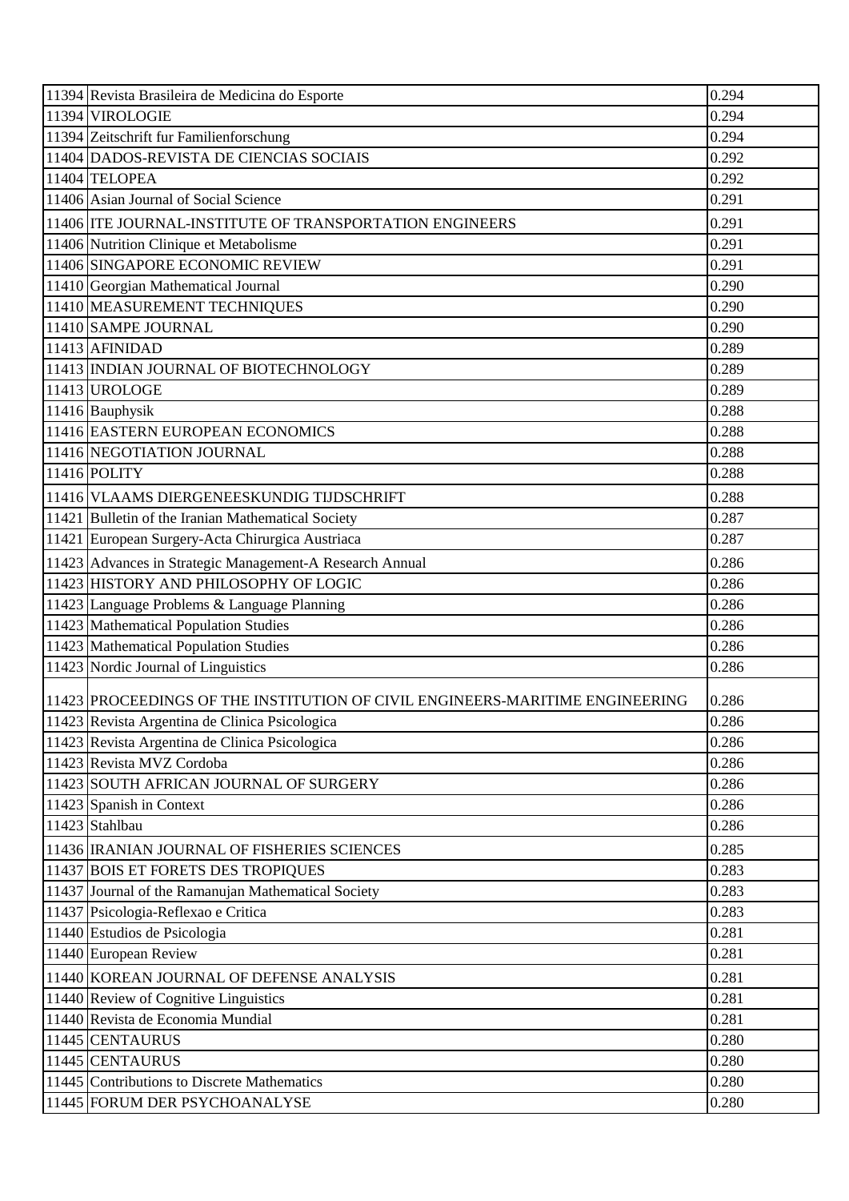| | | |
|---|---|---|
| 11394 | Revista Brasileira de Medicina do Esporte | 0.294 |
| 11394 | VIROLOGIE | 0.294 |
| 11394 | Zeitschrift fur Familienforschung | 0.294 |
| 11404 | DADOS-REVISTA DE CIENCIAS SOCIAIS | 0.292 |
| 11404 | TELOPEA | 0.292 |
| 11406 | Asian Journal of Social Science | 0.291 |
| 11406 | ITE JOURNAL-INSTITUTE OF TRANSPORTATION ENGINEERS | 0.291 |
| 11406 | Nutrition Clinique et Metabolisme | 0.291 |
| 11406 | SINGAPORE ECONOMIC REVIEW | 0.291 |
| 11410 | Georgian Mathematical Journal | 0.290 |
| 11410 | MEASUREMENT TECHNIQUES | 0.290 |
| 11410 | SAMPE JOURNAL | 0.290 |
| 11413 | AFINIDAD | 0.289 |
| 11413 | INDIAN JOURNAL OF BIOTECHNOLOGY | 0.289 |
| 11413 | UROLOGE | 0.289 |
| 11416 | Bauphysik | 0.288 |
| 11416 | EASTERN EUROPEAN ECONOMICS | 0.288 |
| 11416 | NEGOTIATION JOURNAL | 0.288 |
| 11416 | POLITY | 0.288 |
| 11416 | VLAAMS DIERGENEESKUNDIG TIJDSCHRIFT | 0.288 |
| 11421 | Bulletin of the Iranian Mathematical Society | 0.287 |
| 11421 | European Surgery-Acta Chirurgica Austriaca | 0.287 |
| 11423 | Advances in Strategic Management-A Research Annual | 0.286 |
| 11423 | HISTORY AND PHILOSOPHY OF LOGIC | 0.286 |
| 11423 | Language Problems & Language Planning | 0.286 |
| 11423 | Mathematical Population Studies | 0.286 |
| 11423 | Mathematical Population Studies | 0.286 |
| 11423 | Nordic Journal of Linguistics | 0.286 |
| 11423 | PROCEEDINGS OF THE INSTITUTION OF CIVIL ENGINEERS-MARITIME ENGINEERING | 0.286 |
| 11423 | Revista Argentina de Clinica Psicologica | 0.286 |
| 11423 | Revista Argentina de Clinica Psicologica | 0.286 |
| 11423 | Revista MVZ Cordoba | 0.286 |
| 11423 | SOUTH AFRICAN JOURNAL OF SURGERY | 0.286 |
| 11423 | Spanish in Context | 0.286 |
| 11423 | Stahlbau | 0.286 |
| 11436 | IRANIAN JOURNAL OF FISHERIES SCIENCES | 0.285 |
| 11437 | BOIS ET FORETS DES TROPIQUES | 0.283 |
| 11437 | Journal of the Ramanujan Mathematical Society | 0.283 |
| 11437 | Psicologia-Reflexao e Critica | 0.283 |
| 11440 | Estudios de Psicologia | 0.281 |
| 11440 | European Review | 0.281 |
| 11440 | KOREAN JOURNAL OF DEFENSE ANALYSIS | 0.281 |
| 11440 | Review of Cognitive Linguistics | 0.281 |
| 11440 | Revista de Economia Mundial | 0.281 |
| 11445 | CENTAURUS | 0.280 |
| 11445 | CENTAURUS | 0.280 |
| 11445 | Contributions to Discrete Mathematics | 0.280 |
| 11445 | FORUM DER PSYCHOANALYSE | 0.280 |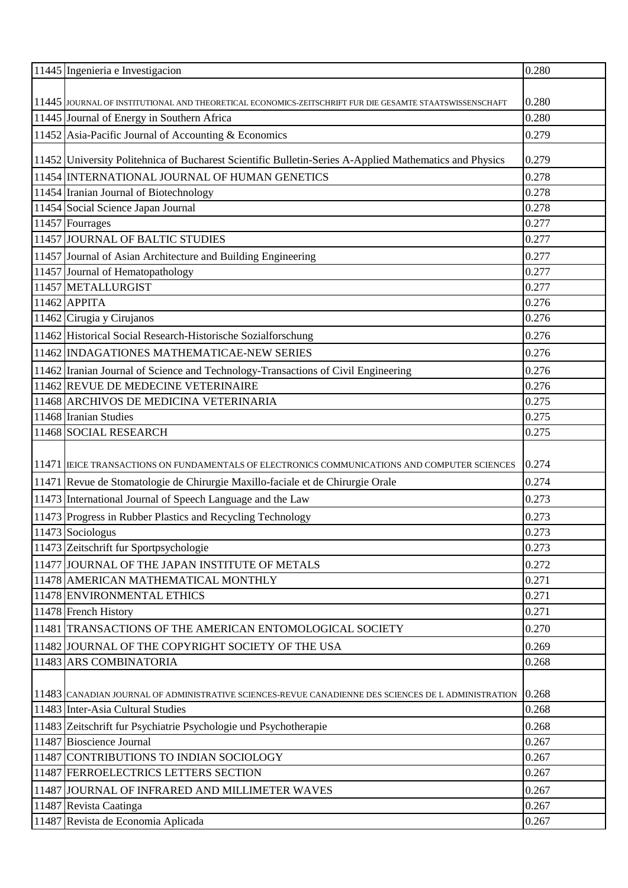| | | |
|---|---|---|
| 11445 | Ingenieria e Investigacion | 0.280 |
| 11445 | JOURNAL OF INSTITUTIONAL AND THEORETICAL ECONOMICS-ZEITSCHRIFT FUR DIE GESAMTE STAATSWISSENSCHAFT | 0.280 |
| 11445 | Journal of Energy in Southern Africa | 0.280 |
| 11452 | Asia-Pacific Journal of Accounting & Economics | 0.279 |
| 11452 | University Politehnica of Bucharest Scientific Bulletin-Series A-Applied Mathematics and Physics | 0.279 |
| 11454 | INTERNATIONAL JOURNAL OF HUMAN GENETICS | 0.278 |
| 11454 | Iranian Journal of Biotechnology | 0.278 |
| 11454 | Social Science Japan Journal | 0.278 |
| 11457 | Fourrages | 0.277 |
| 11457 | JOURNAL OF BALTIC STUDIES | 0.277 |
| 11457 | Journal of Asian Architecture and Building Engineering | 0.277 |
| 11457 | Journal of Hematopathology | 0.277 |
| 11457 | METALLURGIST | 0.277 |
| 11462 | APPITA | 0.276 |
| 11462 | Cirugia y Cirujanos | 0.276 |
| 11462 | Historical Social Research-Historische Sozialforschung | 0.276 |
| 11462 | INDAGATIONES MATHEMATICAE-NEW SERIES | 0.276 |
| 11462 | Iranian Journal of Science and Technology-Transactions of Civil Engineering | 0.276 |
| 11462 | REVUE DE MEDECINE VETERINAIRE | 0.276 |
| 11468 | ARCHIVOS DE MEDICINA VETERINARIA | 0.275 |
| 11468 | Iranian Studies | 0.275 |
| 11468 | SOCIAL RESEARCH | 0.275 |
| 11471 | IEICE TRANSACTIONS ON FUNDAMENTALS OF ELECTRONICS COMMUNICATIONS AND COMPUTER SCIENCES | 0.274 |
| 11471 | Revue de Stomatologie de Chirurgie Maxillo-faciale et de Chirurgie Orale | 0.274 |
| 11473 | International Journal of Speech Language and the Law | 0.273 |
| 11473 | Progress in Rubber Plastics and Recycling Technology | 0.273 |
| 11473 | Sociologus | 0.273 |
| 11473 | Zeitschrift fur Sportpsychologie | 0.273 |
| 11477 | JOURNAL OF THE JAPAN INSTITUTE OF METALS | 0.272 |
| 11478 | AMERICAN MATHEMATICAL MONTHLY | 0.271 |
| 11478 | ENVIRONMENTAL ETHICS | 0.271 |
| 11478 | French History | 0.271 |
| 11481 | TRANSACTIONS OF THE AMERICAN ENTOMOLOGICAL SOCIETY | 0.270 |
| 11482 | JOURNAL OF THE COPYRIGHT SOCIETY OF THE USA | 0.269 |
| 11483 | ARS COMBINATORIA | 0.268 |
| 11483 | CANADIAN JOURNAL OF ADMINISTRATIVE SCIENCES-REVUE CANADIENNE DES SCIENCES DE L ADMINISTRATION | 0.268 |
| 11483 | Inter-Asia Cultural Studies | 0.268 |
| 11483 | Zeitschrift fur Psychiatrie Psychologie und Psychotherapie | 0.268 |
| 11487 | Bioscience Journal | 0.267 |
| 11487 | CONTRIBUTIONS TO INDIAN SOCIOLOGY | 0.267 |
| 11487 | FERROELECTRICS LETTERS SECTION | 0.267 |
| 11487 | JOURNAL OF INFRARED AND MILLIMETER WAVES | 0.267 |
| 11487 | Revista Caatinga | 0.267 |
| 11487 | Revista de Economia Aplicada | 0.267 |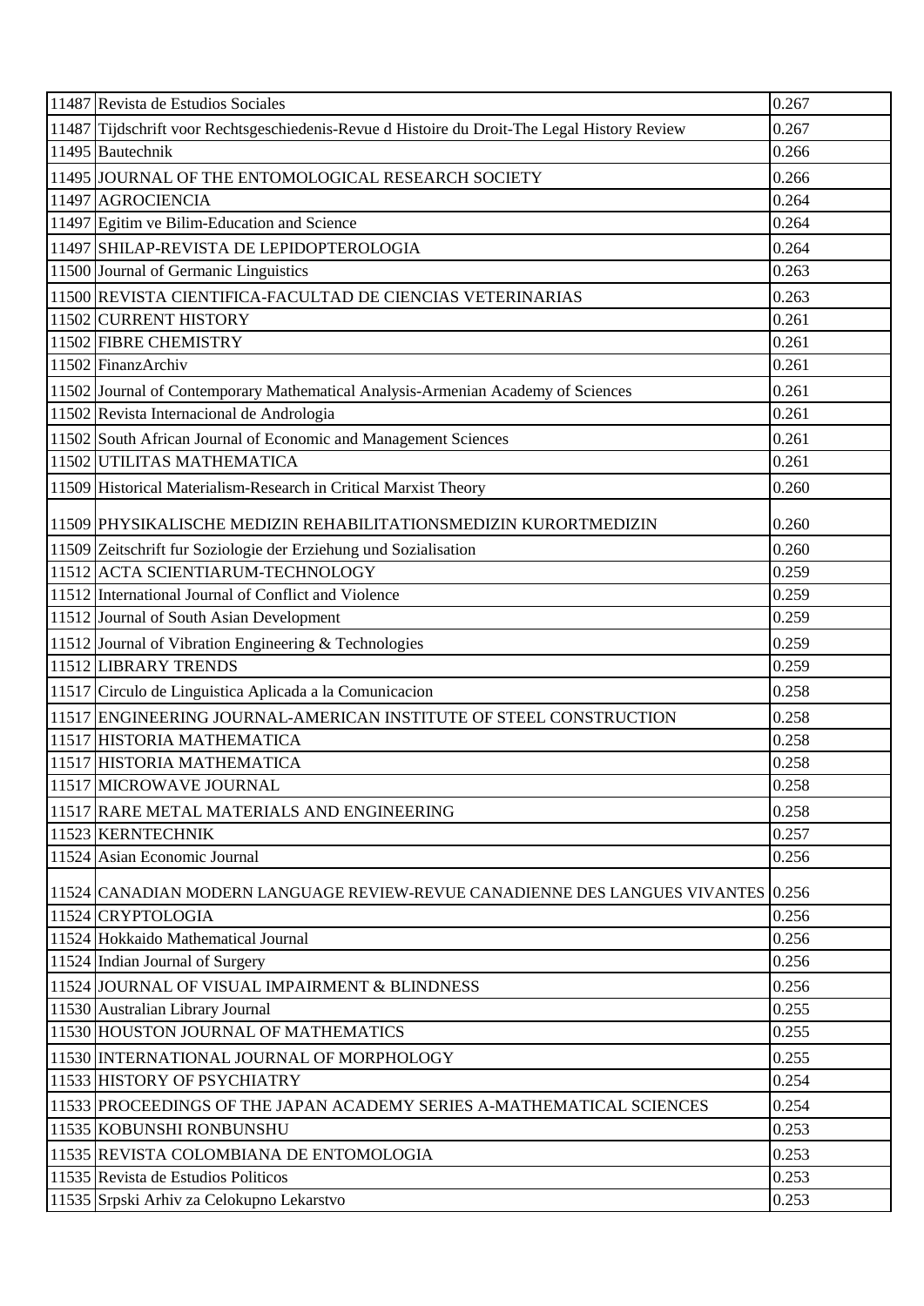| | | |
|---|---|---|
| 11487 | Revista de Estudios Sociales | 0.267 |
| 11487 | Tijdschrift voor Rechtsgeschiedenis-Revue d Histoire du Droit-The Legal History Review | 0.267 |
| 11495 | Bautechnik | 0.266 |
| 11495 | JOURNAL OF THE ENTOMOLOGICAL RESEARCH SOCIETY | 0.266 |
| 11497 | AGROCIENCIA | 0.264 |
| 11497 | Egitim ve Bilim-Education and Science | 0.264 |
| 11497 | SHILAP-REVISTA DE LEPIDOPTEROLOGIA | 0.264 |
| 11500 | Journal of Germanic Linguistics | 0.263 |
| 11500 | REVISTA CIENTIFICA-FACULTAD DE CIENCIAS VETERINARIAS | 0.263 |
| 11502 | CURRENT HISTORY | 0.261 |
| 11502 | FIBRE CHEMISTRY | 0.261 |
| 11502 | FinanzArchiv | 0.261 |
| 11502 | Journal of Contemporary Mathematical Analysis-Armenian Academy of Sciences | 0.261 |
| 11502 | Revista Internacional de Andrologia | 0.261 |
| 11502 | South African Journal of Economic and Management Sciences | 0.261 |
| 11502 | UTILITAS MATHEMATICA | 0.261 |
| 11509 | Historical Materialism-Research in Critical Marxist Theory | 0.260 |
| 11509 | PHYSIKALISCHE MEDIZIN REHABILITATIONSMEDIZIN KURORTMEDIZIN | 0.260 |
| 11509 | Zeitschrift fur Soziologie der Erziehung und Sozialisation | 0.260 |
| 11512 | ACTA SCIENTIARUM-TECHNOLOGY | 0.259 |
| 11512 | International Journal of Conflict and Violence | 0.259 |
| 11512 | Journal of South Asian Development | 0.259 |
| 11512 | Journal of Vibration Engineering & Technologies | 0.259 |
| 11512 | LIBRARY TRENDS | 0.259 |
| 11517 | Circulo de Linguistica Aplicada a la Comunicacion | 0.258 |
| 11517 | ENGINEERING JOURNAL-AMERICAN INSTITUTE OF STEEL CONSTRUCTION | 0.258 |
| 11517 | HISTORIA MATHEMATICA | 0.258 |
| 11517 | HISTORIA MATHEMATICA | 0.258 |
| 11517 | MICROWAVE JOURNAL | 0.258 |
| 11517 | RARE METAL MATERIALS AND ENGINEERING | 0.258 |
| 11523 | KERNTECHNIK | 0.257 |
| 11524 | Asian Economic Journal | 0.256 |
| 11524 | CANADIAN MODERN LANGUAGE REVIEW-REVUE CANADIENNE DES LANGUES VIVANTES | 0.256 |
| 11524 | CRYPTOLOGIA | 0.256 |
| 11524 | Hokkaido Mathematical Journal | 0.256 |
| 11524 | Indian Journal of Surgery | 0.256 |
| 11524 | JOURNAL OF VISUAL IMPAIRMENT & BLINDNESS | 0.256 |
| 11530 | Australian Library Journal | 0.255 |
| 11530 | HOUSTON JOURNAL OF MATHEMATICS | 0.255 |
| 11530 | INTERNATIONAL JOURNAL OF MORPHOLOGY | 0.255 |
| 11533 | HISTORY OF PSYCHIATRY | 0.254 |
| 11533 | PROCEEDINGS OF THE JAPAN ACADEMY SERIES A-MATHEMATICAL SCIENCES | 0.254 |
| 11535 | KOBUNSHI RONBUNSHU | 0.253 |
| 11535 | REVISTA COLOMBIANA DE ENTOMOLOGIA | 0.253 |
| 11535 | Revista de Estudios Politicos | 0.253 |
| 11535 | Srpski Arhiv za Celokupno Lekarstvo | 0.253 |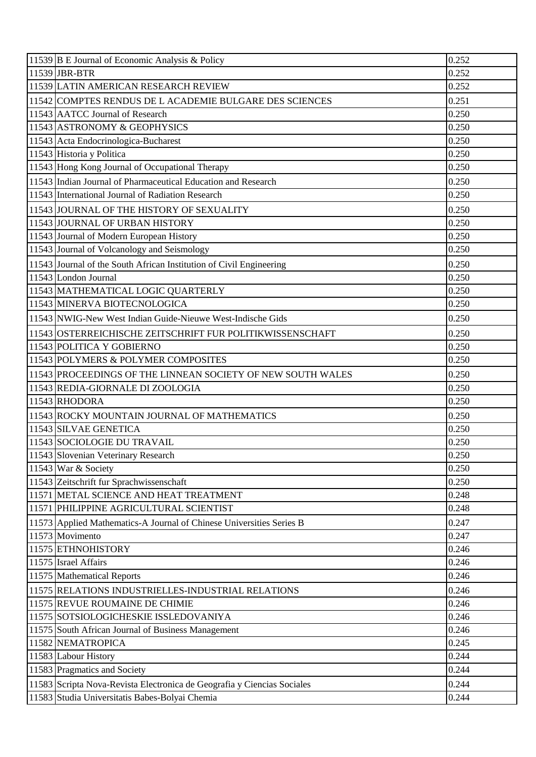| | | |
|---|---|---|
| 11539 | B E Journal of Economic Analysis & Policy | 0.252 |
| 11539 | JBR-BTR | 0.252 |
| 11539 | LATIN AMERICAN RESEARCH REVIEW | 0.252 |
| 11542 | COMPTES RENDUS DE L ACADEMIE BULGARE DES SCIENCES | 0.251 |
| 11543 | AATCC Journal of Research | 0.250 |
| 11543 | ASTRONOMY & GEOPHYSICS | 0.250 |
| 11543 | Acta Endocrinologica-Bucharest | 0.250 |
| 11543 | Historia y Politica | 0.250 |
| 11543 | Hong Kong Journal of Occupational Therapy | 0.250 |
| 11543 | Indian Journal of Pharmaceutical Education and Research | 0.250 |
| 11543 | International Journal of Radiation Research | 0.250 |
| 11543 | JOURNAL OF THE HISTORY OF SEXUALITY | 0.250 |
| 11543 | JOURNAL OF URBAN HISTORY | 0.250 |
| 11543 | Journal of Modern European History | 0.250 |
| 11543 | Journal of Volcanology and Seismology | 0.250 |
| 11543 | Journal of the South African Institution of Civil Engineering | 0.250 |
| 11543 | London Journal | 0.250 |
| 11543 | MATHEMATICAL LOGIC QUARTERLY | 0.250 |
| 11543 | MINERVA BIOTECNOLOGICA | 0.250 |
| 11543 | NWIG-New West Indian Guide-Nieuwe West-Indische Gids | 0.250 |
| 11543 | OSTERREICHISCHE ZEITSCHRIFT FUR POLITIKWISSENSCHAFT | 0.250 |
| 11543 | POLITICA Y GOBIERNO | 0.250 |
| 11543 | POLYMERS & POLYMER COMPOSITES | 0.250 |
| 11543 | PROCEEDINGS OF THE LINNEAN SOCIETY OF NEW SOUTH WALES | 0.250 |
| 11543 | REDIA-GIORNALE DI ZOOLOGIA | 0.250 |
| 11543 | RHODORA | 0.250 |
| 11543 | ROCKY MOUNTAIN JOURNAL OF MATHEMATICS | 0.250 |
| 11543 | SILVAE GENETICA | 0.250 |
| 11543 | SOCIOLOGIE DU TRAVAIL | 0.250 |
| 11543 | Slovenian Veterinary Research | 0.250 |
| 11543 | War & Society | 0.250 |
| 11543 | Zeitschrift fur Sprachwissenschaft | 0.250 |
| 11571 | METAL SCIENCE AND HEAT TREATMENT | 0.248 |
| 11571 | PHILIPPINE AGRICULTURAL SCIENTIST | 0.248 |
| 11573 | Applied Mathematics-A Journal of Chinese Universities Series B | 0.247 |
| 11573 | Movimento | 0.247 |
| 11575 | ETHNOHISTORY | 0.246 |
| 11575 | Israel Affairs | 0.246 |
| 11575 | Mathematical Reports | 0.246 |
| 11575 | RELATIONS INDUSTRIELLES-INDUSTRIAL RELATIONS | 0.246 |
| 11575 | REVUE ROUMAINE DE CHIMIE | 0.246 |
| 11575 | SOTSIOLOGICHESKIE ISSLEDOVANIYA | 0.246 |
| 11575 | South African Journal of Business Management | 0.246 |
| 11582 | NEMATROPICA | 0.245 |
| 11583 | Labour History | 0.244 |
| 11583 | Pragmatics and Society | 0.244 |
| 11583 | Scripta Nova-Revista Electronica de Geografia y Ciencias Sociales | 0.244 |
| 11583 | Studia Universitatis Babes-Bolyai Chemia | 0.244 |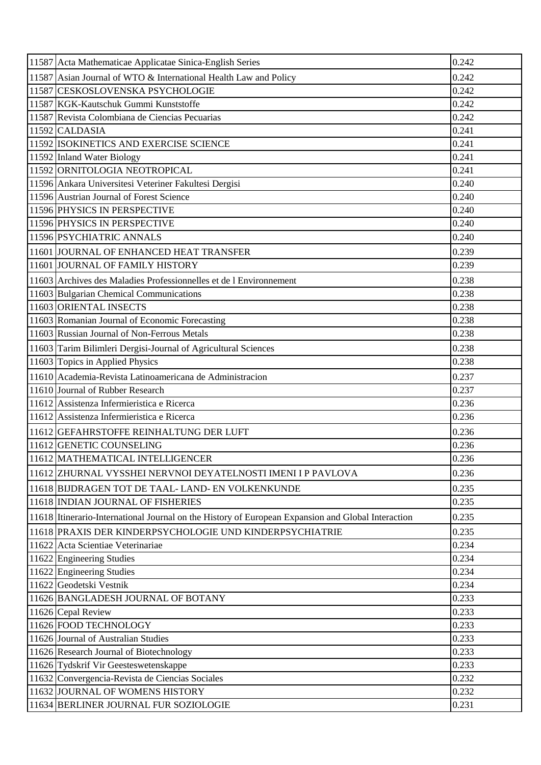| | | |
|---|---|---|
| 11587 | Acta Mathematicae Applicatae Sinica-English Series | 0.242 |
| 11587 | Asian Journal of WTO & International Health Law and Policy | 0.242 |
| 11587 | CESKOSLOVENSKA PSYCHOLOGIE | 0.242 |
| 11587 | KGK-Kautschuk Gummi Kunststoffe | 0.242 |
| 11587 | Revista Colombiana de Ciencias Pecuarias | 0.242 |
| 11592 | CALDASIA | 0.241 |
| 11592 | ISOKINETICS AND EXERCISE SCIENCE | 0.241 |
| 11592 | Inland Water Biology | 0.241 |
| 11592 | ORNITOLOGIA NEOTROPICAL | 0.241 |
| 11596 | Ankara Universitesi Veteriner Fakultesi Dergisi | 0.240 |
| 11596 | Austrian Journal of Forest Science | 0.240 |
| 11596 | PHYSICS IN PERSPECTIVE | 0.240 |
| 11596 | PHYSICS IN PERSPECTIVE | 0.240 |
| 11596 | PSYCHIATRIC ANNALS | 0.240 |
| 11601 | JOURNAL OF ENHANCED HEAT TRANSFER | 0.239 |
| 11601 | JOURNAL OF FAMILY HISTORY | 0.239 |
| 11603 | Archives des Maladies Professionnelles et de l Environnement | 0.238 |
| 11603 | Bulgarian Chemical Communications | 0.238 |
| 11603 | ORIENTAL INSECTS | 0.238 |
| 11603 | Romanian Journal of Economic Forecasting | 0.238 |
| 11603 | Russian Journal of Non-Ferrous Metals | 0.238 |
| 11603 | Tarim Bilimleri Dergisi-Journal of Agricultural Sciences | 0.238 |
| 11603 | Topics in Applied Physics | 0.238 |
| 11610 | Academia-Revista Latinoamericana de Administracion | 0.237 |
| 11610 | Journal of Rubber Research | 0.237 |
| 11612 | Assistenza Infermieristica e Ricerca | 0.236 |
| 11612 | Assistenza Infermieristica e Ricerca | 0.236 |
| 11612 | GEFAHRSTOFFE REINHALTUNG DER LUFT | 0.236 |
| 11612 | GENETIC COUNSELING | 0.236 |
| 11612 | MATHEMATICAL INTELLIGENCER | 0.236 |
| 11612 | ZHURNAL VYSSHEI NERVNOI DEYATELNOSTI IMENI I P PAVLOVA | 0.236 |
| 11618 | BIJDRAGEN TOT DE TAAL- LAND- EN VOLKENKUNDE | 0.235 |
| 11618 | INDIAN JOURNAL OF FISHERIES | 0.235 |
| 11618 | Itinerario-International Journal on the History of European Expansion and Global Interaction | 0.235 |
| 11618 | PRAXIS DER KINDERPSYCHOLOGIE UND KINDERPSYCHIATRIE | 0.235 |
| 11622 | Acta Scientiae Veterinariae | 0.234 |
| 11622 | Engineering Studies | 0.234 |
| 11622 | Engineering Studies | 0.234 |
| 11622 | Geodetski Vestnik | 0.234 |
| 11626 | BANGLADESH JOURNAL OF BOTANY | 0.233 |
| 11626 | Cepal Review | 0.233 |
| 11626 | FOOD TECHNOLOGY | 0.233 |
| 11626 | Journal of Australian Studies | 0.233 |
| 11626 | Research Journal of Biotechnology | 0.233 |
| 11626 | Tydskrif Vir Geesteswetenskappe | 0.233 |
| 11632 | Convergencia-Revista de Ciencias Sociales | 0.232 |
| 11632 | JOURNAL OF WOMENS HISTORY | 0.232 |
| 11634 | BERLINER JOURNAL FUR SOZIOLOGIE | 0.231 |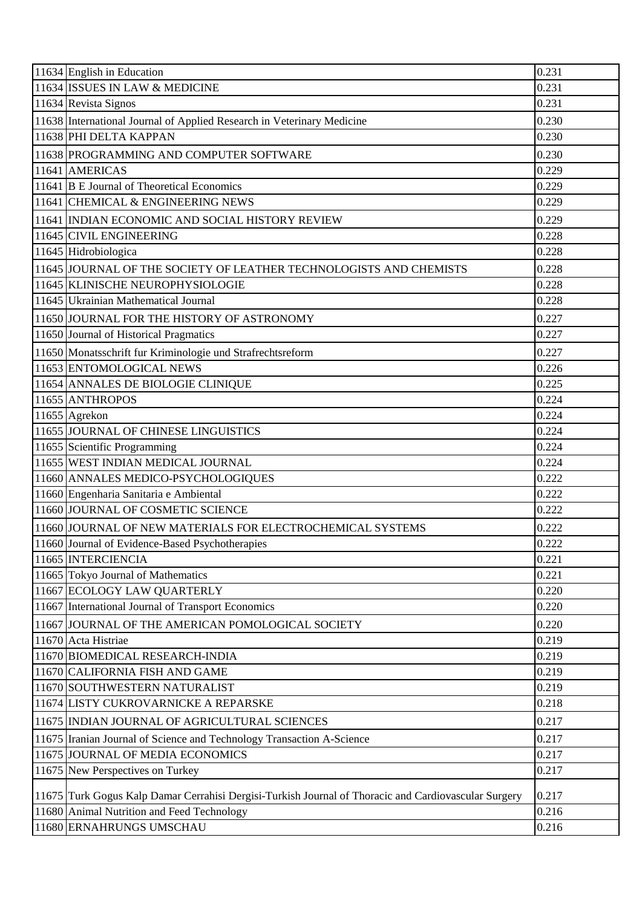| | | |
|---|---|---|
| 11634 | English in Education | 0.231 |
| 11634 | ISSUES IN LAW & MEDICINE | 0.231 |
| 11634 | Revista Signos | 0.231 |
| 11638 | International Journal of Applied Research in Veterinary Medicine | 0.230 |
| 11638 | PHI DELTA KAPPAN | 0.230 |
| 11638 | PROGRAMMING AND COMPUTER SOFTWARE | 0.230 |
| 11641 | AMERICAS | 0.229 |
| 11641 | B E Journal of Theoretical Economics | 0.229 |
| 11641 | CHEMICAL & ENGINEERING NEWS | 0.229 |
| 11641 | INDIAN ECONOMIC AND SOCIAL HISTORY REVIEW | 0.229 |
| 11645 | CIVIL ENGINEERING | 0.228 |
| 11645 | Hidrobiologica | 0.228 |
| 11645 | JOURNAL OF THE SOCIETY OF LEATHER TECHNOLOGISTS AND CHEMISTS | 0.228 |
| 11645 | KLINISCHE NEUROPHYSIOLOGIE | 0.228 |
| 11645 | Ukrainian Mathematical Journal | 0.228 |
| 11650 | JOURNAL FOR THE HISTORY OF ASTRONOMY | 0.227 |
| 11650 | Journal of Historical Pragmatics | 0.227 |
| 11650 | Monatsschrift fur Kriminologie und Strafrechtsreform | 0.227 |
| 11653 | ENTOMOLOGICAL NEWS | 0.226 |
| 11654 | ANNALES DE BIOLOGIE CLINIQUE | 0.225 |
| 11655 | ANTHROPOS | 0.224 |
| 11655 | Agrekon | 0.224 |
| 11655 | JOURNAL OF CHINESE LINGUISTICS | 0.224 |
| 11655 | Scientific Programming | 0.224 |
| 11655 | WEST INDIAN MEDICAL JOURNAL | 0.224 |
| 11660 | ANNALES MEDICO-PSYCHOLOGIQUES | 0.222 |
| 11660 | Engenharia Sanitaria e Ambiental | 0.222 |
| 11660 | JOURNAL OF COSMETIC SCIENCE | 0.222 |
| 11660 | JOURNAL OF NEW MATERIALS FOR ELECTROCHEMICAL SYSTEMS | 0.222 |
| 11660 | Journal of Evidence-Based Psychotherapies | 0.222 |
| 11665 | INTERCIENCIA | 0.221 |
| 11665 | Tokyo Journal of Mathematics | 0.221 |
| 11667 | ECOLOGY LAW QUARTERLY | 0.220 |
| 11667 | International Journal of Transport Economics | 0.220 |
| 11667 | JOURNAL OF THE AMERICAN POMOLOGICAL SOCIETY | 0.220 |
| 11670 | Acta Histriae | 0.219 |
| 11670 | BIOMEDICAL RESEARCH-INDIA | 0.219 |
| 11670 | CALIFORNIA FISH AND GAME | 0.219 |
| 11670 | SOUTHWESTERN NATURALIST | 0.219 |
| 11674 | LISTY CUKROVARNICKE A REPARSKE | 0.218 |
| 11675 | INDIAN JOURNAL OF AGRICULTURAL SCIENCES | 0.217 |
| 11675 | Iranian Journal of Science and Technology Transaction A-Science | 0.217 |
| 11675 | JOURNAL OF MEDIA ECONOMICS | 0.217 |
| 11675 | New Perspectives on Turkey | 0.217 |
| 11675 | Turk Gogus Kalp Damar Cerrahisi Dergisi-Turkish Journal of Thoracic and Cardiovascular Surgery | 0.217 |
| 11680 | Animal Nutrition and Feed Technology | 0.216 |
| 11680 | ERNAHRUNGS UMSCHAU | 0.216 |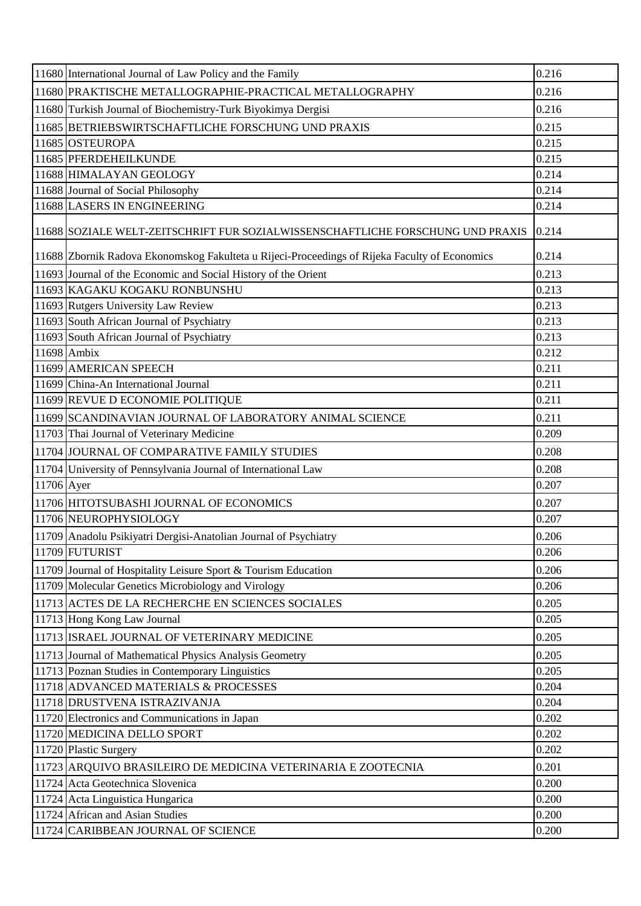| | | |
|---|---|---|
| 11680 | International Journal of Law Policy and the Family | 0.216 |
| 11680 | PRAKTISCHE METALLOGRAPHIE-PRACTICAL METALLOGRAPHY | 0.216 |
| 11680 | Turkish Journal of Biochemistry-Turk Biyokimya Dergisi | 0.216 |
| 11685 | BETRIEBSWIRTSCHAFTLICHE FORSCHUNG UND PRAXIS | 0.215 |
| 11685 | OSTEUROPA | 0.215 |
| 11685 | PFERDEHEILKUNDE | 0.215 |
| 11688 | HIMALAYAN GEOLOGY | 0.214 |
| 11688 | Journal of Social Philosophy | 0.214 |
| 11688 | LASERS IN ENGINEERING | 0.214 |
| 11688 | SOZIALE WELT-ZEITSCHRIFT FUR SOZIALWISSENSCHAFTLICHE FORSCHUNG UND PRAXIS | 0.214 |
| 11688 | Zbornik Radova Ekonomskog Fakulteta u Rijeci-Proceedings of Rijeka Faculty of Economics | 0.214 |
| 11693 | Journal of the Economic and Social History of the Orient | 0.213 |
| 11693 | KAGAKU KOGAKU RONBUNSHU | 0.213 |
| 11693 | Rutgers University Law Review | 0.213 |
| 11693 | South African Journal of Psychiatry | 0.213 |
| 11693 | South African Journal of Psychiatry | 0.213 |
| 11698 | Ambix | 0.212 |
| 11699 | AMERICAN SPEECH | 0.211 |
| 11699 | China-An International Journal | 0.211 |
| 11699 | REVUE D ECONOMIE POLITIQUE | 0.211 |
| 11699 | SCANDINAVIAN JOURNAL OF LABORATORY ANIMAL SCIENCE | 0.211 |
| 11703 | Thai Journal of Veterinary Medicine | 0.209 |
| 11704 | JOURNAL OF COMPARATIVE FAMILY STUDIES | 0.208 |
| 11704 | University of Pennsylvania Journal of International Law | 0.208 |
| 11706 | Ayer | 0.207 |
| 11706 | HITOTSUBASHI JOURNAL OF ECONOMICS | 0.207 |
| 11706 | NEUROPHYSIOLOGY | 0.207 |
| 11709 | Anadolu Psikiyatri Dergisi-Anatolian Journal of Psychiatry | 0.206 |
| 11709 | FUTURIST | 0.206 |
| 11709 | Journal of Hospitality Leisure Sport & Tourism Education | 0.206 |
| 11709 | Molecular Genetics Microbiology and Virology | 0.206 |
| 11713 | ACTES DE LA RECHERCHE EN SCIENCES SOCIALES | 0.205 |
| 11713 | Hong Kong Law Journal | 0.205 |
| 11713 | ISRAEL JOURNAL OF VETERINARY MEDICINE | 0.205 |
| 11713 | Journal of Mathematical Physics Analysis Geometry | 0.205 |
| 11713 | Poznan Studies in Contemporary Linguistics | 0.205 |
| 11718 | ADVANCED MATERIALS & PROCESSES | 0.204 |
| 11718 | DRUSTVENA ISTRAZIVANJA | 0.204 |
| 11720 | Electronics and Communications in Japan | 0.202 |
| 11720 | MEDICINA DELLO SPORT | 0.202 |
| 11720 | Plastic Surgery | 0.202 |
| 11723 | ARQUIVO BRASILEIRO DE MEDICINA VETERINARIA E ZOOTECNIA | 0.201 |
| 11724 | Acta Geotechnica Slovenica | 0.200 |
| 11724 | Acta Linguistica Hungarica | 0.200 |
| 11724 | African and Asian Studies | 0.200 |
| 11724 | CARIBBEAN JOURNAL OF SCIENCE | 0.200 |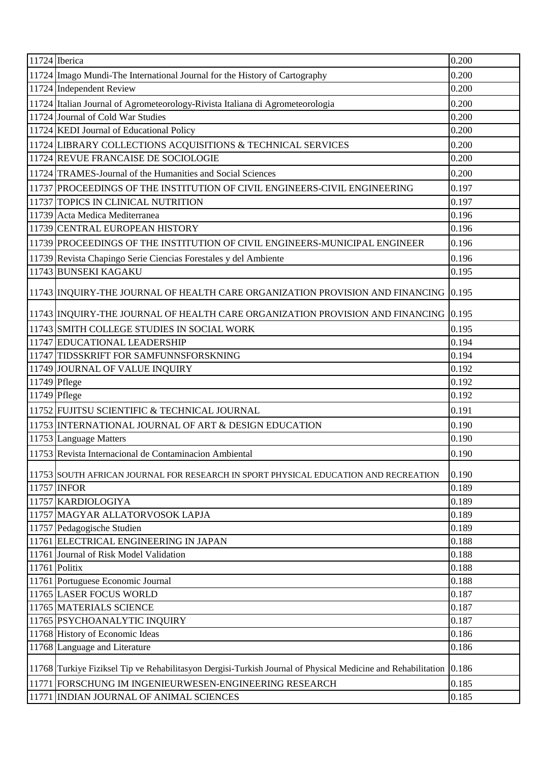| | | |
|---|---|---|
| 11724 | Iberica | 0.200 |
| 11724 | Imago Mundi-The International Journal for the History of Cartography | 0.200 |
| 11724 | Independent Review | 0.200 |
| 11724 | Italian Journal of Agrometeorology-Rivista Italiana di Agrometeorologia | 0.200 |
| 11724 | Journal of Cold War Studies | 0.200 |
| 11724 | KEDI Journal of Educational Policy | 0.200 |
| 11724 | LIBRARY COLLECTIONS ACQUISITIONS & TECHNICAL SERVICES | 0.200 |
| 11724 | REVUE FRANCAISE DE SOCIOLOGIE | 0.200 |
| 11724 | TRAMES-Journal of the Humanities and Social Sciences | 0.200 |
| 11737 | PROCEEDINGS OF THE INSTITUTION OF CIVIL ENGINEERS-CIVIL ENGINEERING | 0.197 |
| 11737 | TOPICS IN CLINICAL NUTRITION | 0.197 |
| 11739 | Acta Medica Mediterranea | 0.196 |
| 11739 | CENTRAL EUROPEAN HISTORY | 0.196 |
| 11739 | PROCEEDINGS OF THE INSTITUTION OF CIVIL ENGINEERS-MUNICIPAL ENGINEER | 0.196 |
| 11739 | Revista Chapingo Serie Ciencias Forestales y del Ambiente | 0.196 |
| 11743 | BUNSEKI KAGAKU | 0.195 |
| 11743 | INQUIRY-THE JOURNAL OF HEALTH CARE ORGANIZATION PROVISION AND FINANCING | 0.195 |
| 11743 | INQUIRY-THE JOURNAL OF HEALTH CARE ORGANIZATION PROVISION AND FINANCING | 0.195 |
| 11743 | SMITH COLLEGE STUDIES IN SOCIAL WORK | 0.195 |
| 11747 | EDUCATIONAL LEADERSHIP | 0.194 |
| 11747 | TIDSSKRIFT FOR SAMFUNNSFORSKNING | 0.194 |
| 11749 | JOURNAL OF VALUE INQUIRY | 0.192 |
| 11749 | Pflege | 0.192 |
| 11749 | Pflege | 0.192 |
| 11752 | FUJITSU SCIENTIFIC & TECHNICAL JOURNAL | 0.191 |
| 11753 | INTERNATIONAL JOURNAL OF ART & DESIGN EDUCATION | 0.190 |
| 11753 | Language Matters | 0.190 |
| 11753 | Revista Internacional de Contaminacion Ambiental | 0.190 |
| 11753 | SOUTH AFRICAN JOURNAL FOR RESEARCH IN SPORT PHYSICAL EDUCATION AND RECREATION | 0.190 |
| 11757 | INFOR | 0.189 |
| 11757 | KARDIOLOGIYA | 0.189 |
| 11757 | MAGYAR ALLATORVOSOK LAPJA | 0.189 |
| 11757 | Pedagogische Studien | 0.189 |
| 11761 | ELECTRICAL ENGINEERING IN JAPAN | 0.188 |
| 11761 | Journal of Risk Model Validation | 0.188 |
| 11761 | Politix | 0.188 |
| 11761 | Portuguese Economic Journal | 0.188 |
| 11765 | LASER FOCUS WORLD | 0.187 |
| 11765 | MATERIALS SCIENCE | 0.187 |
| 11765 | PSYCHOANALYTIC INQUIRY | 0.187 |
| 11768 | History of Economic Ideas | 0.186 |
| 11768 | Language and Literature | 0.186 |
| 11768 | Turkiye Fiziksel Tip ve Rehabilitasyon Dergisi-Turkish Journal of Physical Medicine and Rehabilitation | 0.186 |
| 11771 | FORSCHUNG IM INGENIEURWESEN-ENGINEERING RESEARCH | 0.185 |
| 11771 | INDIAN JOURNAL OF ANIMAL SCIENCES | 0.185 |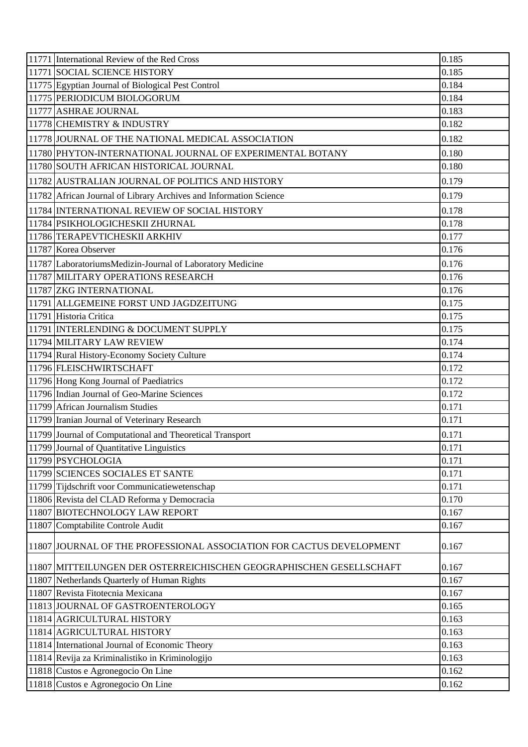| | | |
|---|---|---|
| 11771 | International Review of the Red Cross | 0.185 |
| 11771 | SOCIAL SCIENCE HISTORY | 0.185 |
| 11775 | Egyptian Journal of Biological Pest Control | 0.184 |
| 11775 | PERIODICUM BIOLOGORUM | 0.184 |
| 11777 | ASHRAE JOURNAL | 0.183 |
| 11778 | CHEMISTRY & INDUSTRY | 0.182 |
| 11778 | JOURNAL OF THE NATIONAL MEDICAL ASSOCIATION | 0.182 |
| 11780 | PHYTON-INTERNATIONAL JOURNAL OF EXPERIMENTAL BOTANY | 0.180 |
| 11780 | SOUTH AFRICAN HISTORICAL JOURNAL | 0.180 |
| 11782 | AUSTRALIAN JOURNAL OF POLITICS AND HISTORY | 0.179 |
| 11782 | African Journal of Library Archives and Information Science | 0.179 |
| 11784 | INTERNATIONAL REVIEW OF SOCIAL HISTORY | 0.178 |
| 11784 | PSIKHOLOGICHESKII ZHURNAL | 0.178 |
| 11786 | TERAPEVTICHESKII ARKHIV | 0.177 |
| 11787 | Korea Observer | 0.176 |
| 11787 | LaboratoriumsMedizin-Journal of Laboratory Medicine | 0.176 |
| 11787 | MILITARY OPERATIONS RESEARCH | 0.176 |
| 11787 | ZKG INTERNATIONAL | 0.176 |
| 11791 | ALLGEMEINE FORST UND JAGDZEITUNG | 0.175 |
| 11791 | Historia Critica | 0.175 |
| 11791 | INTERLENDING & DOCUMENT SUPPLY | 0.175 |
| 11794 | MILITARY LAW REVIEW | 0.174 |
| 11794 | Rural History-Economy Society Culture | 0.174 |
| 11796 | FLEISCHWIRTSCHAFT | 0.172 |
| 11796 | Hong Kong Journal of Paediatrics | 0.172 |
| 11796 | Indian Journal of Geo-Marine Sciences | 0.172 |
| 11799 | African Journalism Studies | 0.171 |
| 11799 | Iranian Journal of Veterinary Research | 0.171 |
| 11799 | Journal of Computational and Theoretical Transport | 0.171 |
| 11799 | Journal of Quantitative Linguistics | 0.171 |
| 11799 | PSYCHOLOGIA | 0.171 |
| 11799 | SCIENCES SOCIALES ET SANTE | 0.171 |
| 11799 | Tijdschrift voor Communicatiewetenschap | 0.171 |
| 11806 | Revista del CLAD Reforma y Democracia | 0.170 |
| 11807 | BIOTECHNOLOGY LAW REPORT | 0.167 |
| 11807 | Comptabilite Controle Audit | 0.167 |
| 11807 | JOURNAL OF THE PROFESSIONAL ASSOCIATION FOR CACTUS DEVELOPMENT | 0.167 |
| 11807 | MITTEILUNGEN DER OSTERREICHISCHEN GEOGRAPHISCHEN GESELLSCHAFT | 0.167 |
| 11807 | Netherlands Quarterly of Human Rights | 0.167 |
| 11807 | Revista Fitotecnia Mexicana | 0.167 |
| 11813 | JOURNAL OF GASTROENTEROLOGY | 0.165 |
| 11814 | AGRICULTURAL HISTORY | 0.163 |
| 11814 | AGRICULTURAL HISTORY | 0.163 |
| 11814 | International Journal of Economic Theory | 0.163 |
| 11814 | Revija za Kriminalistiko in Kriminologijo | 0.163 |
| 11818 | Custos e Agronegocio On Line | 0.162 |
| 11818 | Custos e Agronegocio On Line | 0.162 |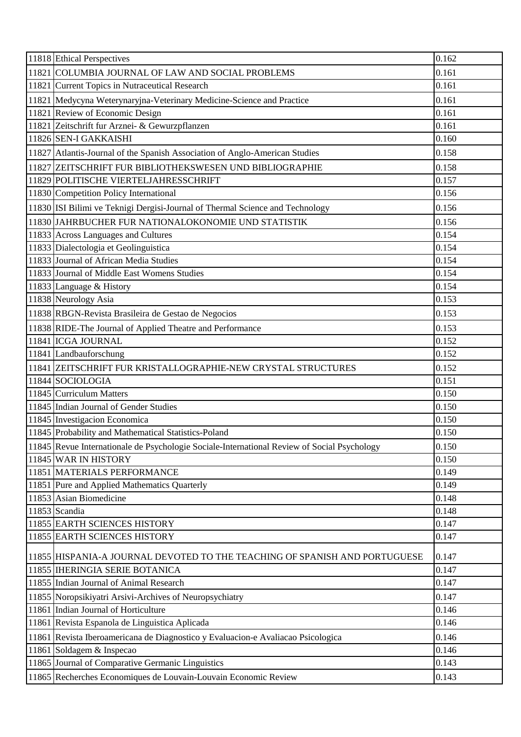| 11818 | Ethical Perspectives | 0.162 |
|---|---|---|
| 11821 | COLUMBIA JOURNAL OF LAW AND SOCIAL PROBLEMS | 0.161 |
| 11821 | Current Topics in Nutraceutical Research | 0.161 |
| 11821 | Medycyna Weterynaryjna-Veterinary Medicine-Science and Practice | 0.161 |
| 11821 | Review of Economic Design | 0.161 |
| 11821 | Zeitschrift fur Arznei- & Gewurzpflanzen | 0.161 |
| 11826 | SEN-I GAKKAISHI | 0.160 |
| 11827 | Atlantis-Journal of the Spanish Association of Anglo-American Studies | 0.158 |
| 11827 | ZEITSCHRIFT FUR BIBLIOTHEKSWESEN UND BIBLIOGRAPHIE | 0.158 |
| 11829 | POLITISCHE VIERTELJAHRESSCHRIFT | 0.157 |
| 11830 | Competition Policy International | 0.156 |
| 11830 | ISI Bilimi ve Teknigi Dergisi-Journal of Thermal Science and Technology | 0.156 |
| 11830 | JAHRBUCHER FUR NATIONALOKONOMIE UND STATISTIK | 0.156 |
| 11833 | Across Languages and Cultures | 0.154 |
| 11833 | Dialectologia et Geolinguistica | 0.154 |
| 11833 | Journal of African Media Studies | 0.154 |
| 11833 | Journal of Middle East Womens Studies | 0.154 |
| 11833 | Language & History | 0.154 |
| 11838 | Neurology Asia | 0.153 |
| 11838 | RBGN-Revista Brasileira de Gestao de Negocios | 0.153 |
| 11838 | RIDE-The Journal of Applied Theatre and Performance | 0.153 |
| 11841 | ICGA JOURNAL | 0.152 |
| 11841 | Landbauforschung | 0.152 |
| 11841 | ZEITSCHRIFT FUR KRISTALLOGRAPHIE-NEW CRYSTAL STRUCTURES | 0.152 |
| 11844 | SOCIOLOGIA | 0.151 |
| 11845 | Curriculum Matters | 0.150 |
| 11845 | Indian Journal of Gender Studies | 0.150 |
| 11845 | Investigacion Economica | 0.150 |
| 11845 | Probability and Mathematical Statistics-Poland | 0.150 |
| 11845 | Revue Internationale de Psychologie Sociale-International Review of Social Psychology | 0.150 |
| 11845 | WAR IN HISTORY | 0.150 |
| 11851 | MATERIALS PERFORMANCE | 0.149 |
| 11851 | Pure and Applied Mathematics Quarterly | 0.149 |
| 11853 | Asian Biomedicine | 0.148 |
| 11853 | Scandia | 0.148 |
| 11855 | EARTH SCIENCES HISTORY | 0.147 |
| 11855 | EARTH SCIENCES HISTORY | 0.147 |
| 11855 | HISPANIA-A JOURNAL DEVOTED TO THE TEACHING OF SPANISH AND PORTUGUESE | 0.147 |
| 11855 | IHERINGIA SERIE BOTANICA | 0.147 |
| 11855 | Indian Journal of Animal Research | 0.147 |
| 11855 | Noropsikiyatri Arsivi-Archives of Neuropsychiatry | 0.147 |
| 11861 | Indian Journal of Horticulture | 0.146 |
| 11861 | Revista Espanola de Linguistica Aplicada | 0.146 |
| 11861 | Revista Iberoamericana de Diagnostico y Evaluacion-e Avaliacao Psicologica | 0.146 |
| 11861 | Soldagem & Inspecao | 0.146 |
| 11865 | Journal of Comparative Germanic Linguistics | 0.143 |
| 11865 | Recherches Economiques de Louvain-Louvain Economic Review | 0.143 |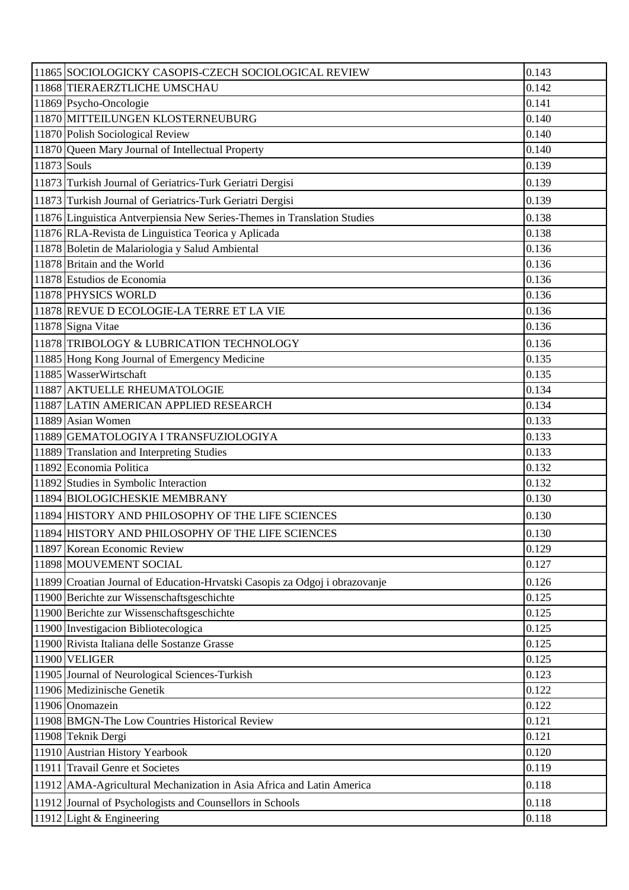| | | |
|---|---|---|
| 11865 | SOCIOLOGICKY CASOPIS-CZECH SOCIOLOGICAL REVIEW | 0.143 |
| 11868 | TIERAERZTLICHE UMSCHAU | 0.142 |
| 11869 | Psycho-Oncologie | 0.141 |
| 11870 | MITTEILUNGEN KLOSTERNEUBURG | 0.140 |
| 11870 | Polish Sociological Review | 0.140 |
| 11870 | Queen Mary Journal of Intellectual Property | 0.140 |
| 11873 | Souls | 0.139 |
| 11873 | Turkish Journal of Geriatrics-Turk Geriatri Dergisi | 0.139 |
| 11873 | Turkish Journal of Geriatrics-Turk Geriatri Dergisi | 0.139 |
| 11876 | Linguistica Antverpiensia New Series-Themes in Translation Studies | 0.138 |
| 11876 | RLA-Revista de Linguistica Teorica y Aplicada | 0.138 |
| 11878 | Boletin de Malariologia y Salud Ambiental | 0.136 |
| 11878 | Britain and the World | 0.136 |
| 11878 | Estudios de Economia | 0.136 |
| 11878 | PHYSICS WORLD | 0.136 |
| 11878 | REVUE D ECOLOGIE-LA TERRE ET LA VIE | 0.136 |
| 11878 | Signa Vitae | 0.136 |
| 11878 | TRIBOLOGY & LUBRICATION TECHNOLOGY | 0.136 |
| 11885 | Hong Kong Journal of Emergency Medicine | 0.135 |
| 11885 | WasserWirtschaft | 0.135 |
| 11887 | AKTUELLE RHEUMATOLOGIE | 0.134 |
| 11887 | LATIN AMERICAN APPLIED RESEARCH | 0.134 |
| 11889 | Asian Women | 0.133 |
| 11889 | GEMATOLOGIYA I TRANSFUZIOLOGIYA | 0.133 |
| 11889 | Translation and Interpreting Studies | 0.133 |
| 11892 | Economia Politica | 0.132 |
| 11892 | Studies in Symbolic Interaction | 0.132 |
| 11894 | BIOLOGICHESKIE MEMBRANY | 0.130 |
| 11894 | HISTORY AND PHILOSOPHY OF THE LIFE SCIENCES | 0.130 |
| 11894 | HISTORY AND PHILOSOPHY OF THE LIFE SCIENCES | 0.130 |
| 11897 | Korean Economic Review | 0.129 |
| 11898 | MOUVEMENT SOCIAL | 0.127 |
| 11899 | Croatian Journal of Education-Hrvatski Casopis za Odgoj i obrazovanje | 0.126 |
| 11900 | Berichte zur Wissenschaftsgeschichte | 0.125 |
| 11900 | Berichte zur Wissenschaftsgeschichte | 0.125 |
| 11900 | Investigacion Bibliotecologica | 0.125 |
| 11900 | Rivista Italiana delle Sostanze Grasse | 0.125 |
| 11900 | VELIGER | 0.125 |
| 11905 | Journal of Neurological Sciences-Turkish | 0.123 |
| 11906 | Medizinische Genetik | 0.122 |
| 11906 | Onomazein | 0.122 |
| 11908 | BMGN-The Low Countries Historical Review | 0.121 |
| 11908 | Teknik Dergi | 0.121 |
| 11910 | Austrian History Yearbook | 0.120 |
| 11911 | Travail Genre et Societes | 0.119 |
| 11912 | AMA-Agricultural Mechanization in Asia Africa and Latin America | 0.118 |
| 11912 | Journal of Psychologists and Counsellors in Schools | 0.118 |
| 11912 | Light & Engineering | 0.118 |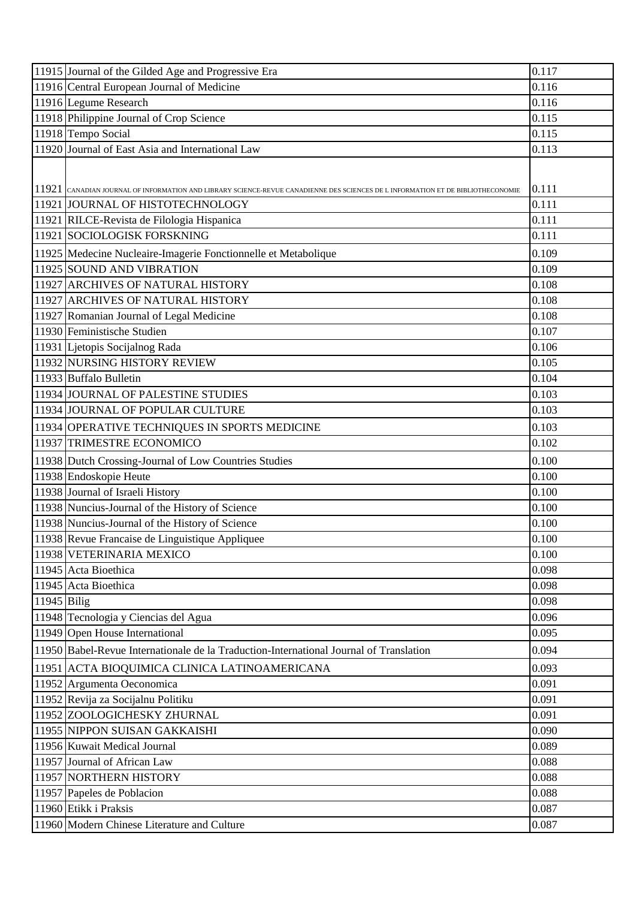| | | |
|---|---|---|
| 11915 | Journal of the Gilded Age and Progressive Era | 0.117 |
| 11916 | Central European Journal of Medicine | 0.116 |
| 11916 | Legume Research | 0.116 |
| 11918 | Philippine Journal of Crop Science | 0.115 |
| 11918 | Tempo Social | 0.115 |
| 11920 | Journal of East Asia and International Law | 0.113 |
| 11921 | CANADIAN JOURNAL OF INFORMATION AND LIBRARY SCIENCE-REVUE CANADIENNE DES SCIENCES DE L INFORMATION ET DE BIBLIOTHECONOMIE | 0.111 |
| 11921 | JOURNAL OF HISTOTECHNOLOGY | 0.111 |
| 11921 | RILCE-Revista de Filologia Hispanica | 0.111 |
| 11921 | SOCIOLOGISK FORSKNING | 0.111 |
| 11925 | Medecine Nucleaire-Imagerie Fonctionnelle et Metabolique | 0.109 |
| 11925 | SOUND AND VIBRATION | 0.109 |
| 11927 | ARCHIVES OF NATURAL HISTORY | 0.108 |
| 11927 | ARCHIVES OF NATURAL HISTORY | 0.108 |
| 11927 | Romanian Journal of Legal Medicine | 0.108 |
| 11930 | Feministische Studien | 0.107 |
| 11931 | Ljetopis Socijalnog Rada | 0.106 |
| 11932 | NURSING HISTORY REVIEW | 0.105 |
| 11933 | Buffalo Bulletin | 0.104 |
| 11934 | JOURNAL OF PALESTINE STUDIES | 0.103 |
| 11934 | JOURNAL OF POPULAR CULTURE | 0.103 |
| 11934 | OPERATIVE TECHNIQUES IN SPORTS MEDICINE | 0.103 |
| 11937 | TRIMESTRE ECONOMICO | 0.102 |
| 11938 | Dutch Crossing-Journal of Low Countries Studies | 0.100 |
| 11938 | Endoskopie Heute | 0.100 |
| 11938 | Journal of Israeli History | 0.100 |
| 11938 | Nuncius-Journal of the History of Science | 0.100 |
| 11938 | Nuncius-Journal of the History of Science | 0.100 |
| 11938 | Revue Francaise de Linguistique Appliquee | 0.100 |
| 11938 | VETERINARIA MEXICO | 0.100 |
| 11945 | Acta Bioethica | 0.098 |
| 11945 | Acta Bioethica | 0.098 |
| 11945 | Bilig | 0.098 |
| 11948 | Tecnologia y Ciencias del Agua | 0.096 |
| 11949 | Open House International | 0.095 |
| 11950 | Babel-Revue Internationale de la Traduction-International Journal of Translation | 0.094 |
| 11951 | ACTA BIOQUIMICA CLINICA LATINOAMERICANA | 0.093 |
| 11952 | Argumenta Oeconomica | 0.091 |
| 11952 | Revija za Socijalnu Politiku | 0.091 |
| 11952 | ZOOLOGICHESKY ZHURNAL | 0.091 |
| 11955 | NIPPON SUISAN GAKKAISHI | 0.090 |
| 11956 | Kuwait Medical Journal | 0.089 |
| 11957 | Journal of African Law | 0.088 |
| 11957 | NORTHERN HISTORY | 0.088 |
| 11957 | Papeles de Poblacion | 0.088 |
| 11960 | Etikk i Praksis | 0.087 |
| 11960 | Modern Chinese Literature and Culture | 0.087 |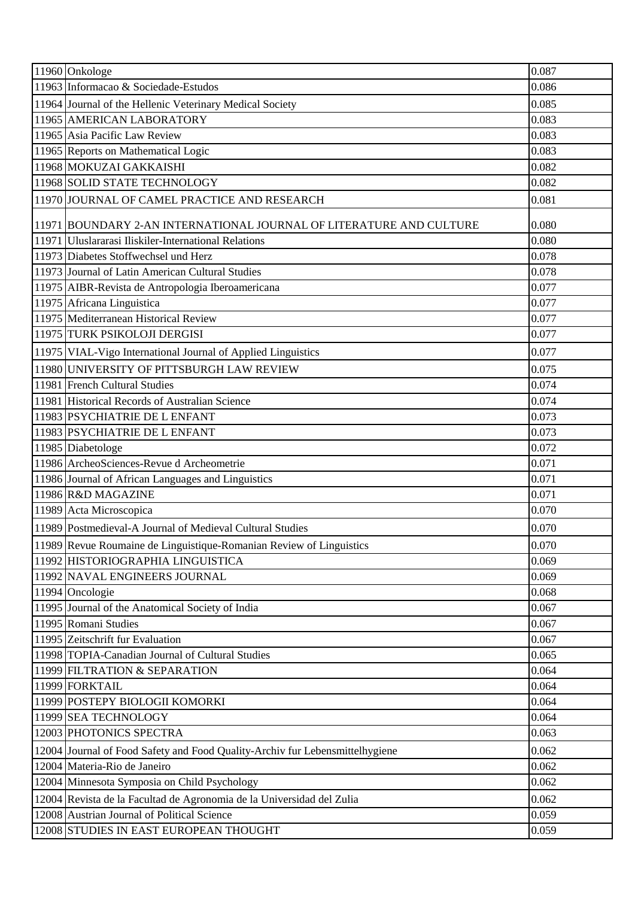| | | |
|---|---|---|
| 11960 | Onkologe | 0.087 |
| 11963 | Informacao & Sociedade-Estudos | 0.086 |
| 11964 | Journal of the Hellenic Veterinary Medical Society | 0.085 |
| 11965 | AMERICAN LABORATORY | 0.083 |
| 11965 | Asia Pacific Law Review | 0.083 |
| 11965 | Reports on Mathematical Logic | 0.083 |
| 11968 | MOKUZAI GAKKAISHI | 0.082 |
| 11968 | SOLID STATE TECHNOLOGY | 0.082 |
| 11970 | JOURNAL OF CAMEL PRACTICE AND RESEARCH | 0.081 |
| 11971 | BOUNDARY 2-AN INTERNATIONAL JOURNAL OF LITERATURE AND CULTURE | 0.080 |
| 11971 | Uluslararasi Iliskiler-International Relations | 0.080 |
| 11973 | Diabetes Stoffwechsel und Herz | 0.078 |
| 11973 | Journal of Latin American Cultural Studies | 0.078 |
| 11975 | AIBR-Revista de Antropologia Iberoamericana | 0.077 |
| 11975 | Africana Linguistica | 0.077 |
| 11975 | Mediterranean Historical Review | 0.077 |
| 11975 | TURK PSIKOLOJI DERGISI | 0.077 |
| 11975 | VIAL-Vigo International Journal of Applied Linguistics | 0.077 |
| 11980 | UNIVERSITY OF PITTSBURGH LAW REVIEW | 0.075 |
| 11981 | French Cultural Studies | 0.074 |
| 11981 | Historical Records of Australian Science | 0.074 |
| 11983 | PSYCHIATRIE DE L ENFANT | 0.073 |
| 11983 | PSYCHIATRIE DE L ENFANT | 0.073 |
| 11985 | Diabetologe | 0.072 |
| 11986 | ArcheoSciences-Revue d Archeometrie | 0.071 |
| 11986 | Journal of African Languages and Linguistics | 0.071 |
| 11986 | R&D MAGAZINE | 0.071 |
| 11989 | Acta Microscopica | 0.070 |
| 11989 | Postmedieval-A Journal of Medieval Cultural Studies | 0.070 |
| 11989 | Revue Roumaine de Linguistique-Romanian Review of Linguistics | 0.070 |
| 11992 | HISTORIOGRAPHIA LINGUISTICA | 0.069 |
| 11992 | NAVAL ENGINEERS JOURNAL | 0.069 |
| 11994 | Oncologie | 0.068 |
| 11995 | Journal of the Anatomical Society of India | 0.067 |
| 11995 | Romani Studies | 0.067 |
| 11995 | Zeitschrift fur Evaluation | 0.067 |
| 11998 | TOPIA-Canadian Journal of Cultural Studies | 0.065 |
| 11999 | FILTRATION & SEPARATION | 0.064 |
| 11999 | FORKTAIL | 0.064 |
| 11999 | POSTEPY BIOLOGII KOMORKI | 0.064 |
| 11999 | SEA TECHNOLOGY | 0.064 |
| 12003 | PHOTONICS SPECTRA | 0.063 |
| 12004 | Journal of Food Safety and Food Quality-Archiv fur Lebensmittelhygiene | 0.062 |
| 12004 | Materia-Rio de Janeiro | 0.062 |
| 12004 | Minnesota Symposia on Child Psychology | 0.062 |
| 12004 | Revista de la Facultad de Agronomia de la Universidad del Zulia | 0.062 |
| 12008 | Austrian Journal of Political Science | 0.059 |
| 12008 | STUDIES IN EAST EUROPEAN THOUGHT | 0.059 |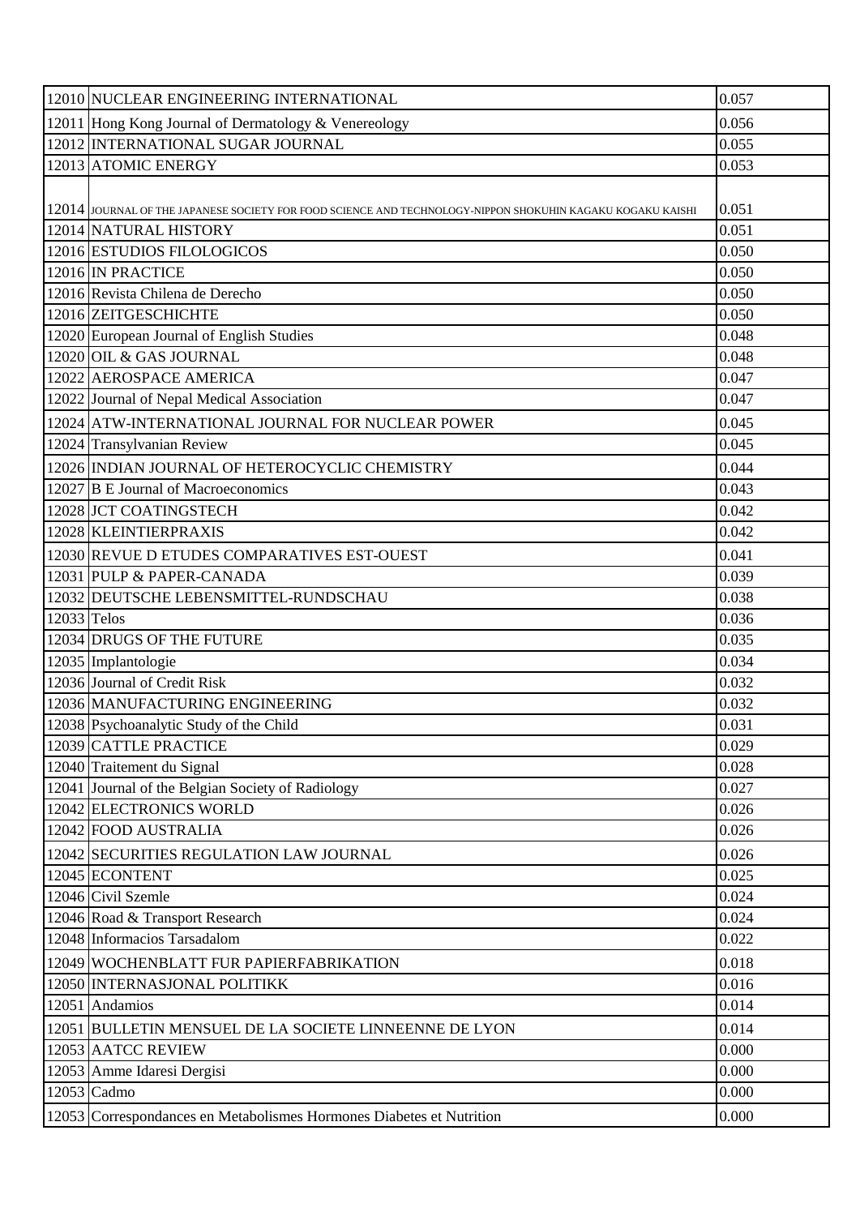| 12010 | NUCLEAR ENGINEERING INTERNATIONAL | 0.057 |
|---|---|---|
| 12011 | Hong Kong Journal of Dermatology & Venereology | 0.056 |
| 12012 | INTERNATIONAL SUGAR JOURNAL | 0.055 |
| 12013 | ATOMIC ENERGY | 0.053 |
| 12014 | JOURNAL OF THE JAPANESE SOCIETY FOR FOOD SCIENCE AND TECHNOLOGY-NIPPON SHOKUHIN KAGAKU KOGAKU KAISHI | 0.051 |
| 12014 | NATURAL HISTORY | 0.051 |
| 12016 | ESTUDIOS FILOLOGICOS | 0.050 |
| 12016 | IN PRACTICE | 0.050 |
| 12016 | Revista Chilena de Derecho | 0.050 |
| 12016 | ZEITGESCHICHTE | 0.050 |
| 12020 | European Journal of English Studies | 0.048 |
| 12020 | OIL & GAS JOURNAL | 0.048 |
| 12022 | AEROSPACE AMERICA | 0.047 |
| 12022 | Journal of Nepal Medical Association | 0.047 |
| 12024 | ATW-INTERNATIONAL JOURNAL FOR NUCLEAR POWER | 0.045 |
| 12024 | Transylvanian Review | 0.045 |
| 12026 | INDIAN JOURNAL OF HETEROCYCLIC CHEMISTRY | 0.044 |
| 12027 | B E Journal of Macroeconomics | 0.043 |
| 12028 | JCT COATINGSTECH | 0.042 |
| 12028 | KLEINTIERPRAXIS | 0.042 |
| 12030 | REVUE D ETUDES COMPARATIVES EST-OUEST | 0.041 |
| 12031 | PULP & PAPER-CANADA | 0.039 |
| 12032 | DEUTSCHE LEBENSMITTEL-RUNDSCHAU | 0.038 |
| 12033 | Telos | 0.036 |
| 12034 | DRUGS OF THE FUTURE | 0.035 |
| 12035 | Implantologie | 0.034 |
| 12036 | Journal of Credit Risk | 0.032 |
| 12036 | MANUFACTURING ENGINEERING | 0.032 |
| 12038 | Psychoanalytic Study of the Child | 0.031 |
| 12039 | CATTLE PRACTICE | 0.029 |
| 12040 | Traitement du Signal | 0.028 |
| 12041 | Journal of the Belgian Society of Radiology | 0.027 |
| 12042 | ELECTRONICS WORLD | 0.026 |
| 12042 | FOOD AUSTRALIA | 0.026 |
| 12042 | SECURITIES REGULATION LAW JOURNAL | 0.026 |
| 12045 | ECONTENT | 0.025 |
| 12046 | Civil Szemle | 0.024 |
| 12046 | Road & Transport Research | 0.024 |
| 12048 | Informacios Tarsadalom | 0.022 |
| 12049 | WOCHENBLATT FUR PAPIERFABRIKATION | 0.018 |
| 12050 | INTERNASJONAL POLITIKK | 0.016 |
| 12051 | Andamios | 0.014 |
| 12051 | BULLETIN MENSUEL DE LA SOCIETE LINNEENNE DE LYON | 0.014 |
| 12053 | AATCC REVIEW | 0.000 |
| 12053 | Amme Idaresi Dergisi | 0.000 |
| 12053 | Cadmo | 0.000 |
| 12053 | Correspondances en Metabolismes Hormones Diabetes et Nutrition | 0.000 |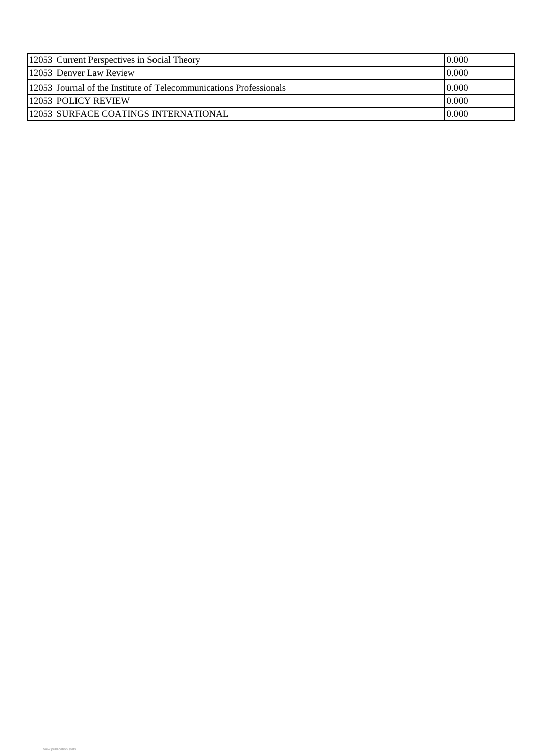| | | |
|---|---|---|
| 12053 | Current Perspectives in Social Theory | 0.000 |
| 12053 | Denver Law Review | 0.000 |
| 12053 | Journal of the Institute of Telecommunications Professionals | 0.000 |
| 12053 | POLICY REVIEW | 0.000 |
| 12053 | SURFACE COATINGS INTERNATIONAL | 0.000 |